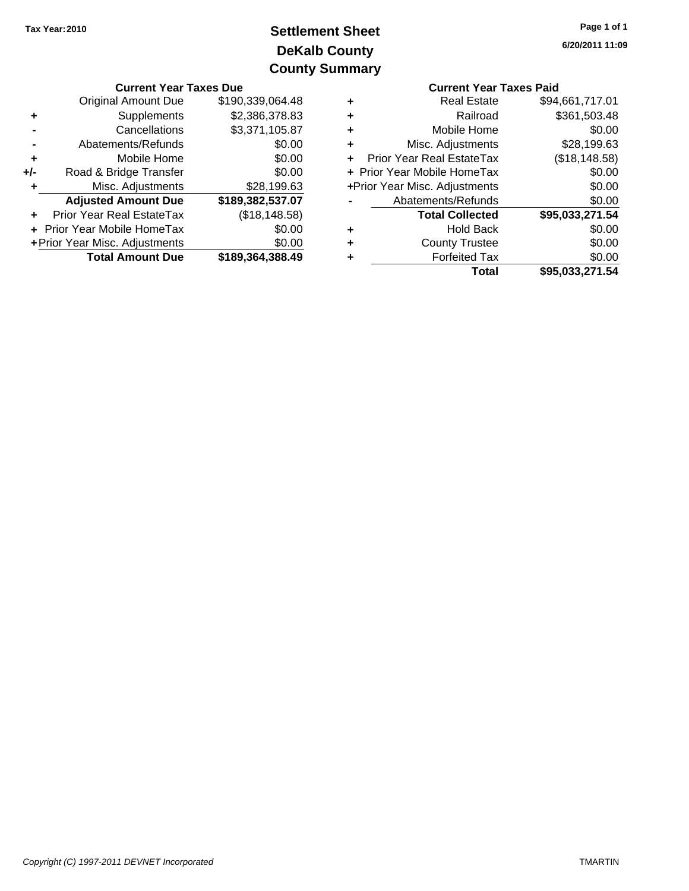Tax Year: 2010

# Settlement Sheet
## DeKalb County
## County Summary

6/20/2011 11:09

### Current Year Taxes Due

| | | |
|---|---|---|
| | Original Amount Due | $190,339,064.48 |
| + | Supplements | $2,386,378.83 |
| - | Cancellations | $3,371,105.87 |
| - | Abatements/Refunds | $0.00 |
| + | Mobile Home | $0.00 |
| +/- | Road & Bridge Transfer | $0.00 |
| + | Misc. Adjustments | $28,199.63 |
| | **Adjusted Amount Due** | **$189,382,537.07** |
| + | Prior Year Real EstateTax | ($18,148.58) |
| + | Prior Year Mobile HomeTax | $0.00 |
| + | Prior Year Misc. Adjustments | $0.00 |
| | **Total Amount Due** | **$189,364,388.49** |

### Current Year Taxes Paid

| | | |
|---|---|---|
| + | Real Estate | $94,661,717.01 |
| + | Railroad | $361,503.48 |
| + | Mobile Home | $0.00 |
| + | Misc. Adjustments | $28,199.63 |
| + | Prior Year Real EstateTax | ($18,148.58) |
| + | Prior Year Mobile HomeTax | $0.00 |
| + | Prior Year Misc. Adjustments | $0.00 |
| - | Abatements/Refunds | $0.00 |
| | **Total Collected** | **$95,033,271.54** |
| + | Hold Back | $0.00 |
| + | County Trustee | $0.00 |
| + | Forfeited Tax | $0.00 |
| | **Total** | **$95,033,271.54** |

*Copyright (C) 1997-2011 DEVNET Incorporated*

TMARTIN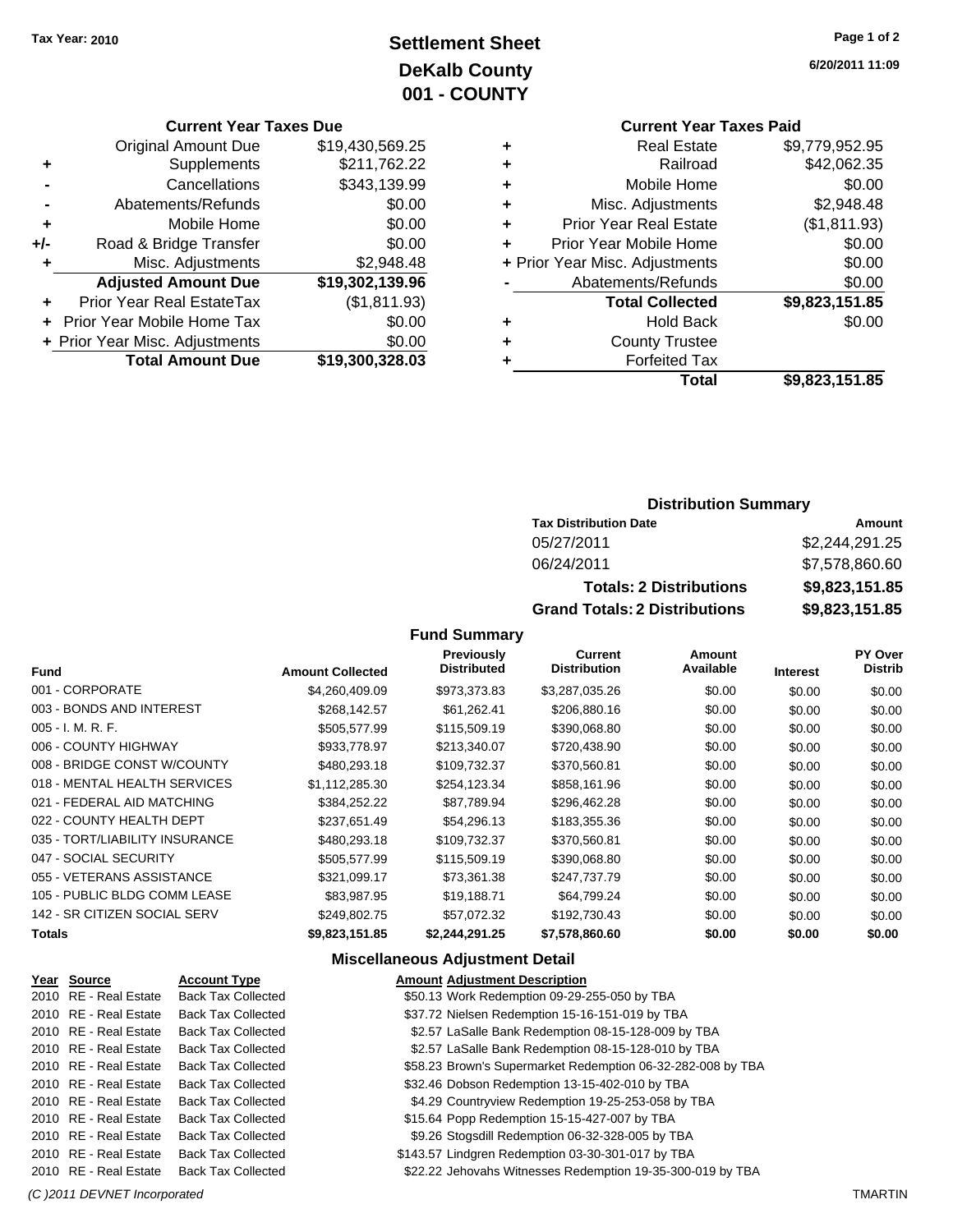Tax Year: 2010

# Settlement Sheet
## DeKalb County
## 001 - COUNTY

6/20/2011 11:09

### Current Year Taxes Due

| | | |
|---|---|---|
| | Original Amount Due | $19,430,569.25 |
| + | Supplements | $211,762.22 |
| - | Cancellations | $343,139.99 |
| - | Abatements/Refunds | $0.00 |
| + | Mobile Home | $0.00 |
| +/- | Road & Bridge Transfer | $0.00 |
| + | Misc. Adjustments | $2,948.48 |
| | **Adjusted Amount Due** | **$19,302,139.96** |
| + | Prior Year Real EstateTax | ($1,811.93) |
| + | Prior Year Mobile Home Tax | $0.00 |
| + | Prior Year Misc. Adjustments | $0.00 |
| | **Total Amount Due** | **$19,300,328.03** |

### Current Year Taxes Paid

| | | |
|---|---|---|
| + | Real Estate | $9,779,952.95 |
| + | Railroad | $42,062.35 |
| + | Mobile Home | $0.00 |
| + | Misc. Adjustments | $2,948.48 |
| + | Prior Year Real Estate | ($1,811.93) |
| + | Prior Year Mobile Home | $0.00 |
| + | Prior Year Misc. Adjustments | $0.00 |
| - | Abatements/Refunds | $0.00 |
| | **Total Collected** | **$9,823,151.85** |
| + | Hold Back | $0.00 |
| + | County Trustee | |
| + | Forfeited Tax | |
| | **Total** | **$9,823,151.85** |

### Distribution Summary

| Tax Distribution Date | Amount |
|---|---|
| 05/27/2011 | $2,244,291.25 |
| 06/24/2011 | $7,578,860.60 |
| **Totals: 2 Distributions** | **$9,823,151.85** |
| **Grand Totals: 2 Distributions** | **$9,823,151.85** |

### Fund Summary

| Fund | Amount Collected | Previously Distributed | Current Distribution | Amount Available | Interest | PY Over Distrib |
|---|---|---|---|---|---|---|
| 001 - CORPORATE | $4,260,409.09 | $973,373.83 | $3,287,035.26 | $0.00 | $0.00 | $0.00 |
| 003 - BONDS AND INTEREST | $268,142.57 | $61,262.41 | $206,880.16 | $0.00 | $0.00 | $0.00 |
| 005 - I. M. R. F. | $505,577.99 | $115,509.19 | $390,068.80 | $0.00 | $0.00 | $0.00 |
| 006 - COUNTY HIGHWAY | $933,778.97 | $213,340.07 | $720,438.90 | $0.00 | $0.00 | $0.00 |
| 008 - BRIDGE CONST W/COUNTY | $480,293.18 | $109,732.37 | $370,560.81 | $0.00 | $0.00 | $0.00 |
| 018 - MENTAL HEALTH SERVICES | $1,112,285.30 | $254,123.34 | $858,161.96 | $0.00 | $0.00 | $0.00 |
| 021 - FEDERAL AID MATCHING | $384,252.22 | $87,789.94 | $296,462.28 | $0.00 | $0.00 | $0.00 |
| 022 - COUNTY HEALTH DEPT | $237,651.49 | $54,296.13 | $183,355.36 | $0.00 | $0.00 | $0.00 |
| 035 - TORT/LIABILITY INSURANCE | $480,293.18 | $109,732.37 | $370,560.81 | $0.00 | $0.00 | $0.00 |
| 047 - SOCIAL SECURITY | $505,577.99 | $115,509.19 | $390,068.80 | $0.00 | $0.00 | $0.00 |
| 055 - VETERANS ASSISTANCE | $321,099.17 | $73,361.38 | $247,737.79 | $0.00 | $0.00 | $0.00 |
| 105 - PUBLIC BLDG COMM LEASE | $83,987.95 | $19,188.71 | $64,799.24 | $0.00 | $0.00 | $0.00 |
| 142 - SR CITIZEN SOCIAL SERV | $249,802.75 | $57,072.32 | $192,730.43 | $0.00 | $0.00 | $0.00 |
| **Totals** | **$9,823,151.85** | **$2,244,291.25** | **$7,578,860.60** | **$0.00** | **$0.00** | **$0.00** |

### Miscellaneous Adjustment Detail

| Year | Source | Account Type | Amount | Adjustment Description |
|---|---|---|---|---|
| 2010 | RE - Real Estate | Back Tax Collected | $50.13 | Work Redemption 09-29-255-050 by TBA |
| 2010 | RE - Real Estate | Back Tax Collected | $37.72 | Nielsen Redemption 15-16-151-019 by TBA |
| 2010 | RE - Real Estate | Back Tax Collected | $2.57 | LaSalle Bank Redemption 08-15-128-009 by TBA |
| 2010 | RE - Real Estate | Back Tax Collected | $2.57 | LaSalle Bank Redemption 08-15-128-010 by TBA |
| 2010 | RE - Real Estate | Back Tax Collected | $58.23 | Brown's Supermarket Redemption 06-32-282-008 by TBA |
| 2010 | RE - Real Estate | Back Tax Collected | $32.46 | Dobson Redemption 13-15-402-010 by TBA |
| 2010 | RE - Real Estate | Back Tax Collected | $4.29 | Countryview Redemption 19-25-253-058 by TBA |
| 2010 | RE - Real Estate | Back Tax Collected | $15.64 | Popp Redemption 15-15-427-007 by TBA |
| 2010 | RE - Real Estate | Back Tax Collected | $9.26 | Stogsdill Redemption 06-32-328-005 by TBA |
| 2010 | RE - Real Estate | Back Tax Collected | $143.57 | Lindgren Redemption 03-30-301-017 by TBA |
| 2010 | RE - Real Estate | Back Tax Collected | $22.22 | Jehovahs Witnesses Redemption 19-35-300-019 by TBA |

(C )2011 DEVNET Incorporated TMARTIN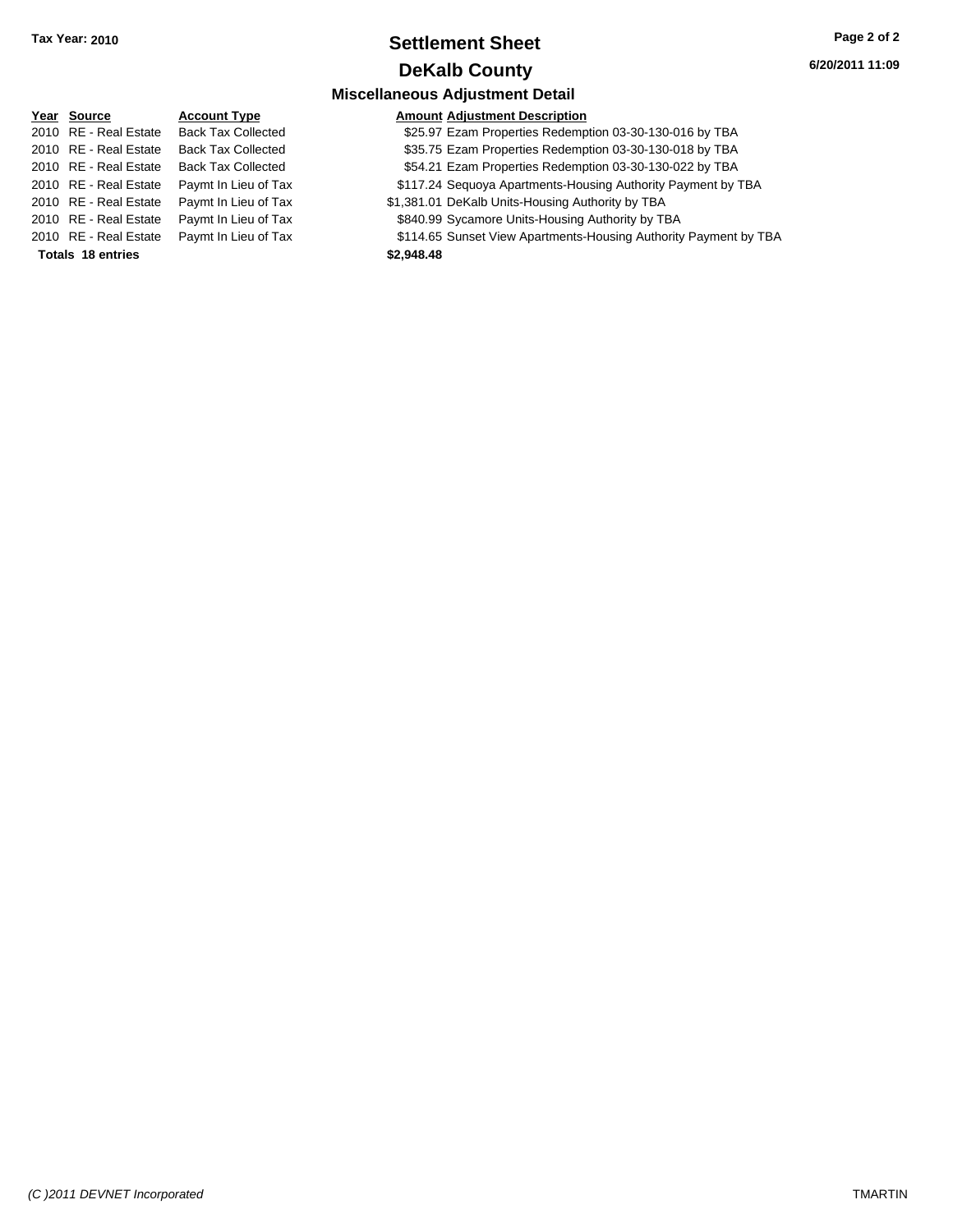**Tax Year: 2010**

# Settlement Sheet

## DeKalb County

### Miscellaneous Adjustment Detail

**6/20/2011 11:09**

| Year | Source | Account Type | Amount | Adjustment Description |
|---|---|---|---|---|
| 2010 | RE - Real Estate | Back Tax Collected | $25.97 | Ezam Properties Redemption 03-30-130-016 by TBA |
| 2010 | RE - Real Estate | Back Tax Collected | $35.75 | Ezam Properties Redemption 03-30-130-018 by TBA |
| 2010 | RE - Real Estate | Back Tax Collected | $54.21 | Ezam Properties Redemption 03-30-130-022 by TBA |
| 2010 | RE - Real Estate | Paymt In Lieu of Tax | $117.24 | Sequoya Apartments-Housing Authority Payment by TBA |
| 2010 | RE - Real Estate | Paymt In Lieu of Tax | $1,381.01 | DeKalb Units-Housing Authority by TBA |
| 2010 | RE - Real Estate | Paymt In Lieu of Tax | $840.99 | Sycamore Units-Housing Authority by TBA |
| 2010 | RE - Real Estate | Paymt In Lieu of Tax | $114.65 | Sunset View Apartments-Housing Authority Payment by TBA |
| **Totals** | **18 entries** | | **$2,948.48** | |

*(C )2011 DEVNET Incorporated*

TMARTIN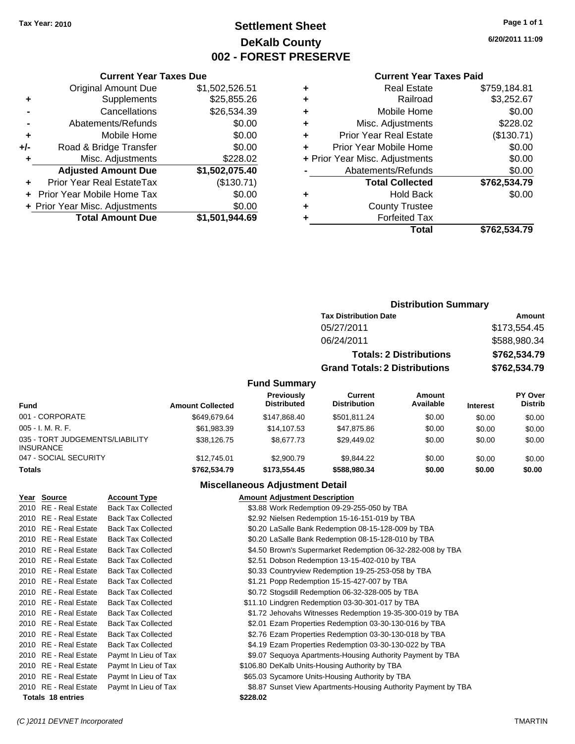Tax Year: 2010

# Settlement Sheet
## DeKalb County
## 002 - FOREST PRESERVE

6/20/2011 11:09

### Current Year Taxes Due

| | | |
|---|---|---|
| | Original Amount Due | $1,502,526.51 |
| + | Supplements | $25,855.26 |
| - | Cancellations | $26,534.39 |
| - | Abatements/Refunds | $0.00 |
| + | Mobile Home | $0.00 |
| +/- | Road & Bridge Transfer | $0.00 |
| + | Misc. Adjustments | $228.02 |
| | **Adjusted Amount Due** | **$1,502,075.40** |
| + | Prior Year Real EstateTax | ($130.71) |
| + | Prior Year Mobile Home Tax | $0.00 |
| + | Prior Year Misc. Adjustments | $0.00 |
| | **Total Amount Due** | **$1,501,944.69** |

### Current Year Taxes Paid

| | | |
|---|---|---|
| + | Real Estate | $759,184.81 |
| + | Railroad | $3,252.67 |
| + | Mobile Home | $0.00 |
| + | Misc. Adjustments | $228.02 |
| + | Prior Year Real Estate | ($130.71) |
| + | Prior Year Mobile Home | $0.00 |
| + | Prior Year Misc. Adjustments | $0.00 |
| - | Abatements/Refunds | $0.00 |
| | **Total Collected** | **$762,534.79** |
| + | Hold Back | $0.00 |
| + | County Trustee | |
| + | Forfeited Tax | |
| | **Total** | **$762,534.79** |

### Distribution Summary

| Tax Distribution Date | Amount |
|---|---|
| 05/27/2011 | $173,554.45 |
| 06/24/2011 | $588,980.34 |
| **Totals: 2 Distributions** | **$762,534.79** |
| **Grand Totals: 2 Distributions** | **$762,534.79** |

### Fund Summary

| Fund | Amount Collected | Previously Distributed | Current Distribution | Amount Available | Interest | PY Over Distrib |
|---|---|---|---|---|---|---|
| 001 - CORPORATE | $649,679.64 | $147,868.40 | $501,811.24 | $0.00 | $0.00 | $0.00 |
| 005 - I. M. R. F. | $61,983.39 | $14,107.53 | $47,875.86 | $0.00 | $0.00 | $0.00 |
| 035 - TORT JUDGEMENTS/LIABILITY INSURANCE | $38,126.75 | $8,677.73 | $29,449.02 | $0.00 | $0.00 | $0.00 |
| 047 - SOCIAL SECURITY | $12,745.01 | $2,900.79 | $9,844.22 | $0.00 | $0.00 | $0.00 |
| **Totals** | **$762,534.79** | **$173,554.45** | **$588,980.34** | **$0.00** | **$0.00** | **$0.00** |

### Miscellaneous Adjustment Detail

| Year | Source | Account Type | Amount | Adjustment Description |
|---|---|---|---|---|
| 2010 | RE - Real Estate | Back Tax Collected | $3.88 | Work Redemption 09-29-255-050 by TBA |
| 2010 | RE - Real Estate | Back Tax Collected | $2.92 | Nielsen Redemption 15-16-151-019 by TBA |
| 2010 | RE - Real Estate | Back Tax Collected | $0.20 | LaSalle Bank Redemption 08-15-128-009 by TBA |
| 2010 | RE - Real Estate | Back Tax Collected | $0.20 | LaSalle Bank Redemption 08-15-128-010 by TBA |
| 2010 | RE - Real Estate | Back Tax Collected | $4.50 | Brown's Supermarket Redemption 06-32-282-008 by TBA |
| 2010 | RE - Real Estate | Back Tax Collected | $2.51 | Dobson Redemption 13-15-402-010 by TBA |
| 2010 | RE - Real Estate | Back Tax Collected | $0.33 | Countryview Redemption 19-25-253-058 by TBA |
| 2010 | RE - Real Estate | Back Tax Collected | $1.21 | Popp Redemption 15-15-427-007 by TBA |
| 2010 | RE - Real Estate | Back Tax Collected | $0.72 | Stogsdill Redemption 06-32-328-005 by TBA |
| 2010 | RE - Real Estate | Back Tax Collected | $11.10 | Lindgren Redemption 03-30-301-017 by TBA |
| 2010 | RE - Real Estate | Back Tax Collected | $1.72 | Jehovahs Witnesses Redemption 19-35-300-019 by TBA |
| 2010 | RE - Real Estate | Back Tax Collected | $2.01 | Ezam Properties Redemption 03-30-130-016 by TBA |
| 2010 | RE - Real Estate | Back Tax Collected | $2.76 | Ezam Properties Redemption 03-30-130-018 by TBA |
| 2010 | RE - Real Estate | Back Tax Collected | $4.19 | Ezam Properties Redemption 03-30-130-022 by TBA |
| 2010 | RE - Real Estate | Paymt In Lieu of Tax | $9.07 | Sequoya Apartments-Housing Authority Payment by TBA |
| 2010 | RE - Real Estate | Paymt In Lieu of Tax | $106.80 | DeKalb Units-Housing Authority by TBA |
| 2010 | RE - Real Estate | Paymt In Lieu of Tax | $65.03 | Sycamore Units-Housing Authority by TBA |
| 2010 | RE - Real Estate | Paymt In Lieu of Tax | $8.87 | Sunset View Apartments-Housing Authority Payment by TBA |
| **Totals 18 entries** | | | **$228.02** | |

(C )2011 DEVNET Incorporated TMARTIN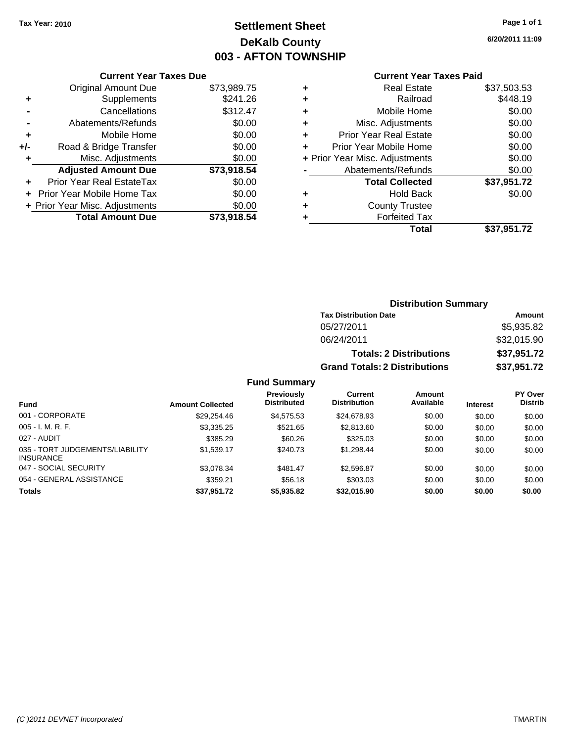**Tax Year: 2010**

# Settlement Sheet
## DeKalb County
## 003 - AFTON TOWNSHIP

6/20/2011 11:09

### Current Year Taxes Due

| | | |
|---|---|---|
| | Original Amount Due | $73,989.75 |
| + | Supplements | $241.26 |
| - | Cancellations | $312.47 |
| - | Abatements/Refunds | $0.00 |
| + | Mobile Home | $0.00 |
| +/- | Road & Bridge Transfer | $0.00 |
| + | Misc. Adjustments | $0.00 |
| | **Adjusted Amount Due** | **$73,918.54** |
| + | Prior Year Real EstateTax | $0.00 |
| + | Prior Year Mobile Home Tax | $0.00 |
| + | Prior Year Misc. Adjustments | $0.00 |
| | **Total Amount Due** | **$73,918.54** |

### Current Year Taxes Paid

| | | |
|---|---|---|
| + | Real Estate | $37,503.53 |
| + | Railroad | $448.19 |
| + | Mobile Home | $0.00 |
| + | Misc. Adjustments | $0.00 |
| + | Prior Year Real Estate | $0.00 |
| + | Prior Year Mobile Home | $0.00 |
| + | Prior Year Misc. Adjustments | $0.00 |
| - | Abatements/Refunds | $0.00 |
| | **Total Collected** | **$37,951.72** |
| + | Hold Back | $0.00 |
| + | County Trustee | |
| + | Forfeited Tax | |
| | **Total** | **$37,951.72** |

### Distribution Summary

| Tax Distribution Date | Amount |
|---|---|
| 05/27/2011 | $5,935.82 |
| 06/24/2011 | $32,015.90 |
| **Totals: 2 Distributions** | **$37,951.72** |
| **Grand Totals: 2 Distributions** | **$37,951.72** |

### Fund Summary

| Fund | Amount Collected | Previously Distributed | Current Distribution | Amount Available | Interest | PY Over Distrib |
|---|---|---|---|---|---|---|
| 001 - CORPORATE | $29,254.46 | $4,575.53 | $24,678.93 | $0.00 | $0.00 | $0.00 |
| 005 - I. M. R. F. | $3,335.25 | $521.65 | $2,813.60 | $0.00 | $0.00 | $0.00 |
| 027 - AUDIT | $385.29 | $60.26 | $325.03 | $0.00 | $0.00 | $0.00 |
| 035 - TORT JUDGEMENTS/LIABILITY INSURANCE | $1,539.17 | $240.73 | $1,298.44 | $0.00 | $0.00 | $0.00 |
| 047 - SOCIAL SECURITY | $3,078.34 | $481.47 | $2,596.87 | $0.00 | $0.00 | $0.00 |
| 054 - GENERAL ASSISTANCE | $359.21 | $56.18 | $303.03 | $0.00 | $0.00 | $0.00 |
| **Totals** | **$37,951.72** | **$5,935.82** | **$32,015.90** | **$0.00** | **$0.00** | **$0.00** |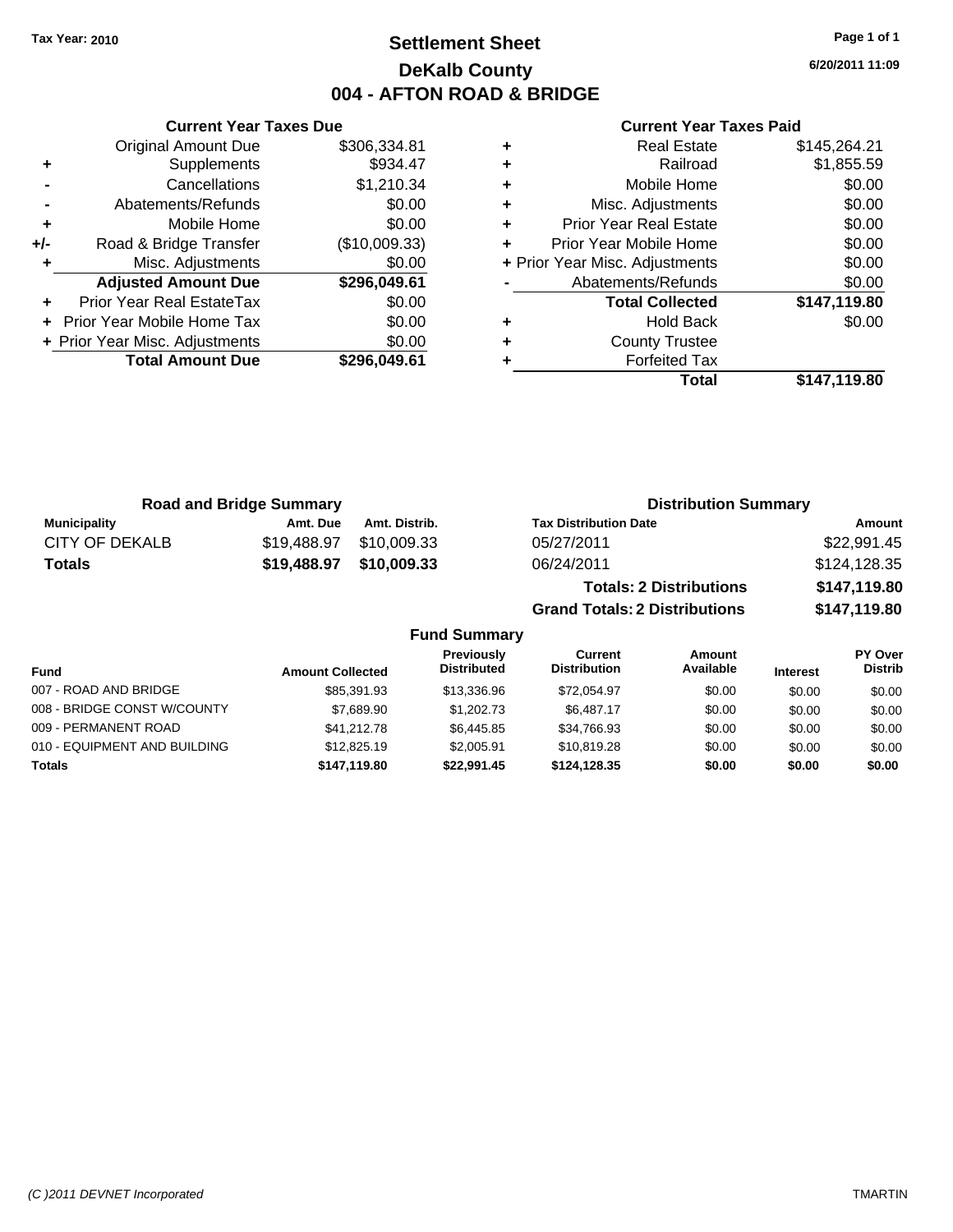**Tax Year: 2010**

# Settlement Sheet
## DeKalb County
## 004 - AFTON ROAD & BRIDGE

**6/20/2011 11:09**

### Current Year Taxes Due

| | | |
|---|---|---|
| | Original Amount Due | $306,334.81 |
| + | Supplements | $934.47 |
| - | Cancellations | $1,210.34 |
| - | Abatements/Refunds | $0.00 |
| + | Mobile Home | $0.00 |
| +/- | Road & Bridge Transfer | ($10,009.33) |
| + | Misc. Adjustments | $0.00 |
| | **Adjusted Amount Due** | **$296,049.61** |
| + | Prior Year Real EstateTax | $0.00 |
| + | Prior Year Mobile Home Tax | $0.00 |
| + | Prior Year Misc. Adjustments | $0.00 |
| | **Total Amount Due** | **$296,049.61** |

### Current Year Taxes Paid

| | | |
|---|---|---|
| + | Real Estate | $145,264.21 |
| + | Railroad | $1,855.59 |
| + | Mobile Home | $0.00 |
| + | Misc. Adjustments | $0.00 |
| + | Prior Year Real Estate | $0.00 |
| + | Prior Year Mobile Home | $0.00 |
| + | Prior Year Misc. Adjustments | $0.00 |
| - | Abatements/Refunds | $0.00 |
| | **Total Collected** | **$147,119.80** |
| + | Hold Back | $0.00 |
| + | County Trustee | |
| + | Forfeited Tax | |
| | **Total** | **$147,119.80** |

### Road and Bridge Summary

| Municipality | Amt. Due | Amt. Distrib. |
|---|---|---|
| CITY OF DEKALB | $19,488.97 | $10,009.33 |
| **Totals** | **$19,488.97** | **$10,009.33** |

### Distribution Summary

| Tax Distribution Date | Amount |
|---|---|
| 05/27/2011 | $22,991.45 |
| 06/24/2011 | $124,128.35 |
| **Totals: 2 Distributions** | **$147,119.80** |
| **Grand Totals: 2 Distributions** | **$147,119.80** |

### Fund Summary

| Fund | Amount Collected | Previously Distributed | Current Distribution | Amount Available | Interest | PY Over Distrib |
|---|---|---|---|---|---|---|
| 007 - ROAD AND BRIDGE | $85,391.93 | $13,336.96 | $72,054.97 | $0.00 | $0.00 | $0.00 |
| 008 - BRIDGE CONST W/COUNTY | $7,689.90 | $1,202.73 | $6,487.17 | $0.00 | $0.00 | $0.00 |
| 009 - PERMANENT ROAD | $41,212.78 | $6,445.85 | $34,766.93 | $0.00 | $0.00 | $0.00 |
| 010 - EQUIPMENT AND BUILDING | $12,825.19 | $2,005.91 | $10,819.28 | $0.00 | $0.00 | $0.00 |
| **Totals** | **$147,119.80** | **$22,991.45** | **$124,128.35** | **$0.00** | **$0.00** | **$0.00** |

(C )2011 DEVNET Incorporated — TMARTIN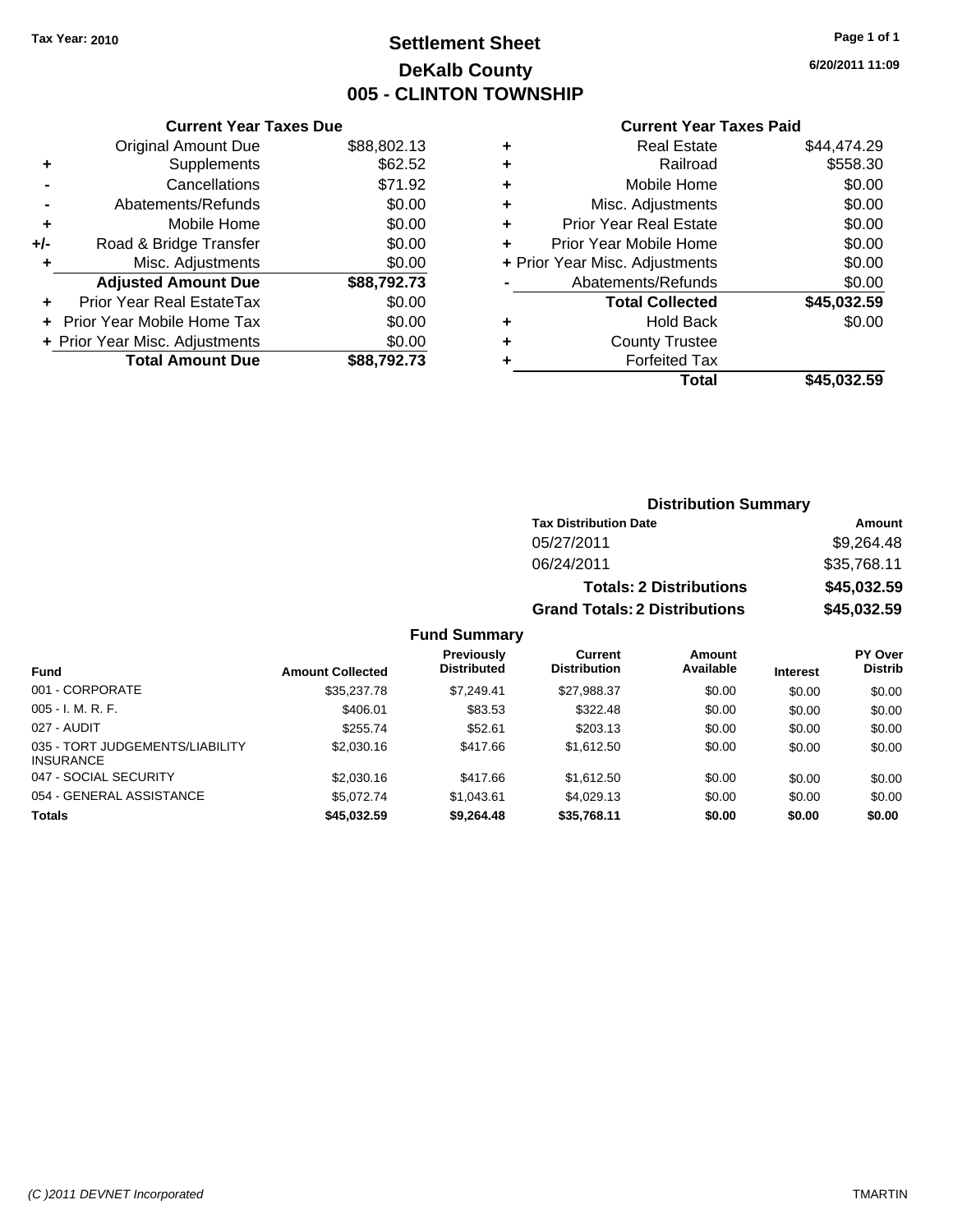**Tax Year: 2010**

# Settlement Sheet
## DeKalb County
## 005 - CLINTON TOWNSHIP

6/20/2011 11:09

### Current Year Taxes Due

| | | |
|---|---|---|
| | Original Amount Due | $88,802.13 |
| + | Supplements | $62.52 |
| - | Cancellations | $71.92 |
| - | Abatements/Refunds | $0.00 |
| + | Mobile Home | $0.00 |
| +/- | Road & Bridge Transfer | $0.00 |
| + | Misc. Adjustments | $0.00 |
| | **Adjusted Amount Due** | **$88,792.73** |
| + | Prior Year Real EstateTax | $0.00 |
| + | Prior Year Mobile Home Tax | $0.00 |
| + | Prior Year Misc. Adjustments | $0.00 |
| | **Total Amount Due** | **$88,792.73** |

### Current Year Taxes Paid

| | | |
|---|---|---|
| + | Real Estate | $44,474.29 |
| + | Railroad | $558.30 |
| + | Mobile Home | $0.00 |
| + | Misc. Adjustments | $0.00 |
| + | Prior Year Real Estate | $0.00 |
| + | Prior Year Mobile Home | $0.00 |
| + | Prior Year Misc. Adjustments | $0.00 |
| - | Abatements/Refunds | $0.00 |
| | **Total Collected** | **$45,032.59** |
| + | Hold Back | $0.00 |
| + | County Trustee | |
| + | Forfeited Tax | |
| | **Total** | **$45,032.59** |

### Distribution Summary

| Tax Distribution Date | Amount |
|---|---|
| 05/27/2011 | $9,264.48 |
| 06/24/2011 | $35,768.11 |
| **Totals: 2 Distributions** | **$45,032.59** |
| **Grand Totals: 2 Distributions** | **$45,032.59** |

### Fund Summary

| Fund | Amount Collected | Previously Distributed | Current Distribution | Amount Available | Interest | PY Over Distrib |
|---|---|---|---|---|---|---|
| 001 - CORPORATE | $35,237.78 | $7,249.41 | $27,988.37 | $0.00 | $0.00 | $0.00 |
| 005 - I. M. R. F. | $406.01 | $83.53 | $322.48 | $0.00 | $0.00 | $0.00 |
| 027 - AUDIT | $255.74 | $52.61 | $203.13 | $0.00 | $0.00 | $0.00 |
| 035 - TORT JUDGEMENTS/LIABILITY INSURANCE | $2,030.16 | $417.66 | $1,612.50 | $0.00 | $0.00 | $0.00 |
| 047 - SOCIAL SECURITY | $2,030.16 | $417.66 | $1,612.50 | $0.00 | $0.00 | $0.00 |
| 054 - GENERAL ASSISTANCE | $5,072.74 | $1,043.61 | $4,029.13 | $0.00 | $0.00 | $0.00 |
| **Totals** | **$45,032.59** | **$9,264.48** | **$35,768.11** | **$0.00** | **$0.00** | **$0.00** |

(C )2011 DEVNET Incorporated TMARTIN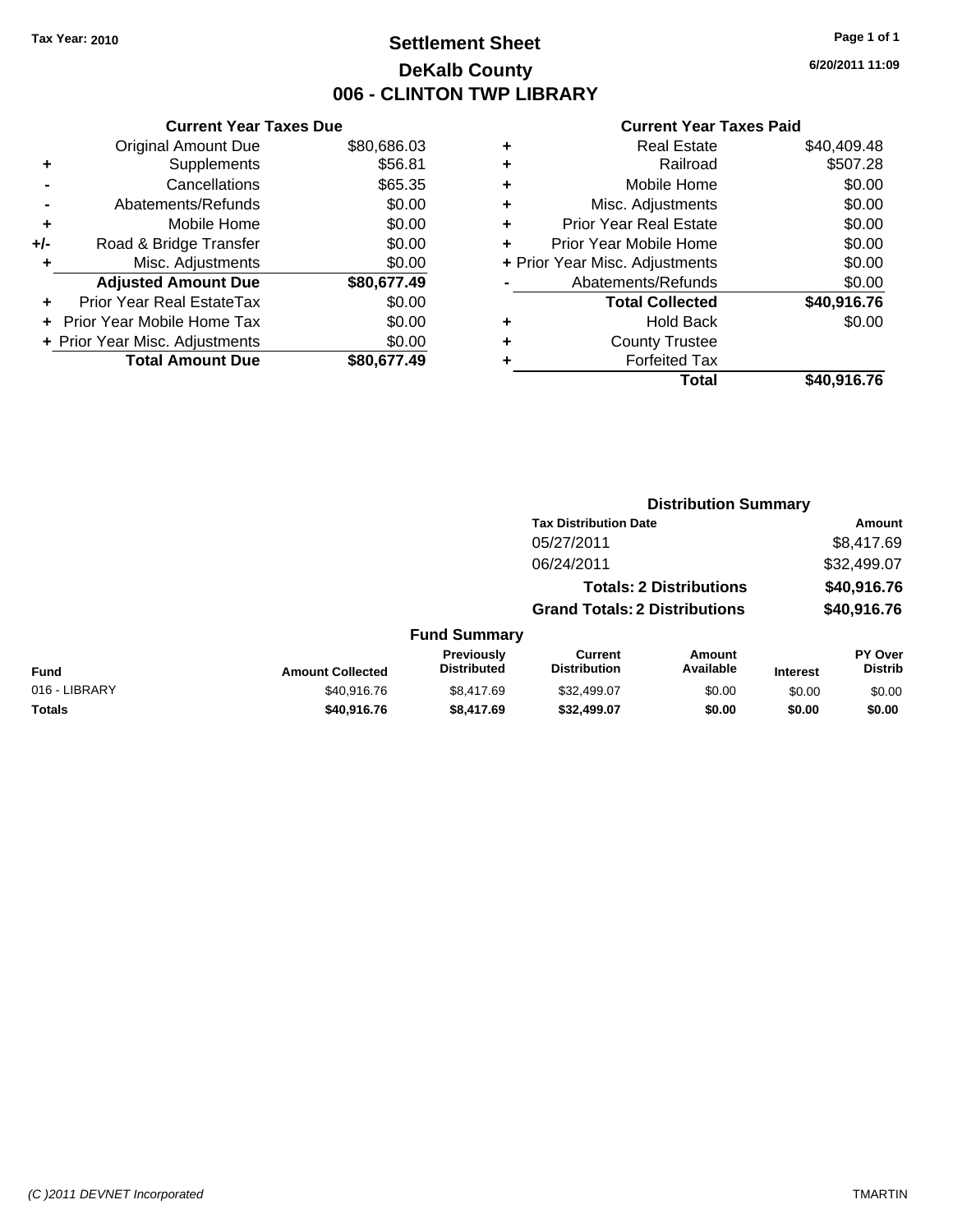Tax Year: 2010

# Settlement Sheet

## DeKalb County

## 006 - CLINTON TWP LIBRARY

6/20/2011 11:09

### Current Year Taxes Due

| | | |
|---|---|---|
| | Original Amount Due | $80,686.03 |
| + | Supplements | $56.81 |
| - | Cancellations | $65.35 |
| - | Abatements/Refunds | $0.00 |
| + | Mobile Home | $0.00 |
| +/- | Road & Bridge Transfer | $0.00 |
| + | Misc. Adjustments | $0.00 |
| | **Adjusted Amount Due** | **$80,677.49** |
| + | Prior Year Real EstateTax | $0.00 |
| + | Prior Year Mobile Home Tax | $0.00 |
| + | Prior Year Misc. Adjustments | $0.00 |
| | **Total Amount Due** | **$80,677.49** |

### Current Year Taxes Paid

| | | |
|---|---|---|
| + | Real Estate | $40,409.48 |
| + | Railroad | $507.28 |
| + | Mobile Home | $0.00 |
| + | Misc. Adjustments | $0.00 |
| + | Prior Year Real Estate | $0.00 |
| + | Prior Year Mobile Home | $0.00 |
| + | Prior Year Misc. Adjustments | $0.00 |
| - | Abatements/Refunds | $0.00 |
| | **Total Collected** | **$40,916.76** |
| + | Hold Back | $0.00 |
| + | County Trustee | |
| + | Forfeited Tax | |
| | **Total** | **$40,916.76** |

### Distribution Summary

| Tax Distribution Date | Amount |
|---|---|
| 05/27/2011 | $8,417.69 |
| 06/24/2011 | $32,499.07 |
| **Totals: 2 Distributions** | **$40,916.76** |
| **Grand Totals: 2 Distributions** | **$40,916.76** |

### Fund Summary

| Fund | Amount Collected | Previously Distributed | Current Distribution | Amount Available | Interest | PY Over Distrib |
|---|---|---|---|---|---|---|
| 016 - LIBRARY | $40,916.76 | $8,417.69 | $32,499.07 | $0.00 | $0.00 | $0.00 |
| **Totals** | **$40,916.76** | **$8,417.69** | **$32,499.07** | **$0.00** | **$0.00** | **$0.00** |

(C )2011 DEVNET Incorporated TMARTIN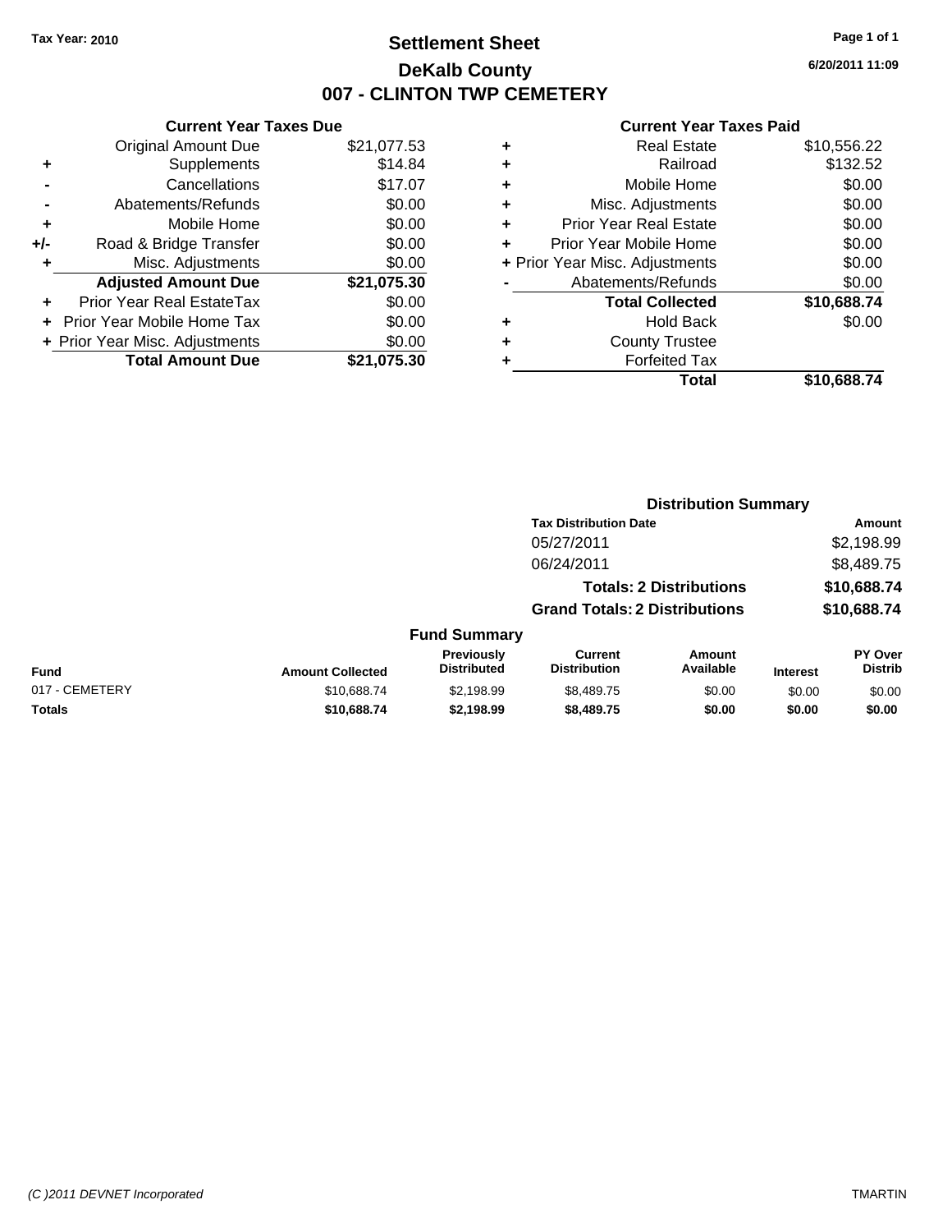Tax Year: 2010

# Settlement Sheet
## DeKalb County
## 007 - CLINTON TWP CEMETERY

6/20/2011 11:09

### Current Year Taxes Due

| | | |
|---|---|---|
| | Original Amount Due | $21,077.53 |
| + | Supplements | $14.84 |
| - | Cancellations | $17.07 |
| - | Abatements/Refunds | $0.00 |
| + | Mobile Home | $0.00 |
| +/- | Road & Bridge Transfer | $0.00 |
| + | Misc. Adjustments | $0.00 |
| | **Adjusted Amount Due** | **$21,075.30** |
| + | Prior Year Real EstateTax | $0.00 |
| + | Prior Year Mobile Home Tax | $0.00 |
| + | Prior Year Misc. Adjustments | $0.00 |
| | **Total Amount Due** | **$21,075.30** |

### Current Year Taxes Paid

| | | |
|---|---|---|
| + | Real Estate | $10,556.22 |
| + | Railroad | $132.52 |
| + | Mobile Home | $0.00 |
| + | Misc. Adjustments | $0.00 |
| + | Prior Year Real Estate | $0.00 |
| + | Prior Year Mobile Home | $0.00 |
| + | Prior Year Misc. Adjustments | $0.00 |
| - | Abatements/Refunds | $0.00 |
| | **Total Collected** | **$10,688.74** |
| + | Hold Back | $0.00 |
| + | County Trustee | |
| + | Forfeited Tax | |
| | **Total** | **$10,688.74** |

### Distribution Summary

| Tax Distribution Date | Amount |
|---|---|
| 05/27/2011 | $2,198.99 |
| 06/24/2011 | $8,489.75 |
| **Totals: 2 Distributions** | **$10,688.74** |
| **Grand Totals: 2 Distributions** | **$10,688.74** |

### Fund Summary

| Fund | Amount Collected | Previously Distributed | Current Distribution | Amount Available | Interest | PY Over Distrib |
|---|---|---|---|---|---|---|
| 017 - CEMETERY | $10,688.74 | $2,198.99 | $8,489.75 | $0.00 | $0.00 | $0.00 |
| **Totals** | **$10,688.74** | **$2,198.99** | **$8,489.75** | **$0.00** | **$0.00** | **$0.00** |

(C )2011 DEVNET Incorporated — TMARTIN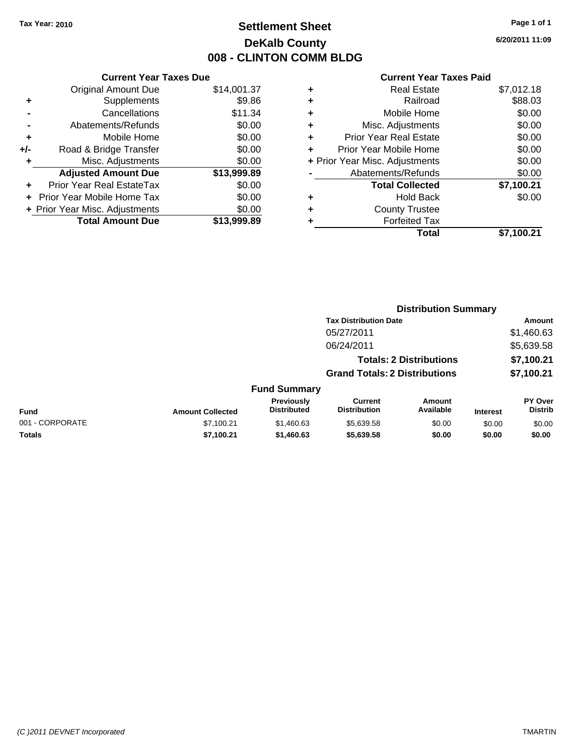Tax Year: 2010

# Settlement Sheet
## DeKalb County
## 008 - CLINTON COMM BLDG

6/20/2011 11:09

**Current Year Taxes Due**

| | | |
|---|---|---|
| | Original Amount Due | $14,001.37 |
| + | Supplements | $9.86 |
| - | Cancellations | $11.34 |
| - | Abatements/Refunds | $0.00 |
| + | Mobile Home | $0.00 |
| +/- | Road & Bridge Transfer | $0.00 |
| + | Misc. Adjustments | $0.00 |
| | **Adjusted Amount Due** | **$13,999.89** |
| + | Prior Year Real EstateTax | $0.00 |
| + | Prior Year Mobile Home Tax | $0.00 |
| + | Prior Year Misc. Adjustments | $0.00 |
| | **Total Amount Due** | **$13,999.89** |

**Current Year Taxes Paid**

| | | |
|---|---|---|
| + | Real Estate | $7,012.18 |
| + | Railroad | $88.03 |
| + | Mobile Home | $0.00 |
| + | Misc. Adjustments | $0.00 |
| + | Prior Year Real Estate | $0.00 |
| + | Prior Year Mobile Home | $0.00 |
| + | Prior Year Misc. Adjustments | $0.00 |
| - | Abatements/Refunds | $0.00 |
| | **Total Collected** | **$7,100.21** |
| + | Hold Back | $0.00 |
| + | County Trustee | |
| + | Forfeited Tax | |
| | **Total** | **$7,100.21** |

**Distribution Summary**

| Tax Distribution Date | Amount |
|---|---|
| 05/27/2011 | $1,460.63 |
| 06/24/2011 | $5,639.58 |
| **Totals: 2 Distributions** | **$7,100.21** |
| **Grand Totals: 2 Distributions** | **$7,100.21** |

**Fund Summary**

| Fund | Amount Collected | Previously Distributed | Current Distribution | Amount Available | Interest | PY Over Distrib |
|---|---|---|---|---|---|---|
| 001 - CORPORATE | $7,100.21 | $1,460.63 | $5,639.58 | $0.00 | $0.00 | $0.00 |
| **Totals** | **$7,100.21** | **$1,460.63** | **$5,639.58** | **$0.00** | **$0.00** | **$0.00** |

(C )2011 DEVNET Incorporated TMARTIN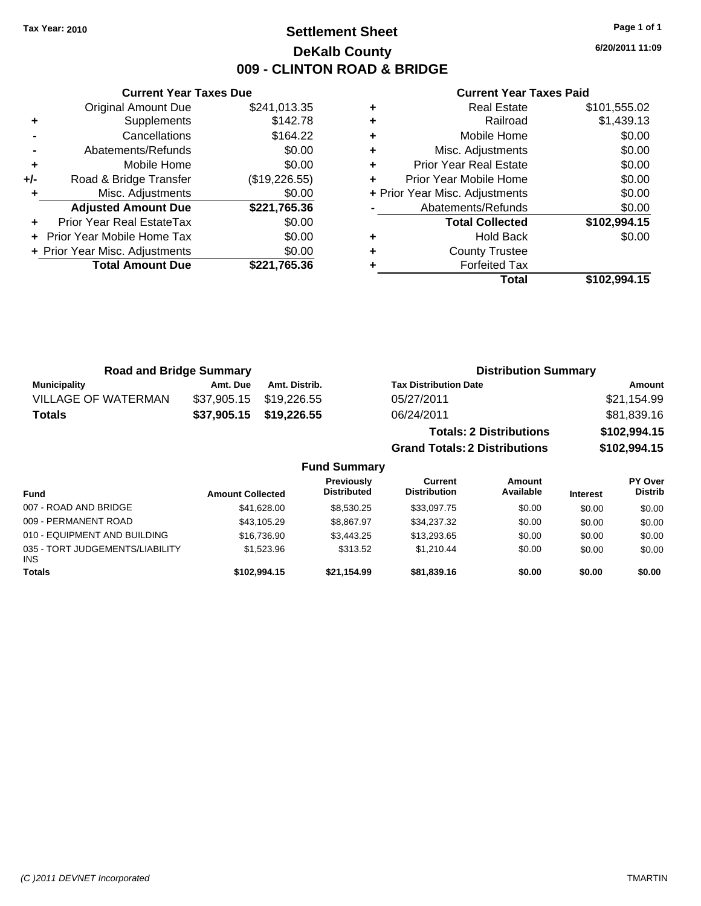Tax Year: 2010

# Settlement Sheet

## DeKalb County

## 009 - CLINTON ROAD & BRIDGE

6/20/2011 11:09

### Current Year Taxes Due

| | | |
|---|---|---|
| | Original Amount Due | $241,013.35 |
| + | Supplements | $142.78 |
| - | Cancellations | $164.22 |
| - | Abatements/Refunds | $0.00 |
| + | Mobile Home | $0.00 |
| +/- | Road & Bridge Transfer | ($19,226.55) |
| + | Misc. Adjustments | $0.00 |
| | **Adjusted Amount Due** | **$221,765.36** |
| + | Prior Year Real EstateTax | $0.00 |
| + | Prior Year Mobile Home Tax | $0.00 |
| + | Prior Year Misc. Adjustments | $0.00 |
| | **Total Amount Due** | **$221,765.36** |

### Current Year Taxes Paid

| | | |
|---|---|---|
| + | Real Estate | $101,555.02 |
| + | Railroad | $1,439.13 |
| + | Mobile Home | $0.00 |
| + | Misc. Adjustments | $0.00 |
| + | Prior Year Real Estate | $0.00 |
| + | Prior Year Mobile Home | $0.00 |
| + | Prior Year Misc. Adjustments | $0.00 |
| - | Abatements/Refunds | $0.00 |
| | **Total Collected** | **$102,994.15** |
| + | Hold Back | $0.00 |
| + | County Trustee | |
| + | Forfeited Tax | |
| | **Total** | **$102,994.15** |

### Road and Bridge Summary

| Municipality | Amt. Due | Amt. Distrib. |
|---|---|---|
| VILLAGE OF WATERMAN | $37,905.15 | $19,226.55 |
| **Totals** | **$37,905.15** | **$19,226.55** |

### Distribution Summary

| Tax Distribution Date | Amount |
|---|---|
| 05/27/2011 | $21,154.99 |
| 06/24/2011 | $81,839.16 |
| **Totals: 2 Distributions** | **$102,994.15** |
| **Grand Totals: 2 Distributions** | **$102,994.15** |

### Fund Summary

| Fund | Amount Collected | Previously Distributed | Current Distribution | Amount Available | Interest | PY Over Distrib |
|---|---|---|---|---|---|---|
| 007 - ROAD AND BRIDGE | $41,628.00 | $8,530.25 | $33,097.75 | $0.00 | $0.00 | $0.00 |
| 009 - PERMANENT ROAD | $43,105.29 | $8,867.97 | $34,237.32 | $0.00 | $0.00 | $0.00 |
| 010 - EQUIPMENT AND BUILDING | $16,736.90 | $3,443.25 | $13,293.65 | $0.00 | $0.00 | $0.00 |
| 035 - TORT JUDGEMENTS/LIABILITY INS | $1,523.96 | $313.52 | $1,210.44 | $0.00 | $0.00 | $0.00 |
| **Totals** | **$102,994.15** | **$21,154.99** | **$81,839.16** | **$0.00** | **$0.00** | **$0.00** |

(C )2011 DEVNET Incorporated TMARTIN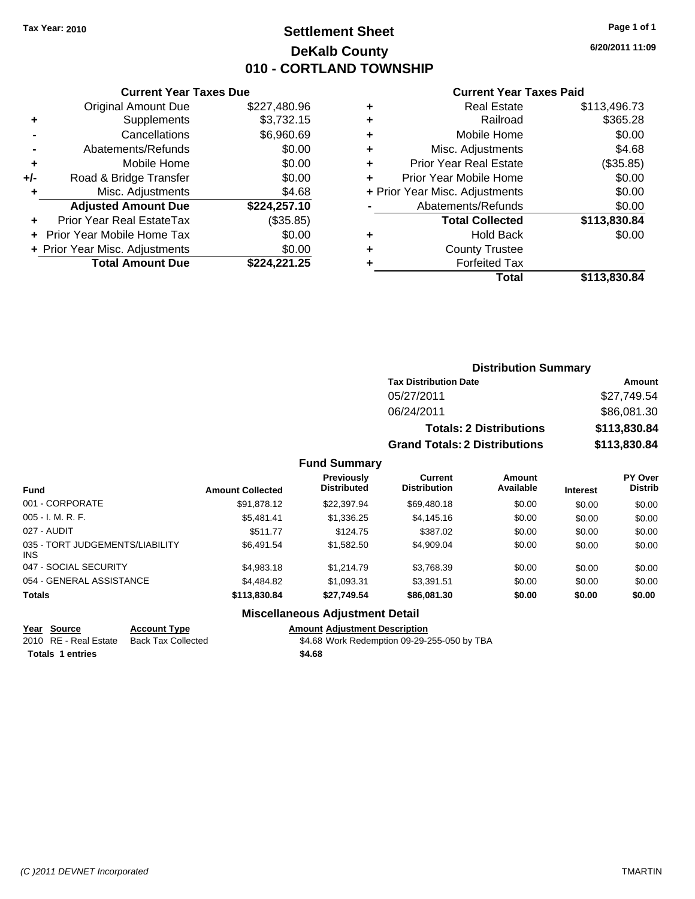**Tax Year: 2010**

# Settlement Sheet
## DeKalb County
## 010 - CORTLAND TOWNSHIP

6/20/2011 11:09

### Current Year Taxes Due

| | | |
|---|---|---|
| | Original Amount Due | $227,480.96 |
| + | Supplements | $3,732.15 |
| - | Cancellations | $6,960.69 |
| - | Abatements/Refunds | $0.00 |
| + | Mobile Home | $0.00 |
| +/- | Road & Bridge Transfer | $0.00 |
| + | Misc. Adjustments | $4.68 |
| | **Adjusted Amount Due** | **$224,257.10** |
| + | Prior Year Real EstateTax | ($35.85) |
| + | Prior Year Mobile Home Tax | $0.00 |
| + | Prior Year Misc. Adjustments | $0.00 |
| | **Total Amount Due** | **$224,221.25** |

### Current Year Taxes Paid

| | | |
|---|---|---|
| + | Real Estate | $113,496.73 |
| + | Railroad | $365.28 |
| + | Mobile Home | $0.00 |
| + | Misc. Adjustments | $4.68 |
| + | Prior Year Real Estate | ($35.85) |
| + | Prior Year Mobile Home | $0.00 |
| + | Prior Year Misc. Adjustments | $0.00 |
| - | Abatements/Refunds | $0.00 |
| | **Total Collected** | **$113,830.84** |
| + | Hold Back | $0.00 |
| + | County Trustee | |
| + | Forfeited Tax | |
| | **Total** | **$113,830.84** |

### Distribution Summary

| Tax Distribution Date | Amount |
|---|---|
| 05/27/2011 | $27,749.54 |
| 06/24/2011 | $86,081.30 |
| **Totals: 2 Distributions** | **$113,830.84** |
| **Grand Totals: 2 Distributions** | **$113,830.84** |

### Fund Summary

| Fund | Amount Collected | Previously Distributed | Current Distribution | Amount Available | Interest | PY Over Distrib |
|---|---|---|---|---|---|---|
| 001 - CORPORATE | $91,878.12 | $22,397.94 | $69,480.18 | $0.00 | $0.00 | $0.00 |
| 005 - I. M. R. F. | $5,481.41 | $1,336.25 | $4,145.16 | $0.00 | $0.00 | $0.00 |
| 027 - AUDIT | $511.77 | $124.75 | $387.02 | $0.00 | $0.00 | $0.00 |
| 035 - TORT JUDGEMENTS/LIABILITY INS | $6,491.54 | $1,582.50 | $4,909.04 | $0.00 | $0.00 | $0.00 |
| 047 - SOCIAL SECURITY | $4,983.18 | $1,214.79 | $3,768.39 | $0.00 | $0.00 | $0.00 |
| 054 - GENERAL ASSISTANCE | $4,484.82 | $1,093.31 | $3,391.51 | $0.00 | $0.00 | $0.00 |
| **Totals** | **$113,830.84** | **$27,749.54** | **$86,081.30** | **$0.00** | **$0.00** | **$0.00** |

### Miscellaneous Adjustment Detail

| Year | Source | Account Type | Amount | Adjustment Description |
|---|---|---|---|---|
| 2010 | RE - Real Estate | Back Tax Collected | $4.68 | Work Redemption 09-29-255-050 by TBA |
| **Totals 1 entries** | | | **$4.68** | |

*(C )2011 DEVNET Incorporated* TMARTIN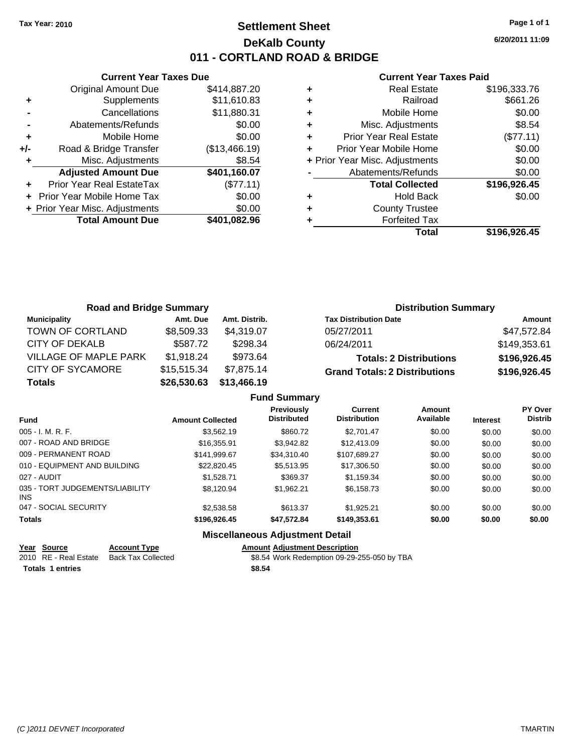Tax Year: 2010

# Settlement Sheet
## DeKalb County
## 011 - CORTLAND ROAD & BRIDGE

6/20/2011 11:09

### Current Year Taxes Due

| | | |
|---|---|---|
| | Original Amount Due | $414,887.20 |
| + | Supplements | $11,610.83 |
| - | Cancellations | $11,880.31 |
| - | Abatements/Refunds | $0.00 |
| + | Mobile Home | $0.00 |
| +/- | Road & Bridge Transfer | ($13,466.19) |
| + | Misc. Adjustments | $8.54 |
| | **Adjusted Amount Due** | **$401,160.07** |
| + | Prior Year Real EstateTax | ($77.11) |
| + | Prior Year Mobile Home Tax | $0.00 |
| + | Prior Year Misc. Adjustments | $0.00 |
| | **Total Amount Due** | **$401,082.96** |

### Current Year Taxes Paid

| | | |
|---|---|---|
| + | Real Estate | $196,333.76 |
| + | Railroad | $661.26 |
| + | Mobile Home | $0.00 |
| + | Misc. Adjustments | $8.54 |
| + | Prior Year Real Estate | ($77.11) |
| + | Prior Year Mobile Home | $0.00 |
| + | Prior Year Misc. Adjustments | $0.00 |
| - | Abatements/Refunds | $0.00 |
| | **Total Collected** | **$196,926.45** |
| + | Hold Back | $0.00 |
| + | County Trustee | |
| + | Forfeited Tax | |
| | **Total** | **$196,926.45** |

### Road and Bridge Summary

| Municipality | Amt. Due | Amt. Distrib. |
|---|---|---|
| TOWN OF CORTLAND | $8,509.33 | $4,319.07 |
| CITY OF DEKALB | $587.72 | $298.34 |
| VILLAGE OF MAPLE PARK | $1,918.24 | $973.64 |
| CITY OF SYCAMORE | $15,515.34 | $7,875.14 |
| **Totals** | **$26,530.63** | **$13,466.19** |

### Distribution Summary

| Tax Distribution Date | Amount |
|---|---|
| 05/27/2011 | $47,572.84 |
| 06/24/2011 | $149,353.61 |
| **Totals: 2 Distributions** | **$196,926.45** |
| **Grand Totals: 2 Distributions** | **$196,926.45** |

### Fund Summary

| Fund | Amount Collected | Previously Distributed | Current Distribution | Amount Available | Interest | PY Over Distrib |
|---|---|---|---|---|---|---|
| 005 - I. M. R. F. | $3,562.19 | $860.72 | $2,701.47 | $0.00 | $0.00 | $0.00 |
| 007 - ROAD AND BRIDGE | $16,355.91 | $3,942.82 | $12,413.09 | $0.00 | $0.00 | $0.00 |
| 009 - PERMANENT ROAD | $141,999.67 | $34,310.40 | $107,689.27 | $0.00 | $0.00 | $0.00 |
| 010 - EQUIPMENT AND BUILDING | $22,820.45 | $5,513.95 | $17,306.50 | $0.00 | $0.00 | $0.00 |
| 027 - AUDIT | $1,528.71 | $369.37 | $1,159.34 | $0.00 | $0.00 | $0.00 |
| 035 - TORT JUDGEMENTS/LIABILITY INS | $8,120.94 | $1,962.21 | $6,158.73 | $0.00 | $0.00 | $0.00 |
| 047 - SOCIAL SECURITY | $2,538.58 | $613.37 | $1,925.21 | $0.00 | $0.00 | $0.00 |
| **Totals** | **$196,926.45** | **$47,572.84** | **$149,353.61** | **$0.00** | **$0.00** | **$0.00** |

### Miscellaneous Adjustment Detail

| Year | Source | Account Type | Amount | Adjustment Description |
|---|---|---|---|---|
| 2010 | RE - Real Estate | Back Tax Collected | $8.54 | Work Redemption 09-29-255-050 by TBA |
| **Totals** | **1 entries** | | **$8.54** | |

(C )2011 DEVNET Incorporated TMARTIN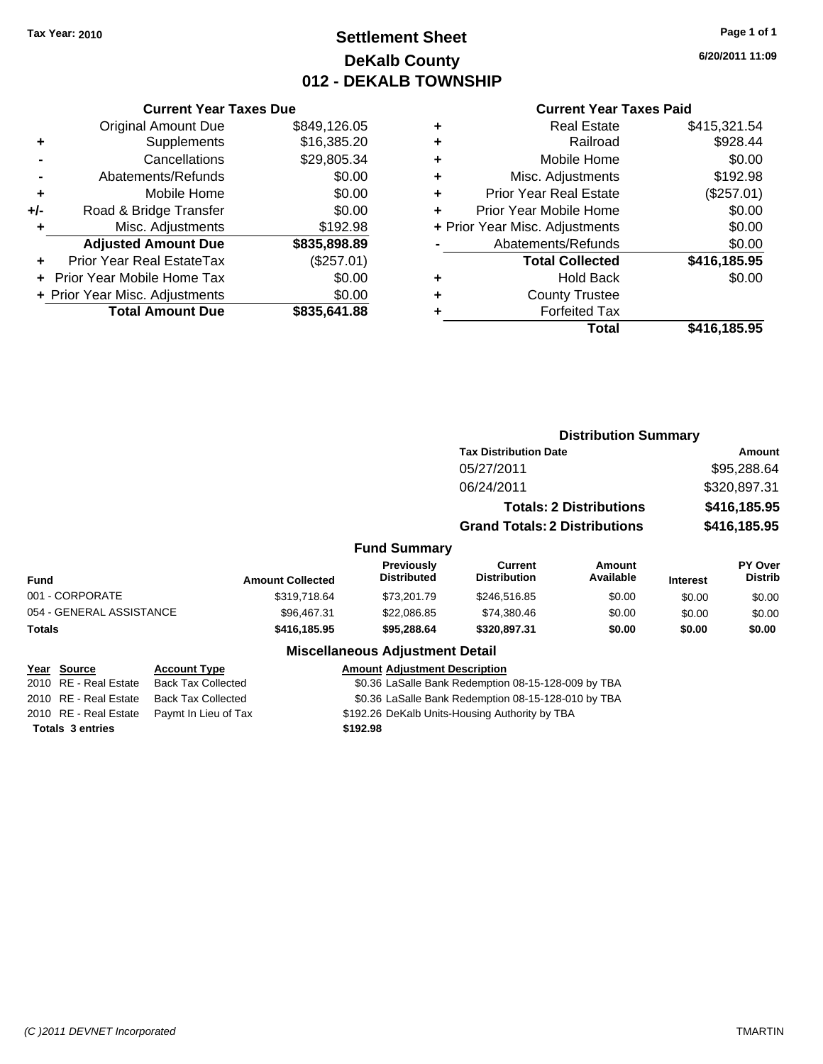Tax Year: 2010

# Settlement Sheet
## DeKalb County
## 012 - DEKALB TOWNSHIP

6/20/2011 11:09

### Current Year Taxes Due

| | | |
|---|---|---|
| | Original Amount Due | $849,126.05 |
| + | Supplements | $16,385.20 |
| - | Cancellations | $29,805.34 |
| - | Abatements/Refunds | $0.00 |
| + | Mobile Home | $0.00 |
| +/- | Road & Bridge Transfer | $0.00 |
| + | Misc. Adjustments | $192.98 |
| | **Adjusted Amount Due** | **$835,898.89** |
| + | Prior Year Real EstateTax | ($257.01) |
| + | Prior Year Mobile Home Tax | $0.00 |
| + | Prior Year Misc. Adjustments | $0.00 |
| | **Total Amount Due** | **$835,641.88** |

### Current Year Taxes Paid

| | | |
|---|---|---|
| + | Real Estate | $415,321.54 |
| + | Railroad | $928.44 |
| + | Mobile Home | $0.00 |
| + | Misc. Adjustments | $192.98 |
| + | Prior Year Real Estate | ($257.01) |
| + | Prior Year Mobile Home | $0.00 |
| + | Prior Year Misc. Adjustments | $0.00 |
| - | Abatements/Refunds | $0.00 |
| | **Total Collected** | **$416,185.95** |
| + | Hold Back | $0.00 |
| + | County Trustee | |
| + | Forfeited Tax | |
| | **Total** | **$416,185.95** |

### Distribution Summary

| Tax Distribution Date | Amount |
|---|---|
| 05/27/2011 | $95,288.64 |
| 06/24/2011 | $320,897.31 |
| **Totals: 2 Distributions** | **$416,185.95** |
| **Grand Totals: 2 Distributions** | **$416,185.95** |

### Fund Summary

| Fund | Amount Collected | Previously Distributed | Current Distribution | Amount Available | Interest | PY Over Distrib |
|---|---|---|---|---|---|---|
| 001 - CORPORATE | $319,718.64 | $73,201.79 | $246,516.85 | $0.00 | $0.00 | $0.00 |
| 054 - GENERAL ASSISTANCE | $96,467.31 | $22,086.85 | $74,380.46 | $0.00 | $0.00 | $0.00 |
| **Totals** | **$416,185.95** | **$95,288.64** | **$320,897.31** | **$0.00** | **$0.00** | **$0.00** |

### Miscellaneous Adjustment Detail

| Year | Source | Account Type | Amount | Adjustment Description |
|---|---|---|---|---|
| 2010 | RE - Real Estate | Back Tax Collected | $0.36 | LaSalle Bank Redemption 08-15-128-009 by TBA |
| 2010 | RE - Real Estate | Back Tax Collected | $0.36 | LaSalle Bank Redemption 08-15-128-010 by TBA |
| 2010 | RE - Real Estate | Paymt In Lieu of Tax | $192.26 | DeKalb Units-Housing Authority by TBA |
| **Totals** | **3 entries** | | **$192.98** | |

(C )2011 DEVNET Incorporated TMARTIN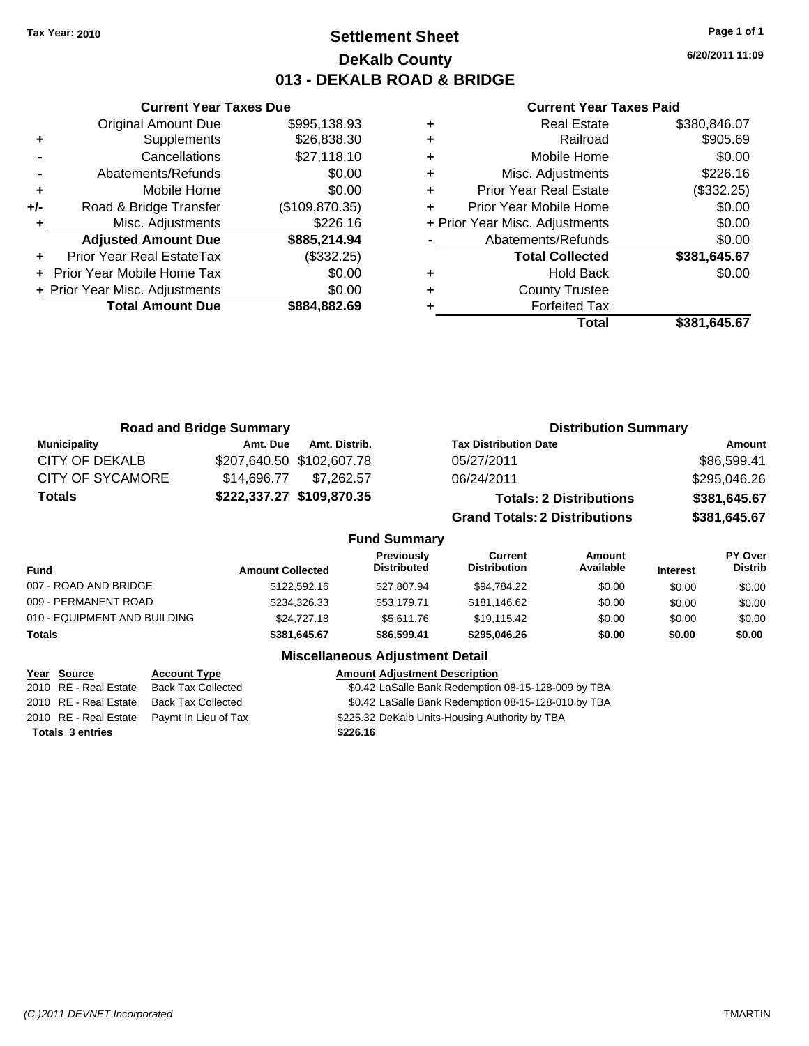**Tax Year: 2010**

# Settlement Sheet
## DeKalb County
## 013 - DEKALB ROAD & BRIDGE

6/20/2011 11:09

### Current Year Taxes Due

| | | |
|---|---|---|
| | Original Amount Due | $995,138.93 |
| + | Supplements | $26,838.30 |
| - | Cancellations | $27,118.10 |
| - | Abatements/Refunds | $0.00 |
| + | Mobile Home | $0.00 |
| +/- | Road & Bridge Transfer | ($109,870.35) |
| + | Misc. Adjustments | $226.16 |
| | **Adjusted Amount Due** | **$885,214.94** |
| + | Prior Year Real EstateTax | ($332.25) |
| + | Prior Year Mobile Home Tax | $0.00 |
| + | Prior Year Misc. Adjustments | $0.00 |
| | **Total Amount Due** | **$884,882.69** |

### Current Year Taxes Paid

| | | |
|---|---|---|
| + | Real Estate | $380,846.07 |
| + | Railroad | $905.69 |
| + | Mobile Home | $0.00 |
| + | Misc. Adjustments | $226.16 |
| + | Prior Year Real Estate | ($332.25) |
| + | Prior Year Mobile Home | $0.00 |
| + | Prior Year Misc. Adjustments | $0.00 |
| - | Abatements/Refunds | $0.00 |
| | **Total Collected** | **$381,645.67** |
| + | Hold Back | $0.00 |
| + | County Trustee | |
| + | Forfeited Tax | |
| | **Total** | **$381,645.67** |

### Road and Bridge Summary

| Municipality | Amt. Due | Amt. Distrib. |
|---|---|---|
| CITY OF DEKALB | $207,640.50 | $102,607.78 |
| CITY OF SYCAMORE | $14,696.77 | $7,262.57 |
| **Totals** | **$222,337.27** | **$109,870.35** |

### Distribution Summary

| Tax Distribution Date | Amount |
|---|---|
| 05/27/2011 | $86,599.41 |
| 06/24/2011 | $295,046.26 |
| **Totals: 2 Distributions** | **$381,645.67** |
| **Grand Totals: 2 Distributions** | **$381,645.67** |

### Fund Summary

| Fund | Amount Collected | Previously Distributed | Current Distribution | Amount Available | Interest | PY Over Distrib |
|---|---|---|---|---|---|---|
| 007 - ROAD AND BRIDGE | $122,592.16 | $27,807.94 | $94,784.22 | $0.00 | $0.00 | $0.00 |
| 009 - PERMANENT ROAD | $234,326.33 | $53,179.71 | $181,146.62 | $0.00 | $0.00 | $0.00 |
| 010 - EQUIPMENT AND BUILDING | $24,727.18 | $5,611.76 | $19,115.42 | $0.00 | $0.00 | $0.00 |
| **Totals** | **$381,645.67** | **$86,599.41** | **$295,046.26** | **$0.00** | **$0.00** | **$0.00** |

### Miscellaneous Adjustment Detail

| Year | Source | Account Type | Amount | Adjustment Description |
|---|---|---|---|---|
| 2010 | RE - Real Estate | Back Tax Collected | $0.42 | LaSalle Bank Redemption 08-15-128-009 by TBA |
| 2010 | RE - Real Estate | Back Tax Collected | $0.42 | LaSalle Bank Redemption 08-15-128-010 by TBA |
| 2010 | RE - Real Estate | Paymt In Lieu of Tax | $225.32 | DeKalb Units-Housing Authority by TBA |
| **Totals** | **3 entries** | | **$226.16** | |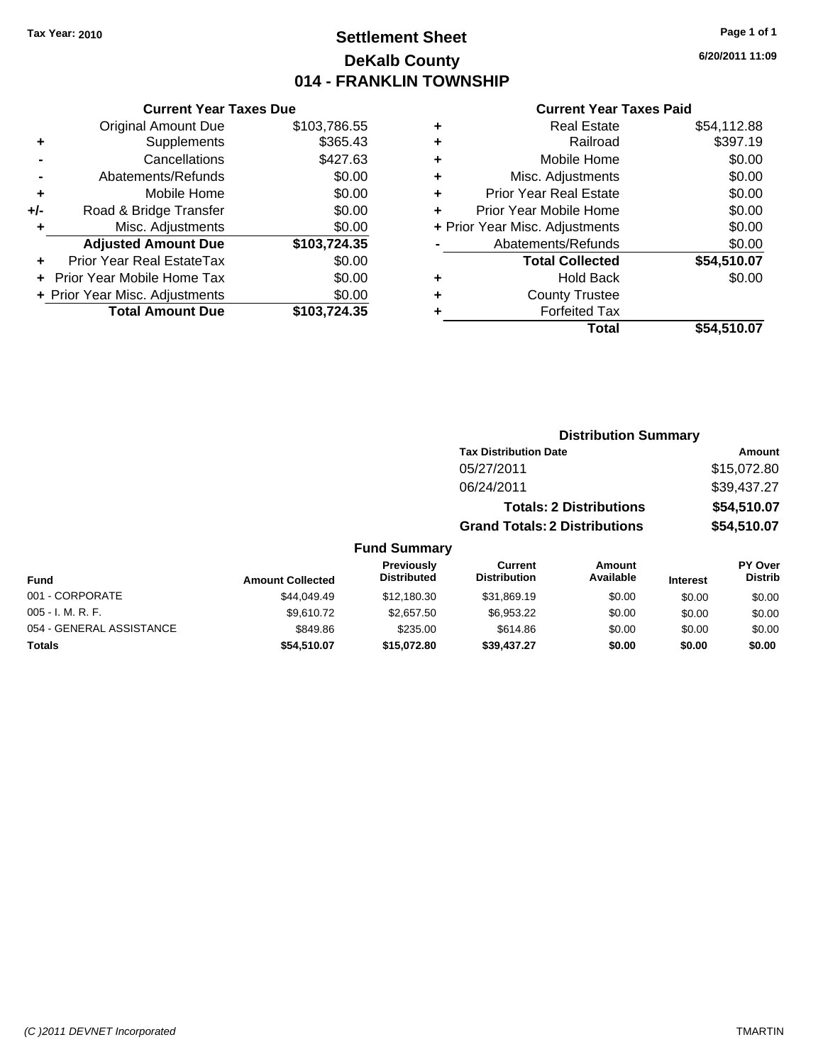Tax Year: 2010

# Settlement Sheet

## DeKalb County

## 014 - FRANKLIN TOWNSHIP

6/20/2011 11:09

### Current Year Taxes Due

| | | |
|---|---|---|
| | Original Amount Due | $103,786.55 |
| + | Supplements | $365.43 |
| - | Cancellations | $427.63 |
| - | Abatements/Refunds | $0.00 |
| + | Mobile Home | $0.00 |
| +/- | Road & Bridge Transfer | $0.00 |
| + | Misc. Adjustments | $0.00 |
| | **Adjusted Amount Due** | **$103,724.35** |
| + | Prior Year Real EstateTax | $0.00 |
| + | Prior Year Mobile Home Tax | $0.00 |
| + | Prior Year Misc. Adjustments | $0.00 |
| | **Total Amount Due** | **$103,724.35** |

### Current Year Taxes Paid

| | | |
|---|---|---|
| + | Real Estate | $54,112.88 |
| + | Railroad | $397.19 |
| + | Mobile Home | $0.00 |
| + | Misc. Adjustments | $0.00 |
| + | Prior Year Real Estate | $0.00 |
| + | Prior Year Mobile Home | $0.00 |
| + | Prior Year Misc. Adjustments | $0.00 |
| - | Abatements/Refunds | $0.00 |
| | **Total Collected** | **$54,510.07** |
| + | Hold Back | $0.00 |
| + | County Trustee | |
| + | Forfeited Tax | |
| | **Total** | **$54,510.07** |

### Distribution Summary

| Tax Distribution Date | Amount |
|---|---|
| 05/27/2011 | $15,072.80 |
| 06/24/2011 | $39,437.27 |
| **Totals: 2 Distributions** | **$54,510.07** |
| **Grand Totals: 2 Distributions** | **$54,510.07** |

### Fund Summary

| Fund | Amount Collected | Previously Distributed | Current Distribution | Amount Available | Interest | PY Over Distrib |
|---|---|---|---|---|---|---|
| 001 - CORPORATE | $44,049.49 | $12,180.30 | $31,869.19 | $0.00 | $0.00 | $0.00 |
| 005 - I. M. R. F. | $9,610.72 | $2,657.50 | $6,953.22 | $0.00 | $0.00 | $0.00 |
| 054 - GENERAL ASSISTANCE | $849.86 | $235.00 | $614.86 | $0.00 | $0.00 | $0.00 |
| **Totals** | **$54,510.07** | **$15,072.80** | **$39,437.27** | **$0.00** | **$0.00** | **$0.00** |

(C )2011 DEVNET Incorporated TMARTIN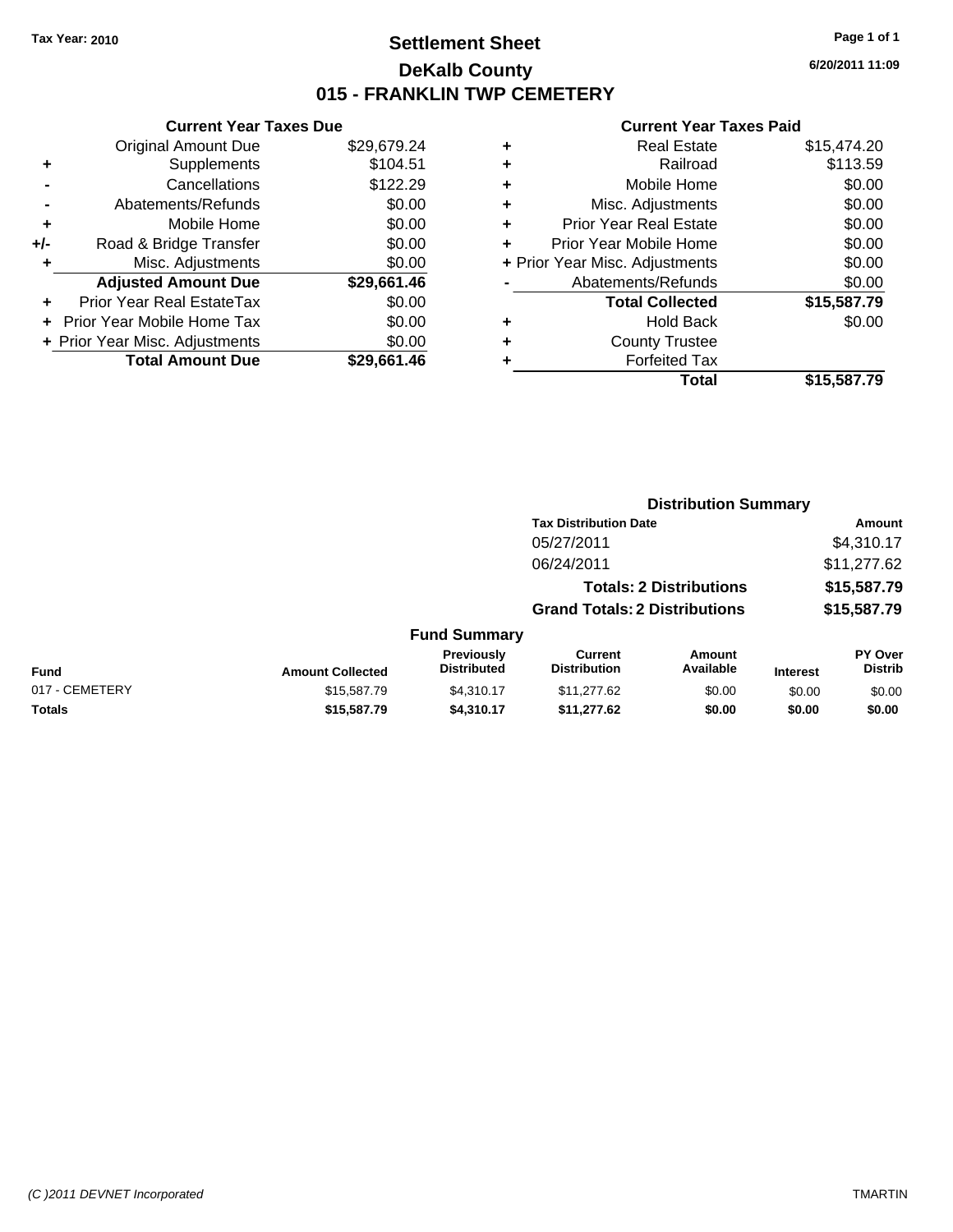Tax Year: 2010

# Settlement Sheet
## DeKalb County
## 015 - FRANKLIN TWP CEMETERY

6/20/2011 11:09

### Current Year Taxes Due

| | | |
|---|---|---|
| | Original Amount Due | $29,679.24 |
| + | Supplements | $104.51 |
| - | Cancellations | $122.29 |
| - | Abatements/Refunds | $0.00 |
| + | Mobile Home | $0.00 |
| +/- | Road & Bridge Transfer | $0.00 |
| + | Misc. Adjustments | $0.00 |
| | **Adjusted Amount Due** | **$29,661.46** |
| + | Prior Year Real EstateTax | $0.00 |
| + | Prior Year Mobile Home Tax | $0.00 |
| + | Prior Year Misc. Adjustments | $0.00 |
| | **Total Amount Due** | **$29,661.46** |

### Current Year Taxes Paid

| | | |
|---|---|---|
| + | Real Estate | $15,474.20 |
| + | Railroad | $113.59 |
| + | Mobile Home | $0.00 |
| + | Misc. Adjustments | $0.00 |
| + | Prior Year Real Estate | $0.00 |
| + | Prior Year Mobile Home | $0.00 |
| + | Prior Year Misc. Adjustments | $0.00 |
| - | Abatements/Refunds | $0.00 |
| | **Total Collected** | **$15,587.79** |
| + | Hold Back | $0.00 |
| + | County Trustee | |
| + | Forfeited Tax | |
| | **Total** | **$15,587.79** |

### Distribution Summary

| Tax Distribution Date | Amount |
|---|---|
| 05/27/2011 | $4,310.17 |
| 06/24/2011 | $11,277.62 |
| **Totals: 2 Distributions** | **$15,587.79** |
| **Grand Totals: 2 Distributions** | **$15,587.79** |

### Fund Summary

| Fund | Amount Collected | Previously Distributed | Current Distribution | Amount Available | Interest | PY Over Distrib |
|---|---|---|---|---|---|---|
| 017 - CEMETERY | $15,587.79 | $4,310.17 | $11,277.62 | $0.00 | $0.00 | $0.00 |
| **Totals** | **$15,587.79** | **$4,310.17** | **$11,277.62** | **$0.00** | **$0.00** | **$0.00** |

(C )2011 DEVNET Incorporated TMARTIN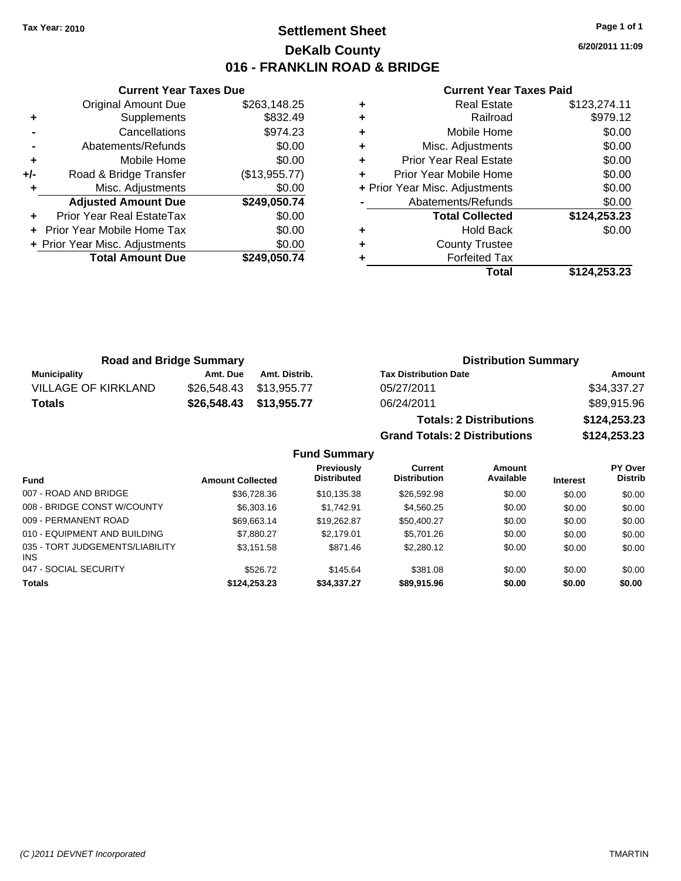Tax Year: 2010

# Settlement Sheet

## DeKalb County

## 016 - FRANKLIN ROAD & BRIDGE

6/20/2011 11:09

### Current Year Taxes Due

| | | |
|---|---|---|
| | Original Amount Due | $263,148.25 |
| + | Supplements | $832.49 |
| - | Cancellations | $974.23 |
| - | Abatements/Refunds | $0.00 |
| + | Mobile Home | $0.00 |
| +/- | Road & Bridge Transfer | ($13,955.77) |
| + | Misc. Adjustments | $0.00 |
| | **Adjusted Amount Due** | **$249,050.74** |
| + | Prior Year Real EstateTax | $0.00 |
| + | Prior Year Mobile Home Tax | $0.00 |
| + | Prior Year Misc. Adjustments | $0.00 |
| | **Total Amount Due** | **$249,050.74** |

### Current Year Taxes Paid

| | | |
|---|---|---|
| + | Real Estate | $123,274.11 |
| + | Railroad | $979.12 |
| + | Mobile Home | $0.00 |
| + | Misc. Adjustments | $0.00 |
| + | Prior Year Real Estate | $0.00 |
| + | Prior Year Mobile Home | $0.00 |
| + | Prior Year Misc. Adjustments | $0.00 |
| - | Abatements/Refunds | $0.00 |
| | **Total Collected** | **$124,253.23** |
| + | Hold Back | $0.00 |
| + | County Trustee | |
| + | Forfeited Tax | |
| | **Total** | **$124,253.23** |

### Road and Bridge Summary

| Municipality | Amt. Due | Amt. Distrib. |
|---|---|---|
| VILLAGE OF KIRKLAND | $26,548.43 | $13,955.77 |
| **Totals** | **$26,548.43** | **$13,955.77** |

### Distribution Summary

| Tax Distribution Date | Amount |
|---|---|
| 05/27/2011 | $34,337.27 |
| 06/24/2011 | $89,915.96 |
| **Totals: 2 Distributions** | **$124,253.23** |
| **Grand Totals: 2 Distributions** | **$124,253.23** |

### Fund Summary

| Fund | Amount Collected | Previously Distributed | Current Distribution | Amount Available | Interest | PY Over Distrib |
|---|---|---|---|---|---|---|
| 007 - ROAD AND BRIDGE | $36,728.36 | $10,135.38 | $26,592.98 | $0.00 | $0.00 | $0.00 |
| 008 - BRIDGE CONST W/COUNTY | $6,303.16 | $1,742.91 | $4,560.25 | $0.00 | $0.00 | $0.00 |
| 009 - PERMANENT ROAD | $69,663.14 | $19,262.87 | $50,400.27 | $0.00 | $0.00 | $0.00 |
| 010 - EQUIPMENT AND BUILDING | $7,880.27 | $2,179.01 | $5,701.26 | $0.00 | $0.00 | $0.00 |
| 035 - TORT JUDGEMENTS/LIABILITY INS | $3,151.58 | $871.46 | $2,280.12 | $0.00 | $0.00 | $0.00 |
| 047 - SOCIAL SECURITY | $526.72 | $145.64 | $381.08 | $0.00 | $0.00 | $0.00 |
| **Totals** | **$124,253.23** | **$34,337.27** | **$89,915.96** | **$0.00** | **$0.00** | **$0.00** |

(C )2011 DEVNET Incorporated TMARTIN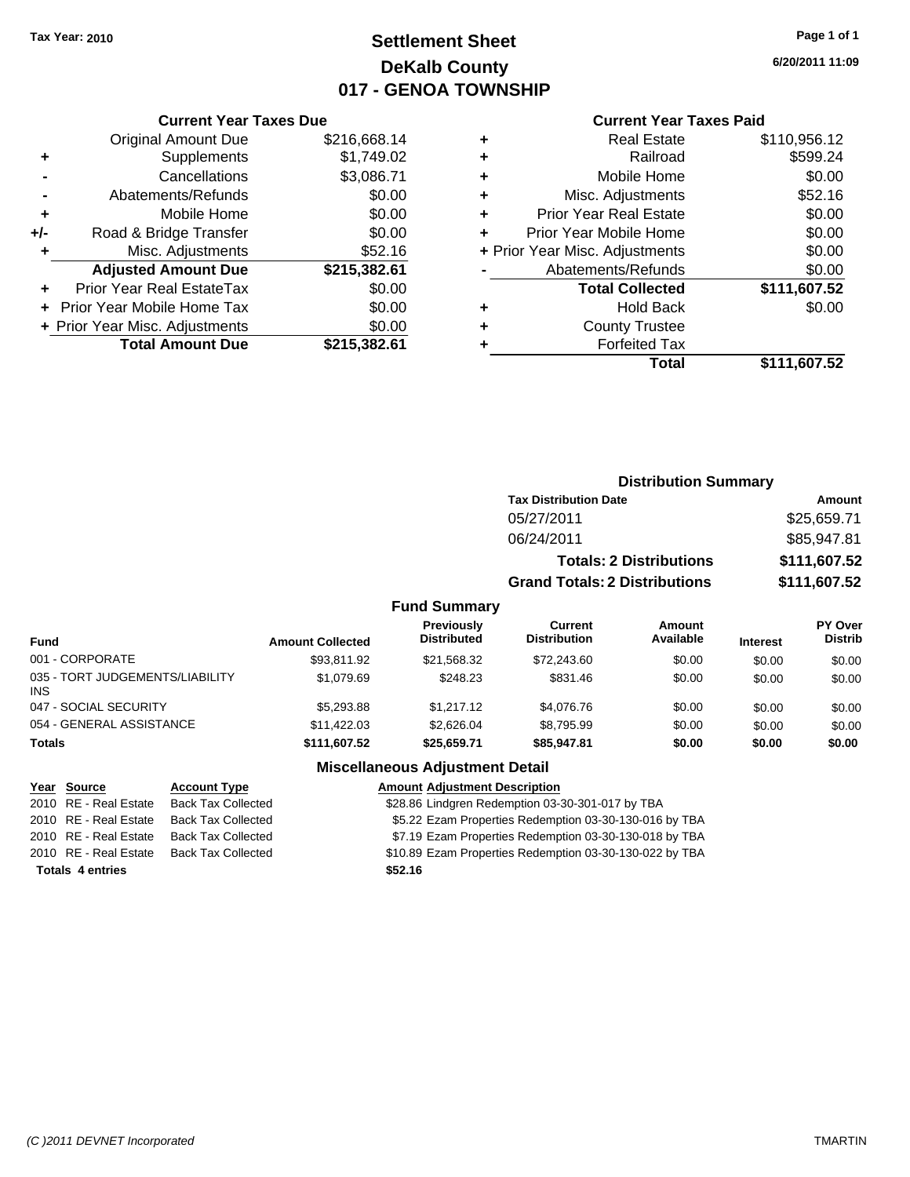Tax Year: 2010

# Settlement Sheet
## DeKalb County
## 017 - GENOA TOWNSHIP

6/20/2011 11:09

### Current Year Taxes Due

| | | |
|---|---|---|
| | Original Amount Due | $216,668.14 |
| + | Supplements | $1,749.02 |
| - | Cancellations | $3,086.71 |
| - | Abatements/Refunds | $0.00 |
| + | Mobile Home | $0.00 |
| +/- | Road & Bridge Transfer | $0.00 |
| + | Misc. Adjustments | $52.16 |
| | **Adjusted Amount Due** | **$215,382.61** |
| + | Prior Year Real EstateTax | $0.00 |
| + | Prior Year Mobile Home Tax | $0.00 |
| + | Prior Year Misc. Adjustments | $0.00 |
| | **Total Amount Due** | **$215,382.61** |

### Current Year Taxes Paid

| | | |
|---|---|---|
| + | Real Estate | $110,956.12 |
| + | Railroad | $599.24 |
| + | Mobile Home | $0.00 |
| + | Misc. Adjustments | $52.16 |
| + | Prior Year Real Estate | $0.00 |
| + | Prior Year Mobile Home | $0.00 |
| + | Prior Year Misc. Adjustments | $0.00 |
| - | Abatements/Refunds | $0.00 |
| | **Total Collected** | **$111,607.52** |
| + | Hold Back | $0.00 |
| + | County Trustee | |
| + | Forfeited Tax | |
| | **Total** | **$111,607.52** |

### Distribution Summary

| Tax Distribution Date | Amount |
|---|---|
| 05/27/2011 | $25,659.71 |
| 06/24/2011 | $85,947.81 |
| **Totals: 2 Distributions** | **$111,607.52** |
| **Grand Totals: 2 Distributions** | **$111,607.52** |

### Fund Summary

| Fund | Amount Collected | Previously Distributed | Current Distribution | Amount Available | Interest | PY Over Distrib |
|---|---|---|---|---|---|---|
| 001 - CORPORATE | $93,811.92 | $21,568.32 | $72,243.60 | $0.00 | $0.00 | $0.00 |
| 035 - TORT JUDGEMENTS/LIABILITY INS | $1,079.69 | $248.23 | $831.46 | $0.00 | $0.00 | $0.00 |
| 047 - SOCIAL SECURITY | $5,293.88 | $1,217.12 | $4,076.76 | $0.00 | $0.00 | $0.00 |
| 054 - GENERAL ASSISTANCE | $11,422.03 | $2,626.04 | $8,795.99 | $0.00 | $0.00 | $0.00 |
| **Totals** | **$111,607.52** | **$25,659.71** | **$85,947.81** | **$0.00** | **$0.00** | **$0.00** |

### Miscellaneous Adjustment Detail

| Year | Source | Account Type | Amount | Adjustment Description |
|---|---|---|---|---|
| 2010 | RE - Real Estate | Back Tax Collected | $28.86 | Lindgren Redemption 03-30-301-017 by TBA |
| 2010 | RE - Real Estate | Back Tax Collected | $5.22 | Ezam Properties Redemption 03-30-130-016 by TBA |
| 2010 | RE - Real Estate | Back Tax Collected | $7.19 | Ezam Properties Redemption 03-30-130-018 by TBA |
| 2010 | RE - Real Estate | Back Tax Collected | $10.89 | Ezam Properties Redemption 03-30-130-022 by TBA |
| **Totals 4 entries** | | | **$52.16** | |

(C )2011 DEVNET Incorporated TMARTIN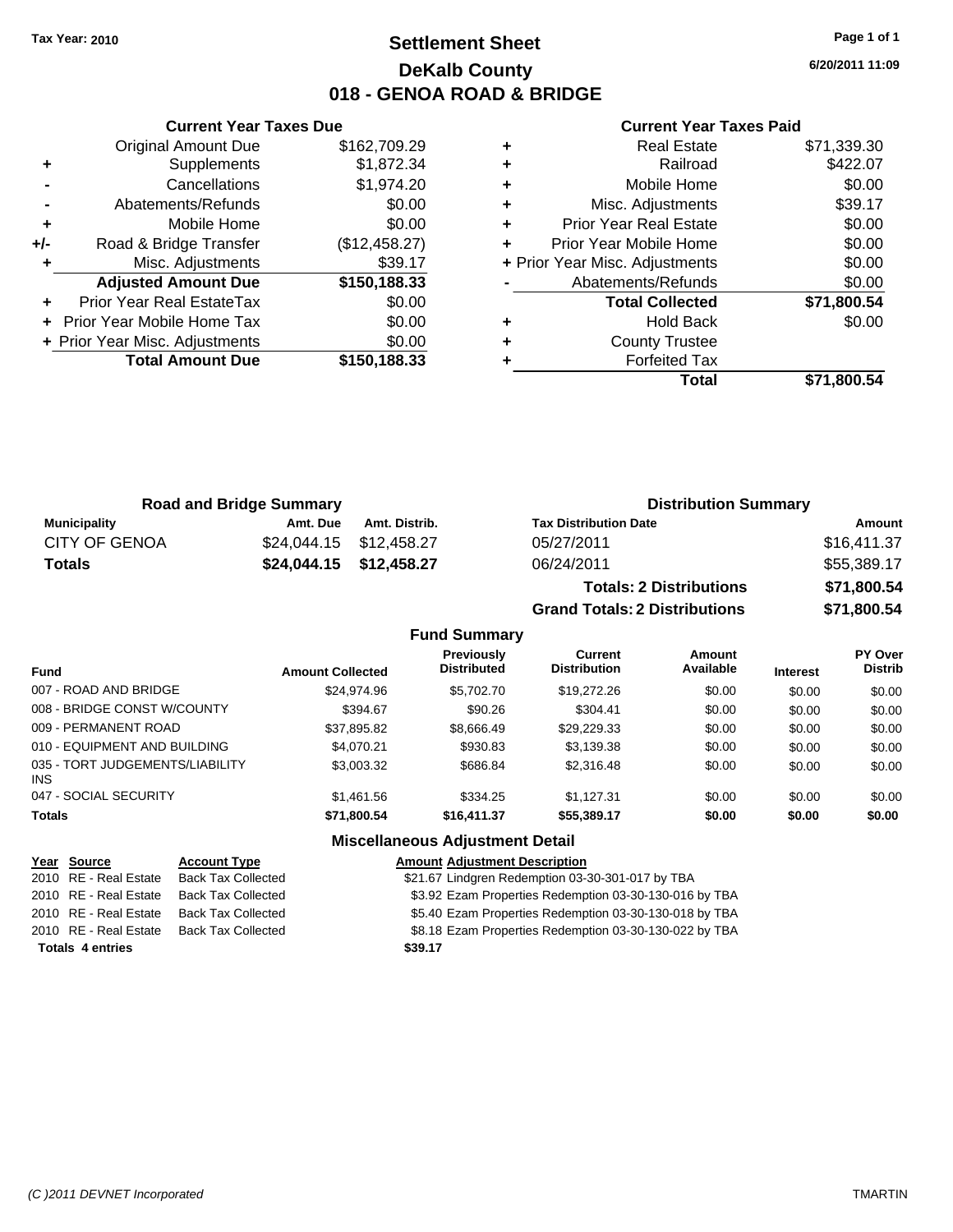Tax Year: 2010

# Settlement Sheet
## DeKalb County
## 018 - GENOA ROAD & BRIDGE

6/20/2011 11:09

### Current Year Taxes Due

| | | |
|---|---|---|
| | Original Amount Due | $162,709.29 |
| + | Supplements | $1,872.34 |
| - | Cancellations | $1,974.20 |
| - | Abatements/Refunds | $0.00 |
| + | Mobile Home | $0.00 |
| +/- | Road & Bridge Transfer | ($12,458.27) |
| + | Misc. Adjustments | $39.17 |
| | **Adjusted Amount Due** | **$150,188.33** |
| + | Prior Year Real EstateTax | $0.00 |
| + | Prior Year Mobile Home Tax | $0.00 |
| + | Prior Year Misc. Adjustments | $0.00 |
| | **Total Amount Due** | **$150,188.33** |

### Current Year Taxes Paid

| | | |
|---|---|---|
| + | Real Estate | $71,339.30 |
| + | Railroad | $422.07 |
| + | Mobile Home | $0.00 |
| + | Misc. Adjustments | $39.17 |
| + | Prior Year Real Estate | $0.00 |
| + | Prior Year Mobile Home | $0.00 |
| + | Prior Year Misc. Adjustments | $0.00 |
| - | Abatements/Refunds | $0.00 |
| | **Total Collected** | **$71,800.54** |
| + | Hold Back | $0.00 |
| + | County Trustee | |
| + | Forfeited Tax | |
| | **Total** | **$71,800.54** |

### Road and Bridge Summary

| Municipality | Amt. Due | Amt. Distrib. |
|---|---|---|
| CITY OF GENOA | $24,044.15 | $12,458.27 |
| **Totals** | **$24,044.15** | **$12,458.27** |

### Distribution Summary

| Tax Distribution Date | Amount |
|---|---|
| 05/27/2011 | $16,411.37 |
| 06/24/2011 | $55,389.17 |
| **Totals: 2 Distributions** | **$71,800.54** |
| **Grand Totals: 2 Distributions** | **$71,800.54** |

### Fund Summary

| Fund | Amount Collected | Previously Distributed | Current Distribution | Amount Available | Interest | PY Over Distrib |
|---|---|---|---|---|---|---|
| 007 - ROAD AND BRIDGE | $24,974.96 | $5,702.70 | $19,272.26 | $0.00 | $0.00 | $0.00 |
| 008 - BRIDGE CONST W/COUNTY | $394.67 | $90.26 | $304.41 | $0.00 | $0.00 | $0.00 |
| 009 - PERMANENT ROAD | $37,895.82 | $8,666.49 | $29,229.33 | $0.00 | $0.00 | $0.00 |
| 010 - EQUIPMENT AND BUILDING | $4,070.21 | $930.83 | $3,139.38 | $0.00 | $0.00 | $0.00 |
| 035 - TORT JUDGEMENTS/LIABILITY INS | $3,003.32 | $686.84 | $2,316.48 | $0.00 | $0.00 | $0.00 |
| 047 - SOCIAL SECURITY | $1,461.56 | $334.25 | $1,127.31 | $0.00 | $0.00 | $0.00 |
| **Totals** | **$71,800.54** | **$16,411.37** | **$55,389.17** | **$0.00** | **$0.00** | **$0.00** |

### Miscellaneous Adjustment Detail

| Year | Source | Account Type | Amount | Adjustment Description |
|---|---|---|---|---|
| 2010 | RE - Real Estate | Back Tax Collected | $21.67 | Lindgren Redemption 03-30-301-017 by TBA |
| 2010 | RE - Real Estate | Back Tax Collected | $3.92 | Ezam Properties Redemption 03-30-130-016 by TBA |
| 2010 | RE - Real Estate | Back Tax Collected | $5.40 | Ezam Properties Redemption 03-30-130-018 by TBA |
| 2010 | RE - Real Estate | Back Tax Collected | $8.18 | Ezam Properties Redemption 03-30-130-022 by TBA |
| **Totals** | **4 entries** | | **$39.17** | |

(C )2011 DEVNET Incorporated TMARTIN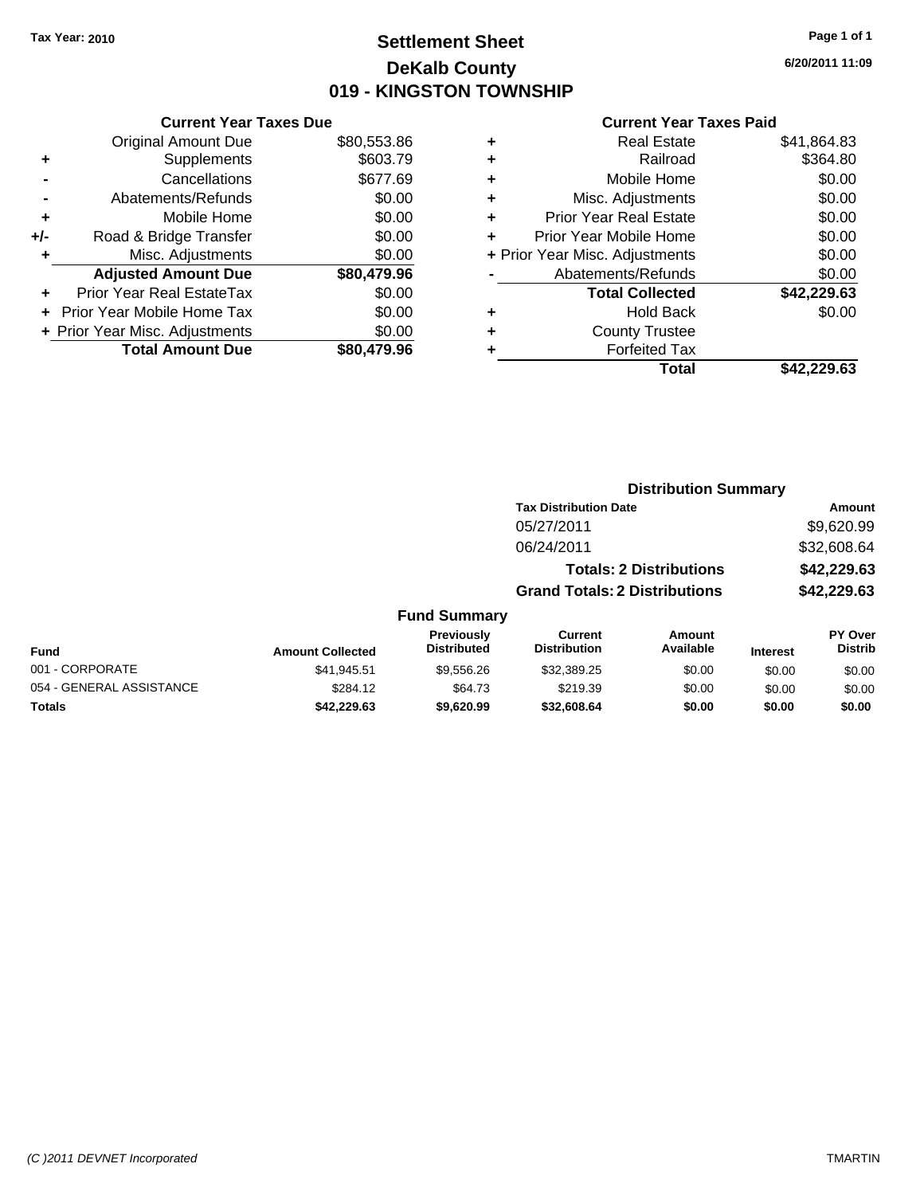Tax Year: 2010

# Settlement Sheet
## DeKalb County
## 019 - KINGSTON TOWNSHIP

6/20/2011 11:09

### Current Year Taxes Due

| | | |
|---|---|---|
| | Original Amount Due | $80,553.86 |
| + | Supplements | $603.79 |
| - | Cancellations | $677.69 |
| - | Abatements/Refunds | $0.00 |
| + | Mobile Home | $0.00 |
| +/- | Road & Bridge Transfer | $0.00 |
| + | Misc. Adjustments | $0.00 |
| | **Adjusted Amount Due** | **$80,479.96** |
| + | Prior Year Real EstateTax | $0.00 |
| + | Prior Year Mobile Home Tax | $0.00 |
| + | Prior Year Misc. Adjustments | $0.00 |
| | **Total Amount Due** | **$80,479.96** |

### Current Year Taxes Paid

| | | |
|---|---|---|
| + | Real Estate | $41,864.83 |
| + | Railroad | $364.80 |
| + | Mobile Home | $0.00 |
| + | Misc. Adjustments | $0.00 |
| + | Prior Year Real Estate | $0.00 |
| + | Prior Year Mobile Home | $0.00 |
| + | Prior Year Misc. Adjustments | $0.00 |
| - | Abatements/Refunds | $0.00 |
| | **Total Collected** | **$42,229.63** |
| + | Hold Back | $0.00 |
| + | County Trustee | |
| + | Forfeited Tax | |
| | **Total** | **$42,229.63** |

### Distribution Summary

| Tax Distribution Date | Amount |
|---|---|
| 05/27/2011 | $9,620.99 |
| 06/24/2011 | $32,608.64 |
| **Totals: 2 Distributions** | **$42,229.63** |
| **Grand Totals: 2 Distributions** | **$42,229.63** |

### Fund Summary

| Fund | Amount Collected | Previously Distributed | Current Distribution | Amount Available | Interest | PY Over Distrib |
|---|---|---|---|---|---|---|
| 001 - CORPORATE | $41,945.51 | $9,556.26 | $32,389.25 | $0.00 | $0.00 | $0.00 |
| 054 - GENERAL ASSISTANCE | $284.12 | $64.73 | $219.39 | $0.00 | $0.00 | $0.00 |
| **Totals** | **$42,229.63** | **$9,620.99** | **$32,608.64** | **$0.00** | **$0.00** | **$0.00** |

(C )2011 DEVNET Incorporated TMARTIN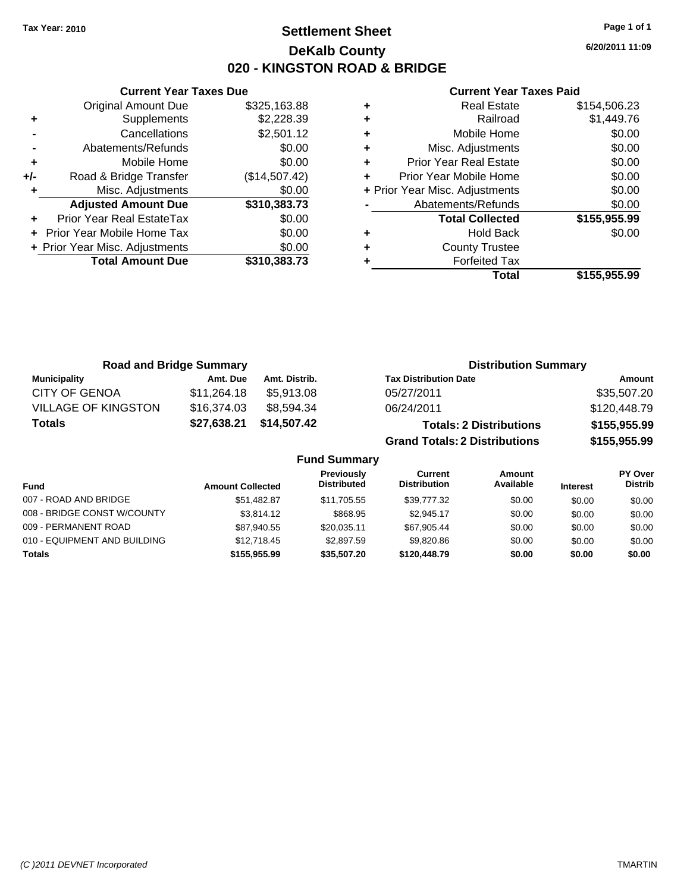Tax Year: 2010

# Settlement Sheet
## DeKalb County
## 020 - KINGSTON ROAD & BRIDGE

6/20/2011 11:09

### Current Year Taxes Due

| | | |
|---|---|---|
| | Original Amount Due | $325,163.88 |
| + | Supplements | $2,228.39 |
| - | Cancellations | $2,501.12 |
| - | Abatements/Refunds | $0.00 |
| + | Mobile Home | $0.00 |
| +/- | Road & Bridge Transfer | ($14,507.42) |
| + | Misc. Adjustments | $0.00 |
| | **Adjusted Amount Due** | **$310,383.73** |
| + | Prior Year Real EstateTax | $0.00 |
| + | Prior Year Mobile Home Tax | $0.00 |
| + | Prior Year Misc. Adjustments | $0.00 |
| | **Total Amount Due** | **$310,383.73** |

### Current Year Taxes Paid

| | | |
|---|---|---|
| + | Real Estate | $154,506.23 |
| + | Railroad | $1,449.76 |
| + | Mobile Home | $0.00 |
| + | Misc. Adjustments | $0.00 |
| + | Prior Year Real Estate | $0.00 |
| + | Prior Year Mobile Home | $0.00 |
| + | Prior Year Misc. Adjustments | $0.00 |
| - | Abatements/Refunds | $0.00 |
| | **Total Collected** | **$155,955.99** |
| + | Hold Back | $0.00 |
| + | County Trustee | |
| + | Forfeited Tax | |
| | **Total** | **$155,955.99** |

### Road and Bridge Summary

| Municipality | Amt. Due | Amt. Distrib. |
|---|---|---|
| CITY OF GENOA | $11,264.18 | $5,913.08 |
| VILLAGE OF KINGSTON | $16,374.03 | $8,594.34 |
| **Totals** | **$27,638.21** | **$14,507.42** |

### Distribution Summary

| Tax Distribution Date | Amount |
|---|---|
| 05/27/2011 | $35,507.20 |
| 06/24/2011 | $120,448.79 |
| **Totals: 2 Distributions** | **$155,955.99** |
| **Grand Totals: 2 Distributions** | **$155,955.99** |

### Fund Summary

| Fund | Amount Collected | Previously Distributed | Current Distribution | Amount Available | Interest | PY Over Distrib |
|---|---|---|---|---|---|---|
| 007 - ROAD AND BRIDGE | $51,482.87 | $11,705.55 | $39,777.32 | $0.00 | $0.00 | $0.00 |
| 008 - BRIDGE CONST W/COUNTY | $3,814.12 | $868.95 | $2,945.17 | $0.00 | $0.00 | $0.00 |
| 009 - PERMANENT ROAD | $87,940.55 | $20,035.11 | $67,905.44 | $0.00 | $0.00 | $0.00 |
| 010 - EQUIPMENT AND BUILDING | $12,718.45 | $2,897.59 | $9,820.86 | $0.00 | $0.00 | $0.00 |
| **Totals** | **$155,955.99** | **$35,507.20** | **$120,448.79** | **$0.00** | **$0.00** | **$0.00** |

(C )2011 DEVNET Incorporated — TMARTIN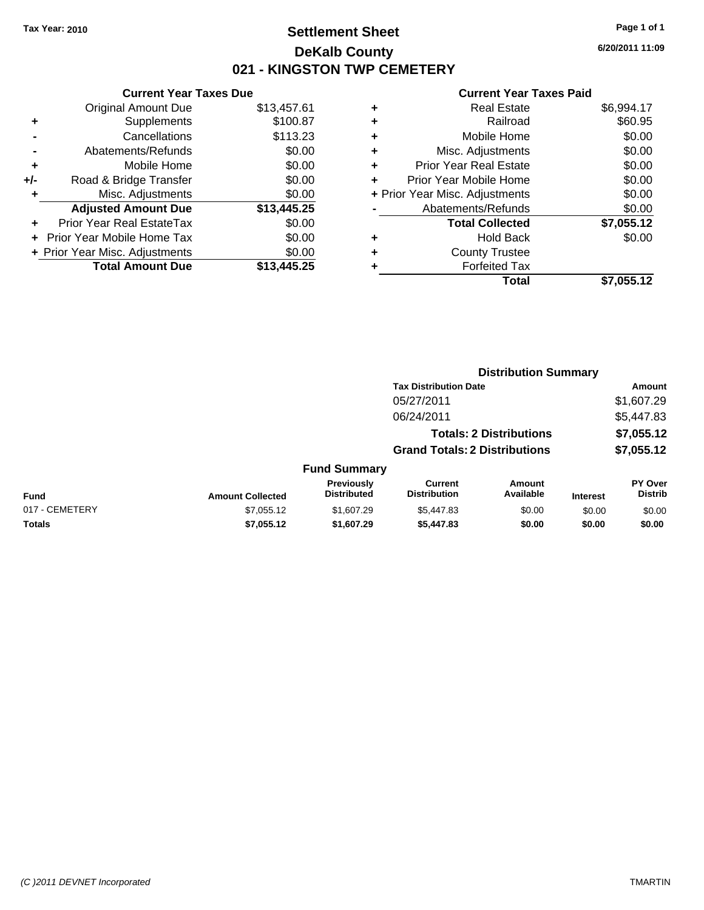**Tax Year: 2010**

# Settlement Sheet

## DeKalb County

## 021 - KINGSTON TWP CEMETERY

**6/20/2011 11:09**

### Current Year Taxes Due

| | | |
|---|---|---|
| | Original Amount Due | $13,457.61 |
| + | Supplements | $100.87 |
| - | Cancellations | $113.23 |
| - | Abatements/Refunds | $0.00 |
| + | Mobile Home | $0.00 |
| +/- | Road & Bridge Transfer | $0.00 |
| + | Misc. Adjustments | $0.00 |
| | **Adjusted Amount Due** | **$13,445.25** |
| + | Prior Year Real EstateTax | $0.00 |
| + | Prior Year Mobile Home Tax | $0.00 |
| + | Prior Year Misc. Adjustments | $0.00 |
| | **Total Amount Due** | **$13,445.25** |

### Current Year Taxes Paid

| | | |
|---|---|---|
| + | Real Estate | $6,994.17 |
| + | Railroad | $60.95 |
| + | Mobile Home | $0.00 |
| + | Misc. Adjustments | $0.00 |
| + | Prior Year Real Estate | $0.00 |
| + | Prior Year Mobile Home | $0.00 |
| + | Prior Year Misc. Adjustments | $0.00 |
| - | Abatements/Refunds | $0.00 |
| | **Total Collected** | **$7,055.12** |
| + | Hold Back | $0.00 |
| + | County Trustee | |
| + | Forfeited Tax | |
| | **Total** | **$7,055.12** |

### Distribution Summary

| Tax Distribution Date | Amount |
|---|---|
| 05/27/2011 | $1,607.29 |
| 06/24/2011 | $5,447.83 |
| **Totals: 2 Distributions** | **$7,055.12** |
| **Grand Totals: 2 Distributions** | **$7,055.12** |

### Fund Summary

| Fund | Amount Collected | Previously Distributed | Current Distribution | Amount Available | Interest | PY Over Distrib |
|---|---|---|---|---|---|---|
| 017 - CEMETERY | $7,055.12 | $1,607.29 | $5,447.83 | $0.00 | $0.00 | $0.00 |
| **Totals** | **$7,055.12** | **$1,607.29** | **$5,447.83** | **$0.00** | **$0.00** | **$0.00** |

*(C )2011 DEVNET Incorporated* TMARTIN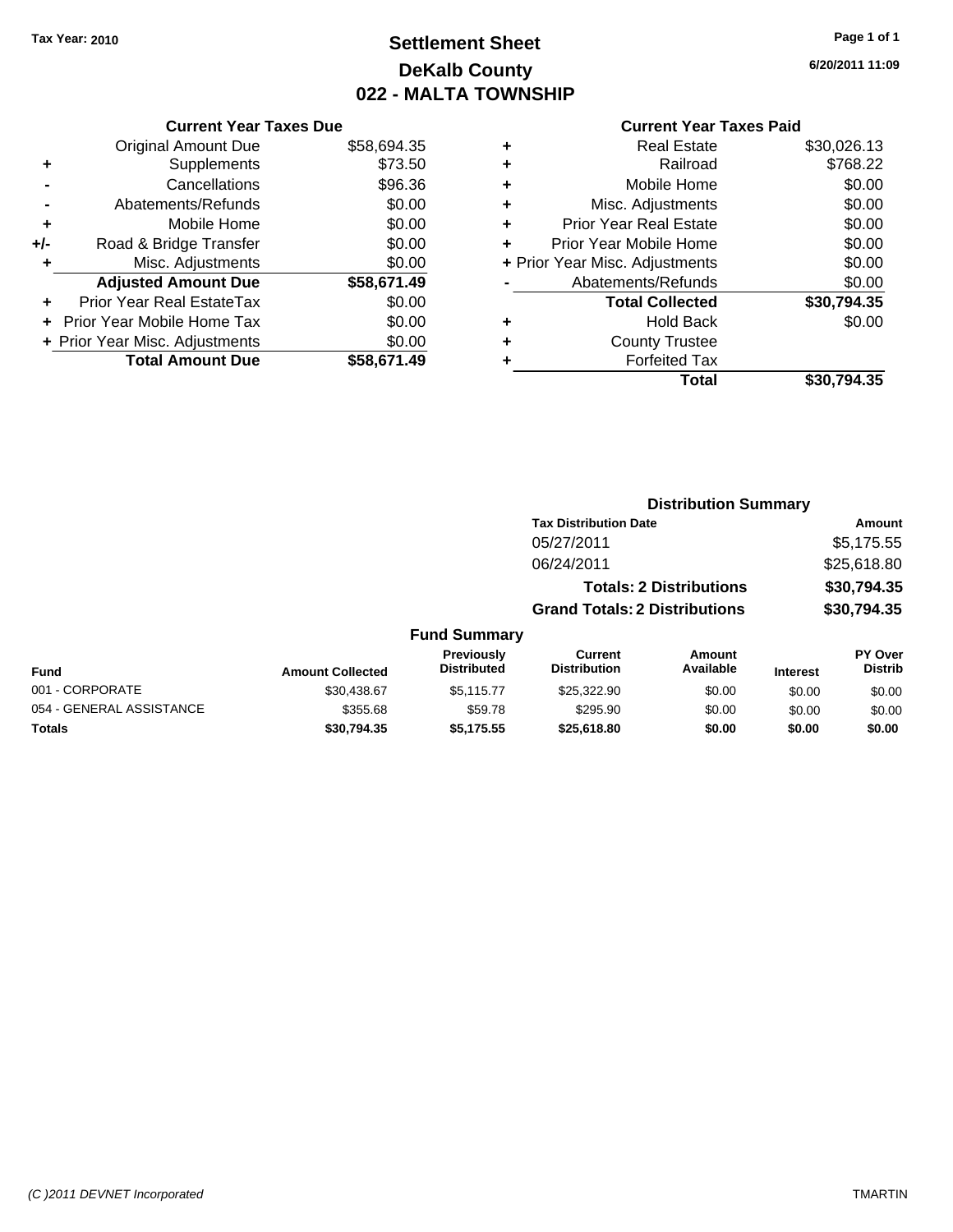Tax Year: 2010

# Settlement Sheet
## DeKalb County
## 022 - MALTA TOWNSHIP

6/20/2011 11:09

### Current Year Taxes Due

| | | |
|---|---|---|
| | Original Amount Due | $58,694.35 |
| + | Supplements | $73.50 |
| - | Cancellations | $96.36 |
| - | Abatements/Refunds | $0.00 |
| + | Mobile Home | $0.00 |
| +/- | Road & Bridge Transfer | $0.00 |
| + | Misc. Adjustments | $0.00 |
| | **Adjusted Amount Due** | **$58,671.49** |
| + | Prior Year Real EstateTax | $0.00 |
| + | Prior Year Mobile Home Tax | $0.00 |
| + | Prior Year Misc. Adjustments | $0.00 |
| | **Total Amount Due** | **$58,671.49** |

### Current Year Taxes Paid

| | | |
|---|---|---|
| + | Real Estate | $30,026.13 |
| + | Railroad | $768.22 |
| + | Mobile Home | $0.00 |
| + | Misc. Adjustments | $0.00 |
| + | Prior Year Real Estate | $0.00 |
| + | Prior Year Mobile Home | $0.00 |
| + | Prior Year Misc. Adjustments | $0.00 |
| - | Abatements/Refunds | $0.00 |
| | **Total Collected** | **$30,794.35** |
| + | Hold Back | $0.00 |
| + | County Trustee | |
| + | Forfeited Tax | |
| | **Total** | **$30,794.35** |

### Distribution Summary

| Tax Distribution Date | Amount |
|---|---|
| 05/27/2011 | $5,175.55 |
| 06/24/2011 | $25,618.80 |
| **Totals: 2 Distributions** | **$30,794.35** |
| **Grand Totals: 2 Distributions** | **$30,794.35** |

### Fund Summary

| Fund | Amount Collected | Previously Distributed | Current Distribution | Amount Available | Interest | PY Over Distrib |
|---|---|---|---|---|---|---|
| 001 - CORPORATE | $30,438.67 | $5,115.77 | $25,322.90 | $0.00 | $0.00 | $0.00 |
| 054 - GENERAL ASSISTANCE | $355.68 | $59.78 | $295.90 | $0.00 | $0.00 | $0.00 |
| **Totals** | **$30,794.35** | **$5,175.55** | **$25,618.80** | **$0.00** | **$0.00** | **$0.00** |

(C )2011 DEVNET Incorporated TMARTIN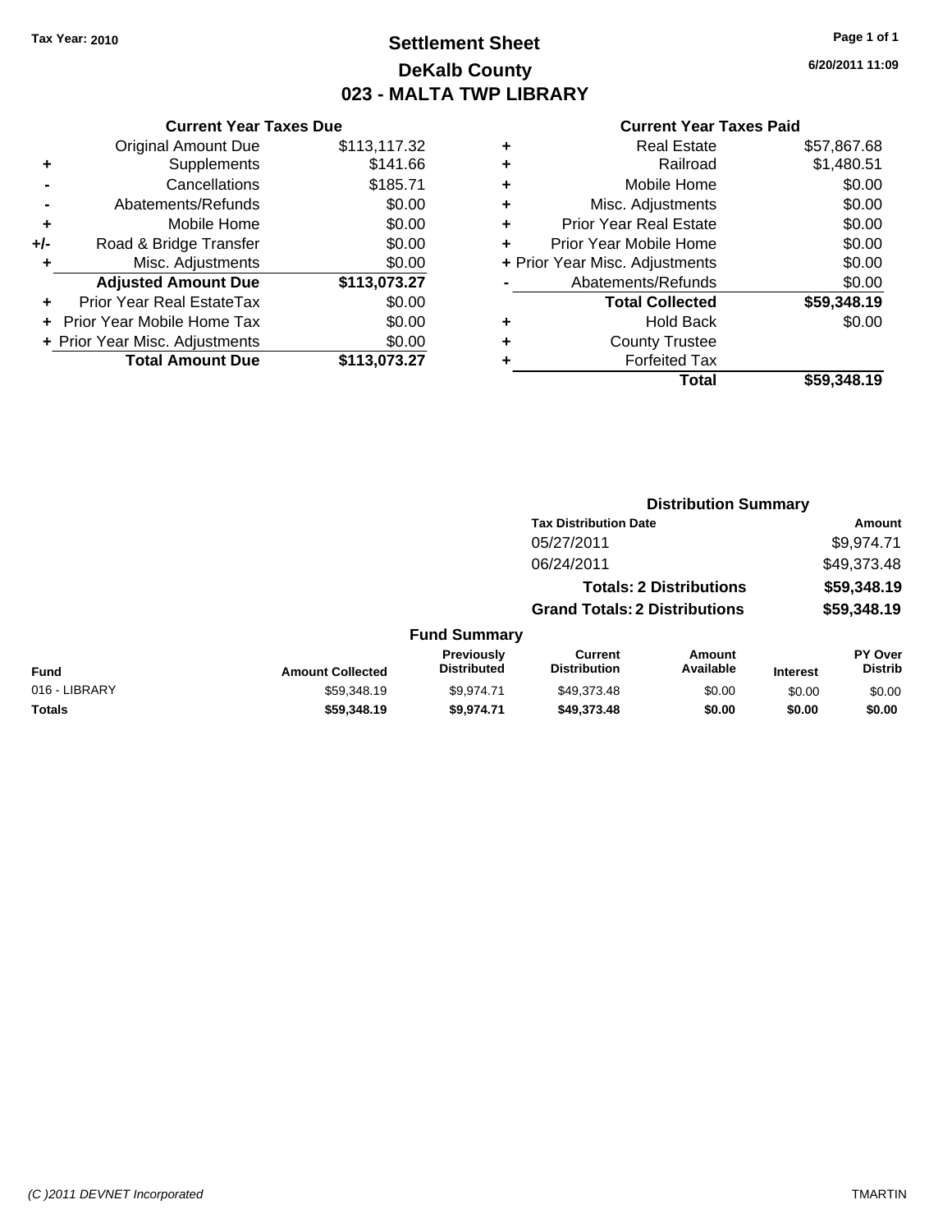Tax Year: 2010

# Settlement Sheet
## DeKalb County
## 023 - MALTA TWP LIBRARY

6/20/2011 11:09

### Current Year Taxes Due

| | | |
|---|---|---|
| | Original Amount Due | $113,117.32 |
| + | Supplements | $141.66 |
| - | Cancellations | $185.71 |
| - | Abatements/Refunds | $0.00 |
| + | Mobile Home | $0.00 |
| +/- | Road & Bridge Transfer | $0.00 |
| + | Misc. Adjustments | $0.00 |
| | **Adjusted Amount Due** | **$113,073.27** |
| + | Prior Year Real EstateTax | $0.00 |
| + | Prior Year Mobile Home Tax | $0.00 |
| + | Prior Year Misc. Adjustments | $0.00 |
| | **Total Amount Due** | **$113,073.27** |

### Current Year Taxes Paid

| | | |
|---|---|---|
| + | Real Estate | $57,867.68 |
| + | Railroad | $1,480.51 |
| + | Mobile Home | $0.00 |
| + | Misc. Adjustments | $0.00 |
| + | Prior Year Real Estate | $0.00 |
| + | Prior Year Mobile Home | $0.00 |
| + | Prior Year Misc. Adjustments | $0.00 |
| - | Abatements/Refunds | $0.00 |
| | **Total Collected** | **$59,348.19** |
| + | Hold Back | $0.00 |
| + | County Trustee | |
| + | Forfeited Tax | |
| | **Total** | **$59,348.19** |

### Distribution Summary

| Tax Distribution Date | Amount |
|---|---|
| 05/27/2011 | $9,974.71 |
| 06/24/2011 | $49,373.48 |
| **Totals: 2 Distributions** | **$59,348.19** |
| **Grand Totals: 2 Distributions** | **$59,348.19** |

### Fund Summary

| Fund | Amount Collected | Previously Distributed | Current Distribution | Amount Available | Interest | PY Over Distrib |
|---|---|---|---|---|---|---|
| 016 - LIBRARY | $59,348.19 | $9,974.71 | $49,373.48 | $0.00 | $0.00 | $0.00 |
| **Totals** | **$59,348.19** | **$9,974.71** | **$49,373.48** | **$0.00** | **$0.00** | **$0.00** |

(C )2011 DEVNET Incorporated TMARTIN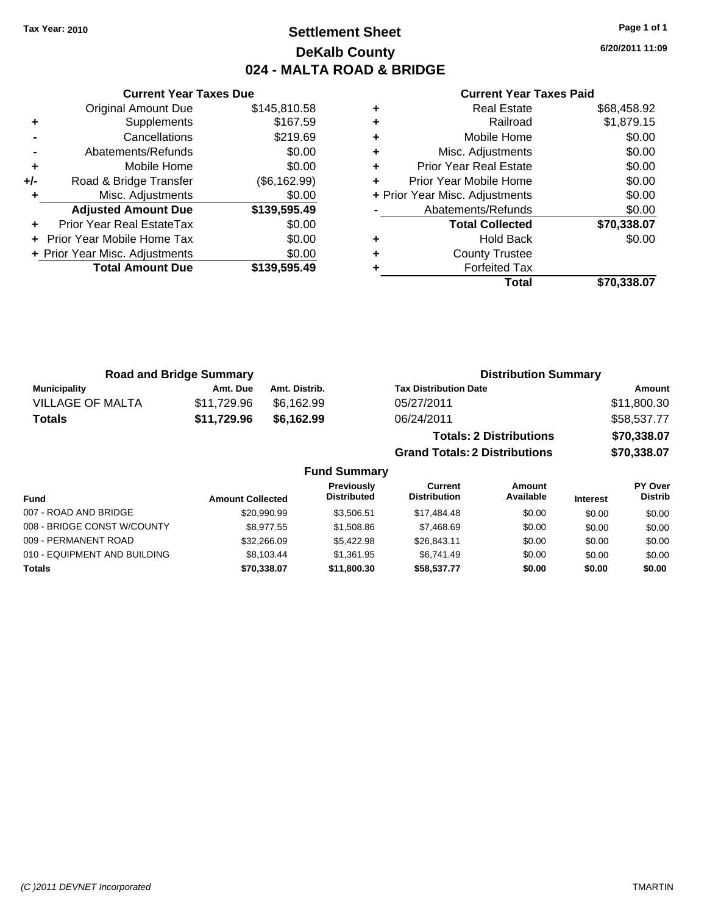Tax Year: 2010

# Settlement Sheet
## DeKalb County
## 024 - MALTA ROAD & BRIDGE

6/20/2011 11:09

### Current Year Taxes Due

| | | |
|---|---|---|
| | Original Amount Due | $145,810.58 |
| + | Supplements | $167.59 |
| - | Cancellations | $219.69 |
| - | Abatements/Refunds | $0.00 |
| + | Mobile Home | $0.00 |
| +/- | Road & Bridge Transfer | ($6,162.99) |
| + | Misc. Adjustments | $0.00 |
| | **Adjusted Amount Due** | **$139,595.49** |
| + | Prior Year Real EstateTax | $0.00 |
| + | Prior Year Mobile Home Tax | $0.00 |
| + | Prior Year Misc. Adjustments | $0.00 |
| | **Total Amount Due** | **$139,595.49** |

### Current Year Taxes Paid

| | | |
|---|---|---|
| + | Real Estate | $68,458.92 |
| + | Railroad | $1,879.15 |
| + | Mobile Home | $0.00 |
| + | Misc. Adjustments | $0.00 |
| + | Prior Year Real Estate | $0.00 |
| + | Prior Year Mobile Home | $0.00 |
| + | Prior Year Misc. Adjustments | $0.00 |
| - | Abatements/Refunds | $0.00 |
| | **Total Collected** | **$70,338.07** |
| + | Hold Back | $0.00 |
| + | County Trustee | |
| + | Forfeited Tax | |
| | **Total** | **$70,338.07** |

### Road and Bridge Summary

| Municipality | Amt. Due | Amt. Distrib. |
|---|---|---|
| VILLAGE OF MALTA | $11,729.96 | $6,162.99 |
| **Totals** | **$11,729.96** | **$6,162.99** |

### Distribution Summary

| Tax Distribution Date | Amount |
|---|---|
| 05/27/2011 | $11,800.30 |
| 06/24/2011 | $58,537.77 |
| **Totals: 2 Distributions** | **$70,338.07** |
| **Grand Totals: 2 Distributions** | **$70,338.07** |

### Fund Summary

| Fund | Amount Collected | Previously Distributed | Current Distribution | Amount Available | Interest | PY Over Distrib |
|---|---|---|---|---|---|---|
| 007 - ROAD AND BRIDGE | $20,990.99 | $3,506.51 | $17,484.48 | $0.00 | $0.00 | $0.00 |
| 008 - BRIDGE CONST W/COUNTY | $8,977.55 | $1,508.86 | $7,468.69 | $0.00 | $0.00 | $0.00 |
| 009 - PERMANENT ROAD | $32,266.09 | $5,422.98 | $26,843.11 | $0.00 | $0.00 | $0.00 |
| 010 - EQUIPMENT AND BUILDING | $8,103.44 | $1,361.95 | $6,741.49 | $0.00 | $0.00 | $0.00 |
| **Totals** | **$70,338.07** | **$11,800.30** | **$58,537.77** | **$0.00** | **$0.00** | **$0.00** |

(C )2011 DEVNET Incorporated TMARTIN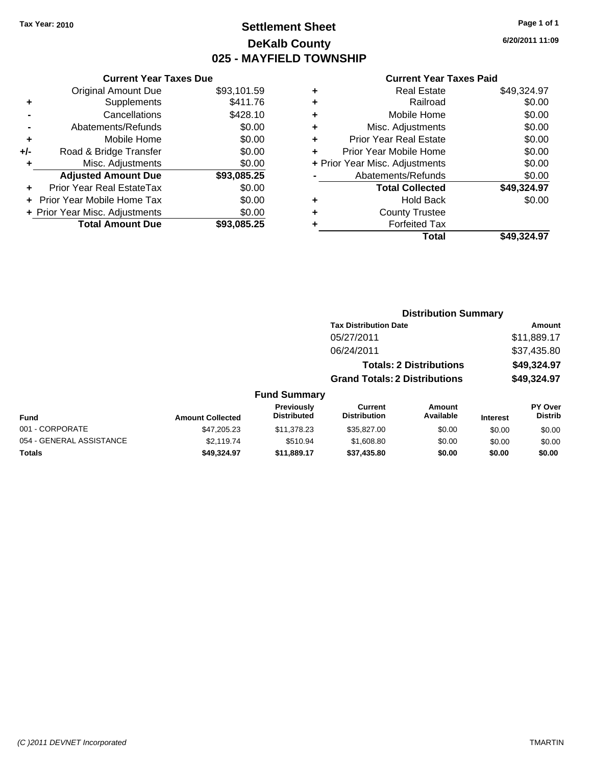Tax Year: 2010

# Settlement Sheet
## DeKalb County
## 025 - MAYFIELD TOWNSHIP

6/20/2011 11:09

### Current Year Taxes Due

| | | |
|---|---|---|
| | Original Amount Due | $93,101.59 |
| + | Supplements | $411.76 |
| - | Cancellations | $428.10 |
| - | Abatements/Refunds | $0.00 |
| + | Mobile Home | $0.00 |
| +/- | Road & Bridge Transfer | $0.00 |
| + | Misc. Adjustments | $0.00 |
| | **Adjusted Amount Due** | **$93,085.25** |
| + | Prior Year Real EstateTax | $0.00 |
| + | Prior Year Mobile Home Tax | $0.00 |
| + | Prior Year Misc. Adjustments | $0.00 |
| | **Total Amount Due** | **$93,085.25** |

### Current Year Taxes Paid

| | | |
|---|---|---|
| + | Real Estate | $49,324.97 |
| + | Railroad | $0.00 |
| + | Mobile Home | $0.00 |
| + | Misc. Adjustments | $0.00 |
| + | Prior Year Real Estate | $0.00 |
| + | Prior Year Mobile Home | $0.00 |
| + | Prior Year Misc. Adjustments | $0.00 |
| - | Abatements/Refunds | $0.00 |
| | **Total Collected** | **$49,324.97** |
| + | Hold Back | $0.00 |
| + | County Trustee | |
| + | Forfeited Tax | |
| | **Total** | **$49,324.97** |

### Distribution Summary

| Tax Distribution Date | Amount |
|---|---|
| 05/27/2011 | $11,889.17 |
| 06/24/2011 | $37,435.80 |
| **Totals: 2 Distributions** | **$49,324.97** |
| **Grand Totals: 2 Distributions** | **$49,324.97** |

### Fund Summary

| Fund | Amount Collected | Previously Distributed | Current Distribution | Amount Available | Interest | PY Over Distrib |
|---|---|---|---|---|---|---|
| 001 - CORPORATE | $47,205.23 | $11,378.23 | $35,827.00 | $0.00 | $0.00 | $0.00 |
| 054 - GENERAL ASSISTANCE | $2,119.74 | $510.94 | $1,608.80 | $0.00 | $0.00 | $0.00 |
| **Totals** | **$49,324.97** | **$11,889.17** | **$37,435.80** | **$0.00** | **$0.00** | **$0.00** |

(C )2011 DEVNET Incorporated TMARTIN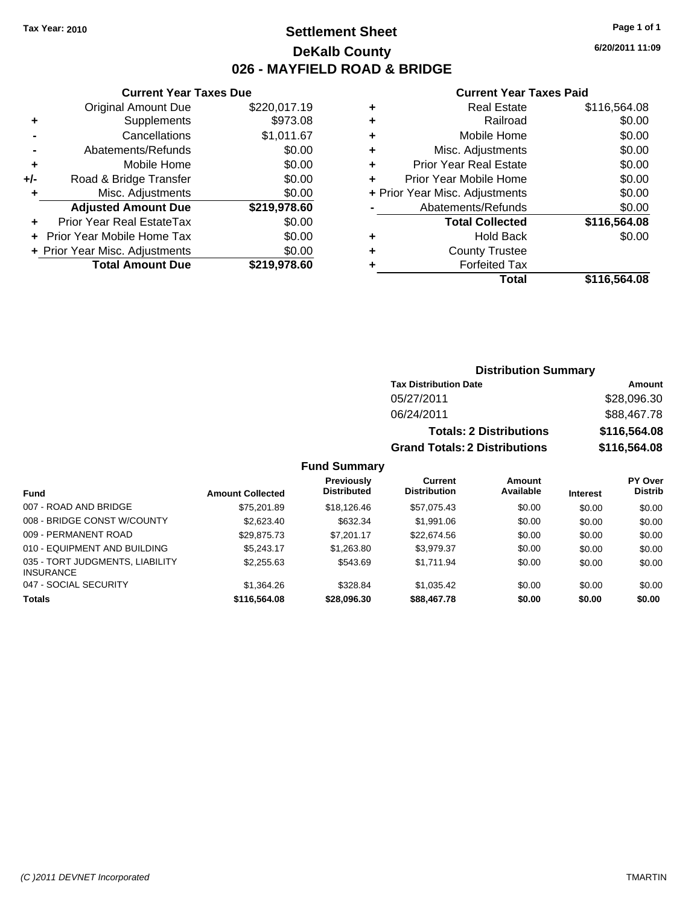Tax Year: 2010

# Settlement Sheet

## DeKalb County

## 026 - MAYFIELD ROAD & BRIDGE

6/20/2011 11:09

### Current Year Taxes Due

| | | |
|---|---|---|
| | Original Amount Due | $220,017.19 |
| + | Supplements | $973.08 |
| - | Cancellations | $1,011.67 |
| - | Abatements/Refunds | $0.00 |
| + | Mobile Home | $0.00 |
| +/- | Road & Bridge Transfer | $0.00 |
| + | Misc. Adjustments | $0.00 |
| | **Adjusted Amount Due** | **$219,978.60** |
| + | Prior Year Real EstateTax | $0.00 |
| + | Prior Year Mobile Home Tax | $0.00 |
| + | Prior Year Misc. Adjustments | $0.00 |
| | **Total Amount Due** | **$219,978.60** |

### Current Year Taxes Paid

| | | |
|---|---|---|
| + | Real Estate | $116,564.08 |
| + | Railroad | $0.00 |
| + | Mobile Home | $0.00 |
| + | Misc. Adjustments | $0.00 |
| + | Prior Year Real Estate | $0.00 |
| + | Prior Year Mobile Home | $0.00 |
| + | Prior Year Misc. Adjustments | $0.00 |
| - | Abatements/Refunds | $0.00 |
| | **Total Collected** | **$116,564.08** |
| + | Hold Back | $0.00 |
| + | County Trustee | |
| + | Forfeited Tax | |
| | **Total** | **$116,564.08** |

### Distribution Summary

| Tax Distribution Date | Amount |
|---|---|
| 05/27/2011 | $28,096.30 |
| 06/24/2011 | $88,467.78 |
| **Totals: 2 Distributions** | **$116,564.08** |
| **Grand Totals: 2 Distributions** | **$116,564.08** |

### Fund Summary

| Fund | Amount Collected | Previously Distributed | Current Distribution | Amount Available | Interest | PY Over Distrib |
|---|---|---|---|---|---|---|
| 007 - ROAD AND BRIDGE | $75,201.89 | $18,126.46 | $57,075.43 | $0.00 | $0.00 | $0.00 |
| 008 - BRIDGE CONST W/COUNTY | $2,623.40 | $632.34 | $1,991.06 | $0.00 | $0.00 | $0.00 |
| 009 - PERMANENT ROAD | $29,875.73 | $7,201.17 | $22,674.56 | $0.00 | $0.00 | $0.00 |
| 010 - EQUIPMENT AND BUILDING | $5,243.17 | $1,263.80 | $3,979.37 | $0.00 | $0.00 | $0.00 |
| 035 - TORT JUDGMENTS, LIABILITY INSURANCE | $2,255.63 | $543.69 | $1,711.94 | $0.00 | $0.00 | $0.00 |
| 047 - SOCIAL SECURITY | $1,364.26 | $328.84 | $1,035.42 | $0.00 | $0.00 | $0.00 |
| **Totals** | **$116,564.08** | **$28,096.30** | **$88,467.78** | **$0.00** | **$0.00** | **$0.00** |

(C )2011 DEVNET Incorporated TMARTIN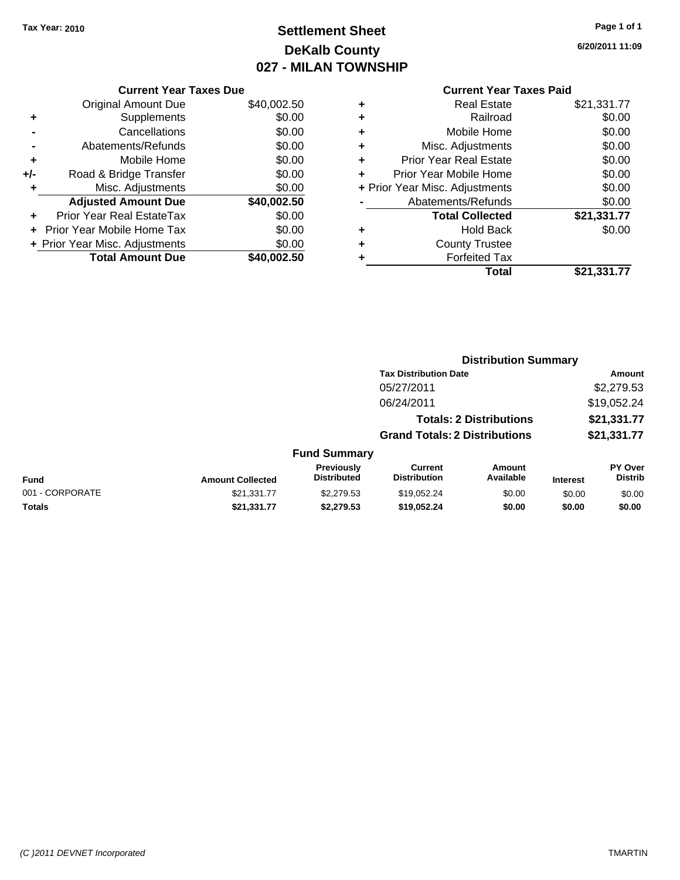Tax Year: 2010

# Settlement Sheet
## DeKalb County
## 027 - MILAN TOWNSHIP

6/20/2011 11:09

### Current Year Taxes Due

| | | |
|---|---|---|
| | Original Amount Due | $40,002.50 |
| + | Supplements | $0.00 |
| - | Cancellations | $0.00 |
| - | Abatements/Refunds | $0.00 |
| + | Mobile Home | $0.00 |
| +/- | Road & Bridge Transfer | $0.00 |
| + | Misc. Adjustments | $0.00 |
| | **Adjusted Amount Due** | **$40,002.50** |
| + | Prior Year Real EstateTax | $0.00 |
| + | Prior Year Mobile Home Tax | $0.00 |
| + | Prior Year Misc. Adjustments | $0.00 |
| | **Total Amount Due** | **$40,002.50** |

### Current Year Taxes Paid

| | | |
|---|---|---|
| + | Real Estate | $21,331.77 |
| + | Railroad | $0.00 |
| + | Mobile Home | $0.00 |
| + | Misc. Adjustments | $0.00 |
| + | Prior Year Real Estate | $0.00 |
| + | Prior Year Mobile Home | $0.00 |
| + | Prior Year Misc. Adjustments | $0.00 |
| - | Abatements/Refunds | $0.00 |
| | **Total Collected** | **$21,331.77** |
| + | Hold Back | $0.00 |
| + | County Trustee | |
| + | Forfeited Tax | |
| | **Total** | **$21,331.77** |

### Distribution Summary

| Tax Distribution Date | Amount |
|---|---|
| 05/27/2011 | $2,279.53 |
| 06/24/2011 | $19,052.24 |
| **Totals: 2 Distributions** | **$21,331.77** |
| **Grand Totals: 2 Distributions** | **$21,331.77** |

### Fund Summary

| Fund | Amount Collected | Previously Distributed | Current Distribution | Amount Available | Interest | PY Over Distrib |
|---|---|---|---|---|---|---|
| 001 - CORPORATE | $21,331.77 | $2,279.53 | $19,052.24 | $0.00 | $0.00 | $0.00 |
| **Totals** | **$21,331.77** | **$2,279.53** | **$19,052.24** | **$0.00** | **$0.00** | **$0.00** |

(C )2011 DEVNET Incorporated TMARTIN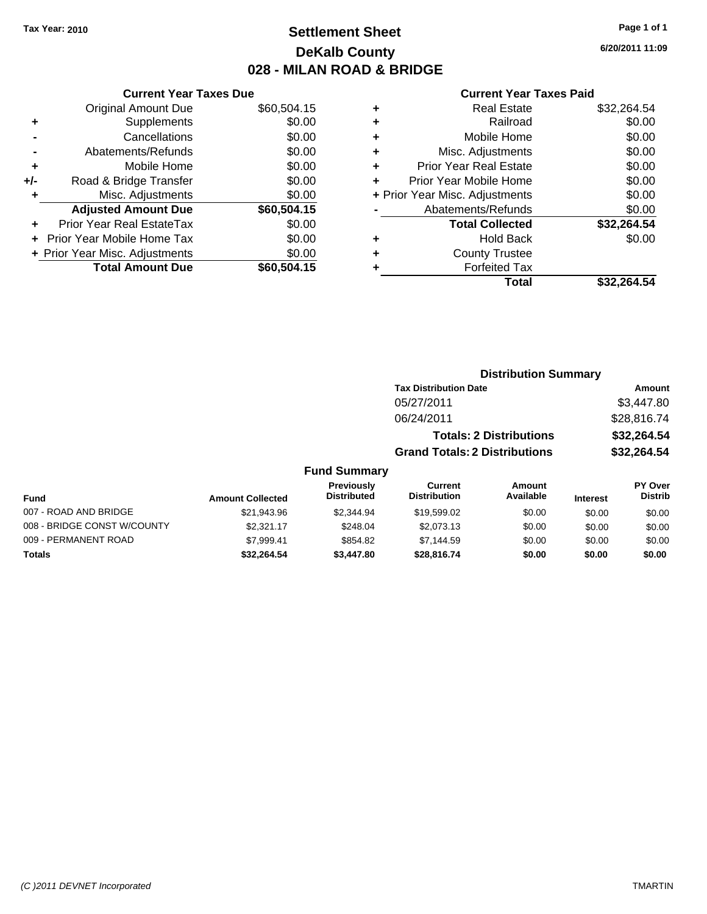Tax Year: 2010

# Settlement Sheet
## DeKalb County
## 028 - MILAN ROAD & BRIDGE

6/20/2011 11:09

### Current Year Taxes Due

| | | |
|---|---|---|
| | Original Amount Due | $60,504.15 |
| + | Supplements | $0.00 |
| - | Cancellations | $0.00 |
| - | Abatements/Refunds | $0.00 |
| + | Mobile Home | $0.00 |
| +/- | Road & Bridge Transfer | $0.00 |
| + | Misc. Adjustments | $0.00 |
| | **Adjusted Amount Due** | **$60,504.15** |
| + | Prior Year Real EstateTax | $0.00 |
| + | Prior Year Mobile Home Tax | $0.00 |
| + | Prior Year Misc. Adjustments | $0.00 |
| | **Total Amount Due** | **$60,504.15** |

### Current Year Taxes Paid

| | | |
|---|---|---|
| + | Real Estate | $32,264.54 |
| + | Railroad | $0.00 |
| + | Mobile Home | $0.00 |
| + | Misc. Adjustments | $0.00 |
| + | Prior Year Real Estate | $0.00 |
| + | Prior Year Mobile Home | $0.00 |
| + | Prior Year Misc. Adjustments | $0.00 |
| - | Abatements/Refunds | $0.00 |
| | **Total Collected** | **$32,264.54** |
| + | Hold Back | $0.00 |
| + | County Trustee | |
| + | Forfeited Tax | |
| | **Total** | **$32,264.54** |

### Distribution Summary

| Tax Distribution Date | Amount |
|---|---|
| 05/27/2011 | $3,447.80 |
| 06/24/2011 | $28,816.74 |
| **Totals: 2 Distributions** | **$32,264.54** |
| **Grand Totals: 2 Distributions** | **$32,264.54** |

### Fund Summary

| Fund | Amount Collected | Previously Distributed | Current Distribution | Amount Available | Interest | PY Over Distrib |
|---|---|---|---|---|---|---|
| 007 - ROAD AND BRIDGE | $21,943.96 | $2,344.94 | $19,599.02 | $0.00 | $0.00 | $0.00 |
| 008 - BRIDGE CONST W/COUNTY | $2,321.17 | $248.04 | $2,073.13 | $0.00 | $0.00 | $0.00 |
| 009 - PERMANENT ROAD | $7,999.41 | $854.82 | $7,144.59 | $0.00 | $0.00 | $0.00 |
| **Totals** | **$32,264.54** | **$3,447.80** | **$28,816.74** | **$0.00** | **$0.00** | **$0.00** |

(C )2011 DEVNET Incorporated — TMARTIN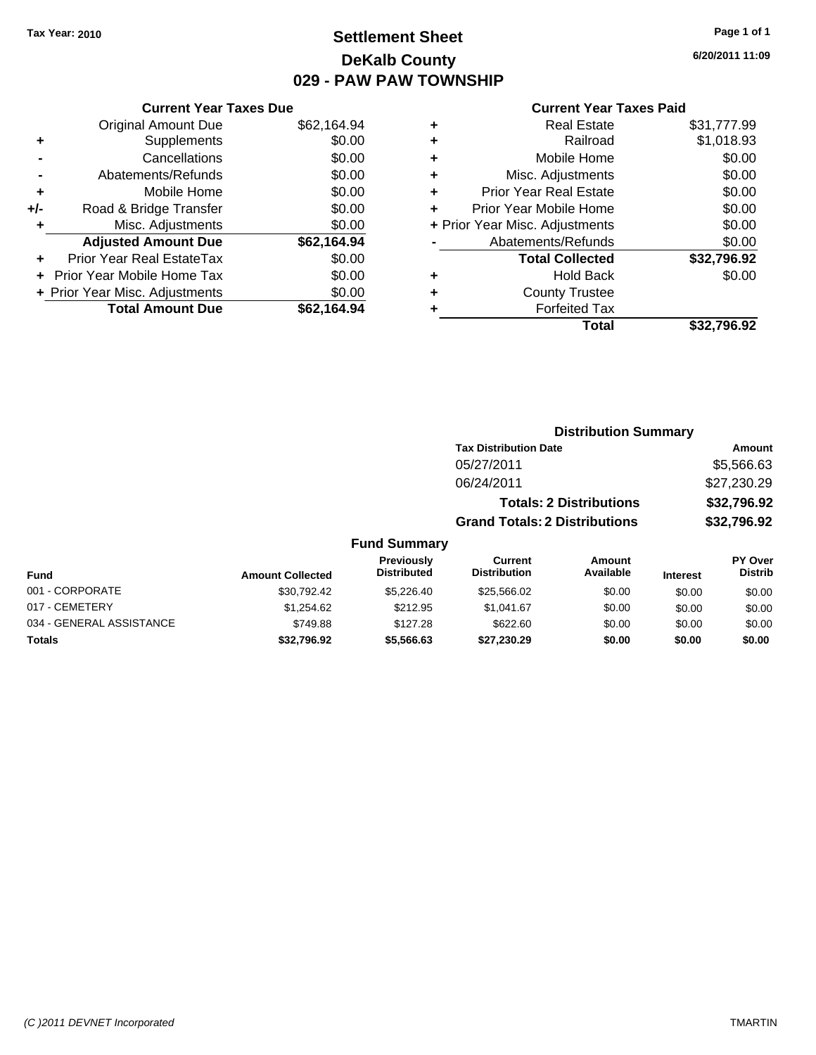Tax Year: 2010

# Settlement Sheet
## DeKalb County
## 029 - PAW PAW TOWNSHIP

6/20/2011 11:09

### Current Year Taxes Due

| | | |
|---|---|---|
| | Original Amount Due | $62,164.94 |
| + | Supplements | $0.00 |
| - | Cancellations | $0.00 |
| - | Abatements/Refunds | $0.00 |
| + | Mobile Home | $0.00 |
| +/- | Road & Bridge Transfer | $0.00 |
| + | Misc. Adjustments | $0.00 |
| | **Adjusted Amount Due** | **$62,164.94** |
| + | Prior Year Real EstateTax | $0.00 |
| + | Prior Year Mobile Home Tax | $0.00 |
| + | Prior Year Misc. Adjustments | $0.00 |
| | **Total Amount Due** | **$62,164.94** |

### Current Year Taxes Paid

| | | |
|---|---|---|
| + | Real Estate | $31,777.99 |
| + | Railroad | $1,018.93 |
| + | Mobile Home | $0.00 |
| + | Misc. Adjustments | $0.00 |
| + | Prior Year Real Estate | $0.00 |
| + | Prior Year Mobile Home | $0.00 |
| + | Prior Year Misc. Adjustments | $0.00 |
| - | Abatements/Refunds | $0.00 |
| | **Total Collected** | **$32,796.92** |
| + | Hold Back | $0.00 |
| + | County Trustee | |
| + | Forfeited Tax | |
| | **Total** | **$32,796.92** |

### Distribution Summary

| Tax Distribution Date | Amount |
|---|---|
| 05/27/2011 | $5,566.63 |
| 06/24/2011 | $27,230.29 |
| **Totals: 2 Distributions** | **$32,796.92** |
| **Grand Totals: 2 Distributions** | **$32,796.92** |

### Fund Summary

| Fund | Amount Collected | Previously Distributed | Current Distribution | Amount Available | Interest | PY Over Distrib |
|---|---|---|---|---|---|---|
| 001 - CORPORATE | $30,792.42 | $5,226.40 | $25,566.02 | $0.00 | $0.00 | $0.00 |
| 017 - CEMETERY | $1,254.62 | $212.95 | $1,041.67 | $0.00 | $0.00 | $0.00 |
| 034 - GENERAL ASSISTANCE | $749.88 | $127.28 | $622.60 | $0.00 | $0.00 | $0.00 |
| **Totals** | **$32,796.92** | **$5,566.63** | **$27,230.29** | **$0.00** | **$0.00** | **$0.00** |

(C )2011 DEVNET Incorporated — TMARTIN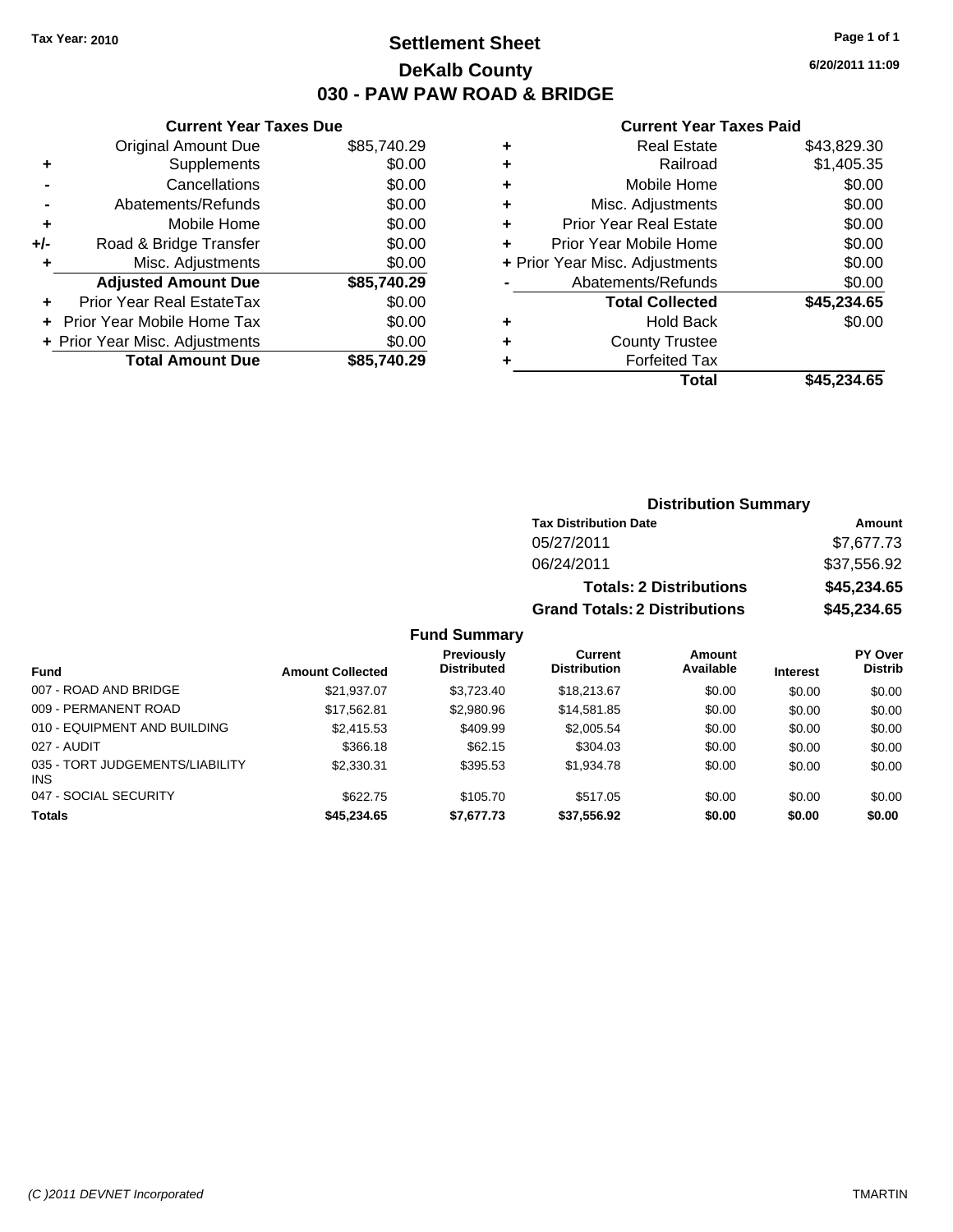Tax Year: 2010

# Settlement Sheet
## DeKalb County
## 030 - PAW PAW ROAD & BRIDGE

6/20/2011 11:09

### Current Year Taxes Due

| | | |
|---|---|---|
| | Original Amount Due | $85,740.29 |
| + | Supplements | $0.00 |
| - | Cancellations | $0.00 |
| - | Abatements/Refunds | $0.00 |
| + | Mobile Home | $0.00 |
| +/- | Road & Bridge Transfer | $0.00 |
| + | Misc. Adjustments | $0.00 |
| | **Adjusted Amount Due** | **$85,740.29** |
| + | Prior Year Real EstateTax | $0.00 |
| + | Prior Year Mobile Home Tax | $0.00 |
| + | Prior Year Misc. Adjustments | $0.00 |
| | **Total Amount Due** | **$85,740.29** |

### Current Year Taxes Paid

| | | |
|---|---|---|
| + | Real Estate | $43,829.30 |
| + | Railroad | $1,405.35 |
| + | Mobile Home | $0.00 |
| + | Misc. Adjustments | $0.00 |
| + | Prior Year Real Estate | $0.00 |
| + | Prior Year Mobile Home | $0.00 |
| + | Prior Year Misc. Adjustments | $0.00 |
| - | Abatements/Refunds | $0.00 |
| | **Total Collected** | **$45,234.65** |
| + | Hold Back | $0.00 |
| + | County Trustee | |
| + | Forfeited Tax | |
| | **Total** | **$45,234.65** |

### Distribution Summary

| Tax Distribution Date | Amount |
|---|---|
| 05/27/2011 | $7,677.73 |
| 06/24/2011 | $37,556.92 |
| **Totals: 2 Distributions** | **$45,234.65** |
| **Grand Totals: 2 Distributions** | **$45,234.65** |

### Fund Summary

| Fund | Amount Collected | Previously Distributed | Current Distribution | Amount Available | Interest | PY Over Distrib |
|---|---|---|---|---|---|---|
| 007 - ROAD AND BRIDGE | $21,937.07 | $3,723.40 | $18,213.67 | $0.00 | $0.00 | $0.00 |
| 009 - PERMANENT ROAD | $17,562.81 | $2,980.96 | $14,581.85 | $0.00 | $0.00 | $0.00 |
| 010 - EQUIPMENT AND BUILDING | $2,415.53 | $409.99 | $2,005.54 | $0.00 | $0.00 | $0.00 |
| 027 - AUDIT | $366.18 | $62.15 | $304.03 | $0.00 | $0.00 | $0.00 |
| 035 - TORT JUDGEMENTS/LIABILITY INS | $2,330.31 | $395.53 | $1,934.78 | $0.00 | $0.00 | $0.00 |
| 047 - SOCIAL SECURITY | $622.75 | $105.70 | $517.05 | $0.00 | $0.00 | $0.00 |
| **Totals** | **$45,234.65** | **$7,677.73** | **$37,556.92** | **$0.00** | **$0.00** | **$0.00** |

(C )2011 DEVNET Incorporated TMARTIN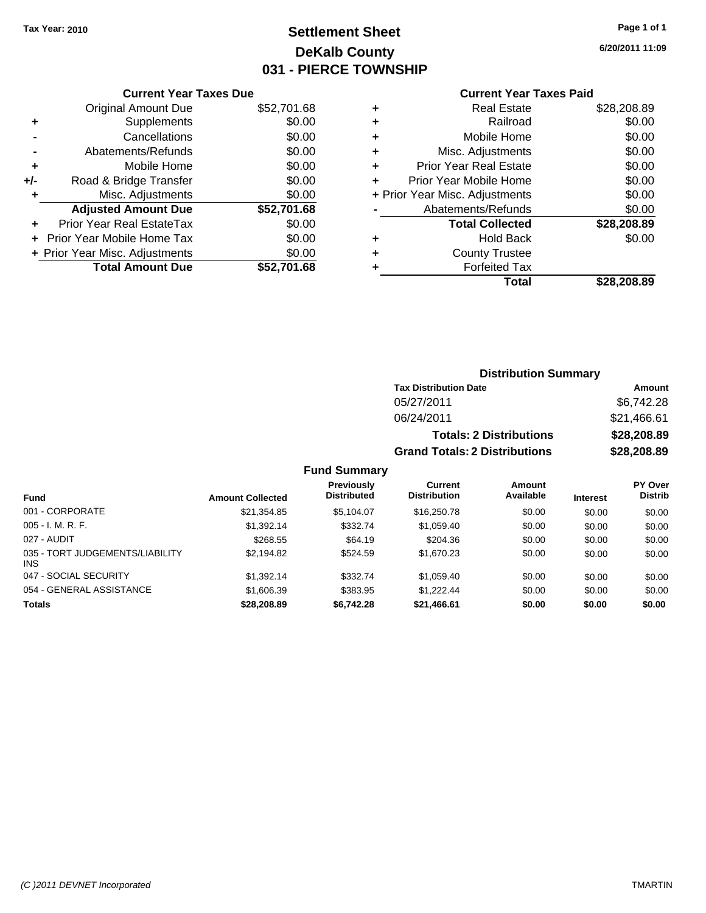Tax Year: 2010

# Settlement Sheet
## DeKalb County
## 031 - PIERCE TOWNSHIP

6/20/2011 11:09

### Current Year Taxes Due

| | | |
|---|---|---|
| | Original Amount Due | $52,701.68 |
| + | Supplements | $0.00 |
| - | Cancellations | $0.00 |
| - | Abatements/Refunds | $0.00 |
| + | Mobile Home | $0.00 |
| +/- | Road & Bridge Transfer | $0.00 |
| + | Misc. Adjustments | $0.00 |
| | **Adjusted Amount Due** | **$52,701.68** |
| + | Prior Year Real EstateTax | $0.00 |
| + | Prior Year Mobile Home Tax | $0.00 |
| + | Prior Year Misc. Adjustments | $0.00 |
| | **Total Amount Due** | **$52,701.68** |

### Current Year Taxes Paid

| | | |
|---|---|---|
| + | Real Estate | $28,208.89 |
| + | Railroad | $0.00 |
| + | Mobile Home | $0.00 |
| + | Misc. Adjustments | $0.00 |
| + | Prior Year Real Estate | $0.00 |
| + | Prior Year Mobile Home | $0.00 |
| + | Prior Year Misc. Adjustments | $0.00 |
| - | Abatements/Refunds | $0.00 |
| | **Total Collected** | **$28,208.89** |
| + | Hold Back | $0.00 |
| + | County Trustee | |
| + | Forfeited Tax | |
| | **Total** | **$28,208.89** |

### Distribution Summary

| Tax Distribution Date | Amount |
|---|---|
| 05/27/2011 | $6,742.28 |
| 06/24/2011 | $21,466.61 |
| **Totals: 2 Distributions** | **$28,208.89** |
| **Grand Totals: 2 Distributions** | **$28,208.89** |

### Fund Summary

| Fund | Amount Collected | Previously Distributed | Current Distribution | Amount Available | Interest | PY Over Distrib |
|---|---|---|---|---|---|---|
| 001 - CORPORATE | $21,354.85 | $5,104.07 | $16,250.78 | $0.00 | $0.00 | $0.00 |
| 005 - I. M. R. F. | $1,392.14 | $332.74 | $1,059.40 | $0.00 | $0.00 | $0.00 |
| 027 - AUDIT | $268.55 | $64.19 | $204.36 | $0.00 | $0.00 | $0.00 |
| 035 - TORT JUDGEMENTS/LIABILITY INS | $2,194.82 | $524.59 | $1,670.23 | $0.00 | $0.00 | $0.00 |
| 047 - SOCIAL SECURITY | $1,392.14 | $332.74 | $1,059.40 | $0.00 | $0.00 | $0.00 |
| 054 - GENERAL ASSISTANCE | $1,606.39 | $383.95 | $1,222.44 | $0.00 | $0.00 | $0.00 |
| **Totals** | **$28,208.89** | **$6,742.28** | **$21,466.61** | **$0.00** | **$0.00** | **$0.00** |

(C )2011 DEVNET Incorporated TMARTIN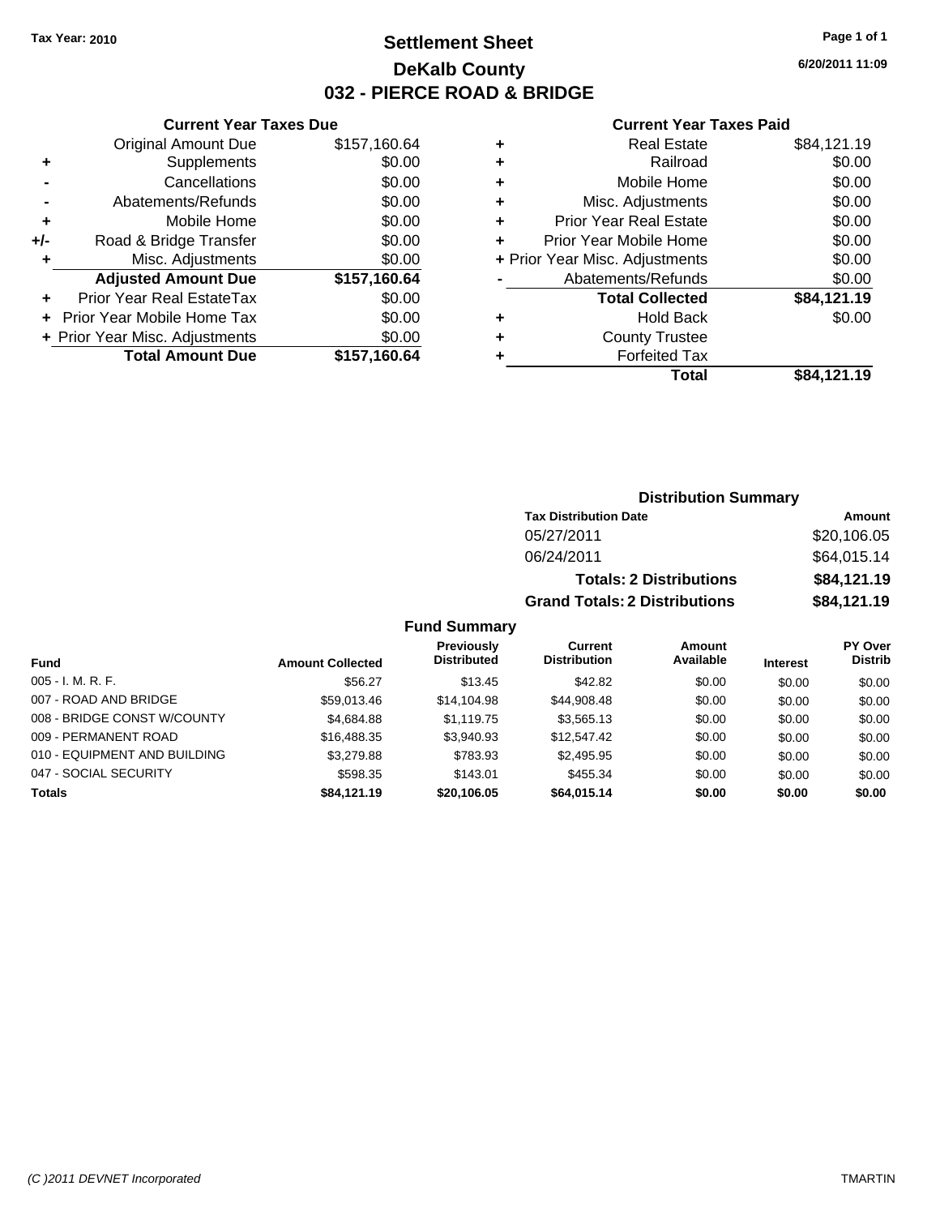**Tax Year: 2010**

# Settlement Sheet
## DeKalb County
## 032 - PIERCE ROAD & BRIDGE

**6/20/2011 11:09**

### Current Year Taxes Due

| | | |
|---|---|---|
| | Original Amount Due | $157,160.64 |
| + | Supplements | $0.00 |
| - | Cancellations | $0.00 |
| - | Abatements/Refunds | $0.00 |
| + | Mobile Home | $0.00 |
| +/- | Road & Bridge Transfer | $0.00 |
| + | Misc. Adjustments | $0.00 |
| | **Adjusted Amount Due** | **$157,160.64** |
| + | Prior Year Real EstateTax | $0.00 |
| + | Prior Year Mobile Home Tax | $0.00 |
| + | Prior Year Misc. Adjustments | $0.00 |
| | **Total Amount Due** | **$157,160.64** |

### Current Year Taxes Paid

| | | |
|---|---|---|
| + | Real Estate | $84,121.19 |
| + | Railroad | $0.00 |
| + | Mobile Home | $0.00 |
| + | Misc. Adjustments | $0.00 |
| + | Prior Year Real Estate | $0.00 |
| + | Prior Year Mobile Home | $0.00 |
| + | Prior Year Misc. Adjustments | $0.00 |
| - | Abatements/Refunds | $0.00 |
| | **Total Collected** | **$84,121.19** |
| + | Hold Back | $0.00 |
| + | County Trustee | |
| + | Forfeited Tax | |
| | **Total** | **$84,121.19** |

### Distribution Summary

| Tax Distribution Date | Amount |
|---|---|
| 05/27/2011 | $20,106.05 |
| 06/24/2011 | $64,015.14 |
| **Totals: 2 Distributions** | **$84,121.19** |
| **Grand Totals: 2 Distributions** | **$84,121.19** |

### Fund Summary

| Fund | Amount Collected | Previously Distributed | Current Distribution | Amount Available | Interest | PY Over Distrib |
|---|---|---|---|---|---|---|
| 005 - I. M. R. F. | $56.27 | $13.45 | $42.82 | $0.00 | $0.00 | $0.00 |
| 007 - ROAD AND BRIDGE | $59,013.46 | $14,104.98 | $44,908.48 | $0.00 | $0.00 | $0.00 |
| 008 - BRIDGE CONST W/COUNTY | $4,684.88 | $1,119.75 | $3,565.13 | $0.00 | $0.00 | $0.00 |
| 009 - PERMANENT ROAD | $16,488.35 | $3,940.93 | $12,547.42 | $0.00 | $0.00 | $0.00 |
| 010 - EQUIPMENT AND BUILDING | $3,279.88 | $783.93 | $2,495.95 | $0.00 | $0.00 | $0.00 |
| 047 - SOCIAL SECURITY | $598.35 | $143.01 | $455.34 | $0.00 | $0.00 | $0.00 |
| **Totals** | **$84,121.19** | **$20,106.05** | **$64,015.14** | **$0.00** | **$0.00** | **$0.00** |

(C )2011 DEVNET Incorporated TMARTIN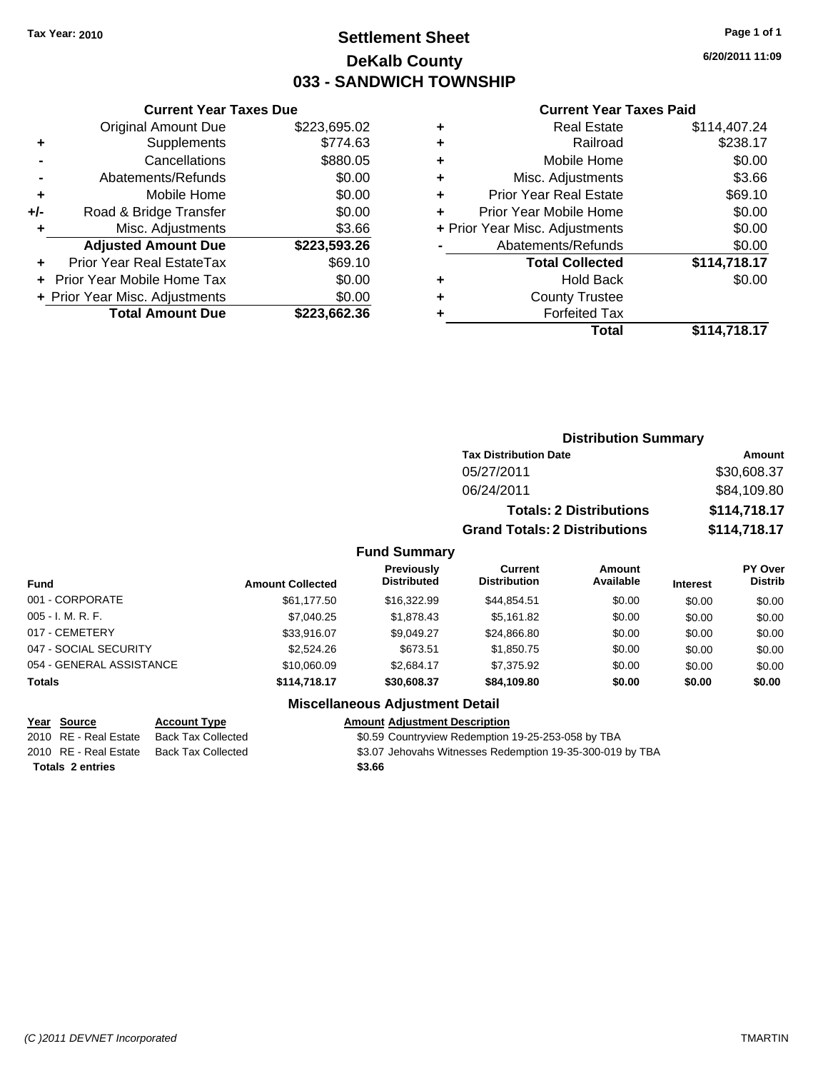Tax Year: 2010

# Settlement Sheet
## DeKalb County
## 033 - SANDWICH TOWNSHIP

6/20/2011 11:09

### Current Year Taxes Due

| | | |
|---|---|---|
| | Original Amount Due | $223,695.02 |
| + | Supplements | $774.63 |
| - | Cancellations | $880.05 |
| - | Abatements/Refunds | $0.00 |
| + | Mobile Home | $0.00 |
| +/- | Road & Bridge Transfer | $0.00 |
| + | Misc. Adjustments | $3.66 |
| | **Adjusted Amount Due** | **$223,593.26** |
| + | Prior Year Real EstateTax | $69.10 |
| + | Prior Year Mobile Home Tax | $0.00 |
| + | Prior Year Misc. Adjustments | $0.00 |
| | **Total Amount Due** | **$223,662.36** |

### Current Year Taxes Paid

| | | |
|---|---|---|
| + | Real Estate | $114,407.24 |
| + | Railroad | $238.17 |
| + | Mobile Home | $0.00 |
| + | Misc. Adjustments | $3.66 |
| + | Prior Year Real Estate | $69.10 |
| + | Prior Year Mobile Home | $0.00 |
| + | Prior Year Misc. Adjustments | $0.00 |
| - | Abatements/Refunds | $0.00 |
| | **Total Collected** | **$114,718.17** |
| + | Hold Back | $0.00 |
| + | County Trustee | |
| + | Forfeited Tax | |
| | **Total** | **$114,718.17** |

### Distribution Summary

| Tax Distribution Date | Amount |
|---|---|
| 05/27/2011 | $30,608.37 |
| 06/24/2011 | $84,109.80 |
| **Totals: 2 Distributions** | **$114,718.17** |
| **Grand Totals: 2 Distributions** | **$114,718.17** |

### Fund Summary

| Fund | Amount Collected | Previously Distributed | Current Distribution | Amount Available | Interest | PY Over Distrib |
|---|---|---|---|---|---|---|
| 001 - CORPORATE | $61,177.50 | $16,322.99 | $44,854.51 | $0.00 | $0.00 | $0.00 |
| 005 - I. M. R. F. | $7,040.25 | $1,878.43 | $5,161.82 | $0.00 | $0.00 | $0.00 |
| 017 - CEMETERY | $33,916.07 | $9,049.27 | $24,866.80 | $0.00 | $0.00 | $0.00 |
| 047 - SOCIAL SECURITY | $2,524.26 | $673.51 | $1,850.75 | $0.00 | $0.00 | $0.00 |
| 054 - GENERAL ASSISTANCE | $10,060.09 | $2,684.17 | $7,375.92 | $0.00 | $0.00 | $0.00 |
| **Totals** | **$114,718.17** | **$30,608.37** | **$84,109.80** | **$0.00** | **$0.00** | **$0.00** |

### Miscellaneous Adjustment Detail

| Year | Source | Account Type | Amount | Adjustment Description |
|---|---|---|---|---|
| 2010 | RE - Real Estate | Back Tax Collected | $0.59 | Countryview Redemption 19-25-253-058 by TBA |
| 2010 | RE - Real Estate | Back Tax Collected | $3.07 | Jehovahs Witnesses Redemption 19-35-300-019 by TBA |
| **Totals 2 entries** | | | **$3.66** | |

(C )2011 DEVNET Incorporated — TMARTIN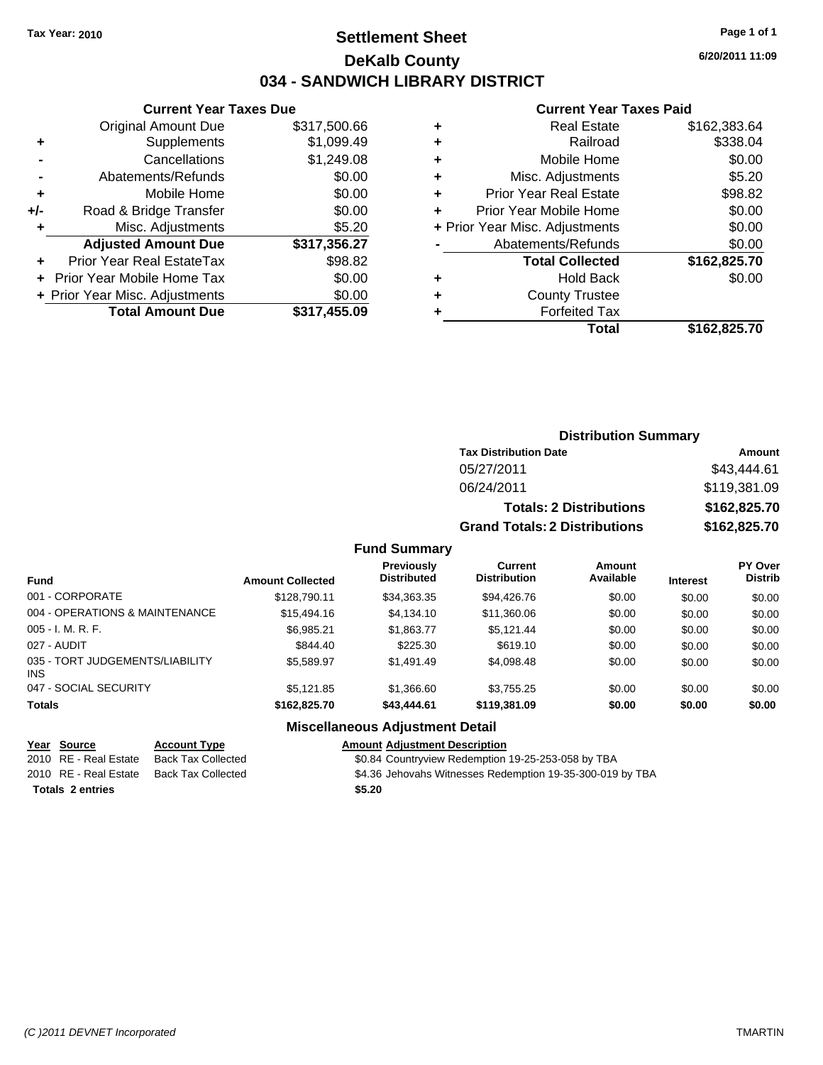**Tax Year: 2010**

# Settlement Sheet
## DeKalb County
## 034 - SANDWICH LIBRARY DISTRICT

6/20/2011 11:09

### Current Year Taxes Due

| | | |
|---|---|---|
| | Original Amount Due | $317,500.66 |
| + | Supplements | $1,099.49 |
| - | Cancellations | $1,249.08 |
| - | Abatements/Refunds | $0.00 |
| + | Mobile Home | $0.00 |
| +/- | Road & Bridge Transfer | $0.00 |
| + | Misc. Adjustments | $5.20 |
| | **Adjusted Amount Due** | **$317,356.27** |
| + | Prior Year Real EstateTax | $98.82 |
| + | Prior Year Mobile Home Tax | $0.00 |
| + | Prior Year Misc. Adjustments | $0.00 |
| | **Total Amount Due** | **$317,455.09** |

### Current Year Taxes Paid

| | | |
|---|---|---|
| + | Real Estate | $162,383.64 |
| + | Railroad | $338.04 |
| + | Mobile Home | $0.00 |
| + | Misc. Adjustments | $5.20 |
| + | Prior Year Real Estate | $98.82 |
| + | Prior Year Mobile Home | $0.00 |
| + | Prior Year Misc. Adjustments | $0.00 |
| - | Abatements/Refunds | $0.00 |
| | **Total Collected** | **$162,825.70** |
| + | Hold Back | $0.00 |
| + | County Trustee | |
| + | Forfeited Tax | |
| | **Total** | **$162,825.70** |

### Distribution Summary

| Tax Distribution Date | Amount |
|---|---|
| 05/27/2011 | $43,444.61 |
| 06/24/2011 | $119,381.09 |
| **Totals: 2 Distributions** | **$162,825.70** |
| **Grand Totals: 2 Distributions** | **$162,825.70** |

### Fund Summary

| Fund | Amount Collected | Previously Distributed | Current Distribution | Amount Available | Interest | PY Over Distrib |
|---|---|---|---|---|---|---|
| 001 - CORPORATE | $128,790.11 | $34,363.35 | $94,426.76 | $0.00 | $0.00 | $0.00 |
| 004 - OPERATIONS & MAINTENANCE | $15,494.16 | $4,134.10 | $11,360.06 | $0.00 | $0.00 | $0.00 |
| 005 - I. M. R. F. | $6,985.21 | $1,863.77 | $5,121.44 | $0.00 | $0.00 | $0.00 |
| 027 - AUDIT | $844.40 | $225.30 | $619.10 | $0.00 | $0.00 | $0.00 |
| 035 - TORT JUDGEMENTS/LIABILITY INS | $5,589.97 | $1,491.49 | $4,098.48 | $0.00 | $0.00 | $0.00 |
| 047 - SOCIAL SECURITY | $5,121.85 | $1,366.60 | $3,755.25 | $0.00 | $0.00 | $0.00 |
| **Totals** | **$162,825.70** | **$43,444.61** | **$119,381.09** | **$0.00** | **$0.00** | **$0.00** |

### Miscellaneous Adjustment Detail

| Year | Source | Account Type | Amount | Adjustment Description |
|---|---|---|---|---|
| 2010 | RE - Real Estate | Back Tax Collected | $0.84 | Countryview Redemption 19-25-253-058 by TBA |
| 2010 | RE - Real Estate | Back Tax Collected | $4.36 | Jehovahs Witnesses Redemption 19-35-300-019 by TBA |
| **Totals 2 entries** | | | **$5.20** | |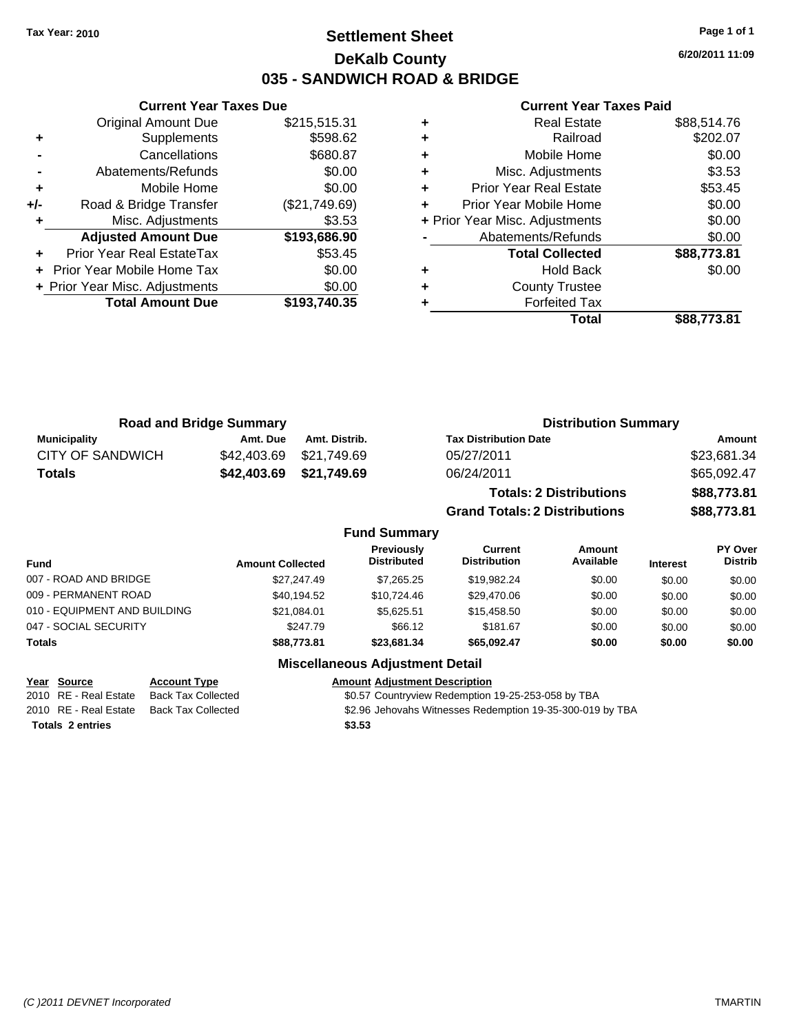**Tax Year: 2010**

# Settlement Sheet

## DeKalb County

## 035 - SANDWICH ROAD & BRIDGE

6/20/2011 11:09

### Current Year Taxes Due

| | | |
|---|---|---|
| | Original Amount Due | $215,515.31 |
| + | Supplements | $598.62 |
| - | Cancellations | $680.87 |
| - | Abatements/Refunds | $0.00 |
| + | Mobile Home | $0.00 |
| +/- | Road & Bridge Transfer | ($21,749.69) |
| + | Misc. Adjustments | $3.53 |
| | **Adjusted Amount Due** | **$193,686.90** |
| + | Prior Year Real EstateTax | $53.45 |
| + | Prior Year Mobile Home Tax | $0.00 |
| + | Prior Year Misc. Adjustments | $0.00 |
| | **Total Amount Due** | **$193,740.35** |

### Current Year Taxes Paid

| | | |
|---|---|---|
| + | Real Estate | $88,514.76 |
| + | Railroad | $202.07 |
| + | Mobile Home | $0.00 |
| + | Misc. Adjustments | $3.53 |
| + | Prior Year Real Estate | $53.45 |
| + | Prior Year Mobile Home | $0.00 |
| + | Prior Year Misc. Adjustments | $0.00 |
| - | Abatements/Refunds | $0.00 |
| | **Total Collected** | **$88,773.81** |
| + | Hold Back | $0.00 |
| + | County Trustee | |
| + | Forfeited Tax | |
| | **Total** | **$88,773.81** |

### Road and Bridge Summary

| Municipality | Amt. Due | Amt. Distrib. |
|---|---|---|
| CITY OF SANDWICH | $42,403.69 | $21,749.69 |
| **Totals** | **$42,403.69** | **$21,749.69** |

### Distribution Summary

| Tax Distribution Date | Amount |
|---|---|
| 05/27/2011 | $23,681.34 |
| 06/24/2011 | $65,092.47 |
| **Totals: 2 Distributions** | **$88,773.81** |
| **Grand Totals: 2 Distributions** | **$88,773.81** |

### Fund Summary

| Fund | Amount Collected | Previously Distributed | Current Distribution | Amount Available | Interest | PY Over Distrib |
|---|---|---|---|---|---|---|
| 007 - ROAD AND BRIDGE | $27,247.49 | $7,265.25 | $19,982.24 | $0.00 | $0.00 | $0.00 |
| 009 - PERMANENT ROAD | $40,194.52 | $10,724.46 | $29,470.06 | $0.00 | $0.00 | $0.00 |
| 010 - EQUIPMENT AND BUILDING | $21,084.01 | $5,625.51 | $15,458.50 | $0.00 | $0.00 | $0.00 |
| 047 - SOCIAL SECURITY | $247.79 | $66.12 | $181.67 | $0.00 | $0.00 | $0.00 |
| **Totals** | **$88,773.81** | **$23,681.34** | **$65,092.47** | **$0.00** | **$0.00** | **$0.00** |

### Miscellaneous Adjustment Detail

| Year | Source | Account Type | Amount | Adjustment Description |
|---|---|---|---|---|
| 2010 | RE - Real Estate | Back Tax Collected | $0.57 | Countryview Redemption 19-25-253-058 by TBA |
| 2010 | RE - Real Estate | Back Tax Collected | $2.96 | Jehovahs Witnesses Redemption 19-35-300-019 by TBA |
| **Totals 2 entries** | | | **$3.53** | |

(C )2011 DEVNET Incorporated TMARTIN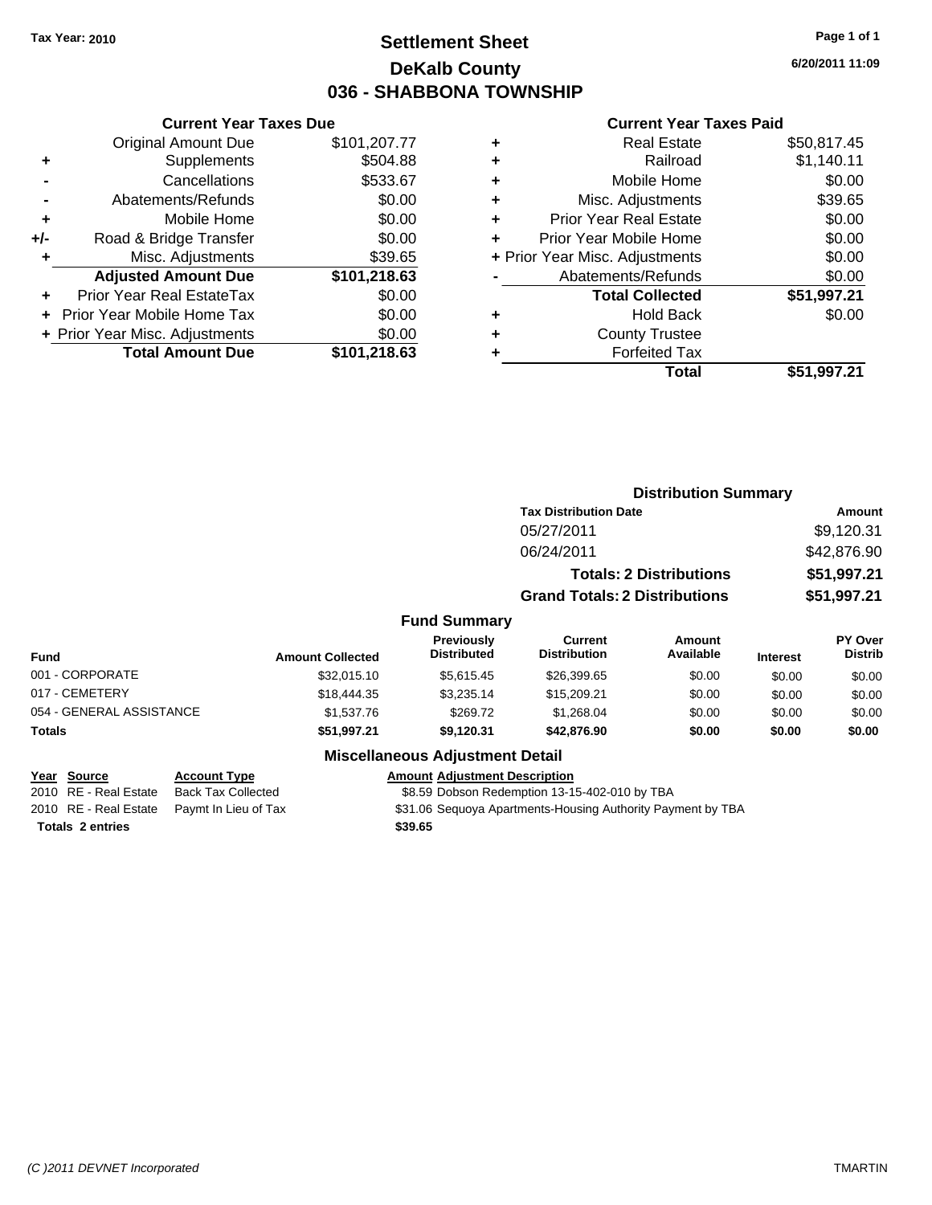**Tax Year: 2010**

# Settlement Sheet
## DeKalb County
## 036 - SHABBONA TOWNSHIP

6/20/2011 11:09

### Current Year Taxes Due

| | | |
|---|---|---|
| | Original Amount Due | $101,207.77 |
| + | Supplements | $504.88 |
| - | Cancellations | $533.67 |
| - | Abatements/Refunds | $0.00 |
| + | Mobile Home | $0.00 |
| +/- | Road & Bridge Transfer | $0.00 |
| + | Misc. Adjustments | $39.65 |
| | **Adjusted Amount Due** | **$101,218.63** |
| + | Prior Year Real EstateTax | $0.00 |
| + | Prior Year Mobile Home Tax | $0.00 |
| + | Prior Year Misc. Adjustments | $0.00 |
| | **Total Amount Due** | **$101,218.63** |

### Current Year Taxes Paid

| | | |
|---|---|---|
| + | Real Estate | $50,817.45 |
| + | Railroad | $1,140.11 |
| + | Mobile Home | $0.00 |
| + | Misc. Adjustments | $39.65 |
| + | Prior Year Real Estate | $0.00 |
| + | Prior Year Mobile Home | $0.00 |
| + | Prior Year Misc. Adjustments | $0.00 |
| - | Abatements/Refunds | $0.00 |
| | **Total Collected** | **$51,997.21** |
| + | Hold Back | $0.00 |
| + | County Trustee | |
| + | Forfeited Tax | |
| | **Total** | **$51,997.21** |

### Distribution Summary

| Tax Distribution Date | Amount |
|---|---|
| 05/27/2011 | $9,120.31 |
| 06/24/2011 | $42,876.90 |
| **Totals: 2 Distributions** | **$51,997.21** |
| **Grand Totals: 2 Distributions** | **$51,997.21** |

### Fund Summary

| Fund | Amount Collected | Previously Distributed | Current Distribution | Amount Available | Interest | PY Over Distrib |
|---|---|---|---|---|---|---|
| 001 - CORPORATE | $32,015.10 | $5,615.45 | $26,399.65 | $0.00 | $0.00 | $0.00 |
| 017 - CEMETERY | $18,444.35 | $3,235.14 | $15,209.21 | $0.00 | $0.00 | $0.00 |
| 054 - GENERAL ASSISTANCE | $1,537.76 | $269.72 | $1,268.04 | $0.00 | $0.00 | $0.00 |
| **Totals** | **$51,997.21** | **$9,120.31** | **$42,876.90** | **$0.00** | **$0.00** | **$0.00** |

### Miscellaneous Adjustment Detail

| Year | Source | Account Type | Amount | Adjustment Description |
|---|---|---|---|---|
| 2010 | RE - Real Estate | Back Tax Collected | $8.59 | Dobson Redemption 13-15-402-010 by TBA |
| 2010 | RE - Real Estate | Paymt In Lieu of Tax | $31.06 | Sequoya Apartments-Housing Authority Payment by TBA |
| **Totals** | **2 entries** | | **$39.65** | |

(C )2011 DEVNET Incorporated

TMARTIN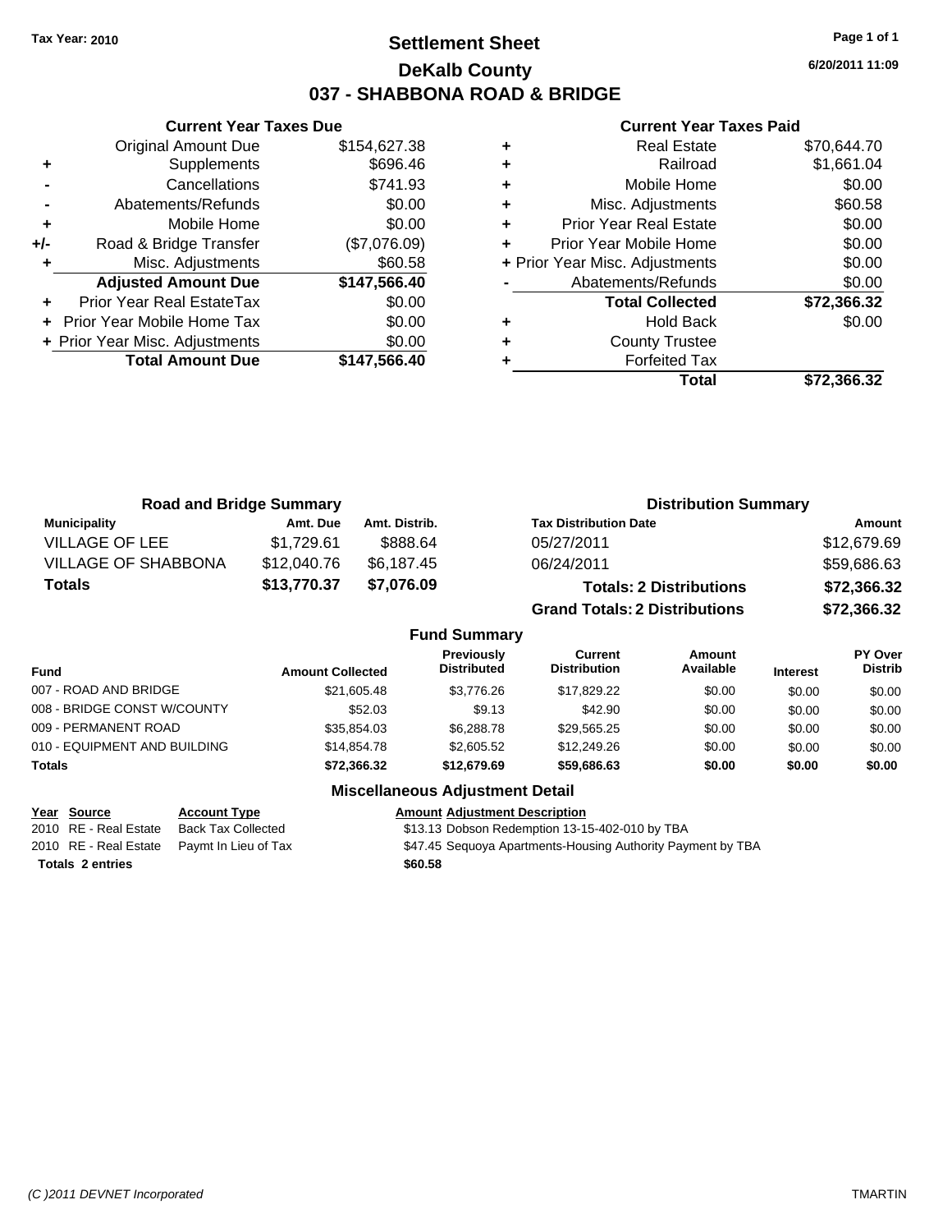Tax Year: 2010

# Settlement Sheet
## DeKalb County
## 037 - SHABBONA ROAD & BRIDGE

6/20/2011 11:09

### Current Year Taxes Due

| | | |
|---|---|---|
| | Original Amount Due | $154,627.38 |
| + | Supplements | $696.46 |
| - | Cancellations | $741.93 |
| - | Abatements/Refunds | $0.00 |
| + | Mobile Home | $0.00 |
| +/- | Road & Bridge Transfer | ($7,076.09) |
| + | Misc. Adjustments | $60.58 |
| | **Adjusted Amount Due** | **$147,566.40** |
| + | Prior Year Real EstateTax | $0.00 |
| + | Prior Year Mobile Home Tax | $0.00 |
| + | Prior Year Misc. Adjustments | $0.00 |
| | **Total Amount Due** | **$147,566.40** |

### Current Year Taxes Paid

| | | |
|---|---|---|
| + | Real Estate | $70,644.70 |
| + | Railroad | $1,661.04 |
| + | Mobile Home | $0.00 |
| + | Misc. Adjustments | $60.58 |
| + | Prior Year Real Estate | $0.00 |
| + | Prior Year Mobile Home | $0.00 |
| + | Prior Year Misc. Adjustments | $0.00 |
| - | Abatements/Refunds | $0.00 |
| | **Total Collected** | **$72,366.32** |
| + | Hold Back | $0.00 |
| + | County Trustee | |
| + | Forfeited Tax | |
| | **Total** | **$72,366.32** |

### Road and Bridge Summary

| Municipality | Amt. Due | Amt. Distrib. |
|---|---|---|
| VILLAGE OF LEE | $1,729.61 | $888.64 |
| VILLAGE OF SHABBONA | $12,040.76 | $6,187.45 |
| **Totals** | **$13,770.37** | **$7,076.09** |

### Distribution Summary

| Tax Distribution Date | Amount |
|---|---|
| 05/27/2011 | $12,679.69 |
| 06/24/2011 | $59,686.63 |
| **Totals: 2 Distributions** | **$72,366.32** |
| **Grand Totals: 2 Distributions** | **$72,366.32** |

### Fund Summary

| Fund | Amount Collected | Previously Distributed | Current Distribution | Amount Available | Interest | PY Over Distrib |
|---|---|---|---|---|---|---|
| 007 - ROAD AND BRIDGE | $21,605.48 | $3,776.26 | $17,829.22 | $0.00 | $0.00 | $0.00 |
| 008 - BRIDGE CONST W/COUNTY | $52.03 | $9.13 | $42.90 | $0.00 | $0.00 | $0.00 |
| 009 - PERMANENT ROAD | $35,854.03 | $6,288.78 | $29,565.25 | $0.00 | $0.00 | $0.00 |
| 010 - EQUIPMENT AND BUILDING | $14,854.78 | $2,605.52 | $12,249.26 | $0.00 | $0.00 | $0.00 |
| **Totals** | **$72,366.32** | **$12,679.69** | **$59,686.63** | **$0.00** | **$0.00** | **$0.00** |

### Miscellaneous Adjustment Detail

| Year | Source | Account Type | Amount | Adjustment Description |
|---|---|---|---|---|
| 2010 | RE - Real Estate | Back Tax Collected | $13.13 | Dobson Redemption 13-15-402-010 by TBA |
| 2010 | RE - Real Estate | Paymt In Lieu of Tax | $47.45 | Sequoya Apartments-Housing Authority Payment by TBA |
| **Totals 2 entries** | | | **$60.58** | |

(C )2011 DEVNET Incorporated    TMARTIN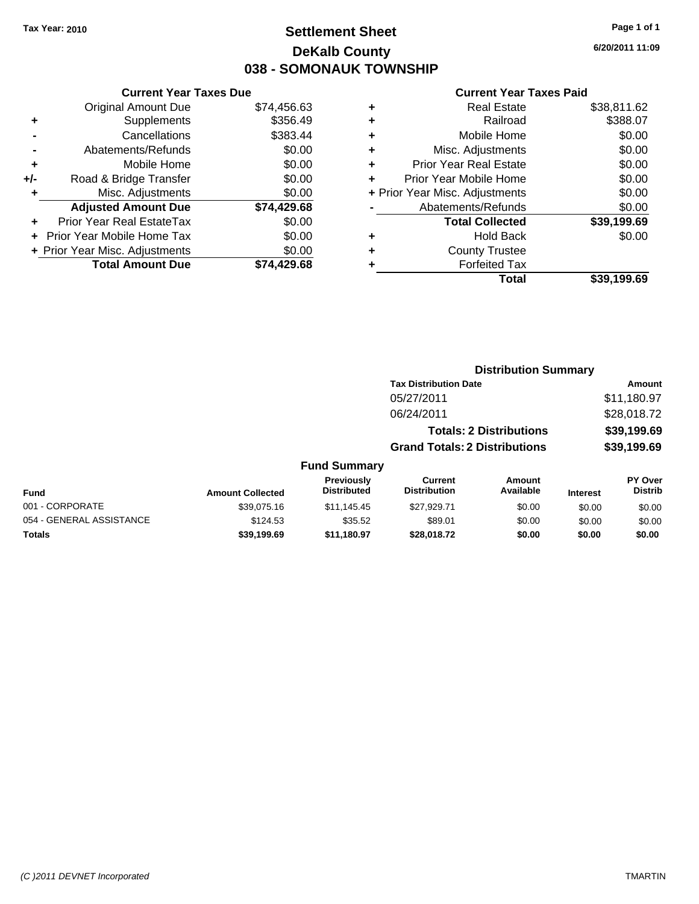Tax Year: 2010

# Settlement Sheet

## DeKalb County

## 038 - SOMONAUK TOWNSHIP

6/20/2011 11:09

### Current Year Taxes Due

| | | |
|---|---|---|
| | Original Amount Due | $74,456.63 |
| + | Supplements | $356.49 |
| - | Cancellations | $383.44 |
| - | Abatements/Refunds | $0.00 |
| + | Mobile Home | $0.00 |
| +/- | Road & Bridge Transfer | $0.00 |
| + | Misc. Adjustments | $0.00 |
| | **Adjusted Amount Due** | **$74,429.68** |
| + | Prior Year Real EstateTax | $0.00 |
| + | Prior Year Mobile Home Tax | $0.00 |
| + | Prior Year Misc. Adjustments | $0.00 |
| | **Total Amount Due** | **$74,429.68** |

### Current Year Taxes Paid

| | | |
|---|---|---|
| + | Real Estate | $38,811.62 |
| + | Railroad | $388.07 |
| + | Mobile Home | $0.00 |
| + | Misc. Adjustments | $0.00 |
| + | Prior Year Real Estate | $0.00 |
| + | Prior Year Mobile Home | $0.00 |
| + | Prior Year Misc. Adjustments | $0.00 |
| - | Abatements/Refunds | $0.00 |
| | **Total Collected** | **$39,199.69** |
| + | Hold Back | $0.00 |
| + | County Trustee | |
| + | Forfeited Tax | |
| | **Total** | **$39,199.69** |

### Distribution Summary

| Tax Distribution Date | Amount |
|---|---|
| 05/27/2011 | $11,180.97 |
| 06/24/2011 | $28,018.72 |
| **Totals: 2 Distributions** | **$39,199.69** |
| **Grand Totals: 2 Distributions** | **$39,199.69** |

### Fund Summary

| Fund | Amount Collected | Previously Distributed | Current Distribution | Amount Available | Interest | PY Over Distrib |
|---|---|---|---|---|---|---|
| 001 - CORPORATE | $39,075.16 | $11,145.45 | $27,929.71 | $0.00 | $0.00 | $0.00 |
| 054 - GENERAL ASSISTANCE | $124.53 | $35.52 | $89.01 | $0.00 | $0.00 | $0.00 |
| **Totals** | **$39,199.69** | **$11,180.97** | **$28,018.72** | **$0.00** | **$0.00** | **$0.00** |

(C )2011 DEVNET Incorporated TMARTIN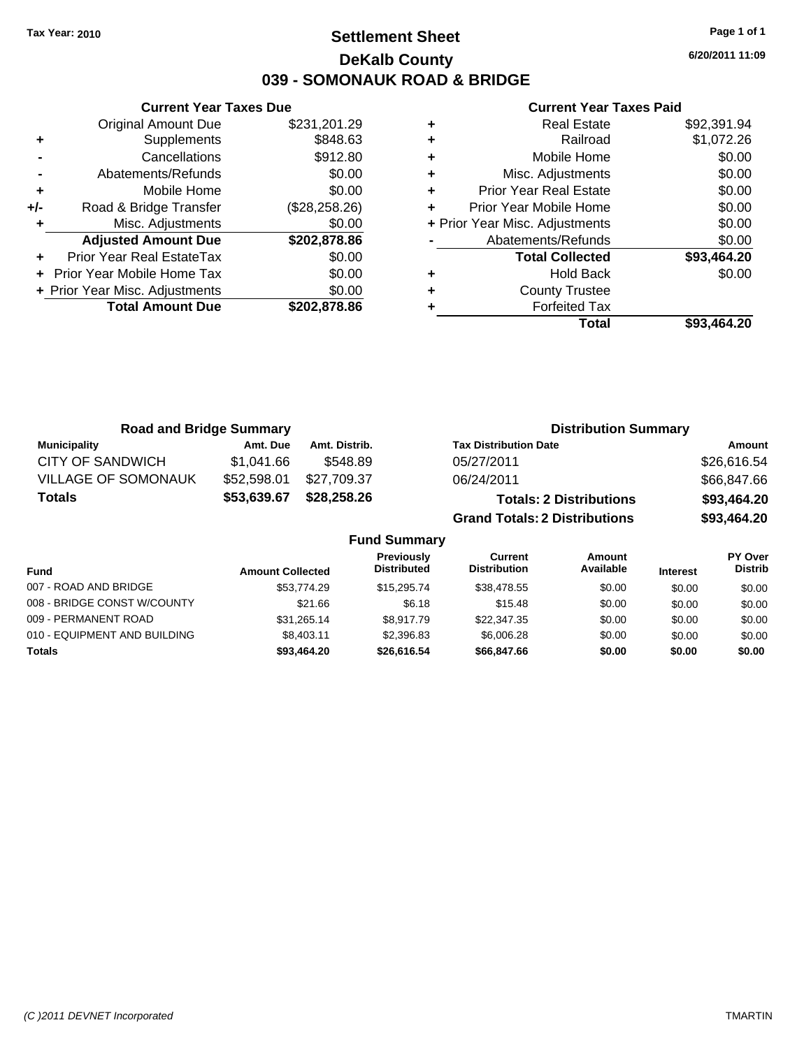Tax Year: 2010

# Settlement Sheet

## DeKalb County

## 039 - SOMONAUK ROAD & BRIDGE

6/20/2011 11:09

### Current Year Taxes Due

| | | |
|---|---|---|
| | Original Amount Due | $231,201.29 |
| + | Supplements | $848.63 |
| - | Cancellations | $912.80 |
| - | Abatements/Refunds | $0.00 |
| + | Mobile Home | $0.00 |
| +/- | Road & Bridge Transfer | ($28,258.26) |
| + | Misc. Adjustments | $0.00 |
| | **Adjusted Amount Due** | **$202,878.86** |
| + | Prior Year Real EstateTax | $0.00 |
| + | Prior Year Mobile Home Tax | $0.00 |
| + | Prior Year Misc. Adjustments | $0.00 |
| | **Total Amount Due** | **$202,878.86** |

### Current Year Taxes Paid

| | | |
|---|---|---|
| + | Real Estate | $92,391.94 |
| + | Railroad | $1,072.26 |
| + | Mobile Home | $0.00 |
| + | Misc. Adjustments | $0.00 |
| + | Prior Year Real Estate | $0.00 |
| + | Prior Year Mobile Home | $0.00 |
| + | Prior Year Misc. Adjustments | $0.00 |
| - | Abatements/Refunds | $0.00 |
| | **Total Collected** | **$93,464.20** |
| + | Hold Back | $0.00 |
| + | County Trustee | |
| + | Forfeited Tax | |
| | **Total** | **$93,464.20** |

### Road and Bridge Summary

| Municipality | Amt. Due | Amt. Distrib. |
|---|---|---|
| CITY OF SANDWICH | $1,041.66 | $548.89 |
| VILLAGE OF SOMONAUK | $52,598.01 | $27,709.37 |
| **Totals** | **$53,639.67** | **$28,258.26** |

### Distribution Summary

| Tax Distribution Date | Amount |
|---|---|
| 05/27/2011 | $26,616.54 |
| 06/24/2011 | $66,847.66 |
| **Totals: 2 Distributions** | **$93,464.20** |
| **Grand Totals: 2 Distributions** | **$93,464.20** |

### Fund Summary

| Fund | Amount Collected | Previously Distributed | Current Distribution | Amount Available | Interest | PY Over Distrib |
|---|---|---|---|---|---|---|
| 007 - ROAD AND BRIDGE | $53,774.29 | $15,295.74 | $38,478.55 | $0.00 | $0.00 | $0.00 |
| 008 - BRIDGE CONST W/COUNTY | $21.66 | $6.18 | $15.48 | $0.00 | $0.00 | $0.00 |
| 009 - PERMANENT ROAD | $31,265.14 | $8,917.79 | $22,347.35 | $0.00 | $0.00 | $0.00 |
| 010 - EQUIPMENT AND BUILDING | $8,403.11 | $2,396.83 | $6,006.28 | $0.00 | $0.00 | $0.00 |
| **Totals** | **$93,464.20** | **$26,616.54** | **$66,847.66** | **$0.00** | **$0.00** | **$0.00** |

(C )2011 DEVNET Incorporated TMARTIN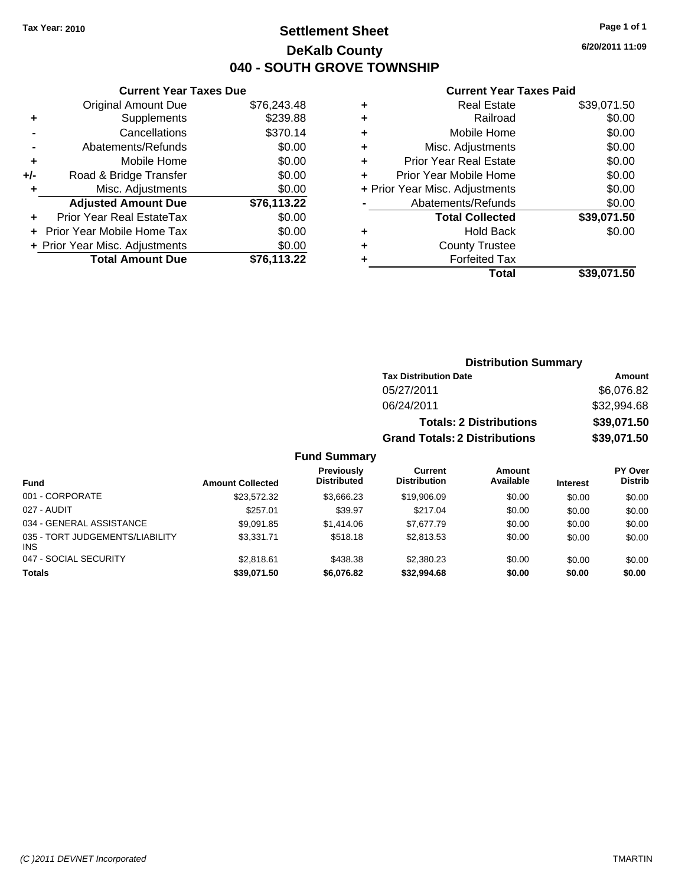**Tax Year: 2010**

# Settlement Sheet
## DeKalb County
## 040 - SOUTH GROVE TOWNSHIP

6/20/2011 11:09

### Current Year Taxes Due

| | | |
|---|---|---|
| | Original Amount Due | $76,243.48 |
| + | Supplements | $239.88 |
| - | Cancellations | $370.14 |
| - | Abatements/Refunds | $0.00 |
| + | Mobile Home | $0.00 |
| +/- | Road & Bridge Transfer | $0.00 |
| + | Misc. Adjustments | $0.00 |
| | **Adjusted Amount Due** | **$76,113.22** |
| + | Prior Year Real EstateTax | $0.00 |
| + | Prior Year Mobile Home Tax | $0.00 |
| + | Prior Year Misc. Adjustments | $0.00 |
| | **Total Amount Due** | **$76,113.22** |

### Current Year Taxes Paid

| | | |
|---|---|---|
| + | Real Estate | $39,071.50 |
| + | Railroad | $0.00 |
| + | Mobile Home | $0.00 |
| + | Misc. Adjustments | $0.00 |
| + | Prior Year Real Estate | $0.00 |
| + | Prior Year Mobile Home | $0.00 |
| + | Prior Year Misc. Adjustments | $0.00 |
| - | Abatements/Refunds | $0.00 |
| | **Total Collected** | **$39,071.50** |
| + | Hold Back | $0.00 |
| + | County Trustee | |
| + | Forfeited Tax | |
| | **Total** | **$39,071.50** |

### Distribution Summary

| Tax Distribution Date | Amount |
|---|---|
| 05/27/2011 | $6,076.82 |
| 06/24/2011 | $32,994.68 |
| **Totals: 2 Distributions** | **$39,071.50** |
| **Grand Totals: 2 Distributions** | **$39,071.50** |

### Fund Summary

| Fund | Amount Collected | Previously Distributed | Current Distribution | Amount Available | Interest | PY Over Distrib |
|---|---|---|---|---|---|---|
| 001 - CORPORATE | $23,572.32 | $3,666.23 | $19,906.09 | $0.00 | $0.00 | $0.00 |
| 027 - AUDIT | $257.01 | $39.97 | $217.04 | $0.00 | $0.00 | $0.00 |
| 034 - GENERAL ASSISTANCE | $9,091.85 | $1,414.06 | $7,677.79 | $0.00 | $0.00 | $0.00 |
| 035 - TORT JUDGEMENTS/LIABILITY INS | $3,331.71 | $518.18 | $2,813.53 | $0.00 | $0.00 | $0.00 |
| 047 - SOCIAL SECURITY | $2,818.61 | $438.38 | $2,380.23 | $0.00 | $0.00 | $0.00 |
| **Totals** | **$39,071.50** | **$6,076.82** | **$32,994.68** | **$0.00** | **$0.00** | **$0.00** |

(C )2011 DEVNET Incorporated — TMARTIN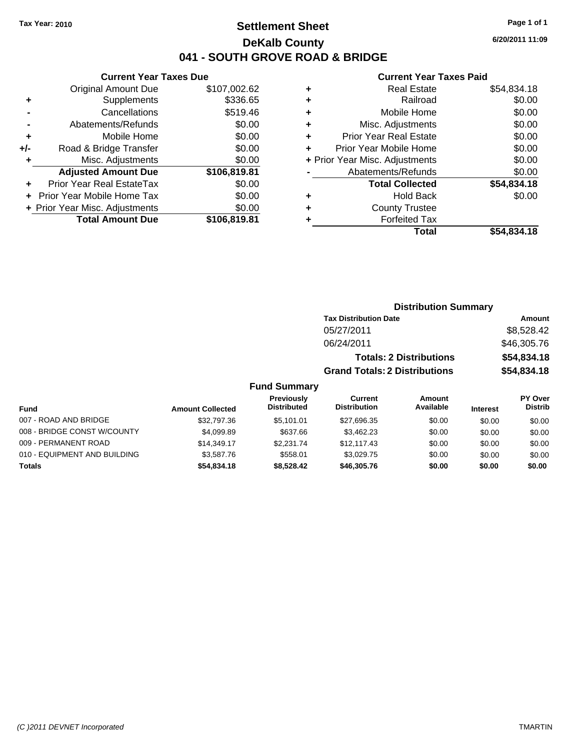Tax Year: 2010

# Settlement Sheet

## DeKalb County

## 041 - SOUTH GROVE ROAD & BRIDGE

6/20/2011 11:09

### Current Year Taxes Due

| | | |
|---|---|---|
| | Original Amount Due | $107,002.62 |
| + | Supplements | $336.65 |
| - | Cancellations | $519.46 |
| - | Abatements/Refunds | $0.00 |
| + | Mobile Home | $0.00 |
| +/- | Road & Bridge Transfer | $0.00 |
| + | Misc. Adjustments | $0.00 |
| | **Adjusted Amount Due** | **$106,819.81** |
| + | Prior Year Real EstateTax | $0.00 |
| + | Prior Year Mobile Home Tax | $0.00 |
| + | Prior Year Misc. Adjustments | $0.00 |
| | **Total Amount Due** | **$106,819.81** |

### Current Year Taxes Paid

| | | |
|---|---|---|
| + | Real Estate | $54,834.18 |
| + | Railroad | $0.00 |
| + | Mobile Home | $0.00 |
| + | Misc. Adjustments | $0.00 |
| + | Prior Year Real Estate | $0.00 |
| + | Prior Year Mobile Home | $0.00 |
| + | Prior Year Misc. Adjustments | $0.00 |
| - | Abatements/Refunds | $0.00 |
| | **Total Collected** | **$54,834.18** |
| + | Hold Back | $0.00 |
| + | County Trustee | |
| + | Forfeited Tax | |
| | **Total** | **$54,834.18** |

### Distribution Summary

| Tax Distribution Date | Amount |
|---|---|
| 05/27/2011 | $8,528.42 |
| 06/24/2011 | $46,305.76 |
| **Totals: 2 Distributions** | **$54,834.18** |
| **Grand Totals: 2 Distributions** | **$54,834.18** |

### Fund Summary

| Fund | Amount Collected | Previously Distributed | Current Distribution | Amount Available | Interest | PY Over Distrib |
|---|---|---|---|---|---|---|
| 007 - ROAD AND BRIDGE | $32,797.36 | $5,101.01 | $27,696.35 | $0.00 | $0.00 | $0.00 |
| 008 - BRIDGE CONST W/COUNTY | $4,099.89 | $637.66 | $3,462.23 | $0.00 | $0.00 | $0.00 |
| 009 - PERMANENT ROAD | $14,349.17 | $2,231.74 | $12,117.43 | $0.00 | $0.00 | $0.00 |
| 010 - EQUIPMENT AND BUILDING | $3,587.76 | $558.01 | $3,029.75 | $0.00 | $0.00 | $0.00 |
| **Totals** | **$54,834.18** | **$8,528.42** | **$46,305.76** | **$0.00** | **$0.00** | **$0.00** |

(C )2011 DEVNET Incorporated TMARTIN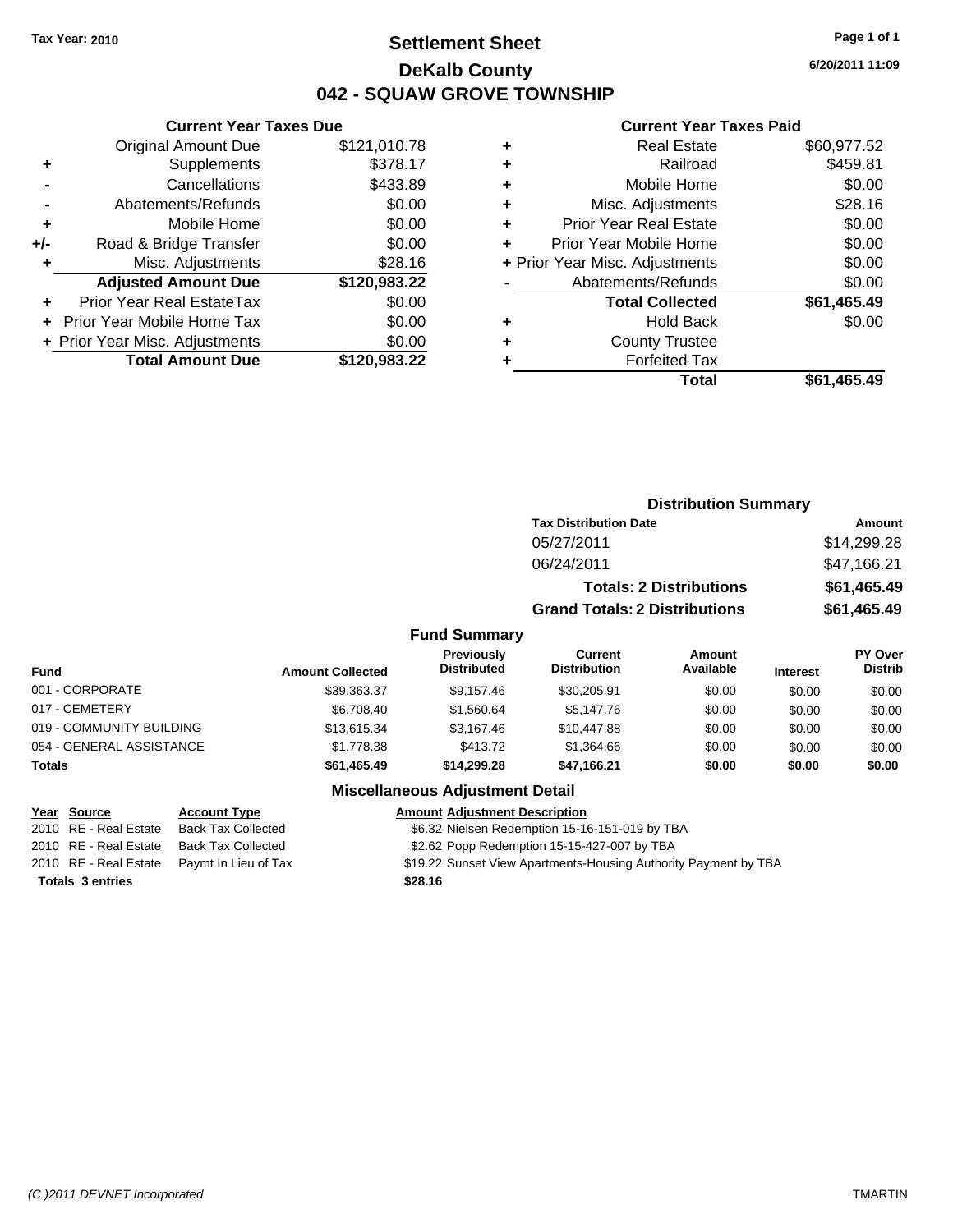**Tax Year: 2010**

# Settlement Sheet

## DeKalb County

## 042 - SQUAW GROVE TOWNSHIP

6/20/2011 11:09

### Current Year Taxes Due

| | | |
|---|---|---|
| | Original Amount Due | $121,010.78 |
| + | Supplements | $378.17 |
| - | Cancellations | $433.89 |
| - | Abatements/Refunds | $0.00 |
| + | Mobile Home | $0.00 |
| +/- | Road & Bridge Transfer | $0.00 |
| + | Misc. Adjustments | $28.16 |
| | **Adjusted Amount Due** | **$120,983.22** |
| + | Prior Year Real EstateTax | $0.00 |
| + | Prior Year Mobile Home Tax | $0.00 |
| + | Prior Year Misc. Adjustments | $0.00 |
| | **Total Amount Due** | **$120,983.22** |

### Current Year Taxes Paid

| | | |
|---|---|---|
| + | Real Estate | $60,977.52 |
| + | Railroad | $459.81 |
| + | Mobile Home | $0.00 |
| + | Misc. Adjustments | $28.16 |
| + | Prior Year Real Estate | $0.00 |
| + | Prior Year Mobile Home | $0.00 |
| + | Prior Year Misc. Adjustments | $0.00 |
| - | Abatements/Refunds | $0.00 |
| | **Total Collected** | **$61,465.49** |
| + | Hold Back | $0.00 |
| + | County Trustee | |
| + | Forfeited Tax | |
| | **Total** | **$61,465.49** |

### Distribution Summary

| Tax Distribution Date | Amount |
|---|---|
| 05/27/2011 | $14,299.28 |
| 06/24/2011 | $47,166.21 |
| **Totals: 2 Distributions** | **$61,465.49** |
| **Grand Totals: 2 Distributions** | **$61,465.49** |

### Fund Summary

| Fund | Amount Collected | Previously Distributed | Current Distribution | Amount Available | Interest | PY Over Distrib |
|---|---|---|---|---|---|---|
| 001 - CORPORATE | $39,363.37 | $9,157.46 | $30,205.91 | $0.00 | $0.00 | $0.00 |
| 017 - CEMETERY | $6,708.40 | $1,560.64 | $5,147.76 | $0.00 | $0.00 | $0.00 |
| 019 - COMMUNITY BUILDING | $13,615.34 | $3,167.46 | $10,447.88 | $0.00 | $0.00 | $0.00 |
| 054 - GENERAL ASSISTANCE | $1,778.38 | $413.72 | $1,364.66 | $0.00 | $0.00 | $0.00 |
| **Totals** | **$61,465.49** | **$14,299.28** | **$47,166.21** | **$0.00** | **$0.00** | **$0.00** |

### Miscellaneous Adjustment Detail

| Year | Source | Account Type | Amount | Adjustment Description |
|---|---|---|---|---|
| 2010 | RE - Real Estate | Back Tax Collected | $6.32 | Nielsen Redemption 15-16-151-019 by TBA |
| 2010 | RE - Real Estate | Back Tax Collected | $2.62 | Popp Redemption 15-15-427-007 by TBA |
| 2010 | RE - Real Estate | Paymt In Lieu of Tax | $19.22 | Sunset View Apartments-Housing Authority Payment by TBA |
| **Totals** | **3 entries** | | **$28.16** | |

(C )2011 DEVNET Incorporated TMARTIN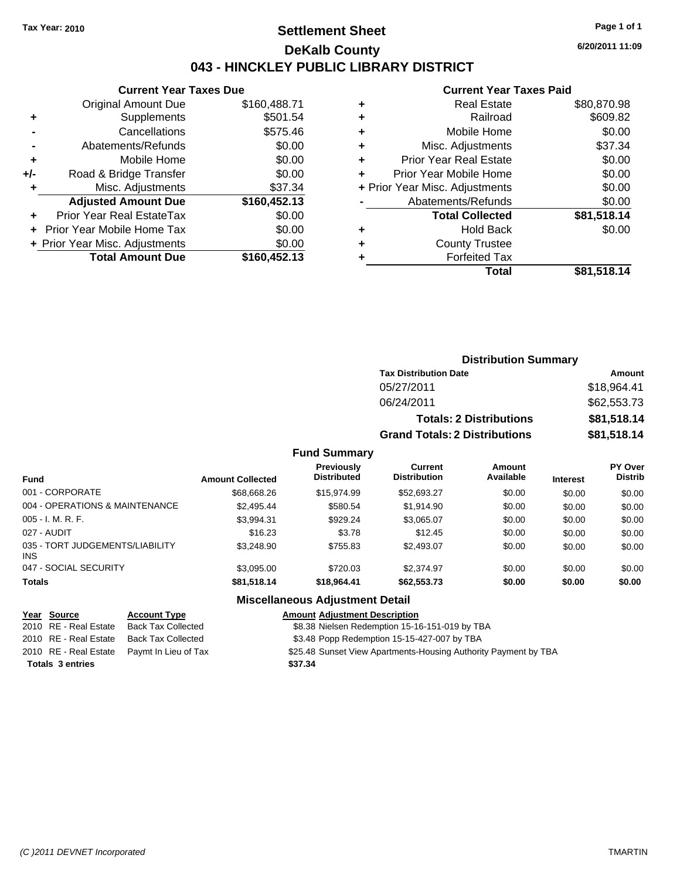**Tax Year: 2010**

# Settlement Sheet

## DeKalb County

## 043 - HINCKLEY PUBLIC LIBRARY DISTRICT

6/20/2011 11:09

### Current Year Taxes Due

| | | |
|---|---|---|
| | Original Amount Due | $160,488.71 |
| + | Supplements | $501.54 |
| - | Cancellations | $575.46 |
| - | Abatements/Refunds | $0.00 |
| + | Mobile Home | $0.00 |
| +/- | Road & Bridge Transfer | $0.00 |
| + | Misc. Adjustments | $37.34 |
| | **Adjusted Amount Due** | **$160,452.13** |
| + | Prior Year Real EstateTax | $0.00 |
| + | Prior Year Mobile Home Tax | $0.00 |
| + | Prior Year Misc. Adjustments | $0.00 |
| | **Total Amount Due** | **$160,452.13** |

### Current Year Taxes Paid

| | | |
|---|---|---|
| + | Real Estate | $80,870.98 |
| + | Railroad | $609.82 |
| + | Mobile Home | $0.00 |
| + | Misc. Adjustments | $37.34 |
| + | Prior Year Real Estate | $0.00 |
| + | Prior Year Mobile Home | $0.00 |
| + | Prior Year Misc. Adjustments | $0.00 |
| - | Abatements/Refunds | $0.00 |
| | **Total Collected** | **$81,518.14** |
| + | Hold Back | $0.00 |
| + | County Trustee | |
| + | Forfeited Tax | |
| | **Total** | **$81,518.14** |

### Distribution Summary

| Tax Distribution Date | Amount |
|---|---|
| 05/27/2011 | $18,964.41 |
| 06/24/2011 | $62,553.73 |
| **Totals: 2 Distributions** | **$81,518.14** |
| **Grand Totals: 2 Distributions** | **$81,518.14** |

### Fund Summary

| Fund | Amount Collected | Previously Distributed | Current Distribution | Amount Available | Interest | PY Over Distrib |
|---|---|---|---|---|---|---|
| 001 - CORPORATE | $68,668.26 | $15,974.99 | $52,693.27 | $0.00 | $0.00 | $0.00 |
| 004 - OPERATIONS & MAINTENANCE | $2,495.44 | $580.54 | $1,914.90 | $0.00 | $0.00 | $0.00 |
| 005 - I. M. R. F. | $3,994.31 | $929.24 | $3,065.07 | $0.00 | $0.00 | $0.00 |
| 027 - AUDIT | $16.23 | $3.78 | $12.45 | $0.00 | $0.00 | $0.00 |
| 035 - TORT JUDGEMENTS/LIABILITY INS | $3,248.90 | $755.83 | $2,493.07 | $0.00 | $0.00 | $0.00 |
| 047 - SOCIAL SECURITY | $3,095.00 | $720.03 | $2,374.97 | $0.00 | $0.00 | $0.00 |
| **Totals** | **$81,518.14** | **$18,964.41** | **$62,553.73** | **$0.00** | **$0.00** | **$0.00** |

### Miscellaneous Adjustment Detail

| Year | Source | Account Type | Amount | Adjustment Description |
|---|---|---|---|---|
| 2010 | RE - Real Estate | Back Tax Collected | $8.38 | Nielsen Redemption 15-16-151-019 by TBA |
| 2010 | RE - Real Estate | Back Tax Collected | $3.48 | Popp Redemption 15-15-427-007 by TBA |
| 2010 | RE - Real Estate | Paymt In Lieu of Tax | $25.48 | Sunset View Apartments-Housing Authority Payment by TBA |
| **Totals** | **3 entries** | | **$37.34** | |

(C )2011 DEVNET Incorporated TMARTIN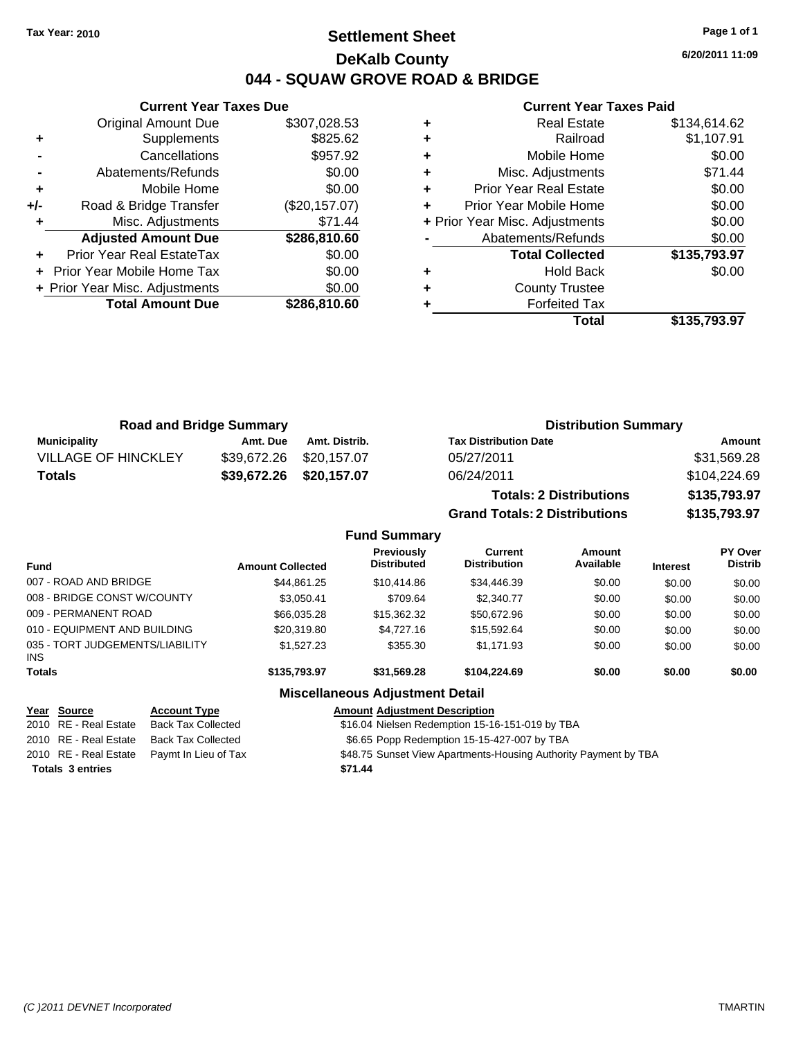Tax Year: 2010

# Settlement Sheet

## DeKalb County

## 044 - SQUAW GROVE ROAD & BRIDGE

6/20/2011 11:09

### Current Year Taxes Due

| | | |
|---|---|---|
| | Original Amount Due | $307,028.53 |
| + | Supplements | $825.62 |
| - | Cancellations | $957.92 |
| - | Abatements/Refunds | $0.00 |
| + | Mobile Home | $0.00 |
| +/- | Road & Bridge Transfer | ($20,157.07) |
| + | Misc. Adjustments | $71.44 |
| | **Adjusted Amount Due** | **$286,810.60** |
| + | Prior Year Real EstateTax | $0.00 |
| + | Prior Year Mobile Home Tax | $0.00 |
| + | Prior Year Misc. Adjustments | $0.00 |
| | **Total Amount Due** | **$286,810.60** |

### Current Year Taxes Paid

| | | |
|---|---|---|
| + | Real Estate | $134,614.62 |
| + | Railroad | $1,107.91 |
| + | Mobile Home | $0.00 |
| + | Misc. Adjustments | $71.44 |
| + | Prior Year Real Estate | $0.00 |
| + | Prior Year Mobile Home | $0.00 |
| + | Prior Year Misc. Adjustments | $0.00 |
| - | Abatements/Refunds | $0.00 |
| | **Total Collected** | **$135,793.97** |
| + | Hold Back | $0.00 |
| + | County Trustee | |
| + | Forfeited Tax | |
| | **Total** | **$135,793.97** |

### Road and Bridge Summary

| Municipality | Amt. Due | Amt. Distrib. |
|---|---|---|
| VILLAGE OF HINCKLEY | $39,672.26 | $20,157.07 |
| **Totals** | **$39,672.26** | **$20,157.07** |

### Distribution Summary

| Tax Distribution Date | Amount |
|---|---|
| 05/27/2011 | $31,569.28 |
| 06/24/2011 | $104,224.69 |
| **Totals: 2 Distributions** | **$135,793.97** |
| **Grand Totals: 2 Distributions** | **$135,793.97** |

### Fund Summary

| Fund | Amount Collected | Previously Distributed | Current Distribution | Amount Available | Interest | PY Over Distrib |
|---|---|---|---|---|---|---|
| 007 - ROAD AND BRIDGE | $44,861.25 | $10,414.86 | $34,446.39 | $0.00 | $0.00 | $0.00 |
| 008 - BRIDGE CONST W/COUNTY | $3,050.41 | $709.64 | $2,340.77 | $0.00 | $0.00 | $0.00 |
| 009 - PERMANENT ROAD | $66,035.28 | $15,362.32 | $50,672.96 | $0.00 | $0.00 | $0.00 |
| 010 - EQUIPMENT AND BUILDING | $20,319.80 | $4,727.16 | $15,592.64 | $0.00 | $0.00 | $0.00 |
| 035 - TORT JUDGEMENTS/LIABILITY INS | $1,527.23 | $355.30 | $1,171.93 | $0.00 | $0.00 | $0.00 |
| **Totals** | **$135,793.97** | **$31,569.28** | **$104,224.69** | **$0.00** | **$0.00** | **$0.00** |

### Miscellaneous Adjustment Detail

| Year | Source | Account Type | Amount | Adjustment Description |
|---|---|---|---|---|
| 2010 | RE - Real Estate | Back Tax Collected | $16.04 | Nielsen Redemption 15-16-151-019 by TBA |
| 2010 | RE - Real Estate | Back Tax Collected | $6.65 | Popp Redemption 15-15-427-007 by TBA |
| 2010 | RE - Real Estate | Paymt In Lieu of Tax | $48.75 | Sunset View Apartments-Housing Authority Payment by TBA |
| **Totals** | **3 entries** | | **$71.44** | |

(C )2011 DEVNET Incorporated TMARTIN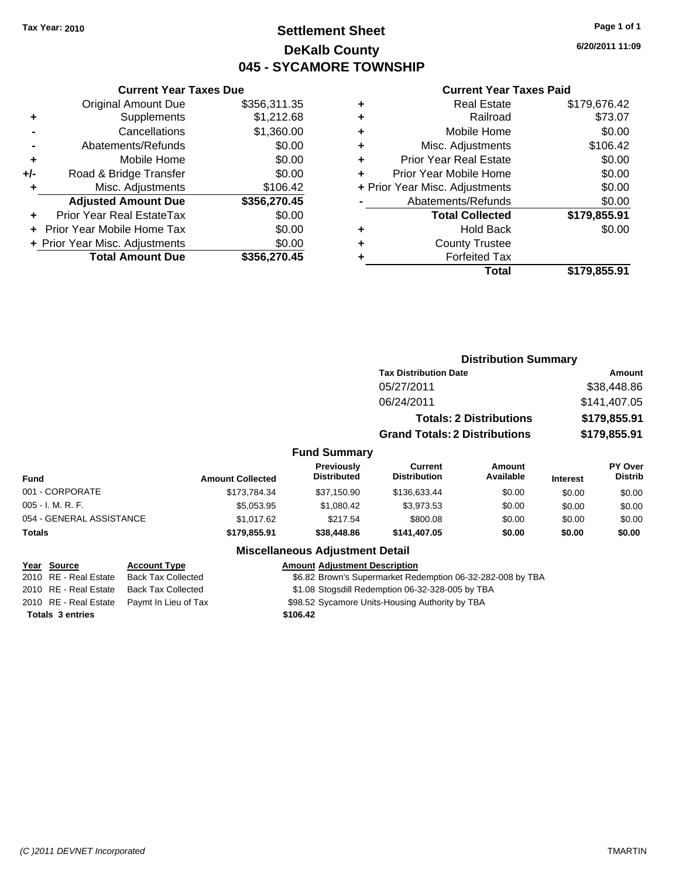Tax Year: 2010

# Settlement Sheet
## DeKalb County
## 045 - SYCAMORE TOWNSHIP

6/20/2011 11:09

### Current Year Taxes Due

| | | |
|---|---|---|
| | Original Amount Due | $356,311.35 |
| + | Supplements | $1,212.68 |
| - | Cancellations | $1,360.00 |
| - | Abatements/Refunds | $0.00 |
| + | Mobile Home | $0.00 |
| +/- | Road & Bridge Transfer | $0.00 |
| + | Misc. Adjustments | $106.42 |
| | **Adjusted Amount Due** | **$356,270.45** |
| + | Prior Year Real EstateTax | $0.00 |
| + | Prior Year Mobile Home Tax | $0.00 |
| + | Prior Year Misc. Adjustments | $0.00 |
| | **Total Amount Due** | **$356,270.45** |

### Current Year Taxes Paid

| | | |
|---|---|---|
| + | Real Estate | $179,676.42 |
| + | Railroad | $73.07 |
| + | Mobile Home | $0.00 |
| + | Misc. Adjustments | $106.42 |
| + | Prior Year Real Estate | $0.00 |
| + | Prior Year Mobile Home | $0.00 |
| + | Prior Year Misc. Adjustments | $0.00 |
| - | Abatements/Refunds | $0.00 |
| | **Total Collected** | **$179,855.91** |
| + | Hold Back | $0.00 |
| + | County Trustee | |
| + | Forfeited Tax | |
| | **Total** | **$179,855.91** |

### Distribution Summary

| Tax Distribution Date | Amount |
|---|---|
| 05/27/2011 | $38,448.86 |
| 06/24/2011 | $141,407.05 |
| **Totals: 2 Distributions** | **$179,855.91** |
| **Grand Totals: 2 Distributions** | **$179,855.91** |

### Fund Summary

| Fund | Amount Collected | Previously Distributed | Current Distribution | Amount Available | Interest | PY Over Distrib |
|---|---|---|---|---|---|---|
| 001 - CORPORATE | $173,784.34 | $37,150.90 | $136,633.44 | $0.00 | $0.00 | $0.00 |
| 005 - I. M. R. F. | $5,053.95 | $1,080.42 | $3,973.53 | $0.00 | $0.00 | $0.00 |
| 054 - GENERAL ASSISTANCE | $1,017.62 | $217.54 | $800.08 | $0.00 | $0.00 | $0.00 |
| **Totals** | **$179,855.91** | **$38,448.86** | **$141,407.05** | **$0.00** | **$0.00** | **$0.00** |

### Miscellaneous Adjustment Detail

| Year | Source | Account Type | Amount | Adjustment Description |
|---|---|---|---|---|
| 2010 | RE - Real Estate | Back Tax Collected | $6.82 | Brown's Supermarket Redemption 06-32-282-008 by TBA |
| 2010 | RE - Real Estate | Back Tax Collected | $1.08 | Stogsdill Redemption 06-32-328-005 by TBA |
| 2010 | RE - Real Estate | Paymt In Lieu of Tax | $98.52 | Sycamore Units-Housing Authority by TBA |
| **Totals 3 entries** | | | **$106.42** | |

(C )2011 DEVNET Incorporated TMARTIN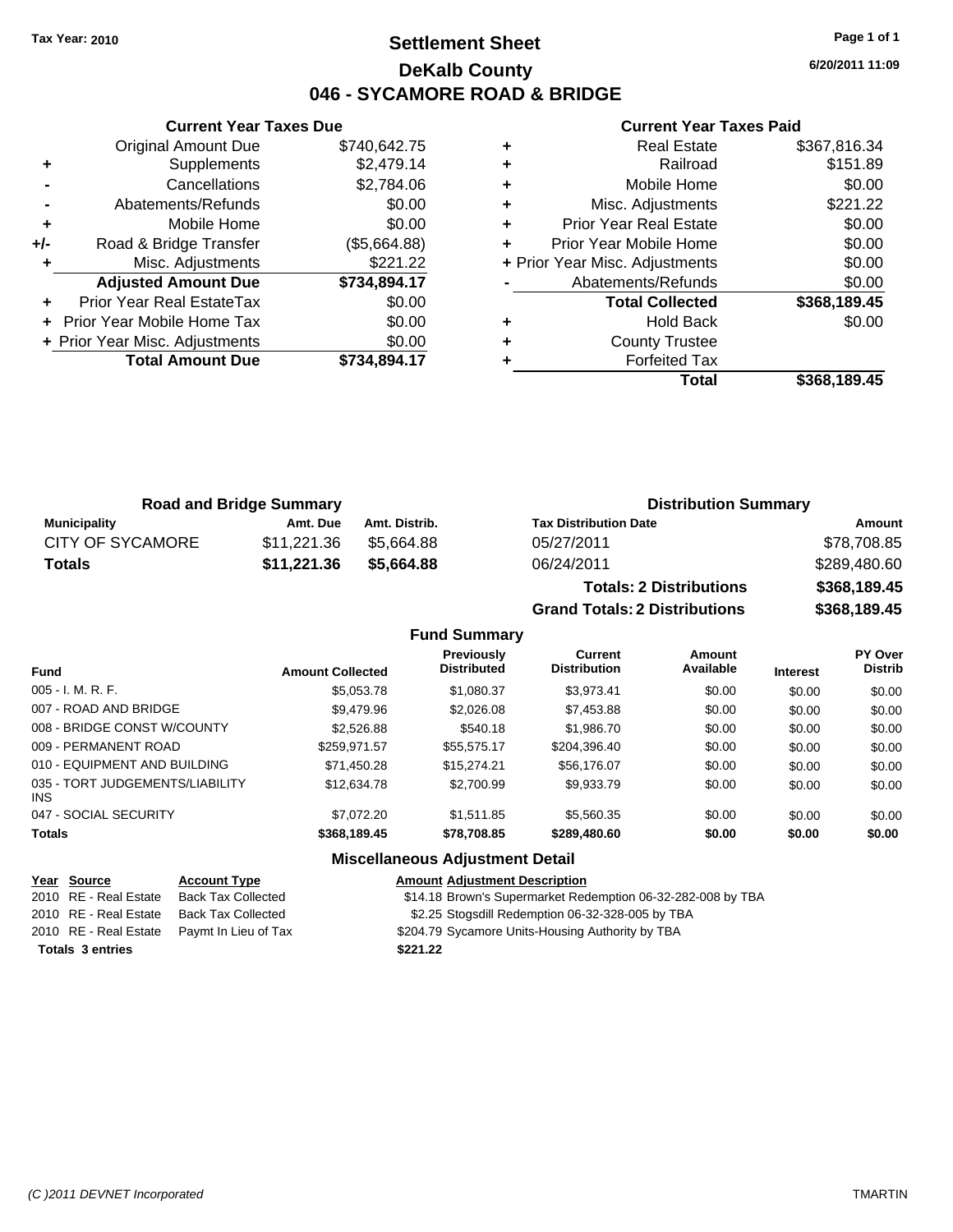**Tax Year: 2010**

# Settlement Sheet

## DeKalb County

## 046 - SYCAMORE ROAD & BRIDGE

6/20/2011 11:09

### Current Year Taxes Due

| | | |
|---|---|---|
| | Original Amount Due | $740,642.75 |
| + | Supplements | $2,479.14 |
| - | Cancellations | $2,784.06 |
| - | Abatements/Refunds | $0.00 |
| + | Mobile Home | $0.00 |
| +/- | Road & Bridge Transfer | ($5,664.88) |
| + | Misc. Adjustments | $221.22 |
| | **Adjusted Amount Due** | **$734,894.17** |
| + | Prior Year Real EstateTax | $0.00 |
| + | Prior Year Mobile Home Tax | $0.00 |
| + | Prior Year Misc. Adjustments | $0.00 |
| | **Total Amount Due** | **$734,894.17** |

### Current Year Taxes Paid

| | | |
|---|---|---|
| + | Real Estate | $367,816.34 |
| + | Railroad | $151.89 |
| + | Mobile Home | $0.00 |
| + | Misc. Adjustments | $221.22 |
| + | Prior Year Real Estate | $0.00 |
| + | Prior Year Mobile Home | $0.00 |
| + | Prior Year Misc. Adjustments | $0.00 |
| - | Abatements/Refunds | $0.00 |
| | **Total Collected** | **$368,189.45** |
| + | Hold Back | $0.00 |
| + | County Trustee | |
| + | Forfeited Tax | |
| | **Total** | **$368,189.45** |

### Road and Bridge Summary

| Municipality | Amt. Due | Amt. Distrib. |
|---|---|---|
| CITY OF SYCAMORE | $11,221.36 | $5,664.88 |
| **Totals** | **$11,221.36** | **$5,664.88** |

### Distribution Summary

| Tax Distribution Date | Amount |
|---|---|
| 05/27/2011 | $78,708.85 |
| 06/24/2011 | $289,480.60 |
| **Totals: 2 Distributions** | **$368,189.45** |
| **Grand Totals: 2 Distributions** | **$368,189.45** |

### Fund Summary

| Fund | Amount Collected | Previously Distributed | Current Distribution | Amount Available | Interest | PY Over Distrib |
|---|---|---|---|---|---|---|
| 005 - I. M. R. F. | $5,053.78 | $1,080.37 | $3,973.41 | $0.00 | $0.00 | $0.00 |
| 007 - ROAD AND BRIDGE | $9,479.96 | $2,026.08 | $7,453.88 | $0.00 | $0.00 | $0.00 |
| 008 - BRIDGE CONST W/COUNTY | $2,526.88 | $540.18 | $1,986.70 | $0.00 | $0.00 | $0.00 |
| 009 - PERMANENT ROAD | $259,971.57 | $55,575.17 | $204,396.40 | $0.00 | $0.00 | $0.00 |
| 010 - EQUIPMENT AND BUILDING | $71,450.28 | $15,274.21 | $56,176.07 | $0.00 | $0.00 | $0.00 |
| 035 - TORT JUDGEMENTS/LIABILITY INS | $12,634.78 | $2,700.99 | $9,933.79 | $0.00 | $0.00 | $0.00 |
| 047 - SOCIAL SECURITY | $7,072.20 | $1,511.85 | $5,560.35 | $0.00 | $0.00 | $0.00 |
| **Totals** | **$368,189.45** | **$78,708.85** | **$289,480.60** | **$0.00** | **$0.00** | **$0.00** |

### Miscellaneous Adjustment Detail

| Year | Source | Account Type | Amount | Adjustment Description |
|---|---|---|---|---|
| 2010 | RE - Real Estate | Back Tax Collected | $14.18 | Brown's Supermarket Redemption 06-32-282-008 by TBA |
| 2010 | RE - Real Estate | Back Tax Collected | $2.25 | Stogsdill Redemption 06-32-328-005 by TBA |
| 2010 | RE - Real Estate | Paymt In Lieu of Tax | $204.79 | Sycamore Units-Housing Authority by TBA |
| **Totals 3 entries** | | | **$221.22** | |

(C )2011 DEVNET Incorporated

TMARTIN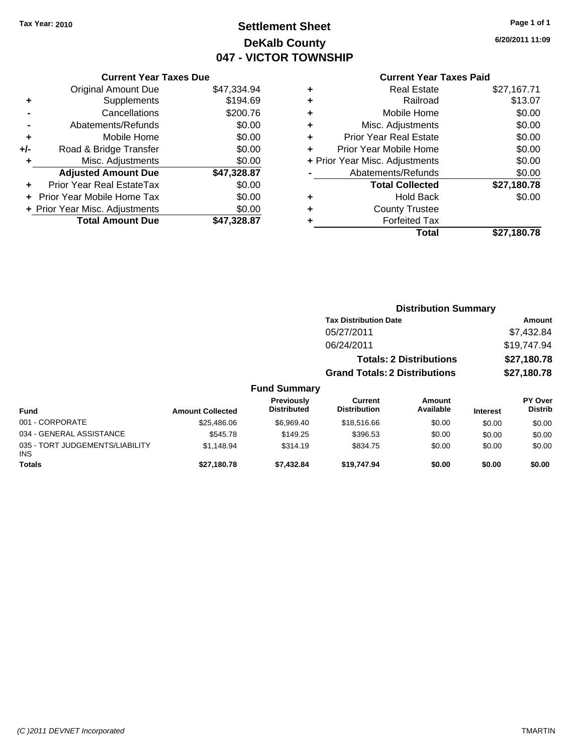Tax Year: 2010

# Settlement Sheet
## DeKalb County
## 047 - VICTOR TOWNSHIP

6/20/2011 11:09

### Current Year Taxes Due

| | | |
|---|---|---|
| | Original Amount Due | $47,334.94 |
| + | Supplements | $194.69 |
| - | Cancellations | $200.76 |
| - | Abatements/Refunds | $0.00 |
| + | Mobile Home | $0.00 |
| +/- | Road & Bridge Transfer | $0.00 |
| + | Misc. Adjustments | $0.00 |
| | **Adjusted Amount Due** | **$47,328.87** |
| + | Prior Year Real EstateTax | $0.00 |
| + | Prior Year Mobile Home Tax | $0.00 |
| + | Prior Year Misc. Adjustments | $0.00 |
| | **Total Amount Due** | **$47,328.87** |

### Current Year Taxes Paid

| | | |
|---|---|---|
| + | Real Estate | $27,167.71 |
| + | Railroad | $13.07 |
| + | Mobile Home | $0.00 |
| + | Misc. Adjustments | $0.00 |
| + | Prior Year Real Estate | $0.00 |
| + | Prior Year Mobile Home | $0.00 |
| + | Prior Year Misc. Adjustments | $0.00 |
| - | Abatements/Refunds | $0.00 |
| | **Total Collected** | **$27,180.78** |
| + | Hold Back | $0.00 |
| + | County Trustee | |
| + | Forfeited Tax | |
| | **Total** | **$27,180.78** |

### Distribution Summary

| Tax Distribution Date | Amount |
|---|---|
| 05/27/2011 | $7,432.84 |
| 06/24/2011 | $19,747.94 |
| **Totals: 2 Distributions** | **$27,180.78** |
| **Grand Totals: 2 Distributions** | **$27,180.78** |

### Fund Summary

| Fund | Amount Collected | Previously Distributed | Current Distribution | Amount Available | Interest | PY Over Distrib |
|---|---|---|---|---|---|---|
| 001 - CORPORATE | $25,486.06 | $6,969.40 | $18,516.66 | $0.00 | $0.00 | $0.00 |
| 034 - GENERAL ASSISTANCE | $545.78 | $149.25 | $396.53 | $0.00 | $0.00 | $0.00 |
| 035 - TORT JUDGEMENTS/LIABILITY INS | $1,148.94 | $314.19 | $834.75 | $0.00 | $0.00 | $0.00 |
| **Totals** | **$27,180.78** | **$7,432.84** | **$19,747.94** | **$0.00** | **$0.00** | **$0.00** |

(C )2011 DEVNET Incorporated TMARTIN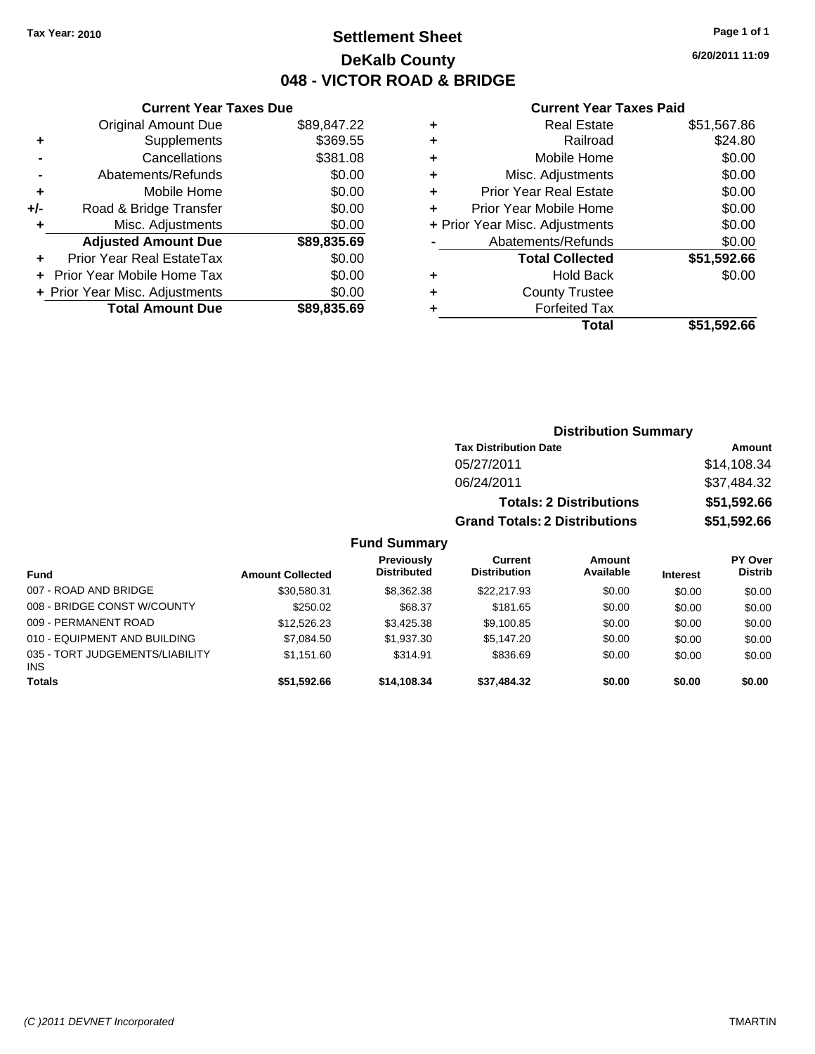Tax Year: 2010

# Settlement Sheet
## DeKalb County
## 048 - VICTOR ROAD & BRIDGE

6/20/2011 11:09

### Current Year Taxes Due

| | | |
|---|---|---|
| | Original Amount Due | $89,847.22 |
| + | Supplements | $369.55 |
| - | Cancellations | $381.08 |
| - | Abatements/Refunds | $0.00 |
| + | Mobile Home | $0.00 |
| +/- | Road & Bridge Transfer | $0.00 |
| + | Misc. Adjustments | $0.00 |
| | **Adjusted Amount Due** | **$89,835.69** |
| + | Prior Year Real EstateTax | $0.00 |
| + | Prior Year Mobile Home Tax | $0.00 |
| + | Prior Year Misc. Adjustments | $0.00 |
| | **Total Amount Due** | **$89,835.69** |

### Current Year Taxes Paid

| | | |
|---|---|---|
| + | Real Estate | $51,567.86 |
| + | Railroad | $24.80 |
| + | Mobile Home | $0.00 |
| + | Misc. Adjustments | $0.00 |
| + | Prior Year Real Estate | $0.00 |
| + | Prior Year Mobile Home | $0.00 |
| + | Prior Year Misc. Adjustments | $0.00 |
| - | Abatements/Refunds | $0.00 |
| | **Total Collected** | **$51,592.66** |
| + | Hold Back | $0.00 |
| + | County Trustee | |
| + | Forfeited Tax | |
| | **Total** | **$51,592.66** |

### Distribution Summary

| Tax Distribution Date | Amount |
|---|---|
| 05/27/2011 | $14,108.34 |
| 06/24/2011 | $37,484.32 |
| **Totals: 2 Distributions** | **$51,592.66** |
| **Grand Totals: 2 Distributions** | **$51,592.66** |

### Fund Summary

| Fund | Amount Collected | Previously Distributed | Current Distribution | Amount Available | Interest | PY Over Distrib |
|---|---|---|---|---|---|---|
| 007 - ROAD AND BRIDGE | $30,580.31 | $8,362.38 | $22,217.93 | $0.00 | $0.00 | $0.00 |
| 008 - BRIDGE CONST W/COUNTY | $250.02 | $68.37 | $181.65 | $0.00 | $0.00 | $0.00 |
| 009 - PERMANENT ROAD | $12,526.23 | $3,425.38 | $9,100.85 | $0.00 | $0.00 | $0.00 |
| 010 - EQUIPMENT AND BUILDING | $7,084.50 | $1,937.30 | $5,147.20 | $0.00 | $0.00 | $0.00 |
| 035 - TORT JUDGEMENTS/LIABILITY INS | $1,151.60 | $314.91 | $836.69 | $0.00 | $0.00 | $0.00 |
| **Totals** | **$51,592.66** | **$14,108.34** | **$37,484.32** | **$0.00** | **$0.00** | **$0.00** |

(C )2011 DEVNET Incorporated — TMARTIN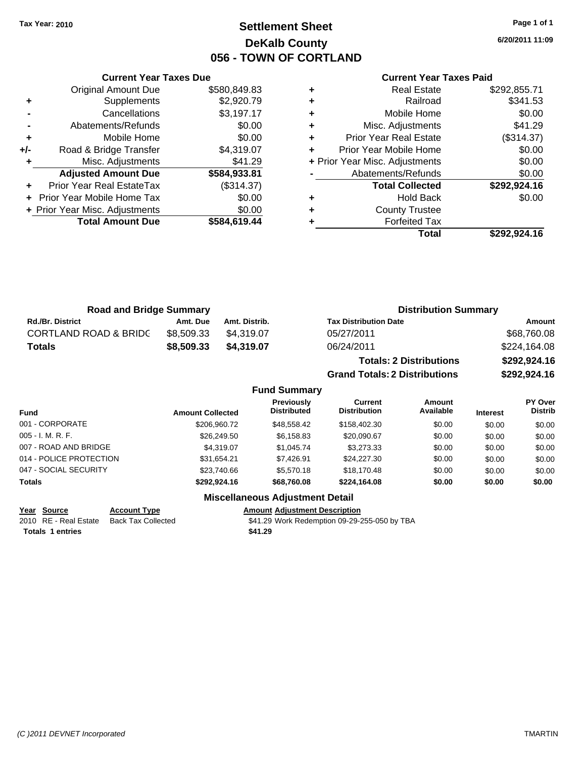Tax Year: 2010

# Settlement Sheet
## DeKalb County
## 056 - TOWN OF CORTLAND

6/20/2011 11:09

### Current Year Taxes Due

| | | |
|---|---|---|
| | Original Amount Due | $580,849.83 |
| + | Supplements | $2,920.79 |
| - | Cancellations | $3,197.17 |
| - | Abatements/Refunds | $0.00 |
| + | Mobile Home | $0.00 |
| +/- | Road & Bridge Transfer | $4,319.07 |
| + | Misc. Adjustments | $41.29 |
| | **Adjusted Amount Due** | **$584,933.81** |
| + | Prior Year Real EstateTax | ($314.37) |
| + | Prior Year Mobile Home Tax | $0.00 |
| + | Prior Year Misc. Adjustments | $0.00 |
| | **Total Amount Due** | **$584,619.44** |

### Current Year Taxes Paid

| | | |
|---|---|---|
| + | Real Estate | $292,855.71 |
| + | Railroad | $341.53 |
| + | Mobile Home | $0.00 |
| + | Misc. Adjustments | $41.29 |
| + | Prior Year Real Estate | ($314.37) |
| + | Prior Year Mobile Home | $0.00 |
| + | Prior Year Misc. Adjustments | $0.00 |
| - | Abatements/Refunds | $0.00 |
| | **Total Collected** | **$292,924.16** |
| + | Hold Back | $0.00 |
| + | County Trustee | |
| + | Forfeited Tax | |
| | **Total** | **$292,924.16** |

### Road and Bridge Summary

| Rd./Br. District | Amt. Due | Amt. Distrib. |
|---|---|---|
| CORTLAND ROAD & BRIDG | $8,509.33 | $4,319.07 |
| **Totals** | **$8,509.33** | **$4,319.07** |

### Distribution Summary

| Tax Distribution Date | Amount |
|---|---|
| 05/27/2011 | $68,760.08 |
| 06/24/2011 | $224,164.08 |
| **Totals: 2 Distributions** | **$292,924.16** |
| **Grand Totals: 2 Distributions** | **$292,924.16** |

### Fund Summary

| Fund | Amount Collected | Previously Distributed | Current Distribution | Amount Available | Interest | PY Over Distrib |
|---|---|---|---|---|---|---|
| 001 - CORPORATE | $206,960.72 | $48,558.42 | $158,402.30 | $0.00 | $0.00 | $0.00 |
| 005 - I. M. R. F. | $26,249.50 | $6,158.83 | $20,090.67 | $0.00 | $0.00 | $0.00 |
| 007 - ROAD AND BRIDGE | $4,319.07 | $1,045.74 | $3,273.33 | $0.00 | $0.00 | $0.00 |
| 014 - POLICE PROTECTION | $31,654.21 | $7,426.91 | $24,227.30 | $0.00 | $0.00 | $0.00 |
| 047 - SOCIAL SECURITY | $23,740.66 | $5,570.18 | $18,170.48 | $0.00 | $0.00 | $0.00 |
| **Totals** | **$292,924.16** | **$68,760.08** | **$224,164.08** | **$0.00** | **$0.00** | **$0.00** |

### Miscellaneous Adjustment Detail

| Year | Source | Account Type | Amount | Adjustment Description |
|---|---|---|---|---|
| 2010 | RE - Real Estate | Back Tax Collected | $41.29 | Work Redemption 09-29-255-050 by TBA |
| **Totals 1 entries** | | | **$41.29** | |

(C )2011 DEVNET Incorporated — TMARTIN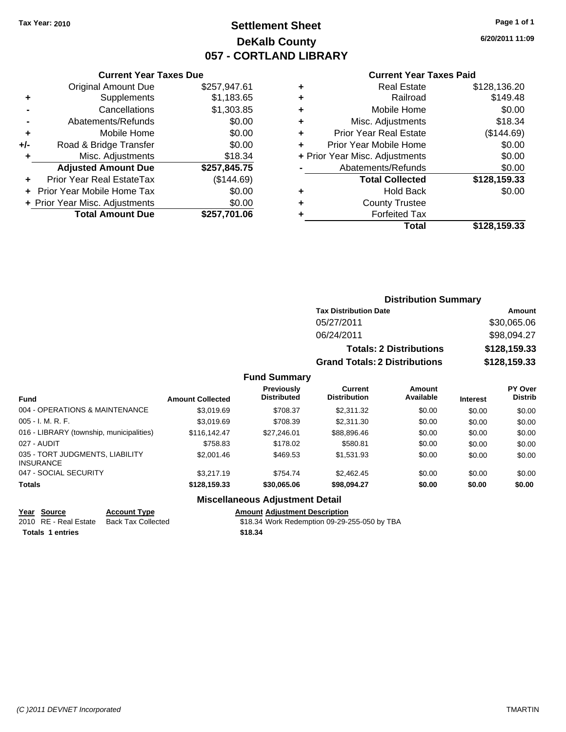**Tax Year: 2010**

# Settlement Sheet
## DeKalb County
## 057 - CORTLAND LIBRARY

6/20/2011 11:09

### Current Year Taxes Due

| | | |
|---|---|---|
| | Original Amount Due | $257,947.61 |
| + | Supplements | $1,183.65 |
| - | Cancellations | $1,303.85 |
| - | Abatements/Refunds | $0.00 |
| + | Mobile Home | $0.00 |
| +/- | Road & Bridge Transfer | $0.00 |
| + | Misc. Adjustments | $18.34 |
| | **Adjusted Amount Due** | **$257,845.75** |
| + | Prior Year Real EstateTax | ($144.69) |
| + | Prior Year Mobile Home Tax | $0.00 |
| + | Prior Year Misc. Adjustments | $0.00 |
| | **Total Amount Due** | **$257,701.06** |

### Current Year Taxes Paid

| | | |
|---|---|---|
| + | Real Estate | $128,136.20 |
| + | Railroad | $149.48 |
| + | Mobile Home | $0.00 |
| + | Misc. Adjustments | $18.34 |
| + | Prior Year Real Estate | ($144.69) |
| + | Prior Year Mobile Home | $0.00 |
| + | Prior Year Misc. Adjustments | $0.00 |
| - | Abatements/Refunds | $0.00 |
| | **Total Collected** | **$128,159.33** |
| + | Hold Back | $0.00 |
| + | County Trustee | |
| + | Forfeited Tax | |
| | **Total** | **$128,159.33** |

### Distribution Summary

| Tax Distribution Date | Amount |
|---|---|
| 05/27/2011 | $30,065.06 |
| 06/24/2011 | $98,094.27 |
| **Totals: 2 Distributions** | **$128,159.33** |
| **Grand Totals: 2 Distributions** | **$128,159.33** |

### Fund Summary

| Fund | Amount Collected | Previously Distributed | Current Distribution | Amount Available | Interest | PY Over Distrib |
|---|---|---|---|---|---|---|
| 004 - OPERATIONS & MAINTENANCE | $3,019.69 | $708.37 | $2,311.32 | $0.00 | $0.00 | $0.00 |
| 005 - I. M. R. F. | $3,019.69 | $708.39 | $2,311.30 | $0.00 | $0.00 | $0.00 |
| 016 - LIBRARY (township, municipalities) | $116,142.47 | $27,246.01 | $88,896.46 | $0.00 | $0.00 | $0.00 |
| 027 - AUDIT | $758.83 | $178.02 | $580.81 | $0.00 | $0.00 | $0.00 |
| 035 - TORT JUDGMENTS, LIABILITY INSURANCE | $2,001.46 | $469.53 | $1,531.93 | $0.00 | $0.00 | $0.00 |
| 047 - SOCIAL SECURITY | $3,217.19 | $754.74 | $2,462.45 | $0.00 | $0.00 | $0.00 |
| **Totals** | **$128,159.33** | **$30,065.06** | **$98,094.27** | **$0.00** | **$0.00** | **$0.00** |

### Miscellaneous Adjustment Detail

| Year | Source | Account Type | Amount | Adjustment Description |
|---|---|---|---|---|
| 2010 | RE - Real Estate | Back Tax Collected | $18.34 | Work Redemption 09-29-255-050 by TBA |
| **Totals 1 entries** | | | **$18.34** | |

*(C )2011 DEVNET Incorporated* TMARTIN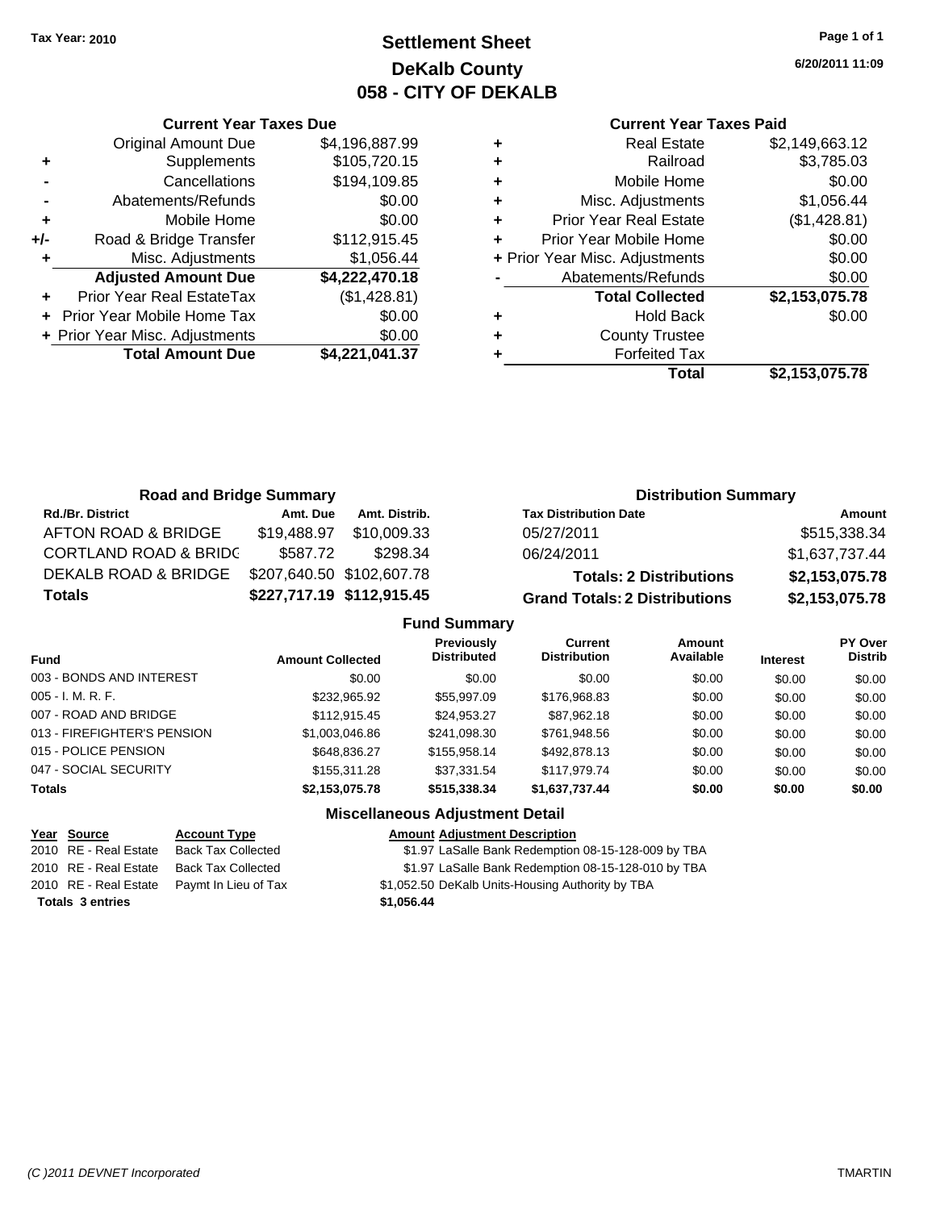Tax Year: 2010

# Settlement Sheet
## DeKalb County
## 058 - CITY OF DEKALB

6/20/2011 11:09

### Current Year Taxes Due

| | | |
|---|---|---|
| | Original Amount Due | $4,196,887.99 |
| + | Supplements | $105,720.15 |
| - | Cancellations | $194,109.85 |
| - | Abatements/Refunds | $0.00 |
| + | Mobile Home | $0.00 |
| +/- | Road & Bridge Transfer | $112,915.45 |
| + | Misc. Adjustments | $1,056.44 |
| | **Adjusted Amount Due** | **$4,222,470.18** |
| + | Prior Year Real EstateTax | ($1,428.81) |
| + | Prior Year Mobile Home Tax | $0.00 |
| + | Prior Year Misc. Adjustments | $0.00 |
| | **Total Amount Due** | **$4,221,041.37** |

### Current Year Taxes Paid

| | | |
|---|---|---|
| + | Real Estate | $2,149,663.12 |
| + | Railroad | $3,785.03 |
| + | Mobile Home | $0.00 |
| + | Misc. Adjustments | $1,056.44 |
| + | Prior Year Real Estate | ($1,428.81) |
| + | Prior Year Mobile Home | $0.00 |
| + | Prior Year Misc. Adjustments | $0.00 |
| - | Abatements/Refunds | $0.00 |
| | **Total Collected** | **$2,153,075.78** |
| + | Hold Back | $0.00 |
| + | County Trustee | |
| + | Forfeited Tax | |
| | **Total** | **$2,153,075.78** |

### Road and Bridge Summary

| Rd./Br. District | Amt. Due | Amt. Distrib. |
|---|---|---|
| AFTON ROAD & BRIDGE | $19,488.97 | $10,009.33 |
| CORTLAND ROAD & BRIDG | $587.72 | $298.34 |
| DEKALB ROAD & BRIDGE | $207,640.50 | $102,607.78 |
| **Totals** | **$227,717.19** | **$112,915.45** |

### Distribution Summary

| Tax Distribution Date | Amount |
|---|---|
| 05/27/2011 | $515,338.34 |
| 06/24/2011 | $1,637,737.44 |
| **Totals: 2 Distributions** | **$2,153,075.78** |
| **Grand Totals: 2 Distributions** | **$2,153,075.78** |

### Fund Summary

| Fund | Amount Collected | Previously Distributed | Current Distribution | Amount Available | Interest | PY Over Distrib |
|---|---|---|---|---|---|---|
| 003 - BONDS AND INTEREST | $0.00 | $0.00 | $0.00 | $0.00 | $0.00 | $0.00 |
| 005 - I. M. R. F. | $232,965.92 | $55,997.09 | $176,968.83 | $0.00 | $0.00 | $0.00 |
| 007 - ROAD AND BRIDGE | $112,915.45 | $24,953.27 | $87,962.18 | $0.00 | $0.00 | $0.00 |
| 013 - FIREFIGHTER'S PENSION | $1,003,046.86 | $241,098.30 | $761,948.56 | $0.00 | $0.00 | $0.00 |
| 015 - POLICE PENSION | $648,836.27 | $155,958.14 | $492,878.13 | $0.00 | $0.00 | $0.00 |
| 047 - SOCIAL SECURITY | $155,311.28 | $37,331.54 | $117,979.74 | $0.00 | $0.00 | $0.00 |
| **Totals** | **$2,153,075.78** | **$515,338.34** | **$1,637,737.44** | **$0.00** | **$0.00** | **$0.00** |

### Miscellaneous Adjustment Detail

| Year | Source | Account Type | Amount | Adjustment Description |
|---|---|---|---|---|
| 2010 | RE - Real Estate | Back Tax Collected | $1.97 | LaSalle Bank Redemption 08-15-128-009 by TBA |
| 2010 | RE - Real Estate | Back Tax Collected | $1.97 | LaSalle Bank Redemption 08-15-128-010 by TBA |
| 2010 | RE - Real Estate | Paymt In Lieu of Tax | $1,052.50 | DeKalb Units-Housing Authority by TBA |
| **Totals 3 entries** | | | **$1,056.44** | |

(C )2011 DEVNET Incorporated — TMARTIN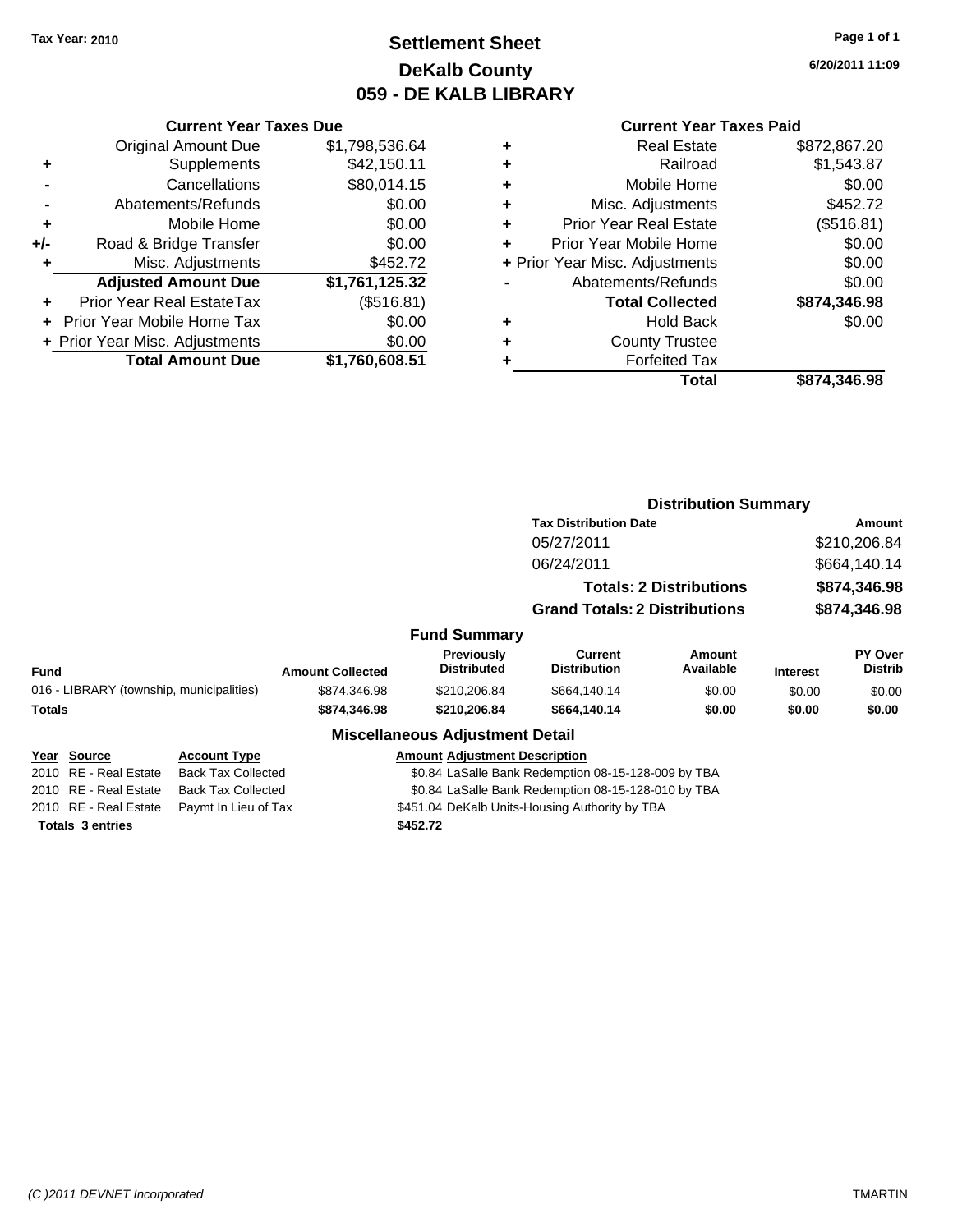**Tax Year: 2010**

# Settlement Sheet
## DeKalb County
## 059 - DE KALB LIBRARY

6/20/2011 11:09

### Current Year Taxes Due

| | | |
|---|---|---|
| | Original Amount Due | $1,798,536.64 |
| + | Supplements | $42,150.11 |
| - | Cancellations | $80,014.15 |
| - | Abatements/Refunds | $0.00 |
| + | Mobile Home | $0.00 |
| +/- | Road & Bridge Transfer | $0.00 |
| + | Misc. Adjustments | $452.72 |
| | **Adjusted Amount Due** | **$1,761,125.32** |
| + | Prior Year Real EstateTax | ($516.81) |
| + | Prior Year Mobile Home Tax | $0.00 |
| + | Prior Year Misc. Adjustments | $0.00 |
| | **Total Amount Due** | **$1,760,608.51** |

### Current Year Taxes Paid

| | | |
|---|---|---|
| + | Real Estate | $872,867.20 |
| + | Railroad | $1,543.87 |
| + | Mobile Home | $0.00 |
| + | Misc. Adjustments | $452.72 |
| + | Prior Year Real Estate | ($516.81) |
| + | Prior Year Mobile Home | $0.00 |
| + | Prior Year Misc. Adjustments | $0.00 |
| - | Abatements/Refunds | $0.00 |
| | **Total Collected** | **$874,346.98** |
| + | Hold Back | $0.00 |
| + | County Trustee | |
| + | Forfeited Tax | |
| | **Total** | **$874,346.98** |

### Distribution Summary

| Tax Distribution Date | Amount |
|---|---|
| 05/27/2011 | $210,206.84 |
| 06/24/2011 | $664,140.14 |
| **Totals: 2 Distributions** | **$874,346.98** |
| **Grand Totals: 2 Distributions** | **$874,346.98** |

### Fund Summary

| Fund | Amount Collected | Previously Distributed | Current Distribution | Amount Available | Interest | PY Over Distrib |
|---|---|---|---|---|---|---|
| 016 - LIBRARY (township, municipalities) | $874,346.98 | $210,206.84 | $664,140.14 | $0.00 | $0.00 | $0.00 |
| **Totals** | **$874,346.98** | **$210,206.84** | **$664,140.14** | **$0.00** | **$0.00** | **$0.00** |

### Miscellaneous Adjustment Detail

| Year | Source | Account Type | Amount | Adjustment Description |
|---|---|---|---|---|
| 2010 | RE - Real Estate | Back Tax Collected | $0.84 | LaSalle Bank Redemption 08-15-128-009 by TBA |
| 2010 | RE - Real Estate | Back Tax Collected | $0.84 | LaSalle Bank Redemption 08-15-128-010 by TBA |
| 2010 | RE - Real Estate | Paymt In Lieu of Tax | $451.04 | DeKalb Units-Housing Authority by TBA |
| **Totals 3 entries** | | | **$452.72** | |

(C )2011 DEVNET Incorporated — TMARTIN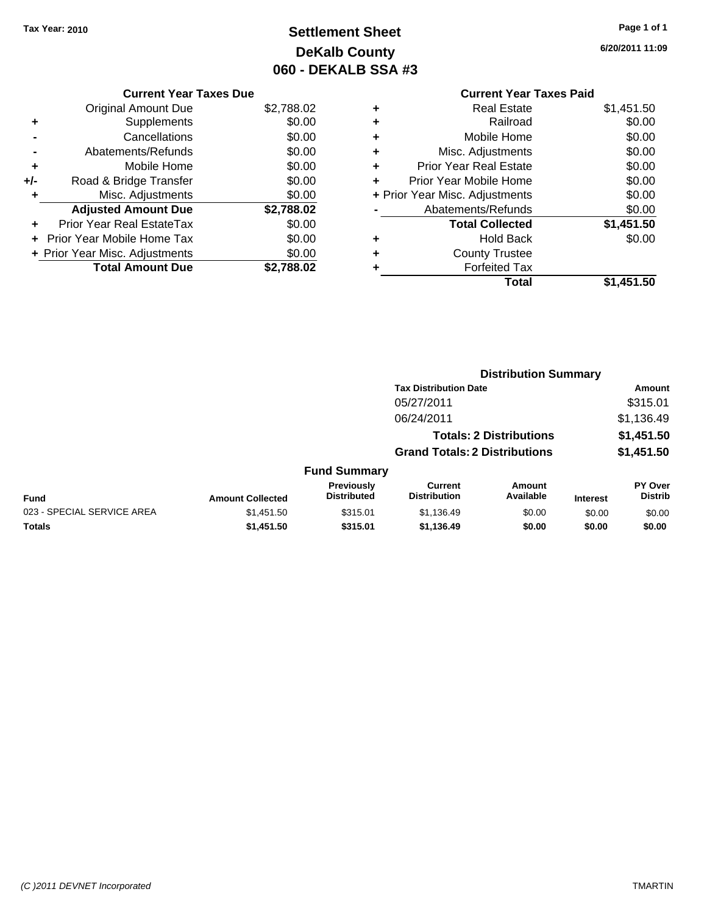Tax Year: 2010

# Settlement Sheet
## DeKalb County
## 060 - DEKALB SSA #3

6/20/2011 11:09

### Current Year Taxes Due

| | | |
|---|---|---|
| | Original Amount Due | $2,788.02 |
| + | Supplements | $0.00 |
| - | Cancellations | $0.00 |
| - | Abatements/Refunds | $0.00 |
| + | Mobile Home | $0.00 |
| +/- | Road & Bridge Transfer | $0.00 |
| + | Misc. Adjustments | $0.00 |
| | **Adjusted Amount Due** | **$2,788.02** |
| + | Prior Year Real EstateTax | $0.00 |
| + | Prior Year Mobile Home Tax | $0.00 |
| + | Prior Year Misc. Adjustments | $0.00 |
| | **Total Amount Due** | **$2,788.02** |

### Current Year Taxes Paid

| | | |
|---|---|---|
| + | Real Estate | $1,451.50 |
| + | Railroad | $0.00 |
| + | Mobile Home | $0.00 |
| + | Misc. Adjustments | $0.00 |
| + | Prior Year Real Estate | $0.00 |
| + | Prior Year Mobile Home | $0.00 |
| + | Prior Year Misc. Adjustments | $0.00 |
| - | Abatements/Refunds | $0.00 |
| | **Total Collected** | **$1,451.50** |
| + | Hold Back | $0.00 |
| + | County Trustee | |
| + | Forfeited Tax | |
| | **Total** | **$1,451.50** |

### Distribution Summary

| Tax Distribution Date | Amount |
|---|---|
| 05/27/2011 | $315.01 |
| 06/24/2011 | $1,136.49 |
| **Totals: 2 Distributions** | **$1,451.50** |
| **Grand Totals: 2 Distributions** | **$1,451.50** |

### Fund Summary

| Fund | Amount Collected | Previously Distributed | Current Distribution | Amount Available | Interest | PY Over Distrib |
|---|---|---|---|---|---|---|
| 023 - SPECIAL SERVICE AREA | $1,451.50 | $315.01 | $1,136.49 | $0.00 | $0.00 | $0.00 |
| **Totals** | **$1,451.50** | **$315.01** | **$1,136.49** | **$0.00** | **$0.00** | **$0.00** |

(C )2011 DEVNET Incorporated

TMARTIN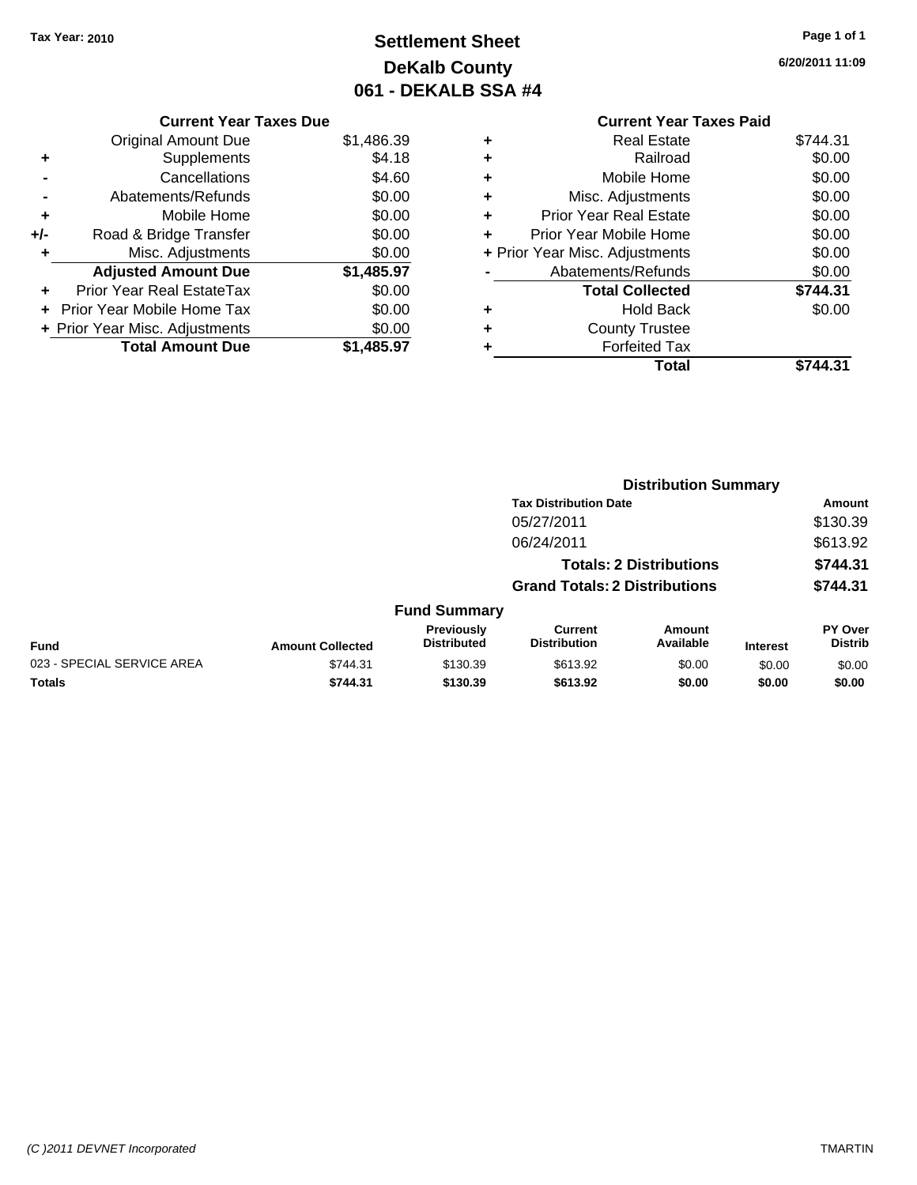Tax Year: 2010

# Settlement Sheet
## DeKalb County
## 061 - DEKALB SSA #4

6/20/2011 11:09

| | Current Year Taxes Due | |
|---|---|---|
| | Original Amount Due | $1,486.39 |
| + | Supplements | $4.18 |
| - | Cancellations | $4.60 |
| - | Abatements/Refunds | $0.00 |
| + | Mobile Home | $0.00 |
| +/- | Road & Bridge Transfer | $0.00 |
| + | Misc. Adjustments | $0.00 |
| | **Adjusted Amount Due** | **$1,485.97** |
| + | Prior Year Real EstateTax | $0.00 |
| + | Prior Year Mobile Home Tax | $0.00 |
| + | Prior Year Misc. Adjustments | $0.00 |
| | **Total Amount Due** | **$1,485.97** |

| | Current Year Taxes Paid | |
|---|---|---|
| + | Real Estate | $744.31 |
| + | Railroad | $0.00 |
| + | Mobile Home | $0.00 |
| + | Misc. Adjustments | $0.00 |
| + | Prior Year Real Estate | $0.00 |
| + | Prior Year Mobile Home | $0.00 |
| + | Prior Year Misc. Adjustments | $0.00 |
| - | Abatements/Refunds | $0.00 |
| | **Total Collected** | **$744.31** |
| + | Hold Back | $0.00 |
| + | County Trustee | |
| + | Forfeited Tax | |
| | **Total** | **$744.31** |

### Distribution Summary

| Tax Distribution Date | Amount |
|---|---|
| 05/27/2011 | $130.39 |
| 06/24/2011 | $613.92 |
| **Totals: 2 Distributions** | **$744.31** |
| **Grand Totals: 2 Distributions** | **$744.31** |

### Fund Summary

| Fund | Amount Collected | Previously Distributed | Current Distribution | Amount Available | Interest | PY Over Distrib |
|---|---|---|---|---|---|---|
| 023 - SPECIAL SERVICE AREA | $744.31 | $130.39 | $613.92 | $0.00 | $0.00 | $0.00 |
| **Totals** | **$744.31** | **$130.39** | **$613.92** | **$0.00** | **$0.00** | **$0.00** |

(C )2011 DEVNET Incorporated TMARTIN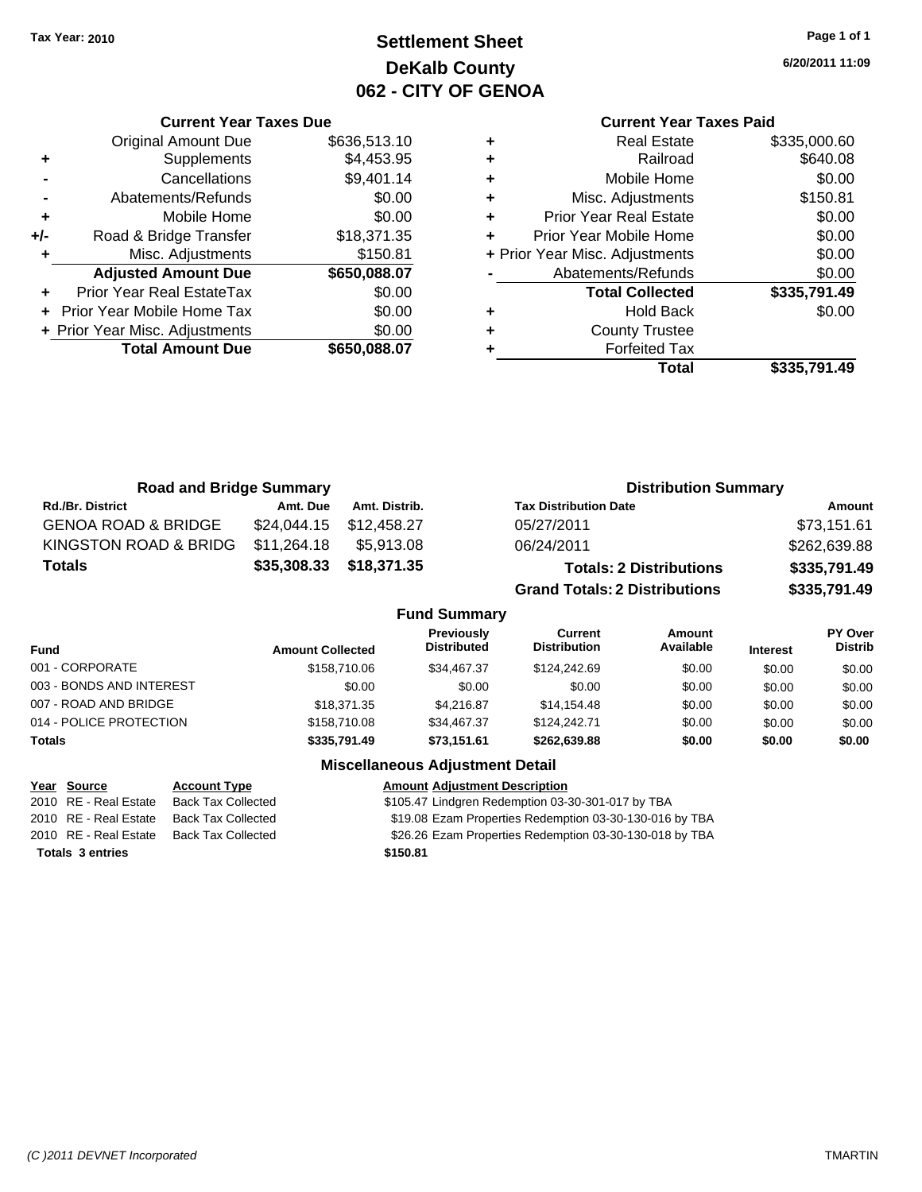Tax Year: 2010

# Settlement Sheet
## DeKalb County
## 062 - CITY OF GENOA

6/20/2011 11:09

### Current Year Taxes Due

| | | |
|---|---|---|
| | Original Amount Due | $636,513.10 |
| + | Supplements | $4,453.95 |
| - | Cancellations | $9,401.14 |
| - | Abatements/Refunds | $0.00 |
| + | Mobile Home | $0.00 |
| +/- | Road & Bridge Transfer | $18,371.35 |
| + | Misc. Adjustments | $150.81 |
| | **Adjusted Amount Due** | **$650,088.07** |
| + | Prior Year Real EstateTax | $0.00 |
| + | Prior Year Mobile Home Tax | $0.00 |
| + | Prior Year Misc. Adjustments | $0.00 |
| | **Total Amount Due** | **$650,088.07** |

### Current Year Taxes Paid

| | | |
|---|---|---|
| + | Real Estate | $335,000.60 |
| + | Railroad | $640.08 |
| + | Mobile Home | $0.00 |
| + | Misc. Adjustments | $150.81 |
| + | Prior Year Real Estate | $0.00 |
| + | Prior Year Mobile Home | $0.00 |
| + | Prior Year Misc. Adjustments | $0.00 |
| - | Abatements/Refunds | $0.00 |
| | **Total Collected** | **$335,791.49** |
| + | Hold Back | $0.00 |
| + | County Trustee | |
| + | Forfeited Tax | |
| | **Total** | **$335,791.49** |

### Road and Bridge Summary

| Rd./Br. District | Amt. Due | Amt. Distrib. |
|---|---|---|
| GENOA ROAD & BRIDGE | $24,044.15 | $12,458.27 |
| KINGSTON ROAD & BRIDG | $11,264.18 | $5,913.08 |
| **Totals** | **$35,308.33** | **$18,371.35** |

### Distribution Summary

| Tax Distribution Date | Amount |
|---|---|
| 05/27/2011 | $73,151.61 |
| 06/24/2011 | $262,639.88 |
| **Totals: 2 Distributions** | **$335,791.49** |
| **Grand Totals: 2 Distributions** | **$335,791.49** |

### Fund Summary

| Fund | Amount Collected | Previously Distributed | Current Distribution | Amount Available | Interest | PY Over Distrib |
|---|---|---|---|---|---|---|
| 001 - CORPORATE | $158,710.06 | $34,467.37 | $124,242.69 | $0.00 | $0.00 | $0.00 |
| 003 - BONDS AND INTEREST | $0.00 | $0.00 | $0.00 | $0.00 | $0.00 | $0.00 |
| 007 - ROAD AND BRIDGE | $18,371.35 | $4,216.87 | $14,154.48 | $0.00 | $0.00 | $0.00 |
| 014 - POLICE PROTECTION | $158,710.08 | $34,467.37 | $124,242.71 | $0.00 | $0.00 | $0.00 |
| **Totals** | **$335,791.49** | **$73,151.61** | **$262,639.88** | **$0.00** | **$0.00** | **$0.00** |

### Miscellaneous Adjustment Detail

| Year | Source | Account Type | Amount | Adjustment Description |
|---|---|---|---|---|
| 2010 | RE - Real Estate | Back Tax Collected | $105.47 | Lindgren Redemption 03-30-301-017 by TBA |
| 2010 | RE - Real Estate | Back Tax Collected | $19.08 | Ezam Properties Redemption 03-30-130-016 by TBA |
| 2010 | RE - Real Estate | Back Tax Collected | $26.26 | Ezam Properties Redemption 03-30-130-018 by TBA |
| **Totals 3 entries** | | | **$150.81** | |

(C )2011 DEVNET Incorporated TMARTIN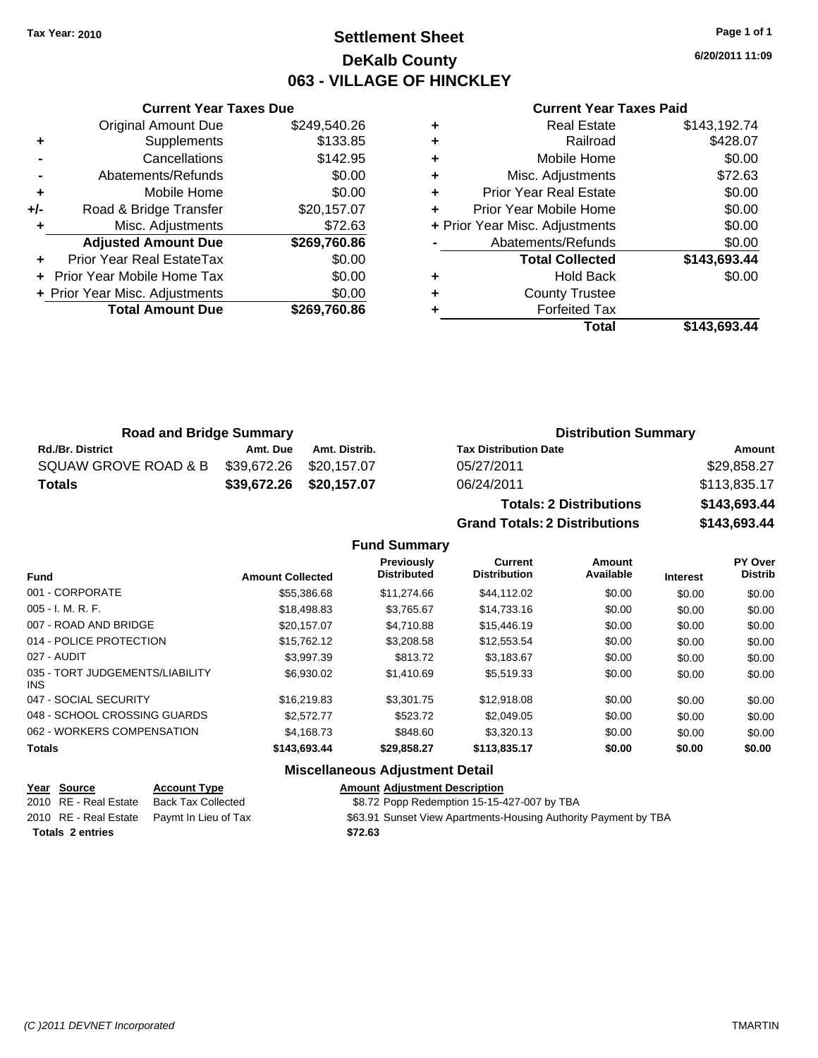Tax Year: 2010

# Settlement Sheet
## DeKalb County
## 063 - VILLAGE OF HINCKLEY

6/20/2011 11:09

### Current Year Taxes Due

| | | |
|---|---|---|
| | Original Amount Due | $249,540.26 |
| + | Supplements | $133.85 |
| - | Cancellations | $142.95 |
| - | Abatements/Refunds | $0.00 |
| + | Mobile Home | $0.00 |
| +/- | Road & Bridge Transfer | $20,157.07 |
| + | Misc. Adjustments | $72.63 |
| | **Adjusted Amount Due** | **$269,760.86** |
| + | Prior Year Real EstateTax | $0.00 |
| + | Prior Year Mobile Home Tax | $0.00 |
| + | Prior Year Misc. Adjustments | $0.00 |
| | **Total Amount Due** | **$269,760.86** |

### Current Year Taxes Paid

| | | |
|---|---|---|
| + | Real Estate | $143,192.74 |
| + | Railroad | $428.07 |
| + | Mobile Home | $0.00 |
| + | Misc. Adjustments | $72.63 |
| + | Prior Year Real Estate | $0.00 |
| + | Prior Year Mobile Home | $0.00 |
| + | Prior Year Misc. Adjustments | $0.00 |
| - | Abatements/Refunds | $0.00 |
| | **Total Collected** | **$143,693.44** |
| + | Hold Back | $0.00 |
| + | County Trustee | |
| + | Forfeited Tax | |
| | **Total** | **$143,693.44** |

### Road and Bridge Summary

| Rd./Br. District | Amt. Due | Amt. Distrib. |
|---|---|---|
| SQUAW GROVE ROAD & B | $39,672.26 | $20,157.07 |
| **Totals** | **$39,672.26** | **$20,157.07** |

### Distribution Summary

| Tax Distribution Date | Amount |
|---|---|
| 05/27/2011 | $29,858.27 |
| 06/24/2011 | $113,835.17 |
| **Totals: 2 Distributions** | **$143,693.44** |
| **Grand Totals: 2 Distributions** | **$143,693.44** |

### Fund Summary

| Fund | Amount Collected | Previously Distributed | Current Distribution | Amount Available | Interest | PY Over Distrib |
|---|---|---|---|---|---|---|
| 001 - CORPORATE | $55,386.68 | $11,274.66 | $44,112.02 | $0.00 | $0.00 | $0.00 |
| 005 - I. M. R. F. | $18,498.83 | $3,765.67 | $14,733.16 | $0.00 | $0.00 | $0.00 |
| 007 - ROAD AND BRIDGE | $20,157.07 | $4,710.88 | $15,446.19 | $0.00 | $0.00 | $0.00 |
| 014 - POLICE PROTECTION | $15,762.12 | $3,208.58 | $12,553.54 | $0.00 | $0.00 | $0.00 |
| 027 - AUDIT | $3,997.39 | $813.72 | $3,183.67 | $0.00 | $0.00 | $0.00 |
| 035 - TORT JUDGEMENTS/LIABILITY INS | $6,930.02 | $1,410.69 | $5,519.33 | $0.00 | $0.00 | $0.00 |
| 047 - SOCIAL SECURITY | $16,219.83 | $3,301.75 | $12,918.08 | $0.00 | $0.00 | $0.00 |
| 048 - SCHOOL CROSSING GUARDS | $2,572.77 | $523.72 | $2,049.05 | $0.00 | $0.00 | $0.00 |
| 062 - WORKERS COMPENSATION | $4,168.73 | $848.60 | $3,320.13 | $0.00 | $0.00 | $0.00 |
| **Totals** | **$143,693.44** | **$29,858.27** | **$113,835.17** | **$0.00** | **$0.00** | **$0.00** |

### Miscellaneous Adjustment Detail

| Year | Source | Account Type | Amount | Adjustment Description |
|---|---|---|---|---|
| 2010 | RE - Real Estate | Back Tax Collected | $8.72 | Popp Redemption 15-15-427-007 by TBA |
| 2010 | RE - Real Estate | Paymt In Lieu of Tax | $63.91 | Sunset View Apartments-Housing Authority Payment by TBA |
| **Totals 2 entries** | | | **$72.63** | |

(C )2011 DEVNET Incorporated TMARTIN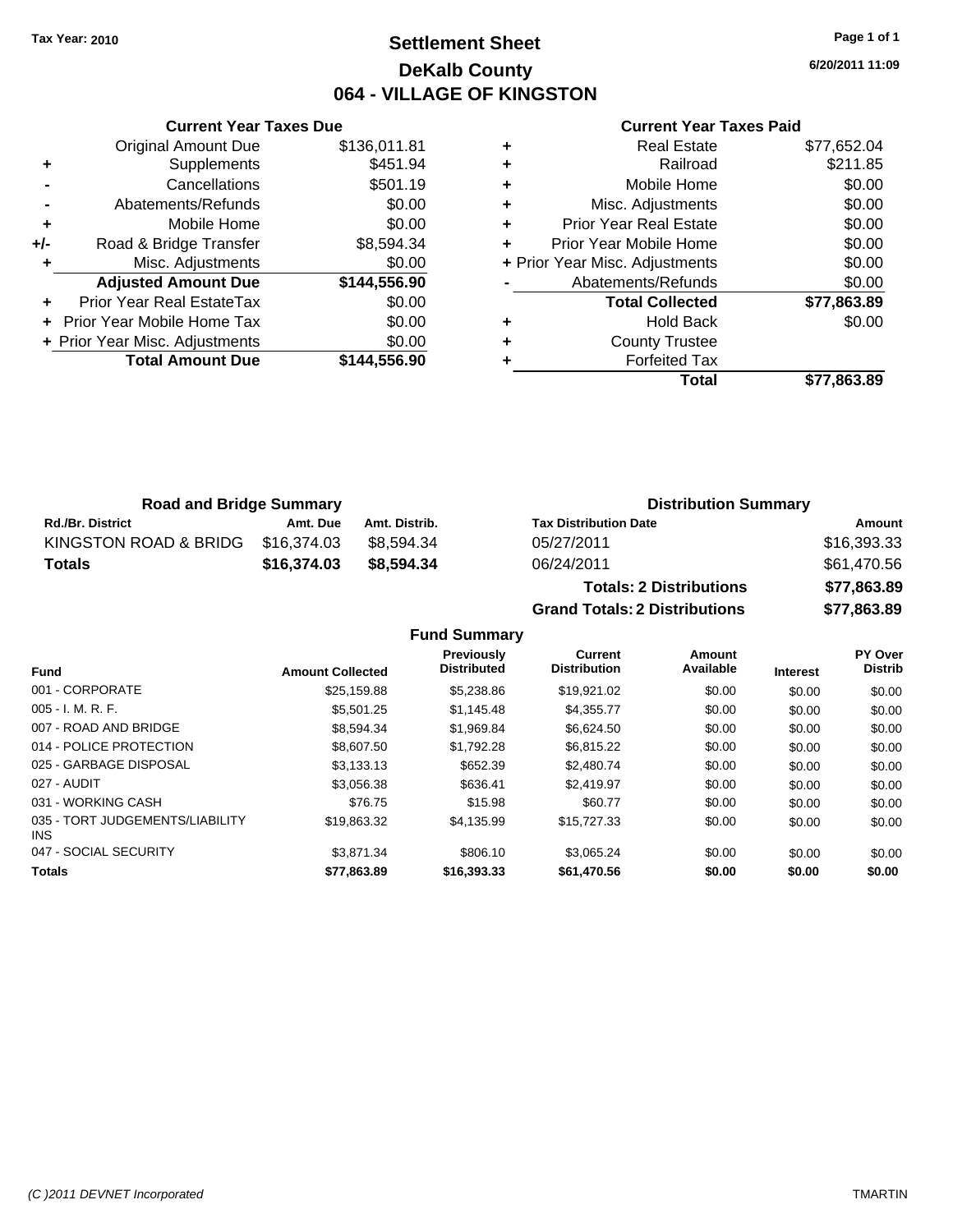Tax Year: 2010

# Settlement Sheet
## DeKalb County
## 064 - VILLAGE OF KINGSTON

6/20/2011 11:09

### Current Year Taxes Due

| | | |
|---|---|---|
| | Original Amount Due | $136,011.81 |
| + | Supplements | $451.94 |
| - | Cancellations | $501.19 |
| - | Abatements/Refunds | $0.00 |
| + | Mobile Home | $0.00 |
| +/- | Road & Bridge Transfer | $8,594.34 |
| + | Misc. Adjustments | $0.00 |
| | **Adjusted Amount Due** | **$144,556.90** |
| + | Prior Year Real EstateTax | $0.00 |
| + | Prior Year Mobile Home Tax | $0.00 |
| + | Prior Year Misc. Adjustments | $0.00 |
| | **Total Amount Due** | **$144,556.90** |

### Current Year Taxes Paid

| | | |
|---|---|---|
| + | Real Estate | $77,652.04 |
| + | Railroad | $211.85 |
| + | Mobile Home | $0.00 |
| + | Misc. Adjustments | $0.00 |
| + | Prior Year Real Estate | $0.00 |
| + | Prior Year Mobile Home | $0.00 |
| + | Prior Year Misc. Adjustments | $0.00 |
| - | Abatements/Refunds | $0.00 |
| | **Total Collected** | **$77,863.89** |
| + | Hold Back | $0.00 |
| + | County Trustee | |
| + | Forfeited Tax | |
| | **Total** | **$77,863.89** |

### Road and Bridge Summary

| Rd./Br. District | Amt. Due | Amt. Distrib. |
|---|---|---|
| KINGSTON ROAD & BRIDG | $16,374.03 | $8,594.34 |
| **Totals** | **$16,374.03** | **$8,594.34** |

### Distribution Summary

| Tax Distribution Date | Amount |
|---|---|
| 05/27/2011 | $16,393.33 |
| 06/24/2011 | $61,470.56 |
| **Totals: 2 Distributions** | **$77,863.89** |
| **Grand Totals: 2 Distributions** | **$77,863.89** |

### Fund Summary

| Fund | Amount Collected | Previously Distributed | Current Distribution | Amount Available | Interest | PY Over Distrib |
|---|---|---|---|---|---|---|
| 001 - CORPORATE | $25,159.88 | $5,238.86 | $19,921.02 | $0.00 | $0.00 | $0.00 |
| 005 - I. M. R. F. | $5,501.25 | $1,145.48 | $4,355.77 | $0.00 | $0.00 | $0.00 |
| 007 - ROAD AND BRIDGE | $8,594.34 | $1,969.84 | $6,624.50 | $0.00 | $0.00 | $0.00 |
| 014 - POLICE PROTECTION | $8,607.50 | $1,792.28 | $6,815.22 | $0.00 | $0.00 | $0.00 |
| 025 - GARBAGE DISPOSAL | $3,133.13 | $652.39 | $2,480.74 | $0.00 | $0.00 | $0.00 |
| 027 - AUDIT | $3,056.38 | $636.41 | $2,419.97 | $0.00 | $0.00 | $0.00 |
| 031 - WORKING CASH | $76.75 | $15.98 | $60.77 | $0.00 | $0.00 | $0.00 |
| 035 - TORT JUDGEMENTS/LIABILITY INS | $19,863.32 | $4,135.99 | $15,727.33 | $0.00 | $0.00 | $0.00 |
| 047 - SOCIAL SECURITY | $3,871.34 | $806.10 | $3,065.24 | $0.00 | $0.00 | $0.00 |
| **Totals** | **$77,863.89** | **$16,393.33** | **$61,470.56** | **$0.00** | **$0.00** | **$0.00** |

(C )2011 DEVNET Incorporated TMARTIN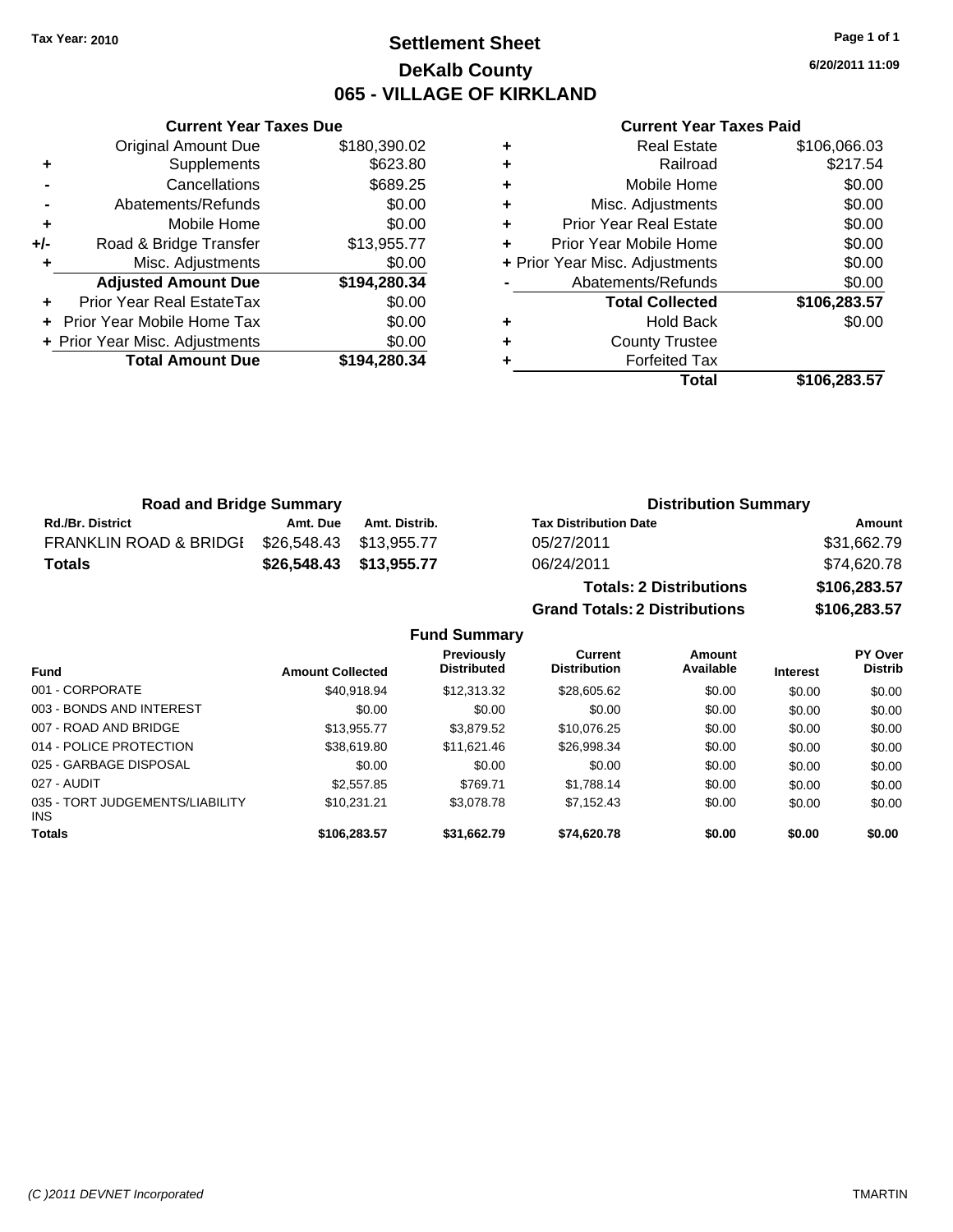Tax Year: 2010

# Settlement Sheet
## DeKalb County
## 065 - VILLAGE OF KIRKLAND

6/20/2011 11:09

### Current Year Taxes Due

| | | |
|---|---|---|
| | Original Amount Due | $180,390.02 |
| + | Supplements | $623.80 |
| - | Cancellations | $689.25 |
| - | Abatements/Refunds | $0.00 |
| + | Mobile Home | $0.00 |
| +/- | Road & Bridge Transfer | $13,955.77 |
| + | Misc. Adjustments | $0.00 |
| | **Adjusted Amount Due** | **$194,280.34** |
| + | Prior Year Real EstateTax | $0.00 |
| + | Prior Year Mobile Home Tax | $0.00 |
| + | Prior Year Misc. Adjustments | $0.00 |
| | **Total Amount Due** | **$194,280.34** |

### Current Year Taxes Paid

| | | |
|---|---|---|
| + | Real Estate | $106,066.03 |
| + | Railroad | $217.54 |
| + | Mobile Home | $0.00 |
| + | Misc. Adjustments | $0.00 |
| + | Prior Year Real Estate | $0.00 |
| + | Prior Year Mobile Home | $0.00 |
| + | Prior Year Misc. Adjustments | $0.00 |
| - | Abatements/Refunds | $0.00 |
| | **Total Collected** | **$106,283.57** |
| + | Hold Back | $0.00 |
| + | County Trustee | |
| + | Forfeited Tax | |
| | **Total** | **$106,283.57** |

### Road and Bridge Summary

| Rd./Br. District | Amt. Due | Amt. Distrib. |
|---|---|---|
| FRANKLIN ROAD & BRIDGI | $26,548.43 | $13,955.77 |
| **Totals** | **$26,548.43** | **$13,955.77** |

### Distribution Summary

| Tax Distribution Date | Amount |
|---|---|
| 05/27/2011 | $31,662.79 |
| 06/24/2011 | $74,620.78 |
| **Totals: 2 Distributions** | **$106,283.57** |
| **Grand Totals: 2 Distributions** | **$106,283.57** |

### Fund Summary

| Fund | Amount Collected | Previously Distributed | Current Distribution | Amount Available | Interest | PY Over Distrib |
|---|---|---|---|---|---|---|
| 001 - CORPORATE | $40,918.94 | $12,313.32 | $28,605.62 | $0.00 | $0.00 | $0.00 |
| 003 - BONDS AND INTEREST | $0.00 | $0.00 | $0.00 | $0.00 | $0.00 | $0.00 |
| 007 - ROAD AND BRIDGE | $13,955.77 | $3,879.52 | $10,076.25 | $0.00 | $0.00 | $0.00 |
| 014 - POLICE PROTECTION | $38,619.80 | $11,621.46 | $26,998.34 | $0.00 | $0.00 | $0.00 |
| 025 - GARBAGE DISPOSAL | $0.00 | $0.00 | $0.00 | $0.00 | $0.00 | $0.00 |
| 027 - AUDIT | $2,557.85 | $769.71 | $1,788.14 | $0.00 | $0.00 | $0.00 |
| 035 - TORT JUDGEMENTS/LIABILITY INS | $10,231.21 | $3,078.78 | $7,152.43 | $0.00 | $0.00 | $0.00 |
| **Totals** | **$106,283.57** | **$31,662.79** | **$74,620.78** | **$0.00** | **$0.00** | **$0.00** |

(C )2011 DEVNET Incorporated TMARTIN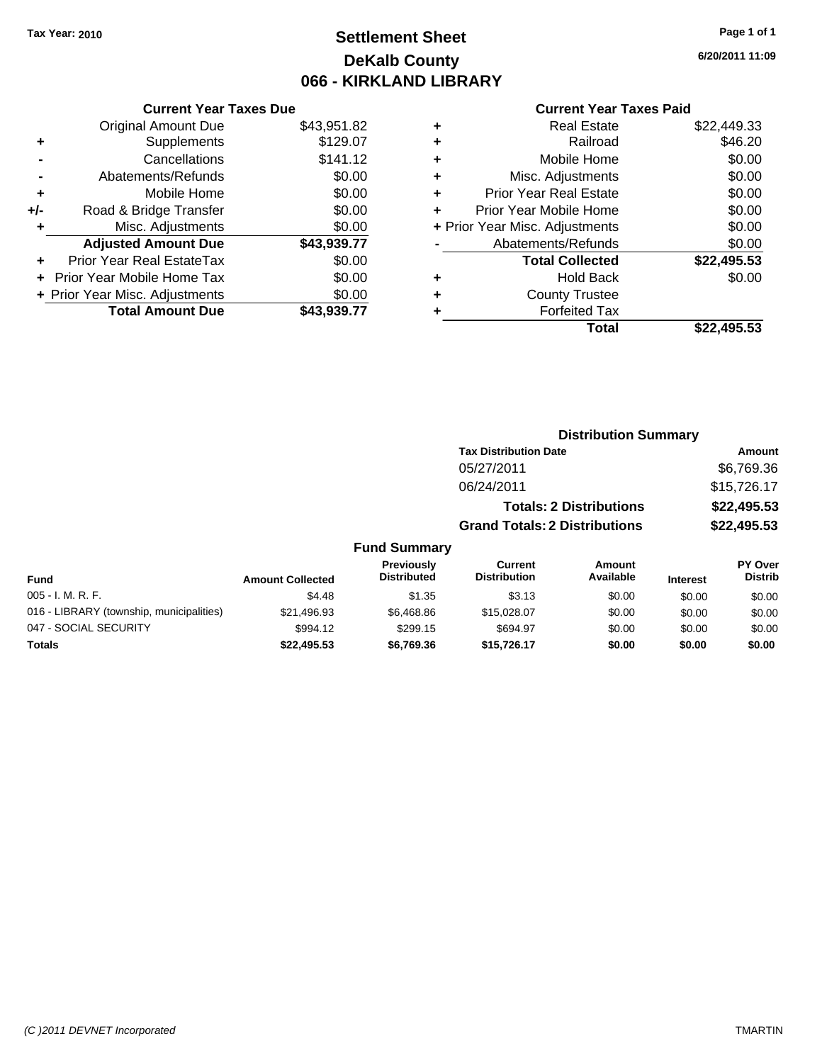**Tax Year: 2010**

# Settlement Sheet
## DeKalb County
## 066 - KIRKLAND LIBRARY

6/20/2011 11:09

### Current Year Taxes Due

| | | |
|---|---|---|
| | Original Amount Due | $43,951.82 |
| + | Supplements | $129.07 |
| - | Cancellations | $141.12 |
| - | Abatements/Refunds | $0.00 |
| + | Mobile Home | $0.00 |
| +/- | Road & Bridge Transfer | $0.00 |
| + | Misc. Adjustments | $0.00 |
| | **Adjusted Amount Due** | **$43,939.77** |
| + | Prior Year Real EstateTax | $0.00 |
| + | Prior Year Mobile Home Tax | $0.00 |
| + | Prior Year Misc. Adjustments | $0.00 |
| | **Total Amount Due** | **$43,939.77** |

### Current Year Taxes Paid

| | | |
|---|---|---|
| + | Real Estate | $22,449.33 |
| + | Railroad | $46.20 |
| + | Mobile Home | $0.00 |
| + | Misc. Adjustments | $0.00 |
| + | Prior Year Real Estate | $0.00 |
| + | Prior Year Mobile Home | $0.00 |
| + | Prior Year Misc. Adjustments | $0.00 |
| - | Abatements/Refunds | $0.00 |
| | **Total Collected** | **$22,495.53** |
| + | Hold Back | $0.00 |
| + | County Trustee | |
| + | Forfeited Tax | |
| | **Total** | **$22,495.53** |

### Distribution Summary

| Tax Distribution Date | Amount |
|---|---|
| 05/27/2011 | $6,769.36 |
| 06/24/2011 | $15,726.17 |
| **Totals: 2 Distributions** | **$22,495.53** |
| **Grand Totals: 2 Distributions** | **$22,495.53** |

### Fund Summary

| Fund | Amount Collected | Previously Distributed | Current Distribution | Amount Available | Interest | PY Over Distrib |
|---|---|---|---|---|---|---|
| 005 - I. M. R. F. | $4.48 | $1.35 | $3.13 | $0.00 | $0.00 | $0.00 |
| 016 - LIBRARY (township, municipalities) | $21,496.93 | $6,468.86 | $15,028.07 | $0.00 | $0.00 | $0.00 |
| 047 - SOCIAL SECURITY | $994.12 | $299.15 | $694.97 | $0.00 | $0.00 | $0.00 |
| **Totals** | **$22,495.53** | **$6,769.36** | **$15,726.17** | **$0.00** | **$0.00** | **$0.00** |

(C )2011 DEVNET Incorporated TMARTIN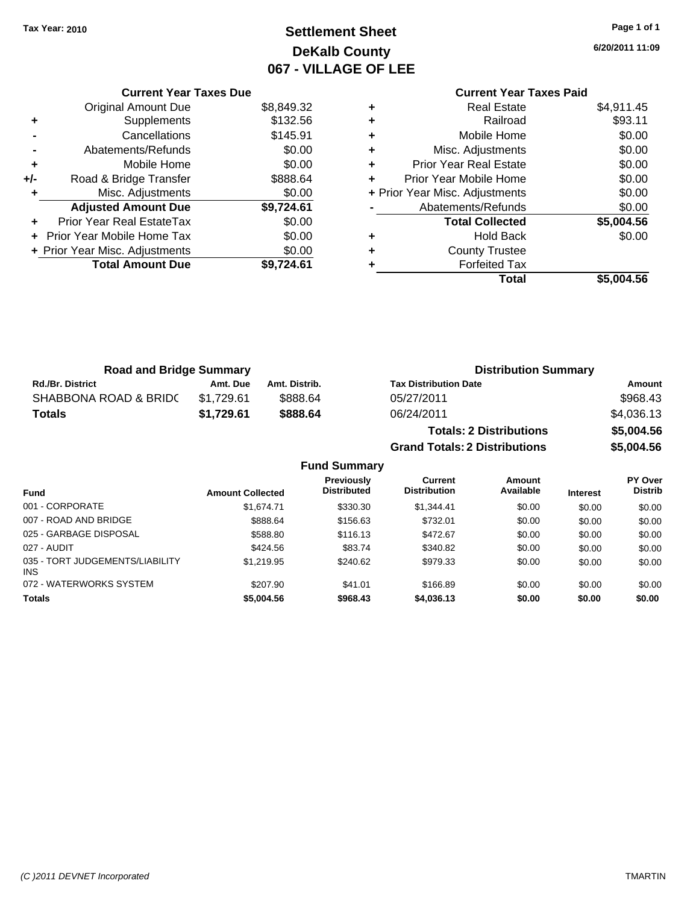Tax Year: 2010

# Settlement Sheet
## DeKalb County
## 067 - VILLAGE OF LEE

6/20/2011 11:09

### Current Year Taxes Due

| | | |
|---|---|---|
| | Original Amount Due | $8,849.32 |
| + | Supplements | $132.56 |
| - | Cancellations | $145.91 |
| - | Abatements/Refunds | $0.00 |
| + | Mobile Home | $0.00 |
| +/- | Road & Bridge Transfer | $888.64 |
| + | Misc. Adjustments | $0.00 |
| | **Adjusted Amount Due** | **$9,724.61** |
| + | Prior Year Real EstateTax | $0.00 |
| + | Prior Year Mobile Home Tax | $0.00 |
| + | Prior Year Misc. Adjustments | $0.00 |
| | **Total Amount Due** | **$9,724.61** |

### Current Year Taxes Paid

| | | |
|---|---|---|
| + | Real Estate | $4,911.45 |
| + | Railroad | $93.11 |
| + | Mobile Home | $0.00 |
| + | Misc. Adjustments | $0.00 |
| + | Prior Year Real Estate | $0.00 |
| + | Prior Year Mobile Home | $0.00 |
| + | Prior Year Misc. Adjustments | $0.00 |
| - | Abatements/Refunds | $0.00 |
| | **Total Collected** | **$5,004.56** |
| + | Hold Back | $0.00 |
| + | County Trustee | |
| + | Forfeited Tax | |
| | **Total** | **$5,004.56** |

### Road and Bridge Summary

| Rd./Br. District | Amt. Due | Amt. Distrib. |
|---|---|---|
| SHABBONA ROAD & BRIDC | $1,729.61 | $888.64 |
| **Totals** | **$1,729.61** | **$888.64** |

### Distribution Summary

| Tax Distribution Date | Amount |
|---|---|
| 05/27/2011 | $968.43 |
| 06/24/2011 | $4,036.13 |
| **Totals: 2 Distributions** | **$5,004.56** |
| **Grand Totals: 2 Distributions** | **$5,004.56** |

### Fund Summary

| Fund | Amount Collected | Previously Distributed | Current Distribution | Amount Available | Interest | PY Over Distrib |
|---|---|---|---|---|---|---|
| 001 - CORPORATE | $1,674.71 | $330.30 | $1,344.41 | $0.00 | $0.00 | $0.00 |
| 007 - ROAD AND BRIDGE | $888.64 | $156.63 | $732.01 | $0.00 | $0.00 | $0.00 |
| 025 - GARBAGE DISPOSAL | $588.80 | $116.13 | $472.67 | $0.00 | $0.00 | $0.00 |
| 027 - AUDIT | $424.56 | $83.74 | $340.82 | $0.00 | $0.00 | $0.00 |
| 035 - TORT JUDGEMENTS/LIABILITY INS | $1,219.95 | $240.62 | $979.33 | $0.00 | $0.00 | $0.00 |
| 072 - WATERWORKS SYSTEM | $207.90 | $41.01 | $166.89 | $0.00 | $0.00 | $0.00 |
| **Totals** | **$5,004.56** | **$968.43** | **$4,036.13** | **$0.00** | **$0.00** | **$0.00** |

(C )2011 DEVNET Incorporated TMARTIN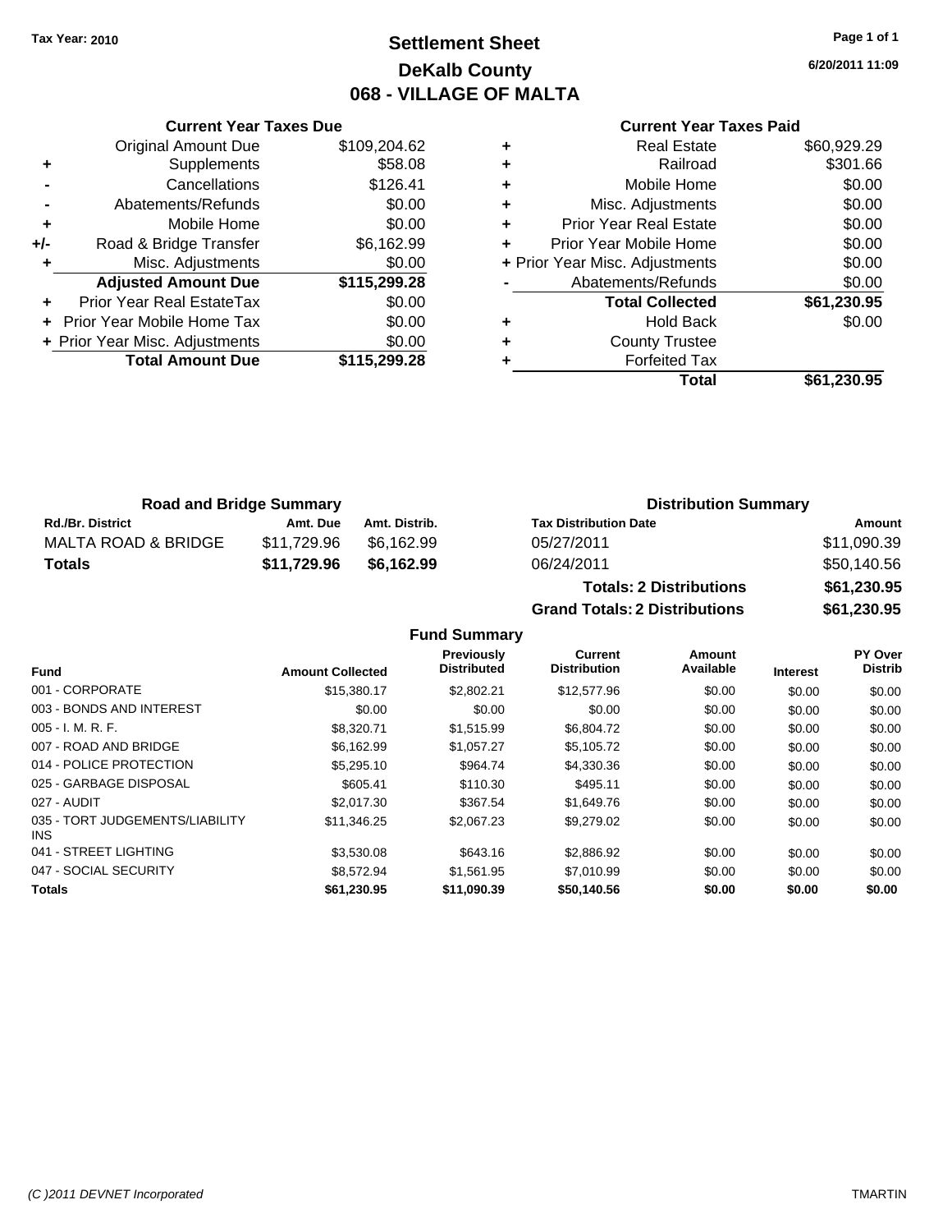Tax Year: 2010

# Settlement Sheet
## DeKalb County
## 068 - VILLAGE OF MALTA

6/20/2011 11:09

| | Current Year Taxes Due | |
|---|---|---|
| | Original Amount Due | $109,204.62 |
| + | Supplements | $58.08 |
| - | Cancellations | $126.41 |
| - | Abatements/Refunds | $0.00 |
| + | Mobile Home | $0.00 |
| +/- | Road & Bridge Transfer | $6,162.99 |
| + | Misc. Adjustments | $0.00 |
| | **Adjusted Amount Due** | **$115,299.28** |
| + | Prior Year Real EstateTax | $0.00 |
| + | Prior Year Mobile Home Tax | $0.00 |
| + | Prior Year Misc. Adjustments | $0.00 |
| | **Total Amount Due** | **$115,299.28** |

| | Current Year Taxes Paid | |
|---|---|---|
| + | Real Estate | $60,929.29 |
| + | Railroad | $301.66 |
| + | Mobile Home | $0.00 |
| + | Misc. Adjustments | $0.00 |
| + | Prior Year Real Estate | $0.00 |
| + | Prior Year Mobile Home | $0.00 |
| + | Prior Year Misc. Adjustments | $0.00 |
| - | Abatements/Refunds | $0.00 |
| | **Total Collected** | **$61,230.95** |
| + | Hold Back | $0.00 |
| + | County Trustee | |
| + | Forfeited Tax | |
| | **Total** | **$61,230.95** |

**Road and Bridge Summary**

| Rd./Br. District | Amt. Due | Amt. Distrib. |
|---|---|---|
| MALTA ROAD & BRIDGE | $11,729.96 | $6,162.99 |
| **Totals** | **$11,729.96** | **$6,162.99** |

**Distribution Summary**

| Tax Distribution Date | Amount |
|---|---|
| 05/27/2011 | $11,090.39 |
| 06/24/2011 | $50,140.56 |
| **Totals: 2 Distributions** | **$61,230.95** |
| **Grand Totals: 2 Distributions** | **$61,230.95** |

**Fund Summary**

| Fund | Amount Collected | Previously Distributed | Current Distribution | Amount Available | Interest | PY Over Distrib |
|---|---|---|---|---|---|---|
| 001 - CORPORATE | $15,380.17 | $2,802.21 | $12,577.96 | $0.00 | $0.00 | $0.00 |
| 003 - BONDS AND INTEREST | $0.00 | $0.00 | $0.00 | $0.00 | $0.00 | $0.00 |
| 005 - I. M. R. F. | $8,320.71 | $1,515.99 | $6,804.72 | $0.00 | $0.00 | $0.00 |
| 007 - ROAD AND BRIDGE | $6,162.99 | $1,057.27 | $5,105.72 | $0.00 | $0.00 | $0.00 |
| 014 - POLICE PROTECTION | $5,295.10 | $964.74 | $4,330.36 | $0.00 | $0.00 | $0.00 |
| 025 - GARBAGE DISPOSAL | $605.41 | $110.30 | $495.11 | $0.00 | $0.00 | $0.00 |
| 027 - AUDIT | $2,017.30 | $367.54 | $1,649.76 | $0.00 | $0.00 | $0.00 |
| 035 - TORT JUDGEMENTS/LIABILITY INS | $11,346.25 | $2,067.23 | $9,279.02 | $0.00 | $0.00 | $0.00 |
| 041 - STREET LIGHTING | $3,530.08 | $643.16 | $2,886.92 | $0.00 | $0.00 | $0.00 |
| 047 - SOCIAL SECURITY | $8,572.94 | $1,561.95 | $7,010.99 | $0.00 | $0.00 | $0.00 |
| **Totals** | **$61,230.95** | **$11,090.39** | **$50,140.56** | **$0.00** | **$0.00** | **$0.00** |

(C )2011 DEVNET Incorporated TMARTIN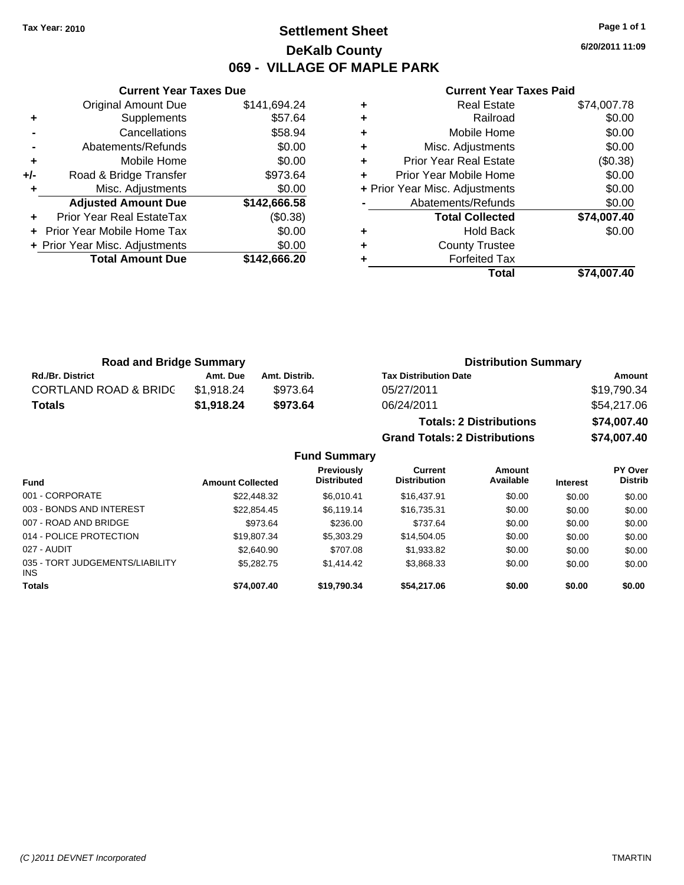**Tax Year: 2010**

# Settlement Sheet
## DeKalb County
## 069 - VILLAGE OF MAPLE PARK

6/20/2011 11:09

### Current Year Taxes Due

| | | |
|---|---|---|
| | Original Amount Due | $141,694.24 |
| + | Supplements | $57.64 |
| - | Cancellations | $58.94 |
| - | Abatements/Refunds | $0.00 |
| + | Mobile Home | $0.00 |
| +/- | Road & Bridge Transfer | $973.64 |
| + | Misc. Adjustments | $0.00 |
| | **Adjusted Amount Due** | **$142,666.58** |
| + | Prior Year Real EstateTax | ($0.38) |
| + | Prior Year Mobile Home Tax | $0.00 |
| + | Prior Year Misc. Adjustments | $0.00 |
| | **Total Amount Due** | **$142,666.20** |

### Current Year Taxes Paid

| | | |
|---|---|---|
| + | Real Estate | $74,007.78 |
| + | Railroad | $0.00 |
| + | Mobile Home | $0.00 |
| + | Misc. Adjustments | $0.00 |
| + | Prior Year Real Estate | ($0.38) |
| + | Prior Year Mobile Home | $0.00 |
| + | Prior Year Misc. Adjustments | $0.00 |
| - | Abatements/Refunds | $0.00 |
| | **Total Collected** | **$74,007.40** |
| + | Hold Back | $0.00 |
| + | County Trustee | |
| + | Forfeited Tax | |
| | **Total** | **$74,007.40** |

### Road and Bridge Summary

| Rd./Br. District | Amt. Due | Amt. Distrib. |
|---|---|---|
| CORTLAND ROAD & BRIDG | $1,918.24 | $973.64 |
| **Totals** | **$1,918.24** | **$973.64** |

### Distribution Summary

| Tax Distribution Date | Amount |
|---|---|
| 05/27/2011 | $19,790.34 |
| 06/24/2011 | $54,217.06 |
| **Totals: 2 Distributions** | **$74,007.40** |
| **Grand Totals: 2 Distributions** | **$74,007.40** |

### Fund Summary

| Fund | Amount Collected | Previously Distributed | Current Distribution | Amount Available | Interest | PY Over Distrib |
|---|---|---|---|---|---|---|
| 001 - CORPORATE | $22,448.32 | $6,010.41 | $16,437.91 | $0.00 | $0.00 | $0.00 |
| 003 - BONDS AND INTEREST | $22,854.45 | $6,119.14 | $16,735.31 | $0.00 | $0.00 | $0.00 |
| 007 - ROAD AND BRIDGE | $973.64 | $236.00 | $737.64 | $0.00 | $0.00 | $0.00 |
| 014 - POLICE PROTECTION | $19,807.34 | $5,303.29 | $14,504.05 | $0.00 | $0.00 | $0.00 |
| 027 - AUDIT | $2,640.90 | $707.08 | $1,933.82 | $0.00 | $0.00 | $0.00 |
| 035 - TORT JUDGEMENTS/LIABILITY INS | $5,282.75 | $1,414.42 | $3,868.33 | $0.00 | $0.00 | $0.00 |
| **Totals** | **$74,007.40** | **$19,790.34** | **$54,217.06** | **$0.00** | **$0.00** | **$0.00** |

(C )2011 DEVNET Incorporated TMARTIN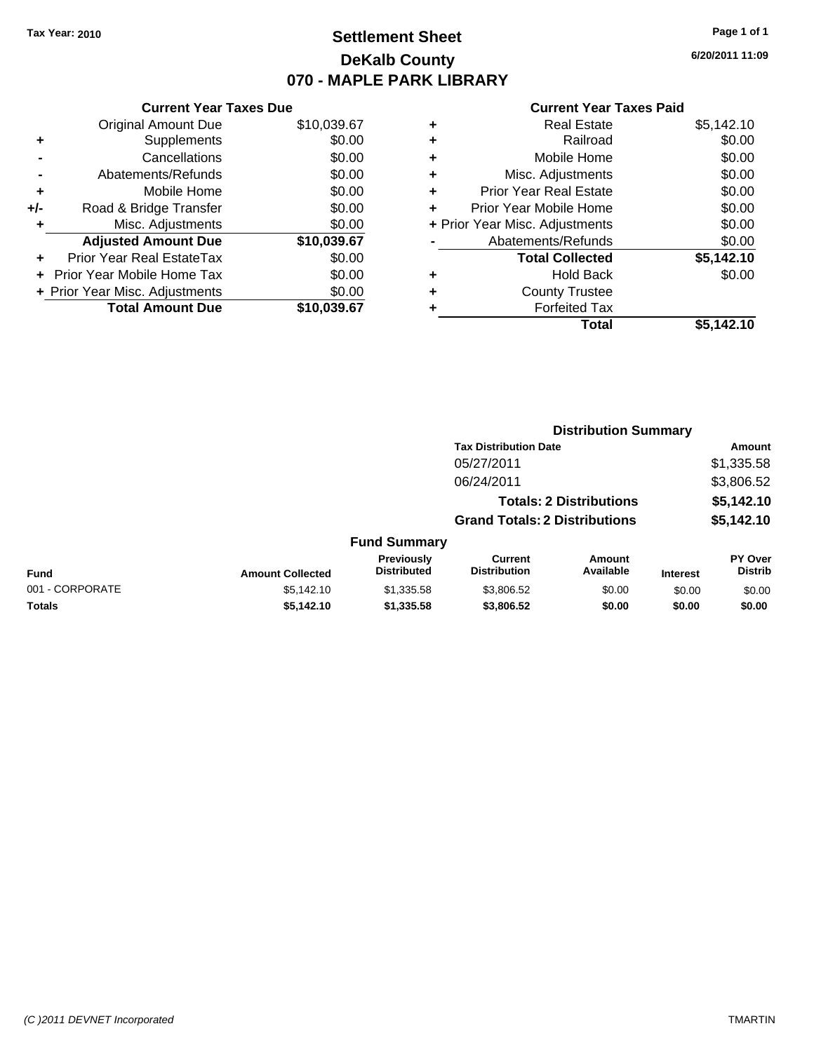**Tax Year: 2010**

# Settlement Sheet
## DeKalb County
## 070 - MAPLE PARK LIBRARY

6/20/2011 11:09

### Current Year Taxes Due

| | | |
|---|---|---|
| | Original Amount Due | $10,039.67 |
| + | Supplements | $0.00 |
| - | Cancellations | $0.00 |
| - | Abatements/Refunds | $0.00 |
| + | Mobile Home | $0.00 |
| +/- | Road & Bridge Transfer | $0.00 |
| + | Misc. Adjustments | $0.00 |
| | **Adjusted Amount Due** | **$10,039.67** |
| + | Prior Year Real EstateTax | $0.00 |
| + | Prior Year Mobile Home Tax | $0.00 |
| + | Prior Year Misc. Adjustments | $0.00 |
| | **Total Amount Due** | **$10,039.67** |

### Current Year Taxes Paid

| | | |
|---|---|---|
| + | Real Estate | $5,142.10 |
| + | Railroad | $0.00 |
| + | Mobile Home | $0.00 |
| + | Misc. Adjustments | $0.00 |
| + | Prior Year Real Estate | $0.00 |
| + | Prior Year Mobile Home | $0.00 |
| + | Prior Year Misc. Adjustments | $0.00 |
| - | Abatements/Refunds | $0.00 |
| | **Total Collected** | **$5,142.10** |
| + | Hold Back | $0.00 |
| + | County Trustee | |
| + | Forfeited Tax | |
| | **Total** | **$5,142.10** |

### Distribution Summary

| Tax Distribution Date | Amount |
|---|---|
| 05/27/2011 | $1,335.58 |
| 06/24/2011 | $3,806.52 |
| **Totals: 2 Distributions** | **$5,142.10** |
| **Grand Totals: 2 Distributions** | **$5,142.10** |

### Fund Summary

| Fund | Amount Collected | Previously Distributed | Current Distribution | Amount Available | Interest | PY Over Distrib |
|---|---|---|---|---|---|---|
| 001 - CORPORATE | $5,142.10 | $1,335.58 | $3,806.52 | $0.00 | $0.00 | $0.00 |
| **Totals** | **$5,142.10** | **$1,335.58** | **$3,806.52** | **$0.00** | **$0.00** | **$0.00** |

(C )2011 DEVNET Incorporated TMARTIN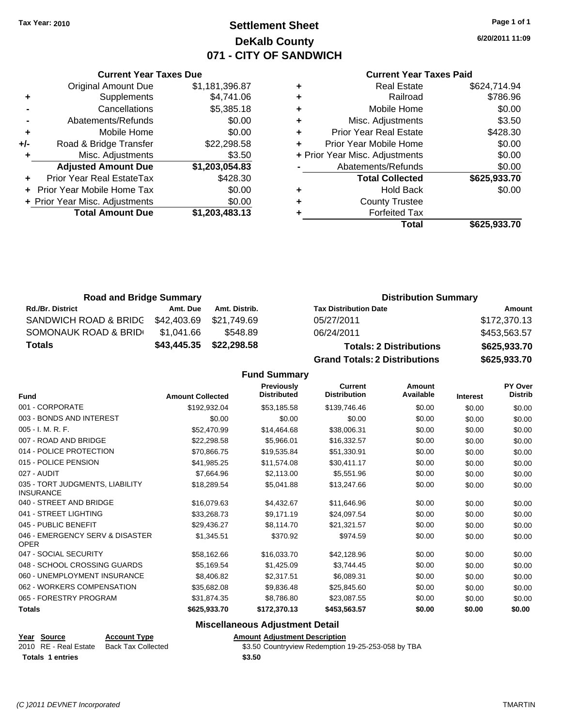Tax Year: 2010

# Settlement Sheet
## DeKalb County
## 071 - CITY OF SANDWICH

6/20/2011 11:09

### Current Year Taxes Due

| | | |
|---|---|---|
| | Original Amount Due | $1,181,396.87 |
| + | Supplements | $4,741.06 |
| - | Cancellations | $5,385.18 |
| - | Abatements/Refunds | $0.00 |
| + | Mobile Home | $0.00 |
| +/- | Road & Bridge Transfer | $22,298.58 |
| + | Misc. Adjustments | $3.50 |
| | **Adjusted Amount Due** | **$1,203,054.83** |
| + | Prior Year Real EstateTax | $428.30 |
| + | Prior Year Mobile Home Tax | $0.00 |
| + | Prior Year Misc. Adjustments | $0.00 |
| | **Total Amount Due** | **$1,203,483.13** |

### Current Year Taxes Paid

| | | |
|---|---|---|
| + | Real Estate | $624,714.94 |
| + | Railroad | $786.96 |
| + | Mobile Home | $0.00 |
| + | Misc. Adjustments | $3.50 |
| + | Prior Year Real Estate | $428.30 |
| + | Prior Year Mobile Home | $0.00 |
| + | Prior Year Misc. Adjustments | $0.00 |
| - | Abatements/Refunds | $0.00 |
| | **Total Collected** | **$625,933.70** |
| + | Hold Back | $0.00 |
| + | County Trustee | |
| + | Forfeited Tax | |
| | **Total** | **$625,933.70** |

### Road and Bridge Summary

| Rd./Br. District | Amt. Due | Amt. Distrib. |
|---|---|---|
| SANDWICH ROAD & BRIDG | $42,403.69 | $21,749.69 |
| SOMONAUK ROAD & BRID | $1,041.66 | $548.89 |
| **Totals** | **$43,445.35** | **$22,298.58** |

### Distribution Summary

| Tax Distribution Date | Amount |
|---|---|
| 05/27/2011 | $172,370.13 |
| 06/24/2011 | $453,563.57 |
| **Totals: 2 Distributions** | **$625,933.70** |
| **Grand Totals: 2 Distributions** | **$625,933.70** |

### Fund Summary

| Fund | Amount Collected | Previously Distributed | Current Distribution | Amount Available | Interest | PY Over Distrib |
|---|---|---|---|---|---|---|
| 001 - CORPORATE | $192,932.04 | $53,185.58 | $139,746.46 | $0.00 | $0.00 | $0.00 |
| 003 - BONDS AND INTEREST | $0.00 | $0.00 | $0.00 | $0.00 | $0.00 | $0.00 |
| 005 - I. M. R. F. | $52,470.99 | $14,464.68 | $38,006.31 | $0.00 | $0.00 | $0.00 |
| 007 - ROAD AND BRIDGE | $22,298.58 | $5,966.01 | $16,332.57 | $0.00 | $0.00 | $0.00 |
| 014 - POLICE PROTECTION | $70,866.75 | $19,535.84 | $51,330.91 | $0.00 | $0.00 | $0.00 |
| 015 - POLICE PENSION | $41,985.25 | $11,574.08 | $30,411.17 | $0.00 | $0.00 | $0.00 |
| 027 - AUDIT | $7,664.96 | $2,113.00 | $5,551.96 | $0.00 | $0.00 | $0.00 |
| 035 - TORT JUDGMENTS, LIABILITY INSURANCE | $18,289.54 | $5,041.88 | $13,247.66 | $0.00 | $0.00 | $0.00 |
| 040 - STREET AND BRIDGE | $16,079.63 | $4,432.67 | $11,646.96 | $0.00 | $0.00 | $0.00 |
| 041 - STREET LIGHTING | $33,268.73 | $9,171.19 | $24,097.54 | $0.00 | $0.00 | $0.00 |
| 045 - PUBLIC BENEFIT | $29,436.27 | $8,114.70 | $21,321.57 | $0.00 | $0.00 | $0.00 |
| 046 - EMERGENCY SERV & DISASTER OPER | $1,345.51 | $370.92 | $974.59 | $0.00 | $0.00 | $0.00 |
| 047 - SOCIAL SECURITY | $58,162.66 | $16,033.70 | $42,128.96 | $0.00 | $0.00 | $0.00 |
| 048 - SCHOOL CROSSING GUARDS | $5,169.54 | $1,425.09 | $3,744.45 | $0.00 | $0.00 | $0.00 |
| 060 - UNEMPLOYMENT INSURANCE | $8,406.82 | $2,317.51 | $6,089.31 | $0.00 | $0.00 | $0.00 |
| 062 - WORKERS COMPENSATION | $35,682.08 | $9,836.48 | $25,845.60 | $0.00 | $0.00 | $0.00 |
| 065 - FORESTRY PROGRAM | $31,874.35 | $8,786.80 | $23,087.55 | $0.00 | $0.00 | $0.00 |
| **Totals** | **$625,933.70** | **$172,370.13** | **$453,563.57** | **$0.00** | **$0.00** | **$0.00** |

### Miscellaneous Adjustment Detail

| Year | Source | Account Type | Amount | Adjustment Description |
|---|---|---|---|---|
| 2010 | RE - Real Estate | Back Tax Collected | $3.50 | Countryview Redemption 19-25-253-058 by TBA |
| **Totals 1 entries** | | | **$3.50** | |

(C )2011 DEVNET Incorporated — TMARTIN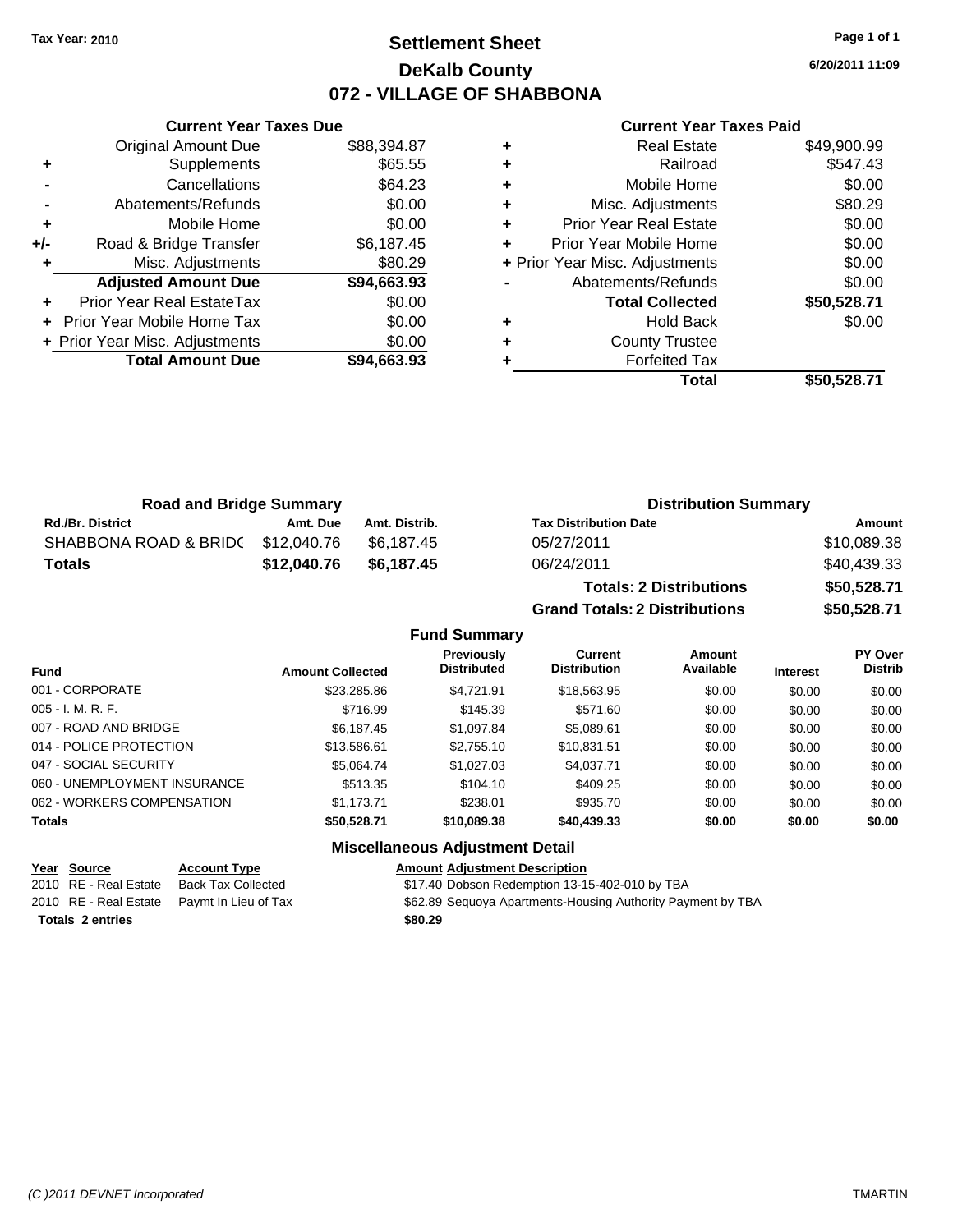**Tax Year: 2010**

# Settlement Sheet
## DeKalb County
## 072 - VILLAGE OF SHABBONA

6/20/2011 11:09

### Current Year Taxes Due

| | | |
|---|---|---|
| | Original Amount Due | $88,394.87 |
| + | Supplements | $65.55 |
| - | Cancellations | $64.23 |
| - | Abatements/Refunds | $0.00 |
| + | Mobile Home | $0.00 |
| +/- | Road & Bridge Transfer | $6,187.45 |
| + | Misc. Adjustments | $80.29 |
| | **Adjusted Amount Due** | **$94,663.93** |
| + | Prior Year Real EstateTax | $0.00 |
| + | Prior Year Mobile Home Tax | $0.00 |
| + | Prior Year Misc. Adjustments | $0.00 |
| | **Total Amount Due** | **$94,663.93** |

### Current Year Taxes Paid

| | | |
|---|---|---|
| + | Real Estate | $49,900.99 |
| + | Railroad | $547.43 |
| + | Mobile Home | $0.00 |
| + | Misc. Adjustments | $80.29 |
| + | Prior Year Real Estate | $0.00 |
| + | Prior Year Mobile Home | $0.00 |
| + | Prior Year Misc. Adjustments | $0.00 |
| - | Abatements/Refunds | $0.00 |
| | **Total Collected** | **$50,528.71** |
| + | Hold Back | $0.00 |
| + | County Trustee | |
| + | Forfeited Tax | |
| | **Total** | **$50,528.71** |

### Road and Bridge Summary

| Rd./Br. District | Amt. Due | Amt. Distrib. |
|---|---|---|
| SHABBONA ROAD & BRIDC | $12,040.76 | $6,187.45 |
| **Totals** | **$12,040.76** | **$6,187.45** |

### Distribution Summary

| Tax Distribution Date | Amount |
|---|---|
| 05/27/2011 | $10,089.38 |
| 06/24/2011 | $40,439.33 |
| **Totals: 2 Distributions** | **$50,528.71** |
| **Grand Totals: 2 Distributions** | **$50,528.71** |

### Fund Summary

| Fund | Amount Collected | Previously Distributed | Current Distribution | Amount Available | Interest | PY Over Distrib |
|---|---|---|---|---|---|---|
| 001 - CORPORATE | $23,285.86 | $4,721.91 | $18,563.95 | $0.00 | $0.00 | $0.00 |
| 005 - I. M. R. F. | $716.99 | $145.39 | $571.60 | $0.00 | $0.00 | $0.00 |
| 007 - ROAD AND BRIDGE | $6,187.45 | $1,097.84 | $5,089.61 | $0.00 | $0.00 | $0.00 |
| 014 - POLICE PROTECTION | $13,586.61 | $2,755.10 | $10,831.51 | $0.00 | $0.00 | $0.00 |
| 047 - SOCIAL SECURITY | $5,064.74 | $1,027.03 | $4,037.71 | $0.00 | $0.00 | $0.00 |
| 060 - UNEMPLOYMENT INSURANCE | $513.35 | $104.10 | $409.25 | $0.00 | $0.00 | $0.00 |
| 062 - WORKERS COMPENSATION | $1,173.71 | $238.01 | $935.70 | $0.00 | $0.00 | $0.00 |
| **Totals** | **$50,528.71** | **$10,089.38** | **$40,439.33** | **$0.00** | **$0.00** | **$0.00** |

### Miscellaneous Adjustment Detail

| Year | Source | Account Type | Amount | Adjustment Description |
|---|---|---|---|---|
| 2010 | RE - Real Estate | Back Tax Collected | $17.40 | Dobson Redemption 13-15-402-010 by TBA |
| 2010 | RE - Real Estate | Paymt In Lieu of Tax | $62.89 | Sequoya Apartments-Housing Authority Payment by TBA |
| **Totals 2 entries** | | | **$80.29** | |

(C )2011 DEVNET Incorporated — TMARTIN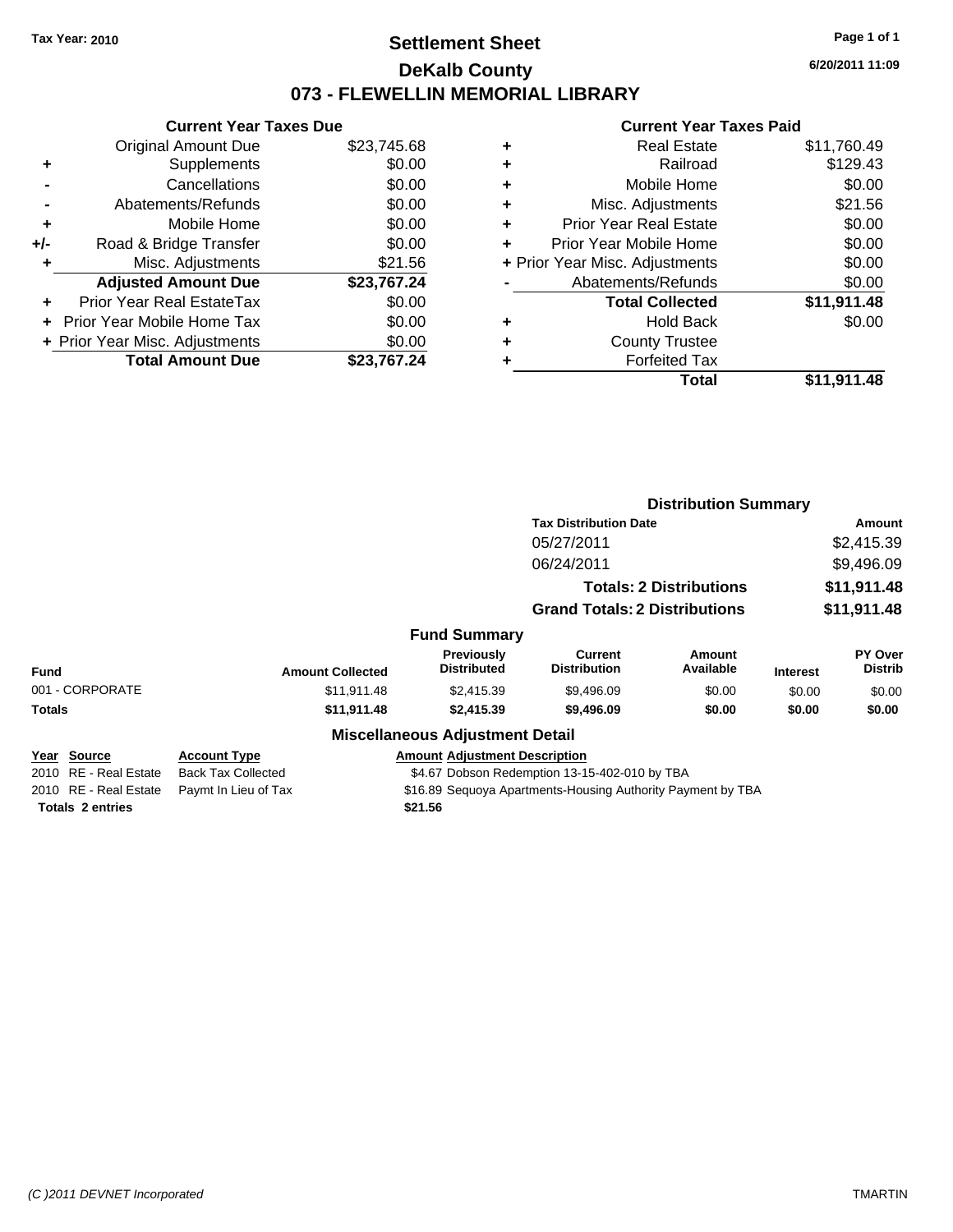**Tax Year: 2010**

# Settlement Sheet
## DeKalb County
## 073 - FLEWELLIN MEMORIAL LIBRARY

6/20/2011 11:09

### Current Year Taxes Due

| | | |
|---|---|---|
| | Original Amount Due | $23,745.68 |
| + | Supplements | $0.00 |
| - | Cancellations | $0.00 |
| - | Abatements/Refunds | $0.00 |
| + | Mobile Home | $0.00 |
| +/- | Road & Bridge Transfer | $0.00 |
| + | Misc. Adjustments | $21.56 |
| | **Adjusted Amount Due** | **$23,767.24** |
| + | Prior Year Real EstateTax | $0.00 |
| + | Prior Year Mobile Home Tax | $0.00 |
| + | Prior Year Misc. Adjustments | $0.00 |
| | **Total Amount Due** | **$23,767.24** |

### Current Year Taxes Paid

| | | |
|---|---|---|
| + | Real Estate | $11,760.49 |
| + | Railroad | $129.43 |
| + | Mobile Home | $0.00 |
| + | Misc. Adjustments | $21.56 |
| + | Prior Year Real Estate | $0.00 |
| + | Prior Year Mobile Home | $0.00 |
| + | Prior Year Misc. Adjustments | $0.00 |
| - | Abatements/Refunds | $0.00 |
| | **Total Collected** | **$11,911.48** |
| + | Hold Back | $0.00 |
| + | County Trustee | |
| + | Forfeited Tax | |
| | **Total** | **$11,911.48** |

### Distribution Summary

| Tax Distribution Date | Amount |
|---|---|
| 05/27/2011 | $2,415.39 |
| 06/24/2011 | $9,496.09 |
| **Totals: 2 Distributions** | **$11,911.48** |
| **Grand Totals: 2 Distributions** | **$11,911.48** |

### Fund Summary

| Fund | Amount Collected | Previously Distributed | Current Distribution | Amount Available | Interest | PY Over Distrib |
|---|---|---|---|---|---|---|
| 001 - CORPORATE | $11,911.48 | $2,415.39 | $9,496.09 | $0.00 | $0.00 | $0.00 |
| **Totals** | **$11,911.48** | **$2,415.39** | **$9,496.09** | **$0.00** | **$0.00** | **$0.00** |

### Miscellaneous Adjustment Detail

| Year | Source | Account Type | Amount | Adjustment Description |
|---|---|---|---|---|
| 2010 | RE - Real Estate | Back Tax Collected | $4.67 | Dobson Redemption 13-15-402-010 by TBA |
| 2010 | RE - Real Estate | Paymt In Lieu of Tax | $16.89 | Sequoya Apartments-Housing Authority Payment by TBA |
| **Totals** | **2 entries** | | **$21.56** | |

*(C )2011 DEVNET Incorporated* TMARTIN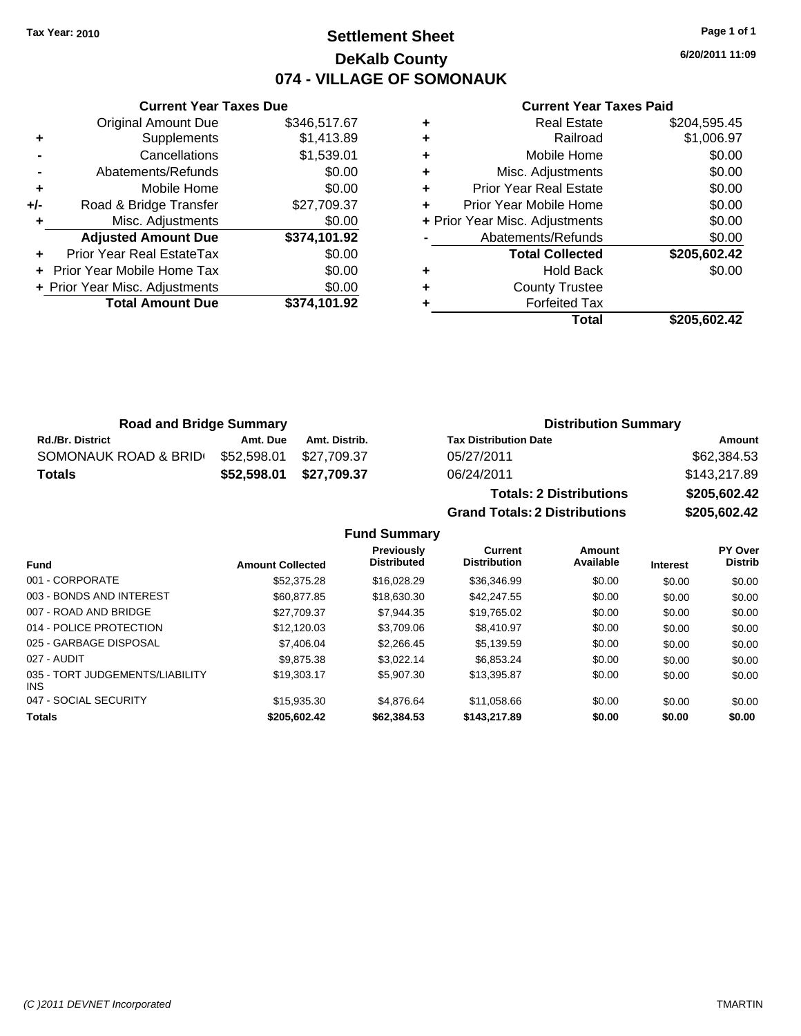Tax Year: 2010

# Settlement Sheet
## DeKalb County
## 074 - VILLAGE OF SOMONAUK

6/20/2011 11:09

### Current Year Taxes Due

| | | |
|---|---|---|
| | Original Amount Due | $346,517.67 |
| + | Supplements | $1,413.89 |
| - | Cancellations | $1,539.01 |
| - | Abatements/Refunds | $0.00 |
| + | Mobile Home | $0.00 |
| +/- | Road & Bridge Transfer | $27,709.37 |
| + | Misc. Adjustments | $0.00 |
| | **Adjusted Amount Due** | **$374,101.92** |
| + | Prior Year Real EstateTax | $0.00 |
| + | Prior Year Mobile Home Tax | $0.00 |
| + | Prior Year Misc. Adjustments | $0.00 |
| | **Total Amount Due** | **$374,101.92** |

### Current Year Taxes Paid

| | | |
|---|---|---|
| + | Real Estate | $204,595.45 |
| + | Railroad | $1,006.97 |
| + | Mobile Home | $0.00 |
| + | Misc. Adjustments | $0.00 |
| + | Prior Year Real Estate | $0.00 |
| + | Prior Year Mobile Home | $0.00 |
| + | Prior Year Misc. Adjustments | $0.00 |
| - | Abatements/Refunds | $0.00 |
| | **Total Collected** | **$205,602.42** |
| + | Hold Back | $0.00 |
| + | County Trustee | |
| + | Forfeited Tax | |
| | **Total** | **$205,602.42** |

### Road and Bridge Summary

| Rd./Br. District | Amt. Due | Amt. Distrib. |
|---|---|---|
| SOMONAUK ROAD & BRID | $52,598.01 | $27,709.37 |
| **Totals** | **$52,598.01** | **$27,709.37** |

### Distribution Summary

| Tax Distribution Date | Amount |
|---|---|
| 05/27/2011 | $62,384.53 |
| 06/24/2011 | $143,217.89 |
| **Totals: 2 Distributions** | **$205,602.42** |
| **Grand Totals: 2 Distributions** | **$205,602.42** |

### Fund Summary

| Fund | Amount Collected | Previously Distributed | Current Distribution | Amount Available | Interest | PY Over Distrib |
|---|---|---|---|---|---|---|
| 001 - CORPORATE | $52,375.28 | $16,028.29 | $36,346.99 | $0.00 | $0.00 | $0.00 |
| 003 - BONDS AND INTEREST | $60,877.85 | $18,630.30 | $42,247.55 | $0.00 | $0.00 | $0.00 |
| 007 - ROAD AND BRIDGE | $27,709.37 | $7,944.35 | $19,765.02 | $0.00 | $0.00 | $0.00 |
| 014 - POLICE PROTECTION | $12,120.03 | $3,709.06 | $8,410.97 | $0.00 | $0.00 | $0.00 |
| 025 - GARBAGE DISPOSAL | $7,406.04 | $2,266.45 | $5,139.59 | $0.00 | $0.00 | $0.00 |
| 027 - AUDIT | $9,875.38 | $3,022.14 | $6,853.24 | $0.00 | $0.00 | $0.00 |
| 035 - TORT JUDGEMENTS/LIABILITY INS | $19,303.17 | $5,907.30 | $13,395.87 | $0.00 | $0.00 | $0.00 |
| 047 - SOCIAL SECURITY | $15,935.30 | $4,876.64 | $11,058.66 | $0.00 | $0.00 | $0.00 |
| **Totals** | **$205,602.42** | **$62,384.53** | **$143,217.89** | **$0.00** | **$0.00** | **$0.00** |

(C )2011 DEVNET Incorporated TMARTIN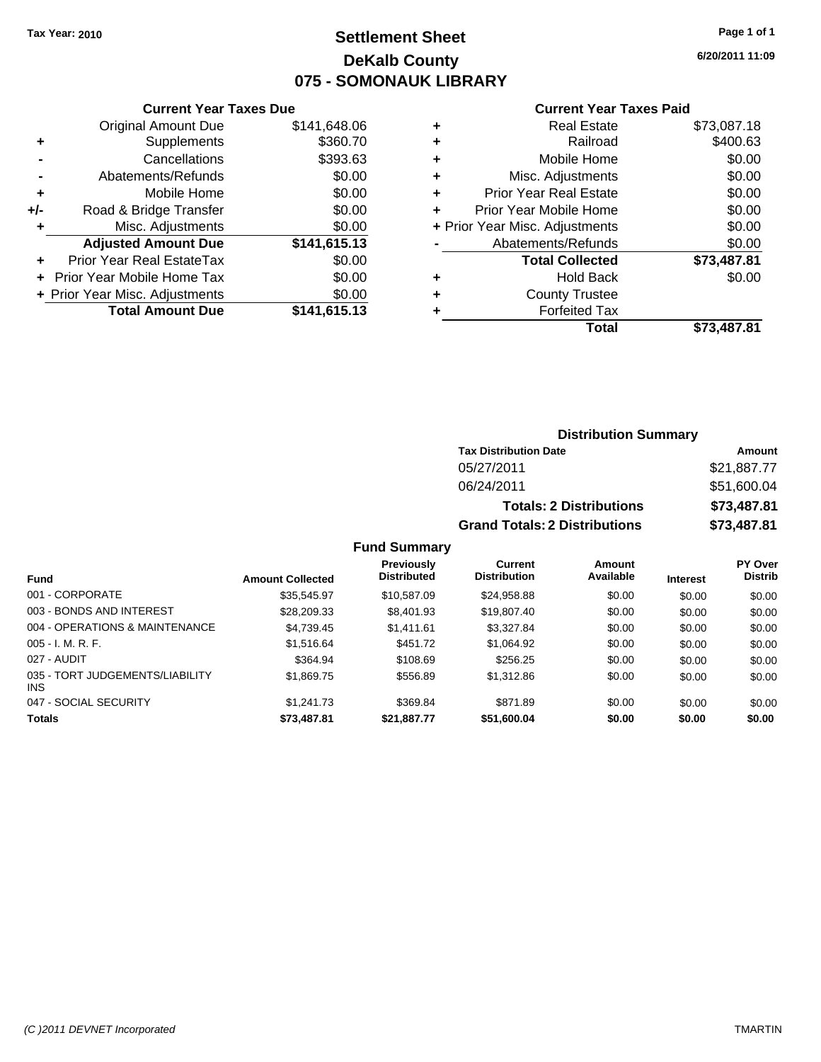**Tax Year: 2010**

# Settlement Sheet

## DeKalb County

## 075 - SOMONAUK LIBRARY

6/20/2011 11:09

### Current Year Taxes Due

| | | |
|---|---|---|
| | Original Amount Due | $141,648.06 |
| + | Supplements | $360.70 |
| - | Cancellations | $393.63 |
| - | Abatements/Refunds | $0.00 |
| + | Mobile Home | $0.00 |
| +/- | Road & Bridge Transfer | $0.00 |
| + | Misc. Adjustments | $0.00 |
| | **Adjusted Amount Due** | **$141,615.13** |
| + | Prior Year Real EstateTax | $0.00 |
| + | Prior Year Mobile Home Tax | $0.00 |
| + | Prior Year Misc. Adjustments | $0.00 |
| | **Total Amount Due** | **$141,615.13** |

### Current Year Taxes Paid

| | | |
|---|---|---|
| + | Real Estate | $73,087.18 |
| + | Railroad | $400.63 |
| + | Mobile Home | $0.00 |
| + | Misc. Adjustments | $0.00 |
| + | Prior Year Real Estate | $0.00 |
| + | Prior Year Mobile Home | $0.00 |
| + | Prior Year Misc. Adjustments | $0.00 |
| - | Abatements/Refunds | $0.00 |
| | **Total Collected** | **$73,487.81** |
| + | Hold Back | $0.00 |
| + | County Trustee | |
| + | Forfeited Tax | |
| | **Total** | **$73,487.81** |

### Distribution Summary

| Tax Distribution Date | Amount |
|---|---|
| 05/27/2011 | $21,887.77 |
| 06/24/2011 | $51,600.04 |
| **Totals: 2 Distributions** | **$73,487.81** |
| **Grand Totals: 2 Distributions** | **$73,487.81** |

### Fund Summary

| Fund | Amount Collected | Previously Distributed | Current Distribution | Amount Available | Interest | PY Over Distrib |
|---|---|---|---|---|---|---|
| 001 - CORPORATE | $35,545.97 | $10,587.09 | $24,958.88 | $0.00 | $0.00 | $0.00 |
| 003 - BONDS AND INTEREST | $28,209.33 | $8,401.93 | $19,807.40 | $0.00 | $0.00 | $0.00 |
| 004 - OPERATIONS & MAINTENANCE | $4,739.45 | $1,411.61 | $3,327.84 | $0.00 | $0.00 | $0.00 |
| 005 - I. M. R. F. | $1,516.64 | $451.72 | $1,064.92 | $0.00 | $0.00 | $0.00 |
| 027 - AUDIT | $364.94 | $108.69 | $256.25 | $0.00 | $0.00 | $0.00 |
| 035 - TORT JUDGEMENTS/LIABILITY INS | $1,869.75 | $556.89 | $1,312.86 | $0.00 | $0.00 | $0.00 |
| 047 - SOCIAL SECURITY | $1,241.73 | $369.84 | $871.89 | $0.00 | $0.00 | $0.00 |
| **Totals** | **$73,487.81** | **$21,887.77** | **$51,600.04** | **$0.00** | **$0.00** | **$0.00** |

(C )2011 DEVNET Incorporated TMARTIN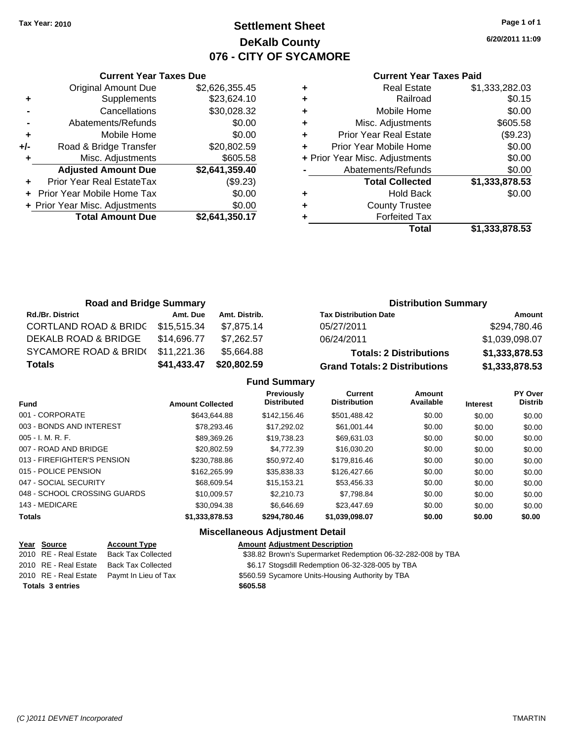Tax Year: 2010

# Settlement Sheet
## DeKalb County
## 076 - CITY OF SYCAMORE

6/20/2011 11:09

### Current Year Taxes Due

| | | |
|---|---|---|
| | Original Amount Due | $2,626,355.45 |
| + | Supplements | $23,624.10 |
| - | Cancellations | $30,028.32 |
| - | Abatements/Refunds | $0.00 |
| + | Mobile Home | $0.00 |
| +/- | Road & Bridge Transfer | $20,802.59 |
| + | Misc. Adjustments | $605.58 |
| | **Adjusted Amount Due** | **$2,641,359.40** |
| + | Prior Year Real EstateTax | ($9.23) |
| + | Prior Year Mobile Home Tax | $0.00 |
| + | Prior Year Misc. Adjustments | $0.00 |
| | **Total Amount Due** | **$2,641,350.17** |

### Current Year Taxes Paid

| | | |
|---|---|---|
| + | Real Estate | $1,333,282.03 |
| + | Railroad | $0.15 |
| + | Mobile Home | $0.00 |
| + | Misc. Adjustments | $605.58 |
| + | Prior Year Real Estate | ($9.23) |
| + | Prior Year Mobile Home | $0.00 |
| + | Prior Year Misc. Adjustments | $0.00 |
| - | Abatements/Refunds | $0.00 |
| | **Total Collected** | **$1,333,878.53** |
| + | Hold Back | $0.00 |
| + | County Trustee | |
| + | Forfeited Tax | |
| | **Total** | **$1,333,878.53** |

### Road and Bridge Summary

| Rd./Br. District | Amt. Due | Amt. Distrib. |
|---|---|---|
| CORTLAND ROAD & BRIDG | $15,515.34 | $7,875.14 |
| DEKALB ROAD & BRIDGE | $14,696.77 | $7,262.57 |
| SYCAMORE ROAD & BRID( | $11,221.36 | $5,664.88 |
| **Totals** | **$41,433.47** | **$20,802.59** |

### Distribution Summary

| Tax Distribution Date | Amount |
|---|---|
| 05/27/2011 | $294,780.46 |
| 06/24/2011 | $1,039,098.07 |
| **Totals: 2 Distributions** | **$1,333,878.53** |
| **Grand Totals: 2 Distributions** | **$1,333,878.53** |

### Fund Summary

| Fund | Amount Collected | Previously Distributed | Current Distribution | Amount Available | Interest | PY Over Distrib |
|---|---|---|---|---|---|---|
| 001 - CORPORATE | $643,644.88 | $142,156.46 | $501,488.42 | $0.00 | $0.00 | $0.00 |
| 003 - BONDS AND INTEREST | $78,293.46 | $17,292.02 | $61,001.44 | $0.00 | $0.00 | $0.00 |
| 005 - I. M. R. F. | $89,369.26 | $19,738.23 | $69,631.03 | $0.00 | $0.00 | $0.00 |
| 007 - ROAD AND BRIDGE | $20,802.59 | $4,772.39 | $16,030.20 | $0.00 | $0.00 | $0.00 |
| 013 - FIREFIGHTER'S PENSION | $230,788.86 | $50,972.40 | $179,816.46 | $0.00 | $0.00 | $0.00 |
| 015 - POLICE PENSION | $162,265.99 | $35,838.33 | $126,427.66 | $0.00 | $0.00 | $0.00 |
| 047 - SOCIAL SECURITY | $68,609.54 | $15,153.21 | $53,456.33 | $0.00 | $0.00 | $0.00 |
| 048 - SCHOOL CROSSING GUARDS | $10,009.57 | $2,210.73 | $7,798.84 | $0.00 | $0.00 | $0.00 |
| 143 - MEDICARE | $30,094.38 | $6,646.69 | $23,447.69 | $0.00 | $0.00 | $0.00 |
| **Totals** | **$1,333,878.53** | **$294,780.46** | **$1,039,098.07** | **$0.00** | **$0.00** | **$0.00** |

### Miscellaneous Adjustment Detail

| Year | Source | Account Type | Amount | Adjustment Description |
|---|---|---|---|---|
| 2010 | RE - Real Estate | Back Tax Collected | $38.82 | Brown's Supermarket Redemption 06-32-282-008 by TBA |
| 2010 | RE - Real Estate | Back Tax Collected | $6.17 | Stogsdill Redemption 06-32-328-005 by TBA |
| 2010 | RE - Real Estate | Paymt In Lieu of Tax | $560.59 | Sycamore Units-Housing Authority by TBA |
| **Totals 3 entries** | | | **$605.58** | |

(C )2011 DEVNET Incorporated TMARTIN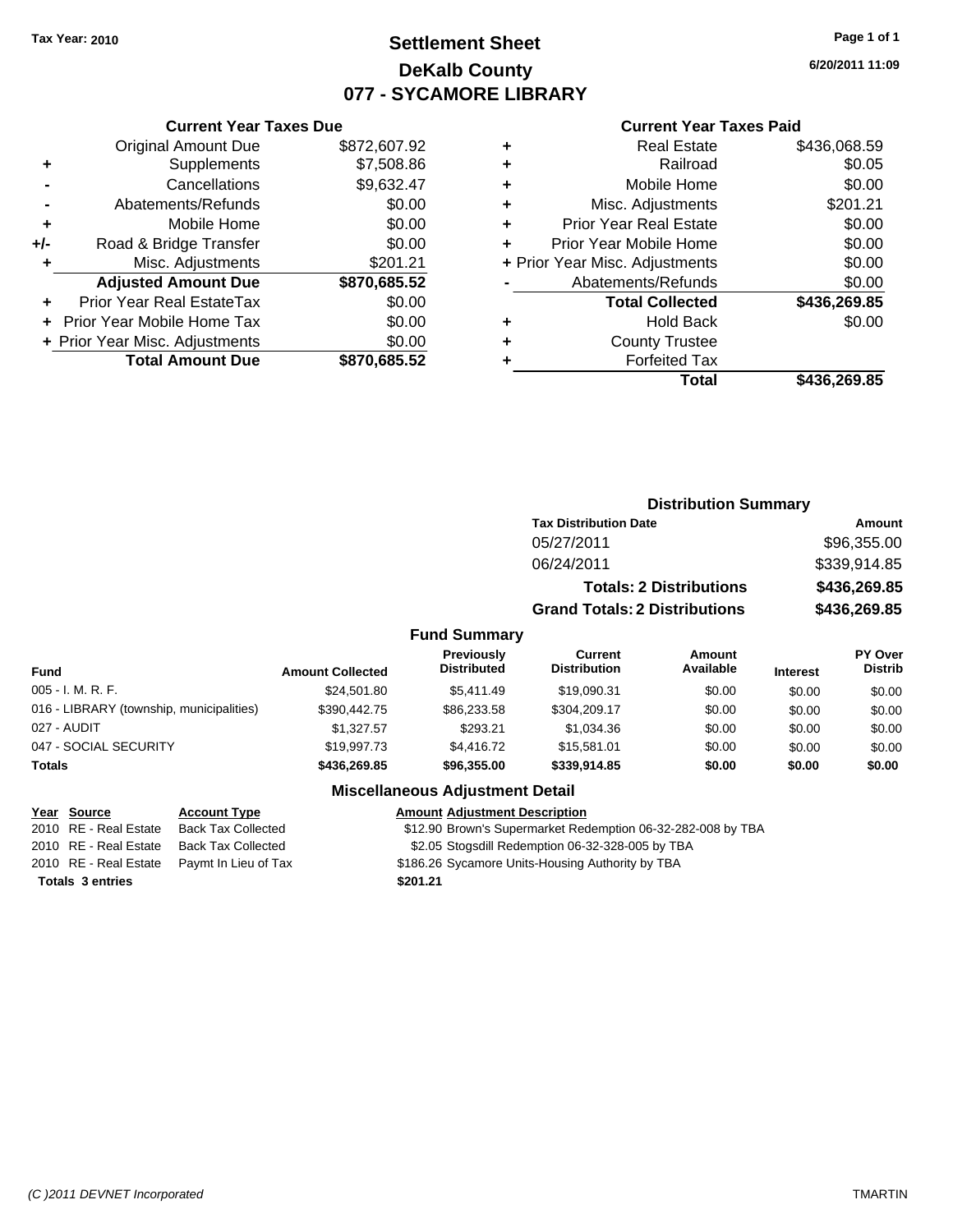Tax Year: 2010

# Settlement Sheet
## DeKalb County
## 077 - SYCAMORE LIBRARY

6/20/2011 11:09

### Current Year Taxes Due

| | | |
|---|---|---|
| | Original Amount Due | $872,607.92 |
| + | Supplements | $7,508.86 |
| - | Cancellations | $9,632.47 |
| - | Abatements/Refunds | $0.00 |
| + | Mobile Home | $0.00 |
| +/- | Road & Bridge Transfer | $0.00 |
| + | Misc. Adjustments | $201.21 |
| | **Adjusted Amount Due** | **$870,685.52** |
| + | Prior Year Real EstateTax | $0.00 |
| + | Prior Year Mobile Home Tax | $0.00 |
| + | Prior Year Misc. Adjustments | $0.00 |
| | **Total Amount Due** | **$870,685.52** |

### Current Year Taxes Paid

| | | |
|---|---|---|
| + | Real Estate | $436,068.59 |
| + | Railroad | $0.05 |
| + | Mobile Home | $0.00 |
| + | Misc. Adjustments | $201.21 |
| + | Prior Year Real Estate | $0.00 |
| + | Prior Year Mobile Home | $0.00 |
| + | Prior Year Misc. Adjustments | $0.00 |
| - | Abatements/Refunds | $0.00 |
| | **Total Collected** | **$436,269.85** |
| + | Hold Back | $0.00 |
| + | County Trustee | |
| + | Forfeited Tax | |
| | **Total** | **$436,269.85** |

### Distribution Summary

| Tax Distribution Date | Amount |
|---|---|
| 05/27/2011 | $96,355.00 |
| 06/24/2011 | $339,914.85 |
| **Totals: 2 Distributions** | **$436,269.85** |
| **Grand Totals: 2 Distributions** | **$436,269.85** |

### Fund Summary

| Fund | Amount Collected | Previously Distributed | Current Distribution | Amount Available | Interest | PY Over Distrib |
|---|---|---|---|---|---|---|
| 005 - I. M. R. F. | $24,501.80 | $5,411.49 | $19,090.31 | $0.00 | $0.00 | $0.00 |
| 016 - LIBRARY (township, municipalities) | $390,442.75 | $86,233.58 | $304,209.17 | $0.00 | $0.00 | $0.00 |
| 027 - AUDIT | $1,327.57 | $293.21 | $1,034.36 | $0.00 | $0.00 | $0.00 |
| 047 - SOCIAL SECURITY | $19,997.73 | $4,416.72 | $15,581.01 | $0.00 | $0.00 | $0.00 |
| **Totals** | **$436,269.85** | **$96,355.00** | **$339,914.85** | **$0.00** | **$0.00** | **$0.00** |

### Miscellaneous Adjustment Detail

| Year | Source | Account Type | Amount | Adjustment Description |
|---|---|---|---|---|
| 2010 | RE - Real Estate | Back Tax Collected | $12.90 | Brown's Supermarket Redemption 06-32-282-008 by TBA |
| 2010 | RE - Real Estate | Back Tax Collected | $2.05 | Stogsdill Redemption 06-32-328-005 by TBA |
| 2010 | RE - Real Estate | Paymt In Lieu of Tax | $186.26 | Sycamore Units-Housing Authority by TBA |
| **Totals** | **3 entries** | | **$201.21** | |

(C )2011 DEVNET Incorporated — TMARTIN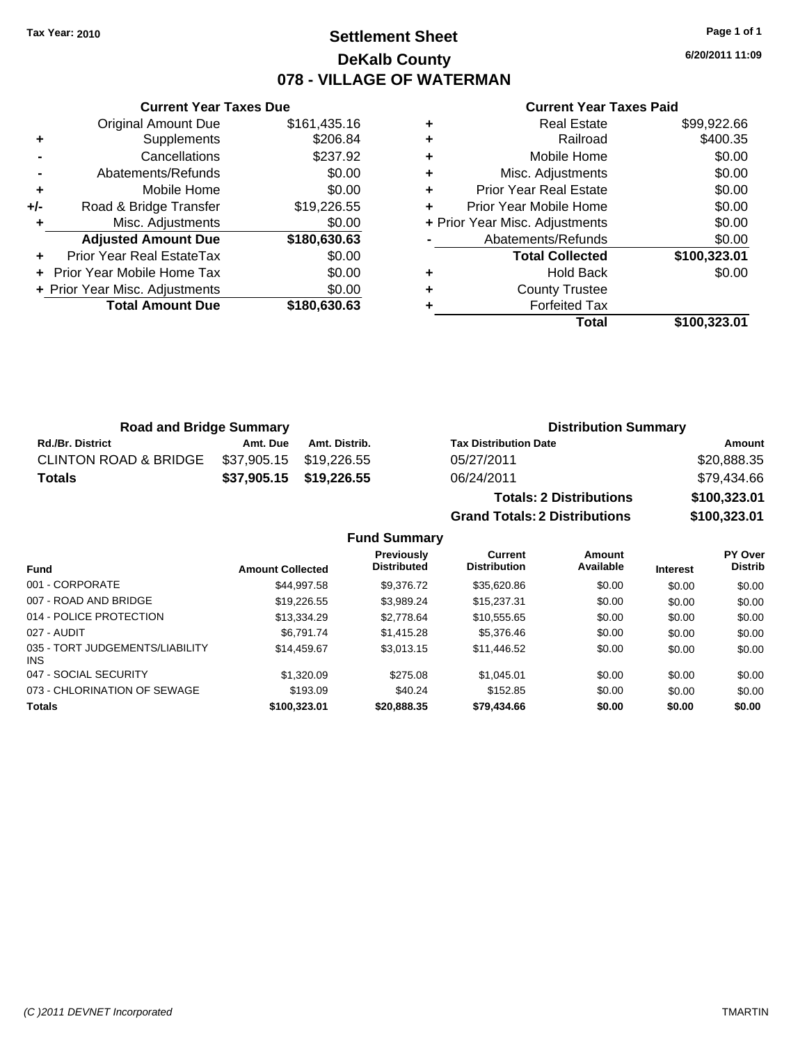Tax Year: 2010

# Settlement Sheet

## DeKalb County

## 078 - VILLAGE OF WATERMAN

6/20/2011 11:09

### Current Year Taxes Due

| | | |
|---|---|---|
| | Original Amount Due | $161,435.16 |
| + | Supplements | $206.84 |
| - | Cancellations | $237.92 |
| - | Abatements/Refunds | $0.00 |
| + | Mobile Home | $0.00 |
| +/- | Road & Bridge Transfer | $19,226.55 |
| + | Misc. Adjustments | $0.00 |
| | **Adjusted Amount Due** | **$180,630.63** |
| + | Prior Year Real EstateTax | $0.00 |
| + | Prior Year Mobile Home Tax | $0.00 |
| + | Prior Year Misc. Adjustments | $0.00 |
| | **Total Amount Due** | **$180,630.63** |

### Current Year Taxes Paid

| | | |
|---|---|---|
| + | Real Estate | $99,922.66 |
| + | Railroad | $400.35 |
| + | Mobile Home | $0.00 |
| + | Misc. Adjustments | $0.00 |
| + | Prior Year Real Estate | $0.00 |
| + | Prior Year Mobile Home | $0.00 |
| + | Prior Year Misc. Adjustments | $0.00 |
| - | Abatements/Refunds | $0.00 |
| | **Total Collected** | **$100,323.01** |
| + | Hold Back | $0.00 |
| + | County Trustee | |
| + | Forfeited Tax | |
| | **Total** | **$100,323.01** |

### Road and Bridge Summary

| Rd./Br. District | Amt. Due | Amt. Distrib. |
|---|---|---|
| CLINTON ROAD & BRIDGE | $37,905.15 | $19,226.55 |
| **Totals** | **$37,905.15** | **$19,226.55** |

### Distribution Summary

| Tax Distribution Date | Amount |
|---|---|
| 05/27/2011 | $20,888.35 |
| 06/24/2011 | $79,434.66 |
| **Totals: 2 Distributions** | **$100,323.01** |
| **Grand Totals: 2 Distributions** | **$100,323.01** |

### Fund Summary

| Fund | Amount Collected | Previously Distributed | Current Distribution | Amount Available | Interest | PY Over Distrib |
|---|---|---|---|---|---|---|
| 001 - CORPORATE | $44,997.58 | $9,376.72 | $35,620.86 | $0.00 | $0.00 | $0.00 |
| 007 - ROAD AND BRIDGE | $19,226.55 | $3,989.24 | $15,237.31 | $0.00 | $0.00 | $0.00 |
| 014 - POLICE PROTECTION | $13,334.29 | $2,778.64 | $10,555.65 | $0.00 | $0.00 | $0.00 |
| 027 - AUDIT | $6,791.74 | $1,415.28 | $5,376.46 | $0.00 | $0.00 | $0.00 |
| 035 - TORT JUDGEMENTS/LIABILITY INS | $14,459.67 | $3,013.15 | $11,446.52 | $0.00 | $0.00 | $0.00 |
| 047 - SOCIAL SECURITY | $1,320.09 | $275.08 | $1,045.01 | $0.00 | $0.00 | $0.00 |
| 073 - CHLORINATION OF SEWAGE | $193.09 | $40.24 | $152.85 | $0.00 | $0.00 | $0.00 |
| **Totals** | **$100,323.01** | **$20,888.35** | **$79,434.66** | **$0.00** | **$0.00** | **$0.00** |

(C )2011 DEVNET Incorporated TMARTIN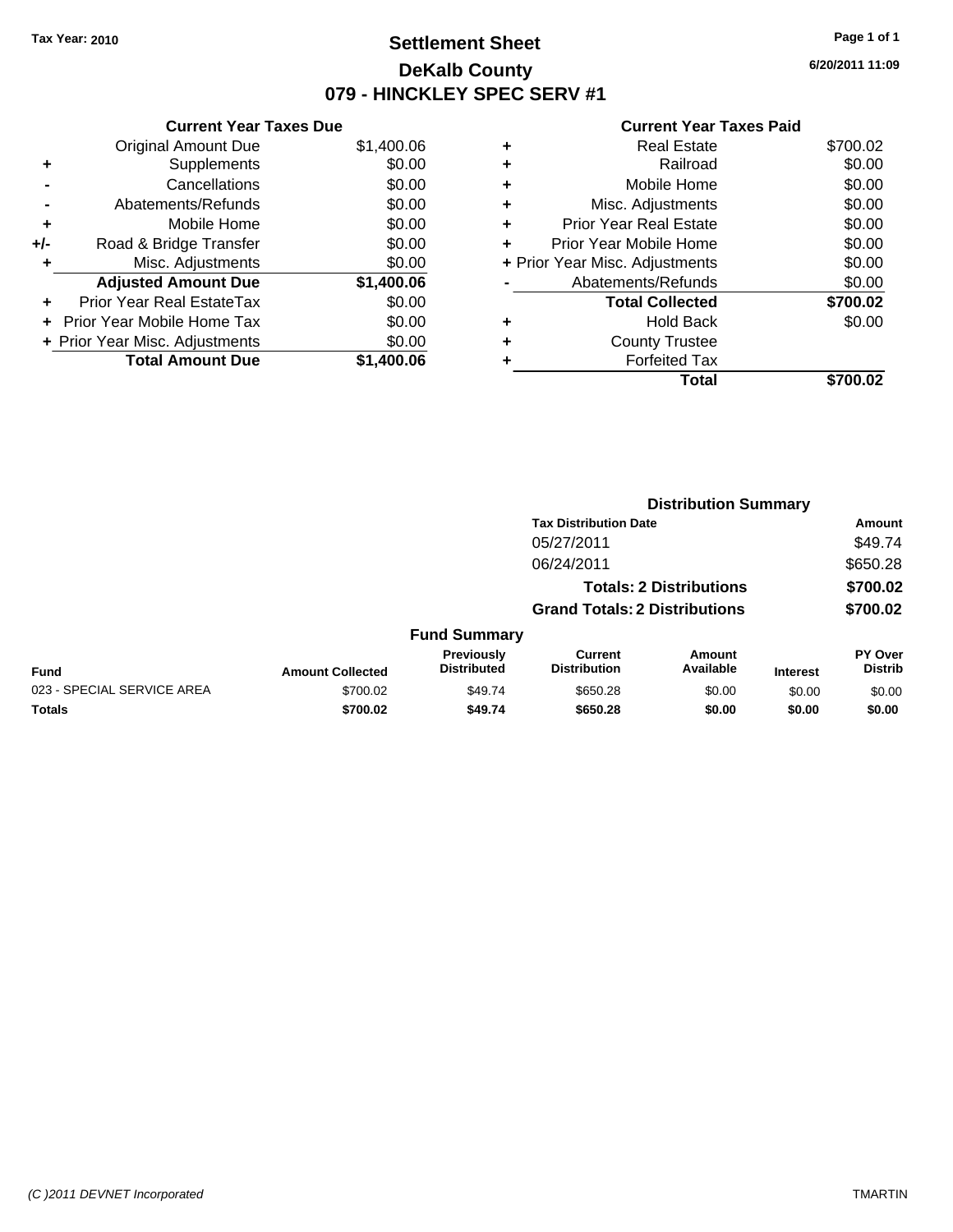Tax Year: 2010

# Settlement Sheet

## DeKalb County

## 079 - HINCKLEY SPEC SERV #1

6/20/2011 11:09

### Current Year Taxes Due

| | | |
|---|---|---|
| | Original Amount Due | $1,400.06 |
| + | Supplements | $0.00 |
| - | Cancellations | $0.00 |
| - | Abatements/Refunds | $0.00 |
| + | Mobile Home | $0.00 |
| +/- | Road & Bridge Transfer | $0.00 |
| + | Misc. Adjustments | $0.00 |
| | **Adjusted Amount Due** | **$1,400.06** |
| + | Prior Year Real EstateTax | $0.00 |
| + | Prior Year Mobile Home Tax | $0.00 |
| + | Prior Year Misc. Adjustments | $0.00 |
| | **Total Amount Due** | **$1,400.06** |

### Current Year Taxes Paid

| | | |
|---|---|---|
| + | Real Estate | $700.02 |
| + | Railroad | $0.00 |
| + | Mobile Home | $0.00 |
| + | Misc. Adjustments | $0.00 |
| + | Prior Year Real Estate | $0.00 |
| + | Prior Year Mobile Home | $0.00 |
| + | Prior Year Misc. Adjustments | $0.00 |
| - | Abatements/Refunds | $0.00 |
| | **Total Collected** | **$700.02** |
| + | Hold Back | $0.00 |
| + | County Trustee | |
| + | Forfeited Tax | |
| | **Total** | **$700.02** |

### Distribution Summary

| Tax Distribution Date | Amount |
|---|---|
| 05/27/2011 | $49.74 |
| 06/24/2011 | $650.28 |
| **Totals: 2 Distributions** | **$700.02** |
| **Grand Totals: 2 Distributions** | **$700.02** |

### Fund Summary

| Fund | Amount Collected | Previously Distributed | Current Distribution | Amount Available | Interest | PY Over Distrib |
|---|---|---|---|---|---|---|
| 023 - SPECIAL SERVICE AREA | $700.02 | $49.74 | $650.28 | $0.00 | $0.00 | $0.00 |
| **Totals** | **$700.02** | **$49.74** | **$650.28** | **$0.00** | **$0.00** | **$0.00** |

(C )2011 DEVNET Incorporated

TMARTIN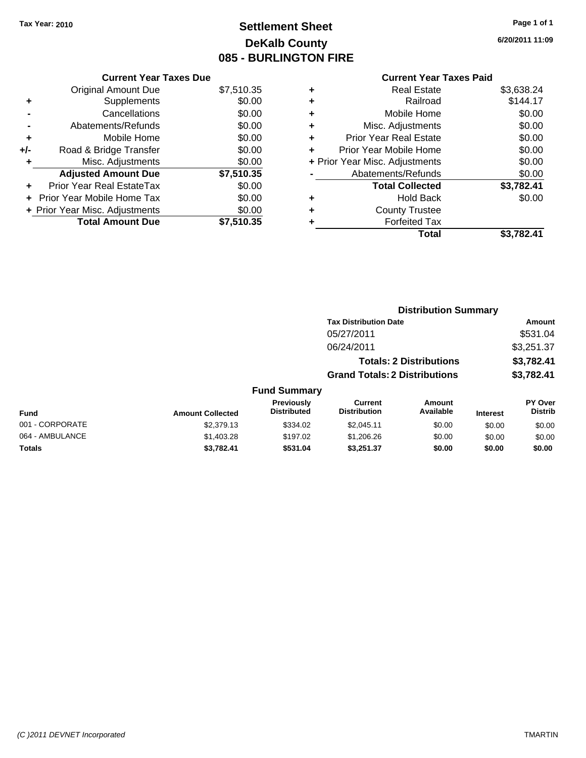Tax Year: 2010

# Settlement Sheet
## DeKalb County
## 085 - BURLINGTON FIRE

6/20/2011 11:09

### Current Year Taxes Due

| | | |
|---|---|---|
| | Original Amount Due | $7,510.35 |
| + | Supplements | $0.00 |
| - | Cancellations | $0.00 |
| - | Abatements/Refunds | $0.00 |
| + | Mobile Home | $0.00 |
| +/- | Road & Bridge Transfer | $0.00 |
| + | Misc. Adjustments | $0.00 |
| | **Adjusted Amount Due** | **$7,510.35** |
| + | Prior Year Real EstateTax | $0.00 |
| + | Prior Year Mobile Home Tax | $0.00 |
| + | Prior Year Misc. Adjustments | $0.00 |
| | **Total Amount Due** | **$7,510.35** |

### Current Year Taxes Paid

| | | |
|---|---|---|
| + | Real Estate | $3,638.24 |
| + | Railroad | $144.17 |
| + | Mobile Home | $0.00 |
| + | Misc. Adjustments | $0.00 |
| + | Prior Year Real Estate | $0.00 |
| + | Prior Year Mobile Home | $0.00 |
| + | Prior Year Misc. Adjustments | $0.00 |
| - | Abatements/Refunds | $0.00 |
| | **Total Collected** | **$3,782.41** |
| + | Hold Back | $0.00 |
| + | County Trustee | |
| + | Forfeited Tax | |
| | **Total** | **$3,782.41** |

### Distribution Summary

| Tax Distribution Date | Amount |
|---|---|
| 05/27/2011 | $531.04 |
| 06/24/2011 | $3,251.37 |
| **Totals: 2 Distributions** | **$3,782.41** |
| **Grand Totals: 2 Distributions** | **$3,782.41** |

### Fund Summary

| Fund | Amount Collected | Previously Distributed | Current Distribution | Amount Available | Interest | PY Over Distrib |
|---|---|---|---|---|---|---|
| 001 - CORPORATE | $2,379.13 | $334.02 | $2,045.11 | $0.00 | $0.00 | $0.00 |
| 064 - AMBULANCE | $1,403.28 | $197.02 | $1,206.26 | $0.00 | $0.00 | $0.00 |
| **Totals** | **$3,782.41** | **$531.04** | **$3,251.37** | **$0.00** | **$0.00** | **$0.00** |

(C )2011 DEVNET Incorporated TMARTIN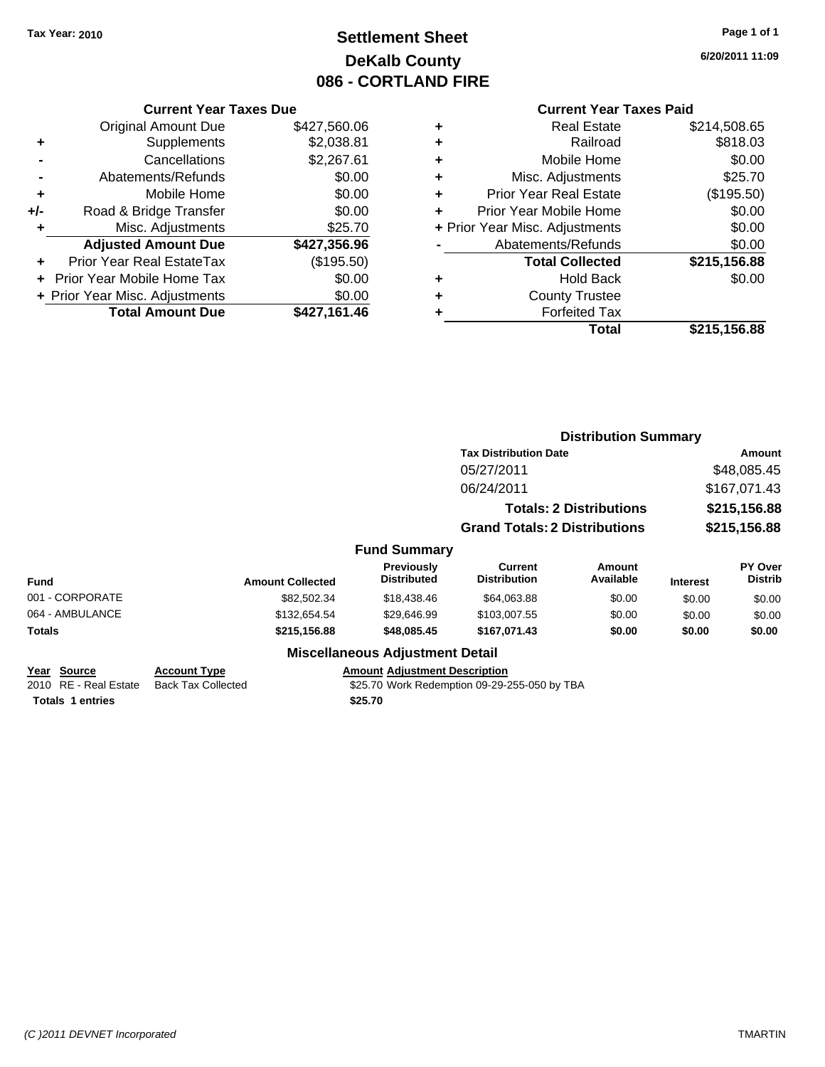Tax Year: 2010

# Settlement Sheet
## DeKalb County
## 086 - CORTLAND FIRE

6/20/2011 11:09

### Current Year Taxes Due

| | | |
|---|---|---|
| | Original Amount Due | $427,560.06 |
| + | Supplements | $2,038.81 |
| - | Cancellations | $2,267.61 |
| - | Abatements/Refunds | $0.00 |
| + | Mobile Home | $0.00 |
| +/- | Road & Bridge Transfer | $0.00 |
| + | Misc. Adjustments | $25.70 |
| | **Adjusted Amount Due** | **$427,356.96** |
| + | Prior Year Real EstateTax | ($195.50) |
| + | Prior Year Mobile Home Tax | $0.00 |
| + | Prior Year Misc. Adjustments | $0.00 |
| | **Total Amount Due** | **$427,161.46** |

### Current Year Taxes Paid

| | | |
|---|---|---|
| + | Real Estate | $214,508.65 |
| + | Railroad | $818.03 |
| + | Mobile Home | $0.00 |
| + | Misc. Adjustments | $25.70 |
| + | Prior Year Real Estate | ($195.50) |
| + | Prior Year Mobile Home | $0.00 |
| + | Prior Year Misc. Adjustments | $0.00 |
| - | Abatements/Refunds | $0.00 |
| | **Total Collected** | **$215,156.88** |
| + | Hold Back | $0.00 |
| + | County Trustee | |
| + | Forfeited Tax | |
| | **Total** | **$215,156.88** |

### Distribution Summary

| Tax Distribution Date | Amount |
|---|---|
| 05/27/2011 | $48,085.45 |
| 06/24/2011 | $167,071.43 |
| **Totals: 2 Distributions** | **$215,156.88** |
| **Grand Totals: 2 Distributions** | **$215,156.88** |

### Fund Summary

| Fund | Amount Collected | Previously Distributed | Current Distribution | Amount Available | Interest | PY Over Distrib |
|---|---|---|---|---|---|---|
| 001 - CORPORATE | $82,502.34 | $18,438.46 | $64,063.88 | $0.00 | $0.00 | $0.00 |
| 064 - AMBULANCE | $132,654.54 | $29,646.99 | $103,007.55 | $0.00 | $0.00 | $0.00 |
| **Totals** | **$215,156.88** | **$48,085.45** | **$167,071.43** | **$0.00** | **$0.00** | **$0.00** |

### Miscellaneous Adjustment Detail

| Year | Source | Account Type | Amount | Adjustment Description |
|---|---|---|---|---|
| 2010 | RE - Real Estate | Back Tax Collected | $25.70 | Work Redemption 09-29-255-050 by TBA |
| **Totals** | **1 entries** | | **$25.70** | |

(C )2011 DEVNET Incorporated TMARTIN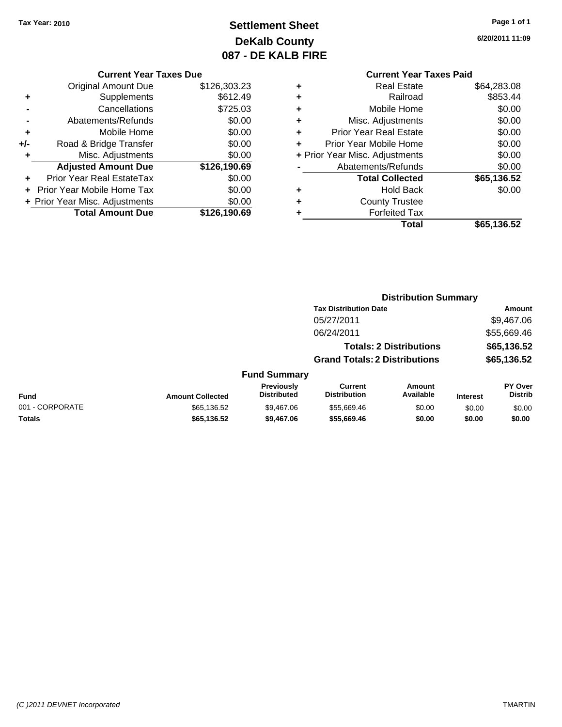Tax Year: 2010

# Settlement Sheet
## DeKalb County
## 087 - DE KALB FIRE

6/20/2011 11:09

### Current Year Taxes Due

| | | |
|---|---|---|
| | Original Amount Due | $126,303.23 |
| + | Supplements | $612.49 |
| - | Cancellations | $725.03 |
| - | Abatements/Refunds | $0.00 |
| + | Mobile Home | $0.00 |
| +/- | Road & Bridge Transfer | $0.00 |
| + | Misc. Adjustments | $0.00 |
| | **Adjusted Amount Due** | **$126,190.69** |
| + | Prior Year Real EstateTax | $0.00 |
| + | Prior Year Mobile Home Tax | $0.00 |
| + | Prior Year Misc. Adjustments | $0.00 |
| | **Total Amount Due** | **$126,190.69** |

### Current Year Taxes Paid

| | | |
|---|---|---|
| + | Real Estate | $64,283.08 |
| + | Railroad | $853.44 |
| + | Mobile Home | $0.00 |
| + | Misc. Adjustments | $0.00 |
| + | Prior Year Real Estate | $0.00 |
| + | Prior Year Mobile Home | $0.00 |
| + | Prior Year Misc. Adjustments | $0.00 |
| - | Abatements/Refunds | $0.00 |
| | **Total Collected** | **$65,136.52** |
| + | Hold Back | $0.00 |
| + | County Trustee | |
| + | Forfeited Tax | |
| | **Total** | **$65,136.52** |

### Distribution Summary

| Tax Distribution Date | Amount |
|---|---|
| 05/27/2011 | $9,467.06 |
| 06/24/2011 | $55,669.46 |
| **Totals: 2 Distributions** | **$65,136.52** |
| **Grand Totals: 2 Distributions** | **$65,136.52** |

### Fund Summary

| Fund | Amount Collected | Previously Distributed | Current Distribution | Amount Available | Interest | PY Over Distrib |
|---|---|---|---|---|---|---|
| 001 - CORPORATE | $65,136.52 | $9,467.06 | $55,669.46 | $0.00 | $0.00 | $0.00 |
| **Totals** | **$65,136.52** | **$9,467.06** | **$55,669.46** | **$0.00** | **$0.00** | **$0.00** |

(C )2011 DEVNET Incorporated TMARTIN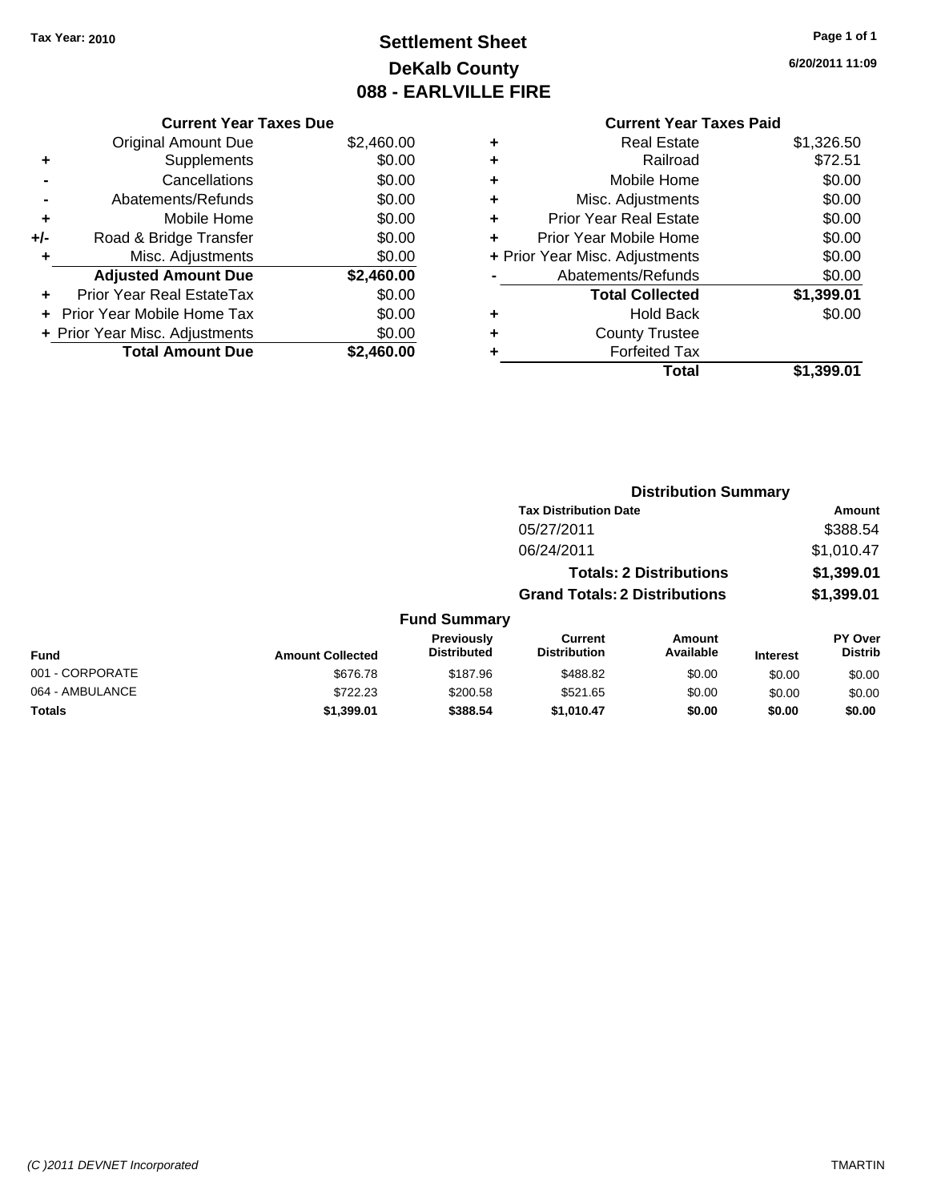Tax Year: 2010

# Settlement Sheet
## DeKalb County
## 088 - EARLVILLE FIRE

6/20/2011 11:09

### Current Year Taxes Due

| | | |
|---|---|---|
| | Original Amount Due | $2,460.00 |
| + | Supplements | $0.00 |
| - | Cancellations | $0.00 |
| - | Abatements/Refunds | $0.00 |
| + | Mobile Home | $0.00 |
| +/- | Road & Bridge Transfer | $0.00 |
| + | Misc. Adjustments | $0.00 |
| | **Adjusted Amount Due** | **$2,460.00** |
| + | Prior Year Real EstateTax | $0.00 |
| + | Prior Year Mobile Home Tax | $0.00 |
| + | Prior Year Misc. Adjustments | $0.00 |
| | **Total Amount Due** | **$2,460.00** |

### Current Year Taxes Paid

| | | |
|---|---|---|
| + | Real Estate | $1,326.50 |
| + | Railroad | $72.51 |
| + | Mobile Home | $0.00 |
| + | Misc. Adjustments | $0.00 |
| + | Prior Year Real Estate | $0.00 |
| + | Prior Year Mobile Home | $0.00 |
| + | Prior Year Misc. Adjustments | $0.00 |
| - | Abatements/Refunds | $0.00 |
| | **Total Collected** | **$1,399.01** |
| + | Hold Back | $0.00 |
| + | County Trustee | |
| + | Forfeited Tax | |
| | **Total** | **$1,399.01** |

### Distribution Summary

| Tax Distribution Date | Amount |
|---|---|
| 05/27/2011 | $388.54 |
| 06/24/2011 | $1,010.47 |
| **Totals: 2 Distributions** | **$1,399.01** |
| **Grand Totals: 2 Distributions** | **$1,399.01** |

### Fund Summary

| Fund | Amount Collected | Previously Distributed | Current Distribution | Amount Available | Interest | PY Over Distrib |
|---|---|---|---|---|---|---|
| 001 - CORPORATE | $676.78 | $187.96 | $488.82 | $0.00 | $0.00 | $0.00 |
| 064 - AMBULANCE | $722.23 | $200.58 | $521.65 | $0.00 | $0.00 | $0.00 |
| **Totals** | **$1,399.01** | **$388.54** | **$1,010.47** | **$0.00** | **$0.00** | **$0.00** |

(C )2011 DEVNET Incorporated TMARTIN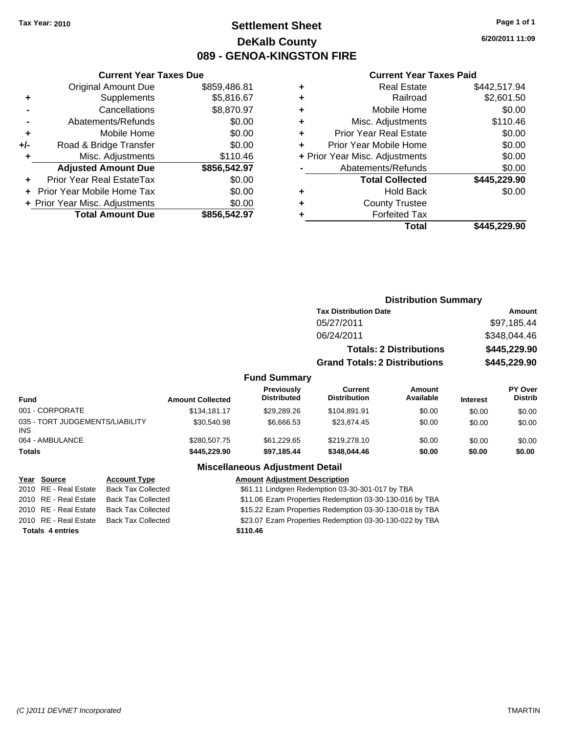**Tax Year: 2010**

# Settlement Sheet
## DeKalb County
## 089 - GENOA-KINGSTON FIRE

6/20/2011 11:09

### Current Year Taxes Due

| | | |
|---|---|---|
| | Original Amount Due | $859,486.81 |
| + | Supplements | $5,816.67 |
| - | Cancellations | $8,870.97 |
| - | Abatements/Refunds | $0.00 |
| + | Mobile Home | $0.00 |
| +/- | Road & Bridge Transfer | $0.00 |
| + | Misc. Adjustments | $110.46 |
| | **Adjusted Amount Due** | **$856,542.97** |
| + | Prior Year Real EstateTax | $0.00 |
| + | Prior Year Mobile Home Tax | $0.00 |
| + | Prior Year Misc. Adjustments | $0.00 |
| | **Total Amount Due** | **$856,542.97** |

### Current Year Taxes Paid

| | | |
|---|---|---|
| + | Real Estate | $442,517.94 |
| + | Railroad | $2,601.50 |
| + | Mobile Home | $0.00 |
| + | Misc. Adjustments | $110.46 |
| + | Prior Year Real Estate | $0.00 |
| + | Prior Year Mobile Home | $0.00 |
| + | Prior Year Misc. Adjustments | $0.00 |
| - | Abatements/Refunds | $0.00 |
| | **Total Collected** | **$445,229.90** |
| + | Hold Back | $0.00 |
| + | County Trustee | |
| + | Forfeited Tax | |
| | **Total** | **$445,229.90** |

### Distribution Summary

| Tax Distribution Date | Amount |
|---|---|
| 05/27/2011 | $97,185.44 |
| 06/24/2011 | $348,044.46 |
| **Totals: 2 Distributions** | **$445,229.90** |
| **Grand Totals: 2 Distributions** | **$445,229.90** |

### Fund Summary

| Fund | Amount Collected | Previously Distributed | Current Distribution | Amount Available | Interest | PY Over Distrib |
|---|---|---|---|---|---|---|
| 001 - CORPORATE | $134,181.17 | $29,289.26 | $104,891.91 | $0.00 | $0.00 | $0.00 |
| 035 - TORT JUDGEMENTS/LIABILITY INS | $30,540.98 | $6,666.53 | $23,874.45 | $0.00 | $0.00 | $0.00 |
| 064 - AMBULANCE | $280,507.75 | $61,229.65 | $219,278.10 | $0.00 | $0.00 | $0.00 |
| **Totals** | **$445,229.90** | **$97,185.44** | **$348,044.46** | **$0.00** | **$0.00** | **$0.00** |

### Miscellaneous Adjustment Detail

| Year | Source | Account Type | Amount | Adjustment Description |
|---|---|---|---|---|
| 2010 | RE - Real Estate | Back Tax Collected | $61.11 | Lindgren Redemption 03-30-301-017 by TBA |
| 2010 | RE - Real Estate | Back Tax Collected | $11.06 | Ezam Properties Redemption 03-30-130-016 by TBA |
| 2010 | RE - Real Estate | Back Tax Collected | $15.22 | Ezam Properties Redemption 03-30-130-018 by TBA |
| 2010 | RE - Real Estate | Back Tax Collected | $23.07 | Ezam Properties Redemption 03-30-130-022 by TBA |
| **Totals** | **4 entries** | | **$110.46** | |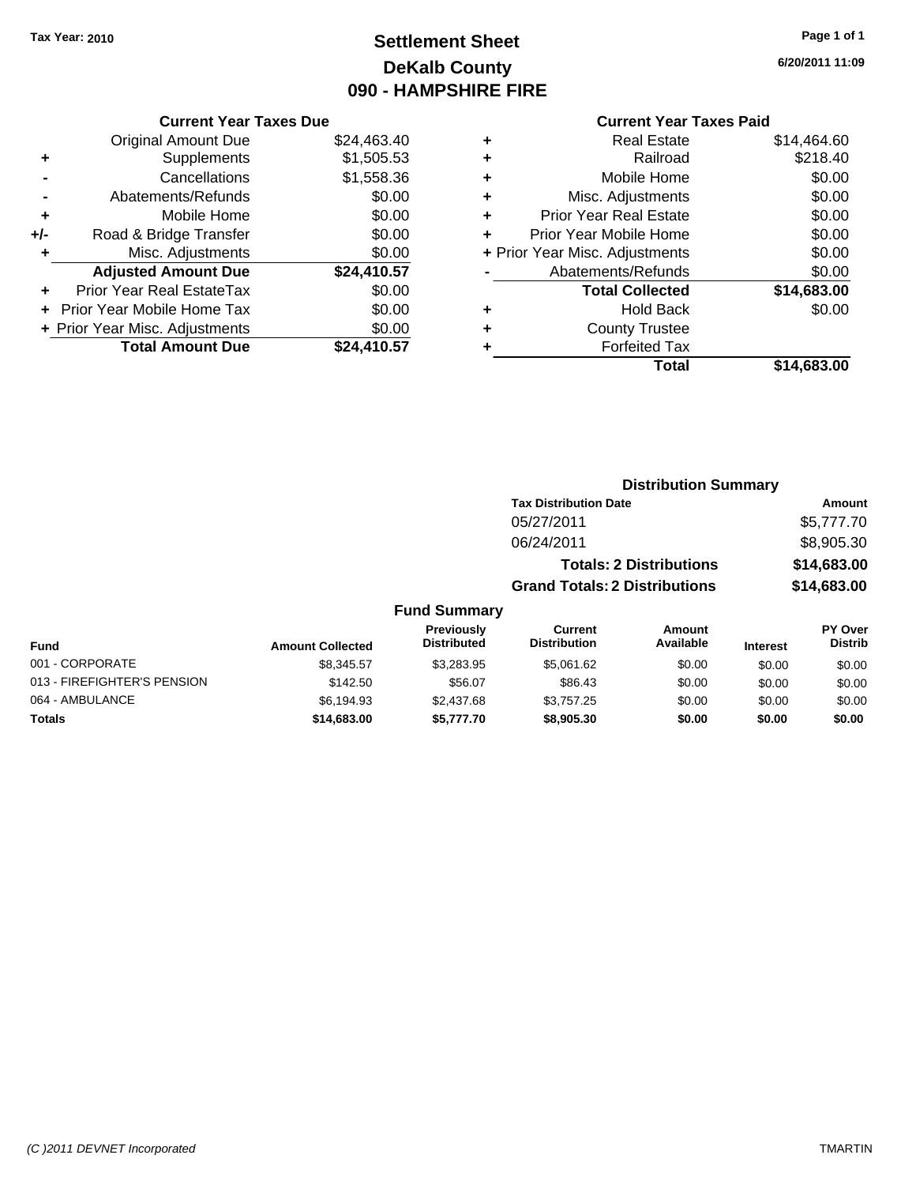**Tax Year: 2010**

# Settlement Sheet
## DeKalb County
## 090 - HAMPSHIRE FIRE

6/20/2011 11:09

### Current Year Taxes Due

| | | |
|---|---|---|
| | Original Amount Due | $24,463.40 |
| + | Supplements | $1,505.53 |
| - | Cancellations | $1,558.36 |
| - | Abatements/Refunds | $0.00 |
| + | Mobile Home | $0.00 |
| +/- | Road & Bridge Transfer | $0.00 |
| + | Misc. Adjustments | $0.00 |
| | **Adjusted Amount Due** | **$24,410.57** |
| + | Prior Year Real EstateTax | $0.00 |
| + | Prior Year Mobile Home Tax | $0.00 |
| + | Prior Year Misc. Adjustments | $0.00 |
| | **Total Amount Due** | **$24,410.57** |

### Current Year Taxes Paid

| | | |
|---|---|---|
| + | Real Estate | $14,464.60 |
| + | Railroad | $218.40 |
| + | Mobile Home | $0.00 |
| + | Misc. Adjustments | $0.00 |
| + | Prior Year Real Estate | $0.00 |
| + | Prior Year Mobile Home | $0.00 |
| + | Prior Year Misc. Adjustments | $0.00 |
| - | Abatements/Refunds | $0.00 |
| | **Total Collected** | **$14,683.00** |
| + | Hold Back | $0.00 |
| + | County Trustee | |
| + | Forfeited Tax | |
| | **Total** | **$14,683.00** |

### Distribution Summary

| Tax Distribution Date | Amount |
|---|---|
| 05/27/2011 | $5,777.70 |
| 06/24/2011 | $8,905.30 |
| **Totals: 2 Distributions** | **$14,683.00** |
| **Grand Totals: 2 Distributions** | **$14,683.00** |

### Fund Summary

| Fund | Amount Collected | Previously Distributed | Current Distribution | Amount Available | Interest | PY Over Distrib |
|---|---|---|---|---|---|---|
| 001 - CORPORATE | $8,345.57 | $3,283.95 | $5,061.62 | $0.00 | $0.00 | $0.00 |
| 013 - FIREFIGHTER'S PENSION | $142.50 | $56.07 | $86.43 | $0.00 | $0.00 | $0.00 |
| 064 - AMBULANCE | $6,194.93 | $2,437.68 | $3,757.25 | $0.00 | $0.00 | $0.00 |
| **Totals** | **$14,683.00** | **$5,777.70** | **$8,905.30** | **$0.00** | **$0.00** | **$0.00** |

(C )2011 DEVNET Incorporated TMARTIN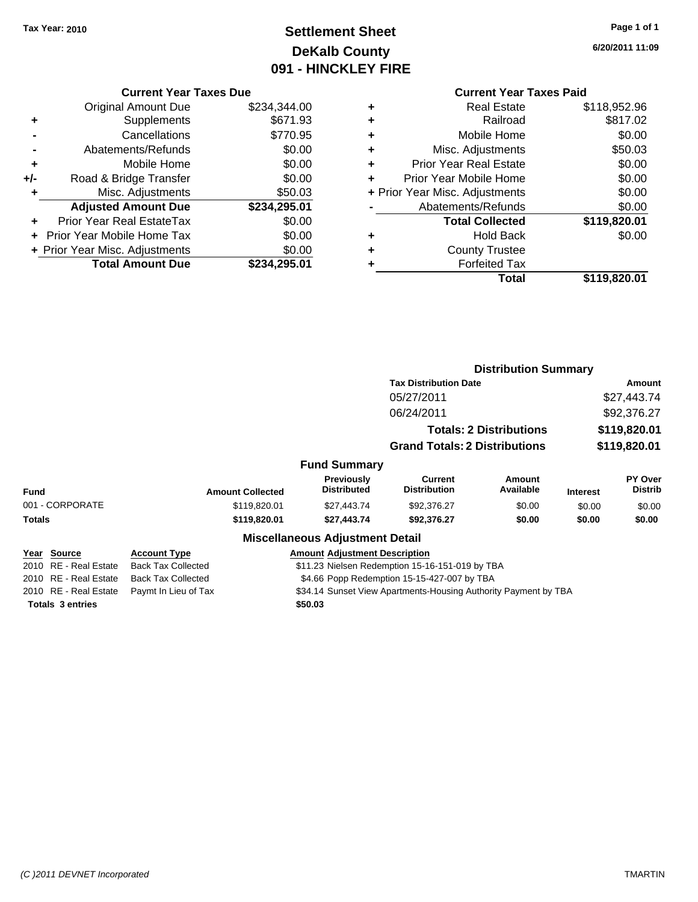Tax Year: 2010

# Settlement Sheet
## DeKalb County
## 091 - HINCKLEY FIRE

6/20/2011 11:09

### Current Year Taxes Due

| | | |
|---|---|---|
| | Original Amount Due | $234,344.00 |
| + | Supplements | $671.93 |
| - | Cancellations | $770.95 |
| - | Abatements/Refunds | $0.00 |
| + | Mobile Home | $0.00 |
| +/- | Road & Bridge Transfer | $0.00 |
| + | Misc. Adjustments | $50.03 |
| | **Adjusted Amount Due** | **$234,295.01** |
| + | Prior Year Real EstateTax | $0.00 |
| + | Prior Year Mobile Home Tax | $0.00 |
| + | Prior Year Misc. Adjustments | $0.00 |
| | **Total Amount Due** | **$234,295.01** |

### Current Year Taxes Paid

| | | |
|---|---|---|
| + | Real Estate | $118,952.96 |
| + | Railroad | $817.02 |
| + | Mobile Home | $0.00 |
| + | Misc. Adjustments | $50.03 |
| + | Prior Year Real Estate | $0.00 |
| + | Prior Year Mobile Home | $0.00 |
| + | Prior Year Misc. Adjustments | $0.00 |
| - | Abatements/Refunds | $0.00 |
| | **Total Collected** | **$119,820.01** |
| + | Hold Back | $0.00 |
| + | County Trustee | |
| + | Forfeited Tax | |
| | **Total** | **$119,820.01** |

### Distribution Summary

| Tax Distribution Date | Amount |
|---|---|
| 05/27/2011 | $27,443.74 |
| 06/24/2011 | $92,376.27 |
| **Totals: 2 Distributions** | **$119,820.01** |
| **Grand Totals: 2 Distributions** | **$119,820.01** |

### Fund Summary

| Fund | Amount Collected | Previously Distributed | Current Distribution | Amount Available | Interest | PY Over Distrib |
|---|---|---|---|---|---|---|
| 001 - CORPORATE | $119,820.01 | $27,443.74 | $92,376.27 | $0.00 | $0.00 | $0.00 |
| **Totals** | **$119,820.01** | **$27,443.74** | **$92,376.27** | **$0.00** | **$0.00** | **$0.00** |

### Miscellaneous Adjustment Detail

| Year | Source | Account Type | Amount | Adjustment Description |
|---|---|---|---|---|
| 2010 | RE - Real Estate | Back Tax Collected | $11.23 | Nielsen Redemption 15-16-151-019 by TBA |
| 2010 | RE - Real Estate | Back Tax Collected | $4.66 | Popp Redemption 15-15-427-007 by TBA |
| 2010 | RE - Real Estate | Paymt In Lieu of Tax | $34.14 | Sunset View Apartments-Housing Authority Payment by TBA |
| **Totals** | **3 entries** | | **$50.03** | |

(C )2011 DEVNET Incorporated TMARTIN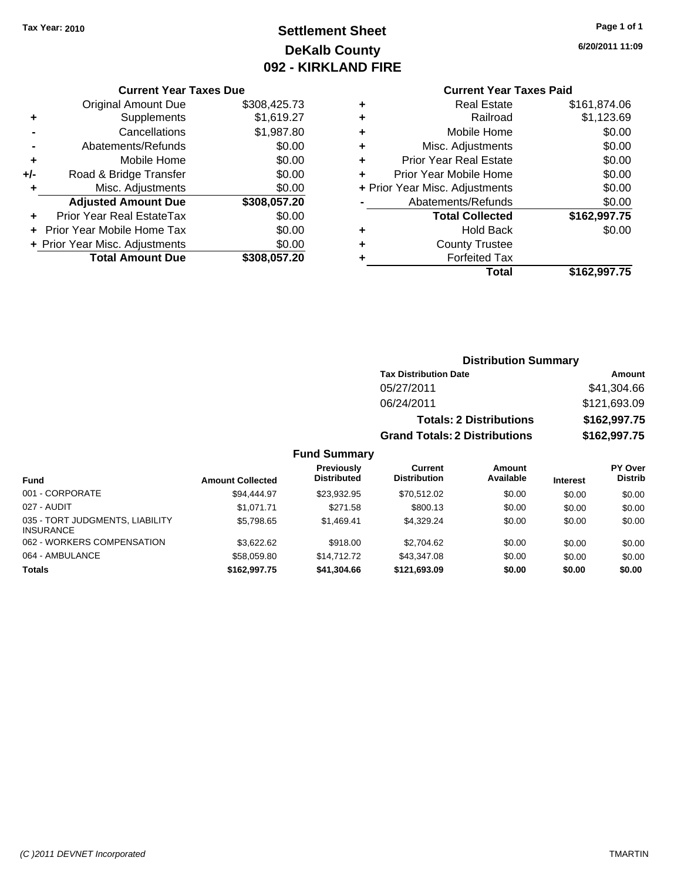Tax Year: 2010

# Settlement Sheet
## DeKalb County
## 092 - KIRKLAND FIRE

6/20/2011 11:09

### Current Year Taxes Due

| | | |
|---|---|---|
| | Original Amount Due | $308,425.73 |
| + | Supplements | $1,619.27 |
| - | Cancellations | $1,987.80 |
| - | Abatements/Refunds | $0.00 |
| + | Mobile Home | $0.00 |
| +/- | Road & Bridge Transfer | $0.00 |
| + | Misc. Adjustments | $0.00 |
| | **Adjusted Amount Due** | **$308,057.20** |
| + | Prior Year Real EstateTax | $0.00 |
| + | Prior Year Mobile Home Tax | $0.00 |
| + | Prior Year Misc. Adjustments | $0.00 |
| | **Total Amount Due** | **$308,057.20** |

### Current Year Taxes Paid

| | | |
|---|---|---|
| + | Real Estate | $161,874.06 |
| + | Railroad | $1,123.69 |
| + | Mobile Home | $0.00 |
| + | Misc. Adjustments | $0.00 |
| + | Prior Year Real Estate | $0.00 |
| + | Prior Year Mobile Home | $0.00 |
| + | Prior Year Misc. Adjustments | $0.00 |
| - | Abatements/Refunds | $0.00 |
| | **Total Collected** | **$162,997.75** |
| + | Hold Back | $0.00 |
| + | County Trustee | |
| + | Forfeited Tax | |
| | **Total** | **$162,997.75** |

### Distribution Summary

| Tax Distribution Date | Amount |
|---|---|
| 05/27/2011 | $41,304.66 |
| 06/24/2011 | $121,693.09 |
| **Totals: 2 Distributions** | **$162,997.75** |
| **Grand Totals: 2 Distributions** | **$162,997.75** |

### Fund Summary

| Fund | Amount Collected | Previously Distributed | Current Distribution | Amount Available | Interest | PY Over Distrib |
|---|---|---|---|---|---|---|
| 001 - CORPORATE | $94,444.97 | $23,932.95 | $70,512.02 | $0.00 | $0.00 | $0.00 |
| 027 - AUDIT | $1,071.71 | $271.58 | $800.13 | $0.00 | $0.00 | $0.00 |
| 035 - TORT JUDGMENTS, LIABILITY INSURANCE | $5,798.65 | $1,469.41 | $4,329.24 | $0.00 | $0.00 | $0.00 |
| 062 - WORKERS COMPENSATION | $3,622.62 | $918.00 | $2,704.62 | $0.00 | $0.00 | $0.00 |
| 064 - AMBULANCE | $58,059.80 | $14,712.72 | $43,347.08 | $0.00 | $0.00 | $0.00 |
| **Totals** | **$162,997.75** | **$41,304.66** | **$121,693.09** | **$0.00** | **$0.00** | **$0.00** |

(C )2011 DEVNET Incorporated TMARTIN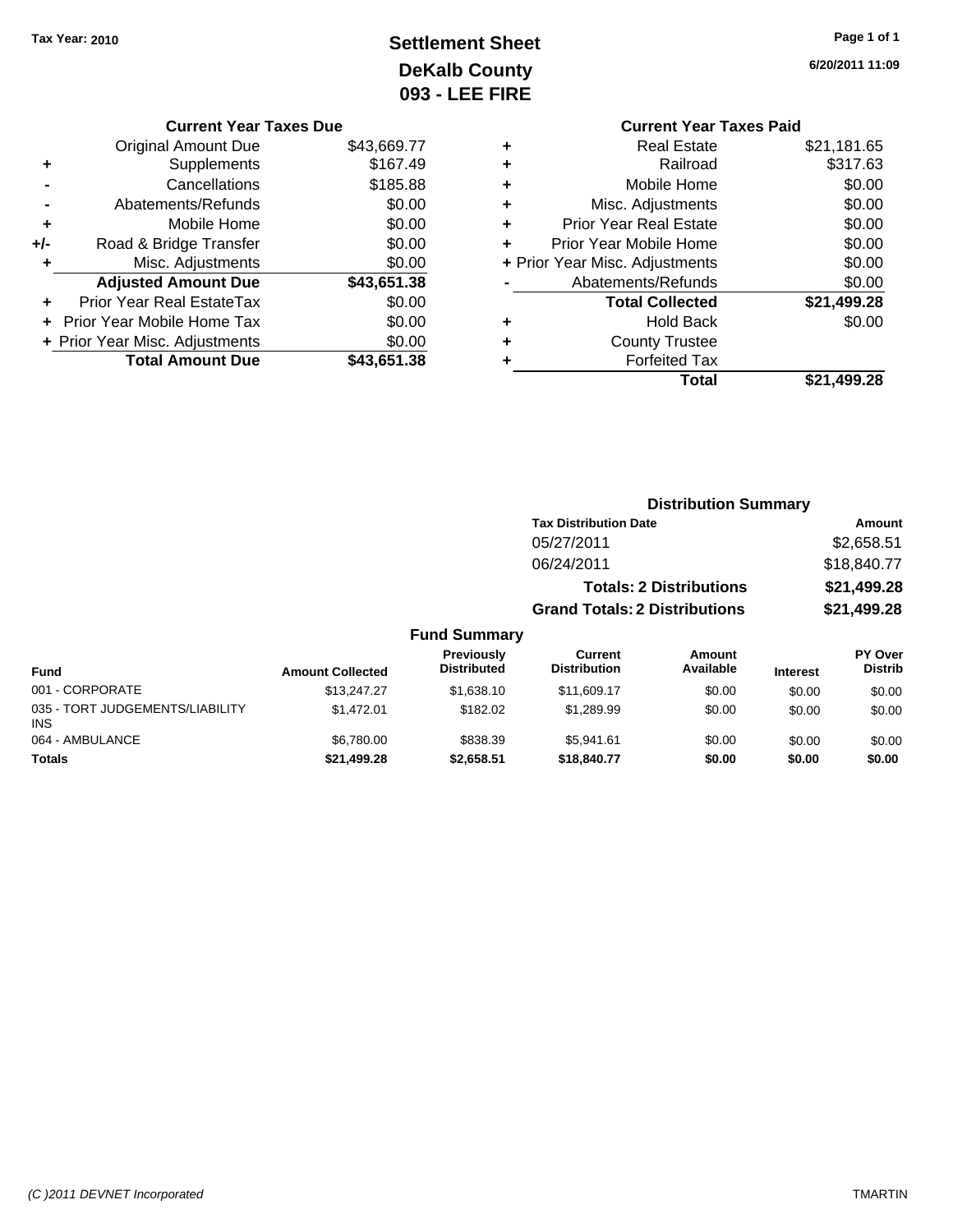**Tax Year: 2010**

# Settlement Sheet
## DeKalb County
## 093 - LEE FIRE

6/20/2011 11:09

### Current Year Taxes Due

| | | |
|---|---|---|
| | Original Amount Due | $43,669.77 |
| + | Supplements | $167.49 |
| - | Cancellations | $185.88 |
| - | Abatements/Refunds | $0.00 |
| + | Mobile Home | $0.00 |
| +/- | Road & Bridge Transfer | $0.00 |
| + | Misc. Adjustments | $0.00 |
| | **Adjusted Amount Due** | **$43,651.38** |
| + | Prior Year Real EstateTax | $0.00 |
| + | Prior Year Mobile Home Tax | $0.00 |
| + | Prior Year Misc. Adjustments | $0.00 |
| | **Total Amount Due** | **$43,651.38** |

### Current Year Taxes Paid

| | | |
|---|---|---|
| + | Real Estate | $21,181.65 |
| + | Railroad | $317.63 |
| + | Mobile Home | $0.00 |
| + | Misc. Adjustments | $0.00 |
| + | Prior Year Real Estate | $0.00 |
| + | Prior Year Mobile Home | $0.00 |
| + | Prior Year Misc. Adjustments | $0.00 |
| - | Abatements/Refunds | $0.00 |
| | **Total Collected** | **$21,499.28** |
| + | Hold Back | $0.00 |
| + | County Trustee | |
| + | Forfeited Tax | |
| | **Total** | **$21,499.28** |

### Distribution Summary

| Tax Distribution Date | Amount |
|---|---|
| 05/27/2011 | $2,658.51 |
| 06/24/2011 | $18,840.77 |
| **Totals: 2 Distributions** | **$21,499.28** |
| **Grand Totals: 2 Distributions** | **$21,499.28** |

### Fund Summary

| Fund | Amount Collected | Previously Distributed | Current Distribution | Amount Available | Interest | PY Over Distrib |
|---|---|---|---|---|---|---|
| 001 - CORPORATE | $13,247.27 | $1,638.10 | $11,609.17 | $0.00 | $0.00 | $0.00 |
| 035 - TORT JUDGEMENTS/LIABILITY INS | $1,472.01 | $182.02 | $1,289.99 | $0.00 | $0.00 | $0.00 |
| 064 - AMBULANCE | $6,780.00 | $838.39 | $5,941.61 | $0.00 | $0.00 | $0.00 |
| **Totals** | **$21,499.28** | **$2,658.51** | **$18,840.77** | **$0.00** | **$0.00** | **$0.00** |

(C )2011 DEVNET Incorporated — TMARTIN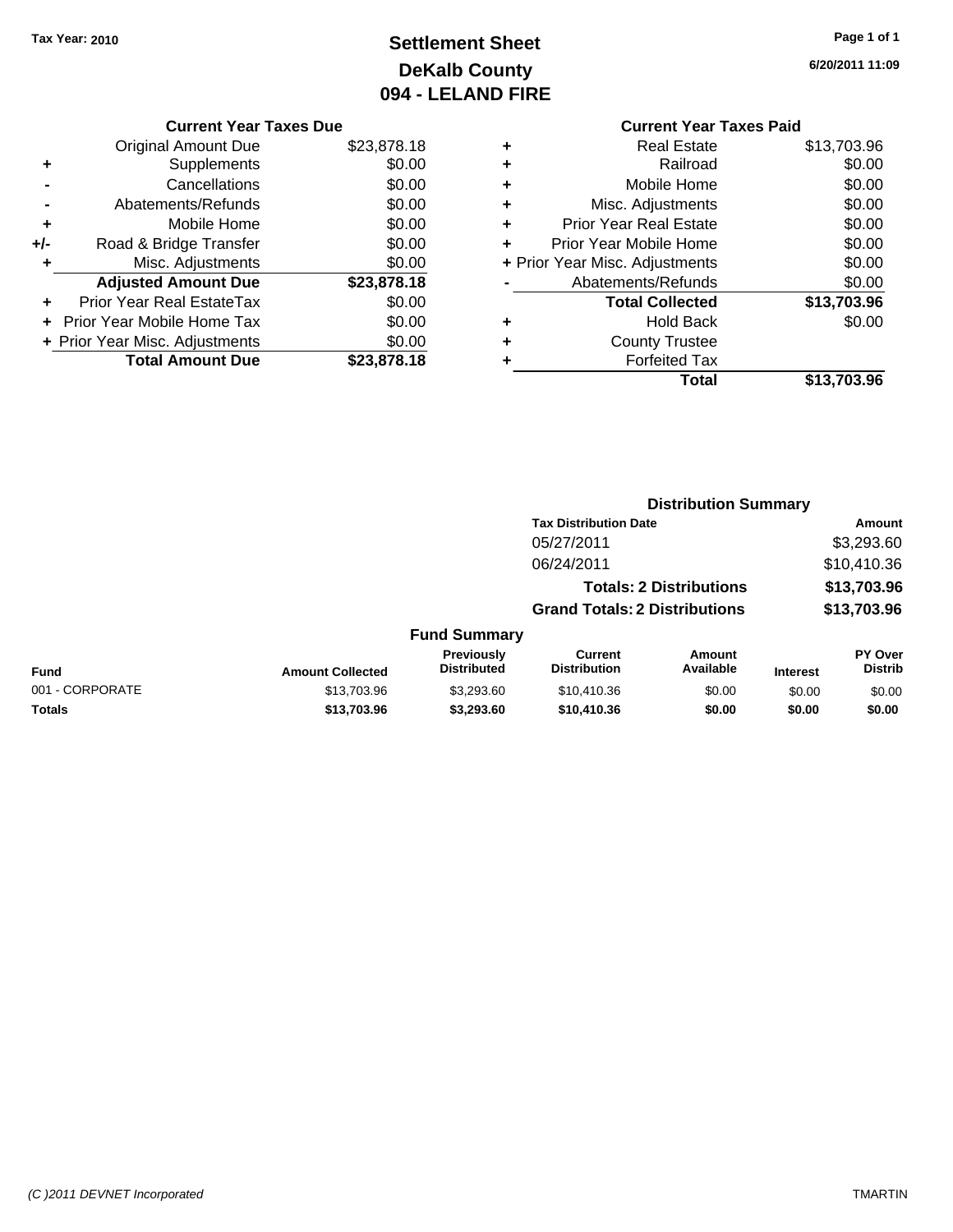Tax Year: 2010

# Settlement Sheet
## DeKalb County
## 094 - LELAND FIRE

6/20/2011 11:09

### Current Year Taxes Due

| | | |
|---|---|---|
| | Original Amount Due | $23,878.18 |
| + | Supplements | $0.00 |
| - | Cancellations | $0.00 |
| - | Abatements/Refunds | $0.00 |
| + | Mobile Home | $0.00 |
| +/- | Road & Bridge Transfer | $0.00 |
| + | Misc. Adjustments | $0.00 |
| | **Adjusted Amount Due** | **$23,878.18** |
| + | Prior Year Real EstateTax | $0.00 |
| + | Prior Year Mobile Home Tax | $0.00 |
| + | Prior Year Misc. Adjustments | $0.00 |
| | **Total Amount Due** | **$23,878.18** |

### Current Year Taxes Paid

| | | |
|---|---|---|
| + | Real Estate | $13,703.96 |
| + | Railroad | $0.00 |
| + | Mobile Home | $0.00 |
| + | Misc. Adjustments | $0.00 |
| + | Prior Year Real Estate | $0.00 |
| + | Prior Year Mobile Home | $0.00 |
| + | Prior Year Misc. Adjustments | $0.00 |
| - | Abatements/Refunds | $0.00 |
| | **Total Collected** | **$13,703.96** |
| + | Hold Back | $0.00 |
| + | County Trustee | |
| + | Forfeited Tax | |
| | **Total** | **$13,703.96** |

### Distribution Summary

| Tax Distribution Date | Amount |
|---|---|
| 05/27/2011 | $3,293.60 |
| 06/24/2011 | $10,410.36 |
| **Totals: 2 Distributions** | **$13,703.96** |
| **Grand Totals: 2 Distributions** | **$13,703.96** |

### Fund Summary

| Fund | Amount Collected | Previously Distributed | Current Distribution | Amount Available | Interest | PY Over Distrib |
|---|---|---|---|---|---|---|
| 001 - CORPORATE | $13,703.96 | $3,293.60 | $10,410.36 | $0.00 | $0.00 | $0.00 |
| **Totals** | **$13,703.96** | **$3,293.60** | **$10,410.36** | **$0.00** | **$0.00** | **$0.00** |

(C )2011 DEVNET Incorporated TMARTIN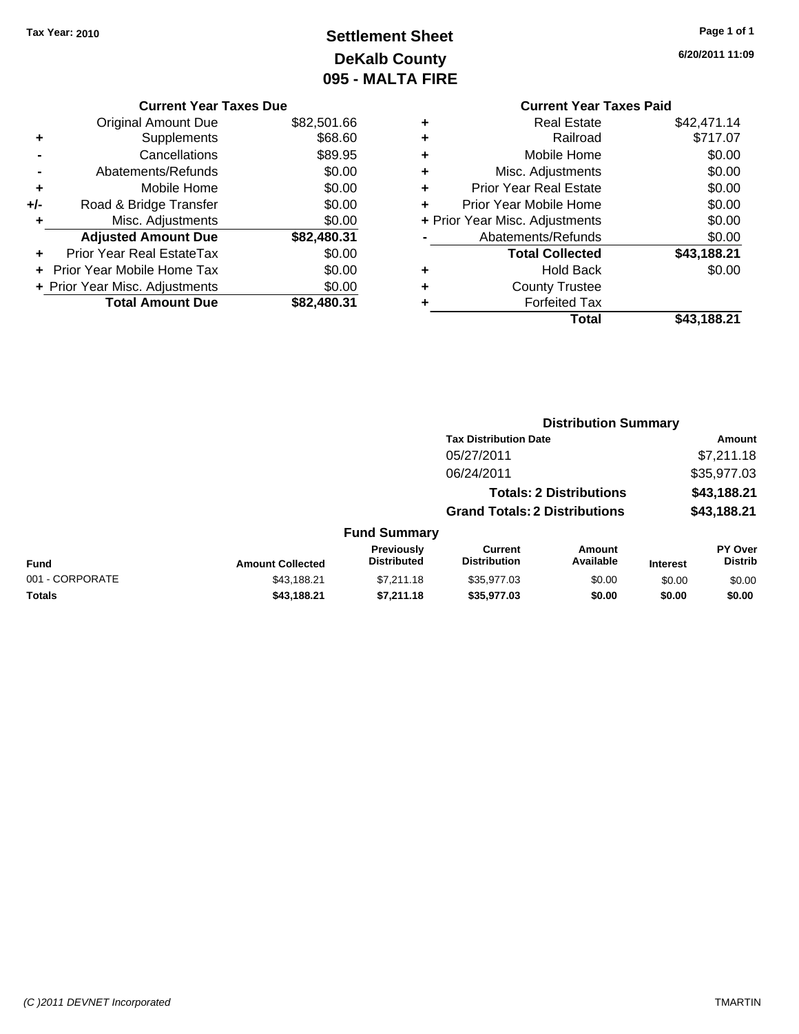Tax Year: 2010

# Settlement Sheet
## DeKalb County
## 095 - MALTA FIRE

6/20/2011 11:09

### Current Year Taxes Due

| | | |
|---|---|---|
| | Original Amount Due | $82,501.66 |
| + | Supplements | $68.60 |
| - | Cancellations | $89.95 |
| - | Abatements/Refunds | $0.00 |
| + | Mobile Home | $0.00 |
| +/- | Road & Bridge Transfer | $0.00 |
| + | Misc. Adjustments | $0.00 |
| | **Adjusted Amount Due** | **$82,480.31** |
| + | Prior Year Real EstateTax | $0.00 |
| + | Prior Year Mobile Home Tax | $0.00 |
| + | Prior Year Misc. Adjustments | $0.00 |
| | **Total Amount Due** | **$82,480.31** |

### Current Year Taxes Paid

| | | |
|---|---|---|
| + | Real Estate | $42,471.14 |
| + | Railroad | $717.07 |
| + | Mobile Home | $0.00 |
| + | Misc. Adjustments | $0.00 |
| + | Prior Year Real Estate | $0.00 |
| + | Prior Year Mobile Home | $0.00 |
| + | Prior Year Misc. Adjustments | $0.00 |
| - | Abatements/Refunds | $0.00 |
| | **Total Collected** | **$43,188.21** |
| + | Hold Back | $0.00 |
| + | County Trustee | |
| + | Forfeited Tax | |
| | **Total** | **$43,188.21** |

### Distribution Summary

| Tax Distribution Date | Amount |
|---|---|
| 05/27/2011 | $7,211.18 |
| 06/24/2011 | $35,977.03 |
| **Totals: 2 Distributions** | **$43,188.21** |
| **Grand Totals: 2 Distributions** | **$43,188.21** |

### Fund Summary

| Fund | Amount Collected | Previously Distributed | Current Distribution | Amount Available | Interest | PY Over Distrib |
|---|---|---|---|---|---|---|
| 001 - CORPORATE | $43,188.21 | $7,211.18 | $35,977.03 | $0.00 | $0.00 | $0.00 |
| **Totals** | **$43,188.21** | **$7,211.18** | **$35,977.03** | **$0.00** | **$0.00** | **$0.00** |

(C )2011 DEVNET Incorporated

TMARTIN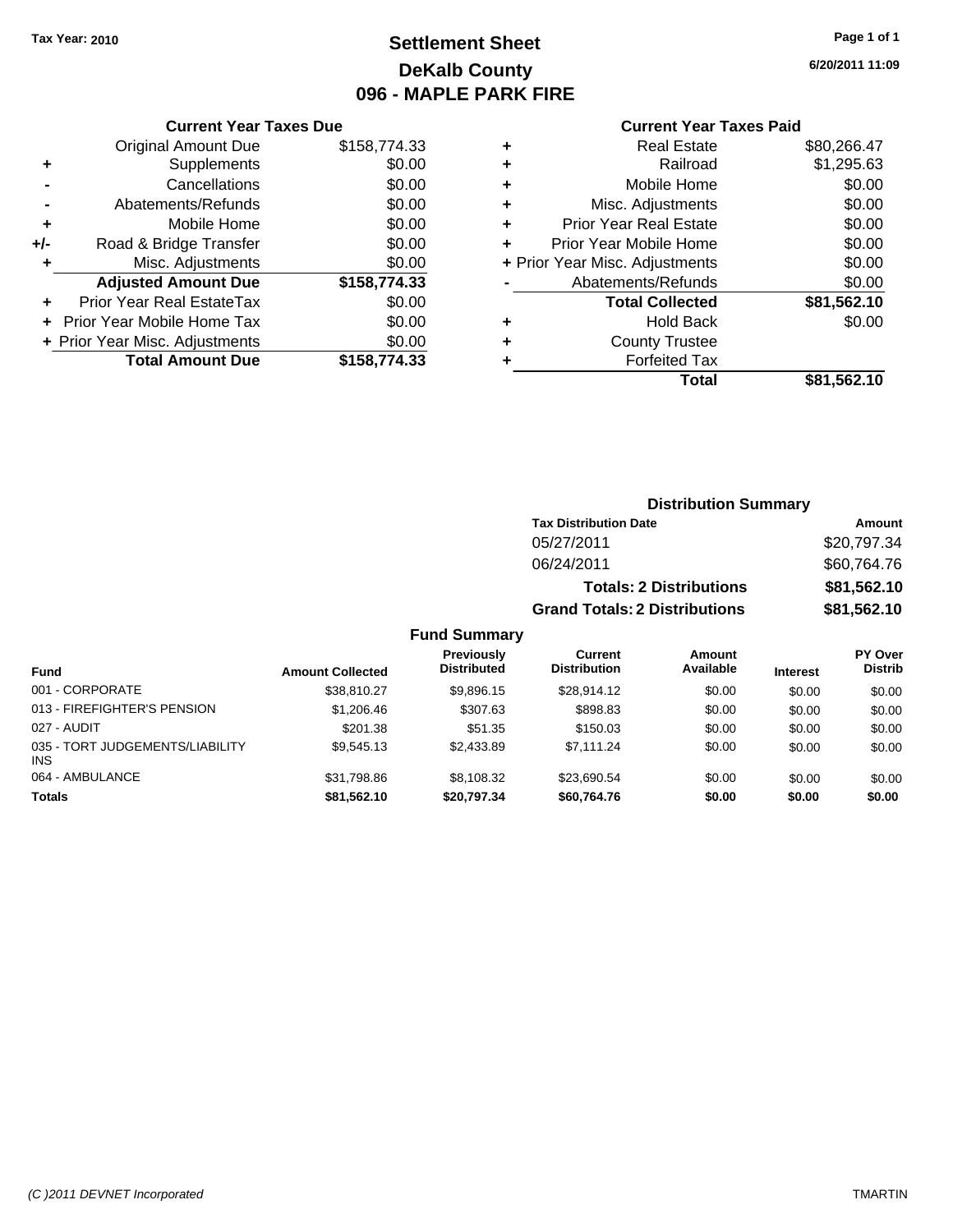Tax Year: 2010

# Settlement Sheet
## DeKalb County
## 096 - MAPLE PARK FIRE

6/20/2011 11:09

### Current Year Taxes Due

| | | |
|---|---|---|
| | Original Amount Due | $158,774.33 |
| + | Supplements | $0.00 |
| - | Cancellations | $0.00 |
| - | Abatements/Refunds | $0.00 |
| + | Mobile Home | $0.00 |
| +/- | Road & Bridge Transfer | $0.00 |
| + | Misc. Adjustments | $0.00 |
| | **Adjusted Amount Due** | **$158,774.33** |
| + | Prior Year Real EstateTax | $0.00 |
| + | Prior Year Mobile Home Tax | $0.00 |
| + | Prior Year Misc. Adjustments | $0.00 |
| | **Total Amount Due** | **$158,774.33** |

### Current Year Taxes Paid

| | | |
|---|---|---|
| + | Real Estate | $80,266.47 |
| + | Railroad | $1,295.63 |
| + | Mobile Home | $0.00 |
| + | Misc. Adjustments | $0.00 |
| + | Prior Year Real Estate | $0.00 |
| + | Prior Year Mobile Home | $0.00 |
| + | Prior Year Misc. Adjustments | $0.00 |
| - | Abatements/Refunds | $0.00 |
| | **Total Collected** | **$81,562.10** |
| + | Hold Back | $0.00 |
| + | County Trustee | |
| + | Forfeited Tax | |
| | **Total** | **$81,562.10** |

### Distribution Summary

| Tax Distribution Date | Amount |
|---|---|
| 05/27/2011 | $20,797.34 |
| 06/24/2011 | $60,764.76 |
| **Totals: 2 Distributions** | **$81,562.10** |
| **Grand Totals: 2 Distributions** | **$81,562.10** |

### Fund Summary

| Fund | Amount Collected | Previously Distributed | Current Distribution | Amount Available | Interest | PY Over Distrib |
|---|---|---|---|---|---|---|
| 001 - CORPORATE | $38,810.27 | $9,896.15 | $28,914.12 | $0.00 | $0.00 | $0.00 |
| 013 - FIREFIGHTER'S PENSION | $1,206.46 | $307.63 | $898.83 | $0.00 | $0.00 | $0.00 |
| 027 - AUDIT | $201.38 | $51.35 | $150.03 | $0.00 | $0.00 | $0.00 |
| 035 - TORT JUDGEMENTS/LIABILITY INS | $9,545.13 | $2,433.89 | $7,111.24 | $0.00 | $0.00 | $0.00 |
| 064 - AMBULANCE | $31,798.86 | $8,108.32 | $23,690.54 | $0.00 | $0.00 | $0.00 |
| **Totals** | **$81,562.10** | **$20,797.34** | **$60,764.76** | **$0.00** | **$0.00** | **$0.00** |

(C )2011 DEVNET Incorporated TMARTIN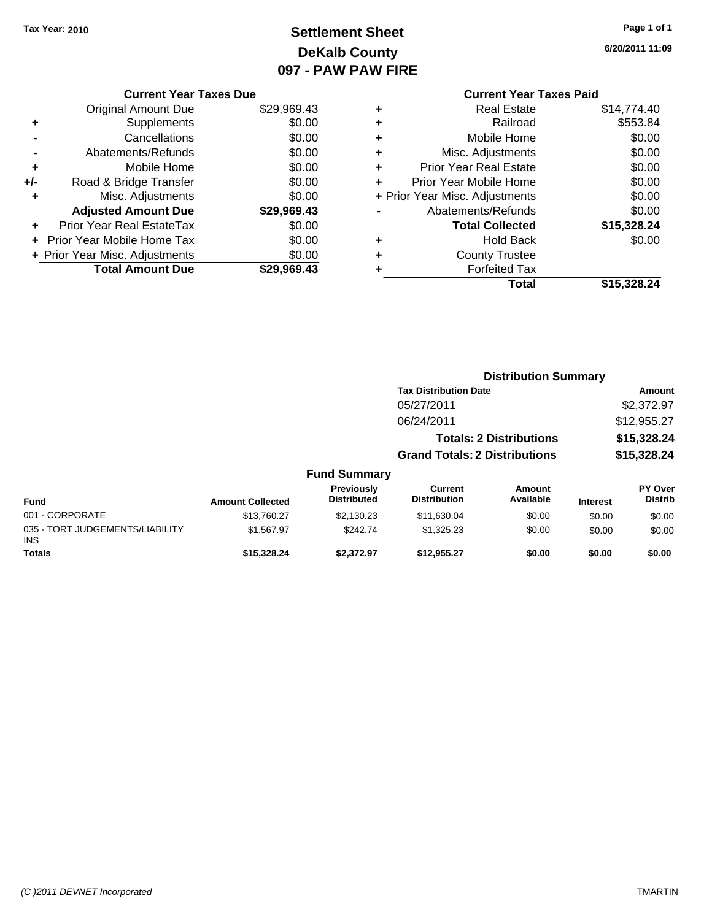Tax Year: 2010

# Settlement Sheet
## DeKalb County
## 097 - PAW PAW FIRE

6/20/2011 11:09

### Current Year Taxes Due

| | | |
|---|---|---|
| | Original Amount Due | $29,969.43 |
| + | Supplements | $0.00 |
| - | Cancellations | $0.00 |
| - | Abatements/Refunds | $0.00 |
| + | Mobile Home | $0.00 |
| +/- | Road & Bridge Transfer | $0.00 |
| + | Misc. Adjustments | $0.00 |
| | **Adjusted Amount Due** | **$29,969.43** |
| + | Prior Year Real EstateTax | $0.00 |
| + | Prior Year Mobile Home Tax | $0.00 |
| + | Prior Year Misc. Adjustments | $0.00 |
| | **Total Amount Due** | **$29,969.43** |

### Current Year Taxes Paid

| | | |
|---|---|---|
| + | Real Estate | $14,774.40 |
| + | Railroad | $553.84 |
| + | Mobile Home | $0.00 |
| + | Misc. Adjustments | $0.00 |
| + | Prior Year Real Estate | $0.00 |
| + | Prior Year Mobile Home | $0.00 |
| + | Prior Year Misc. Adjustments | $0.00 |
| - | Abatements/Refunds | $0.00 |
| | **Total Collected** | **$15,328.24** |
| + | Hold Back | $0.00 |
| + | County Trustee | |
| + | Forfeited Tax | |
| | **Total** | **$15,328.24** |

### Distribution Summary

| Tax Distribution Date | Amount |
|---|---|
| 05/27/2011 | $2,372.97 |
| 06/24/2011 | $12,955.27 |
| **Totals: 2 Distributions** | **$15,328.24** |
| **Grand Totals: 2 Distributions** | **$15,328.24** |

### Fund Summary

| Fund | Amount Collected | Previously Distributed | Current Distribution | Amount Available | Interest | PY Over Distrib |
|---|---|---|---|---|---|---|
| 001 - CORPORATE | $13,760.27 | $2,130.23 | $11,630.04 | $0.00 | $0.00 | $0.00 |
| 035 - TORT JUDGEMENTS/LIABILITY INS | $1,567.97 | $242.74 | $1,325.23 | $0.00 | $0.00 | $0.00 |
| **Totals** | **$15,328.24** | **$2,372.97** | **$12,955.27** | **$0.00** | **$0.00** | **$0.00** |

(C )2011 DEVNET Incorporated TMARTIN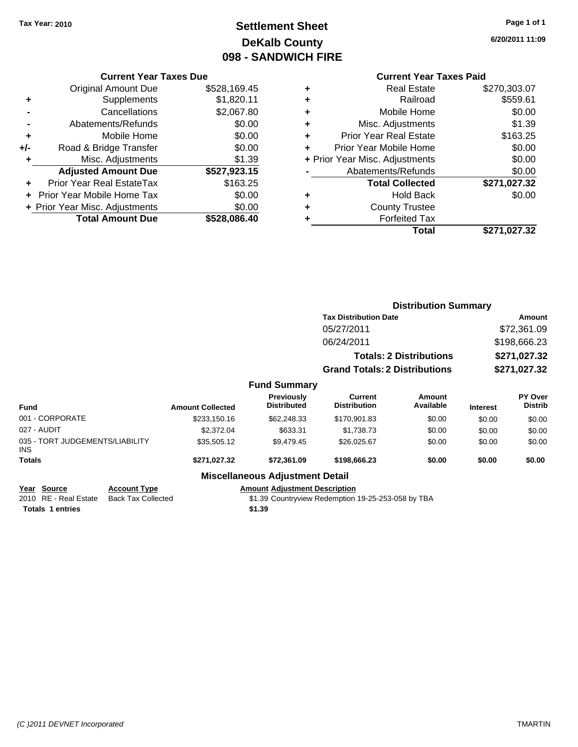Tax Year: 2010

# Settlement Sheet
## DeKalb County
## 098 - SANDWICH FIRE

6/20/2011 11:09

### Current Year Taxes Due

| | | |
|---|---|---|
| | Original Amount Due | $528,169.45 |
| + | Supplements | $1,820.11 |
| - | Cancellations | $2,067.80 |
| - | Abatements/Refunds | $0.00 |
| + | Mobile Home | $0.00 |
| +/- | Road & Bridge Transfer | $0.00 |
| + | Misc. Adjustments | $1.39 |
| | **Adjusted Amount Due** | **$527,923.15** |
| + | Prior Year Real EstateTax | $163.25 |
| + | Prior Year Mobile Home Tax | $0.00 |
| + | Prior Year Misc. Adjustments | $0.00 |
| | **Total Amount Due** | **$528,086.40** |

### Current Year Taxes Paid

| | | |
|---|---|---|
| + | Real Estate | $270,303.07 |
| + | Railroad | $559.61 |
| + | Mobile Home | $0.00 |
| + | Misc. Adjustments | $1.39 |
| + | Prior Year Real Estate | $163.25 |
| + | Prior Year Mobile Home | $0.00 |
| + | Prior Year Misc. Adjustments | $0.00 |
| - | Abatements/Refunds | $0.00 |
| | **Total Collected** | **$271,027.32** |
| + | Hold Back | $0.00 |
| + | County Trustee | |
| + | Forfeited Tax | |
| | **Total** | **$271,027.32** |

### Distribution Summary

| Tax Distribution Date | Amount |
|---|---|
| 05/27/2011 | $72,361.09 |
| 06/24/2011 | $198,666.23 |
| **Totals: 2 Distributions** | **$271,027.32** |
| **Grand Totals: 2 Distributions** | **$271,027.32** |

### Fund Summary

| Fund | Amount Collected | Previously Distributed | Current Distribution | Amount Available | Interest | PY Over Distrib |
|---|---|---|---|---|---|---|
| 001 - CORPORATE | $233,150.16 | $62,248.33 | $170,901.83 | $0.00 | $0.00 | $0.00 |
| 027 - AUDIT | $2,372.04 | $633.31 | $1,738.73 | $0.00 | $0.00 | $0.00 |
| 035 - TORT JUDGEMENTS/LIABILITY INS | $35,505.12 | $9,479.45 | $26,025.67 | $0.00 | $0.00 | $0.00 |
| **Totals** | **$271,027.32** | **$72,361.09** | **$198,666.23** | **$0.00** | **$0.00** | **$0.00** |

### Miscellaneous Adjustment Detail

| Year | Source | Account Type | Amount | Adjustment Description |
|---|---|---|---|---|
| 2010 | RE - Real Estate | Back Tax Collected | $1.39 | Countryview Redemption 19-25-253-058 by TBA |
| **Totals** | **1 entries** | | **$1.39** | |

(C )2011 DEVNET Incorporated

TMARTIN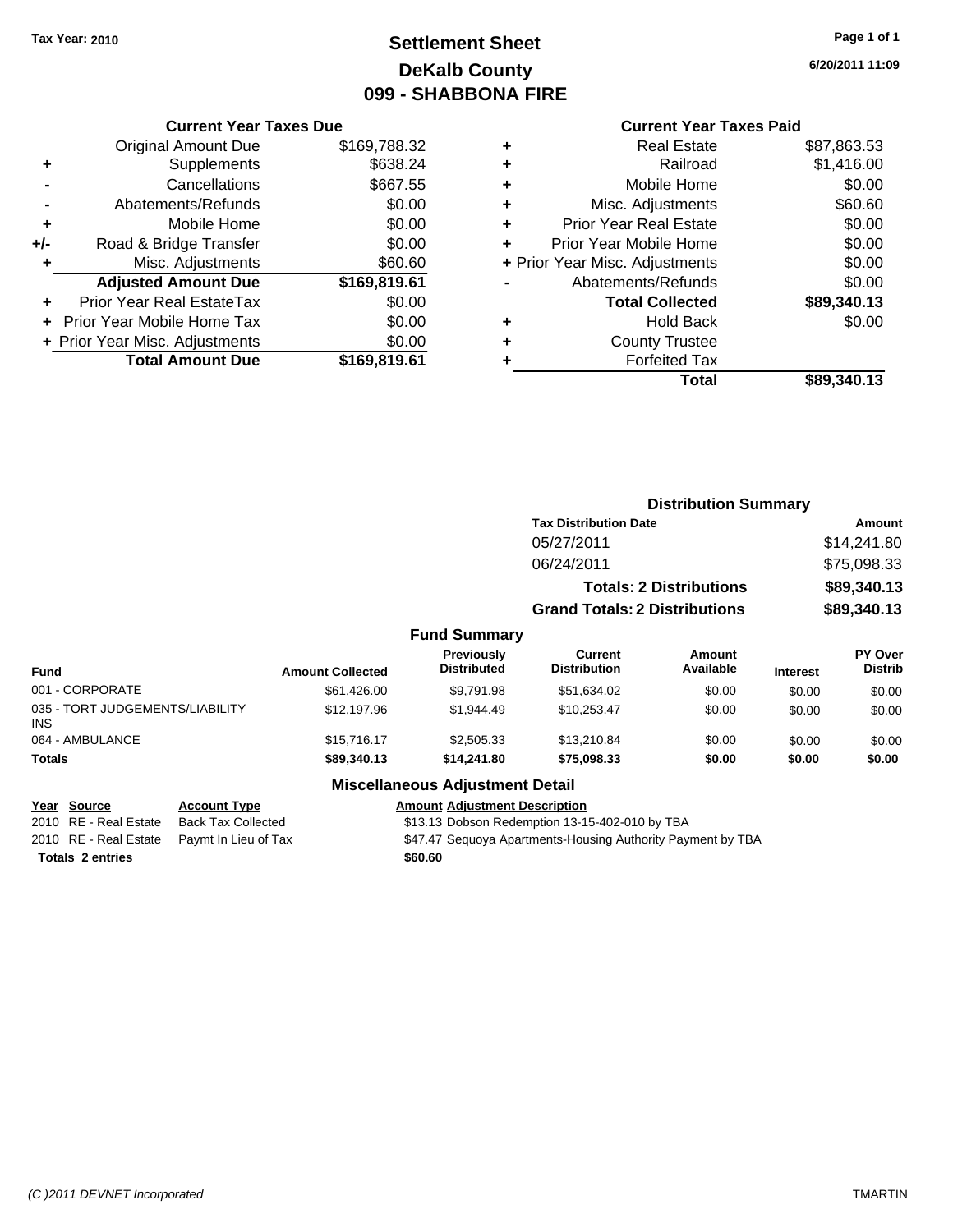Tax Year: 2010

# Settlement Sheet
## DeKalb County
## 099 - SHABBONA FIRE

6/20/2011 11:09

### Current Year Taxes Due

| | | |
|---|---|---|
| | Original Amount Due | $169,788.32 |
| + | Supplements | $638.24 |
| - | Cancellations | $667.55 |
| - | Abatements/Refunds | $0.00 |
| + | Mobile Home | $0.00 |
| +/- | Road & Bridge Transfer | $0.00 |
| + | Misc. Adjustments | $60.60 |
| | **Adjusted Amount Due** | **$169,819.61** |
| + | Prior Year Real EstateTax | $0.00 |
| + | Prior Year Mobile Home Tax | $0.00 |
| + | Prior Year Misc. Adjustments | $0.00 |
| | **Total Amount Due** | **$169,819.61** |

### Current Year Taxes Paid

| | | |
|---|---|---|
| + | Real Estate | $87,863.53 |
| + | Railroad | $1,416.00 |
| + | Mobile Home | $0.00 |
| + | Misc. Adjustments | $60.60 |
| + | Prior Year Real Estate | $0.00 |
| + | Prior Year Mobile Home | $0.00 |
| + | Prior Year Misc. Adjustments | $0.00 |
| - | Abatements/Refunds | $0.00 |
| | **Total Collected** | **$89,340.13** |
| + | Hold Back | $0.00 |
| + | County Trustee | |
| + | Forfeited Tax | |
| | **Total** | **$89,340.13** |

### Distribution Summary

| Tax Distribution Date | Amount |
|---|---|
| 05/27/2011 | $14,241.80 |
| 06/24/2011 | $75,098.33 |
| **Totals: 2 Distributions** | **$89,340.13** |
| **Grand Totals: 2 Distributions** | **$89,340.13** |

### Fund Summary

| Fund | Amount Collected | Previously Distributed | Current Distribution | Amount Available | Interest | PY Over Distrib |
|---|---|---|---|---|---|---|
| 001 - CORPORATE | $61,426.00 | $9,791.98 | $51,634.02 | $0.00 | $0.00 | $0.00 |
| 035 - TORT JUDGEMENTS/LIABILITY INS | $12,197.96 | $1,944.49 | $10,253.47 | $0.00 | $0.00 | $0.00 |
| 064 - AMBULANCE | $15,716.17 | $2,505.33 | $13,210.84 | $0.00 | $0.00 | $0.00 |
| **Totals** | **$89,340.13** | **$14,241.80** | **$75,098.33** | **$0.00** | **$0.00** | **$0.00** |

### Miscellaneous Adjustment Detail

| Year | Source | Account Type | Amount | Adjustment Description |
|---|---|---|---|---|
| 2010 | RE - Real Estate | Back Tax Collected | $13.13 | Dobson Redemption 13-15-402-010 by TBA |
| 2010 | RE - Real Estate | Paymt In Lieu of Tax | $47.47 | Sequoya Apartments-Housing Authority Payment by TBA |
| **Totals 2 entries** | | | **$60.60** | |

(C )2011 DEVNET Incorporated TMARTIN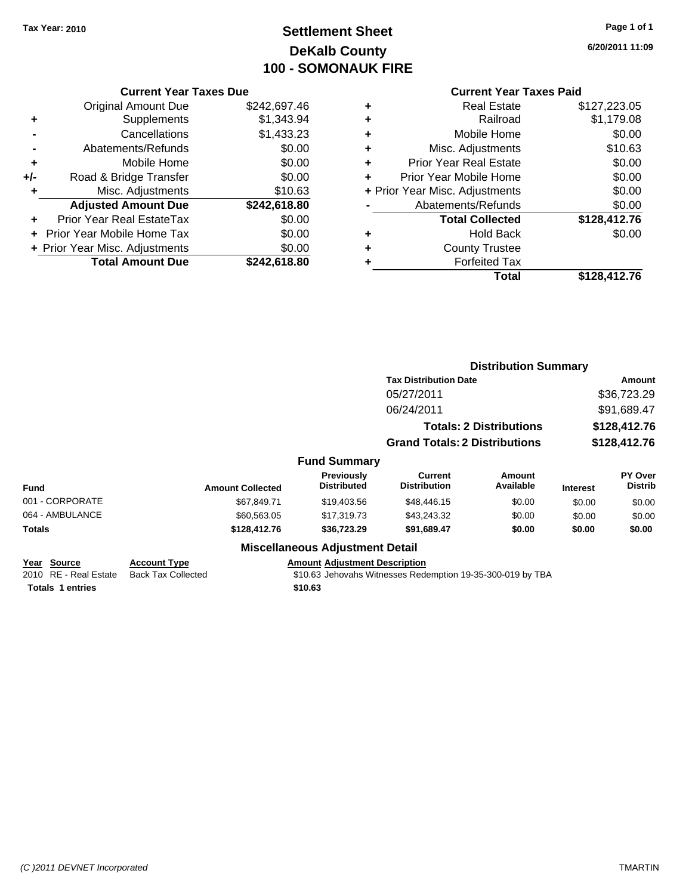**Tax Year: 2010**

# Settlement Sheet
## DeKalb County
## 100 - SOMONAUK FIRE

6/20/2011 11:09

### Current Year Taxes Due

| | | |
|---|---|---|
| | Original Amount Due | $242,697.46 |
| + | Supplements | $1,343.94 |
| - | Cancellations | $1,433.23 |
| - | Abatements/Refunds | $0.00 |
| + | Mobile Home | $0.00 |
| +/- | Road & Bridge Transfer | $0.00 |
| + | Misc. Adjustments | $10.63 |
| | **Adjusted Amount Due** | **$242,618.80** |
| + | Prior Year Real EstateTax | $0.00 |
| + | Prior Year Mobile Home Tax | $0.00 |
| + | Prior Year Misc. Adjustments | $0.00 |
| | **Total Amount Due** | **$242,618.80** |

### Current Year Taxes Paid

| | | |
|---|---|---|
| + | Real Estate | $127,223.05 |
| + | Railroad | $1,179.08 |
| + | Mobile Home | $0.00 |
| + | Misc. Adjustments | $10.63 |
| + | Prior Year Real Estate | $0.00 |
| + | Prior Year Mobile Home | $0.00 |
| + | Prior Year Misc. Adjustments | $0.00 |
| - | Abatements/Refunds | $0.00 |
| | **Total Collected** | **$128,412.76** |
| + | Hold Back | $0.00 |
| + | County Trustee | |
| + | Forfeited Tax | |
| | **Total** | **$128,412.76** |

### Distribution Summary

| Tax Distribution Date | Amount |
|---|---|
| 05/27/2011 | $36,723.29 |
| 06/24/2011 | $91,689.47 |
| **Totals: 2 Distributions** | **$128,412.76** |
| **Grand Totals: 2 Distributions** | **$128,412.76** |

### Fund Summary

| Fund | Amount Collected | Previously Distributed | Current Distribution | Amount Available | Interest | PY Over Distrib |
|---|---|---|---|---|---|---|
| 001 - CORPORATE | $67,849.71 | $19,403.56 | $48,446.15 | $0.00 | $0.00 | $0.00 |
| 064 - AMBULANCE | $60,563.05 | $17,319.73 | $43,243.32 | $0.00 | $0.00 | $0.00 |
| **Totals** | **$128,412.76** | **$36,723.29** | **$91,689.47** | **$0.00** | **$0.00** | **$0.00** |

### Miscellaneous Adjustment Detail

| Year | Source | Account Type | Amount | Adjustment Description |
|---|---|---|---|---|
| 2010 | RE - Real Estate | Back Tax Collected | $10.63 | Jehovahs Witnesses Redemption 19-35-300-019 by TBA |
| **Totals 1 entries** | | | **$10.63** | |

(C )2011 DEVNET Incorporated TMARTIN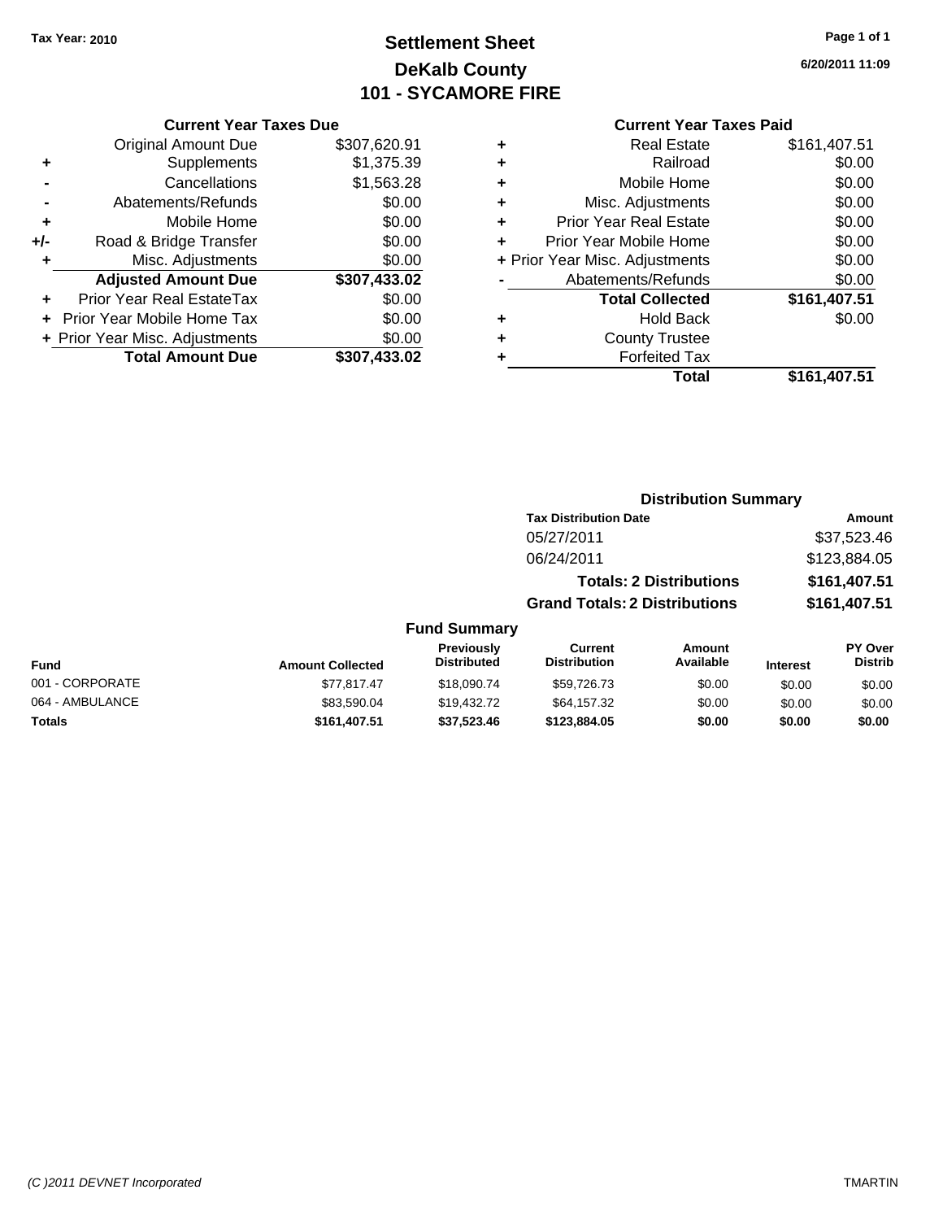Tax Year: 2010

# Settlement Sheet
## DeKalb County
## 101 - SYCAMORE FIRE

6/20/2011 11:09

### Current Year Taxes Due

| | | |
|---|---|---|
| | Original Amount Due | $307,620.91 |
| + | Supplements | $1,375.39 |
| - | Cancellations | $1,563.28 |
| - | Abatements/Refunds | $0.00 |
| + | Mobile Home | $0.00 |
| +/- | Road & Bridge Transfer | $0.00 |
| + | Misc. Adjustments | $0.00 |
| | **Adjusted Amount Due** | **$307,433.02** |
| + | Prior Year Real EstateTax | $0.00 |
| + | Prior Year Mobile Home Tax | $0.00 |
| + | Prior Year Misc. Adjustments | $0.00 |
| | **Total Amount Due** | **$307,433.02** |

### Current Year Taxes Paid

| | | |
|---|---|---|
| + | Real Estate | $161,407.51 |
| + | Railroad | $0.00 |
| + | Mobile Home | $0.00 |
| + | Misc. Adjustments | $0.00 |
| + | Prior Year Real Estate | $0.00 |
| + | Prior Year Mobile Home | $0.00 |
| + | Prior Year Misc. Adjustments | $0.00 |
| - | Abatements/Refunds | $0.00 |
| | **Total Collected** | **$161,407.51** |
| + | Hold Back | $0.00 |
| + | County Trustee | |
| + | Forfeited Tax | |
| | **Total** | **$161,407.51** |

### Distribution Summary

| Tax Distribution Date | Amount |
|---|---|
| 05/27/2011 | $37,523.46 |
| 06/24/2011 | $123,884.05 |
| **Totals: 2 Distributions** | **$161,407.51** |
| **Grand Totals: 2 Distributions** | **$161,407.51** |

### Fund Summary

| Fund | Amount Collected | Previously Distributed | Current Distribution | Amount Available | Interest | PY Over Distrib |
|---|---|---|---|---|---|---|
| 001 - CORPORATE | $77,817.47 | $18,090.74 | $59,726.73 | $0.00 | $0.00 | $0.00 |
| 064 - AMBULANCE | $83,590.04 | $19,432.72 | $64,157.32 | $0.00 | $0.00 | $0.00 |
| **Totals** | **$161,407.51** | **$37,523.46** | **$123,884.05** | **$0.00** | **$0.00** | **$0.00** |

(C )2011 DEVNET Incorporated TMARTIN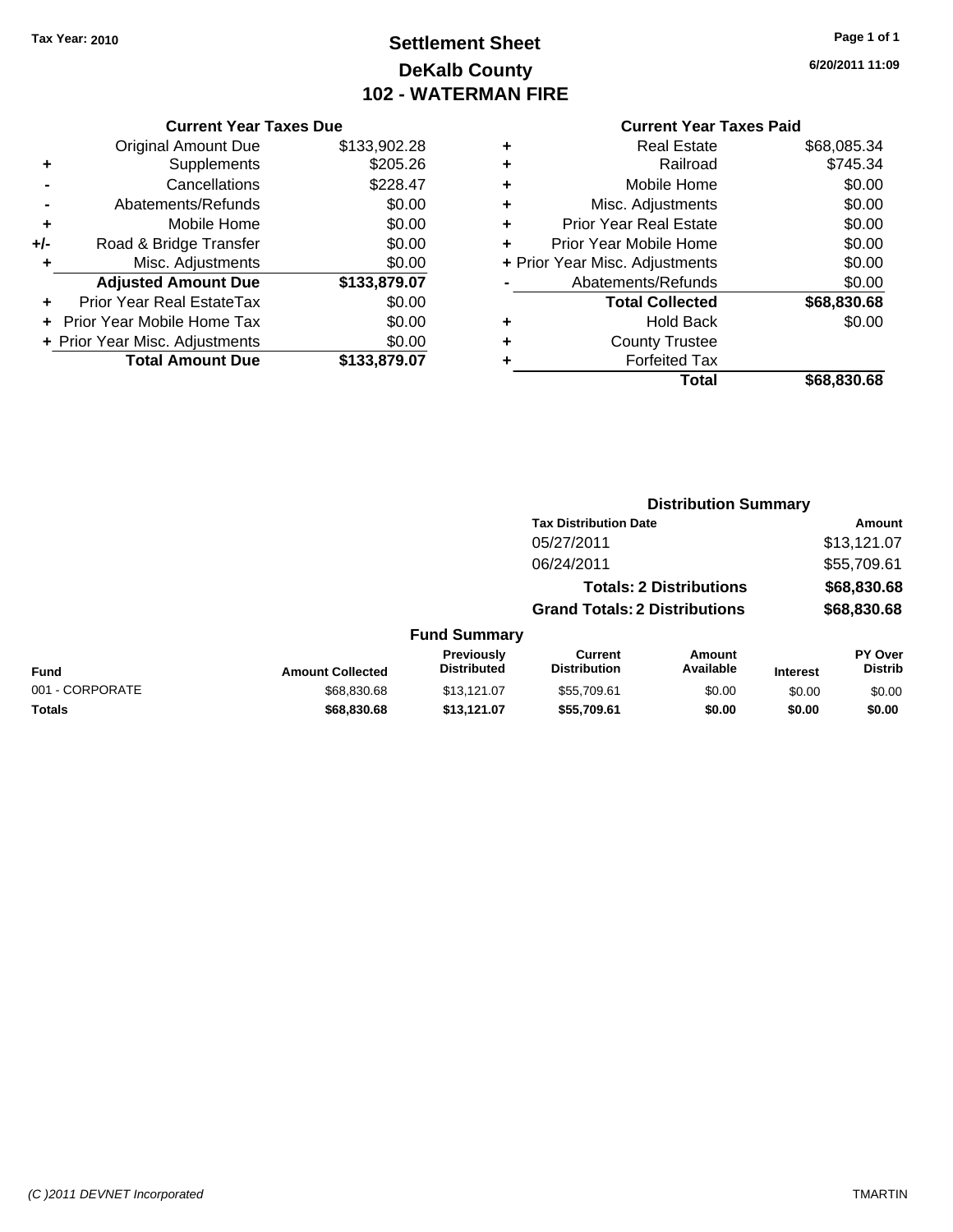Tax Year: 2010

# Settlement Sheet
## DeKalb County
## 102 - WATERMAN FIRE

6/20/2011 11:09

### Current Year Taxes Due

| | | |
|---|---|---|
| | Original Amount Due | $133,902.28 |
| + | Supplements | $205.26 |
| - | Cancellations | $228.47 |
| - | Abatements/Refunds | $0.00 |
| + | Mobile Home | $0.00 |
| +/- | Road & Bridge Transfer | $0.00 |
| + | Misc. Adjustments | $0.00 |
| | **Adjusted Amount Due** | **$133,879.07** |
| + | Prior Year Real EstateTax | $0.00 |
| + | Prior Year Mobile Home Tax | $0.00 |
| + | Prior Year Misc. Adjustments | $0.00 |
| | **Total Amount Due** | **$133,879.07** |

### Current Year Taxes Paid

| | | |
|---|---|---|
| + | Real Estate | $68,085.34 |
| + | Railroad | $745.34 |
| + | Mobile Home | $0.00 |
| + | Misc. Adjustments | $0.00 |
| + | Prior Year Real Estate | $0.00 |
| + | Prior Year Mobile Home | $0.00 |
| + | Prior Year Misc. Adjustments | $0.00 |
| - | Abatements/Refunds | $0.00 |
| | **Total Collected** | **$68,830.68** |
| + | Hold Back | $0.00 |
| + | County Trustee | |
| + | Forfeited Tax | |
| | **Total** | **$68,830.68** |

### Distribution Summary

| Tax Distribution Date | Amount |
|---|---|
| 05/27/2011 | $13,121.07 |
| 06/24/2011 | $55,709.61 |
| **Totals: 2 Distributions** | **$68,830.68** |
| **Grand Totals: 2 Distributions** | **$68,830.68** |

### Fund Summary

| Fund | Amount Collected | Previously Distributed | Current Distribution | Amount Available | Interest | PY Over Distrib |
|---|---|---|---|---|---|---|
| 001 - CORPORATE | $68,830.68 | $13,121.07 | $55,709.61 | $0.00 | $0.00 | $0.00 |
| **Totals** | **$68,830.68** | **$13,121.07** | **$55,709.61** | **$0.00** | **$0.00** | **$0.00** |

(C )2011 DEVNET Incorporated TMARTIN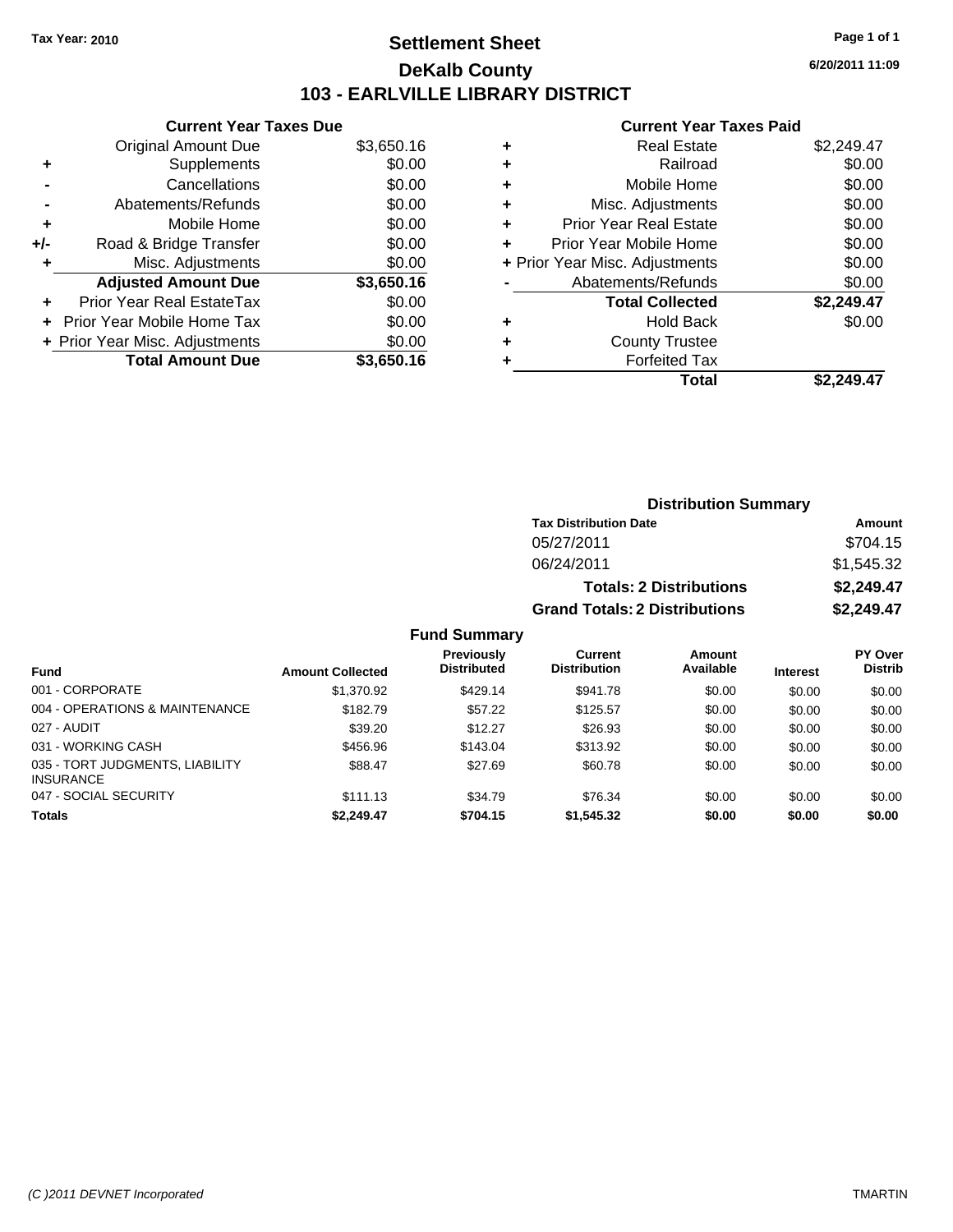Tax Year: 2010

# Settlement Sheet

## DeKalb County

## 103 - EARLVILLE LIBRARY DISTRICT

6/20/2011 11:09

### Current Year Taxes Due

| | | |
|---|---|---|
| | Original Amount Due | $3,650.16 |
| + | Supplements | $0.00 |
| - | Cancellations | $0.00 |
| - | Abatements/Refunds | $0.00 |
| + | Mobile Home | $0.00 |
| +/- | Road & Bridge Transfer | $0.00 |
| + | Misc. Adjustments | $0.00 |
| | **Adjusted Amount Due** | **$3,650.16** |
| + | Prior Year Real EstateTax | $0.00 |
| + | Prior Year Mobile Home Tax | $0.00 |
| + | Prior Year Misc. Adjustments | $0.00 |
| | **Total Amount Due** | **$3,650.16** |

### Current Year Taxes Paid

| | | |
|---|---|---|
| + | Real Estate | $2,249.47 |
| + | Railroad | $0.00 |
| + | Mobile Home | $0.00 |
| + | Misc. Adjustments | $0.00 |
| + | Prior Year Real Estate | $0.00 |
| + | Prior Year Mobile Home | $0.00 |
| + | Prior Year Misc. Adjustments | $0.00 |
| - | Abatements/Refunds | $0.00 |
| | **Total Collected** | **$2,249.47** |
| + | Hold Back | $0.00 |
| + | County Trustee | |
| + | Forfeited Tax | |
| | **Total** | **$2,249.47** |

### Distribution Summary

| Tax Distribution Date | Amount |
|---|---|
| 05/27/2011 | $704.15 |
| 06/24/2011 | $1,545.32 |
| **Totals: 2 Distributions** | **$2,249.47** |
| **Grand Totals: 2 Distributions** | **$2,249.47** |

### Fund Summary

| Fund | Amount Collected | Previously Distributed | Current Distribution | Amount Available | Interest | PY Over Distrib |
|---|---|---|---|---|---|---|
| 001 - CORPORATE | $1,370.92 | $429.14 | $941.78 | $0.00 | $0.00 | $0.00 |
| 004 - OPERATIONS & MAINTENANCE | $182.79 | $57.22 | $125.57 | $0.00 | $0.00 | $0.00 |
| 027 - AUDIT | $39.20 | $12.27 | $26.93 | $0.00 | $0.00 | $0.00 |
| 031 - WORKING CASH | $456.96 | $143.04 | $313.92 | $0.00 | $0.00 | $0.00 |
| 035 - TORT JUDGMENTS, LIABILITY INSURANCE | $88.47 | $27.69 | $60.78 | $0.00 | $0.00 | $0.00 |
| 047 - SOCIAL SECURITY | $111.13 | $34.79 | $76.34 | $0.00 | $0.00 | $0.00 |
| **Totals** | **$2,249.47** | **$704.15** | **$1,545.32** | **$0.00** | **$0.00** | **$0.00** |

(C )2011 DEVNET Incorporated TMARTIN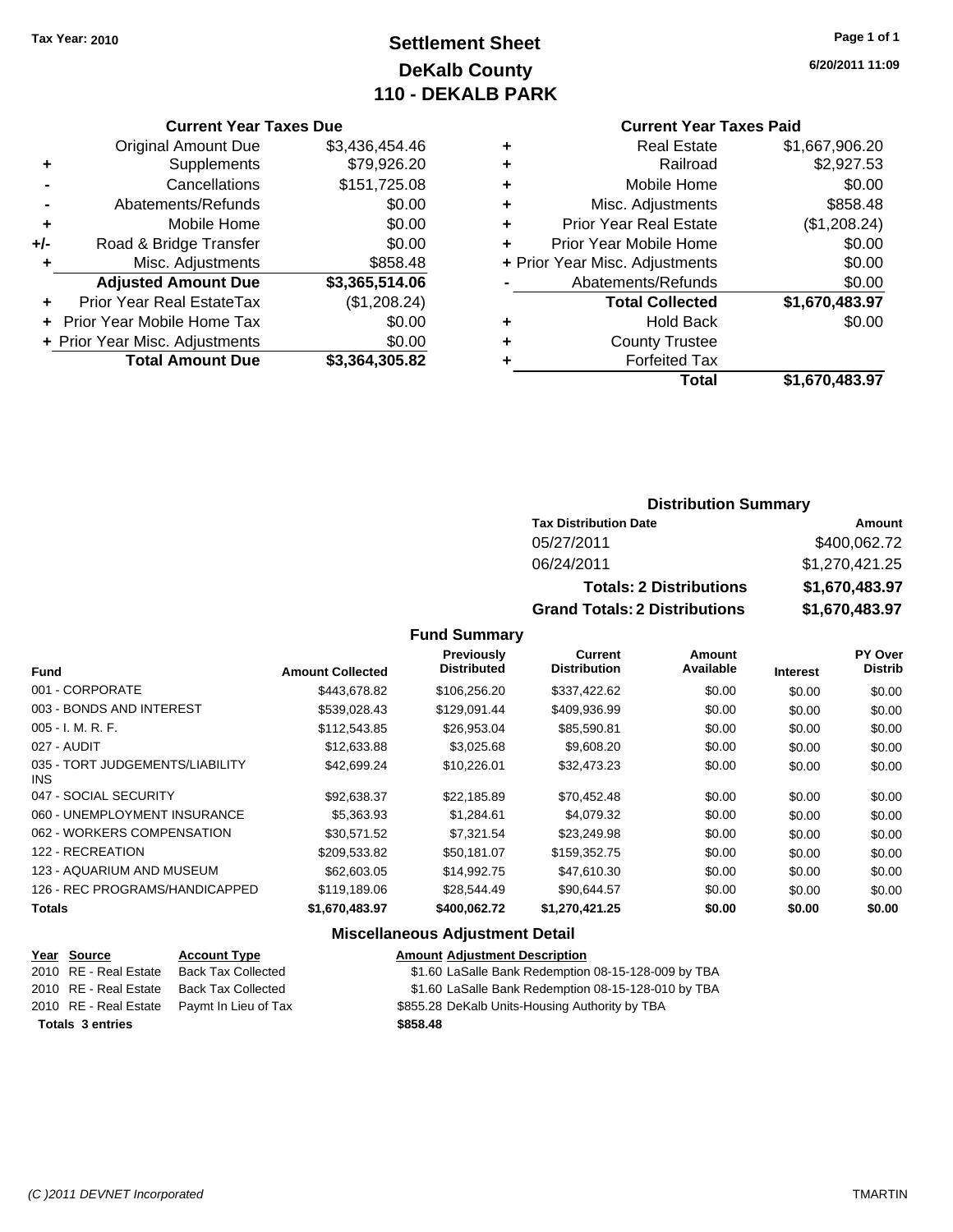Tax Year: 2010

# Settlement Sheet
## DeKalb County
## 110 - DEKALB PARK

6/20/2011 11:09

### Current Year Taxes Due

| | | |
|---|---|---|
| | Original Amount Due | $3,436,454.46 |
| + | Supplements | $79,926.20 |
| - | Cancellations | $151,725.08 |
| - | Abatements/Refunds | $0.00 |
| + | Mobile Home | $0.00 |
| +/- | Road & Bridge Transfer | $0.00 |
| + | Misc. Adjustments | $858.48 |
| | **Adjusted Amount Due** | **$3,365,514.06** |
| + | Prior Year Real EstateTax | ($1,208.24) |
| + | Prior Year Mobile Home Tax | $0.00 |
| + | Prior Year Misc. Adjustments | $0.00 |
| | **Total Amount Due** | **$3,364,305.82** |

### Current Year Taxes Paid

| | | |
|---|---|---|
| + | Real Estate | $1,667,906.20 |
| + | Railroad | $2,927.53 |
| + | Mobile Home | $0.00 |
| + | Misc. Adjustments | $858.48 |
| + | Prior Year Real Estate | ($1,208.24) |
| + | Prior Year Mobile Home | $0.00 |
| + | Prior Year Misc. Adjustments | $0.00 |
| - | Abatements/Refunds | $0.00 |
| | **Total Collected** | **$1,670,483.97** |
| + | Hold Back | $0.00 |
| + | County Trustee | |
| + | Forfeited Tax | |
| | **Total** | **$1,670,483.97** |

### Distribution Summary

| Tax Distribution Date | Amount |
|---|---|
| 05/27/2011 | $400,062.72 |
| 06/24/2011 | $1,270,421.25 |
| **Totals: 2 Distributions** | **$1,670,483.97** |
| **Grand Totals: 2 Distributions** | **$1,670,483.97** |

### Fund Summary

| Fund | Amount Collected | Previously Distributed | Current Distribution | Amount Available | Interest | PY Over Distrib |
|---|---|---|---|---|---|---|
| 001 - CORPORATE | $443,678.82 | $106,256.20 | $337,422.62 | $0.00 | $0.00 | $0.00 |
| 003 - BONDS AND INTEREST | $539,028.43 | $129,091.44 | $409,936.99 | $0.00 | $0.00 | $0.00 |
| 005 - I. M. R. F. | $112,543.85 | $26,953.04 | $85,590.81 | $0.00 | $0.00 | $0.00 |
| 027 - AUDIT | $12,633.88 | $3,025.68 | $9,608.20 | $0.00 | $0.00 | $0.00 |
| 035 - TORT JUDGEMENTS/LIABILITY INS | $42,699.24 | $10,226.01 | $32,473.23 | $0.00 | $0.00 | $0.00 |
| 047 - SOCIAL SECURITY | $92,638.37 | $22,185.89 | $70,452.48 | $0.00 | $0.00 | $0.00 |
| 060 - UNEMPLOYMENT INSURANCE | $5,363.93 | $1,284.61 | $4,079.32 | $0.00 | $0.00 | $0.00 |
| 062 - WORKERS COMPENSATION | $30,571.52 | $7,321.54 | $23,249.98 | $0.00 | $0.00 | $0.00 |
| 122 - RECREATION | $209,533.82 | $50,181.07 | $159,352.75 | $0.00 | $0.00 | $0.00 |
| 123 - AQUARIUM AND MUSEUM | $62,603.05 | $14,992.75 | $47,610.30 | $0.00 | $0.00 | $0.00 |
| 126 - REC PROGRAMS/HANDICAPPED | $119,189.06 | $28,544.49 | $90,644.57 | $0.00 | $0.00 | $0.00 |
| **Totals** | **$1,670,483.97** | **$400,062.72** | **$1,270,421.25** | **$0.00** | **$0.00** | **$0.00** |

### Miscellaneous Adjustment Detail

| Year | Source | Account Type | Amount | Adjustment Description |
|---|---|---|---|---|
| 2010 | RE - Real Estate | Back Tax Collected | $1.60 | LaSalle Bank Redemption 08-15-128-009 by TBA |
| 2010 | RE - Real Estate | Back Tax Collected | $1.60 | LaSalle Bank Redemption 08-15-128-010 by TBA |
| 2010 | RE - Real Estate | Paymt In Lieu of Tax | $855.28 | DeKalb Units-Housing Authority by TBA |
| **Totals 3 entries** | | | **$858.48** | |

(C )2011 DEVNET Incorporated TMARTIN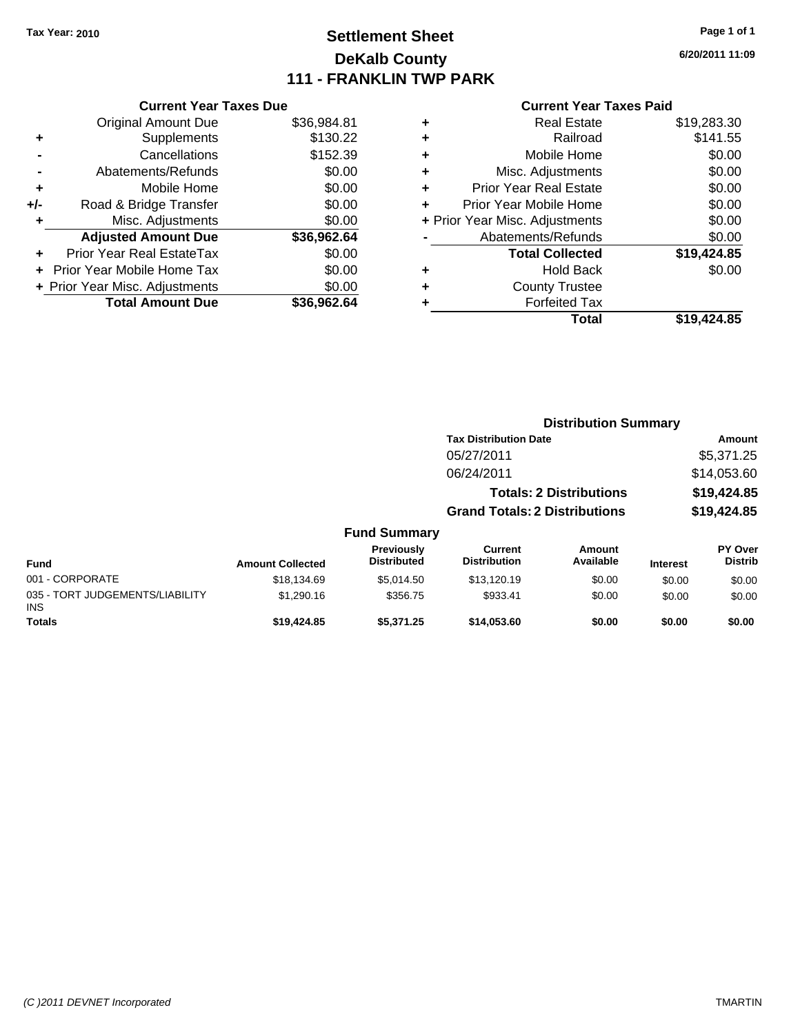Tax Year: 2010

# Settlement Sheet
## DeKalb County
## 111 - FRANKLIN TWP PARK

6/20/2011 11:09

### Current Year Taxes Due

| | | |
|---|---|---|
| | Original Amount Due | $36,984.81 |
| + | Supplements | $130.22 |
| - | Cancellations | $152.39 |
| - | Abatements/Refunds | $0.00 |
| + | Mobile Home | $0.00 |
| +/- | Road & Bridge Transfer | $0.00 |
| + | Misc. Adjustments | $0.00 |
| | **Adjusted Amount Due** | **$36,962.64** |
| + | Prior Year Real EstateTax | $0.00 |
| + | Prior Year Mobile Home Tax | $0.00 |
| + | Prior Year Misc. Adjustments | $0.00 |
| | **Total Amount Due** | **$36,962.64** |

### Current Year Taxes Paid

| | | |
|---|---|---|
| + | Real Estate | $19,283.30 |
| + | Railroad | $141.55 |
| + | Mobile Home | $0.00 |
| + | Misc. Adjustments | $0.00 |
| + | Prior Year Real Estate | $0.00 |
| + | Prior Year Mobile Home | $0.00 |
| + | Prior Year Misc. Adjustments | $0.00 |
| - | Abatements/Refunds | $0.00 |
| | **Total Collected** | **$19,424.85** |
| + | Hold Back | $0.00 |
| + | County Trustee | |
| + | Forfeited Tax | |
| | **Total** | **$19,424.85** |

### Distribution Summary

| Tax Distribution Date | Amount |
|---|---|
| 05/27/2011 | $5,371.25 |
| 06/24/2011 | $14,053.60 |
| **Totals: 2 Distributions** | **$19,424.85** |
| **Grand Totals: 2 Distributions** | **$19,424.85** |

### Fund Summary

| Fund | Amount Collected | Previously Distributed | Current Distribution | Amount Available | Interest | PY Over Distrib |
|---|---|---|---|---|---|---|
| 001 - CORPORATE | $18,134.69 | $5,014.50 | $13,120.19 | $0.00 | $0.00 | $0.00 |
| 035 - TORT JUDGEMENTS/LIABILITY INS | $1,290.16 | $356.75 | $933.41 | $0.00 | $0.00 | $0.00 |
| **Totals** | **$19,424.85** | **$5,371.25** | **$14,053.60** | **$0.00** | **$0.00** | **$0.00** |

(C )2011 DEVNET Incorporated — TMARTIN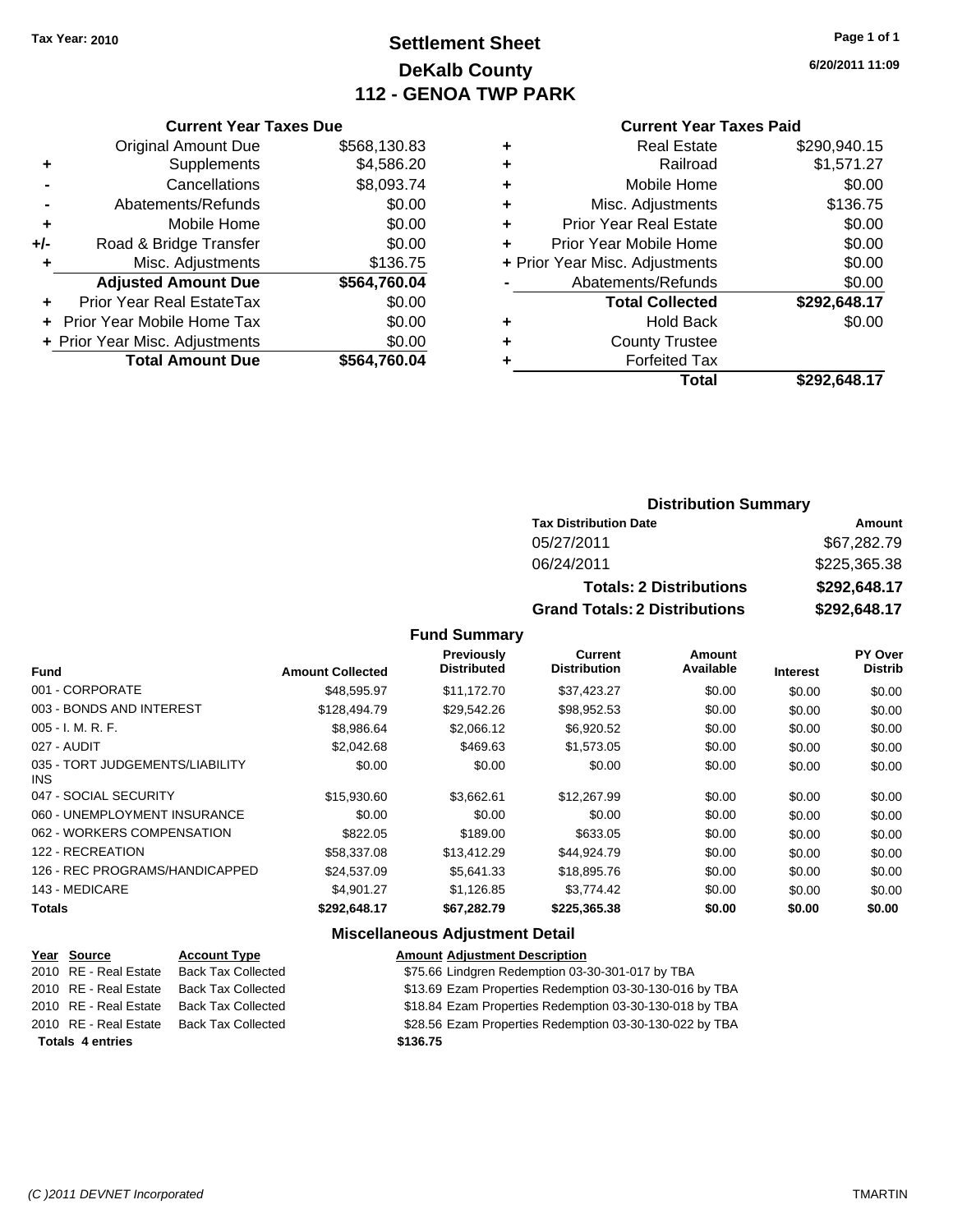Tax Year: 2010

# Settlement Sheet
## DeKalb County
## 112 - GENOA TWP PARK

6/20/2011 11:09

### Current Year Taxes Due

| | | |
|---|---|---|
| | Original Amount Due | $568,130.83 |
| + | Supplements | $4,586.20 |
| - | Cancellations | $8,093.74 |
| - | Abatements/Refunds | $0.00 |
| + | Mobile Home | $0.00 |
| +/- | Road & Bridge Transfer | $0.00 |
| + | Misc. Adjustments | $136.75 |
| | **Adjusted Amount Due** | **$564,760.04** |
| + | Prior Year Real EstateTax | $0.00 |
| + | Prior Year Mobile Home Tax | $0.00 |
| + | Prior Year Misc. Adjustments | $0.00 |
| | **Total Amount Due** | **$564,760.04** |

### Current Year Taxes Paid

| | | |
|---|---|---|
| + | Real Estate | $290,940.15 |
| + | Railroad | $1,571.27 |
| + | Mobile Home | $0.00 |
| + | Misc. Adjustments | $136.75 |
| + | Prior Year Real Estate | $0.00 |
| + | Prior Year Mobile Home | $0.00 |
| + | Prior Year Misc. Adjustments | $0.00 |
| - | Abatements/Refunds | $0.00 |
| | **Total Collected** | **$292,648.17** |
| + | Hold Back | $0.00 |
| + | County Trustee | |
| + | Forfeited Tax | |
| | **Total** | **$292,648.17** |

### Distribution Summary

| Tax Distribution Date | Amount |
|---|---|
| 05/27/2011 | $67,282.79 |
| 06/24/2011 | $225,365.38 |
| **Totals: 2 Distributions** | **$292,648.17** |
| **Grand Totals: 2 Distributions** | **$292,648.17** |

### Fund Summary

| Fund | Amount Collected | Previously Distributed | Current Distribution | Amount Available | Interest | PY Over Distrib |
|---|---|---|---|---|---|---|
| 001 - CORPORATE | $48,595.97 | $11,172.70 | $37,423.27 | $0.00 | $0.00 | $0.00 |
| 003 - BONDS AND INTEREST | $128,494.79 | $29,542.26 | $98,952.53 | $0.00 | $0.00 | $0.00 |
| 005 - I. M. R. F. | $8,986.64 | $2,066.12 | $6,920.52 | $0.00 | $0.00 | $0.00 |
| 027 - AUDIT | $2,042.68 | $469.63 | $1,573.05 | $0.00 | $0.00 | $0.00 |
| 035 - TORT JUDGEMENTS/LIABILITY INS | $0.00 | $0.00 | $0.00 | $0.00 | $0.00 | $0.00 |
| 047 - SOCIAL SECURITY | $15,930.60 | $3,662.61 | $12,267.99 | $0.00 | $0.00 | $0.00 |
| 060 - UNEMPLOYMENT INSURANCE | $0.00 | $0.00 | $0.00 | $0.00 | $0.00 | $0.00 |
| 062 - WORKERS COMPENSATION | $822.05 | $189.00 | $633.05 | $0.00 | $0.00 | $0.00 |
| 122 - RECREATION | $58,337.08 | $13,412.29 | $44,924.79 | $0.00 | $0.00 | $0.00 |
| 126 - REC PROGRAMS/HANDICAPPED | $24,537.09 | $5,641.33 | $18,895.76 | $0.00 | $0.00 | $0.00 |
| 143 - MEDICARE | $4,901.27 | $1,126.85 | $3,774.42 | $0.00 | $0.00 | $0.00 |
| **Totals** | **$292,648.17** | **$67,282.79** | **$225,365.38** | **$0.00** | **$0.00** | **$0.00** |

### Miscellaneous Adjustment Detail

| Year | Source | Account Type | Amount | Adjustment Description |
|---|---|---|---|---|
| 2010 | RE - Real Estate | Back Tax Collected | $75.66 | Lindgren Redemption 03-30-301-017 by TBA |
| 2010 | RE - Real Estate | Back Tax Collected | $13.69 | Ezam Properties Redemption 03-30-130-016 by TBA |
| 2010 | RE - Real Estate | Back Tax Collected | $18.84 | Ezam Properties Redemption 03-30-130-018 by TBA |
| 2010 | RE - Real Estate | Back Tax Collected | $28.56 | Ezam Properties Redemption 03-30-130-022 by TBA |
| **Totals 4 entries** | | | **$136.75** | |

(C )2011 DEVNET Incorporated TMARTIN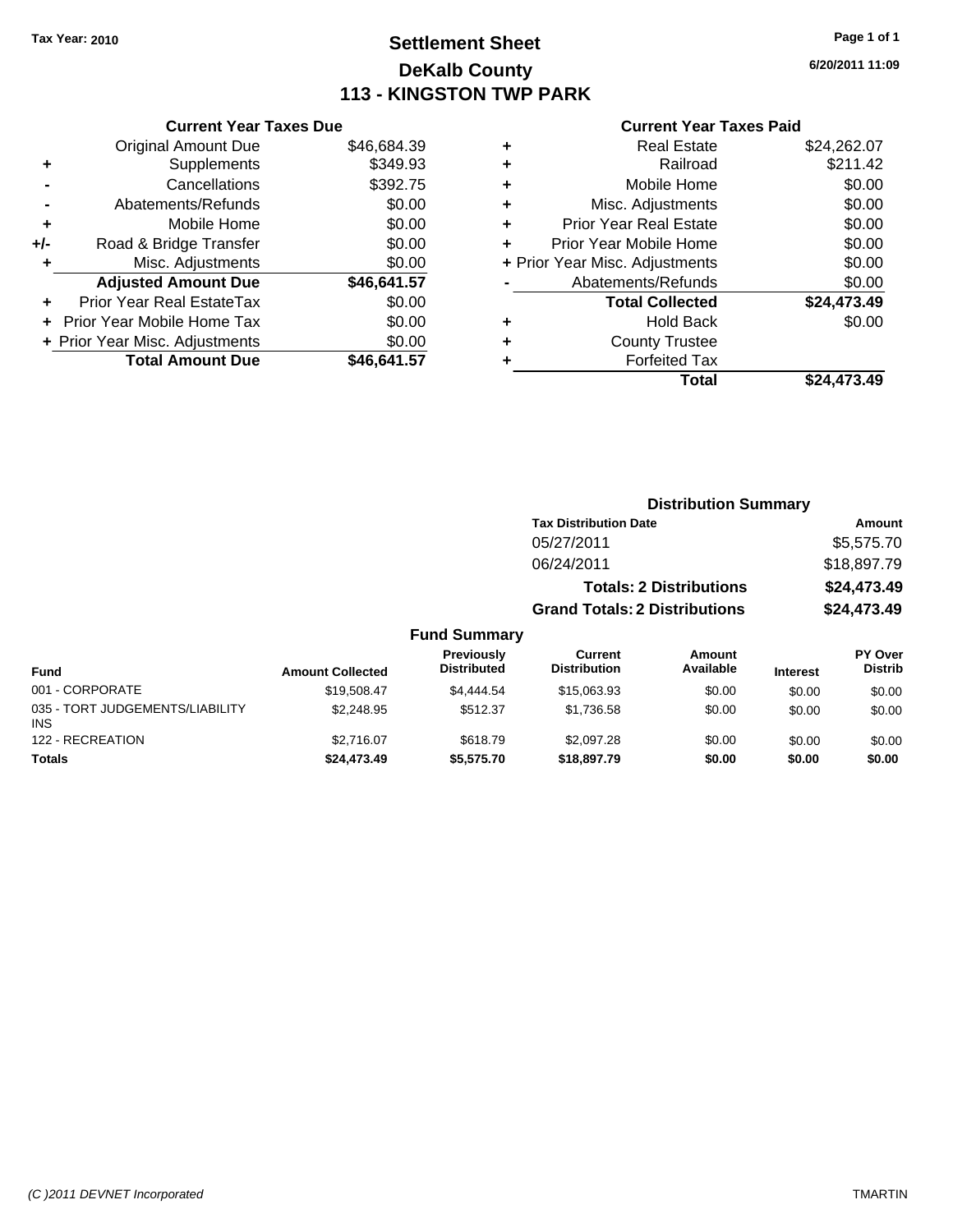Tax Year: 2010

# Settlement Sheet

## DeKalb County

## 113 - KINGSTON TWP PARK

6/20/2011 11:09

### Current Year Taxes Due

| | | |
|---|---|---|
| | Original Amount Due | $46,684.39 |
| + | Supplements | $349.93 |
| - | Cancellations | $392.75 |
| - | Abatements/Refunds | $0.00 |
| + | Mobile Home | $0.00 |
| +/- | Road & Bridge Transfer | $0.00 |
| + | Misc. Adjustments | $0.00 |
| | **Adjusted Amount Due** | **$46,641.57** |
| + | Prior Year Real EstateTax | $0.00 |
| + | Prior Year Mobile Home Tax | $0.00 |
| + | Prior Year Misc. Adjustments | $0.00 |
| | **Total Amount Due** | **$46,641.57** |

### Current Year Taxes Paid

| | | |
|---|---|---|
| + | Real Estate | $24,262.07 |
| + | Railroad | $211.42 |
| + | Mobile Home | $0.00 |
| + | Misc. Adjustments | $0.00 |
| + | Prior Year Real Estate | $0.00 |
| + | Prior Year Mobile Home | $0.00 |
| + | Prior Year Misc. Adjustments | $0.00 |
| - | Abatements/Refunds | $0.00 |
| | **Total Collected** | **$24,473.49** |
| + | Hold Back | $0.00 |
| + | County Trustee | |
| + | Forfeited Tax | |
| | **Total** | **$24,473.49** |

### Distribution Summary

| Tax Distribution Date | Amount |
|---|---|
| 05/27/2011 | $5,575.70 |
| 06/24/2011 | $18,897.79 |
| **Totals: 2 Distributions** | **$24,473.49** |
| **Grand Totals: 2 Distributions** | **$24,473.49** |

### Fund Summary

| Fund | Amount Collected | Previously Distributed | Current Distribution | Amount Available | Interest | PY Over Distrib |
|---|---|---|---|---|---|---|
| 001 - CORPORATE | $19,508.47 | $4,444.54 | $15,063.93 | $0.00 | $0.00 | $0.00 |
| 035 - TORT JUDGEMENTS/LIABILITY INS | $2,248.95 | $512.37 | $1,736.58 | $0.00 | $0.00 | $0.00 |
| 122 - RECREATION | $2,716.07 | $618.79 | $2,097.28 | $0.00 | $0.00 | $0.00 |
| **Totals** | **$24,473.49** | **$5,575.70** | **$18,897.79** | **$0.00** | **$0.00** | **$0.00** |

(C )2011 DEVNET Incorporated TMARTIN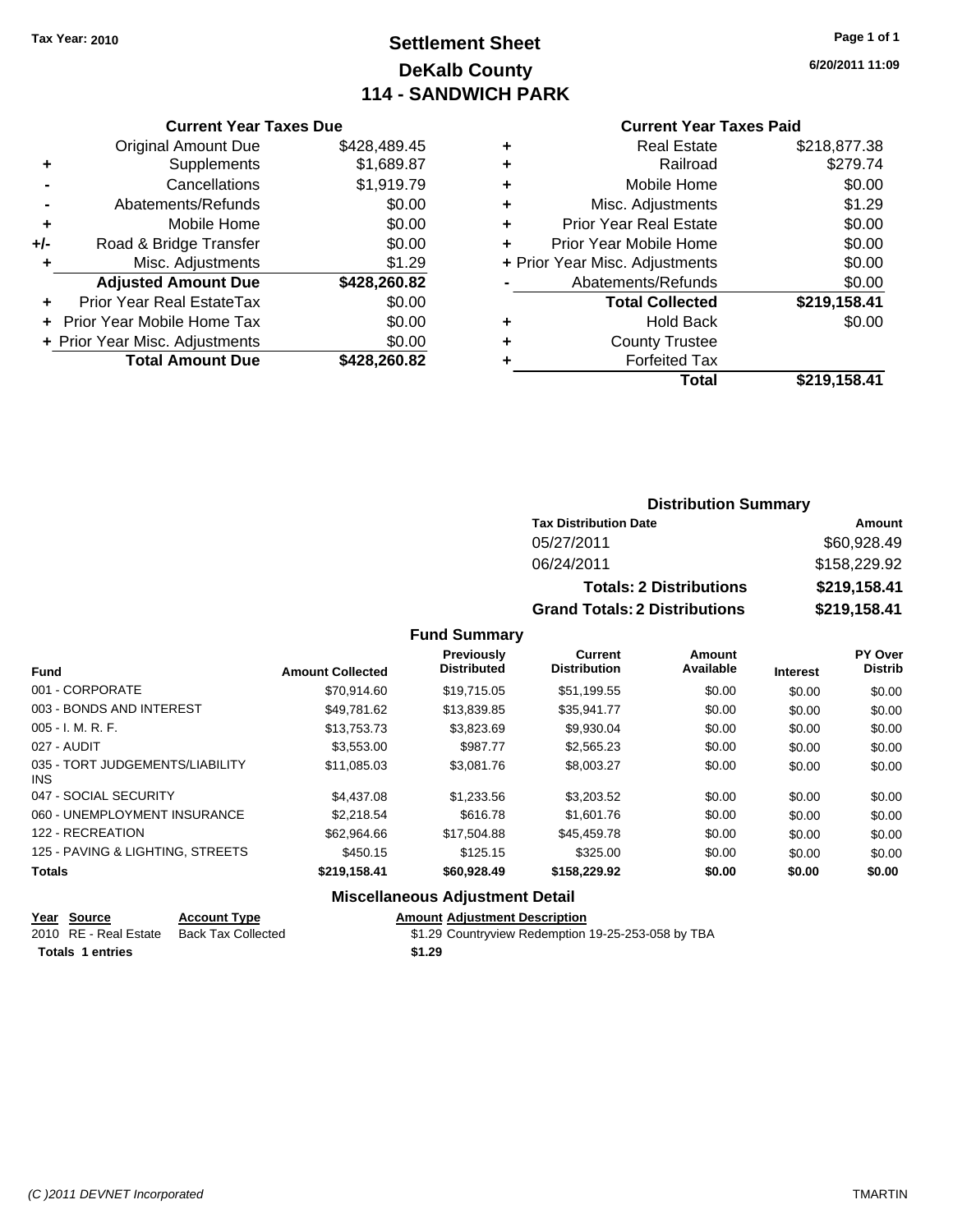Tax Year: 2010

# Settlement Sheet
## DeKalb County
## 114 - SANDWICH PARK

6/20/2011 11:09

### Current Year Taxes Due

| | | |
|---|---|---|
| | Original Amount Due | $428,489.45 |
| + | Supplements | $1,689.87 |
| - | Cancellations | $1,919.79 |
| - | Abatements/Refunds | $0.00 |
| + | Mobile Home | $0.00 |
| +/- | Road & Bridge Transfer | $0.00 |
| + | Misc. Adjustments | $1.29 |
| | **Adjusted Amount Due** | **$428,260.82** |
| + | Prior Year Real EstateTax | $0.00 |
| + | Prior Year Mobile Home Tax | $0.00 |
| + | Prior Year Misc. Adjustments | $0.00 |
| | **Total Amount Due** | **$428,260.82** |

### Current Year Taxes Paid

| | | |
|---|---|---|
| + | Real Estate | $218,877.38 |
| + | Railroad | $279.74 |
| + | Mobile Home | $0.00 |
| + | Misc. Adjustments | $1.29 |
| + | Prior Year Real Estate | $0.00 |
| + | Prior Year Mobile Home | $0.00 |
| + | Prior Year Misc. Adjustments | $0.00 |
| - | Abatements/Refunds | $0.00 |
| | **Total Collected** | **$219,158.41** |
| + | Hold Back | $0.00 |
| + | County Trustee | |
| + | Forfeited Tax | |
| | **Total** | **$219,158.41** |

### Distribution Summary

| Tax Distribution Date | Amount |
|---|---|
| 05/27/2011 | $60,928.49 |
| 06/24/2011 | $158,229.92 |
| **Totals: 2 Distributions** | **$219,158.41** |
| **Grand Totals: 2 Distributions** | **$219,158.41** |

### Fund Summary

| Fund | Amount Collected | Previously Distributed | Current Distribution | Amount Available | Interest | PY Over Distrib |
|---|---|---|---|---|---|---|
| 001 - CORPORATE | $70,914.60 | $19,715.05 | $51,199.55 | $0.00 | $0.00 | $0.00 |
| 003 - BONDS AND INTEREST | $49,781.62 | $13,839.85 | $35,941.77 | $0.00 | $0.00 | $0.00 |
| 005 - I. M. R. F. | $13,753.73 | $3,823.69 | $9,930.04 | $0.00 | $0.00 | $0.00 |
| 027 - AUDIT | $3,553.00 | $987.77 | $2,565.23 | $0.00 | $0.00 | $0.00 |
| 035 - TORT JUDGEMENTS/LIABILITY INS | $11,085.03 | $3,081.76 | $8,003.27 | $0.00 | $0.00 | $0.00 |
| 047 - SOCIAL SECURITY | $4,437.08 | $1,233.56 | $3,203.52 | $0.00 | $0.00 | $0.00 |
| 060 - UNEMPLOYMENT INSURANCE | $2,218.54 | $616.78 | $1,601.76 | $0.00 | $0.00 | $0.00 |
| 122 - RECREATION | $62,964.66 | $17,504.88 | $45,459.78 | $0.00 | $0.00 | $0.00 |
| 125 - PAVING & LIGHTING, STREETS | $450.15 | $125.15 | $325.00 | $0.00 | $0.00 | $0.00 |
| **Totals** | **$219,158.41** | **$60,928.49** | **$158,229.92** | **$0.00** | **$0.00** | **$0.00** |

### Miscellaneous Adjustment Detail

| Year | Source | Account Type | Amount | Adjustment Description |
|---|---|---|---|---|
| 2010 | RE - Real Estate | Back Tax Collected | $1.29 | Countryview Redemption 19-25-253-058 by TBA |
| **Totals** | **1 entries** | | **$1.29** | |

(C )2011 DEVNET Incorporated — TMARTIN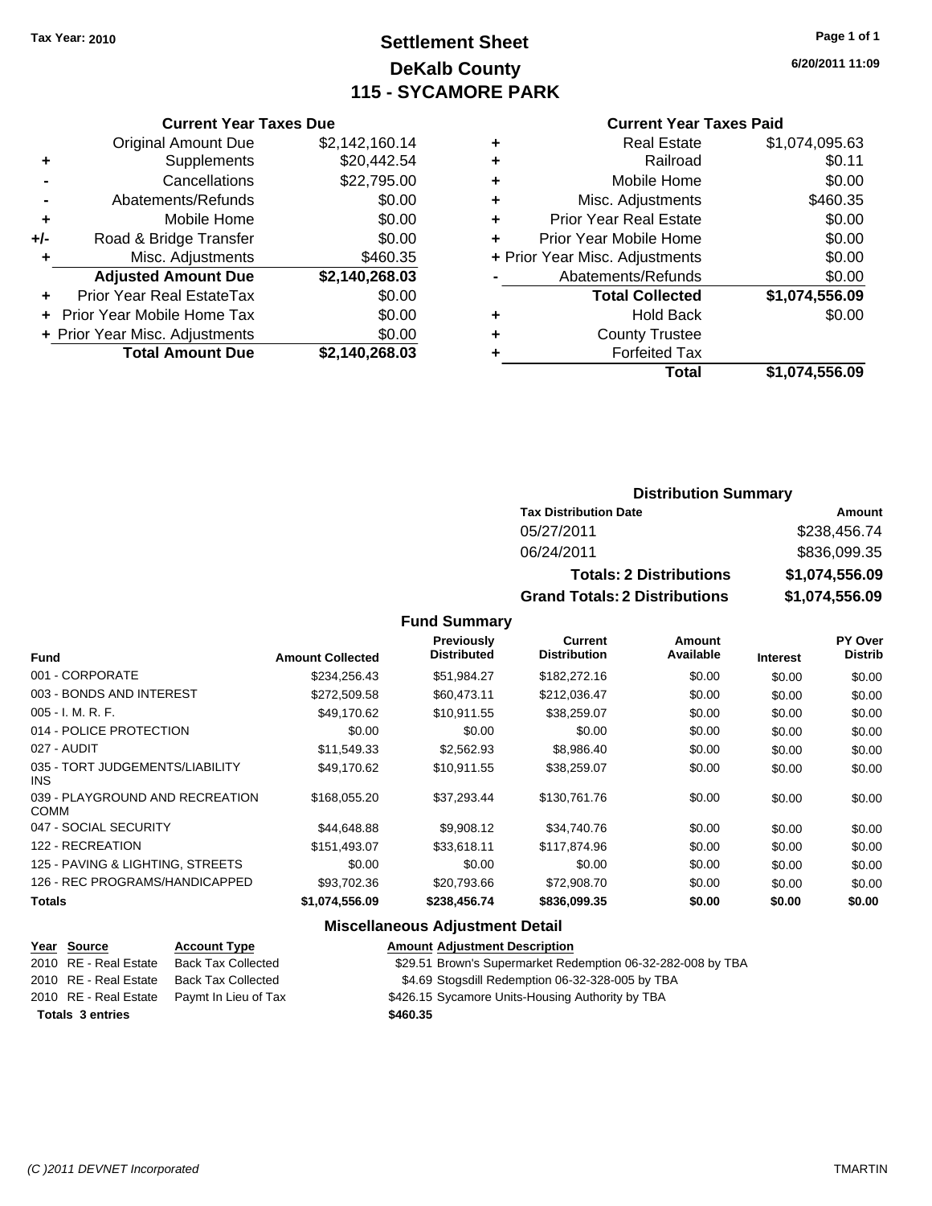Tax Year: 2010

# Settlement Sheet
## DeKalb County
## 115 - SYCAMORE PARK

6/20/2011 11:09

### Current Year Taxes Due

| | | |
|---|---|---|
| | Original Amount Due | $2,142,160.14 |
| + | Supplements | $20,442.54 |
| - | Cancellations | $22,795.00 |
| - | Abatements/Refunds | $0.00 |
| + | Mobile Home | $0.00 |
| +/- | Road & Bridge Transfer | $0.00 |
| + | Misc. Adjustments | $460.35 |
| | **Adjusted Amount Due** | **$2,140,268.03** |
| + | Prior Year Real EstateTax | $0.00 |
| + | Prior Year Mobile Home Tax | $0.00 |
| + | Prior Year Misc. Adjustments | $0.00 |
| | **Total Amount Due** | **$2,140,268.03** |

### Current Year Taxes Paid

| | | |
|---|---|---|
| + | Real Estate | $1,074,095.63 |
| + | Railroad | $0.11 |
| + | Mobile Home | $0.00 |
| + | Misc. Adjustments | $460.35 |
| + | Prior Year Real Estate | $0.00 |
| + | Prior Year Mobile Home | $0.00 |
| + | Prior Year Misc. Adjustments | $0.00 |
| - | Abatements/Refunds | $0.00 |
| | **Total Collected** | **$1,074,556.09** |
| + | Hold Back | $0.00 |
| + | County Trustee | |
| + | Forfeited Tax | |
| | **Total** | **$1,074,556.09** |

### Distribution Summary

| Tax Distribution Date | Amount |
|---|---|
| 05/27/2011 | $238,456.74 |
| 06/24/2011 | $836,099.35 |
| **Totals: 2 Distributions** | **$1,074,556.09** |
| **Grand Totals: 2 Distributions** | **$1,074,556.09** |

### Fund Summary

| Fund | Amount Collected | Previously Distributed | Current Distribution | Amount Available | Interest | PY Over Distrib |
|---|---|---|---|---|---|---|
| 001 - CORPORATE | $234,256.43 | $51,984.27 | $182,272.16 | $0.00 | $0.00 | $0.00 |
| 003 - BONDS AND INTEREST | $272,509.58 | $60,473.11 | $212,036.47 | $0.00 | $0.00 | $0.00 |
| 005 - I. M. R. F. | $49,170.62 | $10,911.55 | $38,259.07 | $0.00 | $0.00 | $0.00 |
| 014 - POLICE PROTECTION | $0.00 | $0.00 | $0.00 | $0.00 | $0.00 | $0.00 |
| 027 - AUDIT | $11,549.33 | $2,562.93 | $8,986.40 | $0.00 | $0.00 | $0.00 |
| 035 - TORT JUDGEMENTS/LIABILITY INS | $49,170.62 | $10,911.55 | $38,259.07 | $0.00 | $0.00 | $0.00 |
| 039 - PLAYGROUND AND RECREATION COMM | $168,055.20 | $37,293.44 | $130,761.76 | $0.00 | $0.00 | $0.00 |
| 047 - SOCIAL SECURITY | $44,648.88 | $9,908.12 | $34,740.76 | $0.00 | $0.00 | $0.00 |
| 122 - RECREATION | $151,493.07 | $33,618.11 | $117,874.96 | $0.00 | $0.00 | $0.00 |
| 125 - PAVING & LIGHTING, STREETS | $0.00 | $0.00 | $0.00 | $0.00 | $0.00 | $0.00 |
| 126 - REC PROGRAMS/HANDICAPPED | $93,702.36 | $20,793.66 | $72,908.70 | $0.00 | $0.00 | $0.00 |
| **Totals** | **$1,074,556.09** | **$238,456.74** | **$836,099.35** | **$0.00** | **$0.00** | **$0.00** |

### Miscellaneous Adjustment Detail

| Year | Source | Account Type | Amount | Adjustment Description |
|---|---|---|---|---|
| 2010 | RE - Real Estate | Back Tax Collected | $29.51 | Brown's Supermarket Redemption 06-32-282-008 by TBA |
| 2010 | RE - Real Estate | Back Tax Collected | $4.69 | Stogsdill Redemption 06-32-328-005 by TBA |
| 2010 | RE - Real Estate | Paymt In Lieu of Tax | $426.15 | Sycamore Units-Housing Authority by TBA |
| **Totals 3 entries** | | | **$460.35** | |

(C )2011 DEVNET Incorporated TMARTIN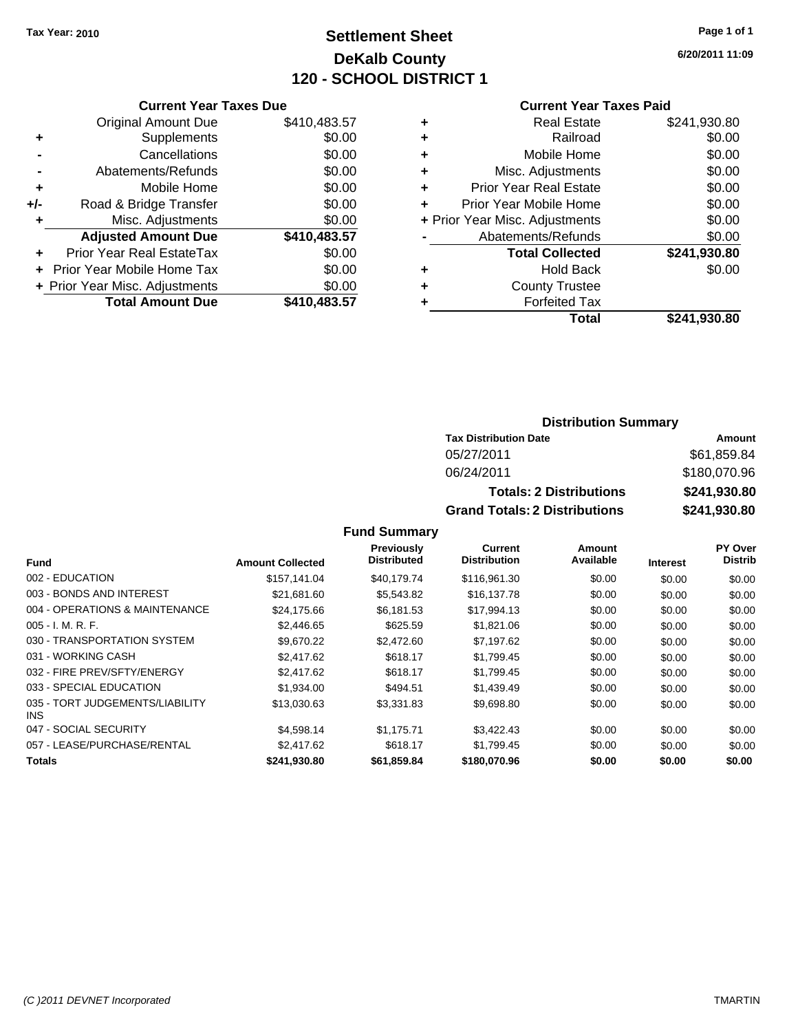**Tax Year: 2010**

# Settlement Sheet
## DeKalb County
## 120 - SCHOOL DISTRICT 1

6/20/2011 11:09

### Current Year Taxes Due

| | | |
|---|---|---|
| | Original Amount Due | $410,483.57 |
| + | Supplements | $0.00 |
| - | Cancellations | $0.00 |
| - | Abatements/Refunds | $0.00 |
| + | Mobile Home | $0.00 |
| +/- | Road & Bridge Transfer | $0.00 |
| + | Misc. Adjustments | $0.00 |
| | **Adjusted Amount Due** | **$410,483.57** |
| + | Prior Year Real EstateTax | $0.00 |
| + | Prior Year Mobile Home Tax | $0.00 |
| + | Prior Year Misc. Adjustments | $0.00 |
| | **Total Amount Due** | **$410,483.57** |

### Current Year Taxes Paid

| | | |
|---|---|---|
| + | Real Estate | $241,930.80 |
| + | Railroad | $0.00 |
| + | Mobile Home | $0.00 |
| + | Misc. Adjustments | $0.00 |
| + | Prior Year Real Estate | $0.00 |
| + | Prior Year Mobile Home | $0.00 |
| + | Prior Year Misc. Adjustments | $0.00 |
| - | Abatements/Refunds | $0.00 |
| | **Total Collected** | **$241,930.80** |
| + | Hold Back | $0.00 |
| + | County Trustee | |
| + | Forfeited Tax | |
| | **Total** | **$241,930.80** |

### Distribution Summary

| Tax Distribution Date | Amount |
|---|---|
| 05/27/2011 | $61,859.84 |
| 06/24/2011 | $180,070.96 |
| **Totals: 2 Distributions** | **$241,930.80** |
| **Grand Totals: 2 Distributions** | **$241,930.80** |

### Fund Summary

| Fund | Amount Collected | Previously Distributed | Current Distribution | Amount Available | Interest | PY Over Distrib |
|---|---|---|---|---|---|---|
| 002 - EDUCATION | $157,141.04 | $40,179.74 | $116,961.30 | $0.00 | $0.00 | $0.00 |
| 003 - BONDS AND INTEREST | $21,681.60 | $5,543.82 | $16,137.78 | $0.00 | $0.00 | $0.00 |
| 004 - OPERATIONS & MAINTENANCE | $24,175.66 | $6,181.53 | $17,994.13 | $0.00 | $0.00 | $0.00 |
| 005 - I. M. R. F. | $2,446.65 | $625.59 | $1,821.06 | $0.00 | $0.00 | $0.00 |
| 030 - TRANSPORTATION SYSTEM | $9,670.22 | $2,472.60 | $7,197.62 | $0.00 | $0.00 | $0.00 |
| 031 - WORKING CASH | $2,417.62 | $618.17 | $1,799.45 | $0.00 | $0.00 | $0.00 |
| 032 - FIRE PREV/SFTY/ENERGY | $2,417.62 | $618.17 | $1,799.45 | $0.00 | $0.00 | $0.00 |
| 033 - SPECIAL EDUCATION | $1,934.00 | $494.51 | $1,439.49 | $0.00 | $0.00 | $0.00 |
| 035 - TORT JUDGEMENTS/LIABILITY INS | $13,030.63 | $3,331.83 | $9,698.80 | $0.00 | $0.00 | $0.00 |
| 047 - SOCIAL SECURITY | $4,598.14 | $1,175.71 | $3,422.43 | $0.00 | $0.00 | $0.00 |
| 057 - LEASE/PURCHASE/RENTAL | $2,417.62 | $618.17 | $1,799.45 | $0.00 | $0.00 | $0.00 |
| **Totals** | **$241,930.80** | **$61,859.84** | **$180,070.96** | **$0.00** | **$0.00** | **$0.00** |

(C )2011 DEVNET Incorporated TMARTIN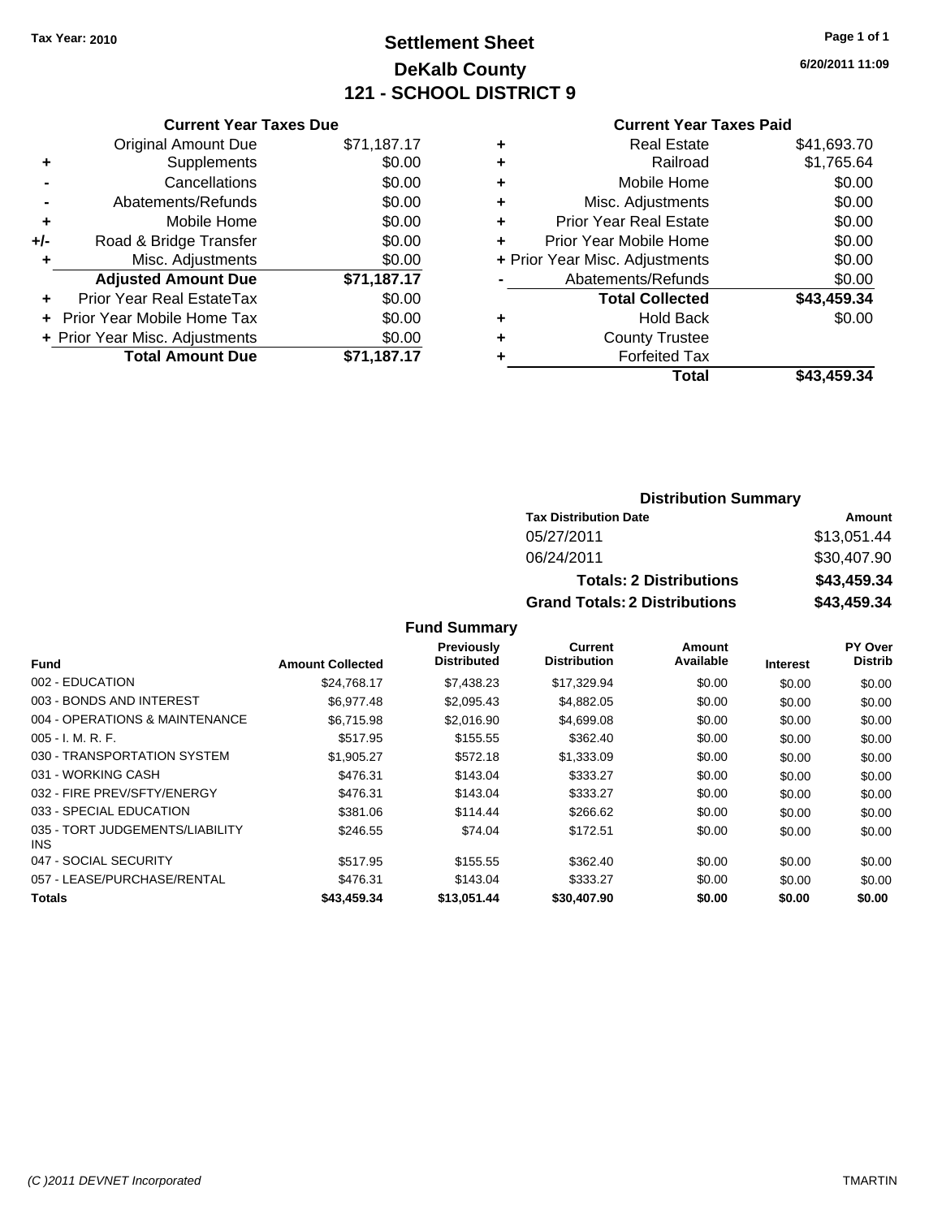Tax Year: 2010

# Settlement Sheet
## DeKalb County
## 121 - SCHOOL DISTRICT 9

6/20/2011 11:09

### Current Year Taxes Due

| | | |
|---|---|---|
| | Original Amount Due | $71,187.17 |
| + | Supplements | $0.00 |
| - | Cancellations | $0.00 |
| - | Abatements/Refunds | $0.00 |
| + | Mobile Home | $0.00 |
| +/- | Road & Bridge Transfer | $0.00 |
| + | Misc. Adjustments | $0.00 |
| | **Adjusted Amount Due** | **$71,187.17** |
| + | Prior Year Real EstateTax | $0.00 |
| + | Prior Year Mobile Home Tax | $0.00 |
| + | Prior Year Misc. Adjustments | $0.00 |
| | **Total Amount Due** | **$71,187.17** |

### Current Year Taxes Paid

| | | |
|---|---|---|
| + | Real Estate | $41,693.70 |
| + | Railroad | $1,765.64 |
| + | Mobile Home | $0.00 |
| + | Misc. Adjustments | $0.00 |
| + | Prior Year Real Estate | $0.00 |
| + | Prior Year Mobile Home | $0.00 |
| + | Prior Year Misc. Adjustments | $0.00 |
| - | Abatements/Refunds | $0.00 |
| | **Total Collected** | **$43,459.34** |
| + | Hold Back | $0.00 |
| + | County Trustee | |
| + | Forfeited Tax | |
| | **Total** | **$43,459.34** |

### Distribution Summary

| Tax Distribution Date | Amount |
|---|---|
| 05/27/2011 | $13,051.44 |
| 06/24/2011 | $30,407.90 |
| **Totals: 2 Distributions** | **$43,459.34** |
| **Grand Totals: 2 Distributions** | **$43,459.34** |

### Fund Summary

| Fund | Amount Collected | Previously Distributed | Current Distribution | Amount Available | Interest | PY Over Distrib |
|---|---|---|---|---|---|---|
| 002 - EDUCATION | $24,768.17 | $7,438.23 | $17,329.94 | $0.00 | $0.00 | $0.00 |
| 003 - BONDS AND INTEREST | $6,977.48 | $2,095.43 | $4,882.05 | $0.00 | $0.00 | $0.00 |
| 004 - OPERATIONS & MAINTENANCE | $6,715.98 | $2,016.90 | $4,699.08 | $0.00 | $0.00 | $0.00 |
| 005 - I. M. R. F. | $517.95 | $155.55 | $362.40 | $0.00 | $0.00 | $0.00 |
| 030 - TRANSPORTATION SYSTEM | $1,905.27 | $572.18 | $1,333.09 | $0.00 | $0.00 | $0.00 |
| 031 - WORKING CASH | $476.31 | $143.04 | $333.27 | $0.00 | $0.00 | $0.00 |
| 032 - FIRE PREV/SFTY/ENERGY | $476.31 | $143.04 | $333.27 | $0.00 | $0.00 | $0.00 |
| 033 - SPECIAL EDUCATION | $381.06 | $114.44 | $266.62 | $0.00 | $0.00 | $0.00 |
| 035 - TORT JUDGEMENTS/LIABILITY INS | $246.55 | $74.04 | $172.51 | $0.00 | $0.00 | $0.00 |
| 047 - SOCIAL SECURITY | $517.95 | $155.55 | $362.40 | $0.00 | $0.00 | $0.00 |
| 057 - LEASE/PURCHASE/RENTAL | $476.31 | $143.04 | $333.27 | $0.00 | $0.00 | $0.00 |
| **Totals** | **$43,459.34** | **$13,051.44** | **$30,407.90** | **$0.00** | **$0.00** | **$0.00** |

(C )2011 DEVNET Incorporated TMARTIN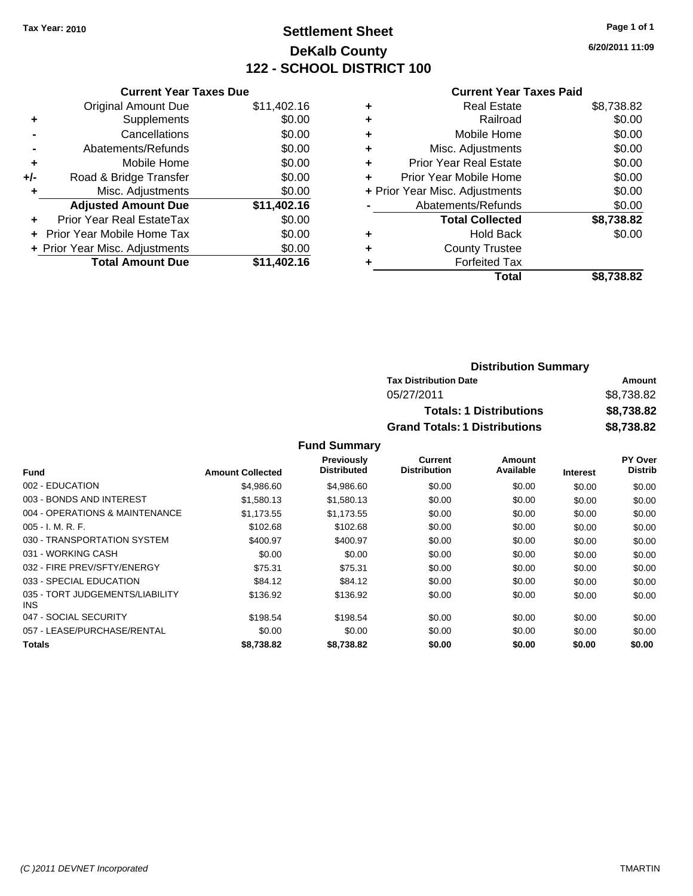Tax Year: 2010

# Settlement Sheet
## DeKalb County
## 122 - SCHOOL DISTRICT 100

6/20/2011 11:09

### Current Year Taxes Due

| | | |
|---|---|---|
| | Original Amount Due | $11,402.16 |
| + | Supplements | $0.00 |
| - | Cancellations | $0.00 |
| - | Abatements/Refunds | $0.00 |
| + | Mobile Home | $0.00 |
| +/- | Road & Bridge Transfer | $0.00 |
| + | Misc. Adjustments | $0.00 |
| | **Adjusted Amount Due** | **$11,402.16** |
| + | Prior Year Real EstateTax | $0.00 |
| + | Prior Year Mobile Home Tax | $0.00 |
| + | Prior Year Misc. Adjustments | $0.00 |
| | **Total Amount Due** | **$11,402.16** |

### Current Year Taxes Paid

| | | |
|---|---|---|
| + | Real Estate | $8,738.82 |
| + | Railroad | $0.00 |
| + | Mobile Home | $0.00 |
| + | Misc. Adjustments | $0.00 |
| + | Prior Year Real Estate | $0.00 |
| + | Prior Year Mobile Home | $0.00 |
| + | Prior Year Misc. Adjustments | $0.00 |
| - | Abatements/Refunds | $0.00 |
| | **Total Collected** | **$8,738.82** |
| + | Hold Back | $0.00 |
| + | County Trustee | |
| + | Forfeited Tax | |
| | **Total** | **$8,738.82** |

### Distribution Summary

| Tax Distribution Date | Amount |
|---|---|
| 05/27/2011 | $8,738.82 |
| **Totals: 1 Distributions** | **$8,738.82** |
| **Grand Totals: 1 Distributions** | **$8,738.82** |

### Fund Summary

| Fund | Amount Collected | Previously Distributed | Current Distribution | Amount Available | Interest | PY Over Distrib |
|---|---|---|---|---|---|---|
| 002 - EDUCATION | $4,986.60 | $4,986.60 | $0.00 | $0.00 | $0.00 | $0.00 |
| 003 - BONDS AND INTEREST | $1,580.13 | $1,580.13 | $0.00 | $0.00 | $0.00 | $0.00 |
| 004 - OPERATIONS & MAINTENANCE | $1,173.55 | $1,173.55 | $0.00 | $0.00 | $0.00 | $0.00 |
| 005 - I. M. R. F. | $102.68 | $102.68 | $0.00 | $0.00 | $0.00 | $0.00 |
| 030 - TRANSPORTATION SYSTEM | $400.97 | $400.97 | $0.00 | $0.00 | $0.00 | $0.00 |
| 031 - WORKING CASH | $0.00 | $0.00 | $0.00 | $0.00 | $0.00 | $0.00 |
| 032 - FIRE PREV/SFTY/ENERGY | $75.31 | $75.31 | $0.00 | $0.00 | $0.00 | $0.00 |
| 033 - SPECIAL EDUCATION | $84.12 | $84.12 | $0.00 | $0.00 | $0.00 | $0.00 |
| 035 - TORT JUDGEMENTS/LIABILITY INS | $136.92 | $136.92 | $0.00 | $0.00 | $0.00 | $0.00 |
| 047 - SOCIAL SECURITY | $198.54 | $198.54 | $0.00 | $0.00 | $0.00 | $0.00 |
| 057 - LEASE/PURCHASE/RENTAL | $0.00 | $0.00 | $0.00 | $0.00 | $0.00 | $0.00 |
| **Totals** | **$8,738.82** | **$8,738.82** | **$0.00** | **$0.00** | **$0.00** | **$0.00** |

(C )2011 DEVNET Incorporated TMARTIN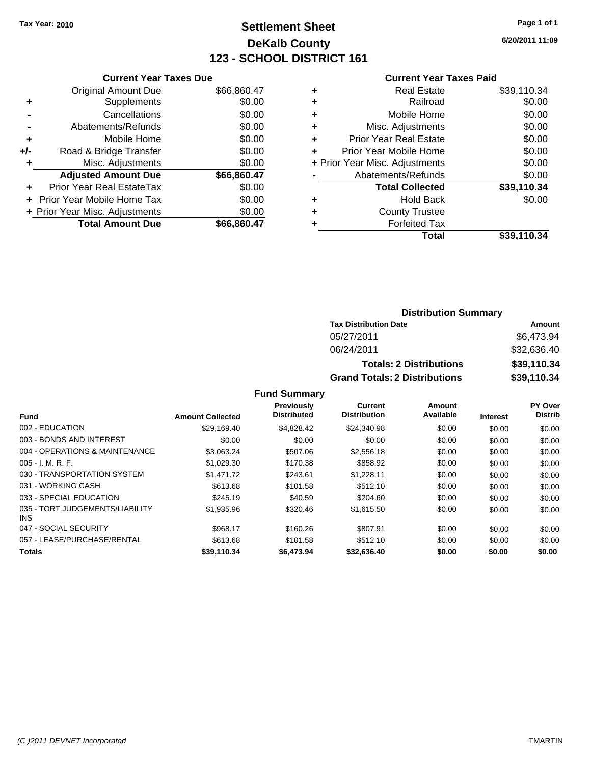Tax Year: 2010

# Settlement Sheet
## DeKalb County
## 123 - SCHOOL DISTRICT 161

6/20/2011 11:09

### Current Year Taxes Due

| | | |
|---|---|---|
| | Original Amount Due | $66,860.47 |
| + | Supplements | $0.00 |
| - | Cancellations | $0.00 |
| - | Abatements/Refunds | $0.00 |
| + | Mobile Home | $0.00 |
| +/- | Road & Bridge Transfer | $0.00 |
| + | Misc. Adjustments | $0.00 |
| | **Adjusted Amount Due** | **$66,860.47** |
| + | Prior Year Real EstateTax | $0.00 |
| + | Prior Year Mobile Home Tax | $0.00 |
| + | Prior Year Misc. Adjustments | $0.00 |
| | **Total Amount Due** | **$66,860.47** |

### Current Year Taxes Paid

| | | |
|---|---|---|
| + | Real Estate | $39,110.34 |
| + | Railroad | $0.00 |
| + | Mobile Home | $0.00 |
| + | Misc. Adjustments | $0.00 |
| + | Prior Year Real Estate | $0.00 |
| + | Prior Year Mobile Home | $0.00 |
| + | Prior Year Misc. Adjustments | $0.00 |
| - | Abatements/Refunds | $0.00 |
| | **Total Collected** | **$39,110.34** |
| + | Hold Back | $0.00 |
| + | County Trustee | |
| + | Forfeited Tax | |
| | **Total** | **$39,110.34** |

### Distribution Summary

| Tax Distribution Date | Amount |
|---|---|
| 05/27/2011 | $6,473.94 |
| 06/24/2011 | $32,636.40 |
| **Totals: 2 Distributions** | **$39,110.34** |
| **Grand Totals: 2 Distributions** | **$39,110.34** |

### Fund Summary

| Fund | Amount Collected | Previously Distributed | Current Distribution | Amount Available | Interest | PY Over Distrib |
|---|---|---|---|---|---|---|
| 002 - EDUCATION | $29,169.40 | $4,828.42 | $24,340.98 | $0.00 | $0.00 | $0.00 |
| 003 - BONDS AND INTEREST | $0.00 | $0.00 | $0.00 | $0.00 | $0.00 | $0.00 |
| 004 - OPERATIONS & MAINTENANCE | $3,063.24 | $507.06 | $2,556.18 | $0.00 | $0.00 | $0.00 |
| 005 - I. M. R. F. | $1,029.30 | $170.38 | $858.92 | $0.00 | $0.00 | $0.00 |
| 030 - TRANSPORTATION SYSTEM | $1,471.72 | $243.61 | $1,228.11 | $0.00 | $0.00 | $0.00 |
| 031 - WORKING CASH | $613.68 | $101.58 | $512.10 | $0.00 | $0.00 | $0.00 |
| 033 - SPECIAL EDUCATION | $245.19 | $40.59 | $204.60 | $0.00 | $0.00 | $0.00 |
| 035 - TORT JUDGEMENTS/LIABILITY INS | $1,935.96 | $320.46 | $1,615.50 | $0.00 | $0.00 | $0.00 |
| 047 - SOCIAL SECURITY | $968.17 | $160.26 | $807.91 | $0.00 | $0.00 | $0.00 |
| 057 - LEASE/PURCHASE/RENTAL | $613.68 | $101.58 | $512.10 | $0.00 | $0.00 | $0.00 |
| **Totals** | **$39,110.34** | **$6,473.94** | **$32,636.40** | **$0.00** | **$0.00** | **$0.00** |

(C )2011 DEVNET Incorporated — TMARTIN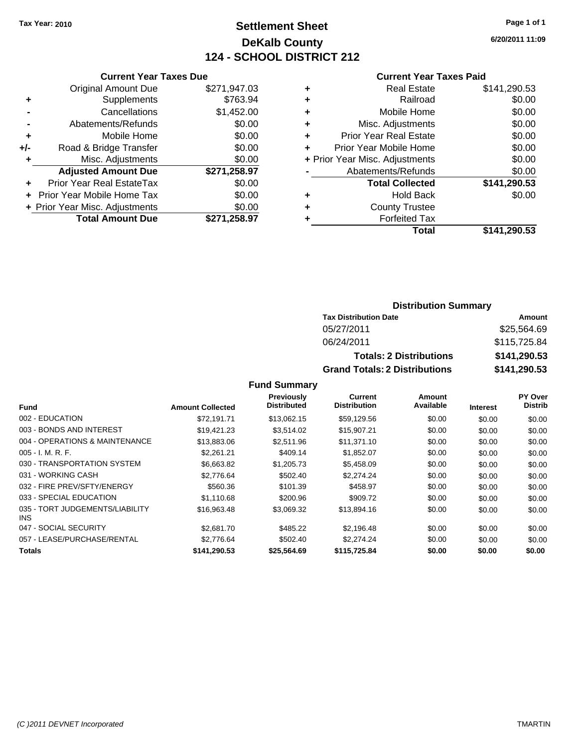Tax Year: 2010

# Settlement Sheet
## DeKalb County
## 124 - SCHOOL DISTRICT 212

6/20/2011 11:09

### Current Year Taxes Due

| | | |
|---|---|---|
| | Original Amount Due | $271,947.03 |
| + | Supplements | $763.94 |
| - | Cancellations | $1,452.00 |
| - | Abatements/Refunds | $0.00 |
| + | Mobile Home | $0.00 |
| +/- | Road & Bridge Transfer | $0.00 |
| + | Misc. Adjustments | $0.00 |
| | **Adjusted Amount Due** | **$271,258.97** |
| + | Prior Year Real EstateTax | $0.00 |
| + | Prior Year Mobile Home Tax | $0.00 |
| + | Prior Year Misc. Adjustments | $0.00 |
| | **Total Amount Due** | **$271,258.97** |

### Current Year Taxes Paid

| | | |
|---|---|---|
| + | Real Estate | $141,290.53 |
| + | Railroad | $0.00 |
| + | Mobile Home | $0.00 |
| + | Misc. Adjustments | $0.00 |
| + | Prior Year Real Estate | $0.00 |
| + | Prior Year Mobile Home | $0.00 |
| + | Prior Year Misc. Adjustments | $0.00 |
| - | Abatements/Refunds | $0.00 |
| | **Total Collected** | **$141,290.53** |
| + | Hold Back | $0.00 |
| + | County Trustee | |
| + | Forfeited Tax | |
| | **Total** | **$141,290.53** |

### Distribution Summary

| Tax Distribution Date | Amount |
|---|---|
| 05/27/2011 | $25,564.69 |
| 06/24/2011 | $115,725.84 |
| **Totals: 2 Distributions** | **$141,290.53** |
| **Grand Totals: 2 Distributions** | **$141,290.53** |

### Fund Summary

| Fund | Amount Collected | Previously Distributed | Current Distribution | Amount Available | Interest | PY Over Distrib |
|---|---|---|---|---|---|---|
| 002 - EDUCATION | $72,191.71 | $13,062.15 | $59,129.56 | $0.00 | $0.00 | $0.00 |
| 003 - BONDS AND INTEREST | $19,421.23 | $3,514.02 | $15,907.21 | $0.00 | $0.00 | $0.00 |
| 004 - OPERATIONS & MAINTENANCE | $13,883.06 | $2,511.96 | $11,371.10 | $0.00 | $0.00 | $0.00 |
| 005 - I. M. R. F. | $2,261.21 | $409.14 | $1,852.07 | $0.00 | $0.00 | $0.00 |
| 030 - TRANSPORTATION SYSTEM | $6,663.82 | $1,205.73 | $5,458.09 | $0.00 | $0.00 | $0.00 |
| 031 - WORKING CASH | $2,776.64 | $502.40 | $2,274.24 | $0.00 | $0.00 | $0.00 |
| 032 - FIRE PREV/SFTY/ENERGY | $560.36 | $101.39 | $458.97 | $0.00 | $0.00 | $0.00 |
| 033 - SPECIAL EDUCATION | $1,110.68 | $200.96 | $909.72 | $0.00 | $0.00 | $0.00 |
| 035 - TORT JUDGEMENTS/LIABILITY INS | $16,963.48 | $3,069.32 | $13,894.16 | $0.00 | $0.00 | $0.00 |
| 047 - SOCIAL SECURITY | $2,681.70 | $485.22 | $2,196.48 | $0.00 | $0.00 | $0.00 |
| 057 - LEASE/PURCHASE/RENTAL | $2,776.64 | $502.40 | $2,274.24 | $0.00 | $0.00 | $0.00 |
| **Totals** | **$141,290.53** | **$25,564.69** | **$115,725.84** | **$0.00** | **$0.00** | **$0.00** |

(C )2011 DEVNET Incorporated TMARTIN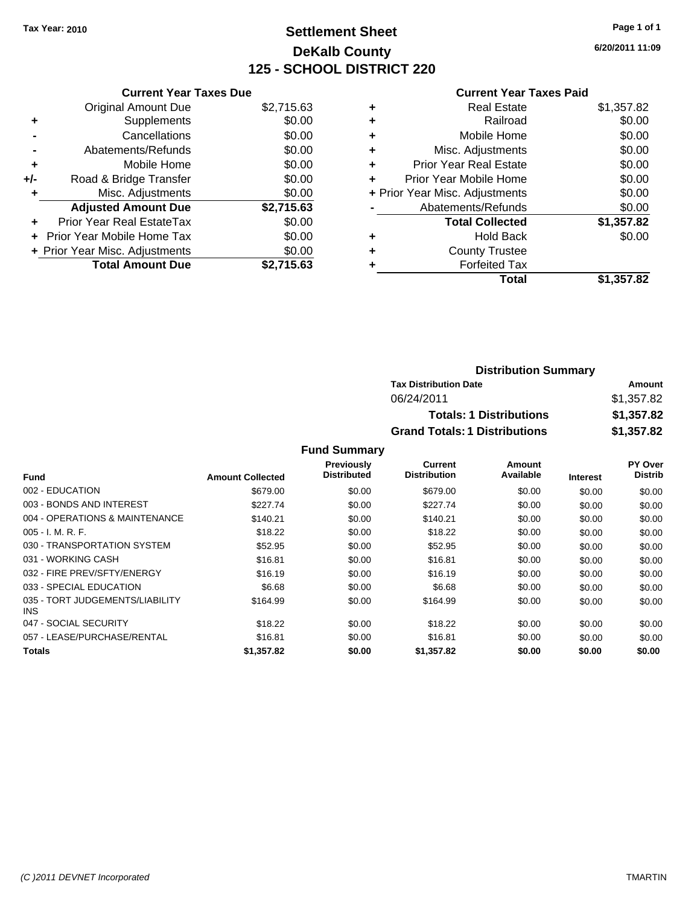**Tax Year: 2010**

# Settlement Sheet
## DeKalb County
## 125 - SCHOOL DISTRICT 220

6/20/2011 11:09

### Current Year Taxes Due

| | | |
|---|---|---|
| | Original Amount Due | $2,715.63 |
| + | Supplements | $0.00 |
| - | Cancellations | $0.00 |
| - | Abatements/Refunds | $0.00 |
| + | Mobile Home | $0.00 |
| +/- | Road & Bridge Transfer | $0.00 |
| + | Misc. Adjustments | $0.00 |
| | **Adjusted Amount Due** | **$2,715.63** |
| + | Prior Year Real EstateTax | $0.00 |
| + | Prior Year Mobile Home Tax | $0.00 |
| + | Prior Year Misc. Adjustments | $0.00 |
| | **Total Amount Due** | **$2,715.63** |

### Current Year Taxes Paid

| | | |
|---|---|---|
| + | Real Estate | $1,357.82 |
| + | Railroad | $0.00 |
| + | Mobile Home | $0.00 |
| + | Misc. Adjustments | $0.00 |
| + | Prior Year Real Estate | $0.00 |
| + | Prior Year Mobile Home | $0.00 |
| + | Prior Year Misc. Adjustments | $0.00 |
| - | Abatements/Refunds | $0.00 |
| | **Total Collected** | **$1,357.82** |
| + | Hold Back | $0.00 |
| + | County Trustee | |
| + | Forfeited Tax | |
| | **Total** | **$1,357.82** |

### Distribution Summary

| Tax Distribution Date | Amount |
|---|---|
| 06/24/2011 | $1,357.82 |
| **Totals: 1 Distributions** | **$1,357.82** |
| **Grand Totals: 1 Distributions** | **$1,357.82** |

### Fund Summary

| Fund | Amount Collected | Previously Distributed | Current Distribution | Amount Available | Interest | PY Over Distrib |
|---|---|---|---|---|---|---|
| 002 - EDUCATION | $679.00 | $0.00 | $679.00 | $0.00 | $0.00 | $0.00 |
| 003 - BONDS AND INTEREST | $227.74 | $0.00 | $227.74 | $0.00 | $0.00 | $0.00 |
| 004 - OPERATIONS & MAINTENANCE | $140.21 | $0.00 | $140.21 | $0.00 | $0.00 | $0.00 |
| 005 - I. M. R. F. | $18.22 | $0.00 | $18.22 | $0.00 | $0.00 | $0.00 |
| 030 - TRANSPORTATION SYSTEM | $52.95 | $0.00 | $52.95 | $0.00 | $0.00 | $0.00 |
| 031 - WORKING CASH | $16.81 | $0.00 | $16.81 | $0.00 | $0.00 | $0.00 |
| 032 - FIRE PREV/SFTY/ENERGY | $16.19 | $0.00 | $16.19 | $0.00 | $0.00 | $0.00 |
| 033 - SPECIAL EDUCATION | $6.68 | $0.00 | $6.68 | $0.00 | $0.00 | $0.00 |
| 035 - TORT JUDGEMENTS/LIABILITY INS | $164.99 | $0.00 | $164.99 | $0.00 | $0.00 | $0.00 |
| 047 - SOCIAL SECURITY | $18.22 | $0.00 | $18.22 | $0.00 | $0.00 | $0.00 |
| 057 - LEASE/PURCHASE/RENTAL | $16.81 | $0.00 | $16.81 | $0.00 | $0.00 | $0.00 |
| **Totals** | **$1,357.82** | **$0.00** | **$1,357.82** | **$0.00** | **$0.00** | **$0.00** |

(C )2011 DEVNET Incorporated TMARTIN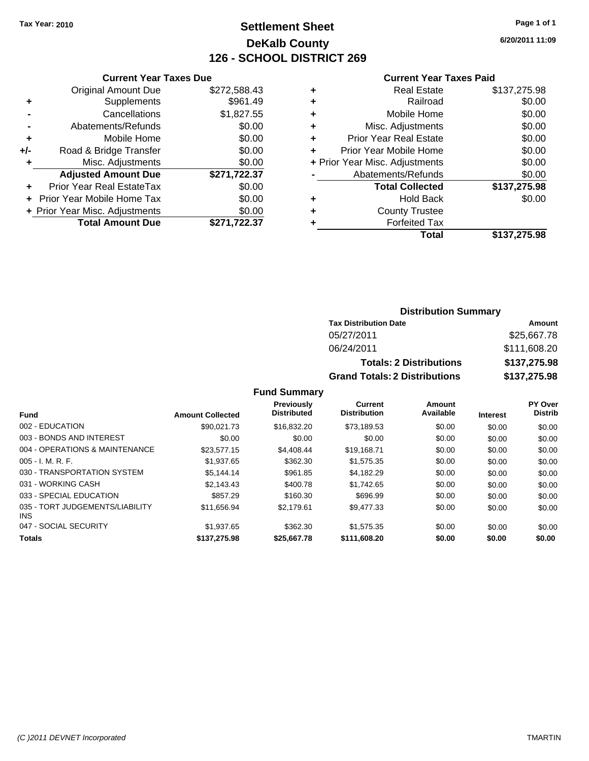**Tax Year: 2010**

# Settlement Sheet
## DeKalb County
## 126 - SCHOOL DISTRICT 269

6/20/2011 11:09

### Current Year Taxes Due

| | | |
|---|---|---|
| | Original Amount Due | $272,588.43 |
| + | Supplements | $961.49 |
| - | Cancellations | $1,827.55 |
| - | Abatements/Refunds | $0.00 |
| + | Mobile Home | $0.00 |
| +/- | Road & Bridge Transfer | $0.00 |
| + | Misc. Adjustments | $0.00 |
| | **Adjusted Amount Due** | **$271,722.37** |
| + | Prior Year Real EstateTax | $0.00 |
| + | Prior Year Mobile Home Tax | $0.00 |
| + | Prior Year Misc. Adjustments | $0.00 |
| | **Total Amount Due** | **$271,722.37** |

### Current Year Taxes Paid

| | | |
|---|---|---|
| + | Real Estate | $137,275.98 |
| + | Railroad | $0.00 |
| + | Mobile Home | $0.00 |
| + | Misc. Adjustments | $0.00 |
| + | Prior Year Real Estate | $0.00 |
| + | Prior Year Mobile Home | $0.00 |
| + | Prior Year Misc. Adjustments | $0.00 |
| - | Abatements/Refunds | $0.00 |
| | **Total Collected** | **$137,275.98** |
| + | Hold Back | $0.00 |
| + | County Trustee | |
| + | Forfeited Tax | |
| | **Total** | **$137,275.98** |

### Distribution Summary

| Tax Distribution Date | Amount |
|---|---|
| 05/27/2011 | $25,667.78 |
| 06/24/2011 | $111,608.20 |
| **Totals: 2 Distributions** | **$137,275.98** |
| **Grand Totals: 2 Distributions** | **$137,275.98** |

### Fund Summary

| Fund | Amount Collected | Previously Distributed | Current Distribution | Amount Available | Interest | PY Over Distrib |
|---|---|---|---|---|---|---|
| 002 - EDUCATION | $90,021.73 | $16,832.20 | $73,189.53 | $0.00 | $0.00 | $0.00 |
| 003 - BONDS AND INTEREST | $0.00 | $0.00 | $0.00 | $0.00 | $0.00 | $0.00 |
| 004 - OPERATIONS & MAINTENANCE | $23,577.15 | $4,408.44 | $19,168.71 | $0.00 | $0.00 | $0.00 |
| 005 - I. M. R. F. | $1,937.65 | $362.30 | $1,575.35 | $0.00 | $0.00 | $0.00 |
| 030 - TRANSPORTATION SYSTEM | $5,144.14 | $961.85 | $4,182.29 | $0.00 | $0.00 | $0.00 |
| 031 - WORKING CASH | $2,143.43 | $400.78 | $1,742.65 | $0.00 | $0.00 | $0.00 |
| 033 - SPECIAL EDUCATION | $857.29 | $160.30 | $696.99 | $0.00 | $0.00 | $0.00 |
| 035 - TORT JUDGEMENTS/LIABILITY INS | $11,656.94 | $2,179.61 | $9,477.33 | $0.00 | $0.00 | $0.00 |
| 047 - SOCIAL SECURITY | $1,937.65 | $362.30 | $1,575.35 | $0.00 | $0.00 | $0.00 |
| **Totals** | **$137,275.98** | **$25,667.78** | **$111,608.20** | **$0.00** | **$0.00** | **$0.00** |

*(C )2011 DEVNET Incorporated* TMARTIN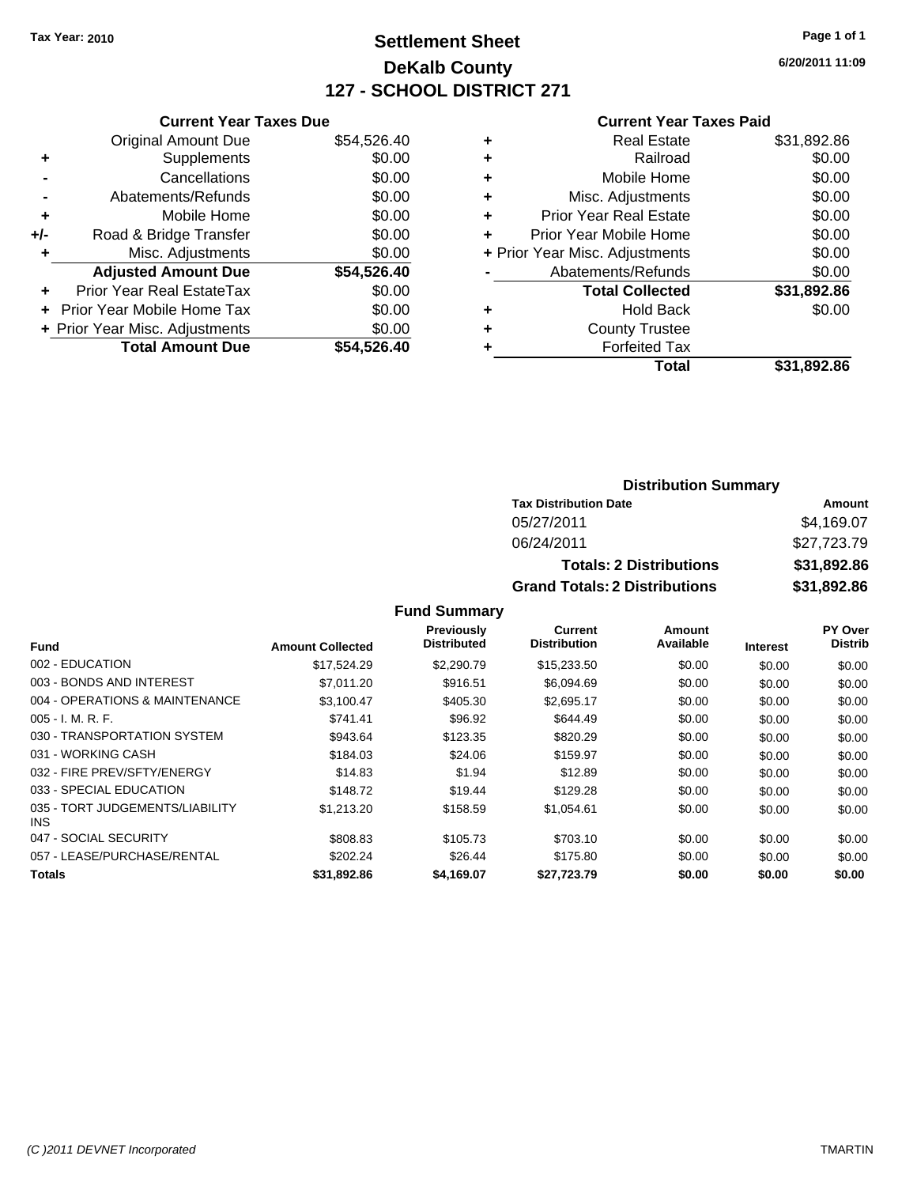Tax Year: 2010

# Settlement Sheet
## DeKalb County
## 127 - SCHOOL DISTRICT 271

6/20/2011 11:09

### Current Year Taxes Due

| | | |
|---|---|---|
| | Original Amount Due | $54,526.40 |
| + | Supplements | $0.00 |
| - | Cancellations | $0.00 |
| - | Abatements/Refunds | $0.00 |
| + | Mobile Home | $0.00 |
| +/- | Road & Bridge Transfer | $0.00 |
| + | Misc. Adjustments | $0.00 |
| | **Adjusted Amount Due** | **$54,526.40** |
| + | Prior Year Real EstateTax | $0.00 |
| + | Prior Year Mobile Home Tax | $0.00 |
| + | Prior Year Misc. Adjustments | $0.00 |
| | **Total Amount Due** | **$54,526.40** |

### Current Year Taxes Paid

| | | |
|---|---|---|
| + | Real Estate | $31,892.86 |
| + | Railroad | $0.00 |
| + | Mobile Home | $0.00 |
| + | Misc. Adjustments | $0.00 |
| + | Prior Year Real Estate | $0.00 |
| + | Prior Year Mobile Home | $0.00 |
| + | Prior Year Misc. Adjustments | $0.00 |
| - | Abatements/Refunds | $0.00 |
| | **Total Collected** | **$31,892.86** |
| + | Hold Back | $0.00 |
| + | County Trustee | |
| + | Forfeited Tax | |
| | **Total** | **$31,892.86** |

### Distribution Summary

| Tax Distribution Date | Amount |
|---|---|
| 05/27/2011 | $4,169.07 |
| 06/24/2011 | $27,723.79 |
| **Totals: 2 Distributions** | **$31,892.86** |
| **Grand Totals: 2 Distributions** | **$31,892.86** |

### Fund Summary

| Fund | Amount Collected | Previously Distributed | Current Distribution | Amount Available | Interest | PY Over Distrib |
|---|---|---|---|---|---|---|
| 002 - EDUCATION | $17,524.29 | $2,290.79 | $15,233.50 | $0.00 | $0.00 | $0.00 |
| 003 - BONDS AND INTEREST | $7,011.20 | $916.51 | $6,094.69 | $0.00 | $0.00 | $0.00 |
| 004 - OPERATIONS & MAINTENANCE | $3,100.47 | $405.30 | $2,695.17 | $0.00 | $0.00 | $0.00 |
| 005 - I. M. R. F. | $741.41 | $96.92 | $644.49 | $0.00 | $0.00 | $0.00 |
| 030 - TRANSPORTATION SYSTEM | $943.64 | $123.35 | $820.29 | $0.00 | $0.00 | $0.00 |
| 031 - WORKING CASH | $184.03 | $24.06 | $159.97 | $0.00 | $0.00 | $0.00 |
| 032 - FIRE PREV/SFTY/ENERGY | $14.83 | $1.94 | $12.89 | $0.00 | $0.00 | $0.00 |
| 033 - SPECIAL EDUCATION | $148.72 | $19.44 | $129.28 | $0.00 | $0.00 | $0.00 |
| 035 - TORT JUDGEMENTS/LIABILITY INS | $1,213.20 | $158.59 | $1,054.61 | $0.00 | $0.00 | $0.00 |
| 047 - SOCIAL SECURITY | $808.83 | $105.73 | $703.10 | $0.00 | $0.00 | $0.00 |
| 057 - LEASE/PURCHASE/RENTAL | $202.24 | $26.44 | $175.80 | $0.00 | $0.00 | $0.00 |
| **Totals** | **$31,892.86** | **$4,169.07** | **$27,723.79** | **$0.00** | **$0.00** | **$0.00** |

(C )2011 DEVNET Incorporated  TMARTIN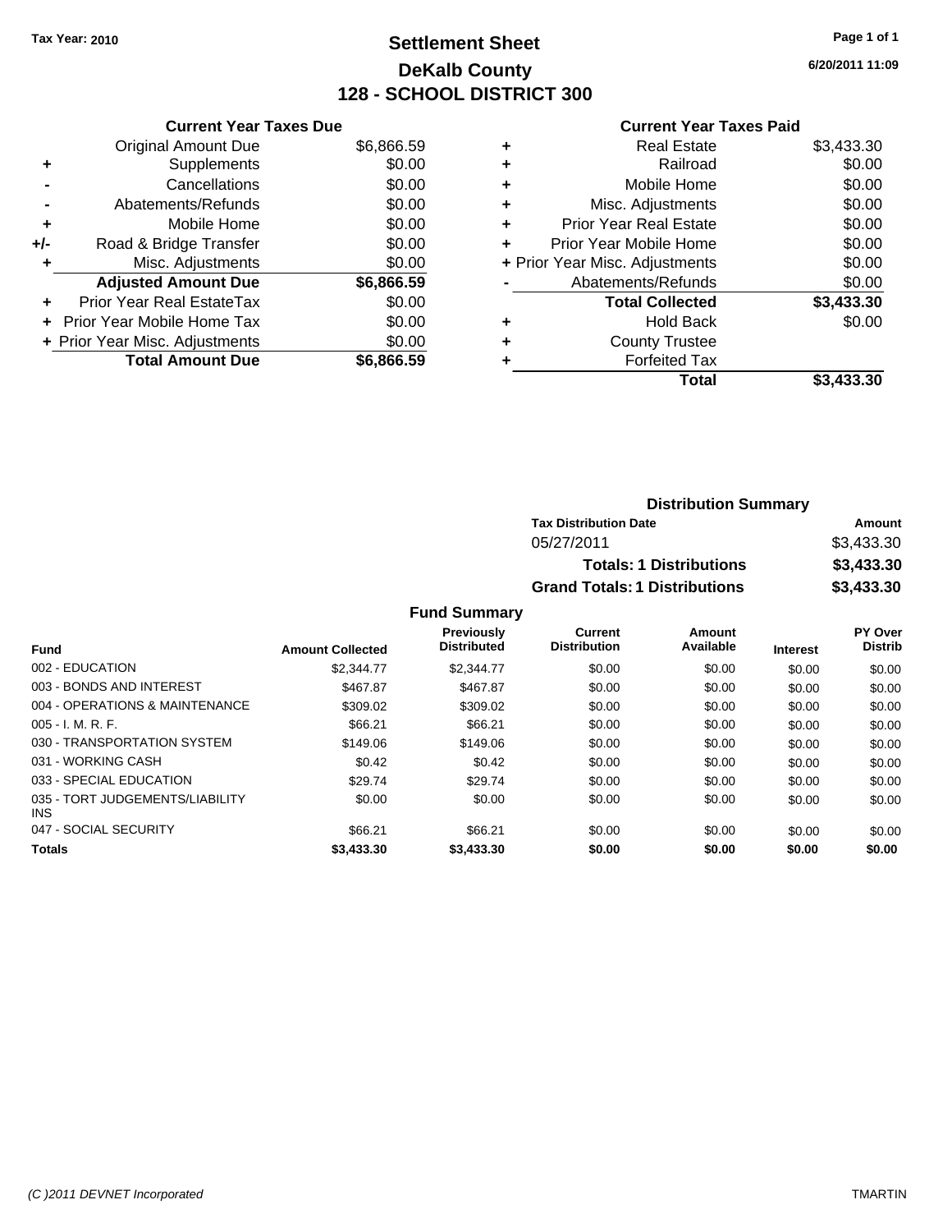**Tax Year: 2010**

# Settlement Sheet
## DeKalb County
## 128 - SCHOOL DISTRICT 300

6/20/2011 11:09

### Current Year Taxes Due

| | | |
|---|---|---|
| | Original Amount Due | $6,866.59 |
| + | Supplements | $0.00 |
| - | Cancellations | $0.00 |
| - | Abatements/Refunds | $0.00 |
| + | Mobile Home | $0.00 |
| +/- | Road & Bridge Transfer | $0.00 |
| + | Misc. Adjustments | $0.00 |
| | **Adjusted Amount Due** | **$6,866.59** |
| + | Prior Year Real EstateTax | $0.00 |
| + | Prior Year Mobile Home Tax | $0.00 |
| + | Prior Year Misc. Adjustments | $0.00 |
| | **Total Amount Due** | **$6,866.59** |

### Current Year Taxes Paid

| | | |
|---|---|---|
| + | Real Estate | $3,433.30 |
| + | Railroad | $0.00 |
| + | Mobile Home | $0.00 |
| + | Misc. Adjustments | $0.00 |
| + | Prior Year Real Estate | $0.00 |
| + | Prior Year Mobile Home | $0.00 |
| + | Prior Year Misc. Adjustments | $0.00 |
| - | Abatements/Refunds | $0.00 |
| | **Total Collected** | **$3,433.30** |
| + | Hold Back | $0.00 |
| + | County Trustee | |
| + | Forfeited Tax | |
| | **Total** | **$3,433.30** |

### Distribution Summary

| Tax Distribution Date | Amount |
|---|---|
| 05/27/2011 | $3,433.30 |
| **Totals: 1 Distributions** | **$3,433.30** |
| **Grand Totals: 1 Distributions** | **$3,433.30** |

### Fund Summary

| Fund | Amount Collected | Previously Distributed | Current Distribution | Amount Available | Interest | PY Over Distrib |
|---|---|---|---|---|---|---|
| 002 - EDUCATION | $2,344.77 | $2,344.77 | $0.00 | $0.00 | $0.00 | $0.00 |
| 003 - BONDS AND INTEREST | $467.87 | $467.87 | $0.00 | $0.00 | $0.00 | $0.00 |
| 004 - OPERATIONS & MAINTENANCE | $309.02 | $309.02 | $0.00 | $0.00 | $0.00 | $0.00 |
| 005 - I. M. R. F. | $66.21 | $66.21 | $0.00 | $0.00 | $0.00 | $0.00 |
| 030 - TRANSPORTATION SYSTEM | $149.06 | $149.06 | $0.00 | $0.00 | $0.00 | $0.00 |
| 031 - WORKING CASH | $0.42 | $0.42 | $0.00 | $0.00 | $0.00 | $0.00 |
| 033 - SPECIAL EDUCATION | $29.74 | $29.74 | $0.00 | $0.00 | $0.00 | $0.00 |
| 035 - TORT JUDGEMENTS/LIABILITY INS | $0.00 | $0.00 | $0.00 | $0.00 | $0.00 | $0.00 |
| 047 - SOCIAL SECURITY | $66.21 | $66.21 | $0.00 | $0.00 | $0.00 | $0.00 |
| **Totals** | **$3,433.30** | **$3,433.30** | **$0.00** | **$0.00** | **$0.00** | **$0.00** |

(C )2011 DEVNET Incorporated TMARTIN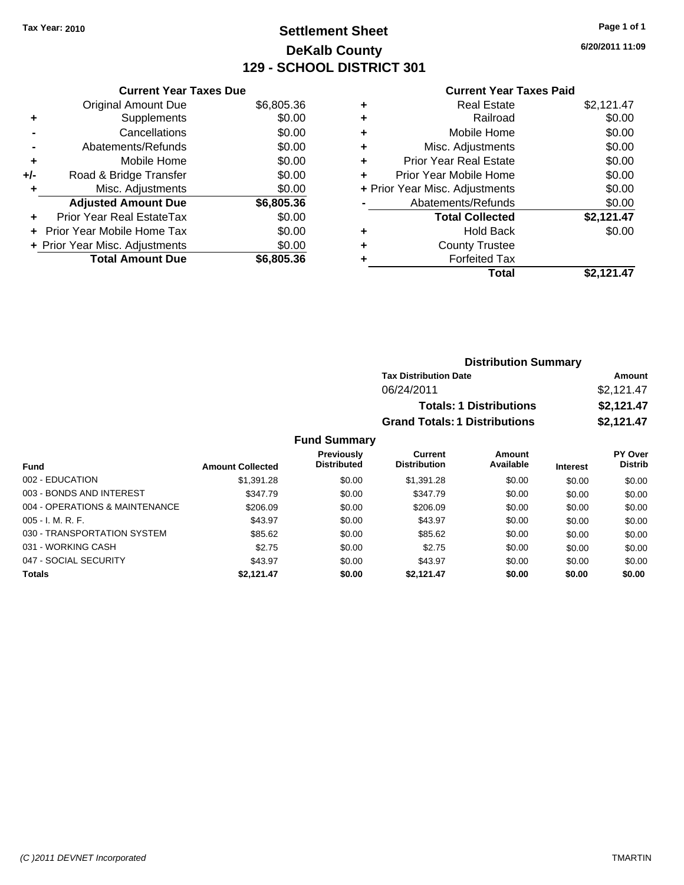**Tax Year: 2010**

# Settlement Sheet
## DeKalb County
## 129 - SCHOOL DISTRICT 301

6/20/2011 11:09

### Current Year Taxes Due

| | | |
|---|---|---|
| | Original Amount Due | $6,805.36 |
| + | Supplements | $0.00 |
| - | Cancellations | $0.00 |
| - | Abatements/Refunds | $0.00 |
| + | Mobile Home | $0.00 |
| +/- | Road & Bridge Transfer | $0.00 |
| + | Misc. Adjustments | $0.00 |
| | **Adjusted Amount Due** | **$6,805.36** |
| + | Prior Year Real EstateTax | $0.00 |
| + | Prior Year Mobile Home Tax | $0.00 |
| + | Prior Year Misc. Adjustments | $0.00 |
| | **Total Amount Due** | **$6,805.36** |

### Current Year Taxes Paid

| | | |
|---|---|---|
| + | Real Estate | $2,121.47 |
| + | Railroad | $0.00 |
| + | Mobile Home | $0.00 |
| + | Misc. Adjustments | $0.00 |
| + | Prior Year Real Estate | $0.00 |
| + | Prior Year Mobile Home | $0.00 |
| + | Prior Year Misc. Adjustments | $0.00 |
| - | Abatements/Refunds | $0.00 |
| | **Total Collected** | **$2,121.47** |
| + | Hold Back | $0.00 |
| + | County Trustee | |
| + | Forfeited Tax | |
| | **Total** | **$2,121.47** |

### Distribution Summary

| Tax Distribution Date | Amount |
|---|---|
| 06/24/2011 | $2,121.47 |
| **Totals: 1 Distributions** | **$2,121.47** |
| **Grand Totals: 1 Distributions** | **$2,121.47** |

### Fund Summary

| Fund | Amount Collected | Previously Distributed | Current Distribution | Amount Available | Interest | PY Over Distrib |
|---|---|---|---|---|---|---|
| 002 - EDUCATION | $1,391.28 | $0.00 | $1,391.28 | $0.00 | $0.00 | $0.00 |
| 003 - BONDS AND INTEREST | $347.79 | $0.00 | $347.79 | $0.00 | $0.00 | $0.00 |
| 004 - OPERATIONS & MAINTENANCE | $206.09 | $0.00 | $206.09 | $0.00 | $0.00 | $0.00 |
| 005 - I. M. R. F. | $43.97 | $0.00 | $43.97 | $0.00 | $0.00 | $0.00 |
| 030 - TRANSPORTATION SYSTEM | $85.62 | $0.00 | $85.62 | $0.00 | $0.00 | $0.00 |
| 031 - WORKING CASH | $2.75 | $0.00 | $2.75 | $0.00 | $0.00 | $0.00 |
| 047 - SOCIAL SECURITY | $43.97 | $0.00 | $43.97 | $0.00 | $0.00 | $0.00 |
| **Totals** | **$2,121.47** | **$0.00** | **$2,121.47** | **$0.00** | **$0.00** | **$0.00** |

(C )2011 DEVNET Incorporated TMARTIN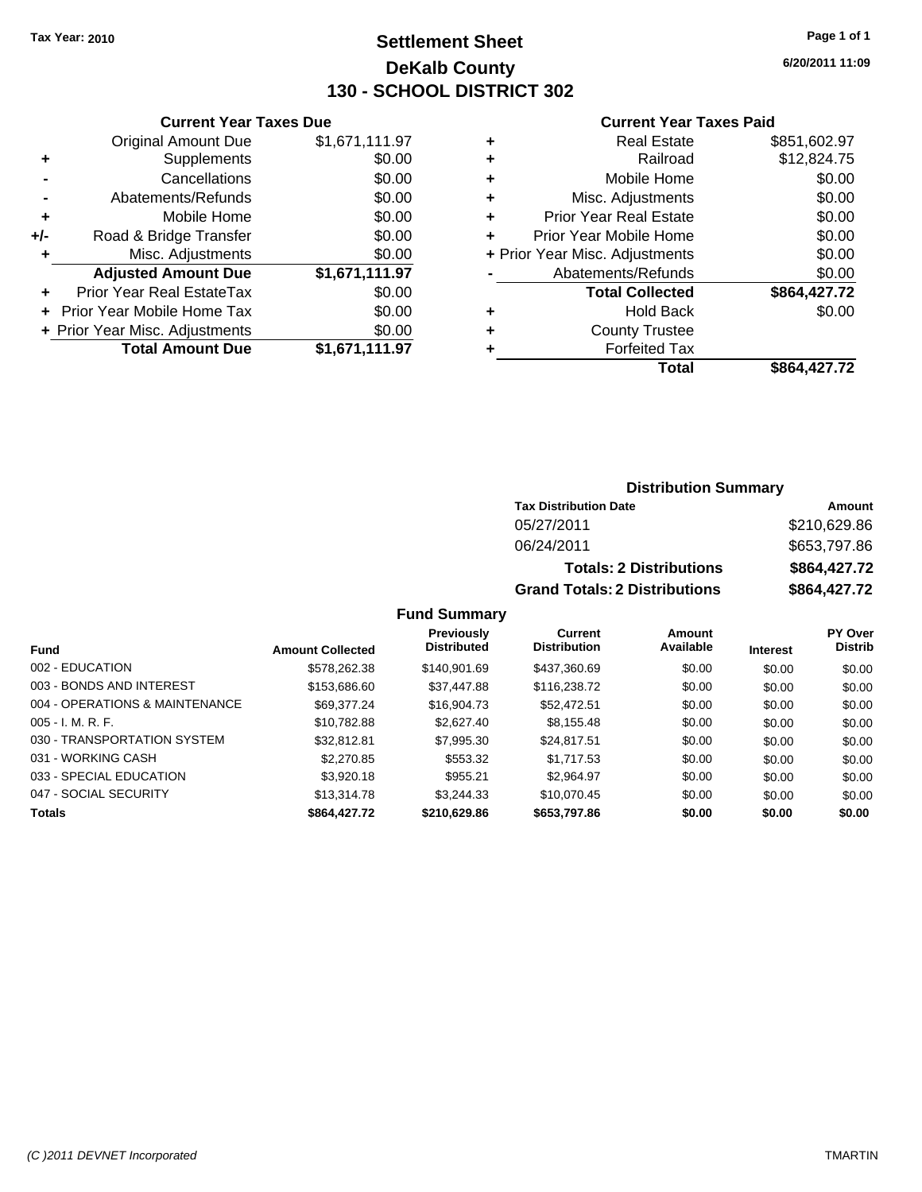**Tax Year: 2010**

# Settlement Sheet
## DeKalb County
## 130 - SCHOOL DISTRICT 302

6/20/2011 11:09

### Current Year Taxes Due

| | | |
|---|---|---|
| | Original Amount Due | $1,671,111.97 |
| + | Supplements | $0.00 |
| - | Cancellations | $0.00 |
| - | Abatements/Refunds | $0.00 |
| + | Mobile Home | $0.00 |
| +/- | Road & Bridge Transfer | $0.00 |
| + | Misc. Adjustments | $0.00 |
| | **Adjusted Amount Due** | **$1,671,111.97** |
| + | Prior Year Real EstateTax | $0.00 |
| + | Prior Year Mobile Home Tax | $0.00 |
| + | Prior Year Misc. Adjustments | $0.00 |
| | **Total Amount Due** | **$1,671,111.97** |

### Current Year Taxes Paid

| | | |
|---|---|---|
| + | Real Estate | $851,602.97 |
| + | Railroad | $12,824.75 |
| + | Mobile Home | $0.00 |
| + | Misc. Adjustments | $0.00 |
| + | Prior Year Real Estate | $0.00 |
| + | Prior Year Mobile Home | $0.00 |
| + | Prior Year Misc. Adjustments | $0.00 |
| - | Abatements/Refunds | $0.00 |
| | **Total Collected** | **$864,427.72** |
| + | Hold Back | $0.00 |
| + | County Trustee | |
| + | Forfeited Tax | |
| | **Total** | **$864,427.72** |

### Distribution Summary

| Tax Distribution Date | Amount |
|---|---|
| 05/27/2011 | $210,629.86 |
| 06/24/2011 | $653,797.86 |
| **Totals: 2 Distributions** | **$864,427.72** |
| **Grand Totals: 2 Distributions** | **$864,427.72** |

### Fund Summary

| Fund | Amount Collected | Previously Distributed | Current Distribution | Amount Available | Interest | PY Over Distrib |
|---|---|---|---|---|---|---|
| 002 - EDUCATION | $578,262.38 | $140,901.69 | $437,360.69 | $0.00 | $0.00 | $0.00 |
| 003 - BONDS AND INTEREST | $153,686.60 | $37,447.88 | $116,238.72 | $0.00 | $0.00 | $0.00 |
| 004 - OPERATIONS & MAINTENANCE | $69,377.24 | $16,904.73 | $52,472.51 | $0.00 | $0.00 | $0.00 |
| 005 - I. M. R. F. | $10,782.88 | $2,627.40 | $8,155.48 | $0.00 | $0.00 | $0.00 |
| 030 - TRANSPORTATION SYSTEM | $32,812.81 | $7,995.30 | $24,817.51 | $0.00 | $0.00 | $0.00 |
| 031 - WORKING CASH | $2,270.85 | $553.32 | $1,717.53 | $0.00 | $0.00 | $0.00 |
| 033 - SPECIAL EDUCATION | $3,920.18 | $955.21 | $2,964.97 | $0.00 | $0.00 | $0.00 |
| 047 - SOCIAL SECURITY | $13,314.78 | $3,244.33 | $10,070.45 | $0.00 | $0.00 | $0.00 |
| **Totals** | **$864,427.72** | **$210,629.86** | **$653,797.86** | **$0.00** | **$0.00** | **$0.00** |

(C )2011 DEVNET Incorporated TMARTIN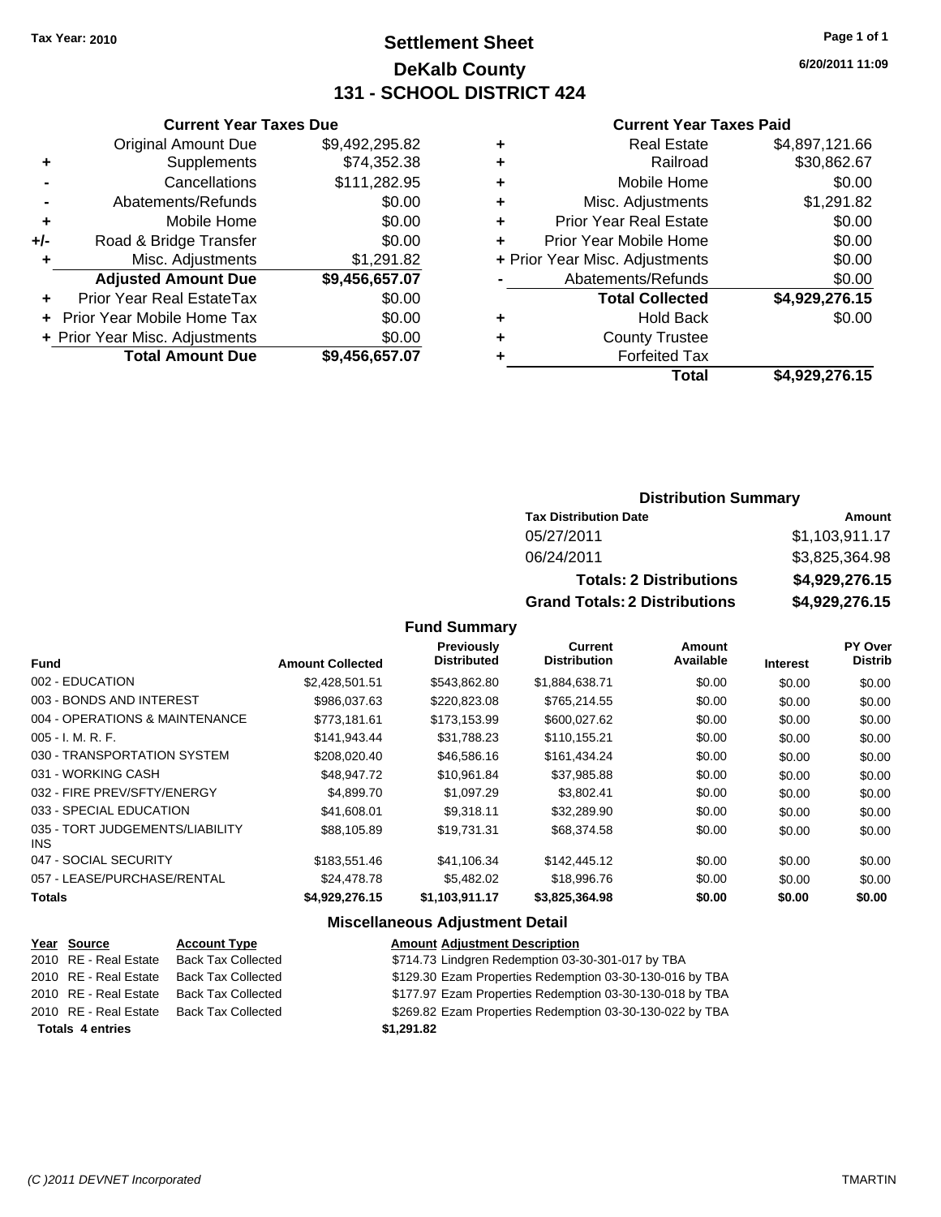Tax Year: 2010

# Settlement Sheet
## DeKalb County
## 131 - SCHOOL DISTRICT 424

6/20/2011 11:09

### Current Year Taxes Due

| | | |
|---|---|---|
| | Original Amount Due | $9,492,295.82 |
| + | Supplements | $74,352.38 |
| - | Cancellations | $111,282.95 |
| - | Abatements/Refunds | $0.00 |
| + | Mobile Home | $0.00 |
| +/- | Road & Bridge Transfer | $0.00 |
| + | Misc. Adjustments | $1,291.82 |
| | **Adjusted Amount Due** | **$9,456,657.07** |
| + | Prior Year Real EstateTax | $0.00 |
| + | Prior Year Mobile Home Tax | $0.00 |
| + | Prior Year Misc. Adjustments | $0.00 |
| | **Total Amount Due** | **$9,456,657.07** |

### Current Year Taxes Paid

| | | |
|---|---|---|
| + | Real Estate | $4,897,121.66 |
| + | Railroad | $30,862.67 |
| + | Mobile Home | $0.00 |
| + | Misc. Adjustments | $1,291.82 |
| + | Prior Year Real Estate | $0.00 |
| + | Prior Year Mobile Home | $0.00 |
| + | Prior Year Misc. Adjustments | $0.00 |
| - | Abatements/Refunds | $0.00 |
| | **Total Collected** | **$4,929,276.15** |
| + | Hold Back | $0.00 |
| + | County Trustee | |
| + | Forfeited Tax | |
| | **Total** | **$4,929,276.15** |

### Distribution Summary

| Tax Distribution Date | Amount |
|---|---|
| 05/27/2011 | $1,103,911.17 |
| 06/24/2011 | $3,825,364.98 |
| **Totals: 2 Distributions** | **$4,929,276.15** |
| **Grand Totals: 2 Distributions** | **$4,929,276.15** |

### Fund Summary

| Fund | Amount Collected | Previously Distributed | Current Distribution | Amount Available | Interest | PY Over Distrib |
|---|---|---|---|---|---|---|
| 002 - EDUCATION | $2,428,501.51 | $543,862.80 | $1,884,638.71 | $0.00 | $0.00 | $0.00 |
| 003 - BONDS AND INTEREST | $986,037.63 | $220,823.08 | $765,214.55 | $0.00 | $0.00 | $0.00 |
| 004 - OPERATIONS & MAINTENANCE | $773,181.61 | $173,153.99 | $600,027.62 | $0.00 | $0.00 | $0.00 |
| 005 - I. M. R. F. | $141,943.44 | $31,788.23 | $110,155.21 | $0.00 | $0.00 | $0.00 |
| 030 - TRANSPORTATION SYSTEM | $208,020.40 | $46,586.16 | $161,434.24 | $0.00 | $0.00 | $0.00 |
| 031 - WORKING CASH | $48,947.72 | $10,961.84 | $37,985.88 | $0.00 | $0.00 | $0.00 |
| 032 - FIRE PREV/SFTY/ENERGY | $4,899.70 | $1,097.29 | $3,802.41 | $0.00 | $0.00 | $0.00 |
| 033 - SPECIAL EDUCATION | $41,608.01 | $9,318.11 | $32,289.90 | $0.00 | $0.00 | $0.00 |
| 035 - TORT JUDGEMENTS/LIABILITY INS | $88,105.89 | $19,731.31 | $68,374.58 | $0.00 | $0.00 | $0.00 |
| 047 - SOCIAL SECURITY | $183,551.46 | $41,106.34 | $142,445.12 | $0.00 | $0.00 | $0.00 |
| 057 - LEASE/PURCHASE/RENTAL | $24,478.78 | $5,482.02 | $18,996.76 | $0.00 | $0.00 | $0.00 |
| **Totals** | **$4,929,276.15** | **$1,103,911.17** | **$3,825,364.98** | **$0.00** | **$0.00** | **$0.00** |

### Miscellaneous Adjustment Detail

| Year | Source | Account Type | Amount | Adjustment Description |
|---|---|---|---|---|
| 2010 | RE - Real Estate | Back Tax Collected | $714.73 | Lindgren Redemption 03-30-301-017 by TBA |
| 2010 | RE - Real Estate | Back Tax Collected | $129.30 | Ezam Properties Redemption 03-30-130-016 by TBA |
| 2010 | RE - Real Estate | Back Tax Collected | $177.97 | Ezam Properties Redemption 03-30-130-018 by TBA |
| 2010 | RE - Real Estate | Back Tax Collected | $269.82 | Ezam Properties Redemption 03-30-130-022 by TBA |
| **Totals 4 entries** | | | **$1,291.82** | |

(C )2011 DEVNET Incorporated TMARTIN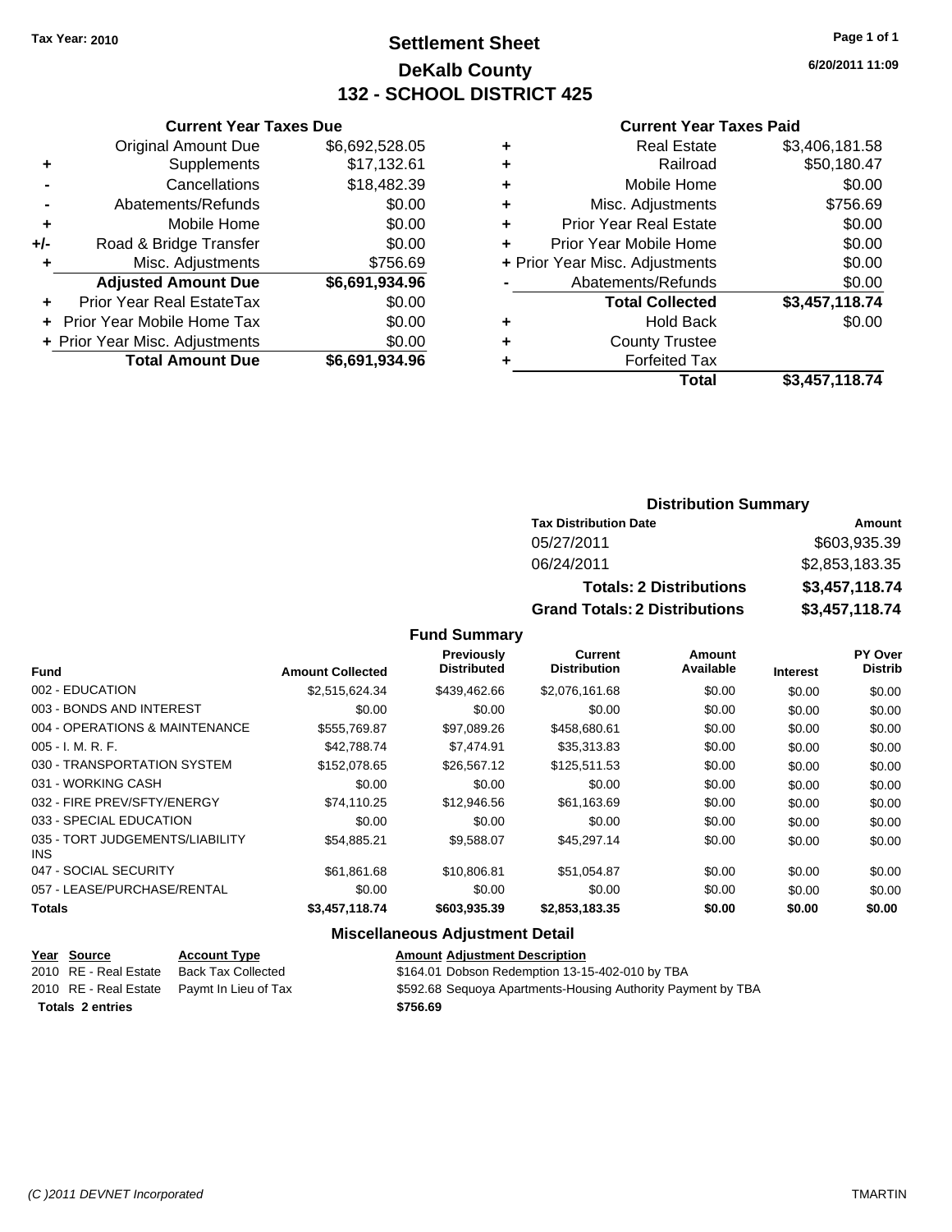Tax Year: 2010

# Settlement Sheet
## DeKalb County
## 132 - SCHOOL DISTRICT 425

6/20/2011 11:09

### Current Year Taxes Due

| | | |
|---|---|---|
| | Original Amount Due | $6,692,528.05 |
| + | Supplements | $17,132.61 |
| - | Cancellations | $18,482.39 |
| - | Abatements/Refunds | $0.00 |
| + | Mobile Home | $0.00 |
| +/- | Road & Bridge Transfer | $0.00 |
| + | Misc. Adjustments | $756.69 |
| | **Adjusted Amount Due** | **$6,691,934.96** |
| + | Prior Year Real EstateTax | $0.00 |
| + | Prior Year Mobile Home Tax | $0.00 |
| + | Prior Year Misc. Adjustments | $0.00 |
| | **Total Amount Due** | **$6,691,934.96** |

### Current Year Taxes Paid

| | | |
|---|---|---|
| + | Real Estate | $3,406,181.58 |
| + | Railroad | $50,180.47 |
| + | Mobile Home | $0.00 |
| + | Misc. Adjustments | $756.69 |
| + | Prior Year Real Estate | $0.00 |
| + | Prior Year Mobile Home | $0.00 |
| + | Prior Year Misc. Adjustments | $0.00 |
| - | Abatements/Refunds | $0.00 |
| | **Total Collected** | **$3,457,118.74** |
| + | Hold Back | $0.00 |
| + | County Trustee | |
| + | Forfeited Tax | |
| | **Total** | **$3,457,118.74** |

### Distribution Summary

| Tax Distribution Date | Amount |
|---|---|
| 05/27/2011 | $603,935.39 |
| 06/24/2011 | $2,853,183.35 |
| **Totals: 2 Distributions** | **$3,457,118.74** |
| **Grand Totals: 2 Distributions** | **$3,457,118.74** |

### Fund Summary

| Fund | Amount Collected | Previously Distributed | Current Distribution | Amount Available | Interest | PY Over Distrib |
|---|---|---|---|---|---|---|
| 002 - EDUCATION | $2,515,624.34 | $439,462.66 | $2,076,161.68 | $0.00 | $0.00 | $0.00 |
| 003 - BONDS AND INTEREST | $0.00 | $0.00 | $0.00 | $0.00 | $0.00 | $0.00 |
| 004 - OPERATIONS & MAINTENANCE | $555,769.87 | $97,089.26 | $458,680.61 | $0.00 | $0.00 | $0.00 |
| 005 - I. M. R. F. | $42,788.74 | $7,474.91 | $35,313.83 | $0.00 | $0.00 | $0.00 |
| 030 - TRANSPORTATION SYSTEM | $152,078.65 | $26,567.12 | $125,511.53 | $0.00 | $0.00 | $0.00 |
| 031 - WORKING CASH | $0.00 | $0.00 | $0.00 | $0.00 | $0.00 | $0.00 |
| 032 - FIRE PREV/SFTY/ENERGY | $74,110.25 | $12,946.56 | $61,163.69 | $0.00 | $0.00 | $0.00 |
| 033 - SPECIAL EDUCATION | $0.00 | $0.00 | $0.00 | $0.00 | $0.00 | $0.00 |
| 035 - TORT JUDGEMENTS/LIABILITY INS | $54,885.21 | $9,588.07 | $45,297.14 | $0.00 | $0.00 | $0.00 |
| 047 - SOCIAL SECURITY | $61,861.68 | $10,806.81 | $51,054.87 | $0.00 | $0.00 | $0.00 |
| 057 - LEASE/PURCHASE/RENTAL | $0.00 | $0.00 | $0.00 | $0.00 | $0.00 | $0.00 |
| **Totals** | **$3,457,118.74** | **$603,935.39** | **$2,853,183.35** | **$0.00** | **$0.00** | **$0.00** |

### Miscellaneous Adjustment Detail

| Year | Source | Account Type | Amount | Adjustment Description |
|---|---|---|---|---|
| 2010 | RE - Real Estate | Back Tax Collected | $164.01 | Dobson Redemption 13-15-402-010 by TBA |
| 2010 | RE - Real Estate | Paymt In Lieu of Tax | $592.68 | Sequoya Apartments-Housing Authority Payment by TBA |
| **Totals** | **2 entries** | | **$756.69** | |

(C )2011 DEVNET Incorporated TMARTIN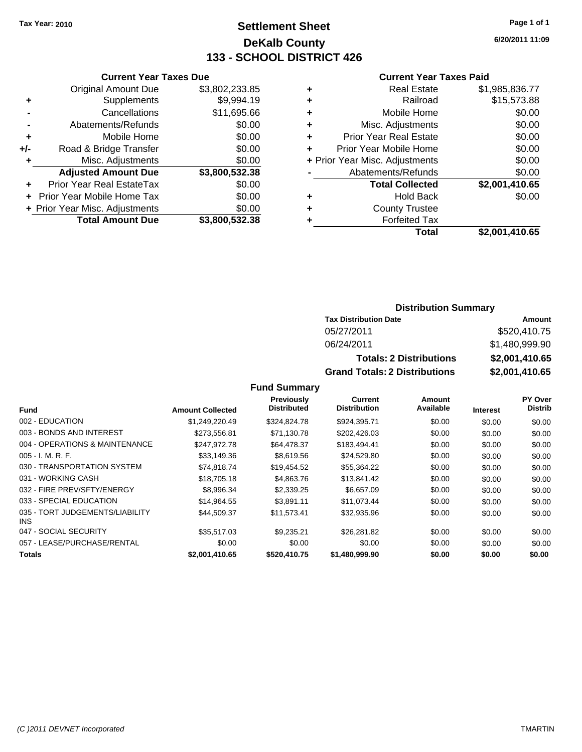Tax Year: 2010

# Settlement Sheet
## DeKalb County
## 133 - SCHOOL DISTRICT 426

6/20/2011 11:09

### Current Year Taxes Due

| | | |
|---|---|---|
| | Original Amount Due | $3,802,233.85 |
| + | Supplements | $9,994.19 |
| - | Cancellations | $11,695.66 |
| - | Abatements/Refunds | $0.00 |
| + | Mobile Home | $0.00 |
| +/- | Road & Bridge Transfer | $0.00 |
| + | Misc. Adjustments | $0.00 |
| | **Adjusted Amount Due** | **$3,800,532.38** |
| + | Prior Year Real EstateTax | $0.00 |
| + | Prior Year Mobile Home Tax | $0.00 |
| + | Prior Year Misc. Adjustments | $0.00 |
| | **Total Amount Due** | **$3,800,532.38** |

### Current Year Taxes Paid

| | | |
|---|---|---|
| + | Real Estate | $1,985,836.77 |
| + | Railroad | $15,573.88 |
| + | Mobile Home | $0.00 |
| + | Misc. Adjustments | $0.00 |
| + | Prior Year Real Estate | $0.00 |
| + | Prior Year Mobile Home | $0.00 |
| + | Prior Year Misc. Adjustments | $0.00 |
| - | Abatements/Refunds | $0.00 |
| | **Total Collected** | **$2,001,410.65** |
| + | Hold Back | $0.00 |
| + | County Trustee | |
| + | Forfeited Tax | |
| | **Total** | **$2,001,410.65** |

### Distribution Summary

| Tax Distribution Date | Amount |
|---|---|
| 05/27/2011 | $520,410.75 |
| 06/24/2011 | $1,480,999.90 |
| **Totals: 2 Distributions** | **$2,001,410.65** |
| **Grand Totals: 2 Distributions** | **$2,001,410.65** |

### Fund Summary

| Fund | Amount Collected | Previously Distributed | Current Distribution | Amount Available | Interest | PY Over Distrib |
|---|---|---|---|---|---|---|
| 002 - EDUCATION | $1,249,220.49 | $324,824.78 | $924,395.71 | $0.00 | $0.00 | $0.00 |
| 003 - BONDS AND INTEREST | $273,556.81 | $71,130.78 | $202,426.03 | $0.00 | $0.00 | $0.00 |
| 004 - OPERATIONS & MAINTENANCE | $247,972.78 | $64,478.37 | $183,494.41 | $0.00 | $0.00 | $0.00 |
| 005 - I. M. R. F. | $33,149.36 | $8,619.56 | $24,529.80 | $0.00 | $0.00 | $0.00 |
| 030 - TRANSPORTATION SYSTEM | $74,818.74 | $19,454.52 | $55,364.22 | $0.00 | $0.00 | $0.00 |
| 031 - WORKING CASH | $18,705.18 | $4,863.76 | $13,841.42 | $0.00 | $0.00 | $0.00 |
| 032 - FIRE PREV/SFTY/ENERGY | $8,996.34 | $2,339.25 | $6,657.09 | $0.00 | $0.00 | $0.00 |
| 033 - SPECIAL EDUCATION | $14,964.55 | $3,891.11 | $11,073.44 | $0.00 | $0.00 | $0.00 |
| 035 - TORT JUDGEMENTS/LIABILITY INS | $44,509.37 | $11,573.41 | $32,935.96 | $0.00 | $0.00 | $0.00 |
| 047 - SOCIAL SECURITY | $35,517.03 | $9,235.21 | $26,281.82 | $0.00 | $0.00 | $0.00 |
| 057 - LEASE/PURCHASE/RENTAL | $0.00 | $0.00 | $0.00 | $0.00 | $0.00 | $0.00 |
| **Totals** | **$2,001,410.65** | **$520,410.75** | **$1,480,999.90** | **$0.00** | **$0.00** | **$0.00** |

(C )2011 DEVNET Incorporated — TMARTIN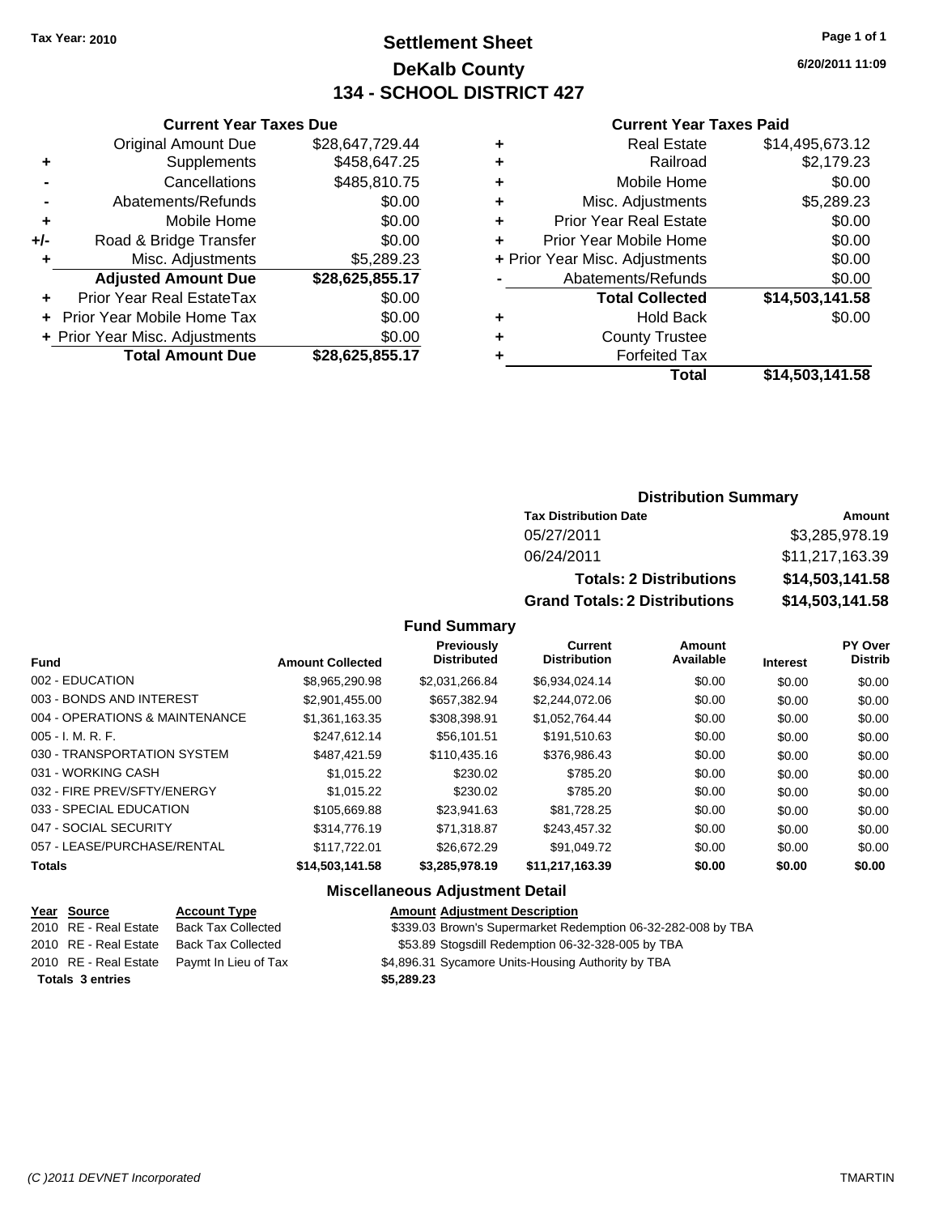Tax Year: 2010

# Settlement Sheet
## DeKalb County
## 134 - SCHOOL DISTRICT 427

6/20/2011 11:09

### Current Year Taxes Due

| | | |
|---|---|---|
| | Original Amount Due | $28,647,729.44 |
| + | Supplements | $458,647.25 |
| - | Cancellations | $485,810.75 |
| - | Abatements/Refunds | $0.00 |
| + | Mobile Home | $0.00 |
| +/- | Road & Bridge Transfer | $0.00 |
| + | Misc. Adjustments | $5,289.23 |
| | **Adjusted Amount Due** | **$28,625,855.17** |
| + | Prior Year Real EstateTax | $0.00 |
| + | Prior Year Mobile Home Tax | $0.00 |
| + | Prior Year Misc. Adjustments | $0.00 |
| | **Total Amount Due** | **$28,625,855.17** |

### Current Year Taxes Paid

| | | |
|---|---|---|
| + | Real Estate | $14,495,673.12 |
| + | Railroad | $2,179.23 |
| + | Mobile Home | $0.00 |
| + | Misc. Adjustments | $5,289.23 |
| + | Prior Year Real Estate | $0.00 |
| + | Prior Year Mobile Home | $0.00 |
| + | Prior Year Misc. Adjustments | $0.00 |
| - | Abatements/Refunds | $0.00 |
| | **Total Collected** | **$14,503,141.58** |
| + | Hold Back | $0.00 |
| + | County Trustee | |
| + | Forfeited Tax | |
| | **Total** | **$14,503,141.58** |

### Distribution Summary

| Tax Distribution Date | Amount |
|---|---|
| 05/27/2011 | $3,285,978.19 |
| 06/24/2011 | $11,217,163.39 |
| **Totals: 2 Distributions** | **$14,503,141.58** |
| **Grand Totals: 2 Distributions** | **$14,503,141.58** |

### Fund Summary

| Fund | Amount Collected | Previously Distributed | Current Distribution | Amount Available | Interest | PY Over Distrib |
|---|---|---|---|---|---|---|
| 002 - EDUCATION | $8,965,290.98 | $2,031,266.84 | $6,934,024.14 | $0.00 | $0.00 | $0.00 |
| 003 - BONDS AND INTEREST | $2,901,455.00 | $657,382.94 | $2,244,072.06 | $0.00 | $0.00 | $0.00 |
| 004 - OPERATIONS & MAINTENANCE | $1,361,163.35 | $308,398.91 | $1,052,764.44 | $0.00 | $0.00 | $0.00 |
| 005 - I. M. R. F. | $247,612.14 | $56,101.51 | $191,510.63 | $0.00 | $0.00 | $0.00 |
| 030 - TRANSPORTATION SYSTEM | $487,421.59 | $110,435.16 | $376,986.43 | $0.00 | $0.00 | $0.00 |
| 031 - WORKING CASH | $1,015.22 | $230.02 | $785.20 | $0.00 | $0.00 | $0.00 |
| 032 - FIRE PREV/SFTY/ENERGY | $1,015.22 | $230.02 | $785.20 | $0.00 | $0.00 | $0.00 |
| 033 - SPECIAL EDUCATION | $105,669.88 | $23,941.63 | $81,728.25 | $0.00 | $0.00 | $0.00 |
| 047 - SOCIAL SECURITY | $314,776.19 | $71,318.87 | $243,457.32 | $0.00 | $0.00 | $0.00 |
| 057 - LEASE/PURCHASE/RENTAL | $117,722.01 | $26,672.29 | $91,049.72 | $0.00 | $0.00 | $0.00 |
| **Totals** | **$14,503,141.58** | **$3,285,978.19** | **$11,217,163.39** | **$0.00** | **$0.00** | **$0.00** |

### Miscellaneous Adjustment Detail

| Year | Source | Account Type | Amount | Adjustment Description |
|---|---|---|---|---|
| 2010 | RE - Real Estate | Back Tax Collected | $339.03 | Brown's Supermarket Redemption 06-32-282-008 by TBA |
| 2010 | RE - Real Estate | Back Tax Collected | $53.89 | Stogsdill Redemption 06-32-328-005 by TBA |
| 2010 | RE - Real Estate | Paymt In Lieu of Tax | $4,896.31 | Sycamore Units-Housing Authority by TBA |
| **Totals 3 entries** | | | **$5,289.23** | |

(C )2011 DEVNET Incorporated TMARTIN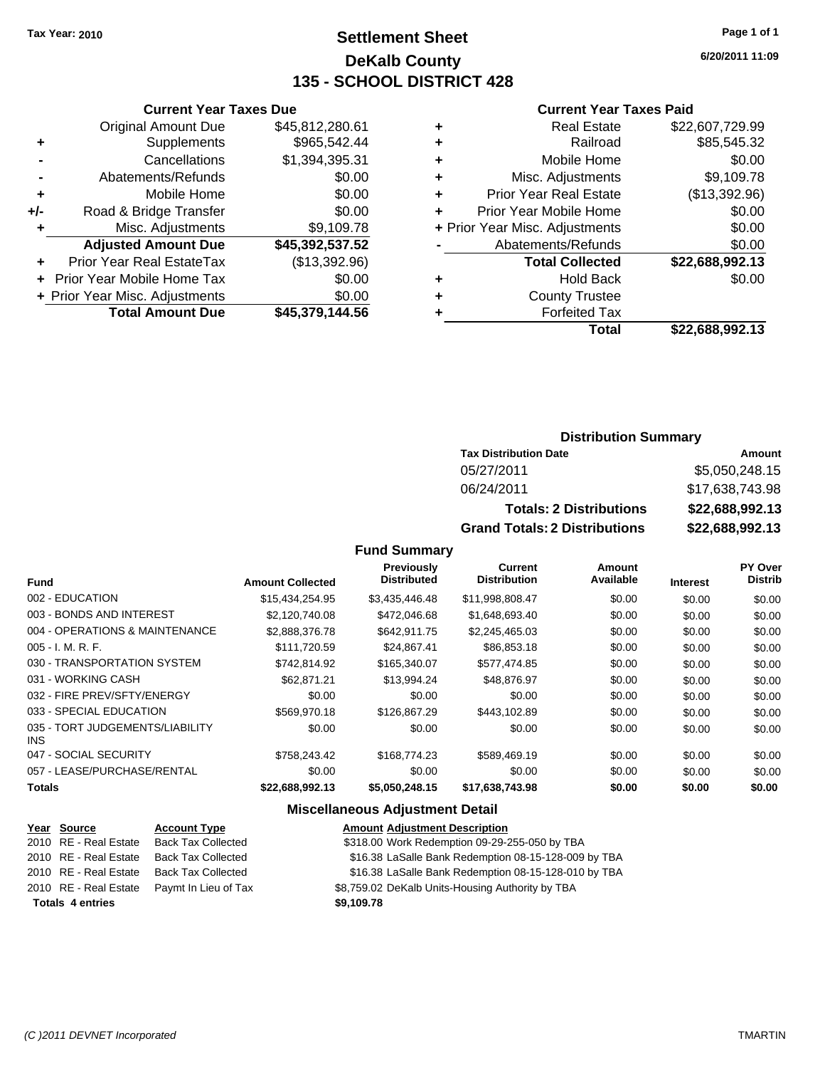Tax Year: 2010

# Settlement Sheet
## DeKalb County
## 135 - SCHOOL DISTRICT 428

6/20/2011 11:09

### Current Year Taxes Due

| | | |
|---|---|---|
| | Original Amount Due | $45,812,280.61 |
| + | Supplements | $965,542.44 |
| - | Cancellations | $1,394,395.31 |
| - | Abatements/Refunds | $0.00 |
| + | Mobile Home | $0.00 |
| +/- | Road & Bridge Transfer | $0.00 |
| + | Misc. Adjustments | $9,109.78 |
| | **Adjusted Amount Due** | **$45,392,537.52** |
| + | Prior Year Real EstateTax | ($13,392.96) |
| + | Prior Year Mobile Home Tax | $0.00 |
| + | Prior Year Misc. Adjustments | $0.00 |
| | **Total Amount Due** | **$45,379,144.56** |

### Current Year Taxes Paid

| | | |
|---|---|---|
| + | Real Estate | $22,607,729.99 |
| + | Railroad | $85,545.32 |
| + | Mobile Home | $0.00 |
| + | Misc. Adjustments | $9,109.78 |
| + | Prior Year Real Estate | ($13,392.96) |
| + | Prior Year Mobile Home | $0.00 |
| + | Prior Year Misc. Adjustments | $0.00 |
| - | Abatements/Refunds | $0.00 |
| | **Total Collected** | **$22,688,992.13** |
| + | Hold Back | $0.00 |
| + | County Trustee | |
| + | Forfeited Tax | |
| | **Total** | **$22,688,992.13** |

### Distribution Summary

| Tax Distribution Date | Amount |
|---|---|
| 05/27/2011 | $5,050,248.15 |
| 06/24/2011 | $17,638,743.98 |
| **Totals: 2 Distributions** | **$22,688,992.13** |
| **Grand Totals: 2 Distributions** | **$22,688,992.13** |

### Fund Summary

| Fund | Amount Collected | Previously Distributed | Current Distribution | Amount Available | Interest | PY Over Distrib |
|---|---|---|---|---|---|---|
| 002 - EDUCATION | $15,434,254.95 | $3,435,446.48 | $11,998,808.47 | $0.00 | $0.00 | $0.00 |
| 003 - BONDS AND INTEREST | $2,120,740.08 | $472,046.68 | $1,648,693.40 | $0.00 | $0.00 | $0.00 |
| 004 - OPERATIONS & MAINTENANCE | $2,888,376.78 | $642,911.75 | $2,245,465.03 | $0.00 | $0.00 | $0.00 |
| 005 - I. M. R. F. | $111,720.59 | $24,867.41 | $86,853.18 | $0.00 | $0.00 | $0.00 |
| 030 - TRANSPORTATION SYSTEM | $742,814.92 | $165,340.07 | $577,474.85 | $0.00 | $0.00 | $0.00 |
| 031 - WORKING CASH | $62,871.21 | $13,994.24 | $48,876.97 | $0.00 | $0.00 | $0.00 |
| 032 - FIRE PREV/SFTY/ENERGY | $0.00 | $0.00 | $0.00 | $0.00 | $0.00 | $0.00 |
| 033 - SPECIAL EDUCATION | $569,970.18 | $126,867.29 | $443,102.89 | $0.00 | $0.00 | $0.00 |
| 035 - TORT JUDGEMENTS/LIABILITY INS | $0.00 | $0.00 | $0.00 | $0.00 | $0.00 | $0.00 |
| 047 - SOCIAL SECURITY | $758,243.42 | $168,774.23 | $589,469.19 | $0.00 | $0.00 | $0.00 |
| 057 - LEASE/PURCHASE/RENTAL | $0.00 | $0.00 | $0.00 | $0.00 | $0.00 | $0.00 |
| **Totals** | **$22,688,992.13** | **$5,050,248.15** | **$17,638,743.98** | **$0.00** | **$0.00** | **$0.00** |

### Miscellaneous Adjustment Detail

| Year | Source | Account Type | Amount | Adjustment Description |
|---|---|---|---|---|
| 2010 | RE - Real Estate | Back Tax Collected | $318.00 | Work Redemption 09-29-255-050 by TBA |
| 2010 | RE - Real Estate | Back Tax Collected | $16.38 | LaSalle Bank Redemption 08-15-128-009 by TBA |
| 2010 | RE - Real Estate | Back Tax Collected | $16.38 | LaSalle Bank Redemption 08-15-128-010 by TBA |
| 2010 | RE - Real Estate | Paymt In Lieu of Tax | $8,759.02 | DeKalb Units-Housing Authority by TBA |
| **Totals 4 entries** | | | **$9,109.78** | |

(C )2011 DEVNET Incorporated — TMARTIN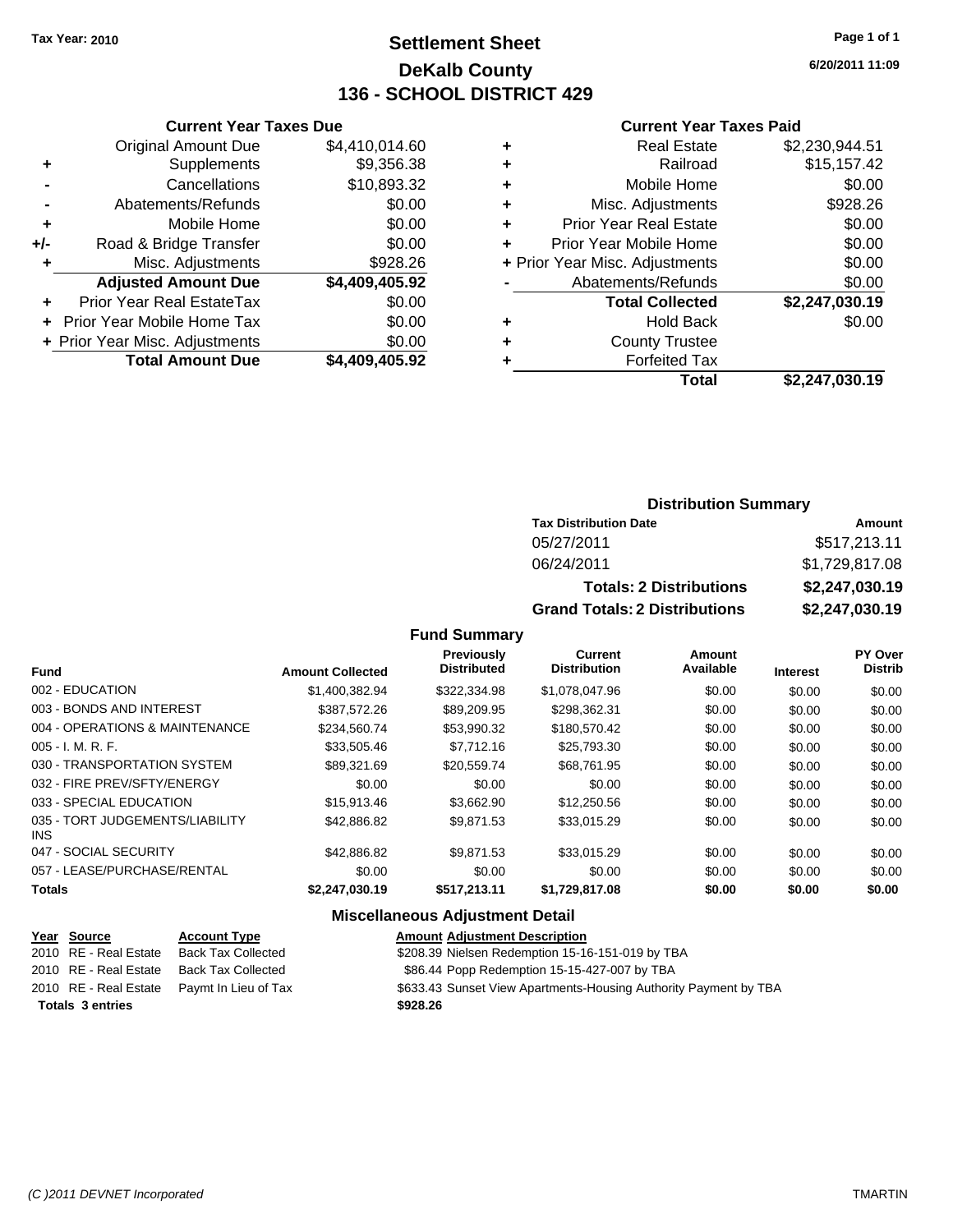Tax Year: 2010

# Settlement Sheet
## DeKalb County
## 136 - SCHOOL DISTRICT 429

6/20/2011 11:09

### Current Year Taxes Due

| | | |
|---|---|---|
| | Original Amount Due | $4,410,014.60 |
| + | Supplements | $9,356.38 |
| - | Cancellations | $10,893.32 |
| - | Abatements/Refunds | $0.00 |
| + | Mobile Home | $0.00 |
| +/- | Road & Bridge Transfer | $0.00 |
| + | Misc. Adjustments | $928.26 |
| | **Adjusted Amount Due** | **$4,409,405.92** |
| + | Prior Year Real EstateTax | $0.00 |
| + | Prior Year Mobile Home Tax | $0.00 |
| + | Prior Year Misc. Adjustments | $0.00 |
| | **Total Amount Due** | **$4,409,405.92** |

### Current Year Taxes Paid

| | | |
|---|---|---|
| + | Real Estate | $2,230,944.51 |
| + | Railroad | $15,157.42 |
| + | Mobile Home | $0.00 |
| + | Misc. Adjustments | $928.26 |
| + | Prior Year Real Estate | $0.00 |
| + | Prior Year Mobile Home | $0.00 |
| + | Prior Year Misc. Adjustments | $0.00 |
| - | Abatements/Refunds | $0.00 |
| | **Total Collected** | **$2,247,030.19** |
| + | Hold Back | $0.00 |
| + | County Trustee | |
| + | Forfeited Tax | |
| | **Total** | **$2,247,030.19** |

### Distribution Summary

| Tax Distribution Date | Amount |
|---|---|
| 05/27/2011 | $517,213.11 |
| 06/24/2011 | $1,729,817.08 |
| **Totals: 2 Distributions** | **$2,247,030.19** |
| **Grand Totals: 2 Distributions** | **$2,247,030.19** |

### Fund Summary

| Fund | Amount Collected | Previously Distributed | Current Distribution | Amount Available | Interest | PY Over Distrib |
|---|---|---|---|---|---|---|
| 002 - EDUCATION | $1,400,382.94 | $322,334.98 | $1,078,047.96 | $0.00 | $0.00 | $0.00 |
| 003 - BONDS AND INTEREST | $387,572.26 | $89,209.95 | $298,362.31 | $0.00 | $0.00 | $0.00 |
| 004 - OPERATIONS & MAINTENANCE | $234,560.74 | $53,990.32 | $180,570.42 | $0.00 | $0.00 | $0.00 |
| 005 - I. M. R. F. | $33,505.46 | $7,712.16 | $25,793.30 | $0.00 | $0.00 | $0.00 |
| 030 - TRANSPORTATION SYSTEM | $89,321.69 | $20,559.74 | $68,761.95 | $0.00 | $0.00 | $0.00 |
| 032 - FIRE PREV/SFTY/ENERGY | $0.00 | $0.00 | $0.00 | $0.00 | $0.00 | $0.00 |
| 033 - SPECIAL EDUCATION | $15,913.46 | $3,662.90 | $12,250.56 | $0.00 | $0.00 | $0.00 |
| 035 - TORT JUDGEMENTS/LIABILITY INS | $42,886.82 | $9,871.53 | $33,015.29 | $0.00 | $0.00 | $0.00 |
| 047 - SOCIAL SECURITY | $42,886.82 | $9,871.53 | $33,015.29 | $0.00 | $0.00 | $0.00 |
| 057 - LEASE/PURCHASE/RENTAL | $0.00 | $0.00 | $0.00 | $0.00 | $0.00 | $0.00 |
| **Totals** | **$2,247,030.19** | **$517,213.11** | **$1,729,817.08** | **$0.00** | **$0.00** | **$0.00** |

### Miscellaneous Adjustment Detail

| Year | Source | Account Type | Amount | Adjustment Description |
|---|---|---|---|---|
| 2010 | RE - Real Estate | Back Tax Collected | $208.39 | Nielsen Redemption 15-16-151-019 by TBA |
| 2010 | RE - Real Estate | Back Tax Collected | $86.44 | Popp Redemption 15-15-427-007 by TBA |
| 2010 | RE - Real Estate | Paymt In Lieu of Tax | $633.43 | Sunset View Apartments-Housing Authority Payment by TBA |
| **Totals** | **3 entries** | | **$928.26** | |

(C )2011 DEVNET Incorporated TMARTIN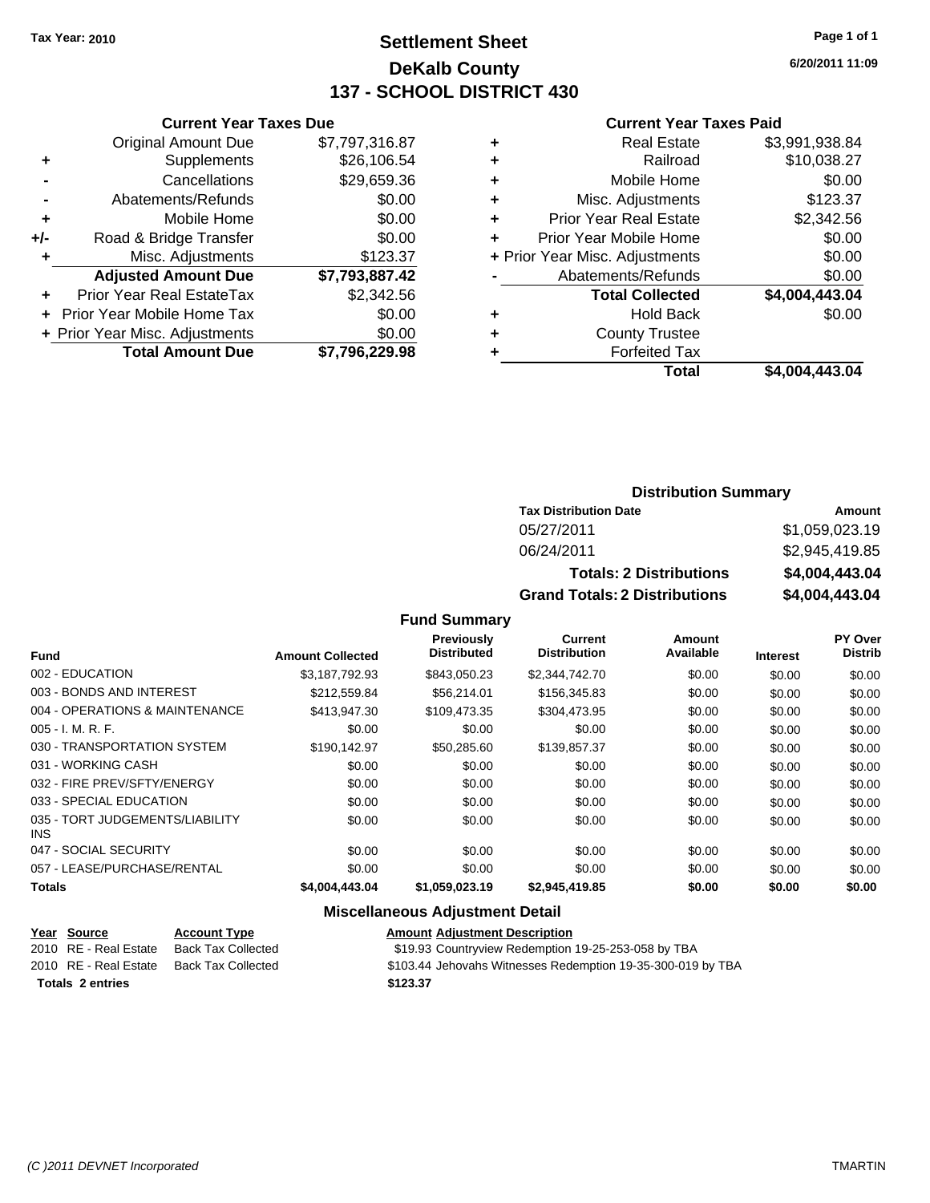Tax Year: 2010

# Settlement Sheet
## DeKalb County
## 137 - SCHOOL DISTRICT 430

6/20/2011 11:09

### Current Year Taxes Due

| | | |
|---|---|---|
| | Original Amount Due | $7,797,316.87 |
| + | Supplements | $26,106.54 |
| - | Cancellations | $29,659.36 |
| - | Abatements/Refunds | $0.00 |
| + | Mobile Home | $0.00 |
| +/- | Road & Bridge Transfer | $0.00 |
| + | Misc. Adjustments | $123.37 |
| | **Adjusted Amount Due** | **$7,793,887.42** |
| + | Prior Year Real EstateTax | $2,342.56 |
| + | Prior Year Mobile Home Tax | $0.00 |
| + | Prior Year Misc. Adjustments | $0.00 |
| | **Total Amount Due** | **$7,796,229.98** |

### Current Year Taxes Paid

| | | |
|---|---|---|
| + | Real Estate | $3,991,938.84 |
| + | Railroad | $10,038.27 |
| + | Mobile Home | $0.00 |
| + | Misc. Adjustments | $123.37 |
| + | Prior Year Real Estate | $2,342.56 |
| + | Prior Year Mobile Home | $0.00 |
| + | Prior Year Misc. Adjustments | $0.00 |
| - | Abatements/Refunds | $0.00 |
| | **Total Collected** | **$4,004,443.04** |
| + | Hold Back | $0.00 |
| + | County Trustee | |
| + | Forfeited Tax | |
| | **Total** | **$4,004,443.04** |

### Distribution Summary

| Tax Distribution Date | Amount |
|---|---|
| 05/27/2011 | $1,059,023.19 |
| 06/24/2011 | $2,945,419.85 |
| **Totals: 2 Distributions** | **$4,004,443.04** |
| **Grand Totals: 2 Distributions** | **$4,004,443.04** |

### Fund Summary

| Fund | Amount Collected | Previously Distributed | Current Distribution | Amount Available | Interest | PY Over Distrib |
|---|---|---|---|---|---|---|
| 002 - EDUCATION | $3,187,792.93 | $843,050.23 | $2,344,742.70 | $0.00 | $0.00 | $0.00 |
| 003 - BONDS AND INTEREST | $212,559.84 | $56,214.01 | $156,345.83 | $0.00 | $0.00 | $0.00 |
| 004 - OPERATIONS & MAINTENANCE | $413,947.30 | $109,473.35 | $304,473.95 | $0.00 | $0.00 | $0.00 |
| 005 - I. M. R. F. | $0.00 | $0.00 | $0.00 | $0.00 | $0.00 | $0.00 |
| 030 - TRANSPORTATION SYSTEM | $190,142.97 | $50,285.60 | $139,857.37 | $0.00 | $0.00 | $0.00 |
| 031 - WORKING CASH | $0.00 | $0.00 | $0.00 | $0.00 | $0.00 | $0.00 |
| 032 - FIRE PREV/SFTY/ENERGY | $0.00 | $0.00 | $0.00 | $0.00 | $0.00 | $0.00 |
| 033 - SPECIAL EDUCATION | $0.00 | $0.00 | $0.00 | $0.00 | $0.00 | $0.00 |
| 035 - TORT JUDGEMENTS/LIABILITY INS | $0.00 | $0.00 | $0.00 | $0.00 | $0.00 | $0.00 |
| 047 - SOCIAL SECURITY | $0.00 | $0.00 | $0.00 | $0.00 | $0.00 | $0.00 |
| 057 - LEASE/PURCHASE/RENTAL | $0.00 | $0.00 | $0.00 | $0.00 | $0.00 | $0.00 |
| **Totals** | **$4,004,443.04** | **$1,059,023.19** | **$2,945,419.85** | **$0.00** | **$0.00** | **$0.00** |

### Miscellaneous Adjustment Detail

| Year | Source | Account Type | Amount | Adjustment Description |
|---|---|---|---|---|
| 2010 | RE - Real Estate | Back Tax Collected | $19.93 | Countryview Redemption 19-25-253-058 by TBA |
| 2010 | RE - Real Estate | Back Tax Collected | $103.44 | Jehovahs Witnesses Redemption 19-35-300-019 by TBA |
| **Totals 2 entries** | | | **$123.37** | |

(C )2011 DEVNET Incorporated TMARTIN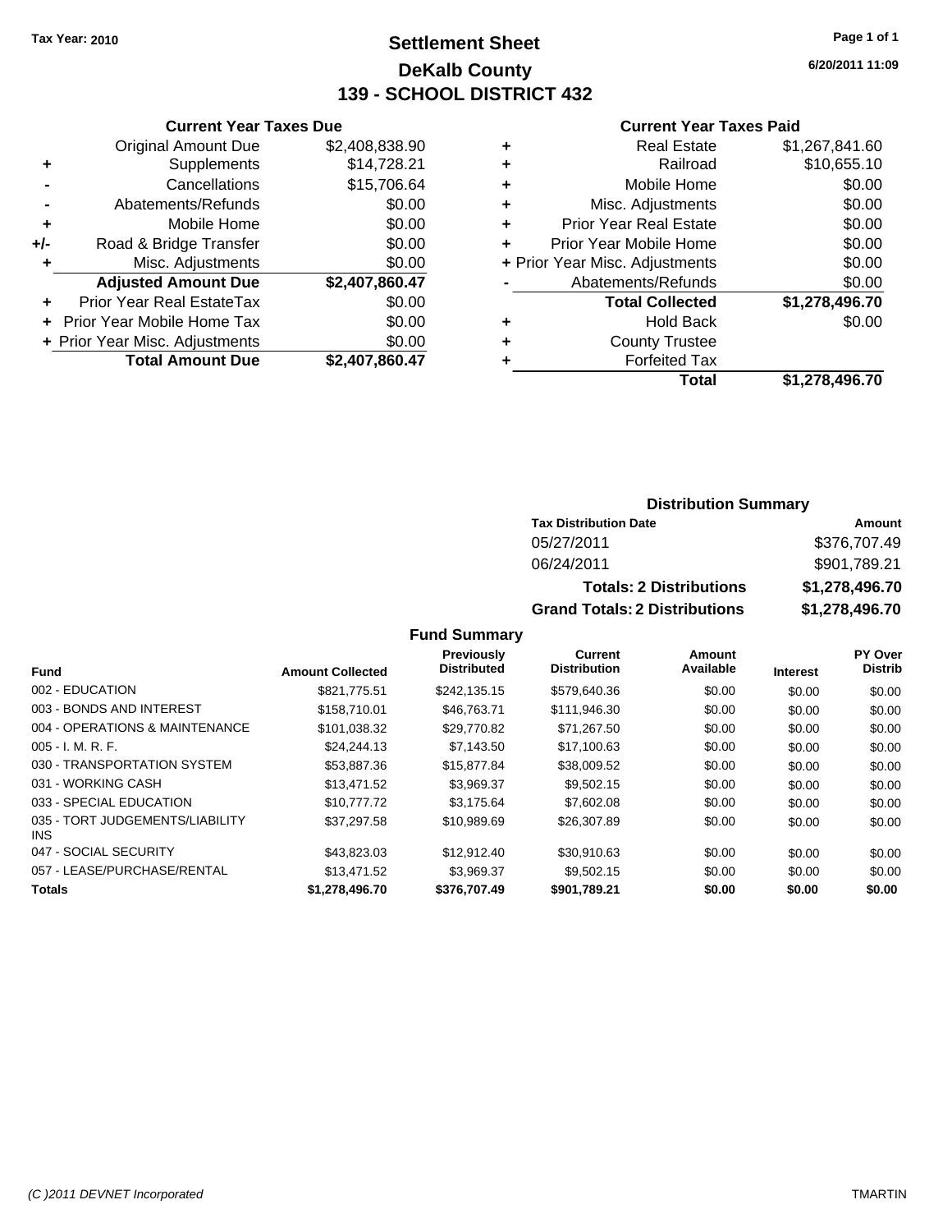**Tax Year: 2010**

# Settlement Sheet
## DeKalb County
## 139 - SCHOOL DISTRICT 432

6/20/2011 11:09

### Current Year Taxes Due

| | | |
|---|---|---|
| | Original Amount Due | $2,408,838.90 |
| + | Supplements | $14,728.21 |
| - | Cancellations | $15,706.64 |
| - | Abatements/Refunds | $0.00 |
| + | Mobile Home | $0.00 |
| +/- | Road & Bridge Transfer | $0.00 |
| + | Misc. Adjustments | $0.00 |
| | **Adjusted Amount Due** | **$2,407,860.47** |
| + | Prior Year Real EstateTax | $0.00 |
| + | Prior Year Mobile Home Tax | $0.00 |
| + | Prior Year Misc. Adjustments | $0.00 |
| | **Total Amount Due** | **$2,407,860.47** |

### Current Year Taxes Paid

| | | |
|---|---|---|
| + | Real Estate | $1,267,841.60 |
| + | Railroad | $10,655.10 |
| + | Mobile Home | $0.00 |
| + | Misc. Adjustments | $0.00 |
| + | Prior Year Real Estate | $0.00 |
| + | Prior Year Mobile Home | $0.00 |
| + | Prior Year Misc. Adjustments | $0.00 |
| - | Abatements/Refunds | $0.00 |
| | **Total Collected** | **$1,278,496.70** |
| + | Hold Back | $0.00 |
| + | County Trustee | |
| + | Forfeited Tax | |
| | **Total** | **$1,278,496.70** |

### Distribution Summary

| Tax Distribution Date | Amount |
|---|---|
| 05/27/2011 | $376,707.49 |
| 06/24/2011 | $901,789.21 |
| **Totals: 2 Distributions** | **$1,278,496.70** |
| **Grand Totals: 2 Distributions** | **$1,278,496.70** |

### Fund Summary

| Fund | Amount Collected | Previously Distributed | Current Distribution | Amount Available | Interest | PY Over Distrib |
|---|---|---|---|---|---|---|
| 002 - EDUCATION | $821,775.51 | $242,135.15 | $579,640.36 | $0.00 | $0.00 | $0.00 |
| 003 - BONDS AND INTEREST | $158,710.01 | $46,763.71 | $111,946.30 | $0.00 | $0.00 | $0.00 |
| 004 - OPERATIONS & MAINTENANCE | $101,038.32 | $29,770.82 | $71,267.50 | $0.00 | $0.00 | $0.00 |
| 005 - I. M. R. F. | $24,244.13 | $7,143.50 | $17,100.63 | $0.00 | $0.00 | $0.00 |
| 030 - TRANSPORTATION SYSTEM | $53,887.36 | $15,877.84 | $38,009.52 | $0.00 | $0.00 | $0.00 |
| 031 - WORKING CASH | $13,471.52 | $3,969.37 | $9,502.15 | $0.00 | $0.00 | $0.00 |
| 033 - SPECIAL EDUCATION | $10,777.72 | $3,175.64 | $7,602.08 | $0.00 | $0.00 | $0.00 |
| 035 - TORT JUDGEMENTS/LIABILITY INS | $37,297.58 | $10,989.69 | $26,307.89 | $0.00 | $0.00 | $0.00 |
| 047 - SOCIAL SECURITY | $43,823.03 | $12,912.40 | $30,910.63 | $0.00 | $0.00 | $0.00 |
| 057 - LEASE/PURCHASE/RENTAL | $13,471.52 | $3,969.37 | $9,502.15 | $0.00 | $0.00 | $0.00 |
| **Totals** | **$1,278,496.70** | **$376,707.49** | **$901,789.21** | **$0.00** | **$0.00** | **$0.00** |

(C )2011 DEVNET Incorporated TMARTIN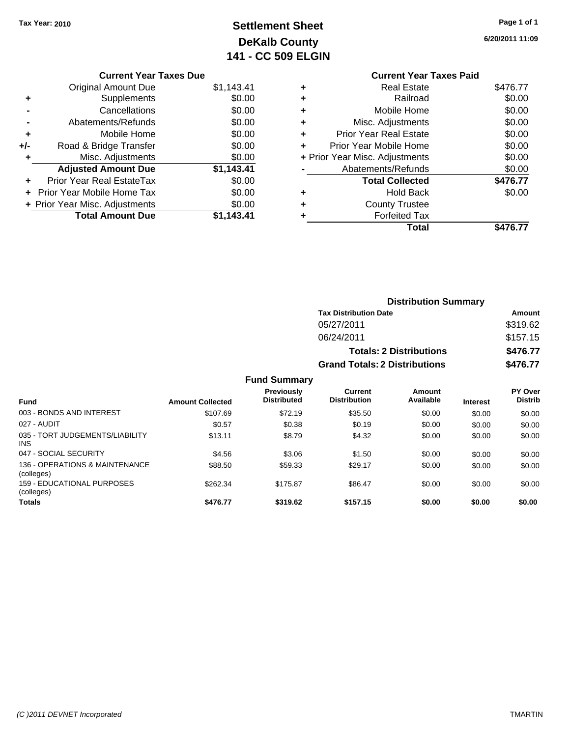Tax Year: 2010

# Settlement Sheet
## DeKalb County
## 141 - CC 509 ELGIN

6/20/2011 11:09

### Current Year Taxes Due

| | | |
|---|---|---|
| | Original Amount Due | $1,143.41 |
| + | Supplements | $0.00 |
| - | Cancellations | $0.00 |
| - | Abatements/Refunds | $0.00 |
| + | Mobile Home | $0.00 |
| +/- | Road & Bridge Transfer | $0.00 |
| + | Misc. Adjustments | $0.00 |
| | **Adjusted Amount Due** | **$1,143.41** |
| + | Prior Year Real EstateTax | $0.00 |
| + | Prior Year Mobile Home Tax | $0.00 |
| + | Prior Year Misc. Adjustments | $0.00 |
| | **Total Amount Due** | **$1,143.41** |

### Current Year Taxes Paid

| | | |
|---|---|---|
| + | Real Estate | $476.77 |
| + | Railroad | $0.00 |
| + | Mobile Home | $0.00 |
| + | Misc. Adjustments | $0.00 |
| + | Prior Year Real Estate | $0.00 |
| + | Prior Year Mobile Home | $0.00 |
| + | Prior Year Misc. Adjustments | $0.00 |
| - | Abatements/Refunds | $0.00 |
| | **Total Collected** | **$476.77** |
| + | Hold Back | $0.00 |
| + | County Trustee | |
| + | Forfeited Tax | |
| | **Total** | **$476.77** |

### Distribution Summary

| Tax Distribution Date | Amount |
|---|---|
| 05/27/2011 | $319.62 |
| 06/24/2011 | $157.15 |
| **Totals: 2 Distributions** | **$476.77** |
| **Grand Totals: 2 Distributions** | **$476.77** |

### Fund Summary

| Fund | Amount Collected | Previously Distributed | Current Distribution | Amount Available | Interest | PY Over Distrib |
|---|---|---|---|---|---|---|
| 003 - BONDS AND INTEREST | $107.69 | $72.19 | $35.50 | $0.00 | $0.00 | $0.00 |
| 027 - AUDIT | $0.57 | $0.38 | $0.19 | $0.00 | $0.00 | $0.00 |
| 035 - TORT JUDGEMENTS/LIABILITY INS | $13.11 | $8.79 | $4.32 | $0.00 | $0.00 | $0.00 |
| 047 - SOCIAL SECURITY | $4.56 | $3.06 | $1.50 | $0.00 | $0.00 | $0.00 |
| 136 - OPERATIONS & MAINTENANCE (colleges) | $88.50 | $59.33 | $29.17 | $0.00 | $0.00 | $0.00 |
| 159 - EDUCATIONAL PURPOSES (colleges) | $262.34 | $175.87 | $86.47 | $0.00 | $0.00 | $0.00 |
| **Totals** | **$476.77** | **$319.62** | **$157.15** | **$0.00** | **$0.00** | **$0.00** |

(C )2011 DEVNET Incorporated TMARTIN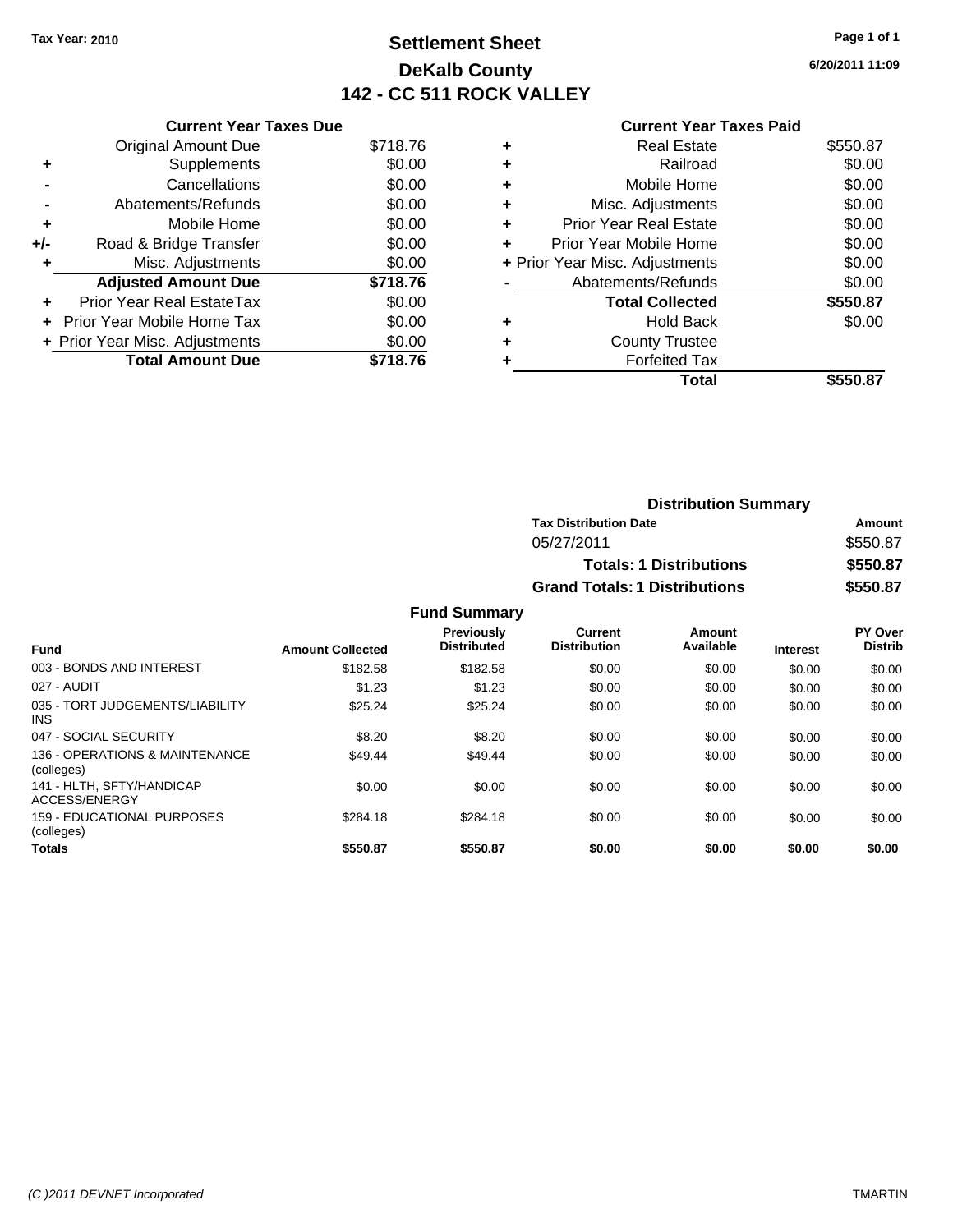Tax Year: 2010

# Settlement Sheet
## DeKalb County
## 142 - CC 511 ROCK VALLEY

6/20/2011 11:09

### Current Year Taxes Due

| | | |
|---|---|---|
| | Original Amount Due | $718.76 |
| + | Supplements | $0.00 |
| - | Cancellations | $0.00 |
| - | Abatements/Refunds | $0.00 |
| + | Mobile Home | $0.00 |
| +/- | Road & Bridge Transfer | $0.00 |
| + | Misc. Adjustments | $0.00 |
| | **Adjusted Amount Due** | **$718.76** |
| + | Prior Year Real EstateTax | $0.00 |
| + | Prior Year Mobile Home Tax | $0.00 |
| + | Prior Year Misc. Adjustments | $0.00 |
| | **Total Amount Due** | **$718.76** |

### Current Year Taxes Paid

| | | |
|---|---|---|
| + | Real Estate | $550.87 |
| + | Railroad | $0.00 |
| + | Mobile Home | $0.00 |
| + | Misc. Adjustments | $0.00 |
| + | Prior Year Real Estate | $0.00 |
| + | Prior Year Mobile Home | $0.00 |
| + | Prior Year Misc. Adjustments | $0.00 |
| - | Abatements/Refunds | $0.00 |
| | **Total Collected** | **$550.87** |
| + | Hold Back | $0.00 |
| + | County Trustee | |
| + | Forfeited Tax | |
| | **Total** | **$550.87** |

### Distribution Summary

| Tax Distribution Date | Amount |
|---|---|
| 05/27/2011 | $550.87 |
| **Totals: 1 Distributions** | **$550.87** |
| **Grand Totals: 1 Distributions** | **$550.87** |

### Fund Summary

| Fund | Amount Collected | Previously Distributed | Current Distribution | Amount Available | Interest | PY Over Distrib |
|---|---|---|---|---|---|---|
| 003 - BONDS AND INTEREST | $182.58 | $182.58 | $0.00 | $0.00 | $0.00 | $0.00 |
| 027 - AUDIT | $1.23 | $1.23 | $0.00 | $0.00 | $0.00 | $0.00 |
| 035 - TORT JUDGEMENTS/LIABILITY INS | $25.24 | $25.24 | $0.00 | $0.00 | $0.00 | $0.00 |
| 047 - SOCIAL SECURITY | $8.20 | $8.20 | $0.00 | $0.00 | $0.00 | $0.00 |
| 136 - OPERATIONS & MAINTENANCE (colleges) | $49.44 | $49.44 | $0.00 | $0.00 | $0.00 | $0.00 |
| 141 - HLTH, SFTY/HANDICAP ACCESS/ENERGY | $0.00 | $0.00 | $0.00 | $0.00 | $0.00 | $0.00 |
| 159 - EDUCATIONAL PURPOSES (colleges) | $284.18 | $284.18 | $0.00 | $0.00 | $0.00 | $0.00 |
| **Totals** | **$550.87** | **$550.87** | **$0.00** | **$0.00** | **$0.00** | **$0.00** |

(C )2011 DEVNET Incorporated — TMARTIN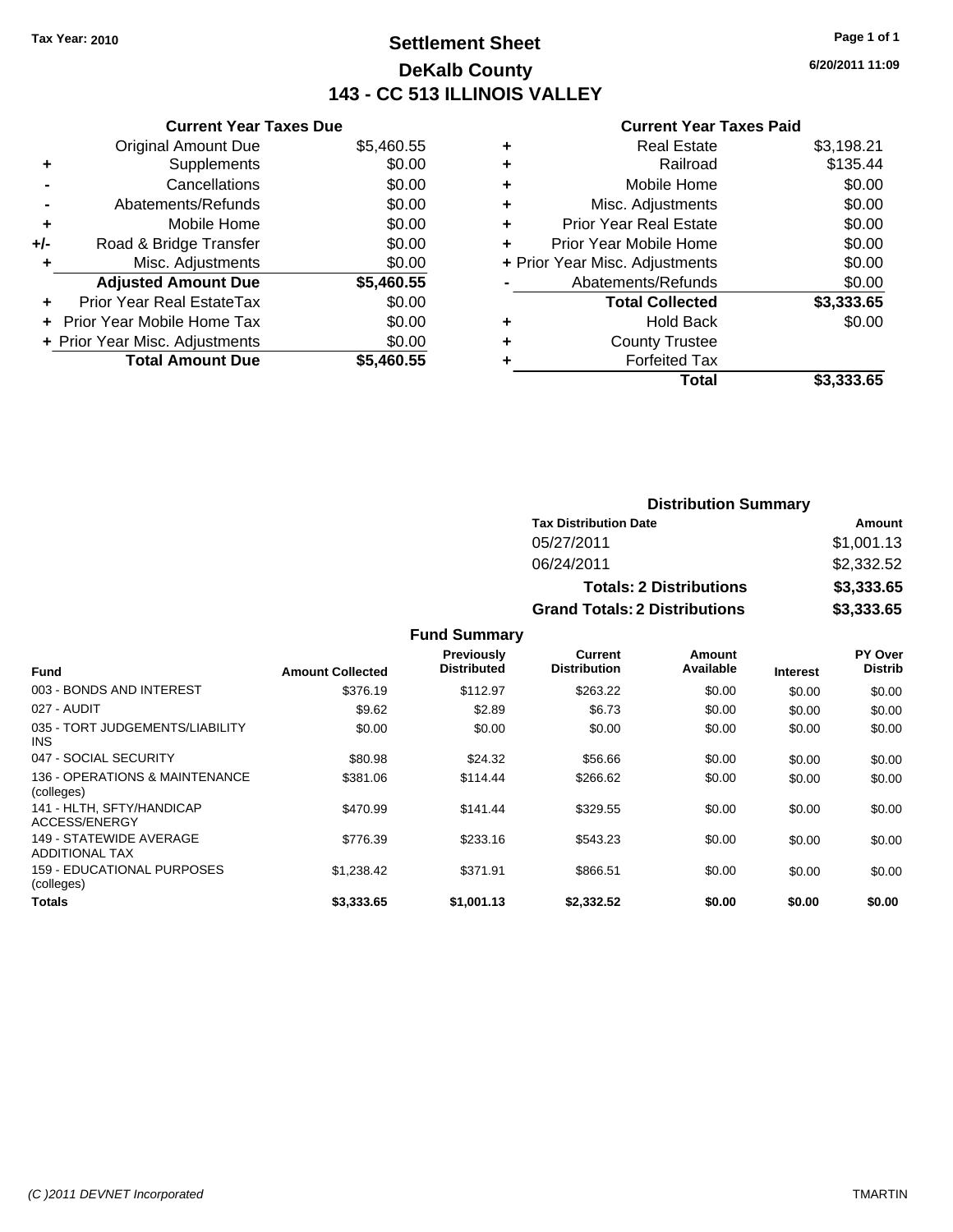Tax Year: 2010

# Settlement Sheet
## DeKalb County
## 143 - CC 513 ILLINOIS VALLEY

6/20/2011 11:09

### Current Year Taxes Due

| | | |
|---|---|---|
| | Original Amount Due | $5,460.55 |
| + | Supplements | $0.00 |
| - | Cancellations | $0.00 |
| - | Abatements/Refunds | $0.00 |
| + | Mobile Home | $0.00 |
| +/- | Road & Bridge Transfer | $0.00 |
| + | Misc. Adjustments | $0.00 |
| | **Adjusted Amount Due** | **$5,460.55** |
| + | Prior Year Real EstateTax | $0.00 |
| + | Prior Year Mobile Home Tax | $0.00 |
| + | Prior Year Misc. Adjustments | $0.00 |
| | **Total Amount Due** | **$5,460.55** |

### Current Year Taxes Paid

| | | |
|---|---|---|
| + | Real Estate | $3,198.21 |
| + | Railroad | $135.44 |
| + | Mobile Home | $0.00 |
| + | Misc. Adjustments | $0.00 |
| + | Prior Year Real Estate | $0.00 |
| + | Prior Year Mobile Home | $0.00 |
| + | Prior Year Misc. Adjustments | $0.00 |
| - | Abatements/Refunds | $0.00 |
| | **Total Collected** | **$3,333.65** |
| + | Hold Back | $0.00 |
| + | County Trustee | |
| + | Forfeited Tax | |
| | **Total** | **$3,333.65** |

### Distribution Summary

| Tax Distribution Date | Amount |
|---|---|
| 05/27/2011 | $1,001.13 |
| 06/24/2011 | $2,332.52 |
| **Totals: 2 Distributions** | **$3,333.65** |
| **Grand Totals: 2 Distributions** | **$3,333.65** |

### Fund Summary

| Fund | Amount Collected | Previously Distributed | Current Distribution | Amount Available | Interest | PY Over Distrib |
|---|---|---|---|---|---|---|
| 003 - BONDS AND INTEREST | $376.19 | $112.97 | $263.22 | $0.00 | $0.00 | $0.00 |
| 027 - AUDIT | $9.62 | $2.89 | $6.73 | $0.00 | $0.00 | $0.00 |
| 035 - TORT JUDGEMENTS/LIABILITY INS | $0.00 | $0.00 | $0.00 | $0.00 | $0.00 | $0.00 |
| 047 - SOCIAL SECURITY | $80.98 | $24.32 | $56.66 | $0.00 | $0.00 | $0.00 |
| 136 - OPERATIONS & MAINTENANCE (colleges) | $381.06 | $114.44 | $266.62 | $0.00 | $0.00 | $0.00 |
| 141 - HLTH, SFTY/HANDICAP ACCESS/ENERGY | $470.99 | $141.44 | $329.55 | $0.00 | $0.00 | $0.00 |
| 149 - STATEWIDE AVERAGE ADDITIONAL TAX | $776.39 | $233.16 | $543.23 | $0.00 | $0.00 | $0.00 |
| 159 - EDUCATIONAL PURPOSES (colleges) | $1,238.42 | $371.91 | $866.51 | $0.00 | $0.00 | $0.00 |
| **Totals** | **$3,333.65** | **$1,001.13** | **$2,332.52** | **$0.00** | **$0.00** | **$0.00** |

(C )2011 DEVNET Incorporated — TMARTIN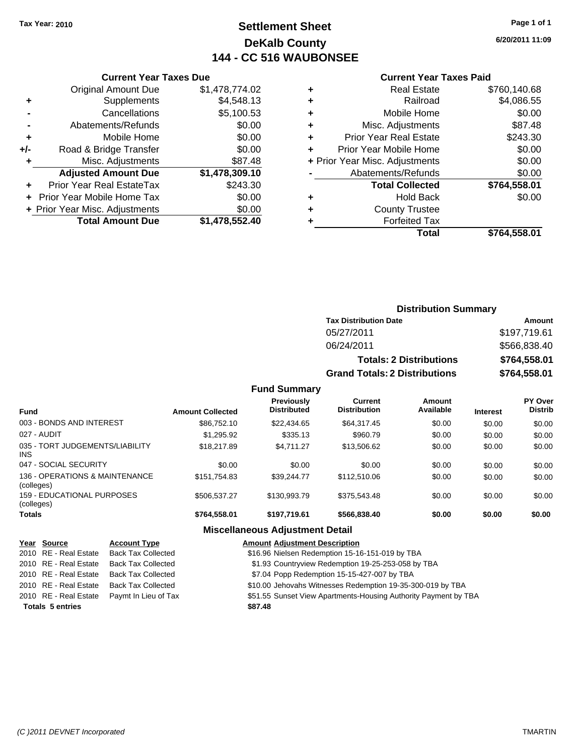Tax Year: 2010

# Settlement Sheet
## DeKalb County
## 144 - CC 516 WAUBONSEE

6/20/2011 11:09

### Current Year Taxes Due

| | | |
|---|---|---|
| | Original Amount Due | $1,478,774.02 |
| + | Supplements | $4,548.13 |
| - | Cancellations | $5,100.53 |
| - | Abatements/Refunds | $0.00 |
| + | Mobile Home | $0.00 |
| +/- | Road & Bridge Transfer | $0.00 |
| + | Misc. Adjustments | $87.48 |
| | **Adjusted Amount Due** | **$1,478,309.10** |
| + | Prior Year Real EstateTax | $243.30 |
| + | Prior Year Mobile Home Tax | $0.00 |
| + | Prior Year Misc. Adjustments | $0.00 |
| | **Total Amount Due** | **$1,478,552.40** |

### Current Year Taxes Paid

| | | |
|---|---|---|
| + | Real Estate | $760,140.68 |
| + | Railroad | $4,086.55 |
| + | Mobile Home | $0.00 |
| + | Misc. Adjustments | $87.48 |
| + | Prior Year Real Estate | $243.30 |
| + | Prior Year Mobile Home | $0.00 |
| + | Prior Year Misc. Adjustments | $0.00 |
| - | Abatements/Refunds | $0.00 |
| | **Total Collected** | **$764,558.01** |
| + | Hold Back | $0.00 |
| + | County Trustee | |
| + | Forfeited Tax | |
| | **Total** | **$764,558.01** |

### Distribution Summary

| Tax Distribution Date | Amount |
|---|---|
| 05/27/2011 | $197,719.61 |
| 06/24/2011 | $566,838.40 |
| **Totals: 2 Distributions** | **$764,558.01** |
| **Grand Totals: 2 Distributions** | **$764,558.01** |

### Fund Summary

| Fund | Amount Collected | Previously Distributed | Current Distribution | Amount Available | Interest | PY Over Distrib |
|---|---|---|---|---|---|---|
| 003 - BONDS AND INTEREST | $86,752.10 | $22,434.65 | $64,317.45 | $0.00 | $0.00 | $0.00 |
| 027 - AUDIT | $1,295.92 | $335.13 | $960.79 | $0.00 | $0.00 | $0.00 |
| 035 - TORT JUDGEMENTS/LIABILITY INS | $18,217.89 | $4,711.27 | $13,506.62 | $0.00 | $0.00 | $0.00 |
| 047 - SOCIAL SECURITY | $0.00 | $0.00 | $0.00 | $0.00 | $0.00 | $0.00 |
| 136 - OPERATIONS & MAINTENANCE (colleges) | $151,754.83 | $39,244.77 | $112,510.06 | $0.00 | $0.00 | $0.00 |
| 159 - EDUCATIONAL PURPOSES (colleges) | $506,537.27 | $130,993.79 | $375,543.48 | $0.00 | $0.00 | $0.00 |
| **Totals** | **$764,558.01** | **$197,719.61** | **$566,838.40** | **$0.00** | **$0.00** | **$0.00** |

### Miscellaneous Adjustment Detail

| Year | Source | Account Type | Amount | Adjustment Description |
|---|---|---|---|---|
| 2010 | RE - Real Estate | Back Tax Collected | $16.96 | Nielsen Redemption 15-16-151-019 by TBA |
| 2010 | RE - Real Estate | Back Tax Collected | $1.93 | Countryview Redemption 19-25-253-058 by TBA |
| 2010 | RE - Real Estate | Back Tax Collected | $7.04 | Popp Redemption 15-15-427-007 by TBA |
| 2010 | RE - Real Estate | Back Tax Collected | $10.00 | Jehovahs Witnesses Redemption 19-35-300-019 by TBA |
| 2010 | RE - Real Estate | Paymt In Lieu of Tax | $51.55 | Sunset View Apartments-Housing Authority Payment by TBA |
| **Totals 5 entries** | | | **$87.48** | |

(C )2011 DEVNET Incorporated TMARTIN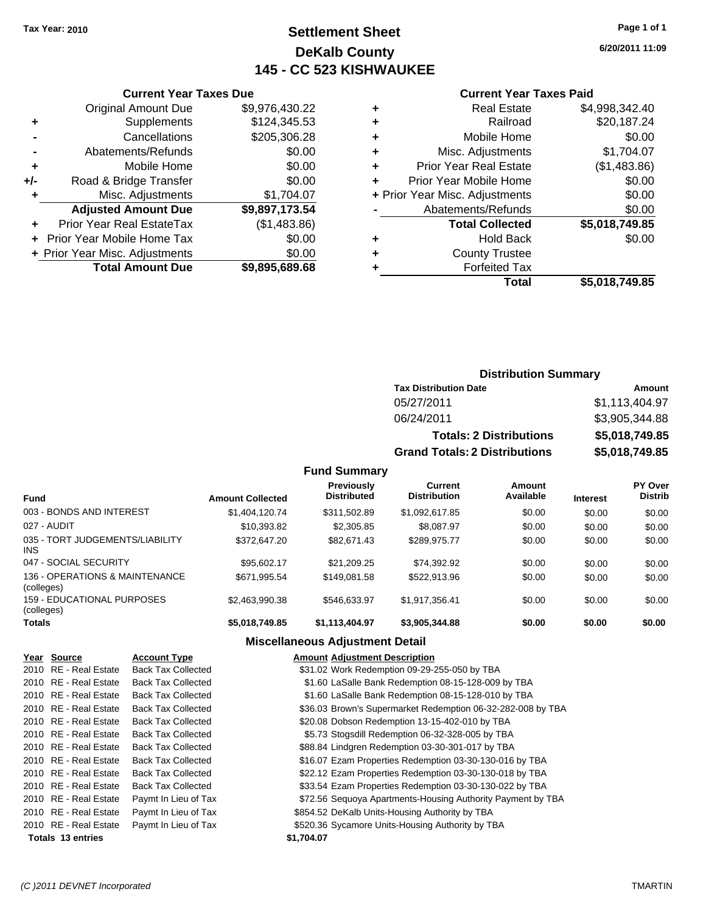Tax Year: 2010

# Settlement Sheet
## DeKalb County
## 145 - CC 523 KISHWAUKEE

6/20/2011 11:09

### Current Year Taxes Due

| | | |
|---|---|---|
| | Original Amount Due | $9,976,430.22 |
| + | Supplements | $124,345.53 |
| - | Cancellations | $205,306.28 |
| - | Abatements/Refunds | $0.00 |
| + | Mobile Home | $0.00 |
| +/- | Road & Bridge Transfer | $0.00 |
| + | Misc. Adjustments | $1,704.07 |
| | **Adjusted Amount Due** | **$9,897,173.54** |
| + | Prior Year Real EstateTax | ($1,483.86) |
| + | Prior Year Mobile Home Tax | $0.00 |
| + | Prior Year Misc. Adjustments | $0.00 |
| | **Total Amount Due** | **$9,895,689.68** |

### Current Year Taxes Paid

| | | |
|---|---|---|
| + | Real Estate | $4,998,342.40 |
| + | Railroad | $20,187.24 |
| + | Mobile Home | $0.00 |
| + | Misc. Adjustments | $1,704.07 |
| + | Prior Year Real Estate | ($1,483.86) |
| + | Prior Year Mobile Home | $0.00 |
| + | Prior Year Misc. Adjustments | $0.00 |
| - | Abatements/Refunds | $0.00 |
| | **Total Collected** | **$5,018,749.85** |
| + | Hold Back | $0.00 |
| + | County Trustee | |
| + | Forfeited Tax | |
| | **Total** | **$5,018,749.85** |

### Distribution Summary

| Tax Distribution Date | Amount |
|---|---|
| 05/27/2011 | $1,113,404.97 |
| 06/24/2011 | $3,905,344.88 |
| **Totals: 2 Distributions** | **$5,018,749.85** |
| **Grand Totals: 2 Distributions** | **$5,018,749.85** |

### Fund Summary

| Fund | Amount Collected | Previously Distributed | Current Distribution | Amount Available | Interest | PY Over Distrib |
|---|---|---|---|---|---|---|
| 003 - BONDS AND INTEREST | $1,404,120.74 | $311,502.89 | $1,092,617.85 | $0.00 | $0.00 | $0.00 |
| 027 - AUDIT | $10,393.82 | $2,305.85 | $8,087.97 | $0.00 | $0.00 | $0.00 |
| 035 - TORT JUDGEMENTS/LIABILITY INS | $372,647.20 | $82,671.43 | $289,975.77 | $0.00 | $0.00 | $0.00 |
| 047 - SOCIAL SECURITY | $95,602.17 | $21,209.25 | $74,392.92 | $0.00 | $0.00 | $0.00 |
| 136 - OPERATIONS & MAINTENANCE (colleges) | $671,995.54 | $149,081.58 | $522,913.96 | $0.00 | $0.00 | $0.00 |
| 159 - EDUCATIONAL PURPOSES (colleges) | $2,463,990.38 | $546,633.97 | $1,917,356.41 | $0.00 | $0.00 | $0.00 |
| **Totals** | **$5,018,749.85** | **$1,113,404.97** | **$3,905,344.88** | **$0.00** | **$0.00** | **$0.00** |

### Miscellaneous Adjustment Detail

| Year | Source | Account Type | Amount | Adjustment Description |
|---|---|---|---|---|
| 2010 | RE - Real Estate | Back Tax Collected | $31.02 | Work Redemption 09-29-255-050 by TBA |
| 2010 | RE - Real Estate | Back Tax Collected | $1.60 | LaSalle Bank Redemption 08-15-128-009 by TBA |
| 2010 | RE - Real Estate | Back Tax Collected | $1.60 | LaSalle Bank Redemption 08-15-128-010 by TBA |
| 2010 | RE - Real Estate | Back Tax Collected | $36.03 | Brown's Supermarket Redemption 06-32-282-008 by TBA |
| 2010 | RE - Real Estate | Back Tax Collected | $20.08 | Dobson Redemption 13-15-402-010 by TBA |
| 2010 | RE - Real Estate | Back Tax Collected | $5.73 | Stogsdill Redemption 06-32-328-005 by TBA |
| 2010 | RE - Real Estate | Back Tax Collected | $88.84 | Lindgren Redemption 03-30-301-017 by TBA |
| 2010 | RE - Real Estate | Back Tax Collected | $16.07 | Ezam Properties Redemption 03-30-130-016 by TBA |
| 2010 | RE - Real Estate | Back Tax Collected | $22.12 | Ezam Properties Redemption 03-30-130-018 by TBA |
| 2010 | RE - Real Estate | Back Tax Collected | $33.54 | Ezam Properties Redemption 03-30-130-022 by TBA |
| 2010 | RE - Real Estate | Paymt In Lieu of Tax | $72.56 | Sequoya Apartments-Housing Authority Payment by TBA |
| 2010 | RE - Real Estate | Paymt In Lieu of Tax | $854.52 | DeKalb Units-Housing Authority by TBA |
| 2010 | RE - Real Estate | Paymt In Lieu of Tax | $520.36 | Sycamore Units-Housing Authority by TBA |
| **Totals 13 entries** | | | **$1,704.07** | |

(C )2011 DEVNET Incorporated TMARTIN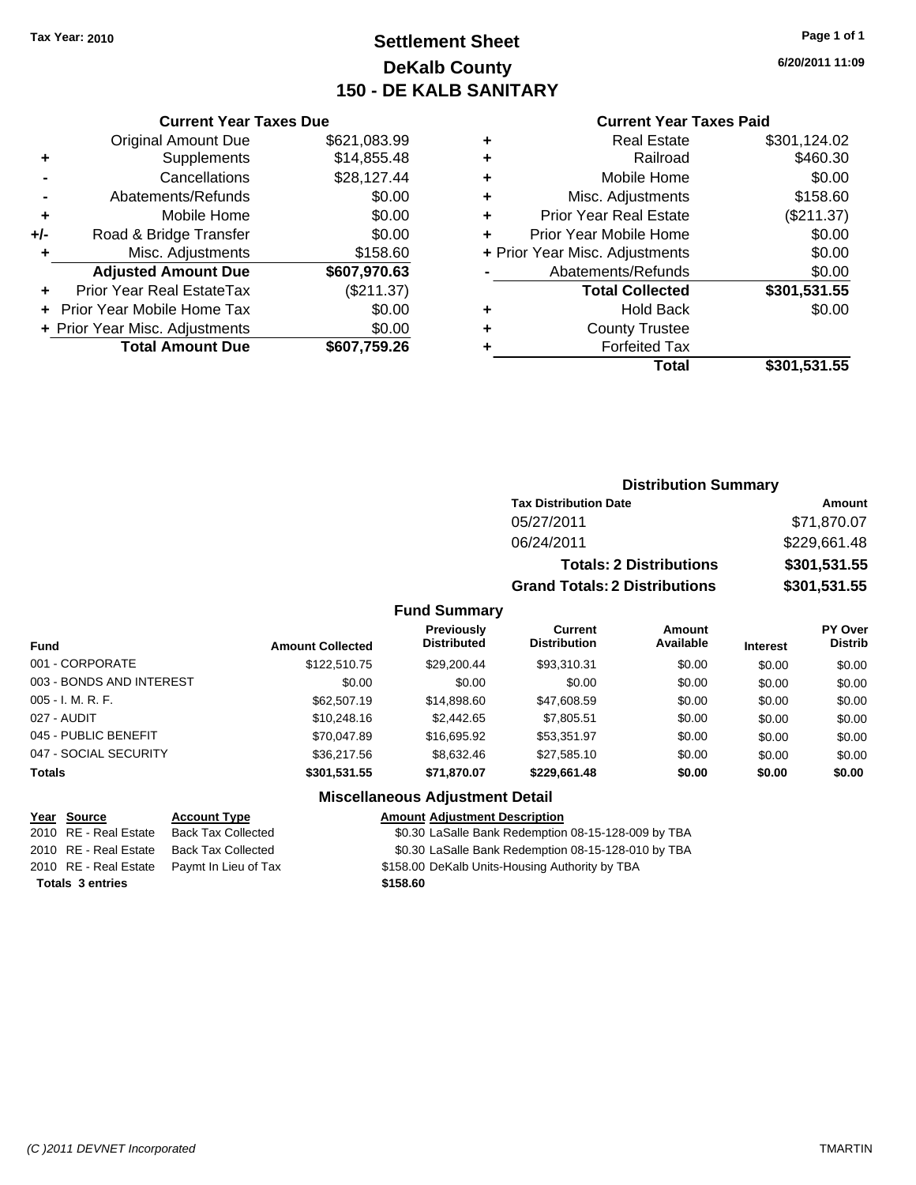Tax Year: 2010

# Settlement Sheet
## DeKalb County
## 150 - DE KALB SANITARY

6/20/2011 11:09

### Current Year Taxes Due

| | | |
|---|---|---|
| | Original Amount Due | $621,083.99 |
| + | Supplements | $14,855.48 |
| - | Cancellations | $28,127.44 |
| - | Abatements/Refunds | $0.00 |
| + | Mobile Home | $0.00 |
| +/- | Road & Bridge Transfer | $0.00 |
| + | Misc. Adjustments | $158.60 |
| | **Adjusted Amount Due** | **$607,970.63** |
| + | Prior Year Real EstateTax | ($211.37) |
| + | Prior Year Mobile Home Tax | $0.00 |
| + | Prior Year Misc. Adjustments | $0.00 |
| | **Total Amount Due** | **$607,759.26** |

### Current Year Taxes Paid

| | | |
|---|---|---|
| + | Real Estate | $301,124.02 |
| + | Railroad | $460.30 |
| + | Mobile Home | $0.00 |
| + | Misc. Adjustments | $158.60 |
| + | Prior Year Real Estate | ($211.37) |
| + | Prior Year Mobile Home | $0.00 |
| + | Prior Year Misc. Adjustments | $0.00 |
| - | Abatements/Refunds | $0.00 |
| | **Total Collected** | **$301,531.55** |
| + | Hold Back | $0.00 |
| + | County Trustee | |
| + | Forfeited Tax | |
| | **Total** | **$301,531.55** |

### Distribution Summary

| Tax Distribution Date | Amount |
|---|---|
| 05/27/2011 | $71,870.07 |
| 06/24/2011 | $229,661.48 |
| **Totals: 2 Distributions** | **$301,531.55** |
| **Grand Totals: 2 Distributions** | **$301,531.55** |

### Fund Summary

| Fund | Amount Collected | Previously Distributed | Current Distribution | Amount Available | Interest | PY Over Distrib |
|---|---|---|---|---|---|---|
| 001 - CORPORATE | $122,510.75 | $29,200.44 | $93,310.31 | $0.00 | $0.00 | $0.00 |
| 003 - BONDS AND INTEREST | $0.00 | $0.00 | $0.00 | $0.00 | $0.00 | $0.00 |
| 005 - I. M. R. F. | $62,507.19 | $14,898.60 | $47,608.59 | $0.00 | $0.00 | $0.00 |
| 027 - AUDIT | $10,248.16 | $2,442.65 | $7,805.51 | $0.00 | $0.00 | $0.00 |
| 045 - PUBLIC BENEFIT | $70,047.89 | $16,695.92 | $53,351.97 | $0.00 | $0.00 | $0.00 |
| 047 - SOCIAL SECURITY | $36,217.56 | $8,632.46 | $27,585.10 | $0.00 | $0.00 | $0.00 |
| **Totals** | **$301,531.55** | **$71,870.07** | **$229,661.48** | **$0.00** | **$0.00** | **$0.00** |

### Miscellaneous Adjustment Detail

| Year | Source | Account Type | Amount | Adjustment Description |
|---|---|---|---|---|
| 2010 | RE - Real Estate | Back Tax Collected | $0.30 | LaSalle Bank Redemption 08-15-128-009 by TBA |
| 2010 | RE - Real Estate | Back Tax Collected | $0.30 | LaSalle Bank Redemption 08-15-128-010 by TBA |
| 2010 | RE - Real Estate | Paymt In Lieu of Tax | $158.00 | DeKalb Units-Housing Authority by TBA |
| **Totals** | **3 entries** | | **$158.60** | |

(C )2011 DEVNET Incorporated TMARTIN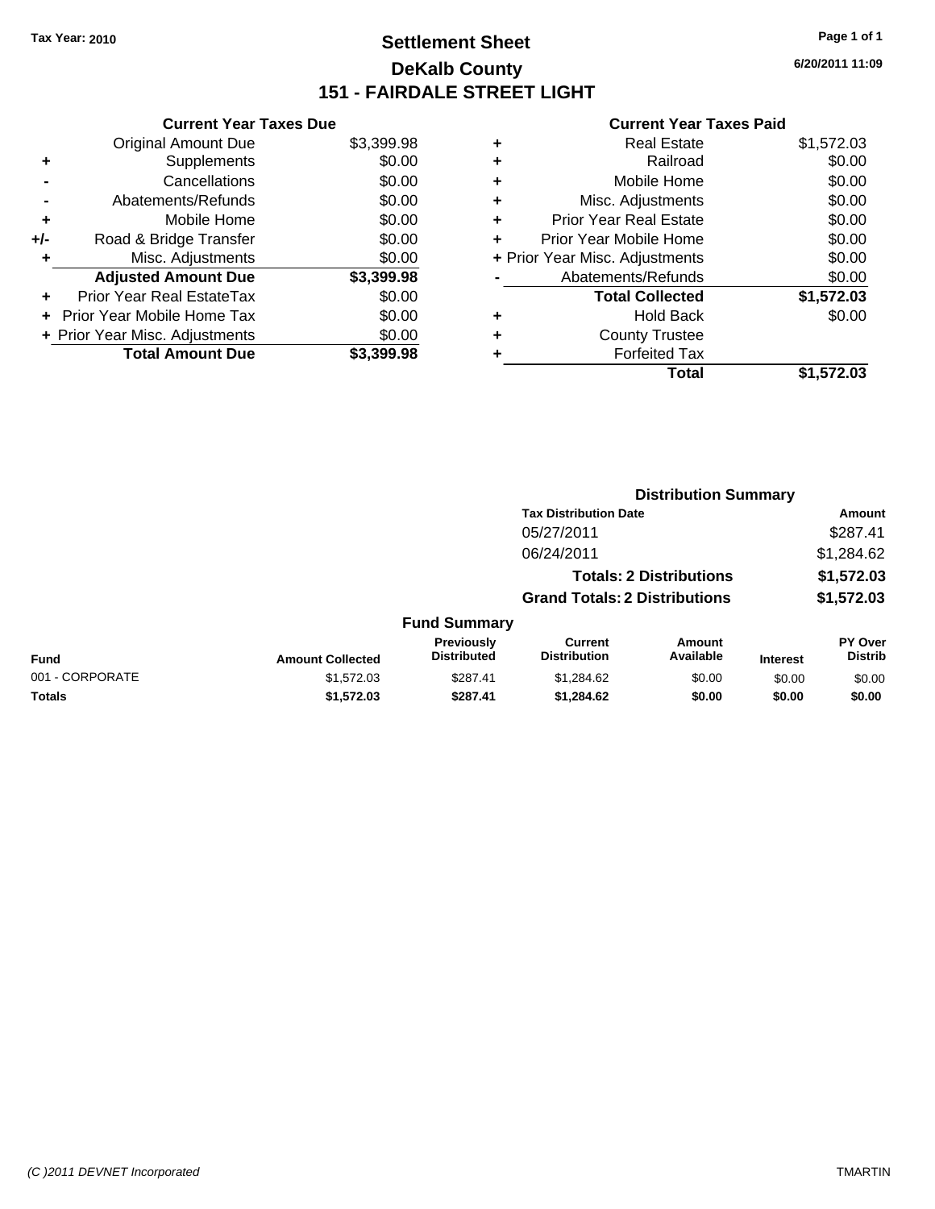Tax Year: 2010

# Settlement Sheet
## DeKalb County
## 151 - FAIRDALE STREET LIGHT

6/20/2011 11:09

**Current Year Taxes Due**

| | | |
|---|---|---|
| | Original Amount Due | $3,399.98 |
| + | Supplements | $0.00 |
| - | Cancellations | $0.00 |
| - | Abatements/Refunds | $0.00 |
| + | Mobile Home | $0.00 |
| +/- | Road & Bridge Transfer | $0.00 |
| + | Misc. Adjustments | $0.00 |
| | **Adjusted Amount Due** | **$3,399.98** |
| + | Prior Year Real EstateTax | $0.00 |
| + | Prior Year Mobile Home Tax | $0.00 |
| + | Prior Year Misc. Adjustments | $0.00 |
| | **Total Amount Due** | **$3,399.98** |

**Current Year Taxes Paid**

| | | |
|---|---|---|
| + | Real Estate | $1,572.03 |
| + | Railroad | $0.00 |
| + | Mobile Home | $0.00 |
| + | Misc. Adjustments | $0.00 |
| + | Prior Year Real Estate | $0.00 |
| + | Prior Year Mobile Home | $0.00 |
| + | Prior Year Misc. Adjustments | $0.00 |
| - | Abatements/Refunds | $0.00 |
| | **Total Collected** | **$1,572.03** |
| + | Hold Back | $0.00 |
| + | County Trustee | |
| + | Forfeited Tax | |
| | **Total** | **$1,572.03** |

**Distribution Summary**

| Tax Distribution Date | Amount |
|---|---|
| 05/27/2011 | $287.41 |
| 06/24/2011 | $1,284.62 |
| **Totals: 2 Distributions** | **$1,572.03** |
| **Grand Totals: 2 Distributions** | **$1,572.03** |

**Fund Summary**

| Fund | Amount Collected | Previously Distributed | Current Distribution | Amount Available | Interest | PY Over Distrib |
|---|---|---|---|---|---|---|
| 001 - CORPORATE | $1,572.03 | $287.41 | $1,284.62 | $0.00 | $0.00 | $0.00 |
| **Totals** | **$1,572.03** | **$287.41** | **$1,284.62** | **$0.00** | **$0.00** | **$0.00** |

(C )2011 DEVNET Incorporated TMARTIN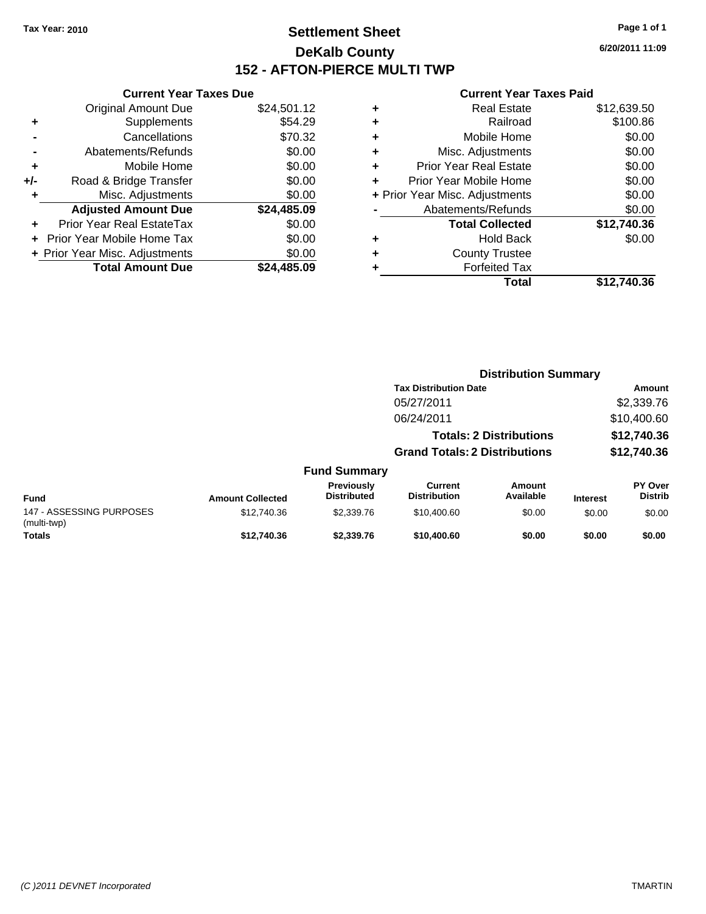Tax Year: 2010

# Settlement Sheet
## DeKalb County
## 152 - AFTON-PIERCE MULTI TWP

6/20/2011 11:09

### Current Year Taxes Due

| | | |
|---|---|---|
| | Original Amount Due | $24,501.12 |
| + | Supplements | $54.29 |
| - | Cancellations | $70.32 |
| - | Abatements/Refunds | $0.00 |
| + | Mobile Home | $0.00 |
| +/- | Road & Bridge Transfer | $0.00 |
| + | Misc. Adjustments | $0.00 |
| | **Adjusted Amount Due** | **$24,485.09** |
| + | Prior Year Real EstateTax | $0.00 |
| + | Prior Year Mobile Home Tax | $0.00 |
| + | Prior Year Misc. Adjustments | $0.00 |
| | **Total Amount Due** | **$24,485.09** |

### Current Year Taxes Paid

| | | |
|---|---|---|
| + | Real Estate | $12,639.50 |
| + | Railroad | $100.86 |
| + | Mobile Home | $0.00 |
| + | Misc. Adjustments | $0.00 |
| + | Prior Year Real Estate | $0.00 |
| + | Prior Year Mobile Home | $0.00 |
| + | Prior Year Misc. Adjustments | $0.00 |
| - | Abatements/Refunds | $0.00 |
| | **Total Collected** | **$12,740.36** |
| + | Hold Back | $0.00 |
| + | County Trustee | |
| + | Forfeited Tax | |
| | **Total** | **$12,740.36** |

### Distribution Summary

| Tax Distribution Date | Amount |
|---|---|
| 05/27/2011 | $2,339.76 |
| 06/24/2011 | $10,400.60 |
| **Totals: 2 Distributions** | **$12,740.36** |
| **Grand Totals: 2 Distributions** | **$12,740.36** |

### Fund Summary

| Fund | Amount Collected | Previously Distributed | Current Distribution | Amount Available | Interest | PY Over Distrib |
|---|---|---|---|---|---|---|
| 147 - ASSESSING PURPOSES (multi-twp) | $12,740.36 | $2,339.76 | $10,400.60 | $0.00 | $0.00 | $0.00 |
| **Totals** | **$12,740.36** | **$2,339.76** | **$10,400.60** | **$0.00** | **$0.00** | **$0.00** |

(C )2011 DEVNET Incorporated

TMARTIN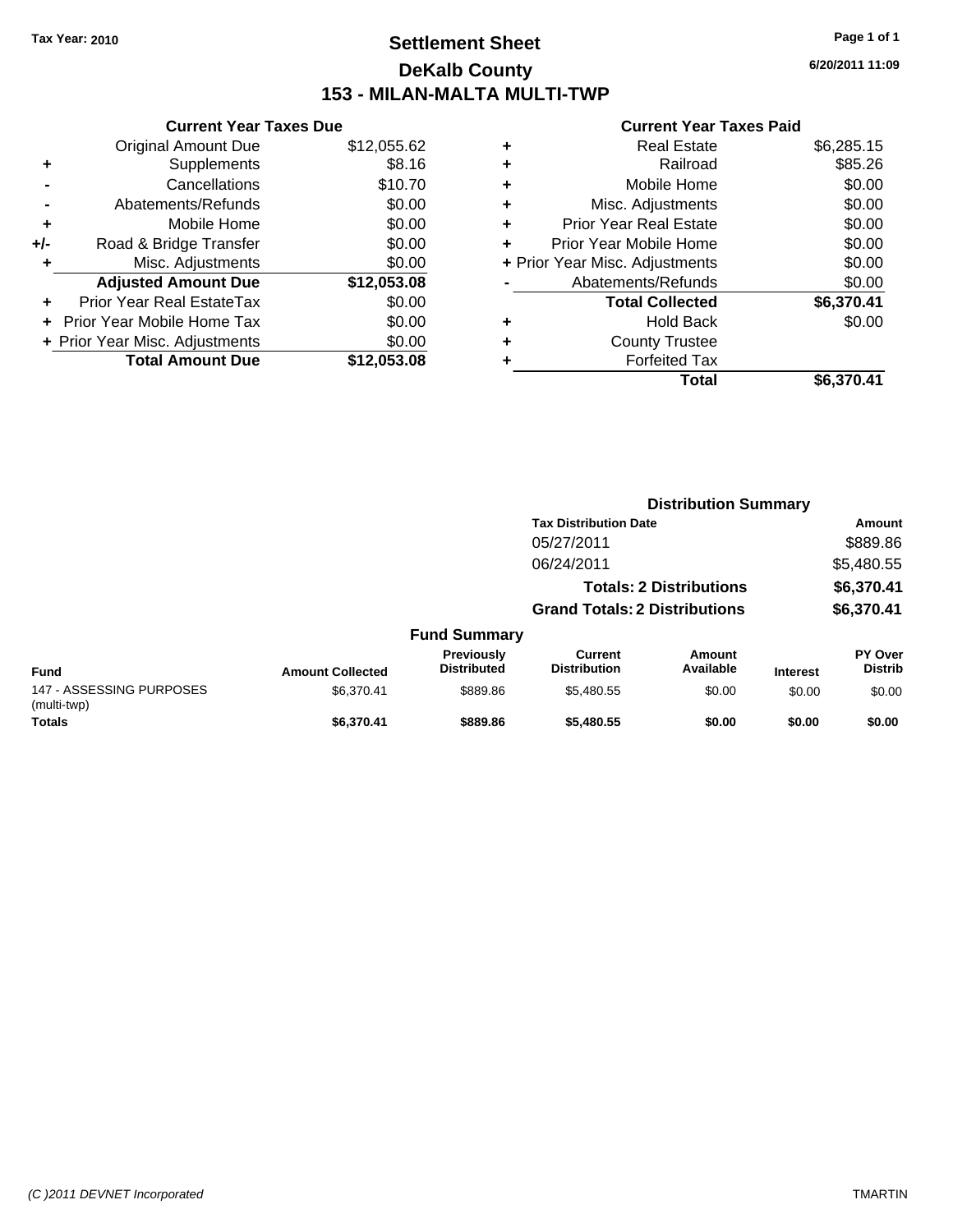Tax Year: 2010

# Settlement Sheet

## DeKalb County

## 153 - MILAN-MALTA MULTI-TWP

6/20/2011 11:09

### Current Year Taxes Due

| | | |
|---|---|---|
| | Original Amount Due | $12,055.62 |
| + | Supplements | $8.16 |
| - | Cancellations | $10.70 |
| - | Abatements/Refunds | $0.00 |
| + | Mobile Home | $0.00 |
| +/- | Road & Bridge Transfer | $0.00 |
| + | Misc. Adjustments | $0.00 |
| | **Adjusted Amount Due** | **$12,053.08** |
| + | Prior Year Real EstateTax | $0.00 |
| + | Prior Year Mobile Home Tax | $0.00 |
| + | Prior Year Misc. Adjustments | $0.00 |
| | **Total Amount Due** | **$12,053.08** |

### Current Year Taxes Paid

| | | |
|---|---|---|
| + | Real Estate | $6,285.15 |
| + | Railroad | $85.26 |
| + | Mobile Home | $0.00 |
| + | Misc. Adjustments | $0.00 |
| + | Prior Year Real Estate | $0.00 |
| + | Prior Year Mobile Home | $0.00 |
| + | Prior Year Misc. Adjustments | $0.00 |
| - | Abatements/Refunds | $0.00 |
| | **Total Collected** | **$6,370.41** |
| + | Hold Back | $0.00 |
| + | County Trustee | |
| + | Forfeited Tax | |
| | **Total** | **$6,370.41** |

### Distribution Summary

| Tax Distribution Date | Amount |
|---|---|
| 05/27/2011 | $889.86 |
| 06/24/2011 | $5,480.55 |
| **Totals: 2 Distributions** | **$6,370.41** |
| **Grand Totals: 2 Distributions** | **$6,370.41** |

### Fund Summary

| Fund | Amount Collected | Previously Distributed | Current Distribution | Amount Available | Interest | PY Over Distrib |
|---|---|---|---|---|---|---|
| 147 - ASSESSING PURPOSES (multi-twp) | $6,370.41 | $889.86 | $5,480.55 | $0.00 | $0.00 | $0.00 |
| **Totals** | **$6,370.41** | **$889.86** | **$5,480.55** | **$0.00** | **$0.00** | **$0.00** |

(C )2011 DEVNET Incorporated    TMARTIN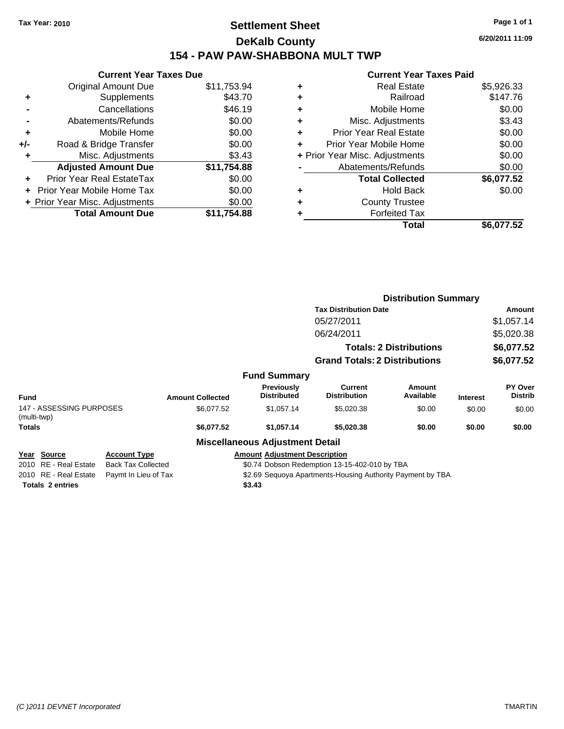Tax Year: 2010

# Settlement Sheet

## DeKalb County

## 154 - PAW PAW-SHABBONA MULT TWP

6/20/2011 11:09

### Current Year Taxes Due

| | | |
|---|---|---|
| | Original Amount Due | $11,753.94 |
| + | Supplements | $43.70 |
| - | Cancellations | $46.19 |
| - | Abatements/Refunds | $0.00 |
| + | Mobile Home | $0.00 |
| +/- | Road & Bridge Transfer | $0.00 |
| + | Misc. Adjustments | $3.43 |
| | **Adjusted Amount Due** | **$11,754.88** |
| + | Prior Year Real EstateTax | $0.00 |
| + | Prior Year Mobile Home Tax | $0.00 |
| + | Prior Year Misc. Adjustments | $0.00 |
| | **Total Amount Due** | **$11,754.88** |

### Current Year Taxes Paid

| | | |
|---|---|---|
| + | Real Estate | $5,926.33 |
| + | Railroad | $147.76 |
| + | Mobile Home | $0.00 |
| + | Misc. Adjustments | $3.43 |
| + | Prior Year Real Estate | $0.00 |
| + | Prior Year Mobile Home | $0.00 |
| + | Prior Year Misc. Adjustments | $0.00 |
| - | Abatements/Refunds | $0.00 |
| | **Total Collected** | **$6,077.52** |
| + | Hold Back | $0.00 |
| + | County Trustee | |
| + | Forfeited Tax | |
| | **Total** | **$6,077.52** |

### Distribution Summary

| Tax Distribution Date | Amount |
|---|---|
| 05/27/2011 | $1,057.14 |
| 06/24/2011 | $5,020.38 |
| **Totals: 2 Distributions** | **$6,077.52** |
| **Grand Totals: 2 Distributions** | **$6,077.52** |

### Fund Summary

| Fund | Amount Collected | Previously Distributed | Current Distribution | Amount Available | Interest | PY Over Distrib |
|---|---|---|---|---|---|---|
| 147 - ASSESSING PURPOSES (multi-twp) | $6,077.52 | $1,057.14 | $5,020.38 | $0.00 | $0.00 | $0.00 |
| **Totals** | **$6,077.52** | **$1,057.14** | **$5,020.38** | **$0.00** | **$0.00** | **$0.00** |

### Miscellaneous Adjustment Detail

| Year | Source | Account Type | Amount | Adjustment Description |
|---|---|---|---|---|
| 2010 | RE - Real Estate | Back Tax Collected | $0.74 | Dobson Redemption 13-15-402-010 by TBA |
| 2010 | RE - Real Estate | Paymt In Lieu of Tax | $2.69 | Sequoya Apartments-Housing Authority Payment by TBA |
| **Totals 2 entries** | | | **$3.43** | |

(C )2011 DEVNET Incorporated TMARTIN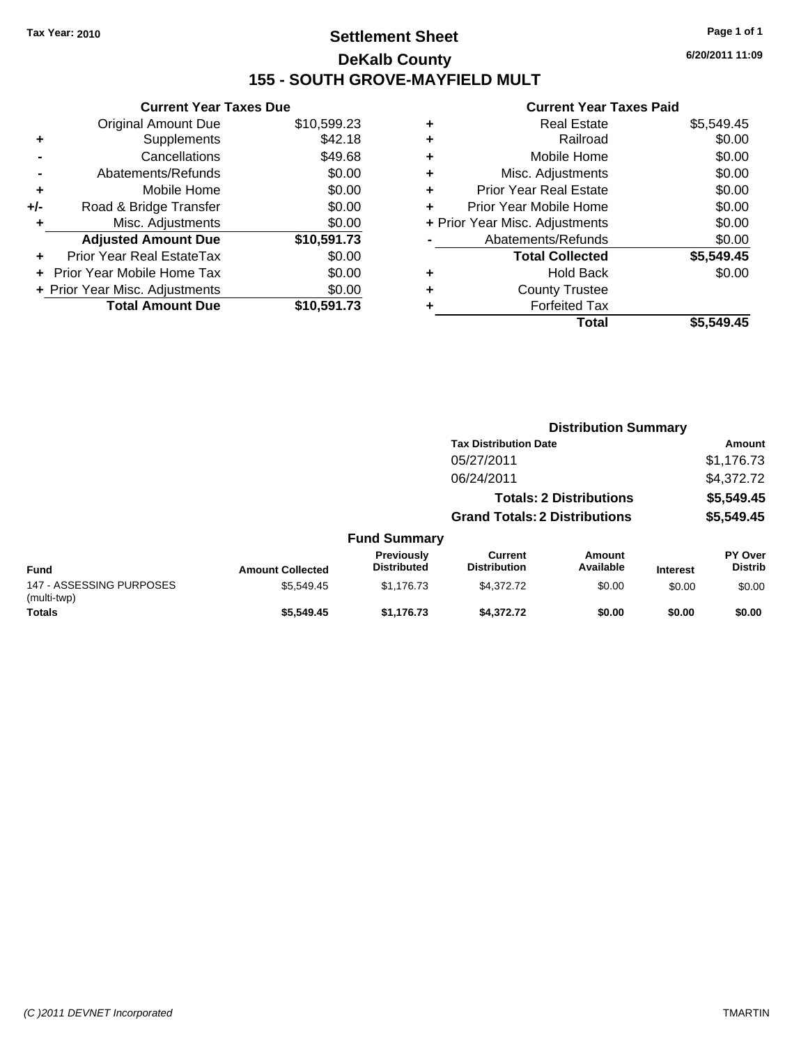Tax Year: 2010

# Settlement Sheet

## DeKalb County

## 155 - SOUTH GROVE-MAYFIELD MULT

6/20/2011 11:09

### Current Year Taxes Due

| | | |
|---|---|---|
| | Original Amount Due | $10,599.23 |
| + | Supplements | $42.18 |
| - | Cancellations | $49.68 |
| - | Abatements/Refunds | $0.00 |
| + | Mobile Home | $0.00 |
| +/- | Road & Bridge Transfer | $0.00 |
| + | Misc. Adjustments | $0.00 |
| | **Adjusted Amount Due** | **$10,591.73** |
| + | Prior Year Real EstateTax | $0.00 |
| + | Prior Year Mobile Home Tax | $0.00 |
| + | Prior Year Misc. Adjustments | $0.00 |
| | **Total Amount Due** | **$10,591.73** |

### Current Year Taxes Paid

| | | |
|---|---|---|
| + | Real Estate | $5,549.45 |
| + | Railroad | $0.00 |
| + | Mobile Home | $0.00 |
| + | Misc. Adjustments | $0.00 |
| + | Prior Year Real Estate | $0.00 |
| + | Prior Year Mobile Home | $0.00 |
| + | Prior Year Misc. Adjustments | $0.00 |
| - | Abatements/Refunds | $0.00 |
| | **Total Collected** | **$5,549.45** |
| + | Hold Back | $0.00 |
| + | County Trustee | |
| + | Forfeited Tax | |
| | **Total** | **$5,549.45** |

### Distribution Summary

| Tax Distribution Date | Amount |
|---|---|
| 05/27/2011 | $1,176.73 |
| 06/24/2011 | $4,372.72 |
| **Totals: 2 Distributions** | **$5,549.45** |
| **Grand Totals: 2 Distributions** | **$5,549.45** |

### Fund Summary

| Fund | Amount Collected | Previously Distributed | Current Distribution | Amount Available | Interest | PY Over Distrib |
|---|---|---|---|---|---|---|
| 147 - ASSESSING PURPOSES (multi-twp) | $5,549.45 | $1,176.73 | $4,372.72 | $0.00 | $0.00 | $0.00 |
| **Totals** | **$5,549.45** | **$1,176.73** | **$4,372.72** | **$0.00** | **$0.00** | **$0.00** |

(C )2011 DEVNET Incorporated TMARTIN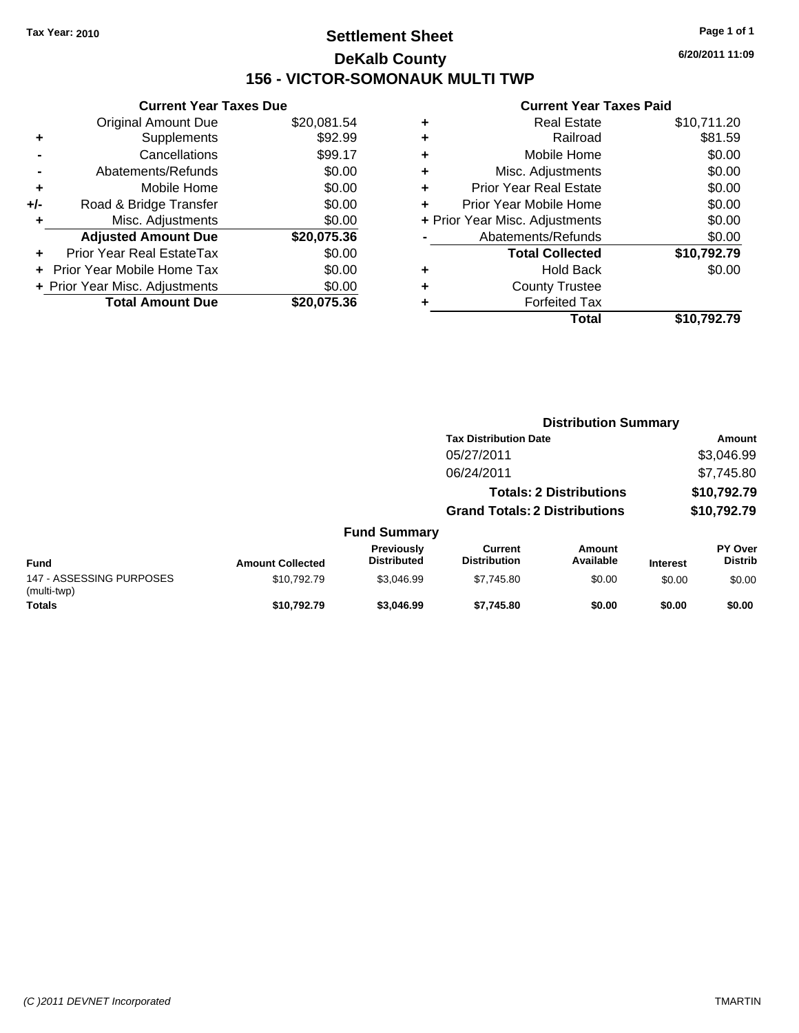Tax Year: 2010

# Settlement Sheet
## DeKalb County
## 156 - VICTOR-SOMONAUK MULTI TWP

6/20/2011 11:09

### Current Year Taxes Due

| | | |
|---|---|---|
| | Original Amount Due | $20,081.54 |
| + | Supplements | $92.99 |
| - | Cancellations | $99.17 |
| - | Abatements/Refunds | $0.00 |
| + | Mobile Home | $0.00 |
| +/- | Road & Bridge Transfer | $0.00 |
| + | Misc. Adjustments | $0.00 |
| | **Adjusted Amount Due** | **$20,075.36** |
| + | Prior Year Real EstateTax | $0.00 |
| + | Prior Year Mobile Home Tax | $0.00 |
| + | Prior Year Misc. Adjustments | $0.00 |
| | **Total Amount Due** | **$20,075.36** |

### Current Year Taxes Paid

| | | |
|---|---|---|
| + | Real Estate | $10,711.20 |
| + | Railroad | $81.59 |
| + | Mobile Home | $0.00 |
| + | Misc. Adjustments | $0.00 |
| + | Prior Year Real Estate | $0.00 |
| + | Prior Year Mobile Home | $0.00 |
| + | Prior Year Misc. Adjustments | $0.00 |
| - | Abatements/Refunds | $0.00 |
| | **Total Collected** | **$10,792.79** |
| + | Hold Back | $0.00 |
| + | County Trustee | |
| + | Forfeited Tax | |
| | **Total** | **$10,792.79** |

### Distribution Summary

| Tax Distribution Date | Amount |
|---|---|
| 05/27/2011 | $3,046.99 |
| 06/24/2011 | $7,745.80 |
| **Totals: 2 Distributions** | **$10,792.79** |
| **Grand Totals: 2 Distributions** | **$10,792.79** |

### Fund Summary

| Fund | Amount Collected | Previously Distributed | Current Distribution | Amount Available | Interest | PY Over Distrib |
|---|---|---|---|---|---|---|
| 147 - ASSESSING PURPOSES (multi-twp) | $10,792.79 | $3,046.99 | $7,745.80 | $0.00 | $0.00 | $0.00 |
| **Totals** | **$10,792.79** | **$3,046.99** | **$7,745.80** | **$0.00** | **$0.00** | **$0.00** |

(C )2011 DEVNET Incorporated TMARTIN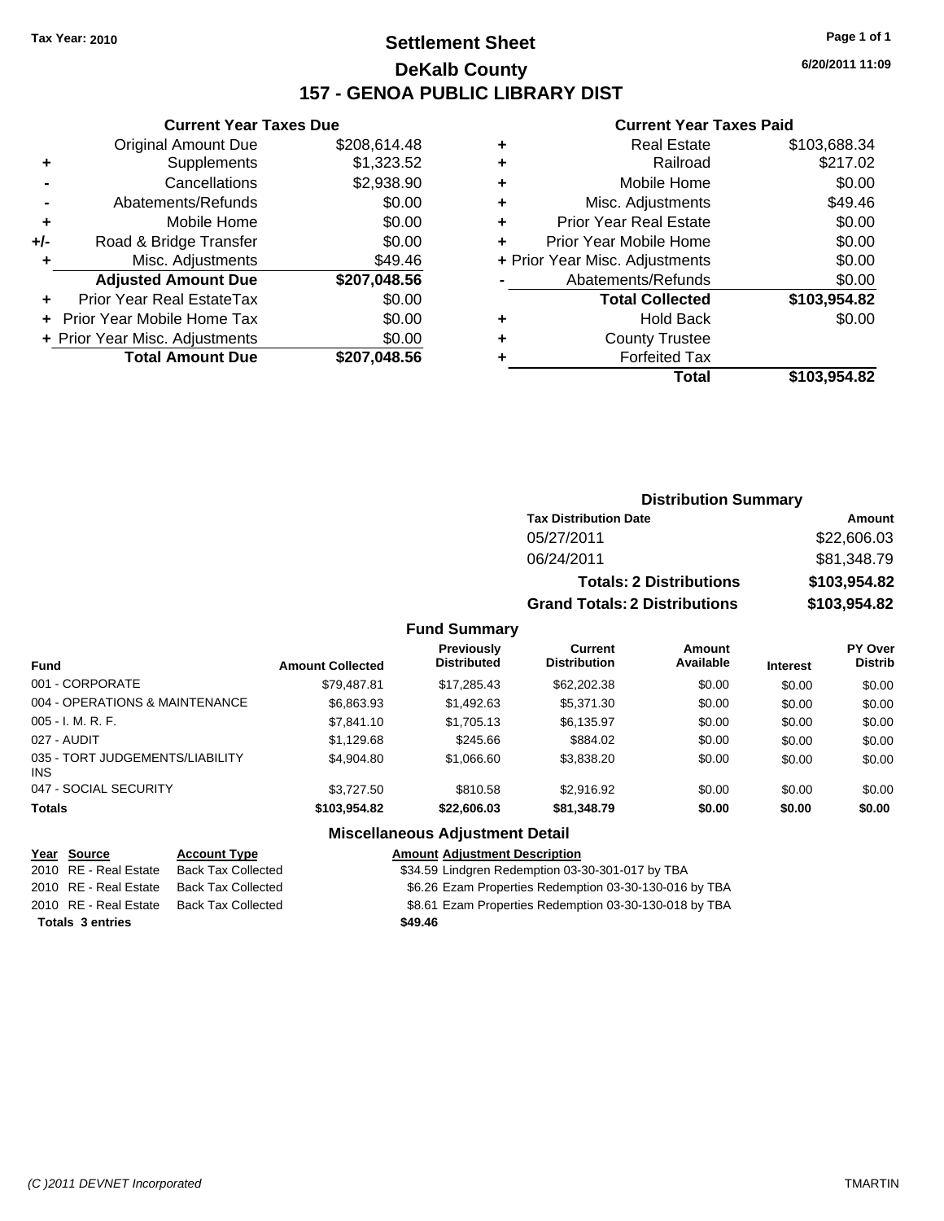Tax Year: 2010

# Settlement Sheet
## DeKalb County
## 157 - GENOA PUBLIC LIBRARY DIST

6/20/2011 11:09

### Current Year Taxes Due

| | | |
|---|---|---|
| | Original Amount Due | $208,614.48 |
| + | Supplements | $1,323.52 |
| - | Cancellations | $2,938.90 |
| - | Abatements/Refunds | $0.00 |
| + | Mobile Home | $0.00 |
| +/- | Road & Bridge Transfer | $0.00 |
| + | Misc. Adjustments | $49.46 |
| | **Adjusted Amount Due** | **$207,048.56** |
| + | Prior Year Real EstateTax | $0.00 |
| + | Prior Year Mobile Home Tax | $0.00 |
| + | Prior Year Misc. Adjustments | $0.00 |
| | **Total Amount Due** | **$207,048.56** |

### Current Year Taxes Paid

| | | |
|---|---|---|
| + | Real Estate | $103,688.34 |
| + | Railroad | $217.02 |
| + | Mobile Home | $0.00 |
| + | Misc. Adjustments | $49.46 |
| + | Prior Year Real Estate | $0.00 |
| + | Prior Year Mobile Home | $0.00 |
| + | Prior Year Misc. Adjustments | $0.00 |
| - | Abatements/Refunds | $0.00 |
| | **Total Collected** | **$103,954.82** |
| + | Hold Back | $0.00 |
| + | County Trustee | |
| + | Forfeited Tax | |
| | **Total** | **$103,954.82** |

### Distribution Summary

| Tax Distribution Date | Amount |
|---|---|
| 05/27/2011 | $22,606.03 |
| 06/24/2011 | $81,348.79 |
| **Totals: 2 Distributions** | **$103,954.82** |
| **Grand Totals: 2 Distributions** | **$103,954.82** |

### Fund Summary

| Fund | Amount Collected | Previously Distributed | Current Distribution | Amount Available | Interest | PY Over Distrib |
|---|---|---|---|---|---|---|
| 001 - CORPORATE | $79,487.81 | $17,285.43 | $62,202.38 | $0.00 | $0.00 | $0.00 |
| 004 - OPERATIONS & MAINTENANCE | $6,863.93 | $1,492.63 | $5,371.30 | $0.00 | $0.00 | $0.00 |
| 005 - I. M. R. F. | $7,841.10 | $1,705.13 | $6,135.97 | $0.00 | $0.00 | $0.00 |
| 027 - AUDIT | $1,129.68 | $245.66 | $884.02 | $0.00 | $0.00 | $0.00 |
| 035 - TORT JUDGEMENTS/LIABILITY INS | $4,904.80 | $1,066.60 | $3,838.20 | $0.00 | $0.00 | $0.00 |
| 047 - SOCIAL SECURITY | $3,727.50 | $810.58 | $2,916.92 | $0.00 | $0.00 | $0.00 |
| **Totals** | **$103,954.82** | **$22,606.03** | **$81,348.79** | **$0.00** | **$0.00** | **$0.00** |

### Miscellaneous Adjustment Detail

| Year | Source | Account Type | Amount | Adjustment Description |
|---|---|---|---|---|
| 2010 | RE - Real Estate | Back Tax Collected | $34.59 | Lindgren Redemption 03-30-301-017 by TBA |
| 2010 | RE - Real Estate | Back Tax Collected | $6.26 | Ezam Properties Redemption 03-30-130-016 by TBA |
| 2010 | RE - Real Estate | Back Tax Collected | $8.61 | Ezam Properties Redemption 03-30-130-018 by TBA |
| **Totals 3 entries** | | | **$49.46** | |

(C )2011 DEVNET Incorporated TMARTIN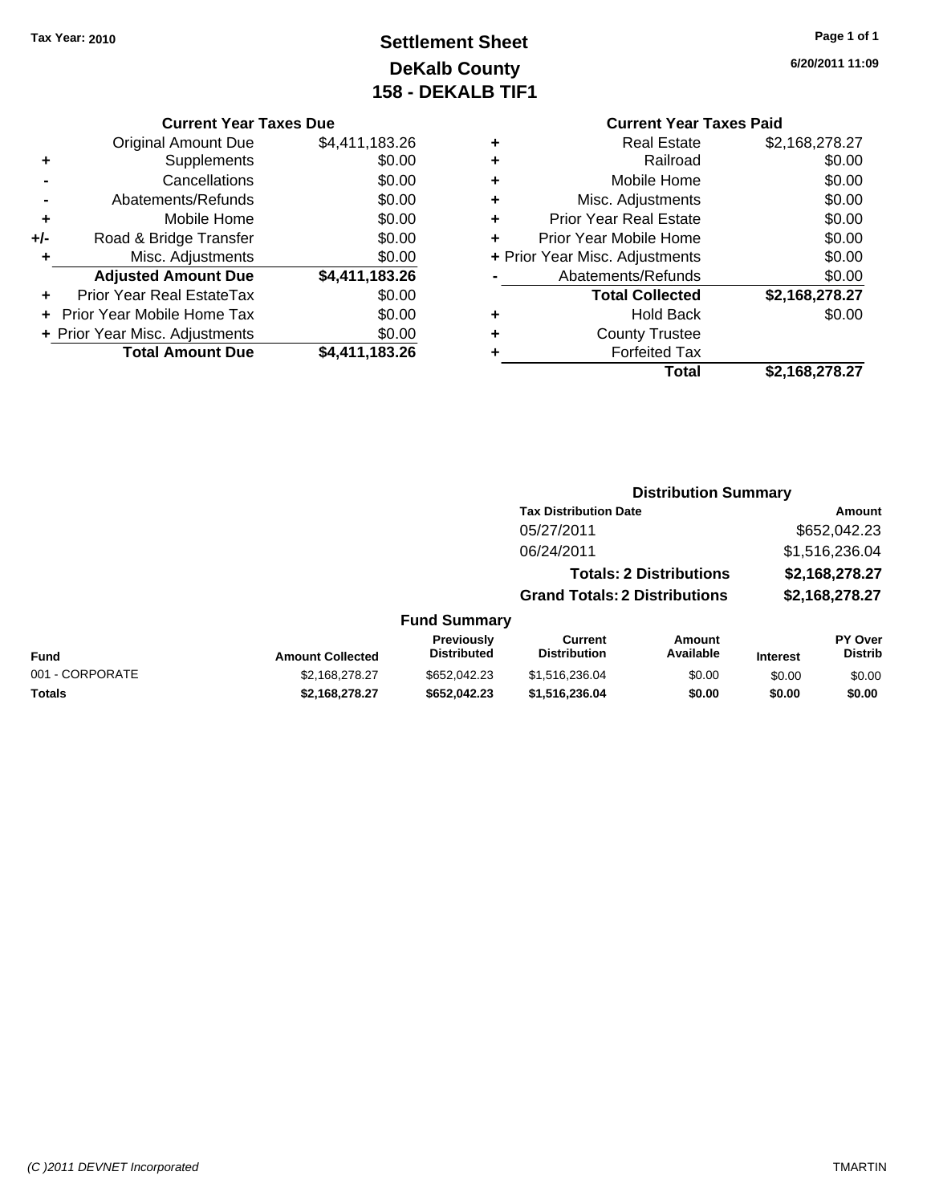**Tax Year: 2010**

# Settlement Sheet
## DeKalb County
## 158 - DEKALB TIF1

**6/20/2011 11:09**

### Current Year Taxes Due

| | | |
|---|---|---|
| | Original Amount Due | $4,411,183.26 |
| + | Supplements | $0.00 |
| - | Cancellations | $0.00 |
| - | Abatements/Refunds | $0.00 |
| + | Mobile Home | $0.00 |
| +/- | Road & Bridge Transfer | $0.00 |
| + | Misc. Adjustments | $0.00 |
| | **Adjusted Amount Due** | **$4,411,183.26** |
| + | Prior Year Real EstateTax | $0.00 |
| + | Prior Year Mobile Home Tax | $0.00 |
| + | Prior Year Misc. Adjustments | $0.00 |
| | **Total Amount Due** | **$4,411,183.26** |

### Current Year Taxes Paid

| | | |
|---|---|---|
| + | Real Estate | $2,168,278.27 |
| + | Railroad | $0.00 |
| + | Mobile Home | $0.00 |
| + | Misc. Adjustments | $0.00 |
| + | Prior Year Real Estate | $0.00 |
| + | Prior Year Mobile Home | $0.00 |
| + | Prior Year Misc. Adjustments | $0.00 |
| - | Abatements/Refunds | $0.00 |
| | **Total Collected** | **$2,168,278.27** |
| + | Hold Back | $0.00 |
| + | County Trustee | |
| + | Forfeited Tax | |
| | **Total** | **$2,168,278.27** |

### Distribution Summary

| Tax Distribution Date | Amount |
|---|---|
| 05/27/2011 | $652,042.23 |
| 06/24/2011 | $1,516,236.04 |
| **Totals: 2 Distributions** | **$2,168,278.27** |
| **Grand Totals: 2 Distributions** | **$2,168,278.27** |

### Fund Summary

| Fund | Amount Collected | Previously Distributed | Current Distribution | Amount Available | Interest | PY Over Distrib |
|---|---|---|---|---|---|---|
| 001 - CORPORATE | $2,168,278.27 | $652,042.23 | $1,516,236.04 | $0.00 | $0.00 | $0.00 |
| **Totals** | **$2,168,278.27** | **$652,042.23** | **$1,516,236.04** | **$0.00** | **$0.00** | **$0.00** |

(C )2011 DEVNET Incorporated TMARTIN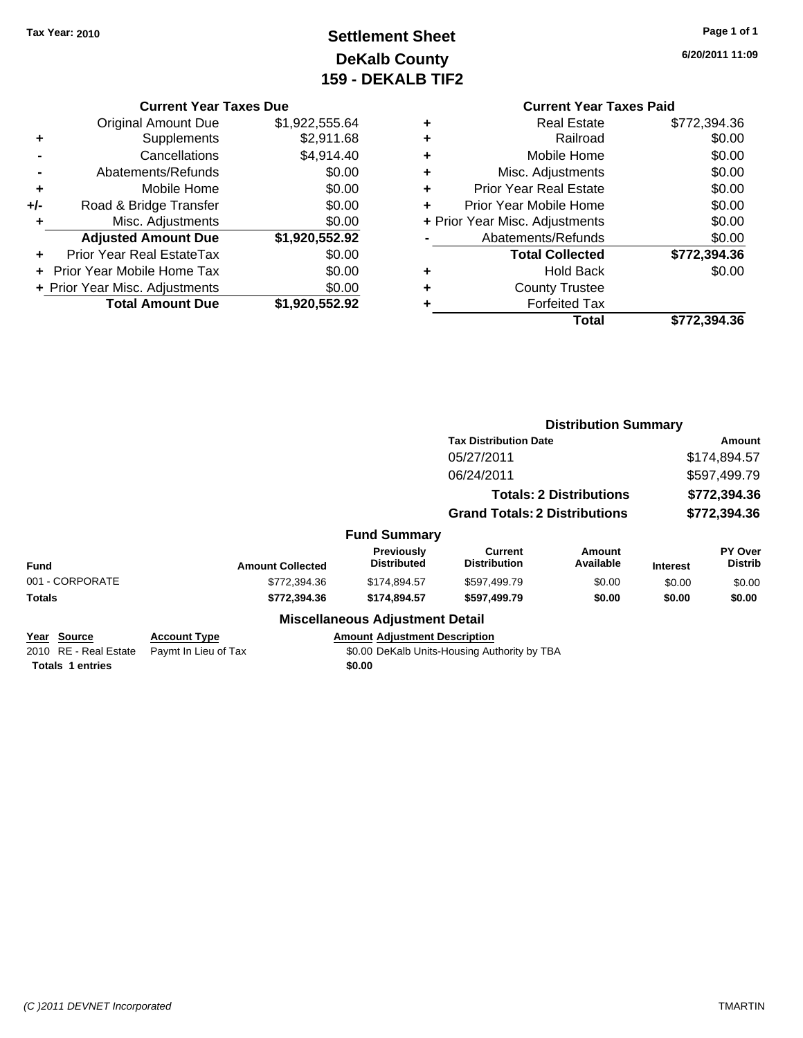Tax Year: 2010

# Settlement Sheet
## DeKalb County
## 159 - DEKALB TIF2

6/20/2011 11:09

### Current Year Taxes Due

| | | |
|---|---|---|
| | Original Amount Due | $1,922,555.64 |
| + | Supplements | $2,911.68 |
| - | Cancellations | $4,914.40 |
| - | Abatements/Refunds | $0.00 |
| + | Mobile Home | $0.00 |
| +/- | Road & Bridge Transfer | $0.00 |
| + | Misc. Adjustments | $0.00 |
| | **Adjusted Amount Due** | **$1,920,552.92** |
| + | Prior Year Real EstateTax | $0.00 |
| + | Prior Year Mobile Home Tax | $0.00 |
| + | Prior Year Misc. Adjustments | $0.00 |
| | **Total Amount Due** | **$1,920,552.92** |

### Current Year Taxes Paid

| | | |
|---|---|---|
| + | Real Estate | $772,394.36 |
| + | Railroad | $0.00 |
| + | Mobile Home | $0.00 |
| + | Misc. Adjustments | $0.00 |
| + | Prior Year Real Estate | $0.00 |
| + | Prior Year Mobile Home | $0.00 |
| + | Prior Year Misc. Adjustments | $0.00 |
| - | Abatements/Refunds | $0.00 |
| | **Total Collected** | **$772,394.36** |
| + | Hold Back | $0.00 |
| + | County Trustee | |
| + | Forfeited Tax | |
| | **Total** | **$772,394.36** |

### Distribution Summary

| Tax Distribution Date | Amount |
|---|---|
| 05/27/2011 | $174,894.57 |
| 06/24/2011 | $597,499.79 |
| **Totals: 2 Distributions** | **$772,394.36** |
| **Grand Totals: 2 Distributions** | **$772,394.36** |

### Fund Summary

| Fund | Amount Collected | Previously Distributed | Current Distribution | Amount Available | Interest | PY Over Distrib |
|---|---|---|---|---|---|---|
| 001 - CORPORATE | $772,394.36 | $174,894.57 | $597,499.79 | $0.00 | $0.00 | $0.00 |
| **Totals** | **$772,394.36** | **$174,894.57** | **$597,499.79** | **$0.00** | **$0.00** | **$0.00** |

### Miscellaneous Adjustment Detail

| Year | Source | Account Type | Amount | Adjustment Description |
|---|---|---|---|---|
| 2010 | RE - Real Estate | Paymt In Lieu of Tax | $0.00 | DeKalb Units-Housing Authority by TBA |
| **Totals** | **1 entries** | | **$0.00** | |

(C )2011 DEVNET Incorporated — TMARTIN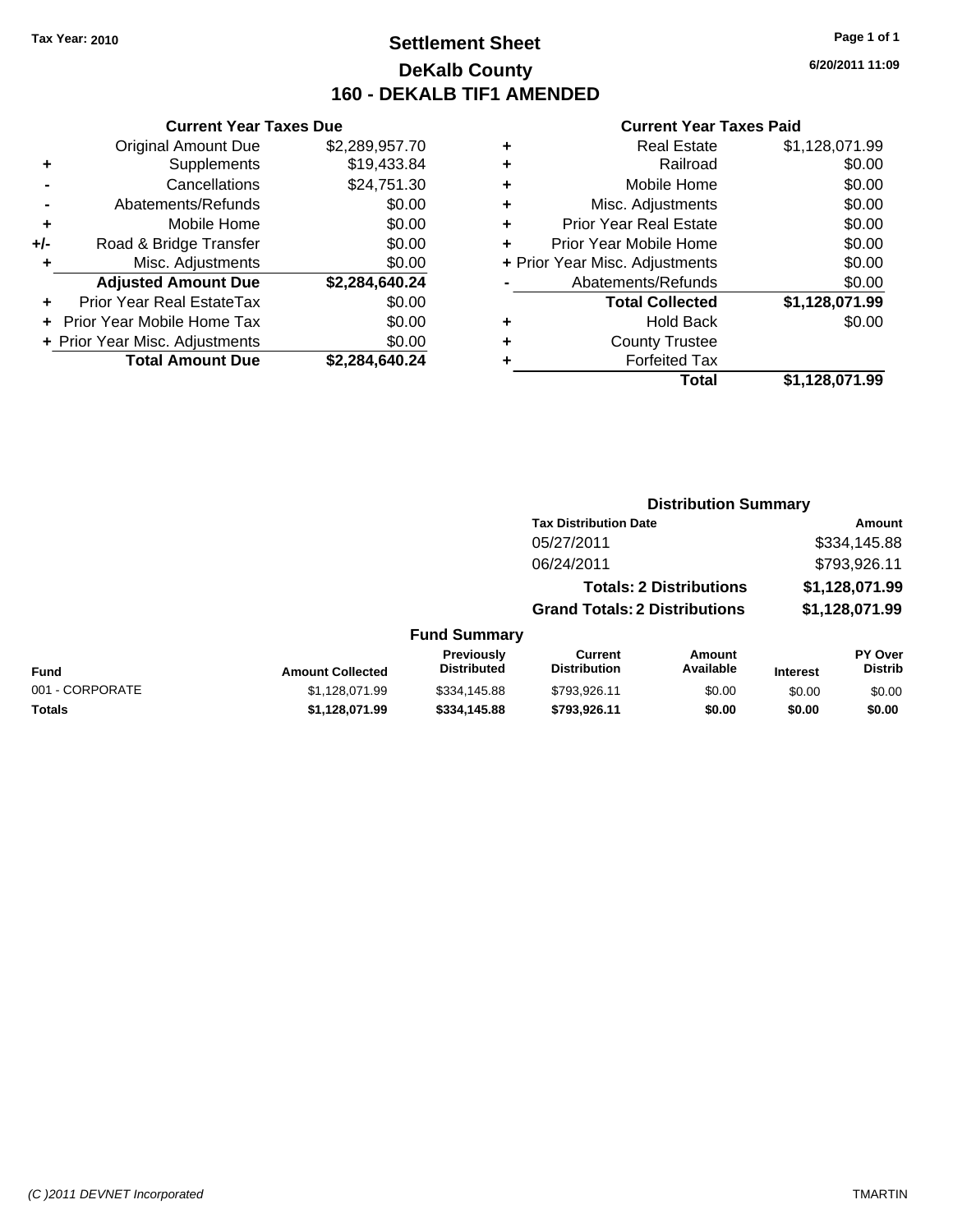Tax Year: 2010

# Settlement Sheet
## DeKalb County
## 160 - DEKALB TIF1 AMENDED

6/20/2011 11:09

### Current Year Taxes Due

| | | |
|---|---|---|
| | Original Amount Due | $2,289,957.70 |
| + | Supplements | $19,433.84 |
| - | Cancellations | $24,751.30 |
| - | Abatements/Refunds | $0.00 |
| + | Mobile Home | $0.00 |
| +/- | Road & Bridge Transfer | $0.00 |
| + | Misc. Adjustments | $0.00 |
| | **Adjusted Amount Due** | **$2,284,640.24** |
| + | Prior Year Real EstateTax | $0.00 |
| + | Prior Year Mobile Home Tax | $0.00 |
| + | Prior Year Misc. Adjustments | $0.00 |
| | **Total Amount Due** | **$2,284,640.24** |

### Current Year Taxes Paid

| | | |
|---|---|---|
| + | Real Estate | $1,128,071.99 |
| + | Railroad | $0.00 |
| + | Mobile Home | $0.00 |
| + | Misc. Adjustments | $0.00 |
| + | Prior Year Real Estate | $0.00 |
| + | Prior Year Mobile Home | $0.00 |
| + | Prior Year Misc. Adjustments | $0.00 |
| - | Abatements/Refunds | $0.00 |
| | **Total Collected** | **$1,128,071.99** |
| + | Hold Back | $0.00 |
| + | County Trustee | |
| + | Forfeited Tax | |
| | **Total** | **$1,128,071.99** |

### Distribution Summary

| Tax Distribution Date | Amount |
|---|---|
| 05/27/2011 | $334,145.88 |
| 06/24/2011 | $793,926.11 |
| **Totals: 2 Distributions** | **$1,128,071.99** |
| **Grand Totals: 2 Distributions** | **$1,128,071.99** |

### Fund Summary

| Fund | Amount Collected | Previously Distributed | Current Distribution | Amount Available | Interest | PY Over Distrib |
|---|---|---|---|---|---|---|
| 001 - CORPORATE | $1,128,071.99 | $334,145.88 | $793,926.11 | $0.00 | $0.00 | $0.00 |
| **Totals** | **$1,128,071.99** | **$334,145.88** | **$793,926.11** | **$0.00** | **$0.00** | **$0.00** |

(C )2011 DEVNET Incorporated TMARTIN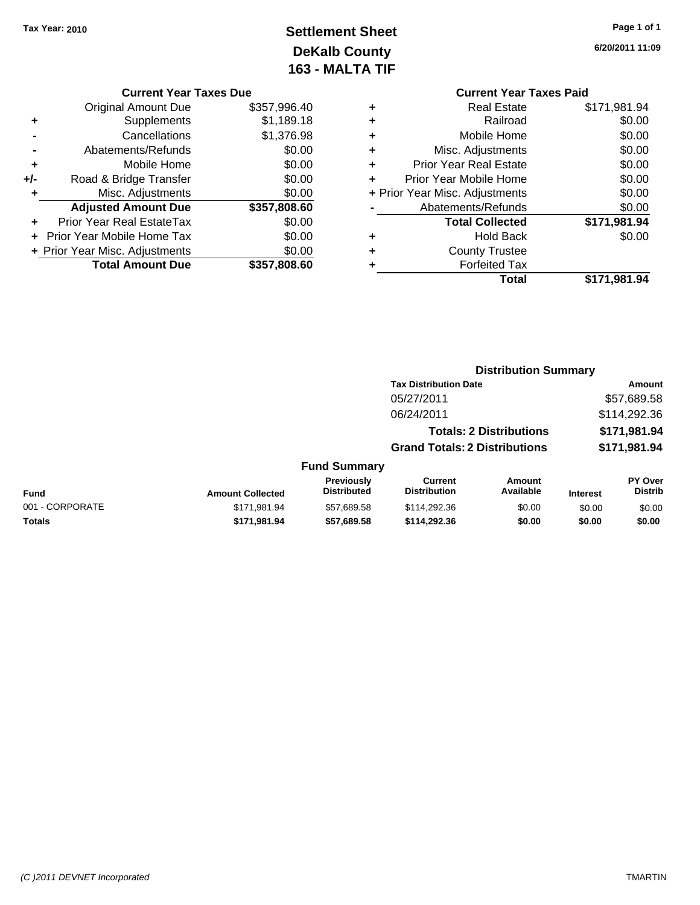**Tax Year: 2010**

# Settlement Sheet
## DeKalb County
## 163 - MALTA TIF

6/20/2011 11:09

### Current Year Taxes Due

| | | |
|---|---|---|
| | Original Amount Due | $357,996.40 |
| + | Supplements | $1,189.18 |
| - | Cancellations | $1,376.98 |
| - | Abatements/Refunds | $0.00 |
| + | Mobile Home | $0.00 |
| +/- | Road & Bridge Transfer | $0.00 |
| + | Misc. Adjustments | $0.00 |
| | **Adjusted Amount Due** | **$357,808.60** |
| + | Prior Year Real EstateTax | $0.00 |
| + | Prior Year Mobile Home Tax | $0.00 |
| + | Prior Year Misc. Adjustments | $0.00 |
| | **Total Amount Due** | **$357,808.60** |

### Current Year Taxes Paid

| | | |
|---|---|---|
| + | Real Estate | $171,981.94 |
| + | Railroad | $0.00 |
| + | Mobile Home | $0.00 |
| + | Misc. Adjustments | $0.00 |
| + | Prior Year Real Estate | $0.00 |
| + | Prior Year Mobile Home | $0.00 |
| + | Prior Year Misc. Adjustments | $0.00 |
| - | Abatements/Refunds | $0.00 |
| | **Total Collected** | **$171,981.94** |
| + | Hold Back | $0.00 |
| + | County Trustee | |
| + | Forfeited Tax | |
| | **Total** | **$171,981.94** |

### Distribution Summary

| Tax Distribution Date | Amount |
|---|---|
| 05/27/2011 | $57,689.58 |
| 06/24/2011 | $114,292.36 |
| **Totals: 2 Distributions** | **$171,981.94** |
| **Grand Totals: 2 Distributions** | **$171,981.94** |

### Fund Summary

| Fund | Amount Collected | Previously Distributed | Current Distribution | Amount Available | Interest | PY Over Distrib |
|---|---|---|---|---|---|---|
| 001 - CORPORATE | $171,981.94 | $57,689.58 | $114,292.36 | $0.00 | $0.00 | $0.00 |
| **Totals** | **$171,981.94** | **$57,689.58** | **$114,292.36** | **$0.00** | **$0.00** | **$0.00** |

(C )2011 DEVNET Incorporated TMARTIN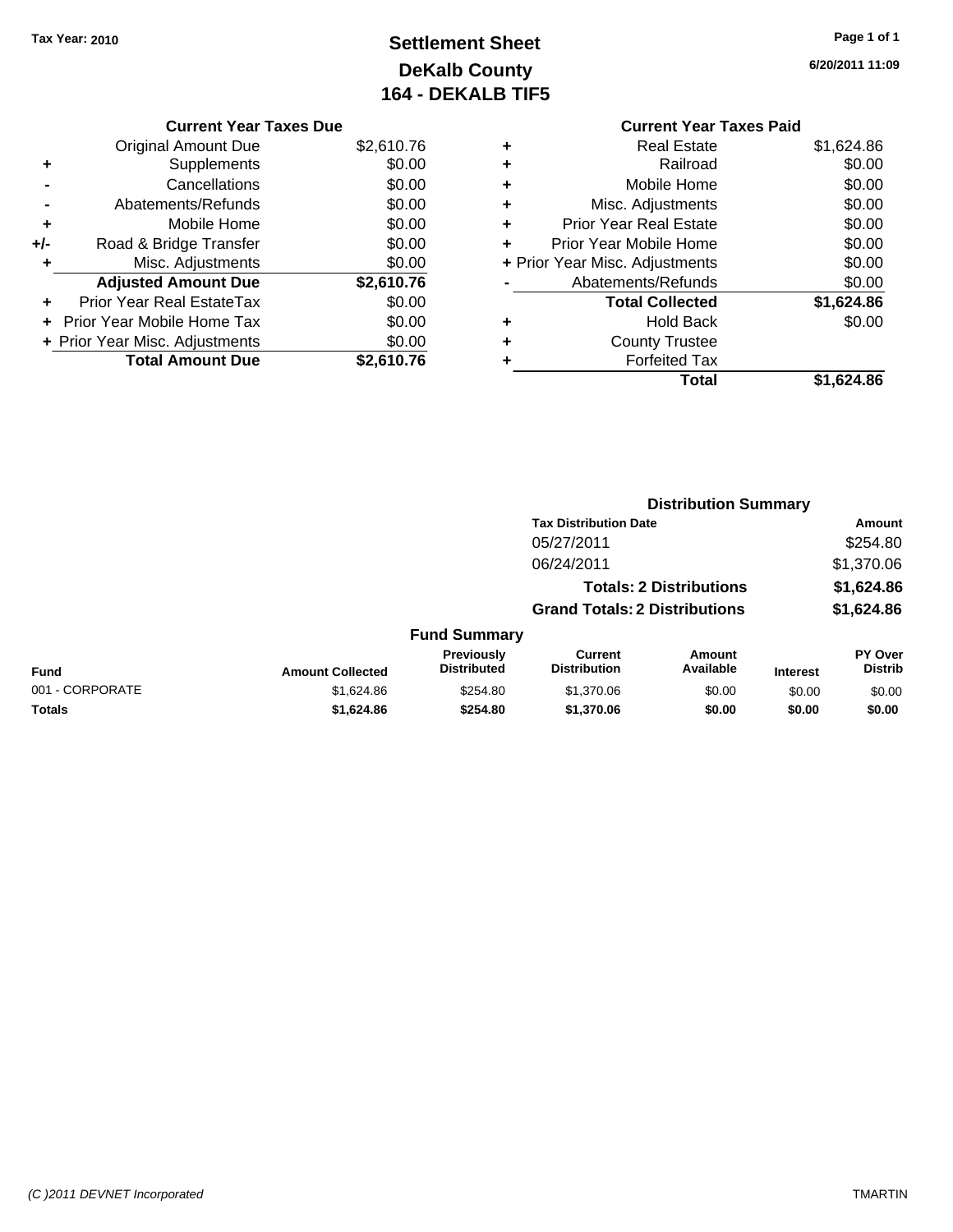Tax Year: 2010

# Settlement Sheet
## DeKalb County
## 164 - DEKALB TIF5

6/20/2011 11:09

### Current Year Taxes Due

| | | |
|---|---|---|
| | Original Amount Due | $2,610.76 |
| + | Supplements | $0.00 |
| - | Cancellations | $0.00 |
| - | Abatements/Refunds | $0.00 |
| + | Mobile Home | $0.00 |
| +/- | Road & Bridge Transfer | $0.00 |
| + | Misc. Adjustments | $0.00 |
| | **Adjusted Amount Due** | **$2,610.76** |
| + | Prior Year Real EstateTax | $0.00 |
| + | Prior Year Mobile Home Tax | $0.00 |
| + | Prior Year Misc. Adjustments | $0.00 |
| | **Total Amount Due** | **$2,610.76** |

### Current Year Taxes Paid

| | | |
|---|---|---|
| + | Real Estate | $1,624.86 |
| + | Railroad | $0.00 |
| + | Mobile Home | $0.00 |
| + | Misc. Adjustments | $0.00 |
| + | Prior Year Real Estate | $0.00 |
| + | Prior Year Mobile Home | $0.00 |
| + | Prior Year Misc. Adjustments | $0.00 |
| - | Abatements/Refunds | $0.00 |
| | **Total Collected** | **$1,624.86** |
| + | Hold Back | $0.00 |
| + | County Trustee | |
| + | Forfeited Tax | |
| | **Total** | **$1,624.86** |

### Distribution Summary

| Tax Distribution Date | Amount |
|---|---|
| 05/27/2011 | $254.80 |
| 06/24/2011 | $1,370.06 |
| **Totals: 2 Distributions** | **$1,624.86** |
| **Grand Totals: 2 Distributions** | **$1,624.86** |

### Fund Summary

| Fund | Amount Collected | Previously Distributed | Current Distribution | Amount Available | Interest | PY Over Distrib |
|---|---|---|---|---|---|---|
| 001 - CORPORATE | $1,624.86 | $254.80 | $1,370.06 | $0.00 | $0.00 | $0.00 |
| **Totals** | **$1,624.86** | **$254.80** | **$1,370.06** | **$0.00** | **$0.00** | **$0.00** |

(C )2011 DEVNET Incorporated — TMARTIN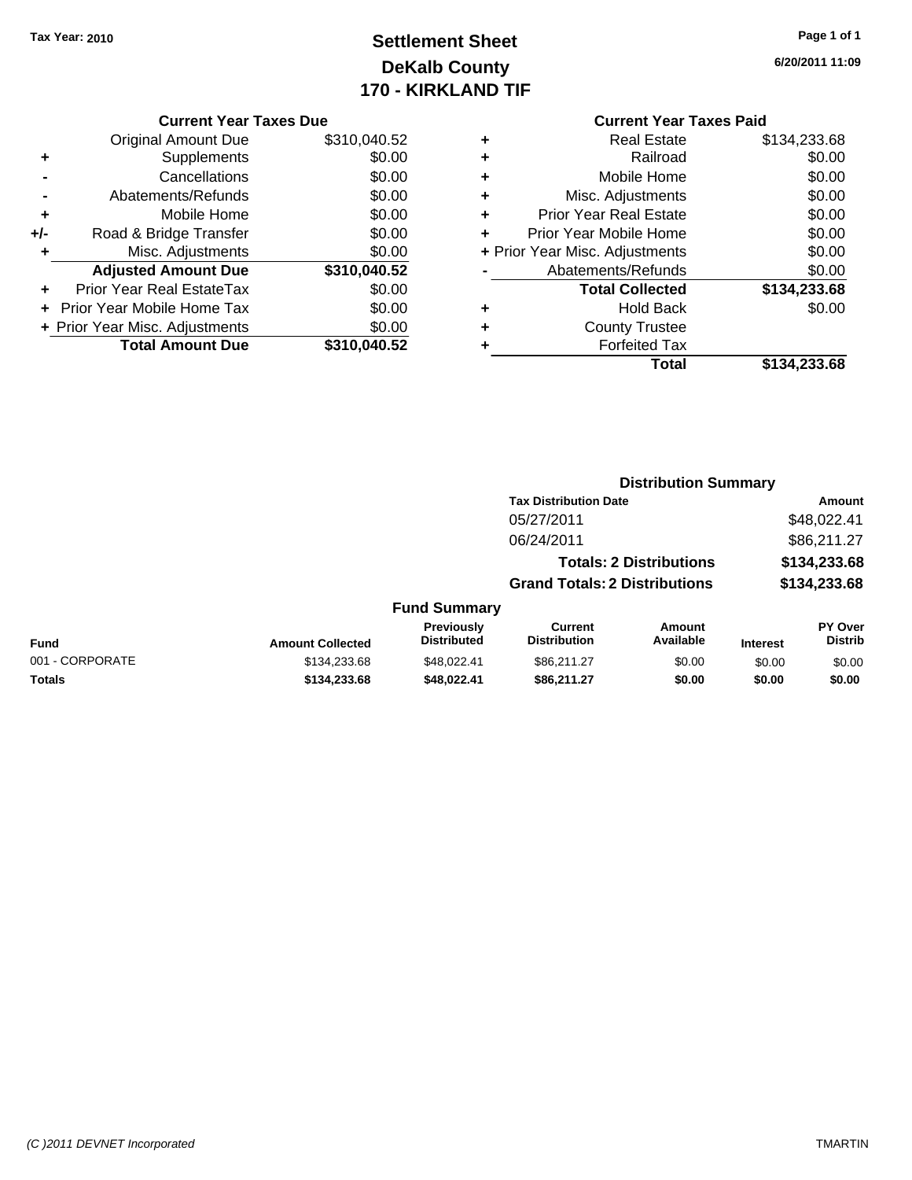Tax Year: 2010

# Settlement Sheet
## DeKalb County
## 170 - KIRKLAND TIF

6/20/2011 11:09

### Current Year Taxes Due

| | | |
|---|---|---|
| | Original Amount Due | $310,040.52 |
| + | Supplements | $0.00 |
| - | Cancellations | $0.00 |
| - | Abatements/Refunds | $0.00 |
| + | Mobile Home | $0.00 |
| +/- | Road & Bridge Transfer | $0.00 |
| + | Misc. Adjustments | $0.00 |
| | **Adjusted Amount Due** | **$310,040.52** |
| + | Prior Year Real EstateTax | $0.00 |
| + | Prior Year Mobile Home Tax | $0.00 |
| + | Prior Year Misc. Adjustments | $0.00 |
| | **Total Amount Due** | **$310,040.52** |

### Current Year Taxes Paid

| | | |
|---|---|---|
| + | Real Estate | $134,233.68 |
| + | Railroad | $0.00 |
| + | Mobile Home | $0.00 |
| + | Misc. Adjustments | $0.00 |
| + | Prior Year Real Estate | $0.00 |
| + | Prior Year Mobile Home | $0.00 |
| + | Prior Year Misc. Adjustments | $0.00 |
| - | Abatements/Refunds | $0.00 |
| | **Total Collected** | **$134,233.68** |
| + | Hold Back | $0.00 |
| + | County Trustee | |
| + | Forfeited Tax | |
| | **Total** | **$134,233.68** |

### Distribution Summary

| Tax Distribution Date | Amount |
|---|---|
| 05/27/2011 | $48,022.41 |
| 06/24/2011 | $86,211.27 |
| **Totals: 2 Distributions** | **$134,233.68** |
| **Grand Totals: 2 Distributions** | **$134,233.68** |

### Fund Summary

| Fund | Amount Collected | Previously Distributed | Current Distribution | Amount Available | Interest | PY Over Distrib |
|---|---|---|---|---|---|---|
| 001 - CORPORATE | $134,233.68 | $48,022.41 | $86,211.27 | $0.00 | $0.00 | $0.00 |
| **Totals** | **$134,233.68** | **$48,022.41** | **$86,211.27** | **$0.00** | **$0.00** | **$0.00** |

(C )2011 DEVNET Incorporated

TMARTIN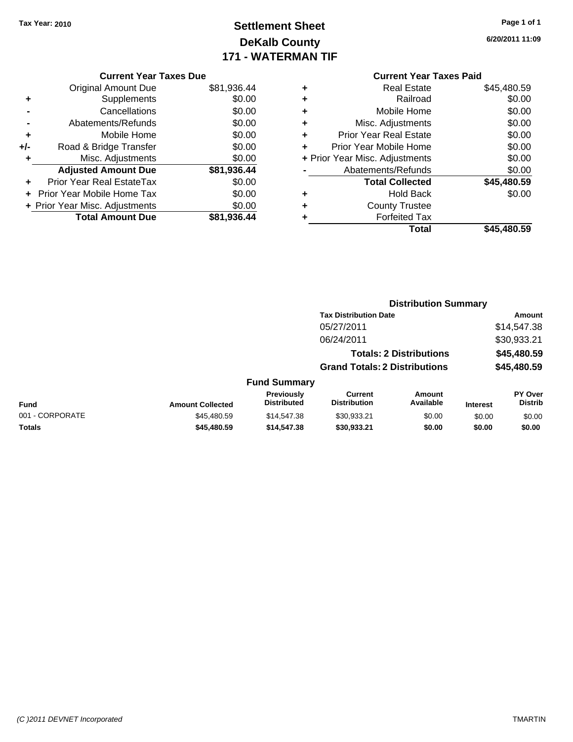Tax Year: 2010

# Settlement Sheet
## DeKalb County
## 171 - WATERMAN TIF

6/20/2011 11:09

### Current Year Taxes Due

| | | |
|---|---|---|
| | Original Amount Due | $81,936.44 |
| + | Supplements | $0.00 |
| - | Cancellations | $0.00 |
| - | Abatements/Refunds | $0.00 |
| + | Mobile Home | $0.00 |
| +/- | Road & Bridge Transfer | $0.00 |
| + | Misc. Adjustments | $0.00 |
| | **Adjusted Amount Due** | **$81,936.44** |
| + | Prior Year Real EstateTax | $0.00 |
| + | Prior Year Mobile Home Tax | $0.00 |
| + | Prior Year Misc. Adjustments | $0.00 |
| | **Total Amount Due** | **$81,936.44** |

### Current Year Taxes Paid

| | | |
|---|---|---|
| + | Real Estate | $45,480.59 |
| + | Railroad | $0.00 |
| + | Mobile Home | $0.00 |
| + | Misc. Adjustments | $0.00 |
| + | Prior Year Real Estate | $0.00 |
| + | Prior Year Mobile Home | $0.00 |
| + | Prior Year Misc. Adjustments | $0.00 |
| - | Abatements/Refunds | $0.00 |
| | **Total Collected** | **$45,480.59** |
| + | Hold Back | $0.00 |
| + | County Trustee | |
| + | Forfeited Tax | |
| | **Total** | **$45,480.59** |

### Distribution Summary

| Tax Distribution Date | Amount |
|---|---|
| 05/27/2011 | $14,547.38 |
| 06/24/2011 | $30,933.21 |
| **Totals: 2 Distributions** | **$45,480.59** |
| **Grand Totals: 2 Distributions** | **$45,480.59** |

### Fund Summary

| Fund | Amount Collected | Previously Distributed | Current Distribution | Amount Available | Interest | PY Over Distrib |
|---|---|---|---|---|---|---|
| 001 - CORPORATE | $45,480.59 | $14,547.38 | $30,933.21 | $0.00 | $0.00 | $0.00 |
| **Totals** | **$45,480.59** | **$14,547.38** | **$30,933.21** | **$0.00** | **$0.00** | **$0.00** |

(C )2011 DEVNET Incorporated

TMARTIN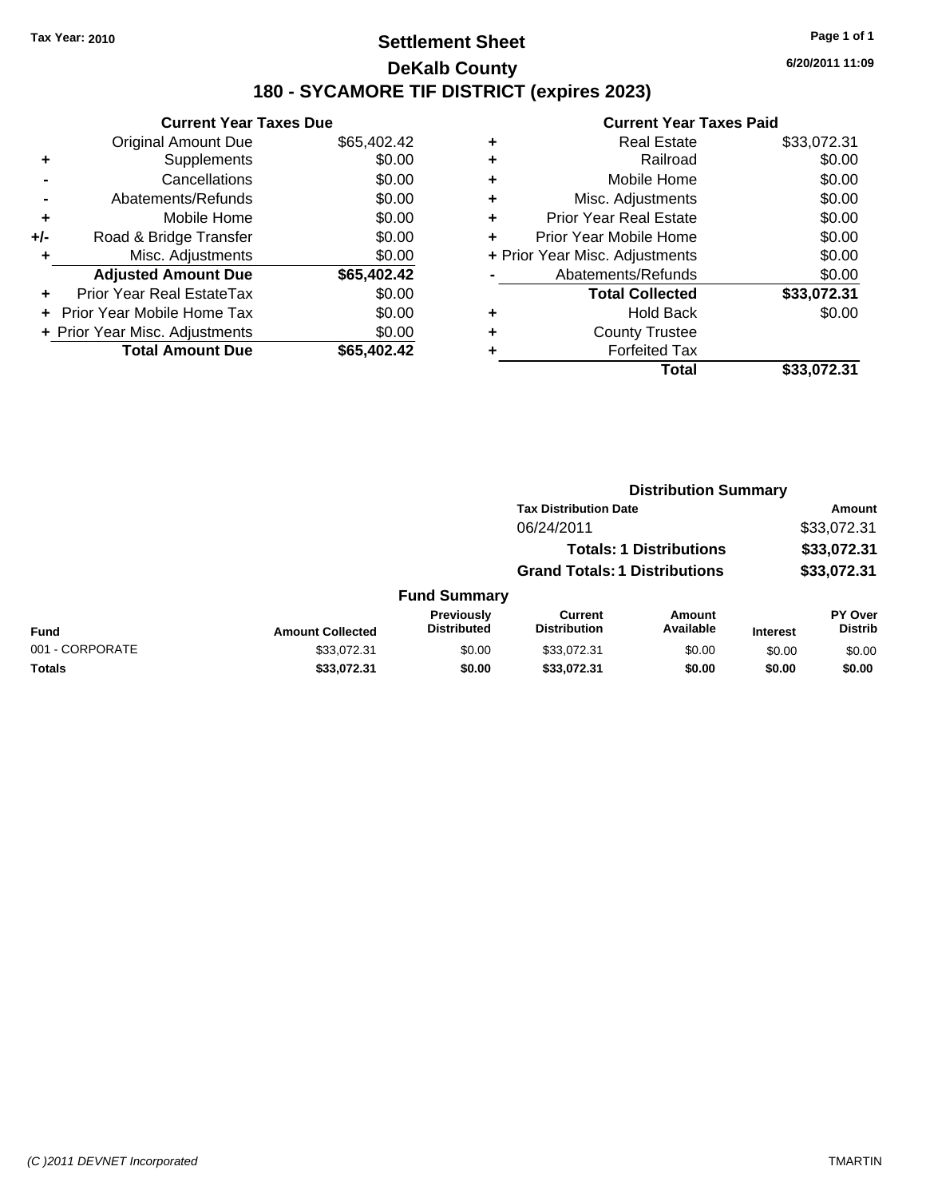Tax Year: 2010

# Settlement Sheet

## DeKalb County

## 180 - SYCAMORE TIF DISTRICT (expires 2023)

6/20/2011 11:09

### Current Year Taxes Due

| | | |
|---|---|---|
| | Original Amount Due | $65,402.42 |
| + | Supplements | $0.00 |
| - | Cancellations | $0.00 |
| - | Abatements/Refunds | $0.00 |
| + | Mobile Home | $0.00 |
| +/- | Road & Bridge Transfer | $0.00 |
| + | Misc. Adjustments | $0.00 |
| | **Adjusted Amount Due** | **$65,402.42** |
| + | Prior Year Real EstateTax | $0.00 |
| + | Prior Year Mobile Home Tax | $0.00 |
| + | Prior Year Misc. Adjustments | $0.00 |
| | **Total Amount Due** | **$65,402.42** |

### Current Year Taxes Paid

| | | |
|---|---|---|
| + | Real Estate | $33,072.31 |
| + | Railroad | $0.00 |
| + | Mobile Home | $0.00 |
| + | Misc. Adjustments | $0.00 |
| + | Prior Year Real Estate | $0.00 |
| + | Prior Year Mobile Home | $0.00 |
| + | Prior Year Misc. Adjustments | $0.00 |
| - | Abatements/Refunds | $0.00 |
| | **Total Collected** | **$33,072.31** |
| + | Hold Back | $0.00 |
| + | County Trustee | |
| + | Forfeited Tax | |
| | **Total** | **$33,072.31** |

### Distribution Summary

| Tax Distribution Date | Amount |
|---|---|
| 06/24/2011 | $33,072.31 |
| **Totals: 1 Distributions** | **$33,072.31** |
| **Grand Totals: 1 Distributions** | **$33,072.31** |

### Fund Summary

| Fund | Amount Collected | Previously Distributed | Current Distribution | Amount Available | Interest | PY Over Distrib |
|---|---|---|---|---|---|---|
| 001 - CORPORATE | $33,072.31 | $0.00 | $33,072.31 | $0.00 | $0.00 | $0.00 |
| **Totals** | **$33,072.31** | **$0.00** | **$33,072.31** | **$0.00** | **$0.00** | **$0.00** |

(C )2011 DEVNET Incorporated TMARTIN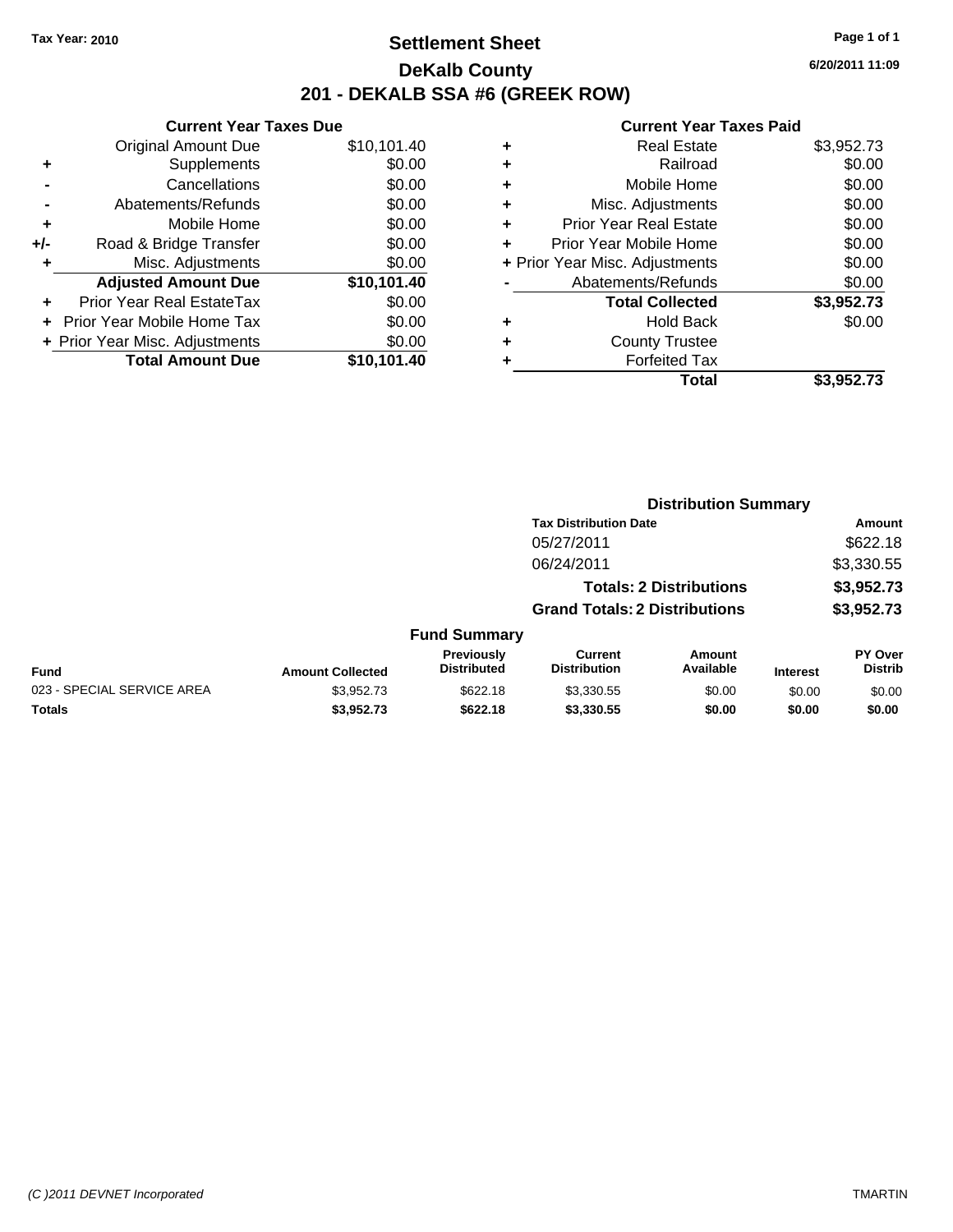Tax Year: 2010

# Settlement Sheet

## DeKalb County

## 201 - DEKALB SSA #6 (GREEK ROW)

6/20/2011 11:09

### Current Year Taxes Due

| | | |
|---|---|---|
| | Original Amount Due | $10,101.40 |
| + | Supplements | $0.00 |
| - | Cancellations | $0.00 |
| - | Abatements/Refunds | $0.00 |
| + | Mobile Home | $0.00 |
| +/- | Road & Bridge Transfer | $0.00 |
| + | Misc. Adjustments | $0.00 |
| | **Adjusted Amount Due** | **$10,101.40** |
| + | Prior Year Real EstateTax | $0.00 |
| + | Prior Year Mobile Home Tax | $0.00 |
| + | Prior Year Misc. Adjustments | $0.00 |
| | **Total Amount Due** | **$10,101.40** |

### Current Year Taxes Paid

| | | |
|---|---|---|
| + | Real Estate | $3,952.73 |
| + | Railroad | $0.00 |
| + | Mobile Home | $0.00 |
| + | Misc. Adjustments | $0.00 |
| + | Prior Year Real Estate | $0.00 |
| + | Prior Year Mobile Home | $0.00 |
| + | Prior Year Misc. Adjustments | $0.00 |
| - | Abatements/Refunds | $0.00 |
| | **Total Collected** | **$3,952.73** |
| + | Hold Back | $0.00 |
| + | County Trustee | |
| + | Forfeited Tax | |
| | **Total** | **$3,952.73** |

### Distribution Summary

| Tax Distribution Date | Amount |
|---|---|
| 05/27/2011 | $622.18 |
| 06/24/2011 | $3,330.55 |
| **Totals: 2 Distributions** | **$3,952.73** |
| **Grand Totals: 2 Distributions** | **$3,952.73** |

### Fund Summary

| Fund | Amount Collected | Previously Distributed | Current Distribution | Amount Available | Interest | PY Over Distrib |
|---|---|---|---|---|---|---|
| 023 - SPECIAL SERVICE AREA | $3,952.73 | $622.18 | $3,330.55 | $0.00 | $0.00 | $0.00 |
| **Totals** | **$3,952.73** | **$622.18** | **$3,330.55** | **$0.00** | **$0.00** | **$0.00** |

(C )2011 DEVNET Incorporated TMARTIN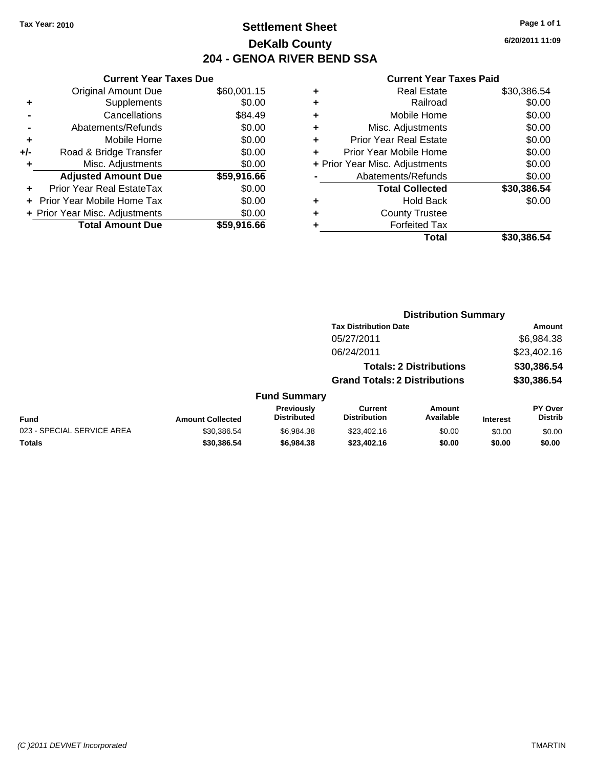Tax Year: 2010

# Settlement Sheet
## DeKalb County
## 204 - GENOA RIVER BEND SSA

6/20/2011 11:09

### Current Year Taxes Due

| | | |
|---|---|---|
| | Original Amount Due | $60,001.15 |
| + | Supplements | $0.00 |
| - | Cancellations | $84.49 |
| - | Abatements/Refunds | $0.00 |
| + | Mobile Home | $0.00 |
| +/- | Road & Bridge Transfer | $0.00 |
| + | Misc. Adjustments | $0.00 |
| | **Adjusted Amount Due** | **$59,916.66** |
| + | Prior Year Real EstateTax | $0.00 |
| + | Prior Year Mobile Home Tax | $0.00 |
| + | Prior Year Misc. Adjustments | $0.00 |
| | **Total Amount Due** | **$59,916.66** |

### Current Year Taxes Paid

| | | |
|---|---|---|
| + | Real Estate | $30,386.54 |
| + | Railroad | $0.00 |
| + | Mobile Home | $0.00 |
| + | Misc. Adjustments | $0.00 |
| + | Prior Year Real Estate | $0.00 |
| + | Prior Year Mobile Home | $0.00 |
| + | Prior Year Misc. Adjustments | $0.00 |
| - | Abatements/Refunds | $0.00 |
| | **Total Collected** | **$30,386.54** |
| + | Hold Back | $0.00 |
| + | County Trustee | |
| + | Forfeited Tax | |
| | **Total** | **$30,386.54** |

### Distribution Summary

| Tax Distribution Date | Amount |
|---|---|
| 05/27/2011 | $6,984.38 |
| 06/24/2011 | $23,402.16 |
| **Totals: 2 Distributions** | **$30,386.54** |
| **Grand Totals: 2 Distributions** | **$30,386.54** |

### Fund Summary

| Fund | Amount Collected | Previously Distributed | Current Distribution | Amount Available | Interest | PY Over Distrib |
|---|---|---|---|---|---|---|
| 023 - SPECIAL SERVICE AREA | $30,386.54 | $6,984.38 | $23,402.16 | $0.00 | $0.00 | $0.00 |
| **Totals** | **$30,386.54** | **$6,984.38** | **$23,402.16** | **$0.00** | **$0.00** | **$0.00** |

(C )2011 DEVNET Incorporated — TMARTIN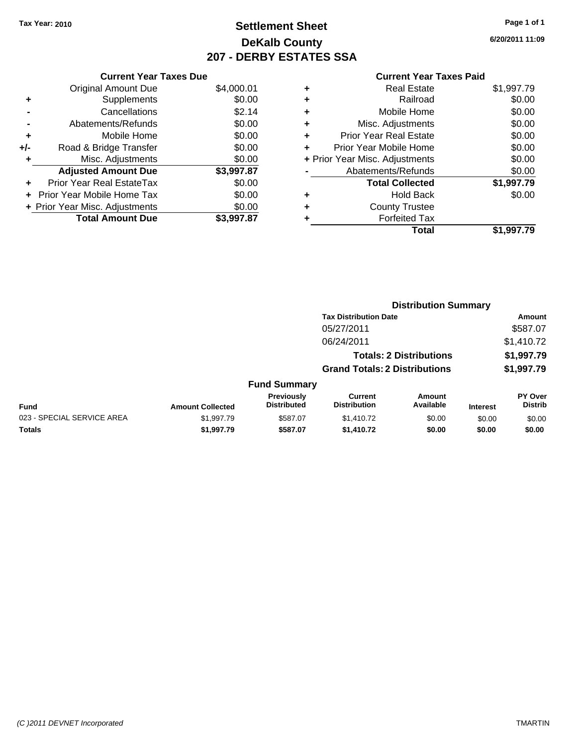Tax Year: 2010

# Settlement Sheet
## DeKalb County
## 207 - DERBY ESTATES SSA

6/20/2011 11:09

### Current Year Taxes Due

| | | |
|---|---|---|
| | Original Amount Due | $4,000.01 |
| + | Supplements | $0.00 |
| - | Cancellations | $2.14 |
| - | Abatements/Refunds | $0.00 |
| + | Mobile Home | $0.00 |
| +/- | Road & Bridge Transfer | $0.00 |
| + | Misc. Adjustments | $0.00 |
| | **Adjusted Amount Due** | **$3,997.87** |
| + | Prior Year Real EstateTax | $0.00 |
| + | Prior Year Mobile Home Tax | $0.00 |
| + | Prior Year Misc. Adjustments | $0.00 |
| | **Total Amount Due** | **$3,997.87** |

### Current Year Taxes Paid

| | | |
|---|---|---|
| + | Real Estate | $1,997.79 |
| + | Railroad | $0.00 |
| + | Mobile Home | $0.00 |
| + | Misc. Adjustments | $0.00 |
| + | Prior Year Real Estate | $0.00 |
| + | Prior Year Mobile Home | $0.00 |
| + | Prior Year Misc. Adjustments | $0.00 |
| - | Abatements/Refunds | $0.00 |
| | **Total Collected** | **$1,997.79** |
| + | Hold Back | $0.00 |
| + | County Trustee | |
| + | Forfeited Tax | |
| | **Total** | **$1,997.79** |

### Distribution Summary

| Tax Distribution Date | Amount |
|---|---|
| 05/27/2011 | $587.07 |
| 06/24/2011 | $1,410.72 |
| **Totals: 2 Distributions** | **$1,997.79** |
| **Grand Totals: 2 Distributions** | **$1,997.79** |

### Fund Summary

| Fund | Amount Collected | Previously Distributed | Current Distribution | Amount Available | Interest | PY Over Distrib |
|---|---|---|---|---|---|---|
| 023 - SPECIAL SERVICE AREA | $1,997.79 | $587.07 | $1,410.72 | $0.00 | $0.00 | $0.00 |
| **Totals** | **$1,997.79** | **$587.07** | **$1,410.72** | **$0.00** | **$0.00** | **$0.00** |

(C )2011 DEVNET Incorporated

TMARTIN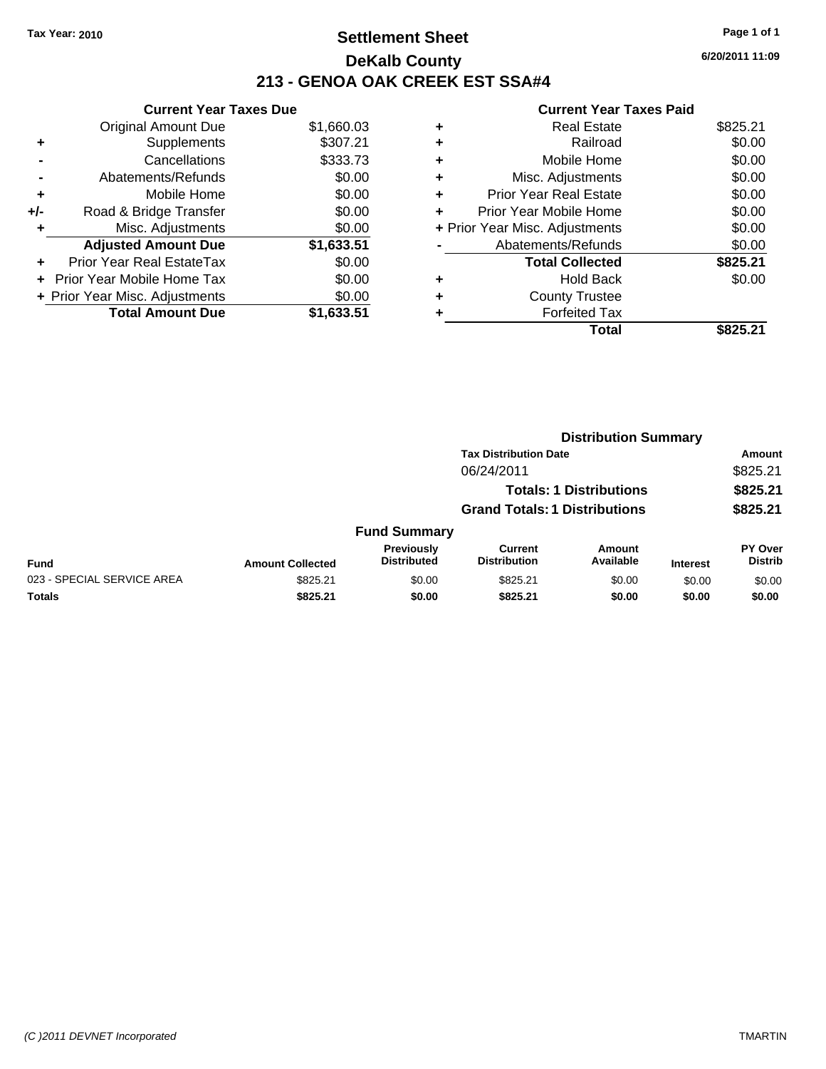**Tax Year: 2010**

# Settlement Sheet

## DeKalb County

## 213 - GENOA OAK CREEK EST SSA#4

6/20/2011 11:09

### Current Year Taxes Due

| | | |
|---|---|---|
| | Original Amount Due | $1,660.03 |
| + | Supplements | $307.21 |
| - | Cancellations | $333.73 |
| - | Abatements/Refunds | $0.00 |
| + | Mobile Home | $0.00 |
| +/- | Road & Bridge Transfer | $0.00 |
| + | Misc. Adjustments | $0.00 |
| | **Adjusted Amount Due** | **$1,633.51** |
| + | Prior Year Real EstateTax | $0.00 |
| + | Prior Year Mobile Home Tax | $0.00 |
| + | Prior Year Misc. Adjustments | $0.00 |
| | **Total Amount Due** | **$1,633.51** |

### Current Year Taxes Paid

| | | |
|---|---|---|
| + | Real Estate | $825.21 |
| + | Railroad | $0.00 |
| + | Mobile Home | $0.00 |
| + | Misc. Adjustments | $0.00 |
| + | Prior Year Real Estate | $0.00 |
| + | Prior Year Mobile Home | $0.00 |
| + | Prior Year Misc. Adjustments | $0.00 |
| - | Abatements/Refunds | $0.00 |
| | **Total Collected** | **$825.21** |
| + | Hold Back | $0.00 |
| + | County Trustee | |
| + | Forfeited Tax | |
| | **Total** | **$825.21** |

### Distribution Summary

| Tax Distribution Date | Amount |
|---|---|
| 06/24/2011 | $825.21 |
| **Totals: 1 Distributions** | **$825.21** |
| **Grand Totals: 1 Distributions** | **$825.21** |

### Fund Summary

| Fund | Amount Collected | Previously Distributed | Current Distribution | Amount Available | Interest | PY Over Distrib |
|---|---|---|---|---|---|---|
| 023 - SPECIAL SERVICE AREA | $825.21 | $0.00 | $825.21 | $0.00 | $0.00 | $0.00 |
| **Totals** | **$825.21** | **$0.00** | **$825.21** | **$0.00** | **$0.00** | **$0.00** |

(C )2011 DEVNET Incorporated TMARTIN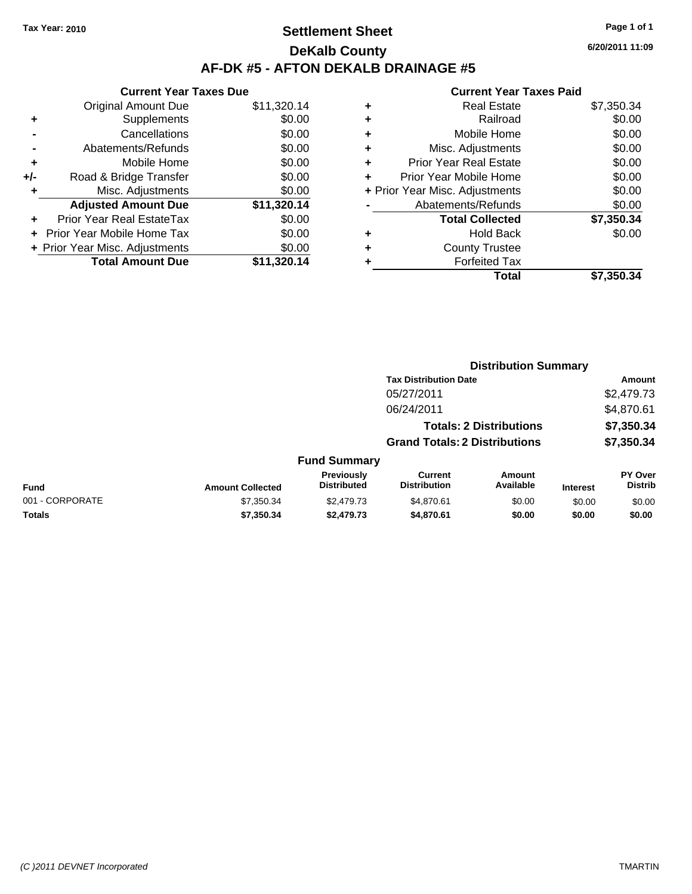Tax Year: 2010

# Settlement Sheet

## DeKalb County

## AF-DK #5 - AFTON DEKALB DRAINAGE #5

6/20/2011 11:09

### Current Year Taxes Due

| | | |
|---|---|---|
| | Original Amount Due | $11,320.14 |
| + | Supplements | $0.00 |
| - | Cancellations | $0.00 |
| - | Abatements/Refunds | $0.00 |
| + | Mobile Home | $0.00 |
| +/- | Road & Bridge Transfer | $0.00 |
| + | Misc. Adjustments | $0.00 |
| | **Adjusted Amount Due** | **$11,320.14** |
| + | Prior Year Real EstateTax | $0.00 |
| + | Prior Year Mobile Home Tax | $0.00 |
| + | Prior Year Misc. Adjustments | $0.00 |
| | **Total Amount Due** | **$11,320.14** |

### Current Year Taxes Paid

| | | |
|---|---|---|
| + | Real Estate | $7,350.34 |
| + | Railroad | $0.00 |
| + | Mobile Home | $0.00 |
| + | Misc. Adjustments | $0.00 |
| + | Prior Year Real Estate | $0.00 |
| + | Prior Year Mobile Home | $0.00 |
| + | Prior Year Misc. Adjustments | $0.00 |
| - | Abatements/Refunds | $0.00 |
| | **Total Collected** | **$7,350.34** |
| + | Hold Back | $0.00 |
| + | County Trustee | |
| + | Forfeited Tax | |
| | **Total** | **$7,350.34** |

### Distribution Summary

| Tax Distribution Date | Amount |
|---|---|
| 05/27/2011 | $2,479.73 |
| 06/24/2011 | $4,870.61 |
| **Totals: 2 Distributions** | **$7,350.34** |
| **Grand Totals: 2 Distributions** | **$7,350.34** |

### Fund Summary

| Fund | Amount Collected | Previously Distributed | Current Distribution | Amount Available | Interest | PY Over Distrib |
|---|---|---|---|---|---|---|
| 001 - CORPORATE | $7,350.34 | $2,479.73 | $4,870.61 | $0.00 | $0.00 | $0.00 |
| **Totals** | **$7,350.34** | **$2,479.73** | **$4,870.61** | **$0.00** | **$0.00** | **$0.00** |

(C )2011 DEVNET Incorporated TMARTIN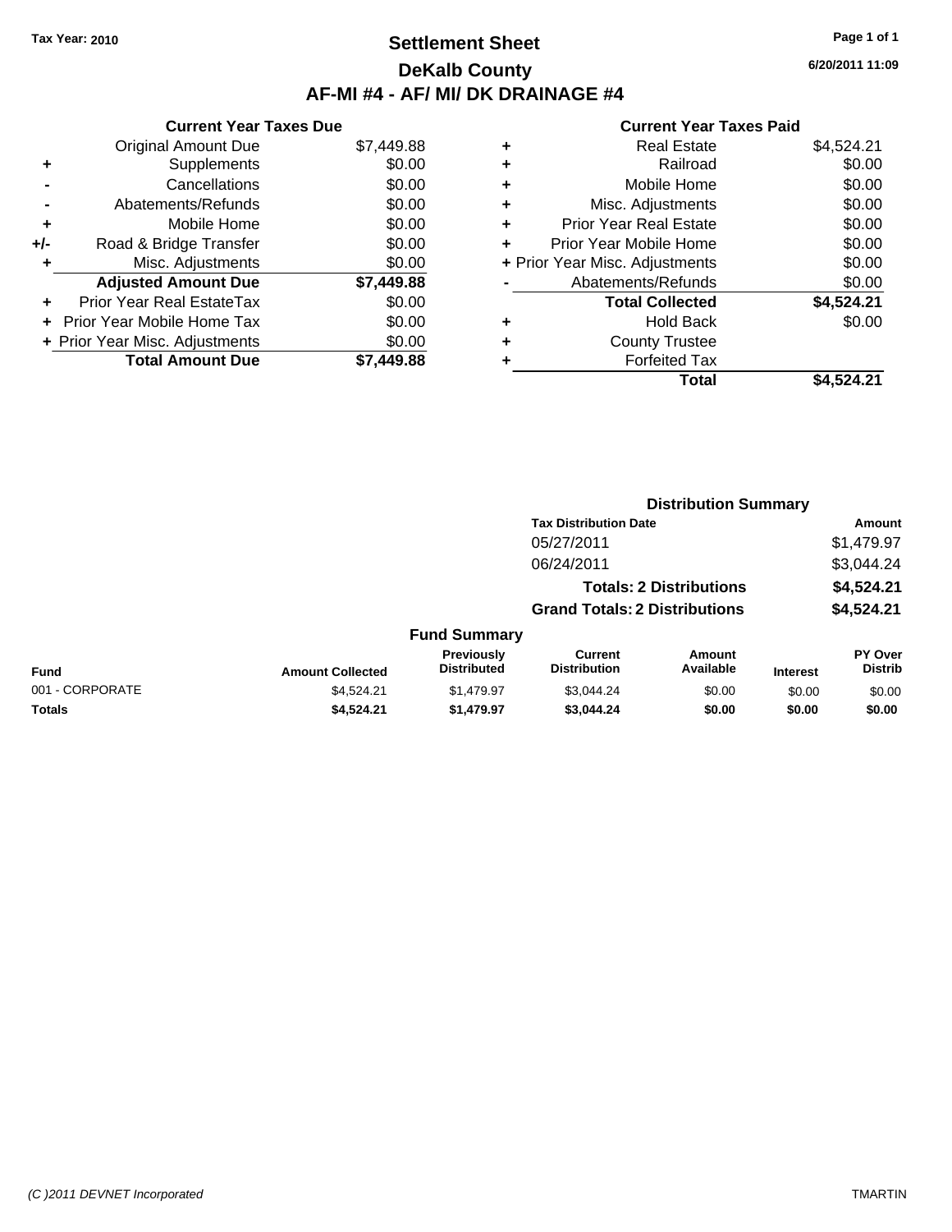Tax Year: 2010

# Settlement Sheet
## DeKalb County
## AF-MI #4 - AF/ MI/ DK DRAINAGE #4

6/20/2011 11:09

### Current Year Taxes Due

| | | |
|---|---|---|
| | Original Amount Due | $7,449.88 |
| + | Supplements | $0.00 |
| - | Cancellations | $0.00 |
| - | Abatements/Refunds | $0.00 |
| + | Mobile Home | $0.00 |
| +/- | Road & Bridge Transfer | $0.00 |
| + | Misc. Adjustments | $0.00 |
| | **Adjusted Amount Due** | **$7,449.88** |
| + | Prior Year Real EstateTax | $0.00 |
| + | Prior Year Mobile Home Tax | $0.00 |
| + | Prior Year Misc. Adjustments | $0.00 |
| | **Total Amount Due** | **$7,449.88** |

### Current Year Taxes Paid

| | | |
|---|---|---|
| + | Real Estate | $4,524.21 |
| + | Railroad | $0.00 |
| + | Mobile Home | $0.00 |
| + | Misc. Adjustments | $0.00 |
| + | Prior Year Real Estate | $0.00 |
| + | Prior Year Mobile Home | $0.00 |
| + | Prior Year Misc. Adjustments | $0.00 |
| - | Abatements/Refunds | $0.00 |
| | **Total Collected** | **$4,524.21** |
| + | Hold Back | $0.00 |
| + | County Trustee | |
| + | Forfeited Tax | |
| | **Total** | **$4,524.21** |

### Distribution Summary

| Tax Distribution Date | Amount |
|---|---|
| 05/27/2011 | $1,479.97 |
| 06/24/2011 | $3,044.24 |
| **Totals: 2 Distributions** | **$4,524.21** |
| **Grand Totals: 2 Distributions** | **$4,524.21** |

### Fund Summary

| Fund | Amount Collected | Previously Distributed | Current Distribution | Amount Available | Interest | PY Over Distrib |
|---|---|---|---|---|---|---|
| 001 - CORPORATE | $4,524.21 | $1,479.97 | $3,044.24 | $0.00 | $0.00 | $0.00 |
| **Totals** | **$4,524.21** | **$1,479.97** | **$3,044.24** | **$0.00** | **$0.00** | **$0.00** |

(C )2011 DEVNET Incorporated TMARTIN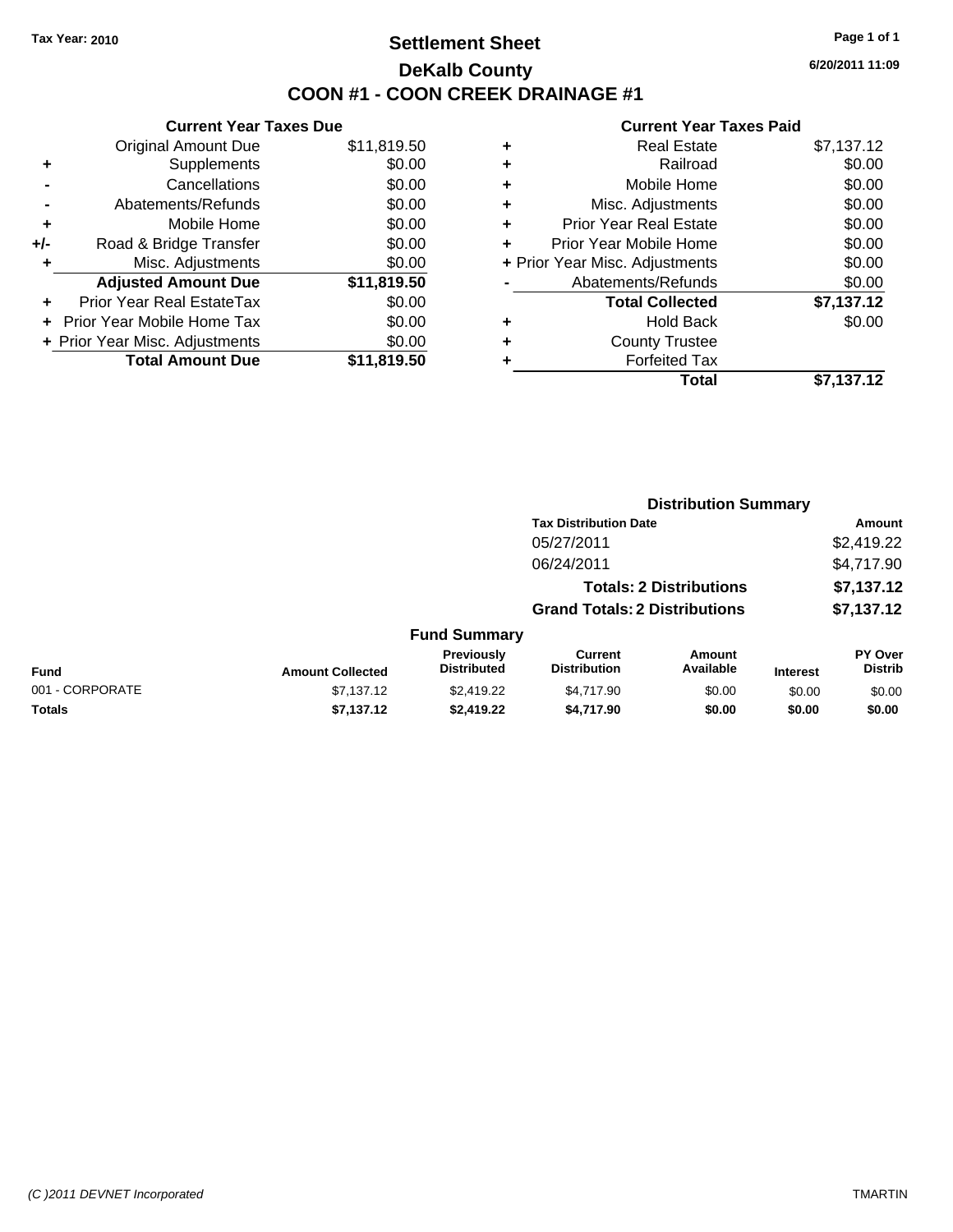Tax Year: 2010

# Settlement Sheet

## DeKalb County

## COON #1 - COON CREEK DRAINAGE #1

6/20/2011 11:09

### Current Year Taxes Due

| | | |
|---|---|---|
| | Original Amount Due | $11,819.50 |
| + | Supplements | $0.00 |
| - | Cancellations | $0.00 |
| - | Abatements/Refunds | $0.00 |
| + | Mobile Home | $0.00 |
| +/- | Road & Bridge Transfer | $0.00 |
| + | Misc. Adjustments | $0.00 |
| | **Adjusted Amount Due** | **$11,819.50** |
| + | Prior Year Real EstateTax | $0.00 |
| + | Prior Year Mobile Home Tax | $0.00 |
| + | Prior Year Misc. Adjustments | $0.00 |
| | **Total Amount Due** | **$11,819.50** |

### Current Year Taxes Paid

| | | |
|---|---|---|
| + | Real Estate | $7,137.12 |
| + | Railroad | $0.00 |
| + | Mobile Home | $0.00 |
| + | Misc. Adjustments | $0.00 |
| + | Prior Year Real Estate | $0.00 |
| + | Prior Year Mobile Home | $0.00 |
| + | Prior Year Misc. Adjustments | $0.00 |
| - | Abatements/Refunds | $0.00 |
| | **Total Collected** | **$7,137.12** |
| + | Hold Back | $0.00 |
| + | County Trustee | |
| + | Forfeited Tax | |
| | **Total** | **$7,137.12** |

### Distribution Summary

| Tax Distribution Date | Amount |
|---|---|
| 05/27/2011 | $2,419.22 |
| 06/24/2011 | $4,717.90 |
| **Totals: 2 Distributions** | **$7,137.12** |
| **Grand Totals: 2 Distributions** | **$7,137.12** |

### Fund Summary

| Fund | Amount Collected | Previously Distributed | Current Distribution | Amount Available | Interest | PY Over Distrib |
|---|---|---|---|---|---|---|
| 001 - CORPORATE | $7,137.12 | $2,419.22 | $4,717.90 | $0.00 | $0.00 | $0.00 |
| **Totals** | **$7,137.12** | **$2,419.22** | **$4,717.90** | **$0.00** | **$0.00** | **$0.00** |

(C )2011 DEVNET Incorporated — TMARTIN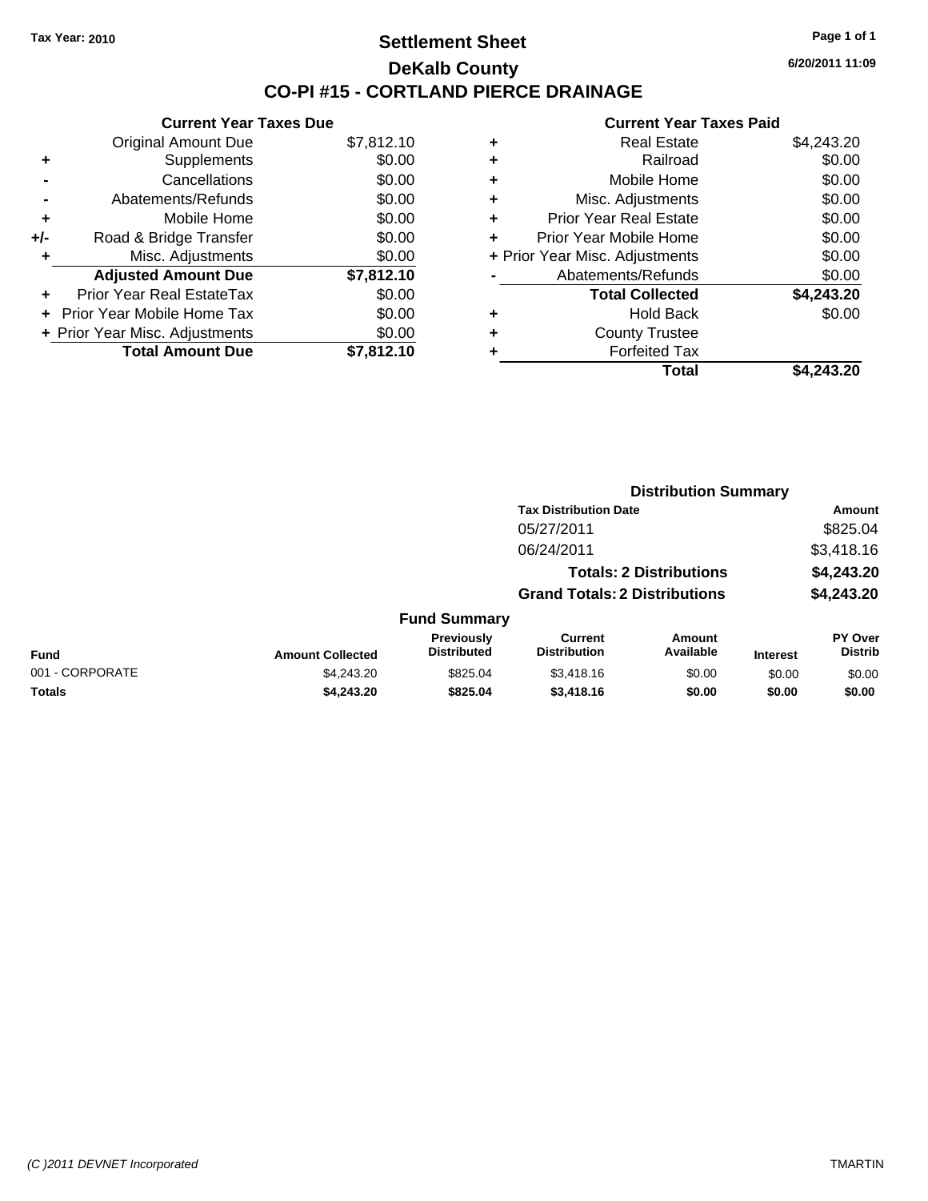Tax Year: 2010

# Settlement Sheet

## DeKalb County

## CO-PI #15 - CORTLAND PIERCE DRAINAGE

6/20/2011 11:09

### Current Year Taxes Due

| | | |
|---|---|---|
| | Original Amount Due | $7,812.10 |
| + | Supplements | $0.00 |
| - | Cancellations | $0.00 |
| - | Abatements/Refunds | $0.00 |
| + | Mobile Home | $0.00 |
| +/- | Road & Bridge Transfer | $0.00 |
| + | Misc. Adjustments | $0.00 |
| | **Adjusted Amount Due** | **$7,812.10** |
| + | Prior Year Real EstateTax | $0.00 |
| + | Prior Year Mobile Home Tax | $0.00 |
| + | Prior Year Misc. Adjustments | $0.00 |
| | **Total Amount Due** | **$7,812.10** |

### Current Year Taxes Paid

| | | |
|---|---|---|
| + | Real Estate | $4,243.20 |
| + | Railroad | $0.00 |
| + | Mobile Home | $0.00 |
| + | Misc. Adjustments | $0.00 |
| + | Prior Year Real Estate | $0.00 |
| + | Prior Year Mobile Home | $0.00 |
| + | Prior Year Misc. Adjustments | $0.00 |
| - | Abatements/Refunds | $0.00 |
| | **Total Collected** | **$4,243.20** |
| + | Hold Back | $0.00 |
| + | County Trustee | |
| + | Forfeited Tax | |
| | **Total** | **$4,243.20** |

### Distribution Summary

| Tax Distribution Date | Amount |
|---|---|
| 05/27/2011 | $825.04 |
| 06/24/2011 | $3,418.16 |
| **Totals: 2 Distributions** | **$4,243.20** |
| **Grand Totals: 2 Distributions** | **$4,243.20** |

### Fund Summary

| Fund | Amount Collected | Previously Distributed | Current Distribution | Amount Available | Interest | PY Over Distrib |
|---|---|---|---|---|---|---|
| 001 - CORPORATE | $4,243.20 | $825.04 | $3,418.16 | $0.00 | $0.00 | $0.00 |
| **Totals** | **$4,243.20** | **$825.04** | **$3,418.16** | **$0.00** | **$0.00** | **$0.00** |

(C )2011 DEVNET Incorporated TMARTIN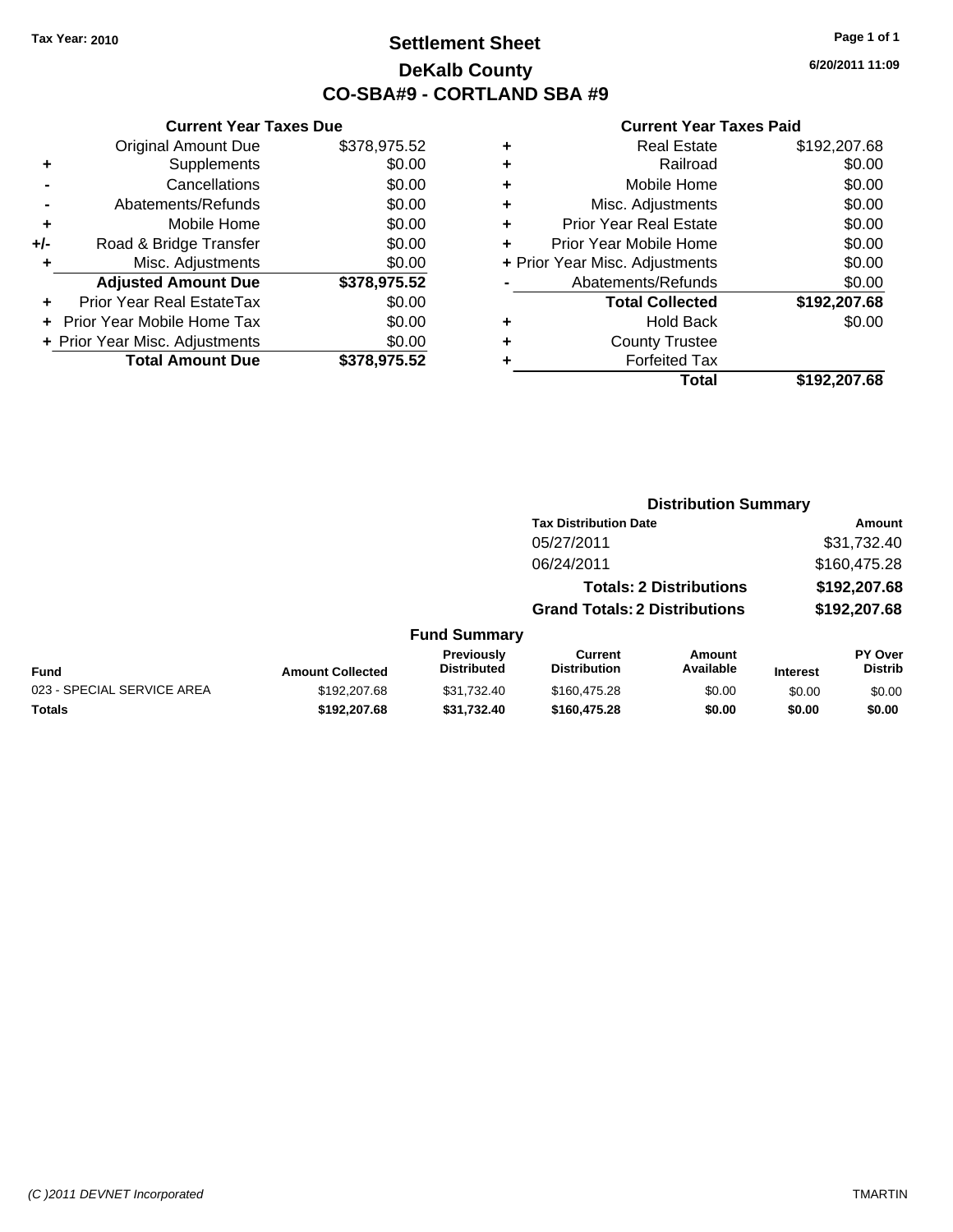Tax Year: 2010

# Settlement Sheet
## DeKalb County
## CO-SBA#9 - CORTLAND SBA #9

6/20/2011 11:09

### Current Year Taxes Due

| | | |
|---|---|---|
| | Original Amount Due | $378,975.52 |
| + | Supplements | $0.00 |
| - | Cancellations | $0.00 |
| - | Abatements/Refunds | $0.00 |
| + | Mobile Home | $0.00 |
| +/- | Road & Bridge Transfer | $0.00 |
| + | Misc. Adjustments | $0.00 |
| | **Adjusted Amount Due** | **$378,975.52** |
| + | Prior Year Real EstateTax | $0.00 |
| + | Prior Year Mobile Home Tax | $0.00 |
| + | Prior Year Misc. Adjustments | $0.00 |
| | **Total Amount Due** | **$378,975.52** |

### Current Year Taxes Paid

| | | |
|---|---|---|
| + | Real Estate | $192,207.68 |
| + | Railroad | $0.00 |
| + | Mobile Home | $0.00 |
| + | Misc. Adjustments | $0.00 |
| + | Prior Year Real Estate | $0.00 |
| + | Prior Year Mobile Home | $0.00 |
| + | Prior Year Misc. Adjustments | $0.00 |
| - | Abatements/Refunds | $0.00 |
| | **Total Collected** | **$192,207.68** |
| + | Hold Back | $0.00 |
| + | County Trustee | |
| + | Forfeited Tax | |
| | **Total** | **$192,207.68** |

### Distribution Summary

| Tax Distribution Date | Amount |
|---|---|
| 05/27/2011 | $31,732.40 |
| 06/24/2011 | $160,475.28 |
| **Totals: 2 Distributions** | **$192,207.68** |
| **Grand Totals: 2 Distributions** | **$192,207.68** |

### Fund Summary

| Fund | Amount Collected | Previously Distributed | Current Distribution | Amount Available | Interest | PY Over Distrib |
|---|---|---|---|---|---|---|
| 023 - SPECIAL SERVICE AREA | $192,207.68 | $31,732.40 | $160,475.28 | $0.00 | $0.00 | $0.00 |
| **Totals** | **$192,207.68** | **$31,732.40** | **$160,475.28** | **$0.00** | **$0.00** | **$0.00** |

(C )2011 DEVNET Incorporated TMARTIN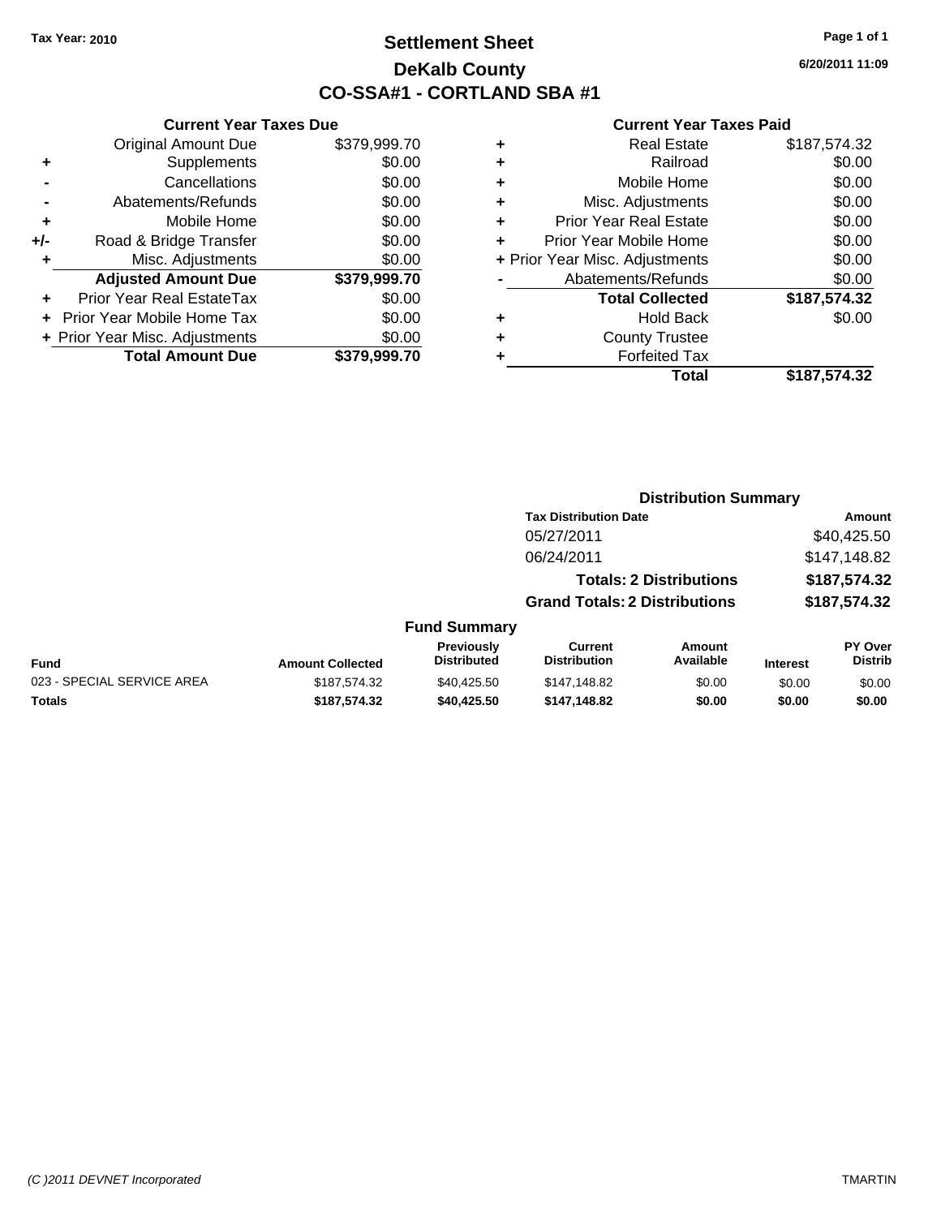Tax Year: 2010

# Settlement Sheet

## DeKalb County

## CO-SSA#1 - CORTLAND SBA #1

6/20/2011 11:09

### Current Year Taxes Due

| | | |
|---|---|---|
| | Original Amount Due | $379,999.70 |
| + | Supplements | $0.00 |
| - | Cancellations | $0.00 |
| - | Abatements/Refunds | $0.00 |
| + | Mobile Home | $0.00 |
| +/- | Road & Bridge Transfer | $0.00 |
| + | Misc. Adjustments | $0.00 |
| | **Adjusted Amount Due** | **$379,999.70** |
| + | Prior Year Real EstateTax | $0.00 |
| + | Prior Year Mobile Home Tax | $0.00 |
| + | Prior Year Misc. Adjustments | $0.00 |
| | **Total Amount Due** | **$379,999.70** |

### Current Year Taxes Paid

| | | |
|---|---|---|
| + | Real Estate | $187,574.32 |
| + | Railroad | $0.00 |
| + | Mobile Home | $0.00 |
| + | Misc. Adjustments | $0.00 |
| + | Prior Year Real Estate | $0.00 |
| + | Prior Year Mobile Home | $0.00 |
| + | Prior Year Misc. Adjustments | $0.00 |
| - | Abatements/Refunds | $0.00 |
| | **Total Collected** | **$187,574.32** |
| + | Hold Back | $0.00 |
| + | County Trustee | |
| + | Forfeited Tax | |
| | **Total** | **$187,574.32** |

### Distribution Summary

| Tax Distribution Date | Amount |
|---|---|
| 05/27/2011 | $40,425.50 |
| 06/24/2011 | $147,148.82 |
| **Totals: 2 Distributions** | **$187,574.32** |
| **Grand Totals: 2 Distributions** | **$187,574.32** |

### Fund Summary

| Fund | Amount Collected | Previously Distributed | Current Distribution | Amount Available | Interest | PY Over Distrib |
|---|---|---|---|---|---|---|
| 023 - SPECIAL SERVICE AREA | $187,574.32 | $40,425.50 | $147,148.82 | $0.00 | $0.00 | $0.00 |
| **Totals** | **$187,574.32** | **$40,425.50** | **$147,148.82** | **$0.00** | **$0.00** | **$0.00** |

(C )2011 DEVNET Incorporated TMARTIN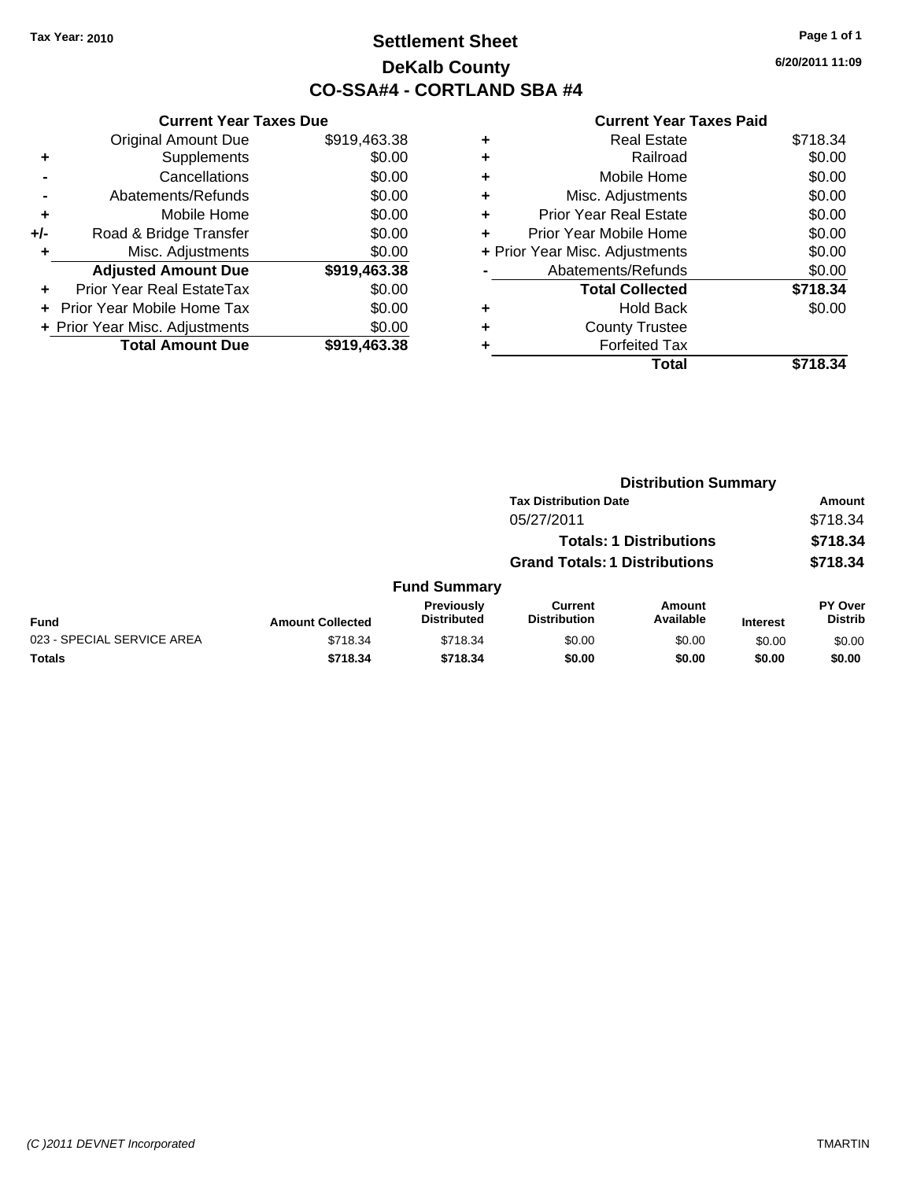Tax Year: 2010

# Settlement Sheet
## DeKalb County
## CO-SSA#4 - CORTLAND SBA #4

6/20/2011 11:09

### Current Year Taxes Due

| | | |
|---|---|---|
| | Original Amount Due | $919,463.38 |
| + | Supplements | $0.00 |
| - | Cancellations | $0.00 |
| - | Abatements/Refunds | $0.00 |
| + | Mobile Home | $0.00 |
| +/- | Road & Bridge Transfer | $0.00 |
| + | Misc. Adjustments | $0.00 |
| | **Adjusted Amount Due** | **$919,463.38** |
| + | Prior Year Real EstateTax | $0.00 |
| + | Prior Year Mobile Home Tax | $0.00 |
| + | Prior Year Misc. Adjustments | $0.00 |
| | **Total Amount Due** | **$919,463.38** |

### Current Year Taxes Paid

| | | |
|---|---|---|
| + | Real Estate | $718.34 |
| + | Railroad | $0.00 |
| + | Mobile Home | $0.00 |
| + | Misc. Adjustments | $0.00 |
| + | Prior Year Real Estate | $0.00 |
| + | Prior Year Mobile Home | $0.00 |
| + | Prior Year Misc. Adjustments | $0.00 |
| - | Abatements/Refunds | $0.00 |
| | **Total Collected** | **$718.34** |
| + | Hold Back | $0.00 |
| + | County Trustee | |
| + | Forfeited Tax | |
| | **Total** | **$718.34** |

### Distribution Summary

| Tax Distribution Date | Amount |
|---|---|
| 05/27/2011 | $718.34 |
| **Totals: 1 Distributions** | **$718.34** |
| **Grand Totals: 1 Distributions** | **$718.34** |

### Fund Summary

| Fund | Amount Collected | Previously Distributed | Current Distribution | Amount Available | Interest | PY Over Distrib |
|---|---|---|---|---|---|---|
| 023 - SPECIAL SERVICE AREA | $718.34 | $718.34 | $0.00 | $0.00 | $0.00 | $0.00 |
| **Totals** | **$718.34** | **$718.34** | **$0.00** | **$0.00** | **$0.00** | **$0.00** |

(C )2011 DEVNET Incorporated TMARTIN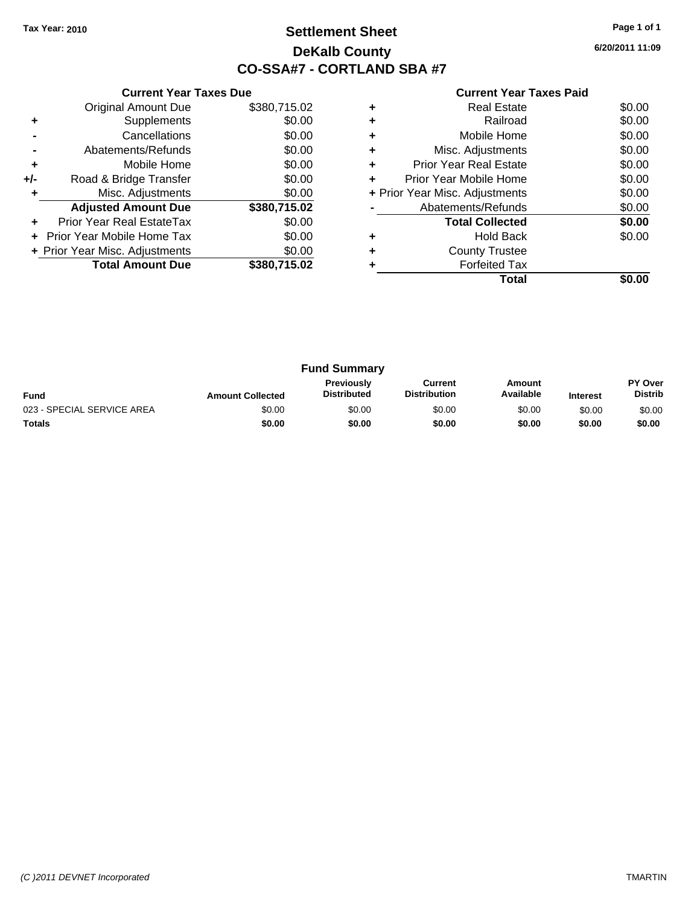Tax Year: 2010

# Settlement Sheet

## DeKalb County

## CO-SSA#7 - CORTLAND SBA #7

6/20/2011 11:09

### Current Year Taxes Due

| | | |
|---|---|---|
| | Original Amount Due | $380,715.02 |
| + | Supplements | $0.00 |
| - | Cancellations | $0.00 |
| - | Abatements/Refunds | $0.00 |
| + | Mobile Home | $0.00 |
| +/- | Road & Bridge Transfer | $0.00 |
| + | Misc. Adjustments | $0.00 |
| | **Adjusted Amount Due** | **$380,715.02** |
| + | Prior Year Real EstateTax | $0.00 |
| + | Prior Year Mobile Home Tax | $0.00 |
| + | Prior Year Misc. Adjustments | $0.00 |
| | **Total Amount Due** | **$380,715.02** |

### Current Year Taxes Paid

| | | |
|---|---|---|
| + | Real Estate | $0.00 |
| + | Railroad | $0.00 |
| + | Mobile Home | $0.00 |
| + | Misc. Adjustments | $0.00 |
| + | Prior Year Real Estate | $0.00 |
| + | Prior Year Mobile Home | $0.00 |
| + | Prior Year Misc. Adjustments | $0.00 |
| - | Abatements/Refunds | $0.00 |
| | **Total Collected** | **$0.00** |
| + | Hold Back | $0.00 |
| + | County Trustee | |
| + | Forfeited Tax | |
| | **Total** | **$0.00** |

### Fund Summary

| Fund | Amount Collected | Previously Distributed | Current Distribution | Amount Available | Interest | PY Over Distrib |
|---|---|---|---|---|---|---|
| 023 - SPECIAL SERVICE AREA | $0.00 | $0.00 | $0.00 | $0.00 | $0.00 | $0.00 |
| **Totals** | **$0.00** | **$0.00** | **$0.00** | **$0.00** | **$0.00** | **$0.00** |

(C )2011 DEVNET Incorporated TMARTIN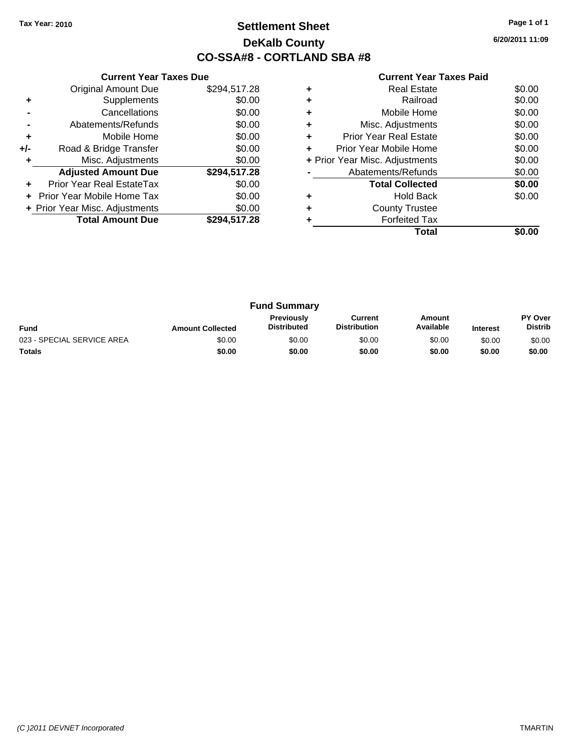**Tax Year: 2010**

# Settlement Sheet

## DeKalb County

## CO-SSA#8 - CORTLAND SBA #8

**6/20/2011 11:09**

### Current Year Taxes Due

| | | |
|---|---|---|
| | Original Amount Due | $294,517.28 |
| + | Supplements | $0.00 |
| - | Cancellations | $0.00 |
| - | Abatements/Refunds | $0.00 |
| + | Mobile Home | $0.00 |
| +/- | Road & Bridge Transfer | $0.00 |
| + | Misc. Adjustments | $0.00 |
| | **Adjusted Amount Due** | **$294,517.28** |
| + | Prior Year Real EstateTax | $0.00 |
| + | Prior Year Mobile Home Tax | $0.00 |
| + | Prior Year Misc. Adjustments | $0.00 |
| | **Total Amount Due** | **$294,517.28** |

### Current Year Taxes Paid

| | | |
|---|---|---|
| + | Real Estate | $0.00 |
| + | Railroad | $0.00 |
| + | Mobile Home | $0.00 |
| + | Misc. Adjustments | $0.00 |
| + | Prior Year Real Estate | $0.00 |
| + | Prior Year Mobile Home | $0.00 |
| + | Prior Year Misc. Adjustments | $0.00 |
| - | Abatements/Refunds | $0.00 |
| | **Total Collected** | **$0.00** |
| + | Hold Back | $0.00 |
| + | County Trustee | |
| + | Forfeited Tax | |
| | **Total** | **$0.00** |

### Fund Summary

| Fund | Amount Collected | Previously Distributed | Current Distribution | Amount Available | Interest | PY Over Distrib |
|---|---|---|---|---|---|---|
| 023 - SPECIAL SERVICE AREA | $0.00 | $0.00 | $0.00 | $0.00 | $0.00 | $0.00 |
| **Totals** | **$0.00** | **$0.00** | **$0.00** | **$0.00** | **$0.00** | **$0.00** |

*(C )2011 DEVNET Incorporated* TMARTIN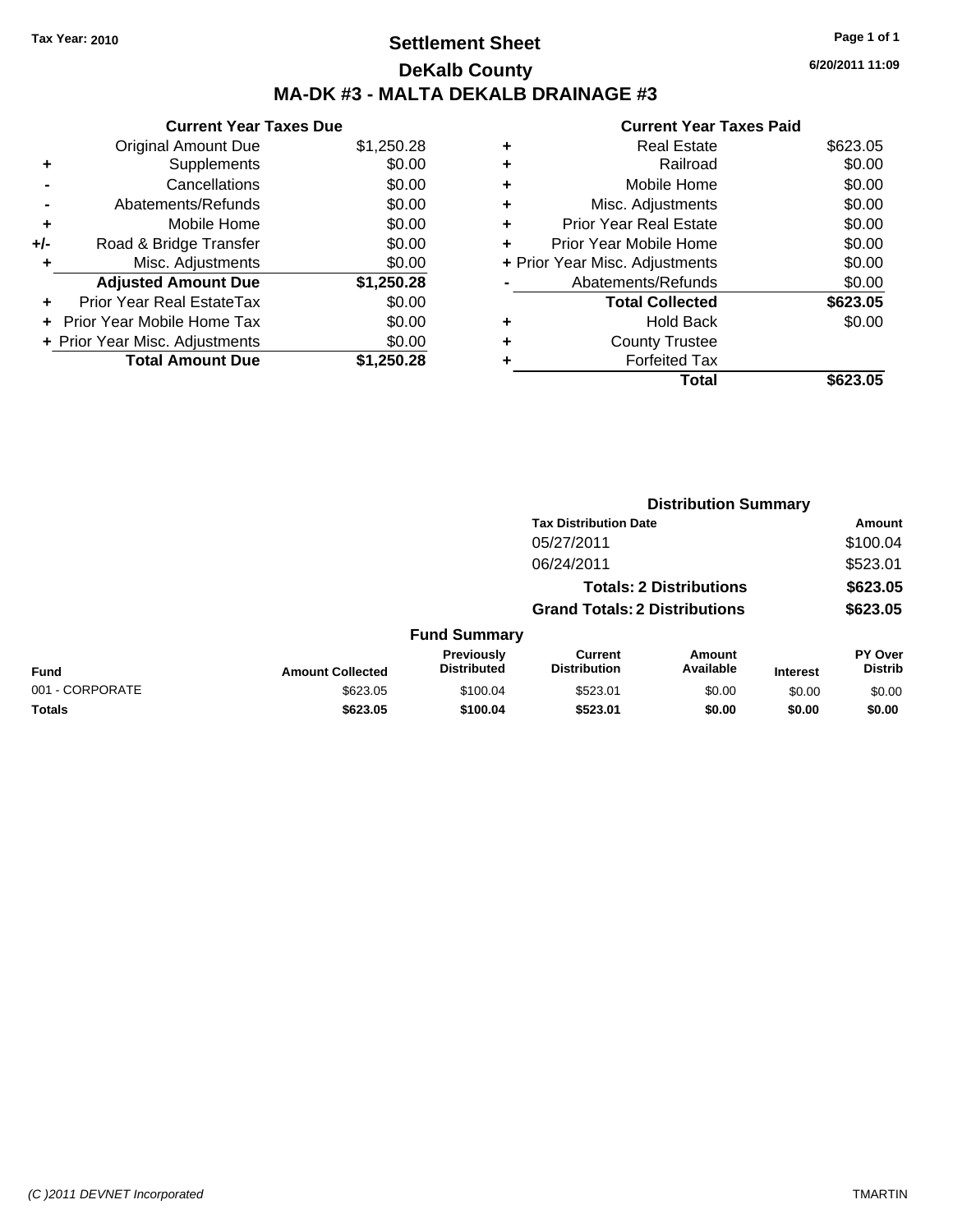**Tax Year: 2010**

# Settlement Sheet

## DeKalb County

## MA-DK #3 - MALTA DEKALB DRAINAGE #3

6/20/2011 11:09

### Current Year Taxes Due

| | | |
|---|---|---|
| | Original Amount Due | $1,250.28 |
| + | Supplements | $0.00 |
| - | Cancellations | $0.00 |
| - | Abatements/Refunds | $0.00 |
| + | Mobile Home | $0.00 |
| +/- | Road & Bridge Transfer | $0.00 |
| + | Misc. Adjustments | $0.00 |
| | **Adjusted Amount Due** | **$1,250.28** |
| + | Prior Year Real EstateTax | $0.00 |
| + | Prior Year Mobile Home Tax | $0.00 |
| + | Prior Year Misc. Adjustments | $0.00 |
| | **Total Amount Due** | **$1,250.28** |

### Current Year Taxes Paid

| | | |
|---|---|---|
| + | Real Estate | $623.05 |
| + | Railroad | $0.00 |
| + | Mobile Home | $0.00 |
| + | Misc. Adjustments | $0.00 |
| + | Prior Year Real Estate | $0.00 |
| + | Prior Year Mobile Home | $0.00 |
| + | Prior Year Misc. Adjustments | $0.00 |
| - | Abatements/Refunds | $0.00 |
| | **Total Collected** | **$623.05** |
| + | Hold Back | $0.00 |
| + | County Trustee | |
| + | Forfeited Tax | |
| | **Total** | **$623.05** |

### Distribution Summary

| Tax Distribution Date | Amount |
|---|---|
| 05/27/2011 | $100.04 |
| 06/24/2011 | $523.01 |
| **Totals: 2 Distributions** | **$623.05** |
| **Grand Totals: 2 Distributions** | **$623.05** |

### Fund Summary

| Fund | Amount Collected | Previously Distributed | Current Distribution | Amount Available | Interest | PY Over Distrib |
|---|---|---|---|---|---|---|
| 001 - CORPORATE | $623.05 | $100.04 | $523.01 | $0.00 | $0.00 | $0.00 |
| **Totals** | **$623.05** | **$100.04** | **$523.01** | **$0.00** | **$0.00** | **$0.00** |

(C )2011 DEVNET Incorporated TMARTIN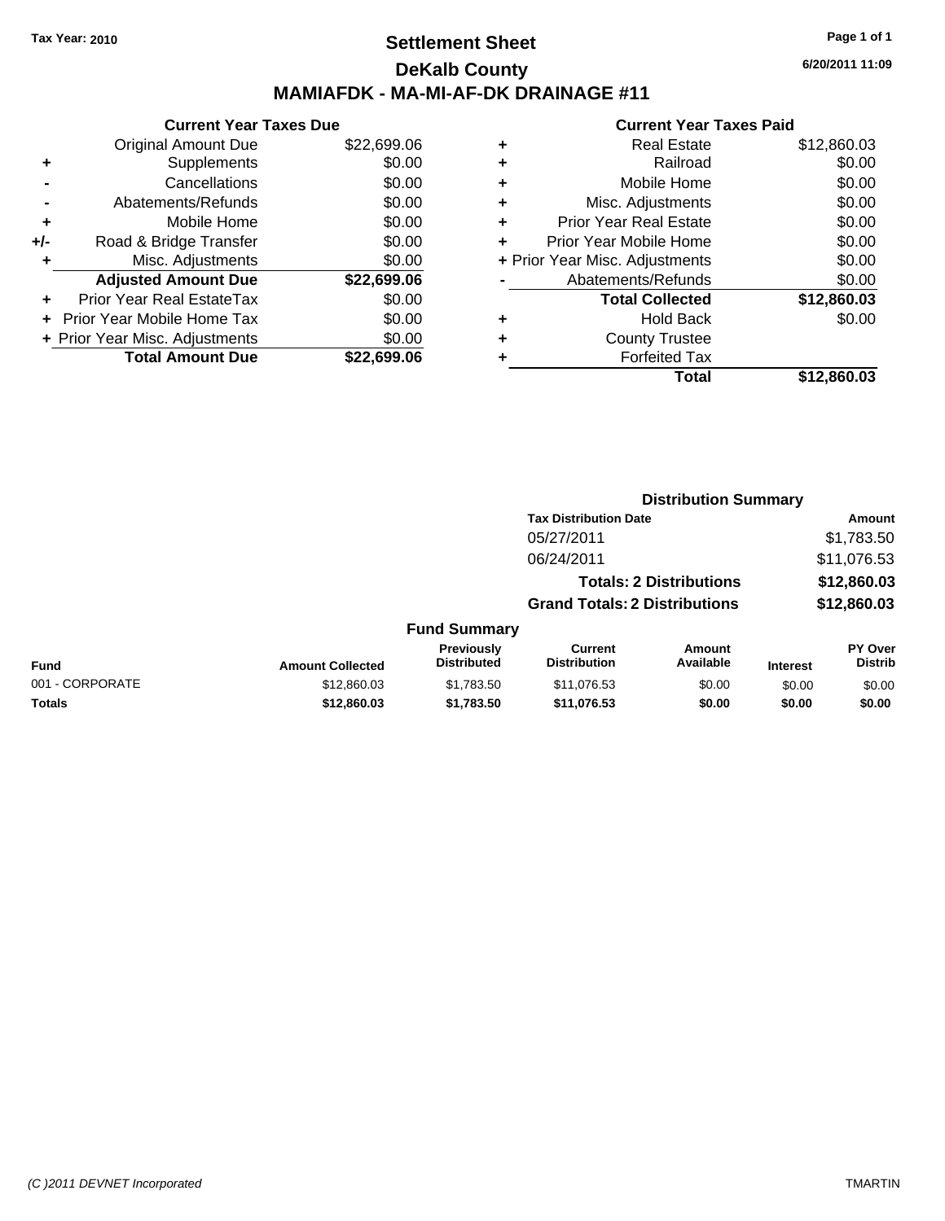Tax Year: 2010

# Settlement Sheet

## DeKalb County

## MAMIAFDK - MA-MI-AF-DK DRAINAGE #11

6/20/2011 11:09

### Current Year Taxes Due

| | | |
|---|---|---|
| | Original Amount Due | $22,699.06 |
| + | Supplements | $0.00 |
| - | Cancellations | $0.00 |
| - | Abatements/Refunds | $0.00 |
| + | Mobile Home | $0.00 |
| +/- | Road & Bridge Transfer | $0.00 |
| + | Misc. Adjustments | $0.00 |
| | **Adjusted Amount Due** | **$22,699.06** |
| + | Prior Year Real EstateTax | $0.00 |
| + | Prior Year Mobile Home Tax | $0.00 |
| + | Prior Year Misc. Adjustments | $0.00 |
| | **Total Amount Due** | **$22,699.06** |

### Current Year Taxes Paid

| | | |
|---|---|---|
| + | Real Estate | $12,860.03 |
| + | Railroad | $0.00 |
| + | Mobile Home | $0.00 |
| + | Misc. Adjustments | $0.00 |
| + | Prior Year Real Estate | $0.00 |
| + | Prior Year Mobile Home | $0.00 |
| + | Prior Year Misc. Adjustments | $0.00 |
| - | Abatements/Refunds | $0.00 |
| | **Total Collected** | **$12,860.03** |
| + | Hold Back | $0.00 |
| + | County Trustee | |
| + | Forfeited Tax | |
| | **Total** | **$12,860.03** |

### Distribution Summary

| Tax Distribution Date | Amount |
|---|---|
| 05/27/2011 | $1,783.50 |
| 06/24/2011 | $11,076.53 |
| **Totals: 2 Distributions** | **$12,860.03** |
| **Grand Totals: 2 Distributions** | **$12,860.03** |

### Fund Summary

| Fund | Amount Collected | Previously Distributed | Current Distribution | Amount Available | Interest | PY Over Distrib |
|---|---|---|---|---|---|---|
| 001 - CORPORATE | $12,860.03 | $1,783.50 | $11,076.53 | $0.00 | $0.00 | $0.00 |
| **Totals** | **$12,860.03** | **$1,783.50** | **$11,076.53** | **$0.00** | **$0.00** | **$0.00** |

(C )2011 DEVNET Incorporated TMARTIN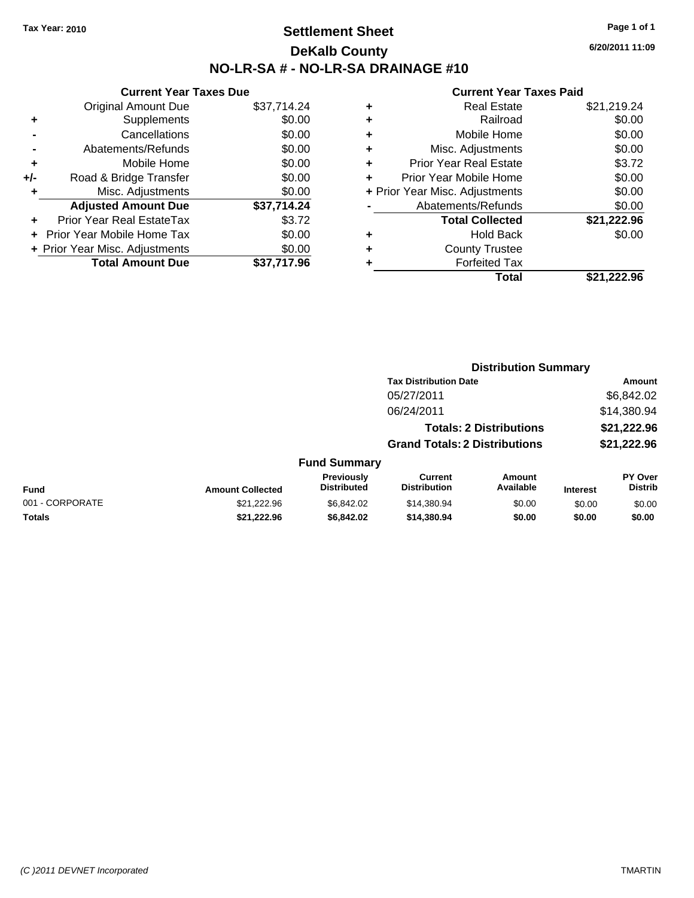Tax Year: 2010

# Settlement Sheet

## DeKalb County

## NO-LR-SA # - NO-LR-SA DRAINAGE #10

6/20/2011 11:09

### Current Year Taxes Due

| | | |
|---|---|---|
| | Original Amount Due | $37,714.24 |
| + | Supplements | $0.00 |
| - | Cancellations | $0.00 |
| - | Abatements/Refunds | $0.00 |
| + | Mobile Home | $0.00 |
| +/- | Road & Bridge Transfer | $0.00 |
| + | Misc. Adjustments | $0.00 |
| | **Adjusted Amount Due** | **$37,714.24** |
| + | Prior Year Real EstateTax | $3.72 |
| + | Prior Year Mobile Home Tax | $0.00 |
| + | Prior Year Misc. Adjustments | $0.00 |
| | **Total Amount Due** | **$37,717.96** |

### Current Year Taxes Paid

| | | |
|---|---|---|
| + | Real Estate | $21,219.24 |
| + | Railroad | $0.00 |
| + | Mobile Home | $0.00 |
| + | Misc. Adjustments | $0.00 |
| + | Prior Year Real Estate | $3.72 |
| + | Prior Year Mobile Home | $0.00 |
| + | Prior Year Misc. Adjustments | $0.00 |
| - | Abatements/Refunds | $0.00 |
| | **Total Collected** | **$21,222.96** |
| + | Hold Back | $0.00 |
| + | County Trustee | |
| + | Forfeited Tax | |
| | **Total** | **$21,222.96** |

### Distribution Summary

| Tax Distribution Date | Amount |
|---|---|
| 05/27/2011 | $6,842.02 |
| 06/24/2011 | $14,380.94 |
| **Totals: 2 Distributions** | **$21,222.96** |
| **Grand Totals: 2 Distributions** | **$21,222.96** |

### Fund Summary

| Fund | Amount Collected | Previously Distributed | Current Distribution | Amount Available | Interest | PY Over Distrib |
|---|---|---|---|---|---|---|
| 001 - CORPORATE | $21,222.96 | $6,842.02 | $14,380.94 | $0.00 | $0.00 | $0.00 |
| **Totals** | **$21,222.96** | **$6,842.02** | **$14,380.94** | **$0.00** | **$0.00** | **$0.00** |

(C )2011 DEVNET Incorporated TMARTIN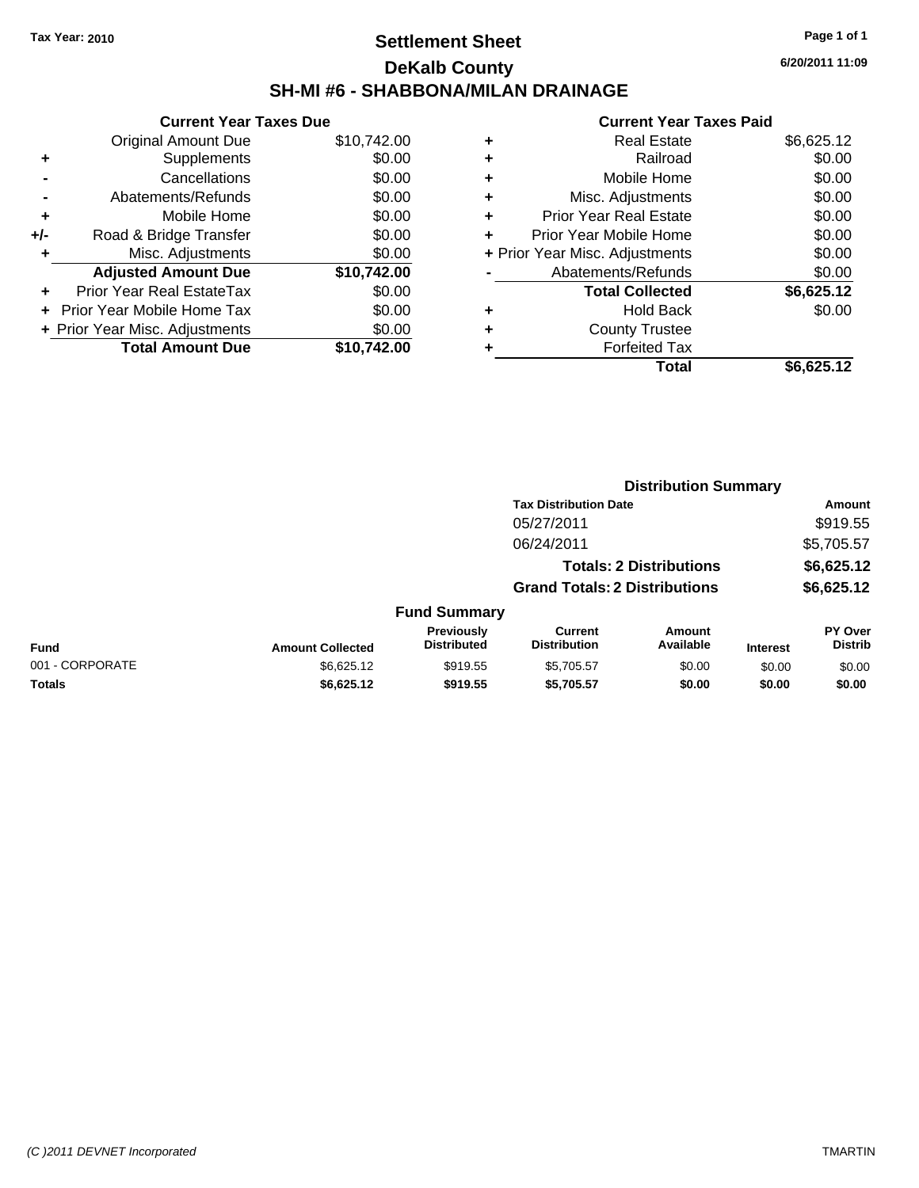Tax Year: 2010

# Settlement Sheet

## DeKalb County

## SH-MI #6 - SHABBONA/MILAN DRAINAGE

6/20/2011 11:09

### Current Year Taxes Due

| | | |
|---|---|---|
| | Original Amount Due | $10,742.00 |
| + | Supplements | $0.00 |
| - | Cancellations | $0.00 |
| - | Abatements/Refunds | $0.00 |
| + | Mobile Home | $0.00 |
| +/- | Road & Bridge Transfer | $0.00 |
| + | Misc. Adjustments | $0.00 |
| | **Adjusted Amount Due** | **$10,742.00** |
| + | Prior Year Real EstateTax | $0.00 |
| + | Prior Year Mobile Home Tax | $0.00 |
| + | Prior Year Misc. Adjustments | $0.00 |
| | **Total Amount Due** | **$10,742.00** |

### Current Year Taxes Paid

| | | |
|---|---|---|
| + | Real Estate | $6,625.12 |
| + | Railroad | $0.00 |
| + | Mobile Home | $0.00 |
| + | Misc. Adjustments | $0.00 |
| + | Prior Year Real Estate | $0.00 |
| + | Prior Year Mobile Home | $0.00 |
| + | Prior Year Misc. Adjustments | $0.00 |
| - | Abatements/Refunds | $0.00 |
| | **Total Collected** | **$6,625.12** |
| + | Hold Back | $0.00 |
| + | County Trustee | |
| + | Forfeited Tax | |
| | **Total** | **$6,625.12** |

### Distribution Summary

| Tax Distribution Date | Amount |
|---|---|
| 05/27/2011 | $919.55 |
| 06/24/2011 | $5,705.57 |
| **Totals: 2 Distributions** | **$6,625.12** |
| **Grand Totals: 2 Distributions** | **$6,625.12** |

### Fund Summary

| Fund | Amount Collected | Previously Distributed | Current Distribution | Amount Available | Interest | PY Over Distrib |
|---|---|---|---|---|---|---|
| 001 - CORPORATE | $6,625.12 | $919.55 | $5,705.57 | $0.00 | $0.00 | $0.00 |
| **Totals** | **$6,625.12** | **$919.55** | **$5,705.57** | **$0.00** | **$0.00** | **$0.00** |

(C )2011 DEVNET Incorporated TMARTIN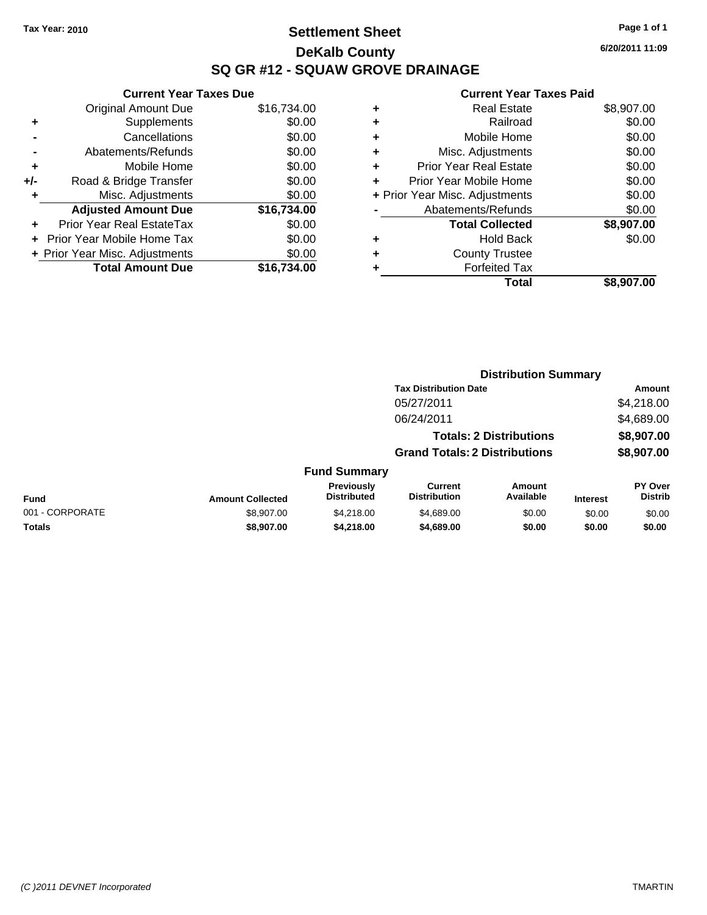Tax Year: 2010

# Settlement Sheet
## DeKalb County
## SQ GR #12 - SQUAW GROVE DRAINAGE

6/20/2011 11:09

### Current Year Taxes Due

| | | |
|---|---|---|
| | Original Amount Due | $16,734.00 |
| + | Supplements | $0.00 |
| - | Cancellations | $0.00 |
| - | Abatements/Refunds | $0.00 |
| + | Mobile Home | $0.00 |
| +/- | Road & Bridge Transfer | $0.00 |
| + | Misc. Adjustments | $0.00 |
| | **Adjusted Amount Due** | **$16,734.00** |
| + | Prior Year Real EstateTax | $0.00 |
| + | Prior Year Mobile Home Tax | $0.00 |
| + | Prior Year Misc. Adjustments | $0.00 |
| | **Total Amount Due** | **$16,734.00** |

### Current Year Taxes Paid

| | | |
|---|---|---|
| + | Real Estate | $8,907.00 |
| + | Railroad | $0.00 |
| + | Mobile Home | $0.00 |
| + | Misc. Adjustments | $0.00 |
| + | Prior Year Real Estate | $0.00 |
| + | Prior Year Mobile Home | $0.00 |
| + | Prior Year Misc. Adjustments | $0.00 |
| - | Abatements/Refunds | $0.00 |
| | **Total Collected** | **$8,907.00** |
| + | Hold Back | $0.00 |
| + | County Trustee | |
| + | Forfeited Tax | |
| | **Total** | **$8,907.00** |

### Distribution Summary

| Tax Distribution Date | Amount |
|---|---|
| 05/27/2011 | $4,218.00 |
| 06/24/2011 | $4,689.00 |
| **Totals: 2 Distributions** | **$8,907.00** |
| **Grand Totals: 2 Distributions** | **$8,907.00** |

### Fund Summary

| Fund | Amount Collected | Previously Distributed | Current Distribution | Amount Available | Interest | PY Over Distrib |
|---|---|---|---|---|---|---|
| 001 - CORPORATE | $8,907.00 | $4,218.00 | $4,689.00 | $0.00 | $0.00 | $0.00 |
| **Totals** | **$8,907.00** | **$4,218.00** | **$4,689.00** | **$0.00** | **$0.00** | **$0.00** |

(C )2011 DEVNET Incorporated — TMARTIN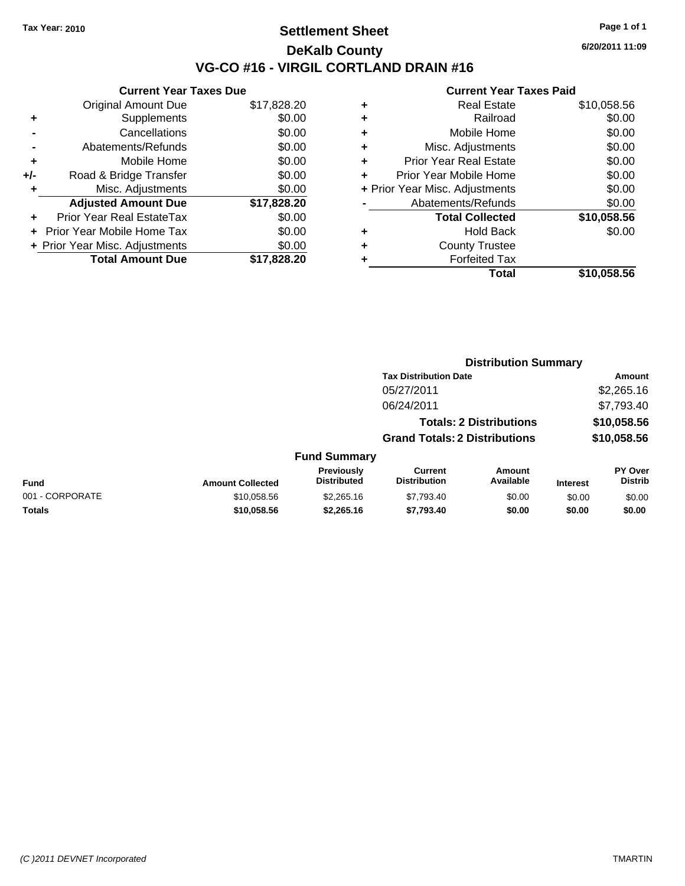Tax Year: 2010

# Settlement Sheet

## DeKalb County

## VG-CO #16 - VIRGIL CORTLAND DRAIN #16

6/20/2011 11:09

### Current Year Taxes Due

| | | |
|---|---|---|
| | Original Amount Due | $17,828.20 |
| + | Supplements | $0.00 |
| - | Cancellations | $0.00 |
| - | Abatements/Refunds | $0.00 |
| + | Mobile Home | $0.00 |
| +/- | Road & Bridge Transfer | $0.00 |
| + | Misc. Adjustments | $0.00 |
| | **Adjusted Amount Due** | **$17,828.20** |
| + | Prior Year Real EstateTax | $0.00 |
| + | Prior Year Mobile Home Tax | $0.00 |
| + | Prior Year Misc. Adjustments | $0.00 |
| | **Total Amount Due** | **$17,828.20** |

### Current Year Taxes Paid

| | | |
|---|---|---|
| + | Real Estate | $10,058.56 |
| + | Railroad | $0.00 |
| + | Mobile Home | $0.00 |
| + | Misc. Adjustments | $0.00 |
| + | Prior Year Real Estate | $0.00 |
| + | Prior Year Mobile Home | $0.00 |
| + | Prior Year Misc. Adjustments | $0.00 |
| - | Abatements/Refunds | $0.00 |
| | **Total Collected** | **$10,058.56** |
| + | Hold Back | $0.00 |
| + | County Trustee | |
| + | Forfeited Tax | |
| | **Total** | **$10,058.56** |

### Distribution Summary

| Tax Distribution Date | Amount |
|---|---|
| 05/27/2011 | $2,265.16 |
| 06/24/2011 | $7,793.40 |
| **Totals: 2 Distributions** | **$10,058.56** |
| **Grand Totals: 2 Distributions** | **$10,058.56** |

### Fund Summary

| Fund | Amount Collected | Previously Distributed | Current Distribution | Amount Available | Interest | PY Over Distrib |
|---|---|---|---|---|---|---|
| 001 - CORPORATE | $10,058.56 | $2,265.16 | $7,793.40 | $0.00 | $0.00 | $0.00 |
| **Totals** | **$10,058.56** | **$2,265.16** | **$7,793.40** | **$0.00** | **$0.00** | **$0.00** |

(C )2011 DEVNET Incorporated TMARTIN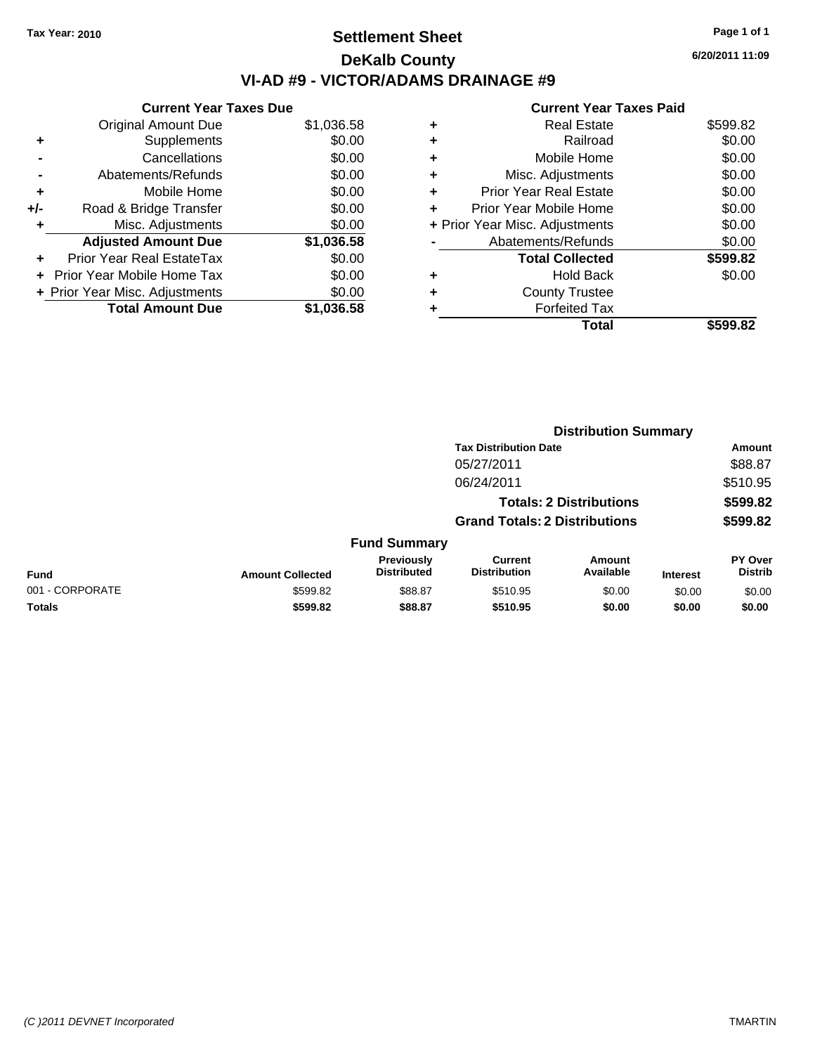Tax Year: 2010

# Settlement Sheet

## DeKalb County

## VI-AD #9 - VICTOR/ADAMS DRAINAGE #9

6/20/2011 11:09

### Current Year Taxes Due

| | | |
|---|---|---|
| | Original Amount Due | $1,036.58 |
| + | Supplements | $0.00 |
| - | Cancellations | $0.00 |
| - | Abatements/Refunds | $0.00 |
| + | Mobile Home | $0.00 |
| +/- | Road & Bridge Transfer | $0.00 |
| + | Misc. Adjustments | $0.00 |
| | **Adjusted Amount Due** | **$1,036.58** |
| + | Prior Year Real EstateTax | $0.00 |
| + | Prior Year Mobile Home Tax | $0.00 |
| + | Prior Year Misc. Adjustments | $0.00 |
| | **Total Amount Due** | **$1,036.58** |

### Current Year Taxes Paid

| | | |
|---|---|---|
| + | Real Estate | $599.82 |
| + | Railroad | $0.00 |
| + | Mobile Home | $0.00 |
| + | Misc. Adjustments | $0.00 |
| + | Prior Year Real Estate | $0.00 |
| + | Prior Year Mobile Home | $0.00 |
| + | Prior Year Misc. Adjustments | $0.00 |
| - | Abatements/Refunds | $0.00 |
| | **Total Collected** | **$599.82** |
| + | Hold Back | $0.00 |
| + | County Trustee | |
| + | Forfeited Tax | |
| | **Total** | **$599.82** |

### Distribution Summary

| Tax Distribution Date | Amount |
|---|---|
| 05/27/2011 | $88.87 |
| 06/24/2011 | $510.95 |
| **Totals: 2 Distributions** | **$599.82** |
| **Grand Totals: 2 Distributions** | **$599.82** |

### Fund Summary

| Fund | Amount Collected | Previously Distributed | Current Distribution | Amount Available | Interest | PY Over Distrib |
|---|---|---|---|---|---|---|
| 001 - CORPORATE | $599.82 | $88.87 | $510.95 | $0.00 | $0.00 | $0.00 |
| **Totals** | **$599.82** | **$88.87** | **$510.95** | **$0.00** | **$0.00** | **$0.00** |

(C )2011 DEVNET Incorporated TMARTIN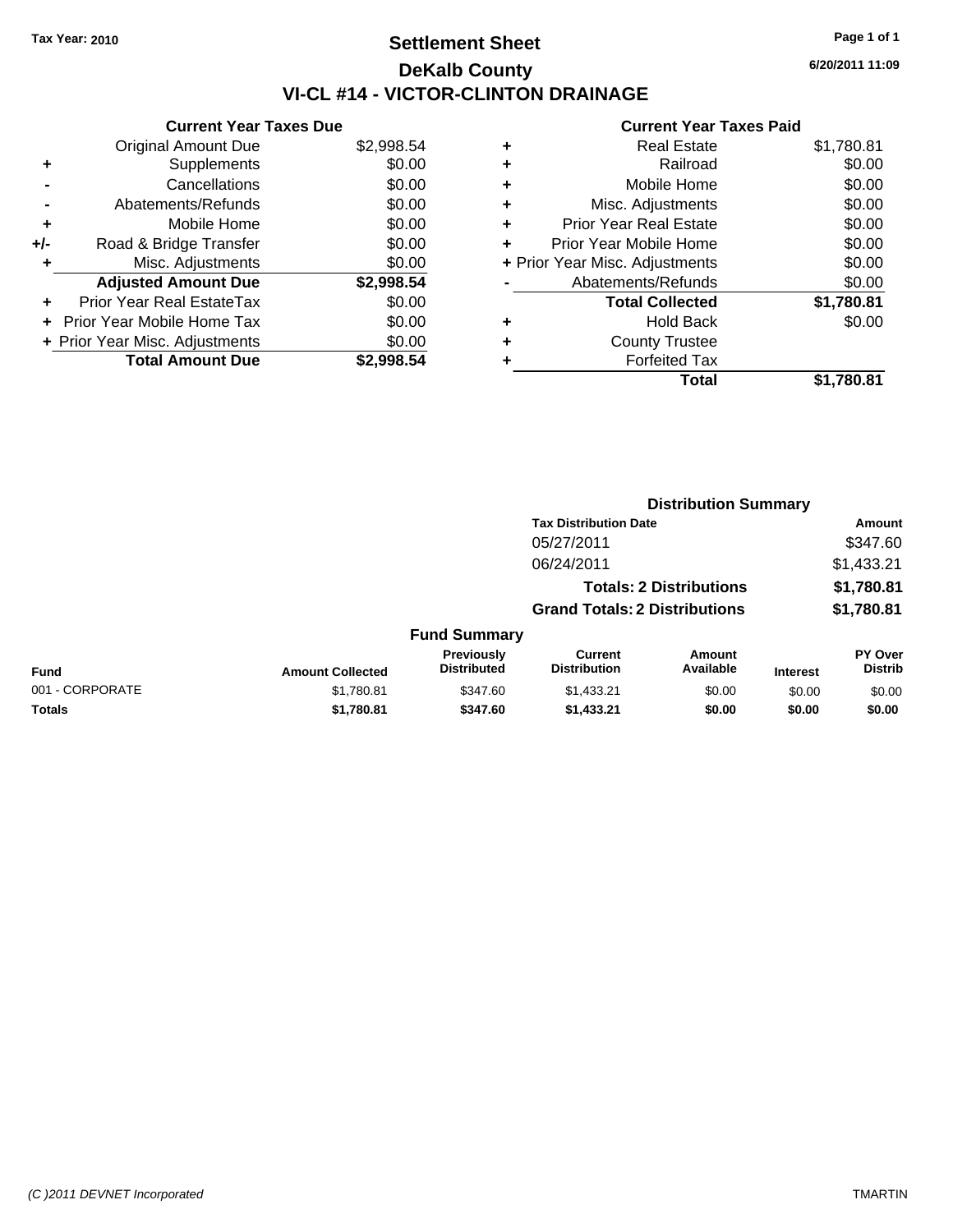Tax Year: 2010

# Settlement Sheet

## DeKalb County

## VI-CL #14 - VICTOR-CLINTON DRAINAGE

6/20/2011 11:09

### Current Year Taxes Due

| | | |
|---|---|---|
| | Original Amount Due | $2,998.54 |
| + | Supplements | $0.00 |
| - | Cancellations | $0.00 |
| - | Abatements/Refunds | $0.00 |
| + | Mobile Home | $0.00 |
| +/- | Road & Bridge Transfer | $0.00 |
| + | Misc. Adjustments | $0.00 |
| | **Adjusted Amount Due** | **$2,998.54** |
| + | Prior Year Real EstateTax | $0.00 |
| + | Prior Year Mobile Home Tax | $0.00 |
| + | Prior Year Misc. Adjustments | $0.00 |
| | **Total Amount Due** | **$2,998.54** |

### Current Year Taxes Paid

| | | |
|---|---|---|
| + | Real Estate | $1,780.81 |
| + | Railroad | $0.00 |
| + | Mobile Home | $0.00 |
| + | Misc. Adjustments | $0.00 |
| + | Prior Year Real Estate | $0.00 |
| + | Prior Year Mobile Home | $0.00 |
| + | Prior Year Misc. Adjustments | $0.00 |
| - | Abatements/Refunds | $0.00 |
| | **Total Collected** | **$1,780.81** |
| + | Hold Back | $0.00 |
| + | County Trustee | |
| + | Forfeited Tax | |
| | **Total** | **$1,780.81** |

### Distribution Summary

| Tax Distribution Date | Amount |
|---|---|
| 05/27/2011 | $347.60 |
| 06/24/2011 | $1,433.21 |
| **Totals: 2 Distributions** | **$1,780.81** |
| **Grand Totals: 2 Distributions** | **$1,780.81** |

### Fund Summary

| Fund | Amount Collected | Previously Distributed | Current Distribution | Amount Available | Interest | PY Over Distrib |
|---|---|---|---|---|---|---|
| 001 - CORPORATE | $1,780.81 | $347.60 | $1,433.21 | $0.00 | $0.00 | $0.00 |
| **Totals** | **$1,780.81** | **$347.60** | **$1,433.21** | **$0.00** | **$0.00** | **$0.00** |

(C )2011 DEVNET Incorporated TMARTIN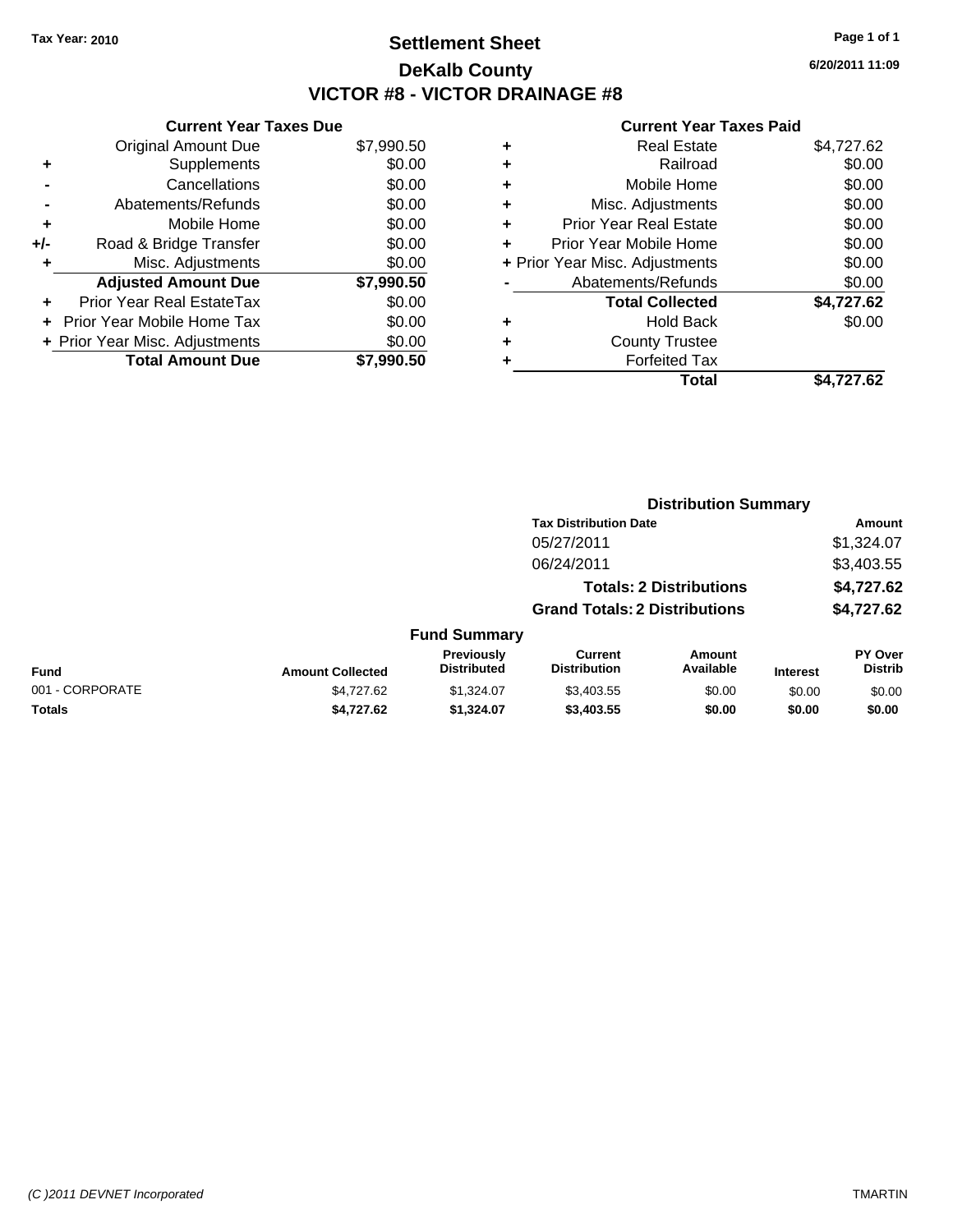Tax Year: 2010

# Settlement Sheet

## DeKalb County

## VICTOR #8 - VICTOR DRAINAGE #8

6/20/2011 11:09

### Current Year Taxes Due

| | | |
|---|---|---|
| | Original Amount Due | $7,990.50 |
| + | Supplements | $0.00 |
| - | Cancellations | $0.00 |
| - | Abatements/Refunds | $0.00 |
| + | Mobile Home | $0.00 |
| +/- | Road & Bridge Transfer | $0.00 |
| + | Misc. Adjustments | $0.00 |
| | **Adjusted Amount Due** | **$7,990.50** |
| + | Prior Year Real EstateTax | $0.00 |
| + | Prior Year Mobile Home Tax | $0.00 |
| + | Prior Year Misc. Adjustments | $0.00 |
| | **Total Amount Due** | **$7,990.50** |

### Current Year Taxes Paid

| | | |
|---|---|---|
| + | Real Estate | $4,727.62 |
| + | Railroad | $0.00 |
| + | Mobile Home | $0.00 |
| + | Misc. Adjustments | $0.00 |
| + | Prior Year Real Estate | $0.00 |
| + | Prior Year Mobile Home | $0.00 |
| + | Prior Year Misc. Adjustments | $0.00 |
| - | Abatements/Refunds | $0.00 |
| | **Total Collected** | **$4,727.62** |
| + | Hold Back | $0.00 |
| + | County Trustee | |
| + | Forfeited Tax | |
| | **Total** | **$4,727.62** |

### Distribution Summary

| Tax Distribution Date | Amount |
|---|---|
| 05/27/2011 | $1,324.07 |
| 06/24/2011 | $3,403.55 |
| **Totals: 2 Distributions** | **$4,727.62** |
| **Grand Totals: 2 Distributions** | **$4,727.62** |

### Fund Summary

| Fund | Amount Collected | Previously Distributed | Current Distribution | Amount Available | Interest | PY Over Distrib |
|---|---|---|---|---|---|---|
| 001 - CORPORATE | $4,727.62 | $1,324.07 | $3,403.55 | $0.00 | $0.00 | $0.00 |
| **Totals** | **$4,727.62** | **$1,324.07** | **$3,403.55** | **$0.00** | **$0.00** | **$0.00** |

(C )2011 DEVNET Incorporated

TMARTIN